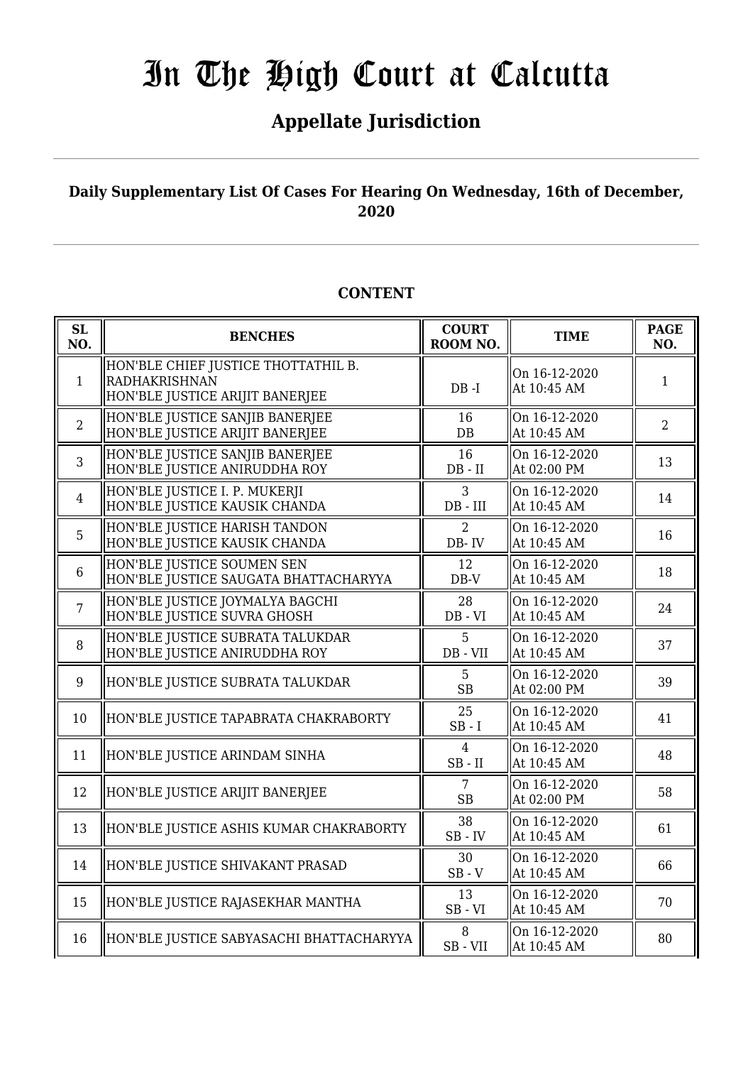# In The High Court at Calcutta

## Appellate Jurisdiction

**Daily Supplementary List Of Cases For Hearing On Wednesday, 16th of December, 2020**

**CONTENT**

| SL NO. | BENCHES | COURT ROOM NO. | TIME | PAGE NO. |
|---|---|---|---|---|
| 1 | HON'BLE CHIEF JUSTICE THOTTATHIL B. RADHAKRISHNAN<br>HON'BLE JUSTICE ARIJIT BANERJEE | DB -I | On 16-12-2020<br>At 10:45 AM | 1 |
| 2 | HON'BLE JUSTICE SANJIB BANERJEE<br>HON'BLE JUSTICE ARIJIT BANERJEE | 16<br>DB | On 16-12-2020<br>At 10:45 AM | 2 |
| 3 | HON'BLE JUSTICE SANJIB BANERJEE<br>HON'BLE JUSTICE ANIRUDDHA ROY | 16<br>DB - II | On 16-12-2020<br>At 02:00 PM | 13 |
| 4 | HON'BLE JUSTICE I. P. MUKERJI<br>HON'BLE JUSTICE KAUSIK CHANDA | 3<br>DB - III | On 16-12-2020<br>At 10:45 AM | 14 |
| 5 | HON'BLE JUSTICE HARISH TANDON<br>HON'BLE JUSTICE KAUSIK CHANDA | 2<br>DB- IV | On 16-12-2020<br>At 10:45 AM | 16 |
| 6 | HON'BLE JUSTICE SOUMEN SEN<br>HON'BLE JUSTICE SAUGATA BHATTACHARYYA | 12<br>DB-V | On 16-12-2020<br>At 10:45 AM | 18 |
| 7 | HON'BLE JUSTICE JOYMALYA BAGCHI<br>HON'BLE JUSTICE SUVRA GHOSH | 28<br>DB - VI | On 16-12-2020<br>At 10:45 AM | 24 |
| 8 | HON'BLE JUSTICE SUBRATA TALUKDAR<br>HON'BLE JUSTICE ANIRUDDHA ROY | 5<br>DB - VII | On 16-12-2020<br>At 10:45 AM | 37 |
| 9 | HON'BLE JUSTICE SUBRATA TALUKDAR | 5<br>SB | On 16-12-2020<br>At 02:00 PM | 39 |
| 10 | HON'BLE JUSTICE TAPABRATA CHAKRABORTY | 25<br>SB - I | On 16-12-2020<br>At 10:45 AM | 41 |
| 11 | HON'BLE JUSTICE ARINDAM SINHA | 4<br>SB - II | On 16-12-2020<br>At 10:45 AM | 48 |
| 12 | HON'BLE JUSTICE ARIJIT BANERJEE | 7<br>SB | On 16-12-2020<br>At 02:00 PM | 58 |
| 13 | HON'BLE JUSTICE ASHIS KUMAR CHAKRABORTY | 38<br>SB - IV | On 16-12-2020<br>At 10:45 AM | 61 |
| 14 | HON'BLE JUSTICE SHIVAKANT PRASAD | 30<br>SB - V | On 16-12-2020<br>At 10:45 AM | 66 |
| 15 | HON'BLE JUSTICE RAJASEKHAR MANTHA | 13<br>SB - VI | On 16-12-2020<br>At 10:45 AM | 70 |
| 16 | HON'BLE JUSTICE SABYASACHI BHATTACHARYYA | 8<br>SB - VII | On 16-12-2020<br>At 10:45 AM | 80 |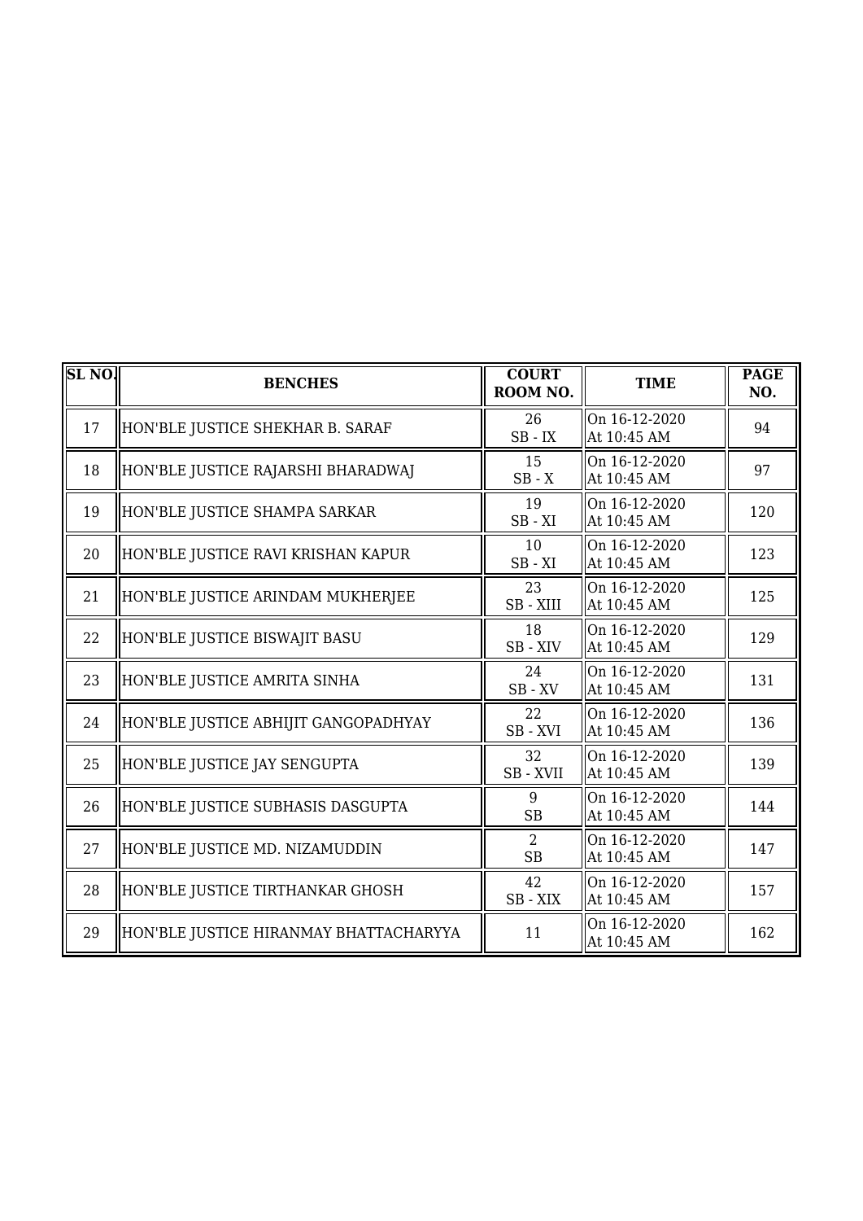| SL NO. | BENCHES | COURT ROOM NO. | TIME | PAGE NO. |
|---|---|---|---|---|
| 17 | HON'BLE JUSTICE SHEKHAR B. SARAF | 26 SB - IX | On 16-12-2020 At 10:45 AM | 94 |
| 18 | HON'BLE JUSTICE RAJARSHI BHARADWAJ | 15 SB - X | On 16-12-2020 At 10:45 AM | 97 |
| 19 | HON'BLE JUSTICE SHAMPA SARKAR | 19 SB - XI | On 16-12-2020 At 10:45 AM | 120 |
| 20 | HON'BLE JUSTICE RAVI KRISHAN KAPUR | 10 SB - XI | On 16-12-2020 At 10:45 AM | 123 |
| 21 | HON'BLE JUSTICE ARINDAM MUKHERJEE | 23 SB - XIII | On 16-12-2020 At 10:45 AM | 125 |
| 22 | HON'BLE JUSTICE BISWAJIT BASU | 18 SB - XIV | On 16-12-2020 At 10:45 AM | 129 |
| 23 | HON'BLE JUSTICE AMRITA SINHA | 24 SB - XV | On 16-12-2020 At 10:45 AM | 131 |
| 24 | HON'BLE JUSTICE ABHIJIT GANGOPADHYAY | 22 SB - XVI | On 16-12-2020 At 10:45 AM | 136 |
| 25 | HON'BLE JUSTICE JAY SENGUPTA | 32 SB - XVII | On 16-12-2020 At 10:45 AM | 139 |
| 26 | HON'BLE JUSTICE SUBHASIS DASGUPTA | 9 SB | On 16-12-2020 At 10:45 AM | 144 |
| 27 | HON'BLE JUSTICE MD. NIZAMUDDIN | 2 SB | On 16-12-2020 At 10:45 AM | 147 |
| 28 | HON'BLE JUSTICE TIRTHANKAR GHOSH | 42 SB - XIX | On 16-12-2020 At 10:45 AM | 157 |
| 29 | HON'BLE JUSTICE HIRANMAY BHATTACHARYYA | 11 | On 16-12-2020 At 10:45 AM | 162 |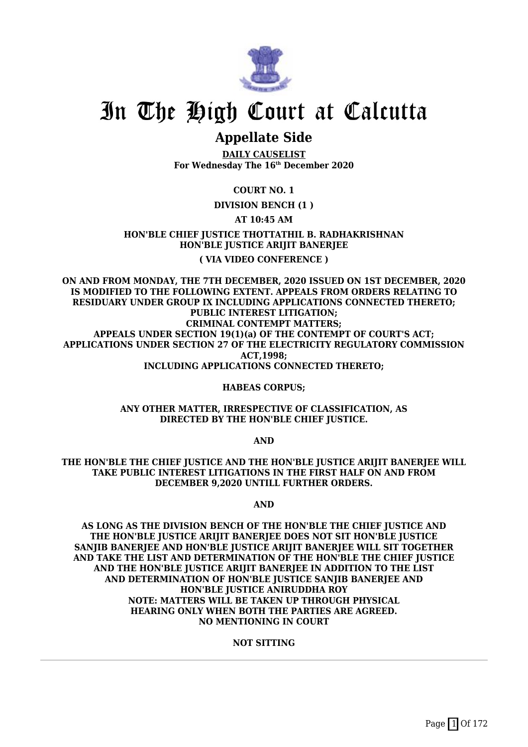# In The High Court at Calcutta

## Appellate Side

**DAILY CAUSELIST**
**For Wednesday The 16th December 2020**

**COURT NO. 1**

**DIVISION BENCH (1 )**

**AT 10:45 AM**

**HON'BLE CHIEF JUSTICE THOTTATHIL B. RADHAKRISHNAN**
**HON'BLE JUSTICE ARIJIT BANERJEE**

**( VIA VIDEO CONFERENCE )**

**ON AND FROM MONDAY, THE 7TH DECEMBER, 2020 ISSUED ON 1ST DECEMBER, 2020 IS MODIFIED TO THE FOLLOWING EXTENT. APPEALS FROM ORDERS RELATING TO RESIDUARY UNDER GROUP IX INCLUDING APPLICATIONS CONNECTED THERETO; PUBLIC INTEREST LITIGATION; CRIMINAL CONTEMPT MATTERS; APPEALS UNDER SECTION 19(1)(a) OF THE CONTEMPT OF COURT'S ACT; APPLICATIONS UNDER SECTION 27 OF THE ELECTRICITY REGULATORY COMMISSION ACT,1998; INCLUDING APPLICATIONS CONNECTED THERETO;**

**HABEAS CORPUS;**

**ANY OTHER MATTER, IRRESPECTIVE OF CLASSIFICATION, AS DIRECTED BY THE HON'BLE CHIEF JUSTICE.**

**AND**

**THE HON'BLE THE CHIEF JUSTICE AND THE HON'BLE JUSTICE ARIJIT BANERJEE WILL TAKE PUBLIC INTEREST LITIGATIONS IN THE FIRST HALF ON AND FROM DECEMBER 9,2020 UNTILL FURTHER ORDERS.**

**AND**

**AS LONG AS THE DIVISION BENCH OF THE HON'BLE THE CHIEF JUSTICE AND THE HON'BLE JUSTICE ARIJIT BANERJEE DOES NOT SIT HON'BLE JUSTICE SANJIB BANERJEE AND HON'BLE JUSTICE ARIJIT BANERJEE WILL SIT TOGETHER AND TAKE THE LIST AND DETERMINATION OF THE HON'BLE THE CHIEF JUSTICE AND THE HON'BLE JUSTICE ARIJIT BANERJEE IN ADDITION TO THE LIST AND DETERMINATION OF HON'BLE JUSTICE SANJIB BANERJEE AND HON'BLE JUSTICE ANIRUDDHA ROY**
**NOTE: MATTERS WILL BE TAKEN UP THROUGH PHYSICAL HEARING ONLY WHEN BOTH THE PARTIES ARE AGREED.**
**NO MENTIONING IN COURT**

**NOT SITTING**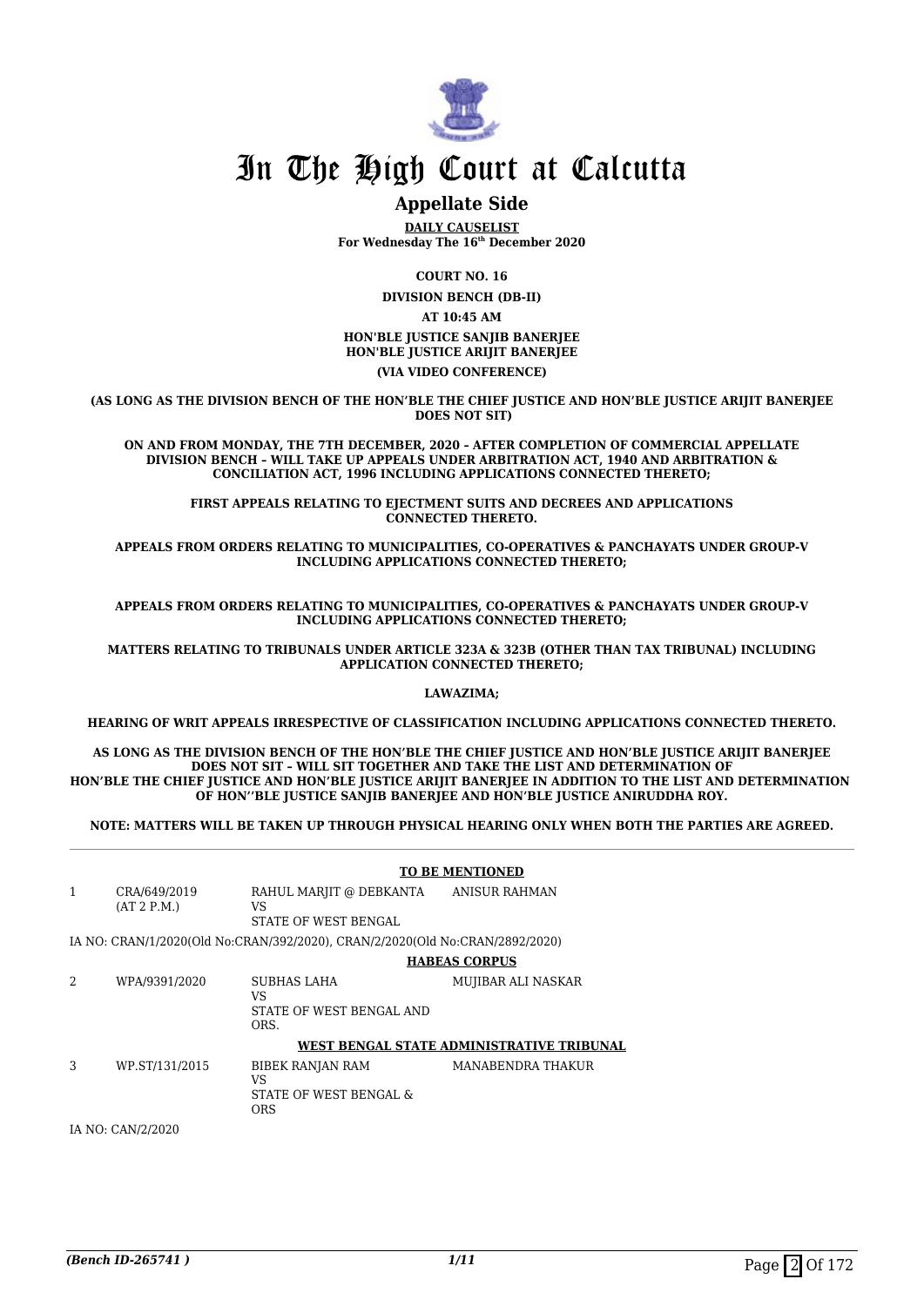# In The High Court at Calcutta

## Appellate Side

**DAILY CAUSELIST**
**For Wednesday The 16th December 2020**

**COURT NO. 16**

**DIVISION BENCH (DB-II)**

**AT 10:45 AM**

**HON'BLE JUSTICE SANJIB BANERJEE**
**HON'BLE JUSTICE ARIJIT BANERJEE**

**(VIA VIDEO CONFERENCE)**

**(AS LONG AS THE DIVISION BENCH OF THE HON'BLE THE CHIEF JUSTICE AND HON'BLE JUSTICE ARIJIT BANERJEE DOES NOT SIT)**

**ON AND FROM MONDAY, THE 7TH DECEMBER, 2020 – AFTER COMPLETION OF COMMERCIAL APPELLATE DIVISION BENCH – WILL TAKE UP APPEALS UNDER ARBITRATION ACT, 1940 AND ARBITRATION & CONCILIATION ACT, 1996 INCLUDING APPLICATIONS CONNECTED THERETO;**

**FIRST APPEALS RELATING TO EJECTMENT SUITS AND DECREES AND APPLICATIONS CONNECTED THERETO.**

**APPEALS FROM ORDERS RELATING TO MUNICIPALITIES, CO-OPERATIVES & PANCHAYATS UNDER GROUP-V INCLUDING APPLICATIONS CONNECTED THERETO;**

**APPEALS FROM ORDERS RELATING TO MUNICIPALITIES, CO-OPERATIVES & PANCHAYATS UNDER GROUP-V INCLUDING APPLICATIONS CONNECTED THERETO;**

**MATTERS RELATING TO TRIBUNALS UNDER ARTICLE 323A & 323B (OTHER THAN TAX TRIBUNAL) INCLUDING APPLICATION CONNECTED THERETO;**

**LAWAZIMA;**

**HEARING OF WRIT APPEALS IRRESPECTIVE OF CLASSIFICATION INCLUDING APPLICATIONS CONNECTED THERETO.**

**AS LONG AS THE DIVISION BENCH OF THE HON'BLE THE CHIEF JUSTICE AND HON'BLE JUSTICE ARIJIT BANERJEE DOES NOT SIT – WILL SIT TOGETHER AND TAKE THE LIST AND DETERMINATION OF HON'BLE THE CHIEF JUSTICE AND HON'BLE JUSTICE ARIJIT BANERJEE IN ADDITION TO THE LIST AND DETERMINATION OF HON''BLE JUSTICE SANJIB BANERJEE AND HON'BLE JUSTICE ANIRUDDHA ROY.**

**NOTE: MATTERS WILL BE TAKEN UP THROUGH PHYSICAL HEARING ONLY WHEN BOTH THE PARTIES ARE AGREED.**

**TO BE MENTIONED**

| | | | |
|---|---|---|---|
| 1 | CRA/649/2019 (AT 2 P.M.) | RAHUL MARJIT @ DEBKANTA VS STATE OF WEST BENGAL | ANISUR RAHMAN |

IA NO: CRAN/1/2020(Old No:CRAN/392/2020), CRAN/2/2020(Old No:CRAN/2892/2020)

**HABEAS CORPUS**

| | | | |
|---|---|---|---|
| 2 | WPA/9391/2020 | SUBHAS LAHA VS STATE OF WEST BENGAL AND ORS. | MUJIBAR ALI NASKAR |

**WEST BENGAL STATE ADMINISTRATIVE TRIBUNAL**

| | | | |
|---|---|---|---|
| 3 | WP.ST/131/2015 | BIBEK RANJAN RAM VS STATE OF WEST BENGAL & ORS | MANABENDRA THAKUR |

IA NO: CAN/2/2020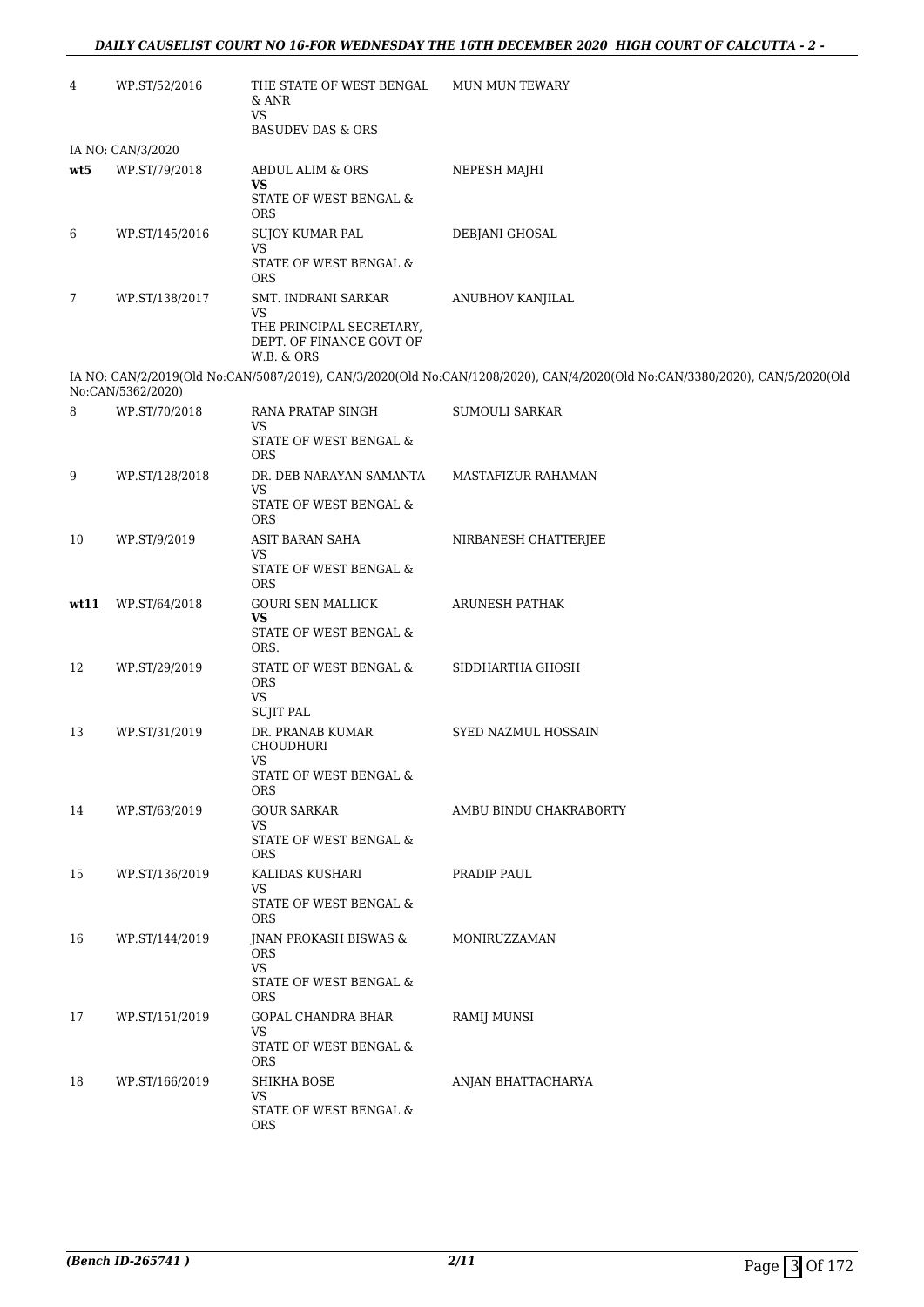| | | | |
|---|---|---|---|
| 4 | WP.ST/52/2016 | THE STATE OF WEST BENGAL & ANR<br>VS<br>BASUDEV DAS & ORS | MUN MUN TEWARY |
| IA NO: CAN/3/2020 | | | |
| **wt5** | WP.ST/79/2018 | ABDUL ALIM & ORS<br>**VS**<br>STATE OF WEST BENGAL & ORS | NEPESH MAJHI |
| 6 | WP.ST/145/2016 | SUJOY KUMAR PAL<br>VS<br>STATE OF WEST BENGAL & ORS | DEBJANI GHOSAL |
| 7 | WP.ST/138/2017 | SMT. INDRANI SARKAR<br>VS<br>THE PRINCIPAL SECRETARY, DEPT. OF FINANCE GOVT OF W.B. & ORS | ANUBHOV KANJILAL |
| IA NO: CAN/2/2019(Old No:CAN/5087/2019), CAN/3/2020(Old No:CAN/1208/2020), CAN/4/2020(Old No:CAN/3380/2020), CAN/5/2020(Old No:CAN/5362/2020) | | | |
| 8 | WP.ST/70/2018 | RANA PRATAP SINGH<br>VS<br>STATE OF WEST BENGAL & ORS | SUMOULI SARKAR |
| 9 | WP.ST/128/2018 | DR. DEB NARAYAN SAMANTA<br>VS<br>STATE OF WEST BENGAL & ORS | MASTAFIZUR RAHAMAN |
| 10 | WP.ST/9/2019 | ASIT BARAN SAHA<br>VS<br>STATE OF WEST BENGAL & ORS | NIRBANESH CHATTERJEE |
| **wt11** | WP.ST/64/2018 | GOURI SEN MALLICK<br>**VS**<br>STATE OF WEST BENGAL & ORS. | ARUNESH PATHAK |
| 12 | WP.ST/29/2019 | STATE OF WEST BENGAL & ORS<br>VS<br>SUJIT PAL | SIDDHARTHA GHOSH |
| 13 | WP.ST/31/2019 | DR. PRANAB KUMAR CHOUDHURI<br>VS<br>STATE OF WEST BENGAL & ORS | SYED NAZMUL HOSSAIN |
| 14 | WP.ST/63/2019 | GOUR SARKAR<br>VS<br>STATE OF WEST BENGAL & ORS | AMBU BINDU CHAKRABORTY |
| 15 | WP.ST/136/2019 | KALIDAS KUSHARI<br>VS<br>STATE OF WEST BENGAL & ORS | PRADIP PAUL |
| 16 | WP.ST/144/2019 | JNAN PROKASH BISWAS & ORS<br>VS<br>STATE OF WEST BENGAL & ORS | MONIRUZZAMAN |
| 17 | WP.ST/151/2019 | GOPAL CHANDRA BHAR<br>VS<br>STATE OF WEST BENGAL & ORS | RAMIJ MUNSI |
| 18 | WP.ST/166/2019 | SHIKHA BOSE<br>VS<br>STATE OF WEST BENGAL & ORS | ANJAN BHATTACHARYA |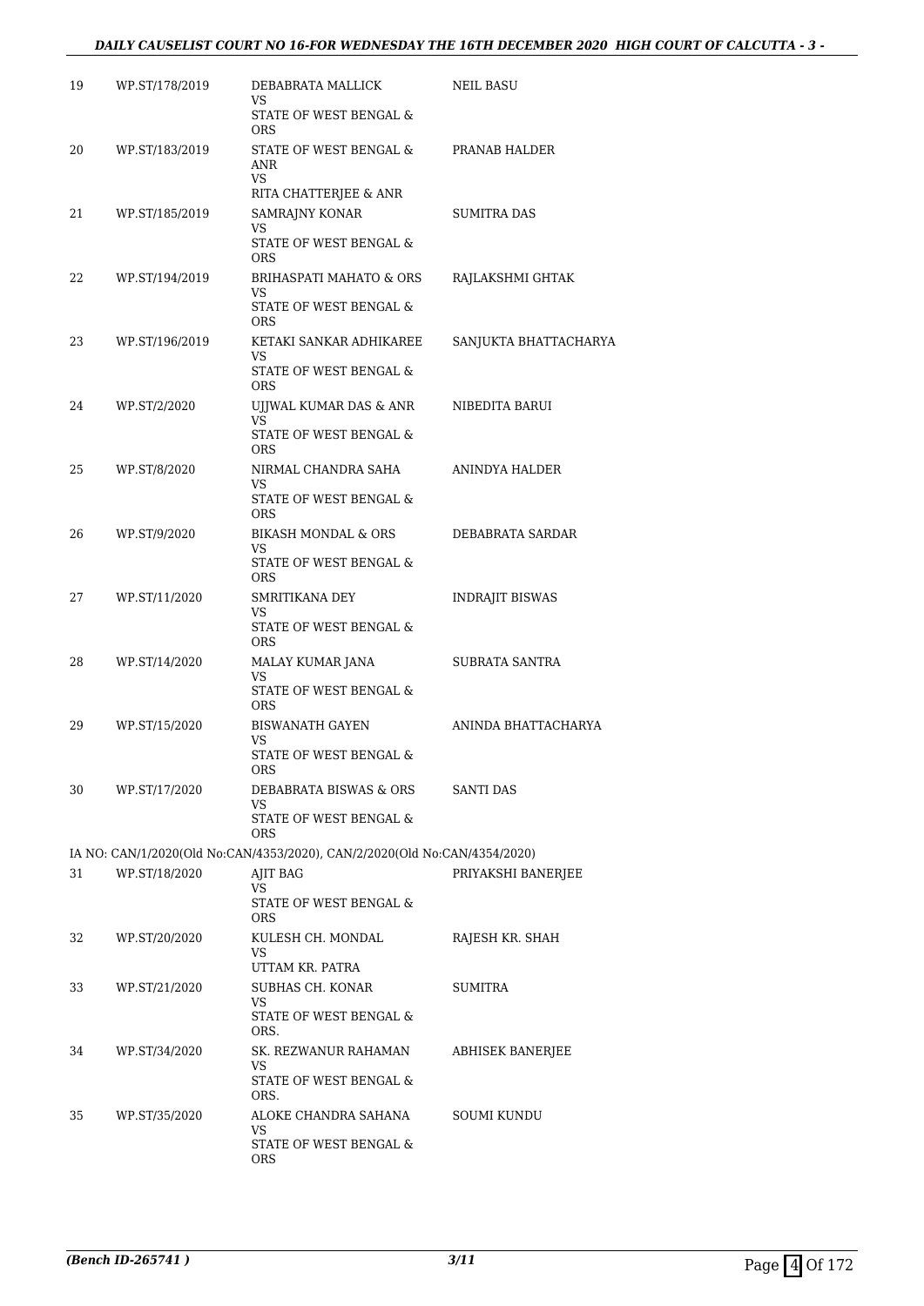| | | | |
|---|---|---|---|
| 19 | WP.ST/178/2019 | DEBABRATA MALLICK<br>VS<br>STATE OF WEST BENGAL & ORS | NEIL BASU |
| 20 | WP.ST/183/2019 | STATE OF WEST BENGAL & ANR<br>VS<br>RITA CHATTERJEE & ANR | PRANAB HALDER |
| 21 | WP.ST/185/2019 | SAMRAJNY KONAR<br>VS<br>STATE OF WEST BENGAL & ORS | SUMITRA DAS |
| 22 | WP.ST/194/2019 | BRIHASPATI MAHATO & ORS<br>VS<br>STATE OF WEST BENGAL & ORS | RAJLAKSHMI GHTAK |
| 23 | WP.ST/196/2019 | KETAKI SANKAR ADHIKAREE<br>VS<br>STATE OF WEST BENGAL & ORS | SANJUKTA BHATTACHARYA |
| 24 | WP.ST/2/2020 | UJJWAL KUMAR DAS & ANR<br>VS<br>STATE OF WEST BENGAL & ORS | NIBEDITA BARUI |
| 25 | WP.ST/8/2020 | NIRMAL CHANDRA SAHA<br>VS<br>STATE OF WEST BENGAL & ORS | ANINDYA HALDER |
| 26 | WP.ST/9/2020 | BIKASH MONDAL & ORS<br>VS<br>STATE OF WEST BENGAL & ORS | DEBABRATA SARDAR |
| 27 | WP.ST/11/2020 | SMRITIKANA DEY<br>VS<br>STATE OF WEST BENGAL & ORS | INDRAJIT BISWAS |
| 28 | WP.ST/14/2020 | MALAY KUMAR JANA<br>VS<br>STATE OF WEST BENGAL & ORS | SUBRATA SANTRA |
| 29 | WP.ST/15/2020 | BISWANATH GAYEN<br>VS<br>STATE OF WEST BENGAL & ORS | ANINDA BHATTACHARYA |
| 30 | WP.ST/17/2020 | DEBABRATA BISWAS & ORS<br>VS<br>STATE OF WEST BENGAL & ORS | SANTI DAS |

IA NO: CAN/1/2020(Old No:CAN/4353/2020), CAN/2/2020(Old No:CAN/4354/2020)

| | | | |
|---|---|---|---|
| 31 | WP.ST/18/2020 | AJIT BAG<br>VS<br>STATE OF WEST BENGAL & ORS | PRIYAKSHI BANERJEE |
| 32 | WP.ST/20/2020 | KULESH CH. MONDAL<br>VS<br>UTTAM KR. PATRA | RAJESH KR. SHAH |
| 33 | WP.ST/21/2020 | SUBHAS CH. KONAR<br>VS<br>STATE OF WEST BENGAL & ORS. | SUMITRA |
| 34 | WP.ST/34/2020 | SK. REZWANUR RAHAMAN<br>VS<br>STATE OF WEST BENGAL & ORS. | ABHISEK BANERJEE |
| 35 | WP.ST/35/2020 | ALOKE CHANDRA SAHANA<br>VS<br>STATE OF WEST BENGAL & ORS | SOUMI KUNDU |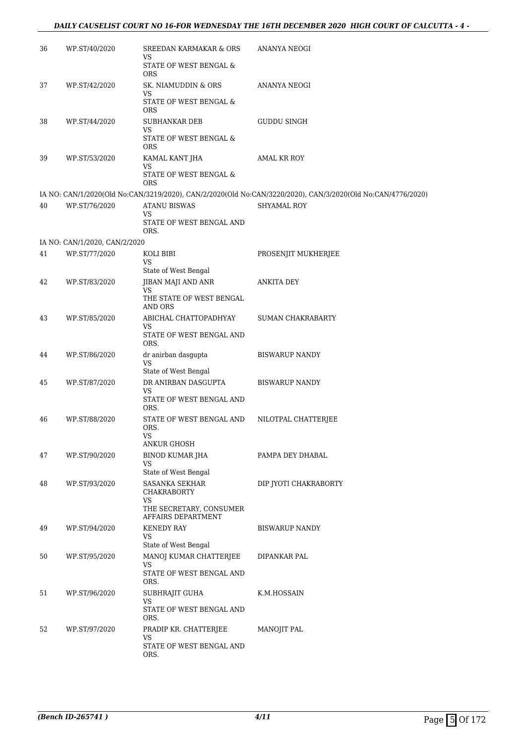| | | | |
|---|---|---|---|
| 36 | WP.ST/40/2020 | SREEDAN KARMAKAR & ORS<br>VS<br>STATE OF WEST BENGAL & ORS | ANANYA NEOGI |
| 37 | WP.ST/42/2020 | SK. NIAMUDDIN & ORS<br>VS<br>STATE OF WEST BENGAL & ORS | ANANYA NEOGI |
| 38 | WP.ST/44/2020 | SUBHANKAR DEB<br>VS<br>STATE OF WEST BENGAL & ORS | GUDDU SINGH |
| 39 | WP.ST/53/2020 | KAMAL KANT JHA<br>VS<br>STATE OF WEST BENGAL & ORS | AMAL KR ROY |

IA NO: CAN/1/2020(Old No:CAN/3219/2020), CAN/2/2020(Old No:CAN/3220/2020), CAN/3/2020(Old No:CAN/4776/2020)

| | | | |
|---|---|---|---|
| 40 | WP.ST/76/2020 | ATANU BISWAS<br>VS<br>STATE OF WEST BENGAL AND ORS. | SHYAMAL ROY |

IA NO: CAN/1/2020, CAN/2/2020

| | | | |
|---|---|---|---|
| 41 | WP.ST/77/2020 | KOLI BIBI<br>VS<br>State of West Bengal | PROSENJIT MUKHERJEE |
| 42 | WP.ST/83/2020 | JIBAN MAJI AND ANR<br>VS<br>THE STATE OF WEST BENGAL AND ORS | ANKITA DEY |
| 43 | WP.ST/85/2020 | ABICHAL CHATTOPADHYAY<br>VS<br>STATE OF WEST BENGAL AND ORS. | SUMAN CHAKRABARTY |
| 44 | WP.ST/86/2020 | dr anirban dasgupta<br>VS<br>State of West Bengal | BISWARUP NANDY |
| 45 | WP.ST/87/2020 | DR ANIRBAN DASGUPTA<br>VS<br>STATE OF WEST BENGAL AND ORS. | BISWARUP NANDY |
| 46 | WP.ST/88/2020 | STATE OF WEST BENGAL AND ORS.<br>VS<br>ANKUR GHOSH | NILOTPAL CHATTERJEE |
| 47 | WP.ST/90/2020 | BINOD KUMAR JHA<br>VS<br>State of West Bengal | PAMPA DEY DHABAL |
| 48 | WP.ST/93/2020 | SASANKA SEKHAR CHAKRABORTY<br>VS<br>THE SECRETARY, CONSUMER AFFAIRS DEPARTMENT | DIP JYOTI CHAKRABORTY |
| 49 | WP.ST/94/2020 | KENEDY RAY<br>VS<br>State of West Bengal | BISWARUP NANDY |
| 50 | WP.ST/95/2020 | MANOJ KUMAR CHATTERJEE<br>VS<br>STATE OF WEST BENGAL AND ORS. | DIPANKAR PAL |
| 51 | WP.ST/96/2020 | SUBHRAJIT GUHA<br>VS<br>STATE OF WEST BENGAL AND ORS. | K.M.HOSSAIN |
| 52 | WP.ST/97/2020 | PRADIP KR. CHATTERJEE<br>VS<br>STATE OF WEST BENGAL AND ORS. | MANOJIT PAL |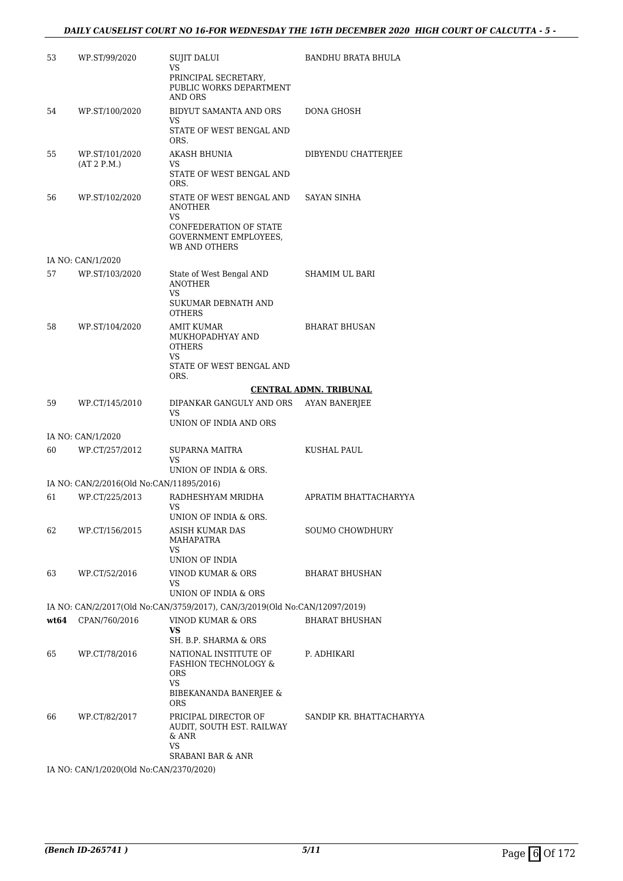| | | | |
|---|---|---|---|
| 53 | WP.ST/99/2020 | SUJIT DALUI<br>VS<br>PRINCIPAL SECRETARY, PUBLIC WORKS DEPARTMENT AND ORS | BANDHU BRATA BHULA |
| 54 | WP.ST/100/2020 | BIDYUT SAMANTA AND ORS<br>VS<br>STATE OF WEST BENGAL AND ORS. | DONA GHOSH |
| 55 | WP.ST/101/2020<br>(AT 2 P.M.) | AKASH BHUNIA<br>VS<br>STATE OF WEST BENGAL AND ORS. | DIBYENDU CHATTERJEE |
| 56 | WP.ST/102/2020 | STATE OF WEST BENGAL AND ANOTHER<br>VS<br>CONFEDERATION OF STATE GOVERNMENT EMPLOYEES, WB AND OTHERS | SAYAN SINHA |
| | IA NO: CAN/1/2020 | | |
| 57 | WP.ST/103/2020 | State of West Bengal AND ANOTHER<br>VS<br>SUKUMAR DEBNATH AND OTHERS | SHAMIM UL BARI |
| 58 | WP.ST/104/2020 | AMIT KUMAR MUKHOPADHYAY AND OTHERS<br>VS<br>STATE OF WEST BENGAL AND ORS. | BHARAT BHUSAN |
| | | | **CENTRAL ADMN. TRIBUNAL** |
| 59 | WP.CT/145/2010 | DIPANKAR GANGULY AND ORS<br>VS<br>UNION OF INDIA AND ORS | AYAN BANERJEE |
| | IA NO: CAN/1/2020 | | |
| 60 | WP.CT/257/2012 | SUPARNA MAITRA<br>VS<br>UNION OF INDIA & ORS. | KUSHAL PAUL |
| | IA NO: CAN/2/2016(Old No:CAN/11895/2016) | | |
| 61 | WP.CT/225/2013 | RADHESHYAM MRIDHA<br>VS<br>UNION OF INDIA & ORS. | APRATIM BHATTACHARYYA |
| 62 | WP.CT/156/2015 | ASISH KUMAR DAS MAHAPATRA<br>VS<br>UNION OF INDIA | SOUMO CHOWDHURY |
| 63 | WP.CT/52/2016 | VINOD KUMAR & ORS<br>VS<br>UNION OF INDIA & ORS | BHARAT BHUSHAN |
| | IA NO: CAN/2/2017(Old No:CAN/3759/2017), CAN/3/2019(Old No:CAN/12097/2019) | | |
| **wt64** | CPAN/760/2016 | VINOD KUMAR & ORS<br>**VS**<br>SH. B.P. SHARMA & ORS | BHARAT BHUSHAN |
| 65 | WP.CT/78/2016 | NATIONAL INSTITUTE OF FASHION TECHNOLOGY & ORS<br>VS<br>BIBEKANANDA BANERJEE & ORS | P. ADHIKARI |
| 66 | WP.CT/82/2017 | PRICIPAL DIRECTOR OF AUDIT, SOUTH EST. RAILWAY & ANR<br>VS<br>SRABANI BAR & ANR | SANDIP KR. BHATTACHARYYA |
| | IA NO: CAN/1/2020(Old No:CAN/2370/2020) | | |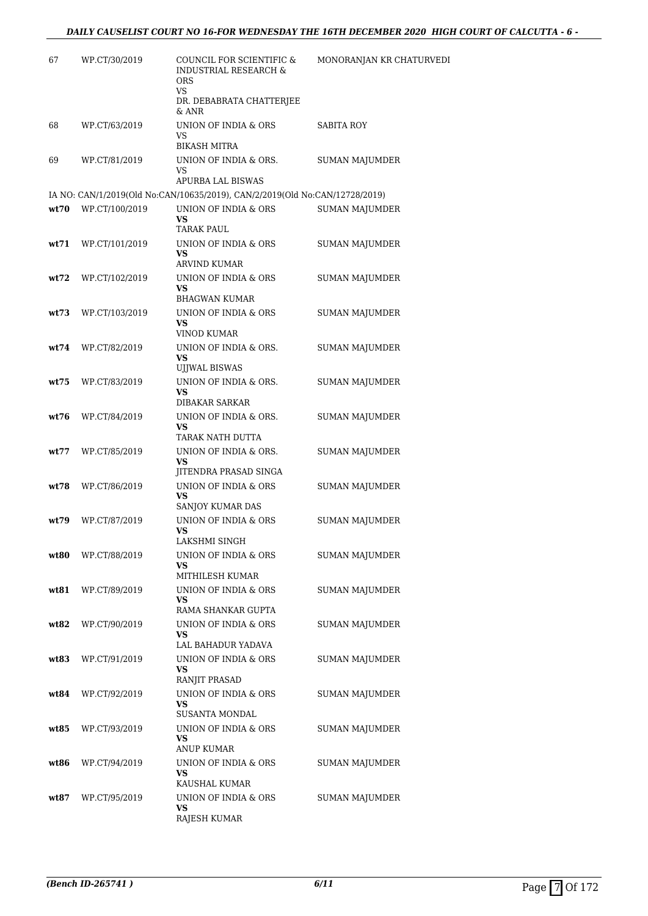| | | | |
|---|---|---|---|
| 67 | WP.CT/30/2019 | COUNCIL FOR SCIENTIFIC & INDUSTRIAL RESEARCH & ORS<br>VS<br>DR. DEBABRATA CHATTERJEE & ANR | MONORANJAN KR CHATURVEDI |
| 68 | WP.CT/63/2019 | UNION OF INDIA & ORS<br>VS<br>BIKASH MITRA | SABITA ROY |
| 69 | WP.CT/81/2019 | UNION OF INDIA & ORS.<br>VS<br>APURBA LAL BISWAS | SUMAN MAJUMDER |

IA NO: CAN/1/2019(Old No:CAN/10635/2019), CAN/2/2019(Old No:CAN/12728/2019)

| | | | |
|---|---|---|---|
| **wt70** | WP.CT/100/2019 | UNION OF INDIA & ORS<br>**VS**<br>TARAK PAUL | SUMAN MAJUMDER |
| **wt71** | WP.CT/101/2019 | UNION OF INDIA & ORS<br>**VS**<br>ARVIND KUMAR | SUMAN MAJUMDER |
| **wt72** | WP.CT/102/2019 | UNION OF INDIA & ORS<br>**VS**<br>BHAGWAN KUMAR | SUMAN MAJUMDER |
| **wt73** | WP.CT/103/2019 | UNION OF INDIA & ORS<br>**VS**<br>VINOD KUMAR | SUMAN MAJUMDER |
| **wt74** | WP.CT/82/2019 | UNION OF INDIA & ORS.<br>**VS**<br>UJJWAL BISWAS | SUMAN MAJUMDER |
| **wt75** | WP.CT/83/2019 | UNION OF INDIA & ORS.<br>**VS**<br>DIBAKAR SARKAR | SUMAN MAJUMDER |
| **wt76** | WP.CT/84/2019 | UNION OF INDIA & ORS.<br>**VS**<br>TARAK NATH DUTTA | SUMAN MAJUMDER |
| **wt77** | WP.CT/85/2019 | UNION OF INDIA & ORS.<br>**VS**<br>JITENDRA PRASAD SINGA | SUMAN MAJUMDER |
| **wt78** | WP.CT/86/2019 | UNION OF INDIA & ORS<br>**VS**<br>SANJOY KUMAR DAS | SUMAN MAJUMDER |
| **wt79** | WP.CT/87/2019 | UNION OF INDIA & ORS<br>**VS**<br>LAKSHMI SINGH | SUMAN MAJUMDER |
| **wt80** | WP.CT/88/2019 | UNION OF INDIA & ORS<br>**VS**<br>MITHILESH KUMAR | SUMAN MAJUMDER |
| **wt81** | WP.CT/89/2019 | UNION OF INDIA & ORS<br>**VS**<br>RAMA SHANKAR GUPTA | SUMAN MAJUMDER |
| **wt82** | WP.CT/90/2019 | UNION OF INDIA & ORS<br>**VS**<br>LAL BAHADUR YADAVA | SUMAN MAJUMDER |
| **wt83** | WP.CT/91/2019 | UNION OF INDIA & ORS<br>**VS**<br>RANJIT PRASAD | SUMAN MAJUMDER |
| **wt84** | WP.CT/92/2019 | UNION OF INDIA & ORS<br>**VS**<br>SUSANTA MONDAL | SUMAN MAJUMDER |
| **wt85** | WP.CT/93/2019 | UNION OF INDIA & ORS<br>**VS**<br>ANUP KUMAR | SUMAN MAJUMDER |
| **wt86** | WP.CT/94/2019 | UNION OF INDIA & ORS<br>**VS**<br>KAUSHAL KUMAR | SUMAN MAJUMDER |
| **wt87** | WP.CT/95/2019 | UNION OF INDIA & ORS<br>**VS**<br>RAJESH KUMAR | SUMAN MAJUMDER |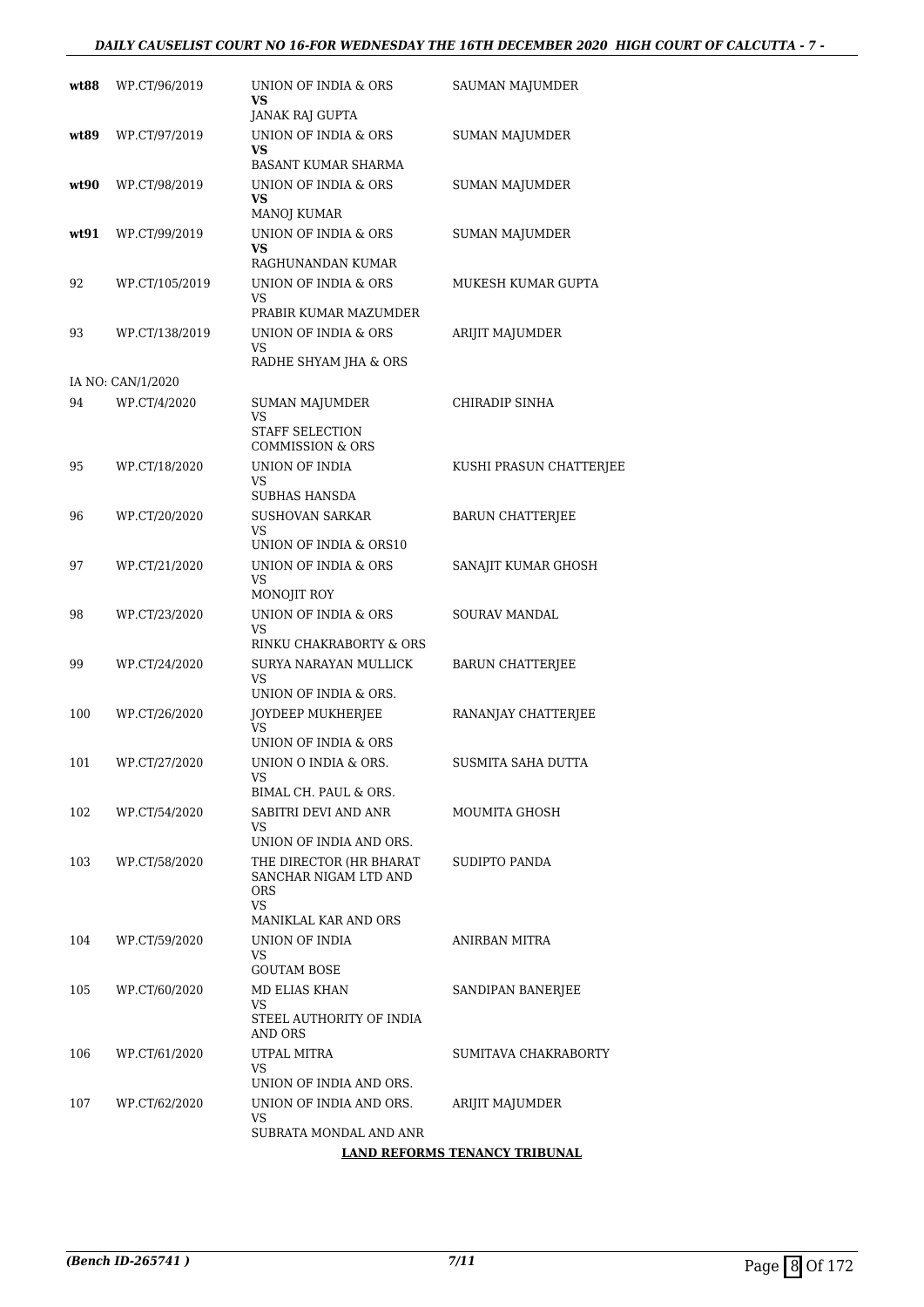| | | | |
|---|---|---|---|
| **wt88** | WP.CT/96/2019 | UNION OF INDIA & ORS<br>**VS**<br>JANAK RAJ GUPTA | SAUMAN MAJUMDER |
| **wt89** | WP.CT/97/2019 | UNION OF INDIA & ORS<br>**VS**<br>BASANT KUMAR SHARMA | SUMAN MAJUMDER |
| **wt90** | WP.CT/98/2019 | UNION OF INDIA & ORS<br>**VS**<br>MANOJ KUMAR | SUMAN MAJUMDER |
| **wt91** | WP.CT/99/2019 | UNION OF INDIA & ORS<br>**VS**<br>RAGHUNANDAN KUMAR | SUMAN MAJUMDER |
| 92 | WP.CT/105/2019 | UNION OF INDIA & ORS<br>VS<br>PRABIR KUMAR MAZUMDER | MUKESH KUMAR GUPTA |
| 93 | WP.CT/138/2019 | UNION OF INDIA & ORS<br>VS<br>RADHE SHYAM JHA & ORS | ARIJIT MAJUMDER |
| IA NO: CAN/1/2020 | | | |
| 94 | WP.CT/4/2020 | SUMAN MAJUMDER<br>VS<br>STAFF SELECTION COMMISSION & ORS | CHIRADIP SINHA |
| 95 | WP.CT/18/2020 | UNION OF INDIA<br>VS<br>SUBHAS HANSDA | KUSHI PRASUN CHATTERJEE |
| 96 | WP.CT/20/2020 | SUSHOVAN SARKAR<br>VS<br>UNION OF INDIA & ORS10 | BARUN CHATTERJEE |
| 97 | WP.CT/21/2020 | UNION OF INDIA & ORS<br>VS<br>MONOJIT ROY | SANAJIT KUMAR GHOSH |
| 98 | WP.CT/23/2020 | UNION OF INDIA & ORS<br>VS<br>RINKU CHAKRABORTY & ORS | SOURAV MANDAL |
| 99 | WP.CT/24/2020 | SURYA NARAYAN MULLICK<br>VS<br>UNION OF INDIA & ORS. | BARUN CHATTERJEE |
| 100 | WP.CT/26/2020 | JOYDEEP MUKHERJEE<br>VS<br>UNION OF INDIA & ORS | RANANJAY CHATTERJEE |
| 101 | WP.CT/27/2020 | UNION O INDIA & ORS.<br>VS<br>BIMAL CH. PAUL & ORS. | SUSMITA SAHA DUTTA |
| 102 | WP.CT/54/2020 | SABITRI DEVI AND ANR<br>VS<br>UNION OF INDIA AND ORS. | MOUMITA GHOSH |
| 103 | WP.CT/58/2020 | THE DIRECTOR (HR BHARAT SANCHAR NIGAM LTD AND ORS<br>VS<br>MANIKLAL KAR AND ORS | SUDIPTO PANDA |
| 104 | WP.CT/59/2020 | UNION OF INDIA<br>VS<br>GOUTAM BOSE | ANIRBAN MITRA |
| 105 | WP.CT/60/2020 | MD ELIAS KHAN<br>VS<br>STEEL AUTHORITY OF INDIA AND ORS | SANDIPAN BANERJEE |
| 106 | WP.CT/61/2020 | UTPAL MITRA<br>VS<br>UNION OF INDIA AND ORS. | SUMITAVA CHAKRABORTY |
| 107 | WP.CT/62/2020 | UNION OF INDIA AND ORS.<br>VS<br>SUBRATA MONDAL AND ANR | ARIJIT MAJUMDER |

**LAND REFORMS TENANCY TRIBUNAL**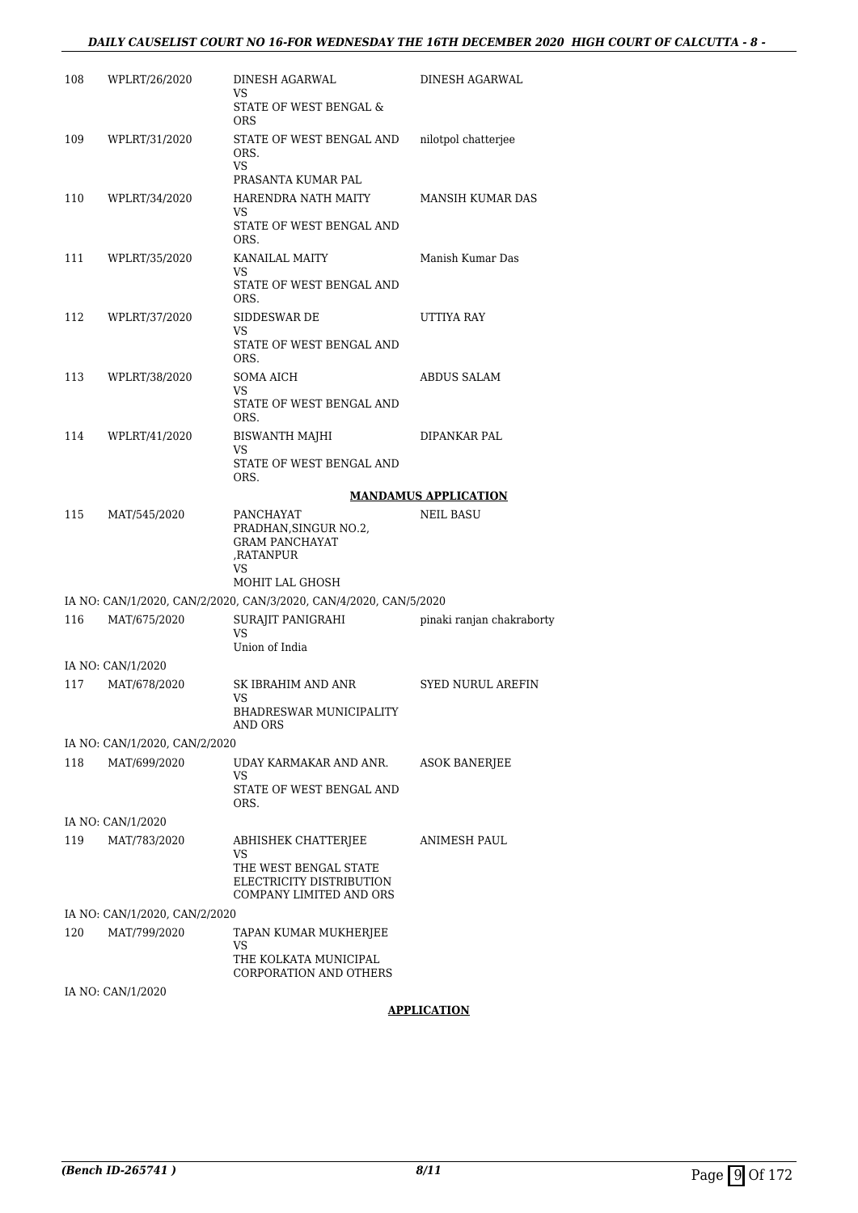| | | | |
|---|---|---|---|
| 108 | WPLRT/26/2020 | DINESH AGARWAL<br>VS<br>STATE OF WEST BENGAL & ORS | DINESH AGARWAL |
| 109 | WPLRT/31/2020 | STATE OF WEST BENGAL AND ORS.<br>VS<br>PRASANTA KUMAR PAL | nilotpol chatterjee |
| 110 | WPLRT/34/2020 | HARENDRA NATH MAITY<br>VS<br>STATE OF WEST BENGAL AND ORS. | MANSIH KUMAR DAS |
| 111 | WPLRT/35/2020 | KANAILAL MAITY<br>VS<br>STATE OF WEST BENGAL AND ORS. | Manish Kumar Das |
| 112 | WPLRT/37/2020 | SIDDESWAR DE<br>VS<br>STATE OF WEST BENGAL AND ORS. | UTTIYA RAY |
| 113 | WPLRT/38/2020 | SOMA AICH<br>VS<br>STATE OF WEST BENGAL AND ORS. | ABDUS SALAM |
| 114 | WPLRT/41/2020 | BISWANTH MAJHI<br>VS<br>STATE OF WEST BENGAL AND ORS. | DIPANKAR PAL |

**MANDAMUS APPLICATION**

| | | | |
|---|---|---|---|
| 115 | MAT/545/2020 | PANCHAYAT PRADHAN,SINGUR NO.2, GRAM PANCHAYAT ,RATANPUR<br>VS<br>MOHIT LAL GHOSH | NEIL BASU |
| | IA NO: CAN/1/2020, CAN/2/2020, CAN/3/2020, CAN/4/2020, CAN/5/2020 | | |
| 116 | MAT/675/2020 | SURAJIT PANIGRAHI<br>VS<br>Union of India | pinaki ranjan chakraborty |
| | IA NO: CAN/1/2020 | | |
| 117 | MAT/678/2020 | SK IBRAHIM AND ANR<br>VS<br>BHADRESWAR MUNICIPALITY AND ORS | SYED NURUL AREFIN |
| | IA NO: CAN/1/2020, CAN/2/2020 | | |
| 118 | MAT/699/2020 | UDAY KARMAKAR AND ANR.<br>VS<br>STATE OF WEST BENGAL AND ORS. | ASOK BANERJEE |
| | IA NO: CAN/1/2020 | | |
| 119 | MAT/783/2020 | ABHISHEK CHATTERJEE<br>VS<br>THE WEST BENGAL STATE ELECTRICITY DISTRIBUTION COMPANY LIMITED AND ORS | ANIMESH PAUL |
| | IA NO: CAN/1/2020, CAN/2/2020 | | |
| 120 | MAT/799/2020 | TAPAN KUMAR MUKHERJEE<br>VS<br>THE KOLKATA MUNICIPAL CORPORATION AND OTHERS | |
| | IA NO: CAN/1/2020 | | |

**APPLICATION**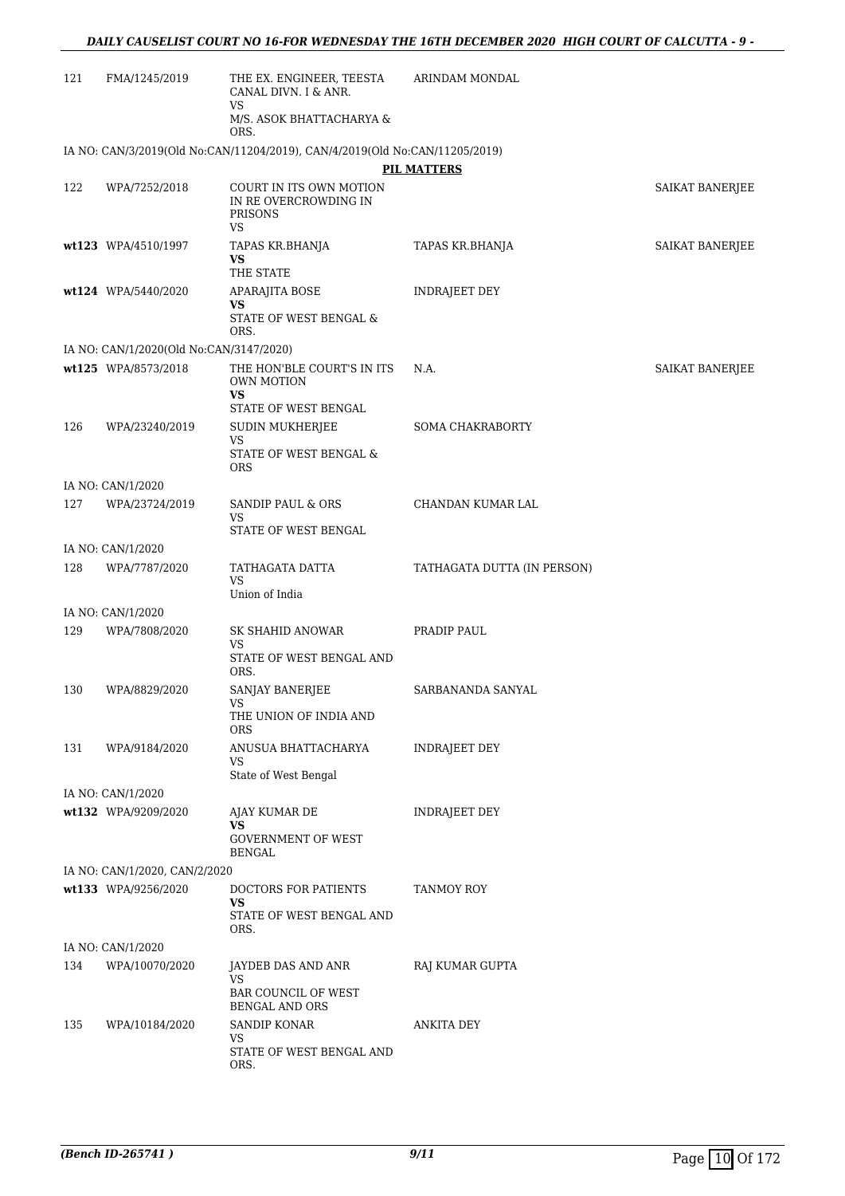| | | | | |
|---|---|---|---|---|
| 121 | FMA/1245/2019 | THE EX. ENGINEER, TEESTA CANAL DIVN. I & ANR.<br>VS<br>M/S. ASOK BHATTACHARYA & ORS. | ARINDAM MONDAL | |
| IA NO: CAN/3/2019(Old No:CAN/11204/2019), CAN/4/2019(Old No:CAN/11205/2019) | | | | |
| | | | **PIL MATTERS** | |
| 122 | WPA/7252/2018 | COURT IN ITS OWN MOTION IN RE OVERCROWDING IN PRISONS<br>VS | | SAIKAT BANERJEE |
| **wt123** | **WPA/4510/1997** | TAPAS KR.BHANJA<br>**VS**<br>THE STATE | TAPAS KR.BHANJA | SAIKAT BANERJEE |
| **wt124** | **WPA/5440/2020** | APARAJITA BOSE<br>**VS**<br>STATE OF WEST BENGAL & ORS. | INDRAJEET DEY | |
| IA NO: CAN/1/2020(Old No:CAN/3147/2020) | | | | |
| **wt125** | **WPA/8573/2018** | THE HON'BLE COURT'S IN ITS OWN MOTION<br>**VS**<br>STATE OF WEST BENGAL | N.A. | SAIKAT BANERJEE |
| 126 | WPA/23240/2019 | SUDIN MUKHERJEE<br>VS<br>STATE OF WEST BENGAL & ORS | SOMA CHAKRABORTY | |
| IA NO: CAN/1/2020 | | | | |
| 127 | WPA/23724/2019 | SANDIP PAUL & ORS<br>VS<br>STATE OF WEST BENGAL | CHANDAN KUMAR LAL | |
| IA NO: CAN/1/2020 | | | | |
| 128 | WPA/7787/2020 | TATHAGATA DATTA<br>VS<br>Union of India | TATHAGATA DUTTA (IN PERSON) | |
| IA NO: CAN/1/2020 | | | | |
| 129 | WPA/7808/2020 | SK SHAHID ANOWAR<br>VS<br>STATE OF WEST BENGAL AND ORS. | PRADIP PAUL | |
| 130 | WPA/8829/2020 | SANJAY BANERJEE<br>VS<br>THE UNION OF INDIA AND ORS | SARBANANDA SANYAL | |
| 131 | WPA/9184/2020 | ANUSUA BHATTACHARYA<br>VS<br>State of West Bengal | INDRAJEET DEY | |
| IA NO: CAN/1/2020 | | | | |
| **wt132** | **WPA/9209/2020** | AJAY KUMAR DE<br>**VS**<br>GOVERNMENT OF WEST BENGAL | INDRAJEET DEY | |
| IA NO: CAN/1/2020, CAN/2/2020 | | | | |
| **wt133** | **WPA/9256/2020** | DOCTORS FOR PATIENTS<br>**VS**<br>STATE OF WEST BENGAL AND ORS. | TANMOY ROY | |
| IA NO: CAN/1/2020 | | | | |
| 134 | WPA/10070/2020 | JAYDEB DAS AND ANR<br>VS<br>BAR COUNCIL OF WEST BENGAL AND ORS | RAJ KUMAR GUPTA | |
| 135 | WPA/10184/2020 | SANDIP KONAR<br>VS<br>STATE OF WEST BENGAL AND ORS. | ANKITA DEY | |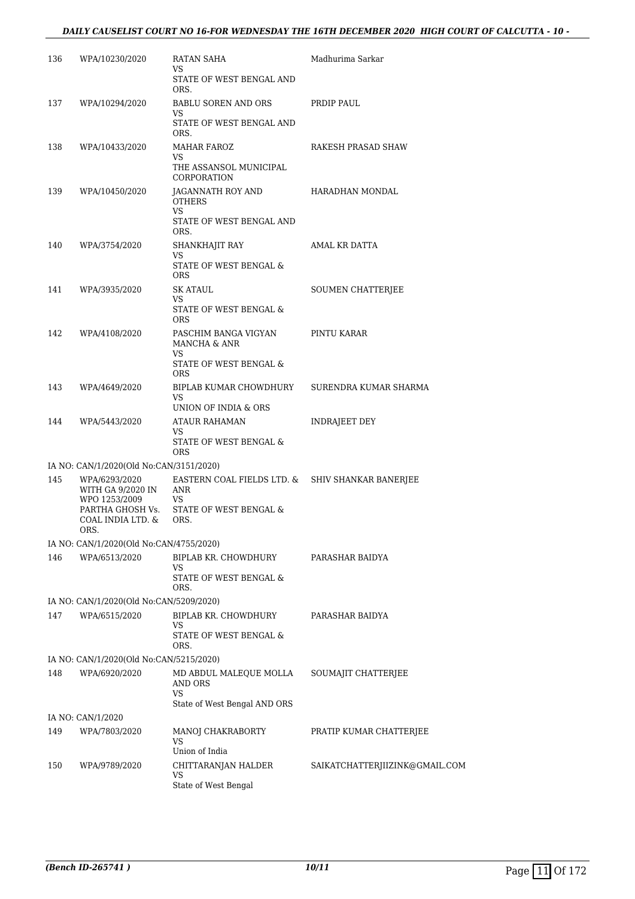| | | | |
|---|---|---|---|
| 136 | WPA/10230/2020 | RATAN SAHA<br>VS<br>STATE OF WEST BENGAL AND ORS. | Madhurima Sarkar |
| 137 | WPA/10294/2020 | BABLU SOREN AND ORS<br>VS<br>STATE OF WEST BENGAL AND ORS. | PRDIP PAUL |
| 138 | WPA/10433/2020 | MAHAR FAROZ<br>VS<br>THE ASSANSOL MUNICIPAL CORPORATION | RAKESH PRASAD SHAW |
| 139 | WPA/10450/2020 | JAGANNATH ROY AND OTHERS<br>VS<br>STATE OF WEST BENGAL AND ORS. | HARADHAN MONDAL |
| 140 | WPA/3754/2020 | SHANKHAJIT RAY<br>VS<br>STATE OF WEST BENGAL & ORS | AMAL KR DATTA |
| 141 | WPA/3935/2020 | SK ATAUL<br>VS<br>STATE OF WEST BENGAL & ORS | SOUMEN CHATTERJEE |
| 142 | WPA/4108/2020 | PASCHIM BANGA VIGYAN MANCHA & ANR<br>VS<br>STATE OF WEST BENGAL & ORS | PINTU KARAR |
| 143 | WPA/4649/2020 | BIPLAB KUMAR CHOWDHURY<br>VS<br>UNION OF INDIA & ORS | SURENDRA KUMAR SHARMA |
| 144 | WPA/5443/2020 | ATAUR RAHAMAN<br>VS<br>STATE OF WEST BENGAL & ORS | INDRAJEET DEY |
| | IA NO: CAN/1/2020(Old No:CAN/3151/2020) | | |
| 145 | WPA/6293/2020 WITH GA 9/2020 IN WPO 1253/2009 PARTHA GHOSH Vs. COAL INDIA LTD. & ORS. | EASTERN COAL FIELDS LTD. & ANR<br>VS<br>STATE OF WEST BENGAL & ORS. | SHIV SHANKAR BANERJEE |
| | IA NO: CAN/1/2020(Old No:CAN/4755/2020) | | |
| 146 | WPA/6513/2020 | BIPLAB KR. CHOWDHURY<br>VS<br>STATE OF WEST BENGAL & ORS. | PARASHAR BAIDYA |
| | IA NO: CAN/1/2020(Old No:CAN/5209/2020) | | |
| 147 | WPA/6515/2020 | BIPLAB KR. CHOWDHURY<br>VS<br>STATE OF WEST BENGAL & ORS. | PARASHAR BAIDYA |
| | IA NO: CAN/1/2020(Old No:CAN/5215/2020) | | |
| 148 | WPA/6920/2020 | MD ABDUL MALEQUE MOLLA AND ORS<br>VS<br>State of West Bengal AND ORS | SOUMAJIT CHATTERJEE |
| | IA NO: CAN/1/2020 | | |
| 149 | WPA/7803/2020 | MANOJ CHAKRABORTY<br>VS<br>Union of India | PRATIP KUMAR CHATTERJEE |
| 150 | WPA/9789/2020 | CHITTARANJAN HALDER<br>VS<br>State of West Bengal | SAIKATCHATTERJIIZINK@GMAIL.COM |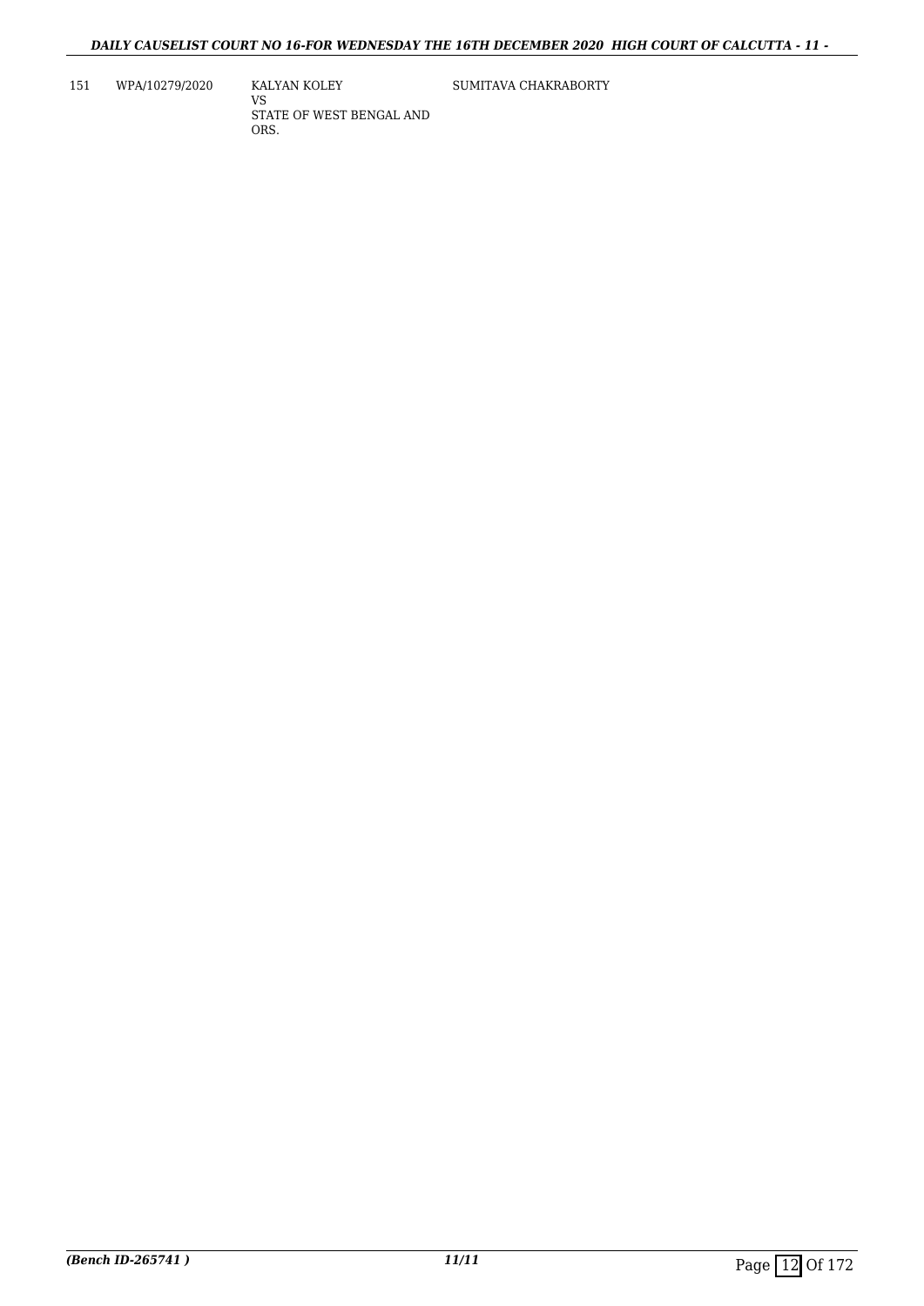| 151 | WPA/10279/2020 | KALYAN KOLEY<br>VS<br>STATE OF WEST BENGAL AND ORS. | SUMITAVA CHAKRABORTY |
|---|---|---|---|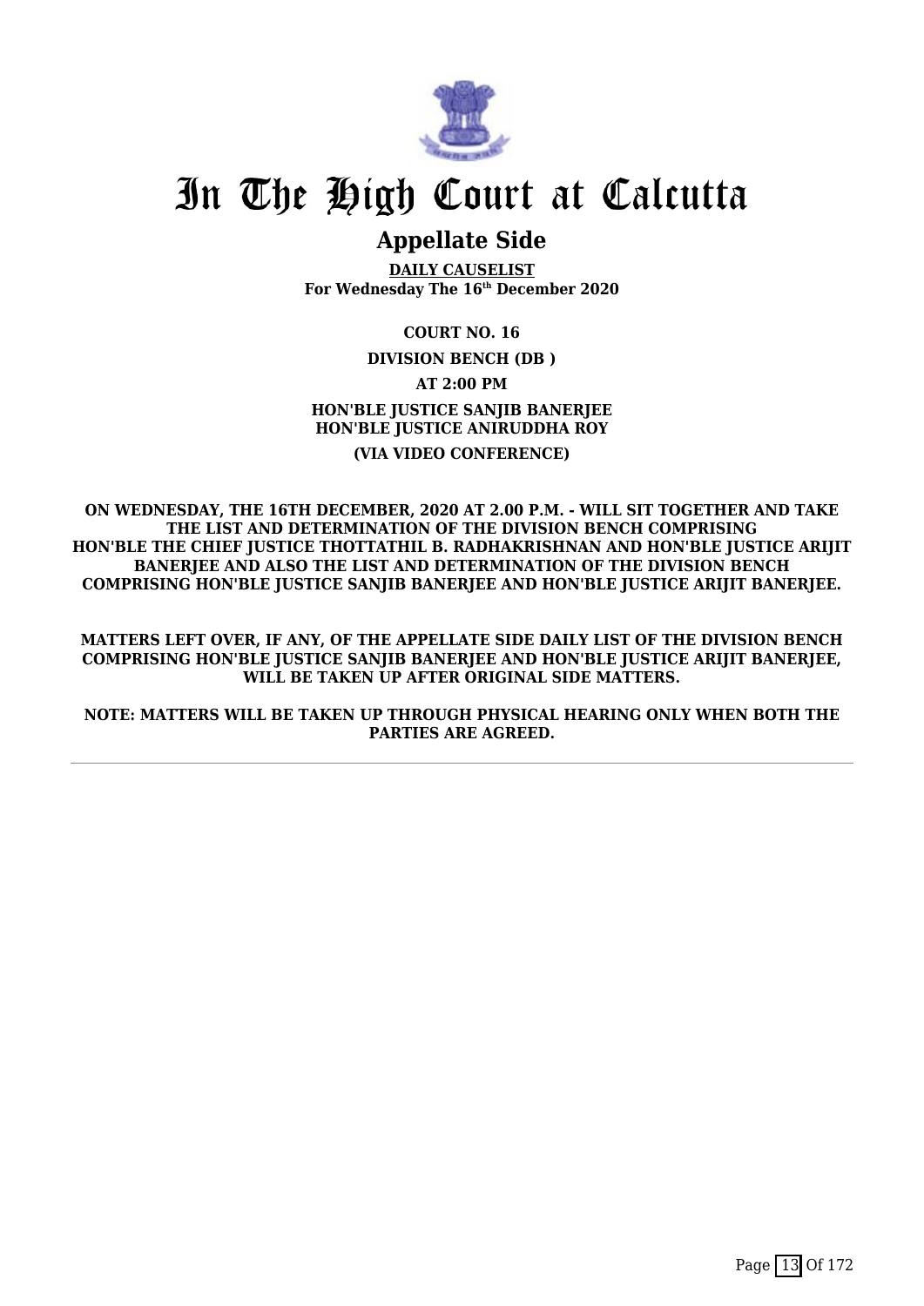# In The High Court at Calcutta

## Appellate Side

**DAILY CAUSELIST**
**For Wednesday The 16th December 2020**

**COURT NO. 16**

**DIVISION BENCH (DB )**

**AT 2:00 PM**

**HON'BLE JUSTICE SANJIB BANERJEE**
**HON'BLE JUSTICE ANIRUDDHA ROY**

**(VIA VIDEO CONFERENCE)**

**ON WEDNESDAY, THE 16TH DECEMBER, 2020 AT 2.00 P.M. - WILL SIT TOGETHER AND TAKE THE LIST AND DETERMINATION OF THE DIVISION BENCH COMPRISING HON'BLE THE CHIEF JUSTICE THOTTATHIL B. RADHAKRISHNAN AND HON'BLE JUSTICE ARIJIT BANERJEE AND ALSO THE LIST AND DETERMINATION OF THE DIVISION BENCH COMPRISING HON'BLE JUSTICE SANJIB BANERJEE AND HON'BLE JUSTICE ARIJIT BANERJEE.**

**MATTERS LEFT OVER, IF ANY, OF THE APPELLATE SIDE DAILY LIST OF THE DIVISION BENCH COMPRISING HON'BLE JUSTICE SANJIB BANERJEE AND HON'BLE JUSTICE ARIJIT BANERJEE, WILL BE TAKEN UP AFTER ORIGINAL SIDE MATTERS.**

**NOTE: MATTERS WILL BE TAKEN UP THROUGH PHYSICAL HEARING ONLY WHEN BOTH THE PARTIES ARE AGREED.**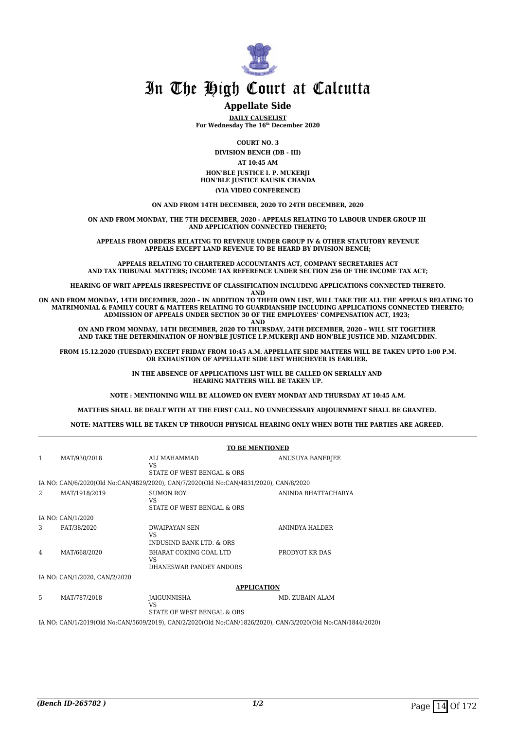# In The High Court at Calcutta

## Appellate Side

**DAILY CAUSELIST**
**For Wednesday The 16th December 2020**

**COURT NO. 3**

**DIVISION BENCH (DB - III)**

**AT 10:45 AM**

**HON'BLE JUSTICE I. P. MUKERJI**
**HON'BLE JUSTICE KAUSIK CHANDA**

**(VIA VIDEO CONFERENCE)**

**ON AND FROM 14TH DECEMBER, 2020 TO 24TH DECEMBER, 2020**

**ON AND FROM MONDAY, THE 7TH DECEMBER, 2020 - APPEALS RELATING TO LABOUR UNDER GROUP III AND APPLICATION CONNECTED THERETO;**

**APPEALS FROM ORDERS RELATING TO REVENUE UNDER GROUP IV & OTHER STATUTORY REVENUE APPEALS EXCEPT LAND REVENUE TO BE HEARD BY DIVISION BENCH;**

**APPEALS RELATING TO CHARTERED ACCOUNTANTS ACT, COMPANY SECRETARIES ACT AND TAX TRIBUNAL MATTERS; INCOME TAX REFERENCE UNDER SECTION 256 OF THE INCOME TAX ACT;**

**HEARING OF WRIT APPEALS IRRESPECTIVE OF CLASSIFICATION INCLUDING APPLICATIONS CONNECTED THERETO.**

**AND**

**ON AND FROM MONDAY, 14TH DECEMBER, 2020 – IN ADDITION TO THEIR OWN LIST, WILL TAKE THE ALL THE APPEALS RELATING TO MATRIMONIAL & FAMILY COURT & MATTERS RELATING TO GUARDIANSHIP INCLUDING APPLICATIONS CONNECTED THERETO; ADMISSION OF APPEALS UNDER SECTION 30 OF THE EMPLOYEES' COMPENSATION ACT, 1923;**

**AND**

**ON AND FROM MONDAY, 14TH DECEMBER, 2020 TO THURSDAY, 24TH DECEMBER, 2020 – WILL SIT TOGETHER AND TAKE THE DETERMINATION OF HON'BLE JUSTICE I.P.MUKERJI AND HON'BLE JUSTICE MD. NIZAMUDDIN.**

**FROM 15.12.2020 (TUESDAY) EXCEPT FRIDAY FROM 10:45 A.M. APPELLATE SIDE MATTERS WILL BE TAKEN UPTO 1:00 P.M. OR EXHAUSTION OF APPELLATE SIDE LIST WHICHEVER IS EARLIER.**

**IN THE ABSENCE OF APPLICATIONS LIST WILL BE CALLED ON SERIALLY AND HEARING MATTERS WILL BE TAKEN UP.**

**NOTE : MENTIONING WILL BE ALLOWED ON EVERY MONDAY AND THURSDAY AT 10:45 A.M.**

**MATTERS SHALL BE DEALT WITH AT THE FIRST CALL. NO UNNECESSARY ADJOURNMENT SHALL BE GRANTED.**

**NOTE: MATTERS WILL BE TAKEN UP THROUGH PHYSICAL HEARING ONLY WHEN BOTH THE PARTIES ARE AGREED.**

**TO BE MENTIONED**

| | | | |
|---|---|---|---|
| 1 | MAT/930/2018 | ALI MAHAMMAD<br>VS<br>STATE OF WEST BENGAL & ORS | ANUSUYA BANERJEE |

IA NO: CAN/6/2020(Old No:CAN/4829/2020), CAN/7/2020(Old No:CAN/4831/2020), CAN/8/2020

| | | | |
|---|---|---|---|
| 2 | MAT/1918/2019 | SUMON ROY<br>VS<br>STATE OF WEST BENGAL & ORS | ANINDA BHATTACHARYA |

IA NO: CAN/1/2020

| | | | |
|---|---|---|---|
| 3 | FAT/38/2020 | DWAIPAYAN SEN<br>VS<br>INDUSIND BANK LTD. & ORS | ANINDYA HALDER |
| 4 | MAT/668/2020 | BHARAT COKING COAL LTD<br>VS<br>DHANESWAR PANDEY ANDORS | PRODYOT KR DAS |

IA NO: CAN/1/2020, CAN/2/2020

**APPLICATION**

| | | | |
|---|---|---|---|
| 5 | MAT/787/2018 | JAIGUNNISHA<br>VS<br>STATE OF WEST BENGAL & ORS | MD. ZUBAIN ALAM |

IA NO: CAN/1/2019(Old No:CAN/5609/2019), CAN/2/2020(Old No:CAN/1826/2020), CAN/3/2020(Old No:CAN/1844/2020)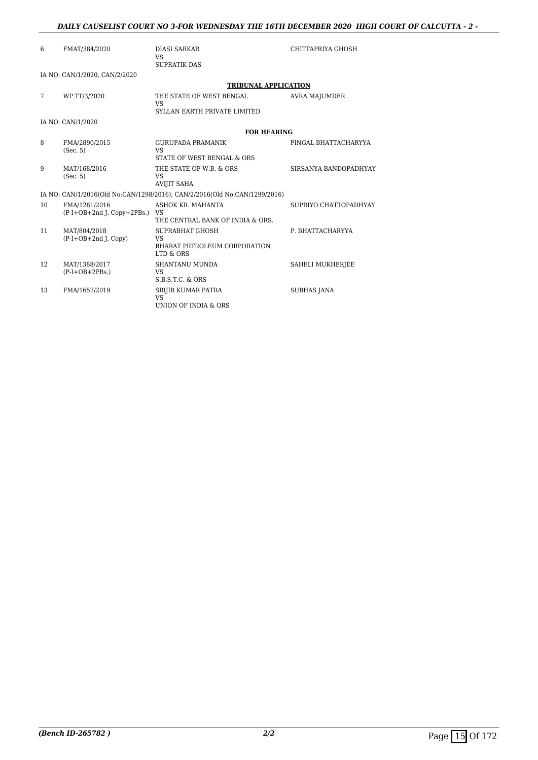| | | | |
|---|---|---|---|
| 6 | FMAT/384/2020 | DIASI SARKAR<br>VS<br>SUPRATIK DAS | CHITTAPRIYA GHOSH |

IA NO: CAN/1/2020, CAN/2/2020

**TRIBUNAL APPLICATION**

| | | | |
|---|---|---|---|
| 7 | WP.TT/3/2020 | THE STATE OF WEST BENGAL<br>VS<br>SYLLAN EARTH PRIVATE LIMITED | AVRA MAJUMDER |

IA NO: CAN/1/2020

**FOR HEARING**

| | | | |
|---|---|---|---|
| 8 | FMA/2890/2015<br>(Sec. 5) | GURUPADA PRAMANIK<br>VS<br>STATE OF WEST BENGAL & ORS | PINGAL BHATTACHARYYA |
| 9 | MAT/168/2016<br>(Sec. 5) | THE STATE OF W.B. & ORS<br>VS<br>AVIJIT SAHA | SIRSANYA BANDOPADHYAY |

IA NO: CAN/1/2016(Old No:CAN/1298/2016), CAN/2/2016(Old No:CAN/1299/2016)

| | | | |
|---|---|---|---|
| 10 | FMA/1281/2016<br>(P-I+OB+2nd J. Copy+2PBs.) | ASHOK KR. MAHANTA<br>VS<br>THE CENTRAL BANK OF INDIA & ORS. | SUPRIYO CHATTOPADHYAY |
| 11 | MAT/804/2018<br>(P-I+OB+2nd J. Copy) | SUPRABHAT GHOSH<br>VS<br>BHARAT PRTROLEUM CORPORATION LTD & ORS | P. BHATTACHARYYA |
| 12 | MAT/1388/2017<br>(P-I+OB+2PBs.) | SHANTANU MUNDA<br>VS<br>S.B.S.T.C. & ORS | SAHELI MUKHERJEE |
| 13 | FMA/1657/2019 | SRIJIB KUMAR PATRA<br>VS<br>UNION OF INDIA & ORS | SUBHAS JANA |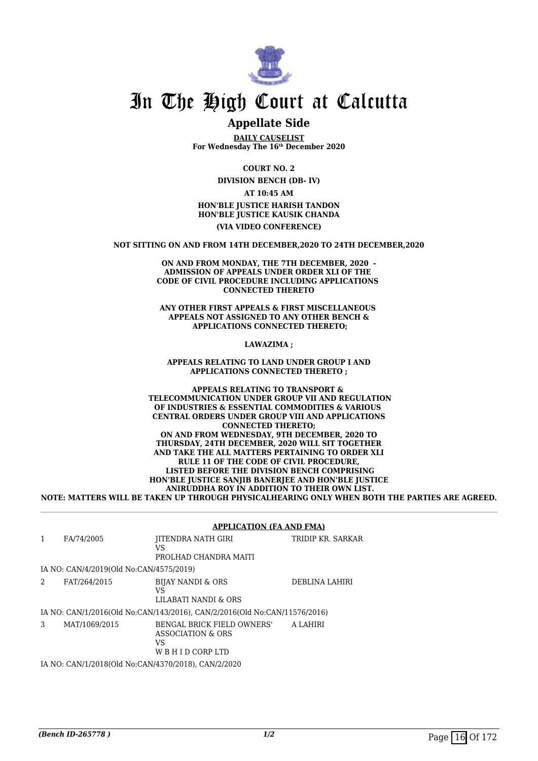# In The High Court at Calcutta

## Appellate Side

**DAILY CAUSELIST**
**For Wednesday The 16th December 2020**

**COURT NO. 2**

**DIVISION BENCH (DB- IV)**

**AT 10:45 AM**

**HON'BLE JUSTICE HARISH TANDON**
**HON'BLE JUSTICE KAUSIK CHANDA**

**(VIA VIDEO CONFERENCE)**

**NOT SITTING ON AND FROM 14TH DECEMBER,2020 TO 24TH DECEMBER,2020**

**ON AND FROM MONDAY, THE 7TH DECEMBER, 2020 - ADMISSION OF APPEALS UNDER ORDER XLI OF THE CODE OF CIVIL PROCEDURE INCLUDING APPLICATIONS CONNECTED THERETO**

**ANY OTHER FIRST APPEALS & FIRST MISCELLANEOUS APPEALS NOT ASSIGNED TO ANY OTHER BENCH & APPLICATIONS CONNECTED THERETO;**

**LAWAZIMA ;**

**APPEALS RELATING TO LAND UNDER GROUP I AND APPLICATIONS CONNECTED THERETO ;**

**APPEALS RELATING TO TRANSPORT & TELECOMMUNICATION UNDER GROUP VII AND REGULATION OF INDUSTRIES & ESSENTIAL COMMODITIES & VARIOUS CENTRAL ORDERS UNDER GROUP VIII AND APPLICATIONS CONNECTED THERETO;**
**ON AND FROM WEDNESDAY, 9TH DECEMBER, 2020 TO THURSDAY, 24TH DECEMBER, 2020 WILL SIT TOGETHER AND TAKE THE ALL MATTERS PERTAINING TO ORDER XLI RULE 11 OF THE CODE OF CIVIL PROCEDURE, LISTED BEFORE THE DIVISION BENCH COMPRISING HON'BLE JUSTICE SANJIB BANERJEE AND HON'BLE JUSTICE ANIRUDDHA ROY IN ADDITION TO THEIR OWN LIST.**
**NOTE: MATTERS WILL BE TAKEN UP THROUGH PHYSICALHEARING ONLY WHEN BOTH THE PARTIES ARE AGREED.**

**APPLICATION (FA AND FMA)**

| | | | |
|---|---|---|---|
| 1 | FA/74/2005 | JITENDRA NATH GIRI<br>VS<br>PROLHAD CHANDRA MAITI | TRIDIP KR. SARKAR |
| | IA NO: CAN/4/2019(Old No:CAN/4575/2019) | | |
| 2 | FAT/264/2015 | BIJAY NANDI & ORS<br>VS<br>LILABATI NANDI & ORS | DEBLINA LAHIRI |
| | IA NO: CAN/1/2016(Old No:CAN/143/2016), CAN/2/2016(Old No:CAN/11576/2016) | | |
| 3 | MAT/1069/2015 | BENGAL BRICK FIELD OWNERS' ASSOCIATION & ORS<br>VS<br>W B H I D CORP LTD | A LAHIRI |
| | IA NO: CAN/1/2018(Old No:CAN/4370/2018), CAN/2/2020 | | |

*(Bench ID-265778 )* 1/2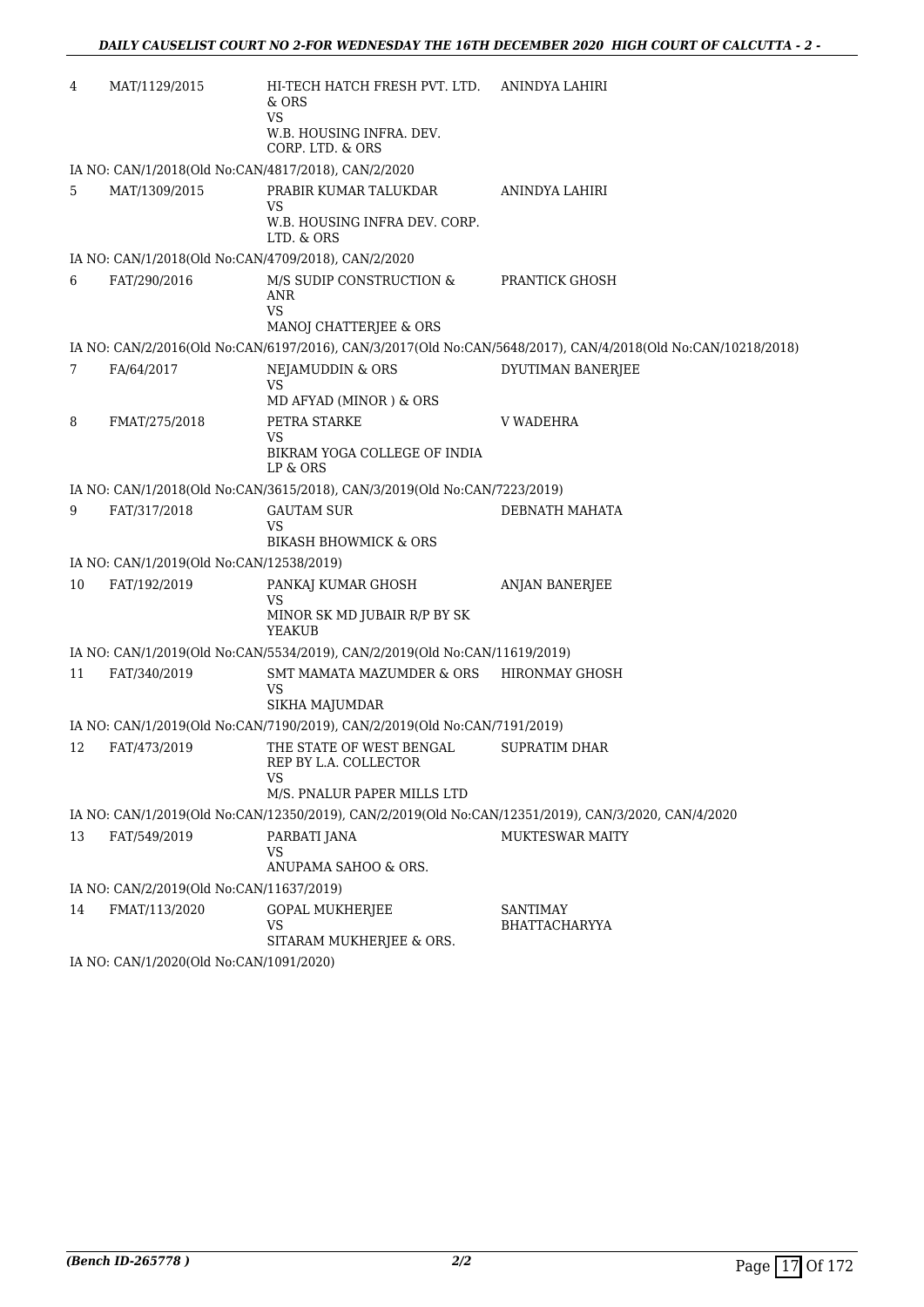| | | | |
|---|---|---|---|
| 4 | MAT/1129/2015 | HI-TECH HATCH FRESH PVT. LTD. & ORS<br>VS<br>W.B. HOUSING INFRA. DEV. CORP. LTD. & ORS | ANINDYA LAHIRI |

IA NO: CAN/1/2018(Old No:CAN/4817/2018), CAN/2/2020

| | | | |
|---|---|---|---|
| 5 | MAT/1309/2015 | PRABIR KUMAR TALUKDAR<br>VS<br>W.B. HOUSING INFRA DEV. CORP. LTD. & ORS | ANINDYA LAHIRI |

IA NO: CAN/1/2018(Old No:CAN/4709/2018), CAN/2/2020

| | | | |
|---|---|---|---|
| 6 | FAT/290/2016 | M/S SUDIP CONSTRUCTION & ANR<br>VS<br>MANOJ CHATTERJEE & ORS | PRANTICK GHOSH |

IA NO: CAN/2/2016(Old No:CAN/6197/2016), CAN/3/2017(Old No:CAN/5648/2017), CAN/4/2018(Old No:CAN/10218/2018)

| | | | |
|---|---|---|---|
| 7 | FA/64/2017 | NEJAMUDDIN & ORS<br>VS<br>MD AFYAD (MINOR ) & ORS | DYUTIMAN BANERJEE |
| 8 | FMAT/275/2018 | PETRA STARKE<br>VS<br>BIKRAM YOGA COLLEGE OF INDIA LP & ORS | V WADEHRA |

IA NO: CAN/1/2018(Old No:CAN/3615/2018), CAN/3/2019(Old No:CAN/7223/2019)

| | | | |
|---|---|---|---|
| 9 | FAT/317/2018 | GAUTAM SUR<br>VS<br>BIKASH BHOWMICK & ORS | DEBNATH MAHATA |

IA NO: CAN/1/2019(Old No:CAN/12538/2019)

| | | | |
|---|---|---|---|
| 10 | FAT/192/2019 | PANKAJ KUMAR GHOSH<br>VS<br>MINOR SK MD JUBAIR R/P BY SK YEAKUB | ANJAN BANERJEE |

IA NO: CAN/1/2019(Old No:CAN/5534/2019), CAN/2/2019(Old No:CAN/11619/2019)

| | | | |
|---|---|---|---|
| 11 | FAT/340/2019 | SMT MAMATA MAZUMDER & ORS<br>VS<br>SIKHA MAJUMDAR | HIRONMAY GHOSH |

IA NO: CAN/1/2019(Old No:CAN/7190/2019), CAN/2/2019(Old No:CAN/7191/2019)

| | | | |
|---|---|---|---|
| 12 | FAT/473/2019 | THE STATE OF WEST BENGAL REP BY L.A. COLLECTOR<br>VS<br>M/S. PNALUR PAPER MILLS LTD | SUPRATIM DHAR |

IA NO: CAN/1/2019(Old No:CAN/12350/2019), CAN/2/2019(Old No:CAN/12351/2019), CAN/3/2020, CAN/4/2020

| | | | |
|---|---|---|---|
| 13 | FAT/549/2019 | PARBATI JANA<br>VS<br>ANUPAMA SAHOO & ORS. | MUKTESWAR MAITY |

IA NO: CAN/2/2019(Old No:CAN/11637/2019)

| | | | |
|---|---|---|---|
| 14 | FMAT/113/2020 | GOPAL MUKHERJEE<br>VS<br>SITARAM MUKHERJEE & ORS. | SANTIMAY BHATTACHARYYA |

IA NO: CAN/1/2020(Old No:CAN/1091/2020)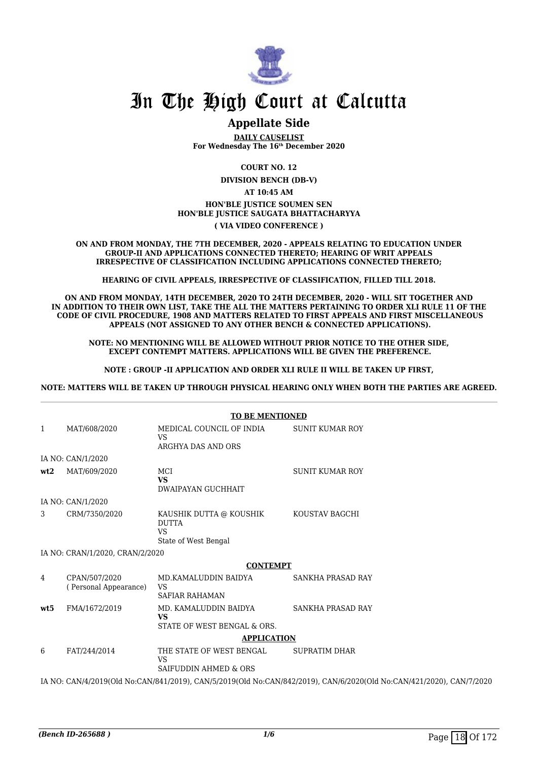# In The High Court at Calcutta

## Appellate Side

**DAILY CAUSELIST**
**For Wednesday The 16th December 2020**

**COURT NO. 12**

**DIVISION BENCH (DB-V)**

**AT 10:45 AM**

**HON'BLE JUSTICE SOUMEN SEN**
**HON'BLE JUSTICE SAUGATA BHATTACHARYYA**

**( VIA VIDEO CONFERENCE )**

**ON AND FROM MONDAY, THE 7TH DECEMBER, 2020 - APPEALS RELATING TO EDUCATION UNDER GROUP-II AND APPLICATIONS CONNECTED THERETO; HEARING OF WRIT APPEALS IRRESPECTIVE OF CLASSIFICATION INCLUDING APPLICATIONS CONNECTED THERETO;**

**HEARING OF CIVIL APPEALS, IRRESPECTIVE OF CLASSIFICATION, FILLED TILL 2018.**

**ON AND FROM MONDAY, 14TH DECEMBER, 2020 TO 24TH DECEMBER, 2020 - WILL SIT TOGETHER AND IN ADDITION TO THEIR OWN LIST, TAKE THE ALL THE MATTERS PERTAINING TO ORDER XLI RULE 11 OF THE CODE OF CIVIL PROCEDURE, 1908 AND MATTERS RELATED TO FIRST APPEALS AND FIRST MISCELLANEOUS APPEALS (NOT ASSIGNED TO ANY OTHER BENCH & CONNECTED APPLICATIONS).**

**NOTE: NO MENTIONING WILL BE ALLOWED WITHOUT PRIOR NOTICE TO THE OTHER SIDE, EXCEPT CONTEMPT MATTERS. APPLICATIONS WILL BE GIVEN THE PREFERENCE.**

**NOTE : GROUP -II APPLICATION AND ORDER XLI RULE II WILL BE TAKEN UP FIRST,**

**NOTE: MATTERS WILL BE TAKEN UP THROUGH PHYSICAL HEARING ONLY WHEN BOTH THE PARTIES ARE AGREED.**

**TO BE MENTIONED**

| | | | |
|---|---|---|---|
| 1 | MAT/608/2020 | MEDICAL COUNCIL OF INDIA VS ARGHYA DAS AND ORS | SUNIT KUMAR ROY |
| | IA NO: CAN/1/2020 | | |
| **wt2** | MAT/609/2020 | MCI **VS** DWAIPAYAN GUCHHAIT | SUNIT KUMAR ROY |
| | IA NO: CAN/1/2020 | | |
| 3 | CRM/7350/2020 | KAUSHIK DUTTA @ KOUSHIK DUTTA VS State of West Bengal | KOUSTAV BAGCHI |
| | IA NO: CRAN/1/2020, CRAN/2/2020 | | |

**CONTEMPT**

| | | | |
|---|---|---|---|
| 4 | CPAN/507/2020 (Personal Appearance) | MD.KAMALUDDIN BAIDYA VS SAFIAR RAHAMAN | SANKHA PRASAD RAY |
| **wt5** | FMA/1672/2019 | MD. KAMALUDDIN BAIDYA **VS** STATE OF WEST BENGAL & ORS. | SANKHA PRASAD RAY |

**APPLICATION**

| | | | |
|---|---|---|---|
| 6 | FAT/244/2014 | THE STATE OF WEST BENGAL VS SAIFUDDIN AHMED & ORS | SUPRATIM DHAR |

IA NO: CAN/4/2019(Old No:CAN/841/2019), CAN/5/2019(Old No:CAN/842/2019), CAN/6/2020(Old No:CAN/421/2020), CAN/7/2020

*(Bench ID-265688 )*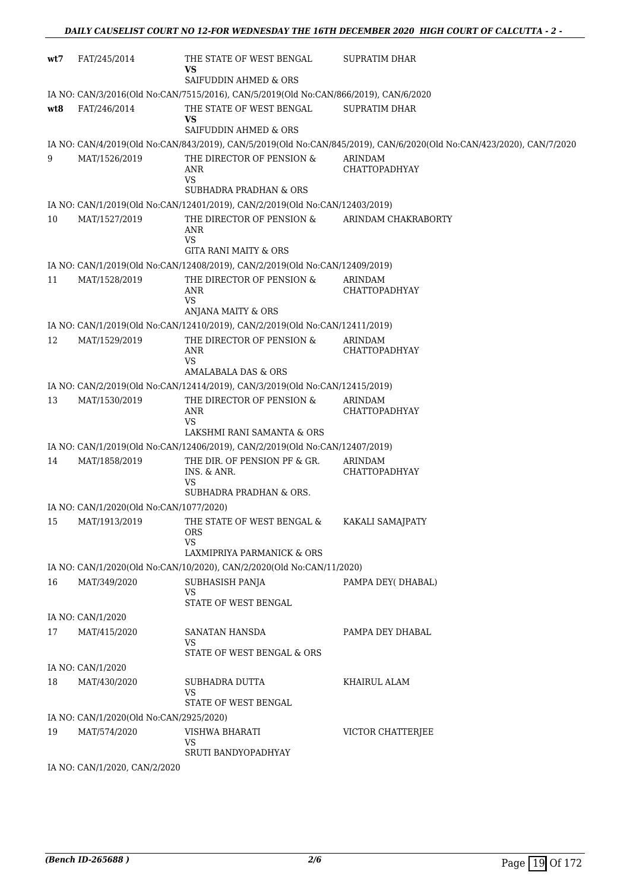| | | | |
|---|---|---|---|
| wt7 | FAT/245/2014 | THE STATE OF WEST BENGAL<br>VS<br>SAIFUDDIN AHMED & ORS | SUPRATIM DHAR |
| | IA NO: CAN/3/2016(Old No:CAN/7515/2016), CAN/5/2019(Old No:CAN/866/2019), CAN/6/2020 | | |
| wt8 | FAT/246/2014 | THE STATE OF WEST BENGAL<br>VS<br>SAIFUDDIN AHMED & ORS | SUPRATIM DHAR |
| | IA NO: CAN/4/2019(Old No:CAN/843/2019), CAN/5/2019(Old No:CAN/845/2019), CAN/6/2020(Old No:CAN/423/2020), CAN/7/2020 | | |
| 9 | MAT/1526/2019 | THE DIRECTOR OF PENSION & ANR<br>VS<br>SUBHADRA PRADHAN & ORS | ARINDAM CHATTOPADHYAY |
| | IA NO: CAN/1/2019(Old No:CAN/12401/2019), CAN/2/2019(Old No:CAN/12403/2019) | | |
| 10 | MAT/1527/2019 | THE DIRECTOR OF PENSION & ANR<br>VS<br>GITA RANI MAITY & ORS | ARINDAM CHAKRABORTY |
| | IA NO: CAN/1/2019(Old No:CAN/12408/2019), CAN/2/2019(Old No:CAN/12409/2019) | | |
| 11 | MAT/1528/2019 | THE DIRECTOR OF PENSION & ANR<br>VS<br>ANJANA MAITY & ORS | ARINDAM CHATTOPADHYAY |
| | IA NO: CAN/1/2019(Old No:CAN/12410/2019), CAN/2/2019(Old No:CAN/12411/2019) | | |
| 12 | MAT/1529/2019 | THE DIRECTOR OF PENSION & ANR<br>VS<br>AMALABALA DAS & ORS | ARINDAM CHATTOPADHYAY |
| | IA NO: CAN/2/2019(Old No:CAN/12414/2019), CAN/3/2019(Old No:CAN/12415/2019) | | |
| 13 | MAT/1530/2019 | THE DIRECTOR OF PENSION & ANR<br>VS<br>LAKSHMI RANI SAMANTA & ORS | ARINDAM CHATTOPADHYAY |
| | IA NO: CAN/1/2019(Old No:CAN/12406/2019), CAN/2/2019(Old No:CAN/12407/2019) | | |
| 14 | MAT/1858/2019 | THE DIR. OF PENSION PF & GR. INS. & ANR.<br>VS<br>SUBHADRA PRADHAN & ORS. | ARINDAM CHATTOPADHYAY |
| | IA NO: CAN/1/2020(Old No:CAN/1077/2020) | | |
| 15 | MAT/1913/2019 | THE STATE OF WEST BENGAL & ORS<br>VS<br>LAXMIPRIYA PARMANICK & ORS | KAKALI SAMAJPATY |
| | IA NO: CAN/1/2020(Old No:CAN/10/2020), CAN/2/2020(Old No:CAN/11/2020) | | |
| 16 | MAT/349/2020 | SUBHASISH PANJA<br>VS<br>STATE OF WEST BENGAL | PAMPA DEY( DHABAL) |
| | IA NO: CAN/1/2020 | | |
| 17 | MAT/415/2020 | SANATAN HANSDA<br>VS<br>STATE OF WEST BENGAL & ORS | PAMPA DEY DHABAL |
| | IA NO: CAN/1/2020 | | |
| 18 | MAT/430/2020 | SUBHADRA DUTTA<br>VS<br>STATE OF WEST BENGAL | KHAIRUL ALAM |
| | IA NO: CAN/1/2020(Old No:CAN/2925/2020) | | |
| 19 | MAT/574/2020 | VISHWA BHARATI<br>VS<br>SRUTI BANDYOPADHYAY | VICTOR CHATTERJEE |
| | IA NO: CAN/1/2020, CAN/2/2020 | | |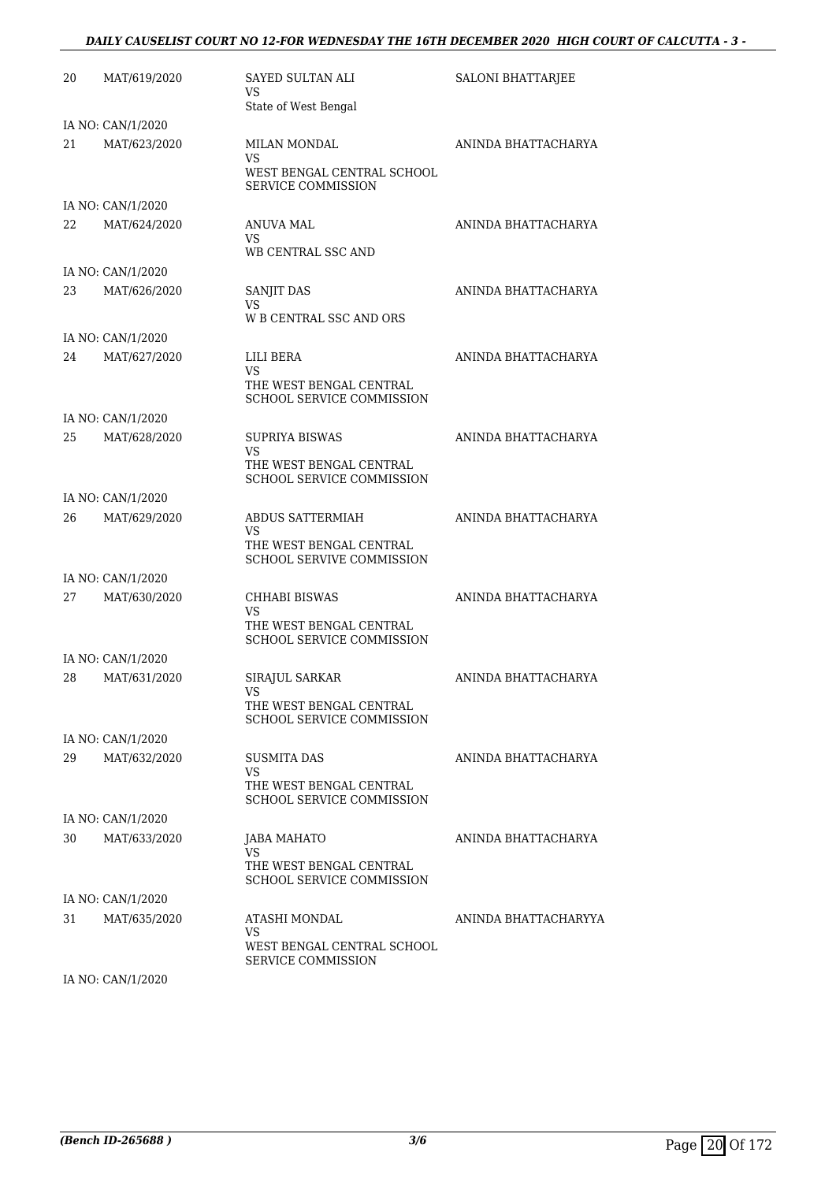| | | | |
|---|---|---|---|
| 20 | MAT/619/2020 | SAYED SULTAN ALI<br>VS<br>State of West Bengal | SALONI BHATTARJEE |
| | IA NO: CAN/1/2020 | | |
| 21 | MAT/623/2020 | MILAN MONDAL<br>VS<br>WEST BENGAL CENTRAL SCHOOL SERVICE COMMISSION | ANINDA BHATTACHARYA |
| | IA NO: CAN/1/2020 | | |
| 22 | MAT/624/2020 | ANUVA MAL<br>VS<br>WB CENTRAL SSC AND | ANINDA BHATTACHARYA |
| | IA NO: CAN/1/2020 | | |
| 23 | MAT/626/2020 | SANJIT DAS<br>VS<br>W B CENTRAL SSC AND ORS | ANINDA BHATTACHARYA |
| | IA NO: CAN/1/2020 | | |
| 24 | MAT/627/2020 | LILI BERA<br>VS<br>THE WEST BENGAL CENTRAL SCHOOL SERVICE COMMISSION | ANINDA BHATTACHARYA |
| | IA NO: CAN/1/2020 | | |
| 25 | MAT/628/2020 | SUPRIYA BISWAS<br>VS<br>THE WEST BENGAL CENTRAL SCHOOL SERVICE COMMISSION | ANINDA BHATTACHARYA |
| | IA NO: CAN/1/2020 | | |
| 26 | MAT/629/2020 | ABDUS SATTERMIAH<br>VS<br>THE WEST BENGAL CENTRAL SCHOOL SERVIVE COMMISSION | ANINDA BHATTACHARYA |
| | IA NO: CAN/1/2020 | | |
| 27 | MAT/630/2020 | CHHABI BISWAS<br>VS<br>THE WEST BENGAL CENTRAL SCHOOL SERVICE COMMISSION | ANINDA BHATTACHARYA |
| | IA NO: CAN/1/2020 | | |
| 28 | MAT/631/2020 | SIRAJUL SARKAR<br>VS<br>THE WEST BENGAL CENTRAL SCHOOL SERVICE COMMISSION | ANINDA BHATTACHARYA |
| | IA NO: CAN/1/2020 | | |
| 29 | MAT/632/2020 | SUSMITA DAS<br>VS<br>THE WEST BENGAL CENTRAL SCHOOL SERVICE COMMISSION | ANINDA BHATTACHARYA |
| | IA NO: CAN/1/2020 | | |
| 30 | MAT/633/2020 | JABA MAHATO<br>VS<br>THE WEST BENGAL CENTRAL SCHOOL SERVICE COMMISSION | ANINDA BHATTACHARYA |
| | IA NO: CAN/1/2020 | | |
| 31 | MAT/635/2020 | ATASHI MONDAL<br>VS<br>WEST BENGAL CENTRAL SCHOOL SERVICE COMMISSION | ANINDA BHATTACHARYYA |
| | IA NO: CAN/1/2020 | | |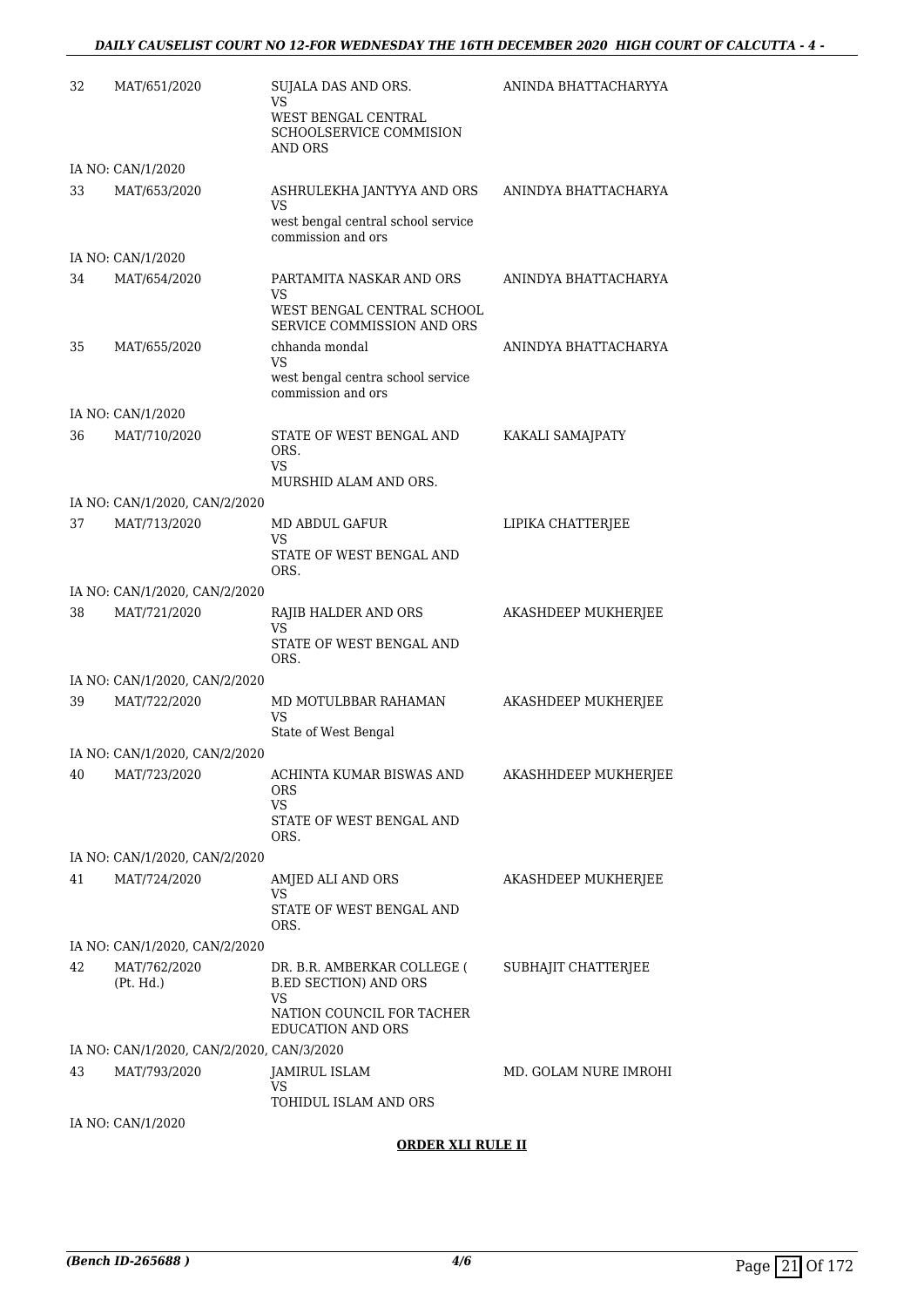| | | | |
|---|---|---|---|
| 32 | MAT/651/2020 | SUJALA DAS AND ORS.<br>VS<br>WEST BENGAL CENTRAL SCHOOLSERVICE COMMISION AND ORS | ANINDA BHATTACHARYYA |
| | IA NO: CAN/1/2020 | | |
| 33 | MAT/653/2020 | ASHRULEKHA JANTYYA AND ORS<br>VS<br>west bengal central school service commission and ors | ANINDYA BHATTACHARYA |
| | IA NO: CAN/1/2020 | | |
| 34 | MAT/654/2020 | PARTAMITA NASKAR AND ORS<br>VS<br>WEST BENGAL CENTRAL SCHOOL SERVICE COMMISSION AND ORS | ANINDYA BHATTACHARYA |
| 35 | MAT/655/2020 | chhanda mondal<br>VS<br>west bengal centra school service commission and ors | ANINDYA BHATTACHARYA |
| | IA NO: CAN/1/2020 | | |
| 36 | MAT/710/2020 | STATE OF WEST BENGAL AND ORS.<br>VS<br>MURSHID ALAM AND ORS. | KAKALI SAMAJPATY |
| | IA NO: CAN/1/2020, CAN/2/2020 | | |
| 37 | MAT/713/2020 | MD ABDUL GAFUR<br>VS<br>STATE OF WEST BENGAL AND ORS. | LIPIKA CHATTERJEE |
| | IA NO: CAN/1/2020, CAN/2/2020 | | |
| 38 | MAT/721/2020 | RAJIB HALDER AND ORS<br>VS<br>STATE OF WEST BENGAL AND ORS. | AKASHDEEP MUKHERJEE |
| | IA NO: CAN/1/2020, CAN/2/2020 | | |
| 39 | MAT/722/2020 | MD MOTULBBAR RAHAMAN<br>VS<br>State of West Bengal | AKASHDEEP MUKHERJEE |
| | IA NO: CAN/1/2020, CAN/2/2020 | | |
| 40 | MAT/723/2020 | ACHINTA KUMAR BISWAS AND ORS<br>VS<br>STATE OF WEST BENGAL AND ORS. | AKASHHDEEP MUKHERJEE |
| | IA NO: CAN/1/2020, CAN/2/2020 | | |
| 41 | MAT/724/2020 | AMJED ALI AND ORS<br>VS<br>STATE OF WEST BENGAL AND ORS. | AKASHDEEP MUKHERJEE |
| | IA NO: CAN/1/2020, CAN/2/2020 | | |
| 42 | MAT/762/2020 (Pt. Hd.) | DR. B.R. AMBERKAR COLLEGE ( B.ED SECTION) AND ORS<br>VS<br>NATION COUNCIL FOR TACHER EDUCATION AND ORS | SUBHAJIT CHATTERJEE |
| | IA NO: CAN/1/2020, CAN/2/2020, CAN/3/2020 | | |
| 43 | MAT/793/2020 | JAMIRUL ISLAM<br>VS<br>TOHIDUL ISLAM AND ORS | MD. GOLAM NURE IMROHI |
| | IA NO: CAN/1/2020 | | |

**ORDER XLI RULE II**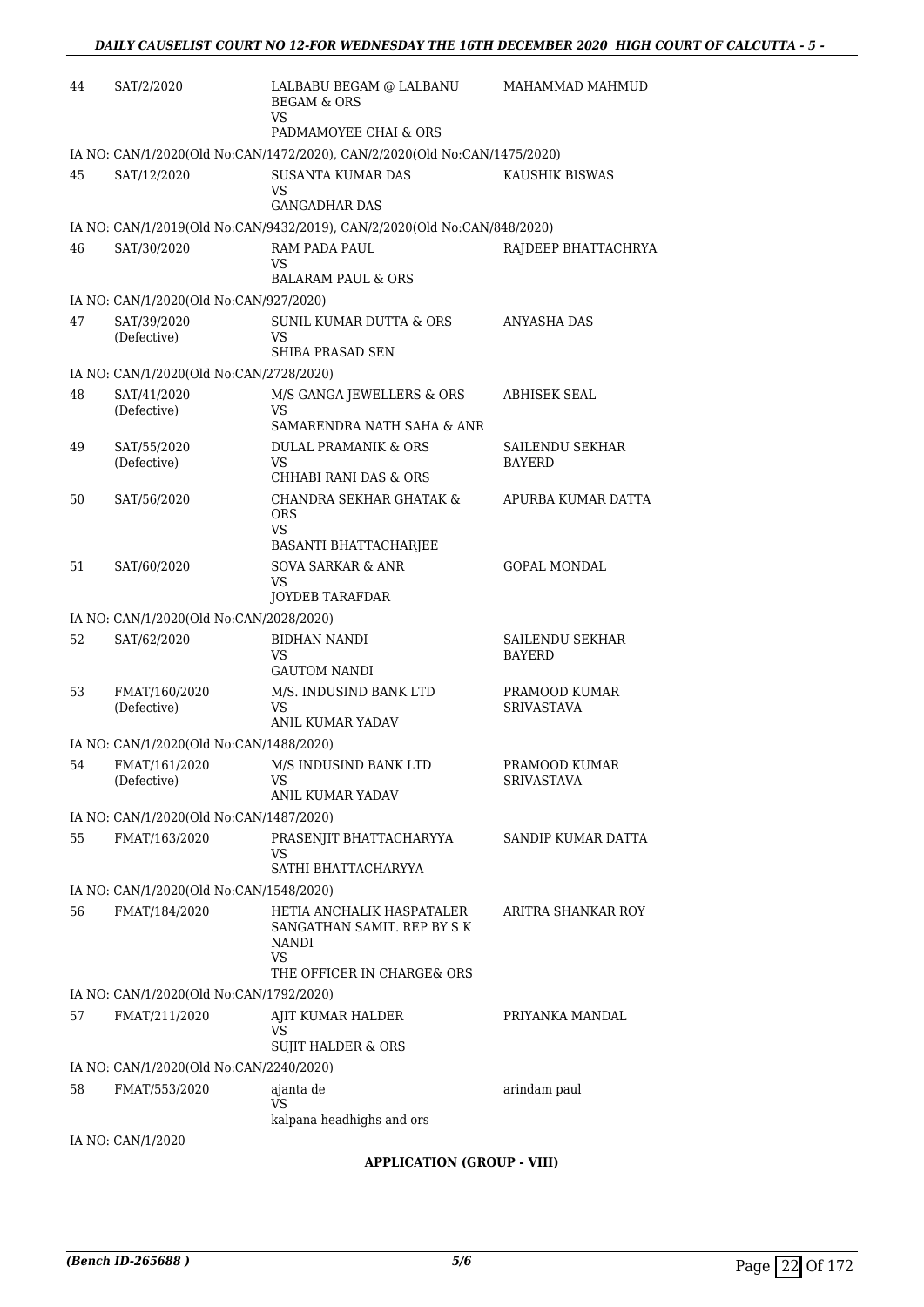| | | | |
|---|---|---|---|
| 44 | SAT/2/2020 | LALBABU BEGAM @ LALBANU BEGAM & ORS<br>VS<br>PADMAMOYEE CHAI & ORS | MAHAMMAD MAHMUD |

IA NO: CAN/1/2020(Old No:CAN/1472/2020), CAN/2/2020(Old No:CAN/1475/2020)

| | | | |
|---|---|---|---|
| 45 | SAT/12/2020 | SUSANTA KUMAR DAS<br>VS<br>GANGADHAR DAS | KAUSHIK BISWAS |

IA NO: CAN/1/2019(Old No:CAN/9432/2019), CAN/2/2020(Old No:CAN/848/2020)

| | | | |
|---|---|---|---|
| 46 | SAT/30/2020 | RAM PADA PAUL<br>VS<br>BALARAM PAUL & ORS | RAJDEEP BHATTACHRYA |

IA NO: CAN/1/2020(Old No:CAN/927/2020)

| | | | |
|---|---|---|---|
| 47 | SAT/39/2020<br>(Defective) | SUNIL KUMAR DUTTA & ORS<br>VS<br>SHIBA PRASAD SEN | ANYASHA DAS |

IA NO: CAN/1/2020(Old No:CAN/2728/2020)

| | | | |
|---|---|---|---|
| 48 | SAT/41/2020<br>(Defective) | M/S GANGA JEWELLERS & ORS<br>VS<br>SAMARENDRA NATH SAHA & ANR | ABHISEK SEAL |
| 49 | SAT/55/2020<br>(Defective) | DULAL PRAMANIK & ORS<br>VS<br>CHHABI RANI DAS & ORS | SAILENDU SEKHAR BAYERD |
| 50 | SAT/56/2020 | CHANDRA SEKHAR GHATAK & ORS<br>VS<br>BASANTI BHATTACHARJEE | APURBA KUMAR DATTA |
| 51 | SAT/60/2020 | SOVA SARKAR & ANR<br>VS<br>JOYDEB TARAFDAR | GOPAL MONDAL |

IA NO: CAN/1/2020(Old No:CAN/2028/2020)

| | | | |
|---|---|---|---|
| 52 | SAT/62/2020 | BIDHAN NANDI<br>VS<br>GAUTOM NANDI | SAILENDU SEKHAR BAYERD |
| 53 | FMAT/160/2020<br>(Defective) | M/S. INDUSIND BANK LTD<br>VS<br>ANIL KUMAR YADAV | PRAMOOD KUMAR SRIVASTAVA |

IA NO: CAN/1/2020(Old No:CAN/1488/2020)

| | | | |
|---|---|---|---|
| 54 | FMAT/161/2020<br>(Defective) | M/S INDUSIND BANK LTD<br>VS<br>ANIL KUMAR YADAV | PRAMOOD KUMAR SRIVASTAVA |

IA NO: CAN/1/2020(Old No:CAN/1487/2020)

| | | | |
|---|---|---|---|
| 55 | FMAT/163/2020 | PRASENJIT BHATTACHARYYA<br>VS<br>SATHI BHATTACHARYYA | SANDIP KUMAR DATTA |

IA NO: CAN/1/2020(Old No:CAN/1548/2020)

| | | | |
|---|---|---|---|
| 56 | FMAT/184/2020 | HETIA ANCHALIK HASPATALER SANGATHAN SAMIT. REP BY S K NANDI<br>VS<br>THE OFFICER IN CHARGE& ORS | ARITRA SHANKAR ROY |

IA NO: CAN/1/2020(Old No:CAN/1792/2020)

| | | | |
|---|---|---|---|
| 57 | FMAT/211/2020 | AJIT KUMAR HALDER<br>VS<br>SUJIT HALDER & ORS | PRIYANKA MANDAL |

IA NO: CAN/1/2020(Old No:CAN/2240/2020)

| | | | |
|---|---|---|---|
| 58 | FMAT/553/2020 | ajanta de<br>VS<br>kalpana headhighs and ors | arindam paul |

IA NO: CAN/1/2020

**APPLICATION (GROUP - VIII)**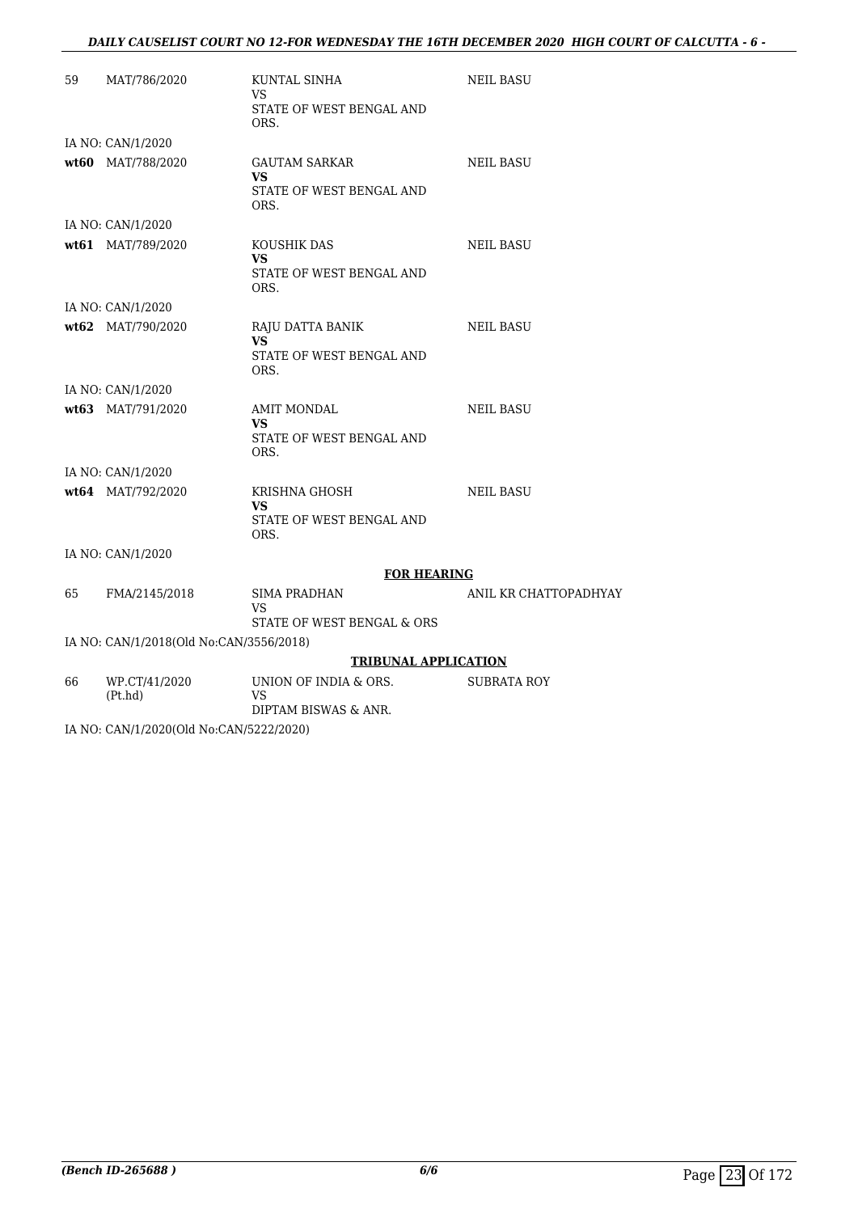| | | | |
|---|---|---|---|
| 59 | MAT/786/2020 | KUNTAL SINHA<br>VS<br>STATE OF WEST BENGAL AND ORS. | NEIL BASU |
| | IA NO: CAN/1/2020 | | |
| **wt60** | MAT/788/2020 | GAUTAM SARKAR<br>**VS**<br>STATE OF WEST BENGAL AND ORS. | NEIL BASU |
| | IA NO: CAN/1/2020 | | |
| **wt61** | MAT/789/2020 | KOUSHIK DAS<br>**VS**<br>STATE OF WEST BENGAL AND ORS. | NEIL BASU |
| | IA NO: CAN/1/2020 | | |
| **wt62** | MAT/790/2020 | RAJU DATTA BANIK<br>**VS**<br>STATE OF WEST BENGAL AND ORS. | NEIL BASU |
| | IA NO: CAN/1/2020 | | |
| **wt63** | MAT/791/2020 | AMIT MONDAL<br>**VS**<br>STATE OF WEST BENGAL AND ORS. | NEIL BASU |
| | IA NO: CAN/1/2020 | | |
| **wt64** | MAT/792/2020 | KRISHNA GHOSH<br>**VS**<br>STATE OF WEST BENGAL AND ORS. | NEIL BASU |
| | IA NO: CAN/1/2020 | | |

**FOR HEARING**

| | | | |
|---|---|---|---|
| 65 | FMA/2145/2018 | SIMA PRADHAN<br>VS<br>STATE OF WEST BENGAL & ORS | ANIL KR CHATTOPADHYAY |
| | IA NO: CAN/1/2018(Old No:CAN/3556/2018) | | |

**TRIBUNAL APPLICATION**

| | | | |
|---|---|---|---|
| 66 | WP.CT/41/2020 (Pt.hd) | UNION OF INDIA & ORS.<br>VS<br>DIPTAM BISWAS & ANR. | SUBRATA ROY |
| | IA NO: CAN/1/2020(Old No:CAN/5222/2020) | | |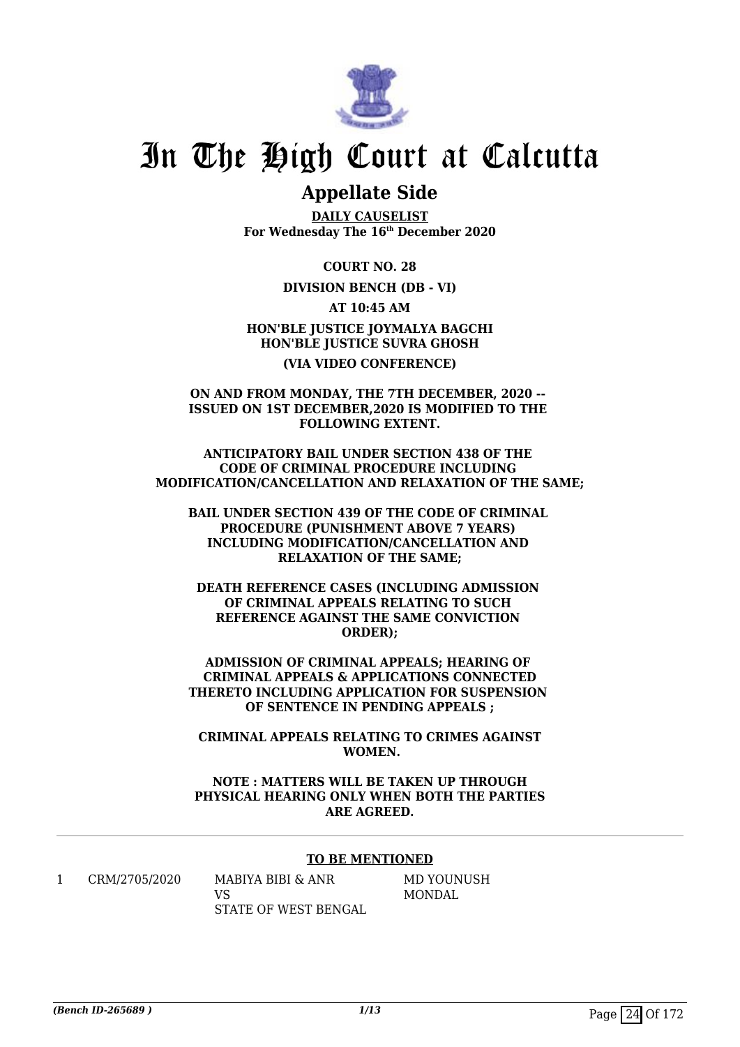# In The High Court at Calcutta

## Appellate Side

**DAILY CAUSELIST**
**For Wednesday The 16th December 2020**

**COURT NO. 28**

**DIVISION BENCH (DB - VI)**

**AT 10:45 AM**

**HON'BLE JUSTICE JOYMALYA BAGCHI**
**HON'BLE JUSTICE SUVRA GHOSH**

**(VIA VIDEO CONFERENCE)**

**ON AND FROM MONDAY, THE 7TH DECEMBER, 2020 -- ISSUED ON 1ST DECEMBER,2020 IS MODIFIED TO THE FOLLOWING EXTENT.**

**ANTICIPATORY BAIL UNDER SECTION 438 OF THE CODE OF CRIMINAL PROCEDURE INCLUDING MODIFICATION/CANCELLATION AND RELAXATION OF THE SAME;**

**BAIL UNDER SECTION 439 OF THE CODE OF CRIMINAL PROCEDURE (PUNISHMENT ABOVE 7 YEARS) INCLUDING MODIFICATION/CANCELLATION AND RELAXATION OF THE SAME;**

**DEATH REFERENCE CASES (INCLUDING ADMISSION OF CRIMINAL APPEALS RELATING TO SUCH REFERENCE AGAINST THE SAME CONVICTION ORDER);**

**ADMISSION OF CRIMINAL APPEALS; HEARING OF CRIMINAL APPEALS & APPLICATIONS CONNECTED THERETO INCLUDING APPLICATION FOR SUSPENSION OF SENTENCE IN PENDING APPEALS ;**

**CRIMINAL APPEALS RELATING TO CRIMES AGAINST WOMEN.**

**NOTE : MATTERS WILL BE TAKEN UP THROUGH PHYSICAL HEARING ONLY WHEN BOTH THE PARTIES ARE AGREED.**

---

**TO BE MENTIONED**

| | | | |
|---|---|---|---|
| 1 | CRM/2705/2020 | MABIYA BIBI & ANR<br>VS<br>STATE OF WEST BENGAL | MD YOUNUSH MONDAL |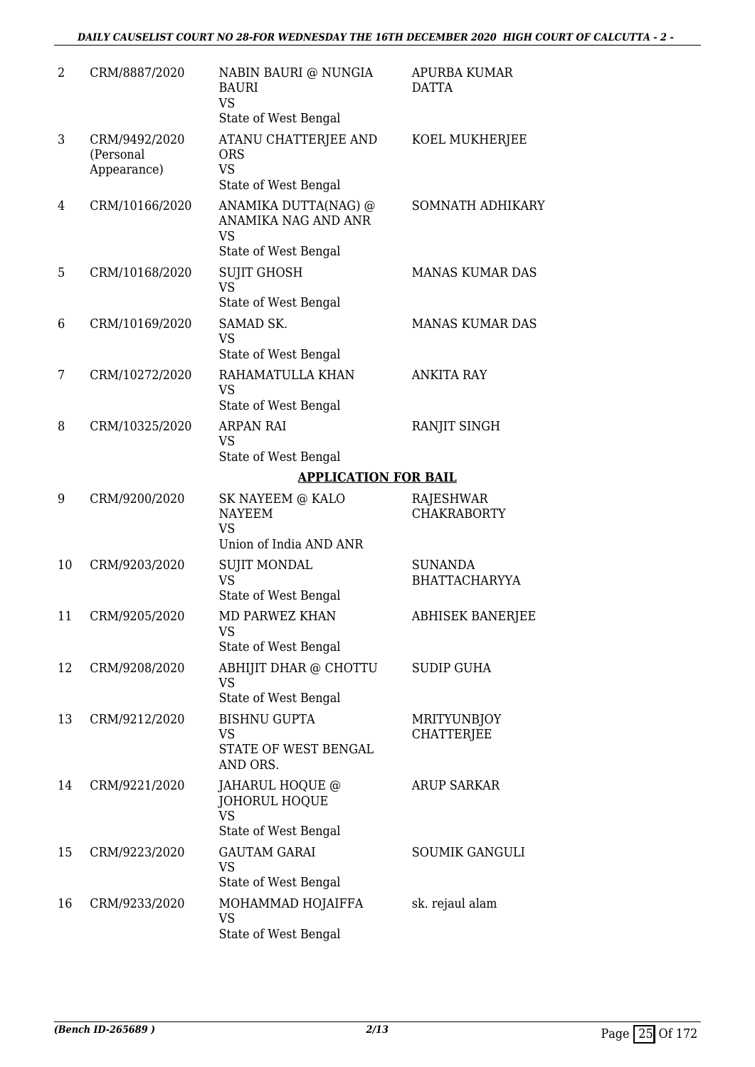| | | | |
|---|---|---|---|
| 2 | CRM/8887/2020 | NABIN BAURI @ NUNGIA BAURI<br>VS<br>State of West Bengal | APURBA KUMAR DATTA |
| 3 | CRM/9492/2020 (Personal Appearance) | ATANU CHATTERJEE AND ORS<br>VS<br>State of West Bengal | KOEL MUKHERJEE |
| 4 | CRM/10166/2020 | ANAMIKA DUTTA(NAG) @ ANAMIKA NAG AND ANR<br>VS<br>State of West Bengal | SOMNATH ADHIKARY |
| 5 | CRM/10168/2020 | SUJIT GHOSH<br>VS<br>State of West Bengal | MANAS KUMAR DAS |
| 6 | CRM/10169/2020 | SAMAD SK.<br>VS<br>State of West Bengal | MANAS KUMAR DAS |
| 7 | CRM/10272/2020 | RAHAMATULLA KHAN<br>VS<br>State of West Bengal | ANKITA RAY |
| 8 | CRM/10325/2020 | ARPAN RAI<br>VS<br>State of West Bengal | RANJIT SINGH |

**APPLICATION FOR BAIL**

| | | | |
|---|---|---|---|
| 9 | CRM/9200/2020 | SK NAYEEM @ KALO NAYEEM<br>VS<br>Union of India AND ANR | RAJESHWAR CHAKRABORTY |
| 10 | CRM/9203/2020 | SUJIT MONDAL<br>VS<br>State of West Bengal | SUNANDA BHATTACHARYYA |
| 11 | CRM/9205/2020 | MD PARWEZ KHAN<br>VS<br>State of West Bengal | ABHISEK BANERJEE |
| 12 | CRM/9208/2020 | ABHIJIT DHAR @ CHOTTU<br>VS<br>State of West Bengal | SUDIP GUHA |
| 13 | CRM/9212/2020 | BISHNU GUPTA<br>VS<br>STATE OF WEST BENGAL AND ORS. | MRITYUNBJOY CHATTERJEE |
| 14 | CRM/9221/2020 | JAHARUL HOQUE @ JOHORUL HOQUE<br>VS<br>State of West Bengal | ARUP SARKAR |
| 15 | CRM/9223/2020 | GAUTAM GARAI<br>VS<br>State of West Bengal | SOUMIK GANGULI |
| 16 | CRM/9233/2020 | MOHAMMAD HOJAIFFA<br>VS<br>State of West Bengal | sk. rejaul alam |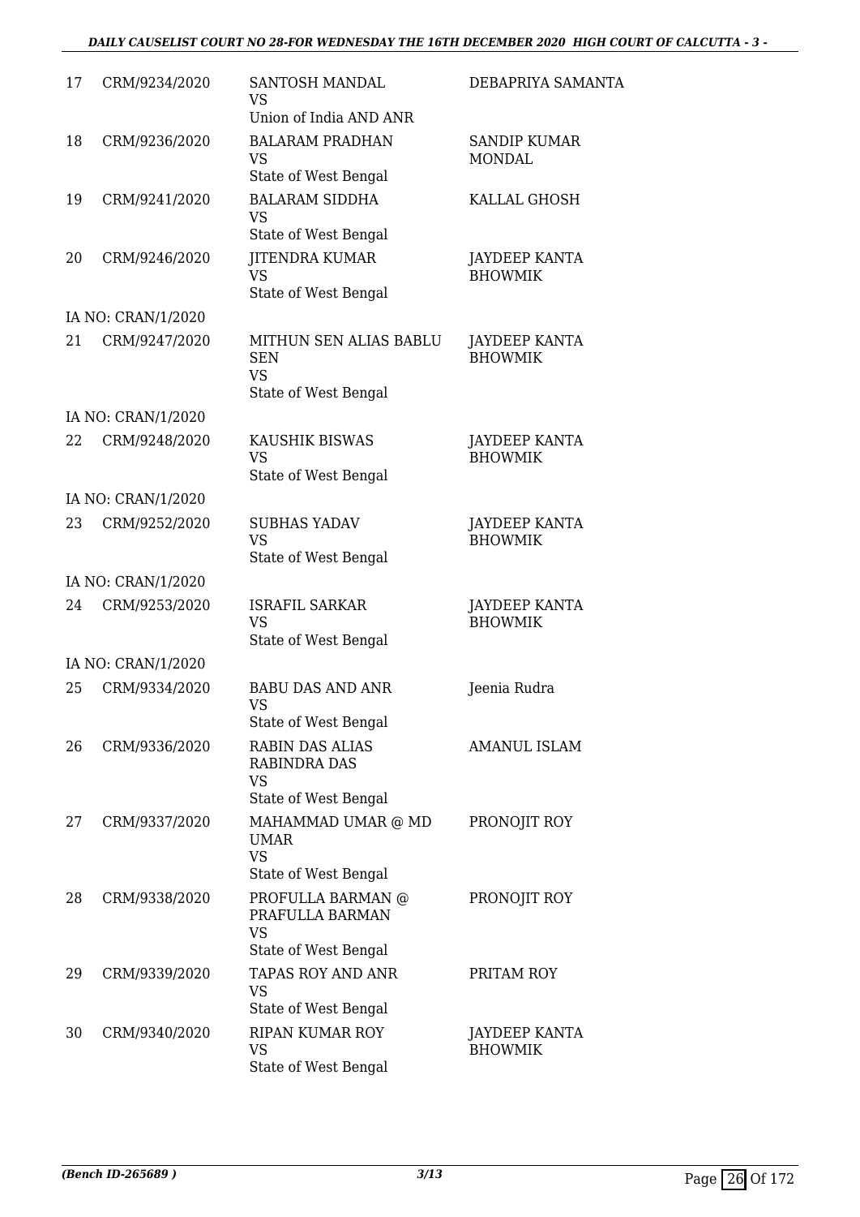| | | | |
|---|---|---|---|
| 17 | CRM/9234/2020 | SANTOSH MANDAL<br>VS<br>Union of India AND ANR | DEBAPRIYA SAMANTA |
| 18 | CRM/9236/2020 | BALARAM PRADHAN<br>VS<br>State of West Bengal | SANDIP KUMAR MONDAL |
| 19 | CRM/9241/2020 | BALARAM SIDDHA<br>VS<br>State of West Bengal | KALLAL GHOSH |
| 20 | CRM/9246/2020 | JITENDRA KUMAR<br>VS<br>State of West Bengal | JAYDEEP KANTA BHOWMIK |
| IA NO: CRAN/1/2020 | | | |
| 21 | CRM/9247/2020 | MITHUN SEN ALIAS BABLU SEN<br>VS<br>State of West Bengal | JAYDEEP KANTA BHOWMIK |
| IA NO: CRAN/1/2020 | | | |
| 22 | CRM/9248/2020 | KAUSHIK BISWAS<br>VS<br>State of West Bengal | JAYDEEP KANTA BHOWMIK |
| IA NO: CRAN/1/2020 | | | |
| 23 | CRM/9252/2020 | SUBHAS YADAV<br>VS<br>State of West Bengal | JAYDEEP KANTA BHOWMIK |
| IA NO: CRAN/1/2020 | | | |
| 24 | CRM/9253/2020 | ISRAFIL SARKAR<br>VS<br>State of West Bengal | JAYDEEP KANTA BHOWMIK |
| IA NO: CRAN/1/2020 | | | |
| 25 | CRM/9334/2020 | BABU DAS AND ANR<br>VS<br>State of West Bengal | Jeenia Rudra |
| 26 | CRM/9336/2020 | RABIN DAS ALIAS RABINDRA DAS<br>VS<br>State of West Bengal | AMANUL ISLAM |
| 27 | CRM/9337/2020 | MAHAMMAD UMAR @ MD UMAR<br>VS<br>State of West Bengal | PRONOJIT ROY |
| 28 | CRM/9338/2020 | PROFULLA BARMAN @ PRAFULLA BARMAN<br>VS<br>State of West Bengal | PRONOJIT ROY |
| 29 | CRM/9339/2020 | TAPAS ROY AND ANR<br>VS<br>State of West Bengal | PRITAM ROY |
| 30 | CRM/9340/2020 | RIPAN KUMAR ROY<br>VS<br>State of West Bengal | JAYDEEP KANTA BHOWMIK |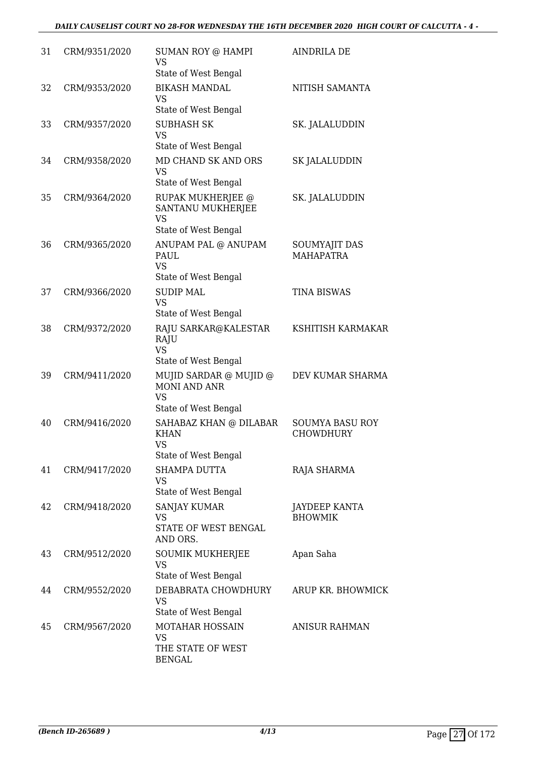| | | | |
|---|---|---|---|
| 31 | CRM/9351/2020 | SUMAN ROY @ HAMPI<br>VS<br>State of West Bengal | AINDRILA DE |
| 32 | CRM/9353/2020 | BIKASH MANDAL<br>VS<br>State of West Bengal | NITISH SAMANTA |
| 33 | CRM/9357/2020 | SUBHASH SK<br>VS<br>State of West Bengal | SK. JALALUDDIN |
| 34 | CRM/9358/2020 | MD CHAND SK AND ORS<br>VS<br>State of West Bengal | SK JALALUDDIN |
| 35 | CRM/9364/2020 | RUPAK MUKHERJEE @ SANTANU MUKHERJEE<br>VS<br>State of West Bengal | SK. JALALUDDIN |
| 36 | CRM/9365/2020 | ANUPAM PAL @ ANUPAM PAUL<br>VS<br>State of West Bengal | SOUMYAJIT DAS MAHAPATRA |
| 37 | CRM/9366/2020 | SUDIP MAL<br>VS<br>State of West Bengal | TINA BISWAS |
| 38 | CRM/9372/2020 | RAJU SARKAR@KALESTAR RAJU<br>VS<br>State of West Bengal | KSHITISH KARMAKAR |
| 39 | CRM/9411/2020 | MUJID SARDAR @ MUJID @ MONI AND ANR<br>VS<br>State of West Bengal | DEV KUMAR SHARMA |
| 40 | CRM/9416/2020 | SAHABAZ KHAN @ DILABAR KHAN<br>VS<br>State of West Bengal | SOUMYA BASU ROY CHOWDHURY |
| 41 | CRM/9417/2020 | SHAMPA DUTTA<br>VS<br>State of West Bengal | RAJA SHARMA |
| 42 | CRM/9418/2020 | SANJAY KUMAR<br>VS<br>STATE OF WEST BENGAL AND ORS. | JAYDEEP KANTA BHOWMIK |
| 43 | CRM/9512/2020 | SOUMIK MUKHERJEE<br>VS<br>State of West Bengal | Apan Saha |
| 44 | CRM/9552/2020 | DEBABRATA CHOWDHURY<br>VS<br>State of West Bengal | ARUP KR. BHOWMICK |
| 45 | CRM/9567/2020 | MOTAHAR HOSSAIN<br>VS<br>THE STATE OF WEST BENGAL | ANISUR RAHMAN |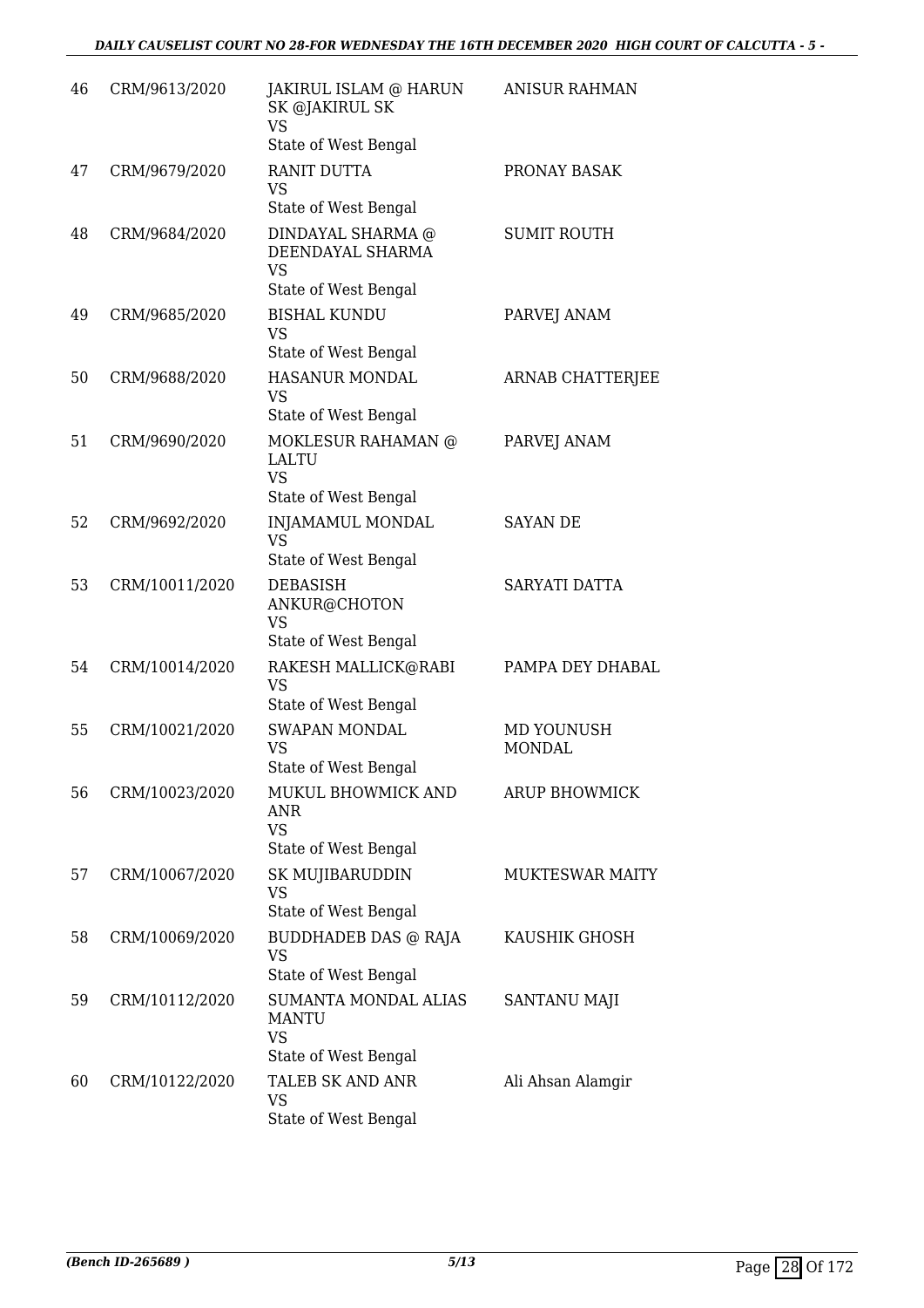| 46 | CRM/9613/2020 | JAKIRUL ISLAM @ HARUN SK @JAKIRUL SK VS State of West Bengal | ANISUR RAHMAN |
|---|---|---|---|
| 47 | CRM/9679/2020 | RANIT DUTTA VS State of West Bengal | PRONAY BASAK |
| 48 | CRM/9684/2020 | DINDAYAL SHARMA @ DEENDAYAL SHARMA VS State of West Bengal | SUMIT ROUTH |
| 49 | CRM/9685/2020 | BISHAL KUNDU VS State of West Bengal | PARVEJ ANAM |
| 50 | CRM/9688/2020 | HASANUR MONDAL VS State of West Bengal | ARNAB CHATTERJEE |
| 51 | CRM/9690/2020 | MOKLESUR RAHAMAN @ LALTU VS State of West Bengal | PARVEJ ANAM |
| 52 | CRM/9692/2020 | INJAMAMUL MONDAL VS State of West Bengal | SAYAN DE |
| 53 | CRM/10011/2020 | DEBASISH ANKUR@CHOTON VS State of West Bengal | SARYATI DATTA |
| 54 | CRM/10014/2020 | RAKESH MALLICK@RABI VS State of West Bengal | PAMPA DEY DHABAL |
| 55 | CRM/10021/2020 | SWAPAN MONDAL VS State of West Bengal | MD YOUNUSH MONDAL |
| 56 | CRM/10023/2020 | MUKUL BHOWMICK AND ANR VS State of West Bengal | ARUP BHOWMICK |
| 57 | CRM/10067/2020 | SK MUJIBARUDDIN VS State of West Bengal | MUKTESWAR MAITY |
| 58 | CRM/10069/2020 | BUDDHADEB DAS @ RAJA VS State of West Bengal | KAUSHIK GHOSH |
| 59 | CRM/10112/2020 | SUMANTA MONDAL ALIAS MANTU VS State of West Bengal | SANTANU MAJI |
| 60 | CRM/10122/2020 | TALEB SK AND ANR VS State of West Bengal | Ali Ahsan Alamgir |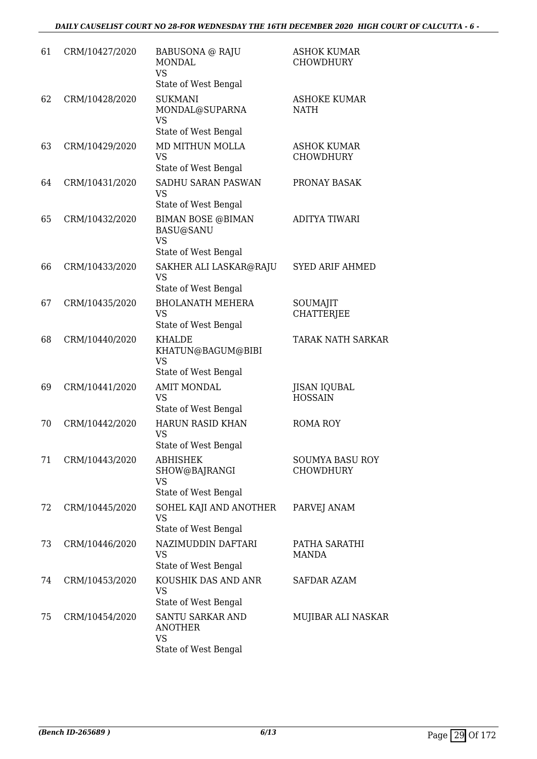| | | | |
|---|---|---|---|
| 61 | CRM/10427/2020 | BABUSONA @ RAJU MONDAL<br>VS<br>State of West Bengal | ASHOK KUMAR CHOWDHURY |
| 62 | CRM/10428/2020 | SUKMANI MONDAL@SUPARNA<br>VS<br>State of West Bengal | ASHOKE KUMAR NATH |
| 63 | CRM/10429/2020 | MD MITHUN MOLLA<br>VS<br>State of West Bengal | ASHOK KUMAR CHOWDHURY |
| 64 | CRM/10431/2020 | SADHU SARAN PASWAN<br>VS<br>State of West Bengal | PRONAY BASAK |
| 65 | CRM/10432/2020 | BIMAN BOSE @BIMAN BASU@SANU<br>VS<br>State of West Bengal | ADITYA TIWARI |
| 66 | CRM/10433/2020 | SAKHER ALI LASKAR@RAJU<br>VS<br>State of West Bengal | SYED ARIF AHMED |
| 67 | CRM/10435/2020 | BHOLANATH MEHERA<br>VS<br>State of West Bengal | SOUMAJIT CHATTERJEE |
| 68 | CRM/10440/2020 | KHALDE KHATUN@BAGUM@BIBI<br>VS<br>State of West Bengal | TARAK NATH SARKAR |
| 69 | CRM/10441/2020 | AMIT MONDAL<br>VS<br>State of West Bengal | JISAN IQUBAL HOSSAIN |
| 70 | CRM/10442/2020 | HARUN RASID KHAN<br>VS<br>State of West Bengal | ROMA ROY |
| 71 | CRM/10443/2020 | ABHISHEK SHOW@BAJRANGI<br>VS<br>State of West Bengal | SOUMYA BASU ROY CHOWDHURY |
| 72 | CRM/10445/2020 | SOHEL KAJI AND ANOTHER<br>VS<br>State of West Bengal | PARVEJ ANAM |
| 73 | CRM/10446/2020 | NAZIMUDDIN DAFTARI<br>VS<br>State of West Bengal | PATHA SARATHI MANDA |
| 74 | CRM/10453/2020 | KOUSHIK DAS AND ANR<br>VS<br>State of West Bengal | SAFDAR AZAM |
| 75 | CRM/10454/2020 | SANTU SARKAR AND ANOTHER<br>VS<br>State of West Bengal | MUJIBAR ALI NASKAR |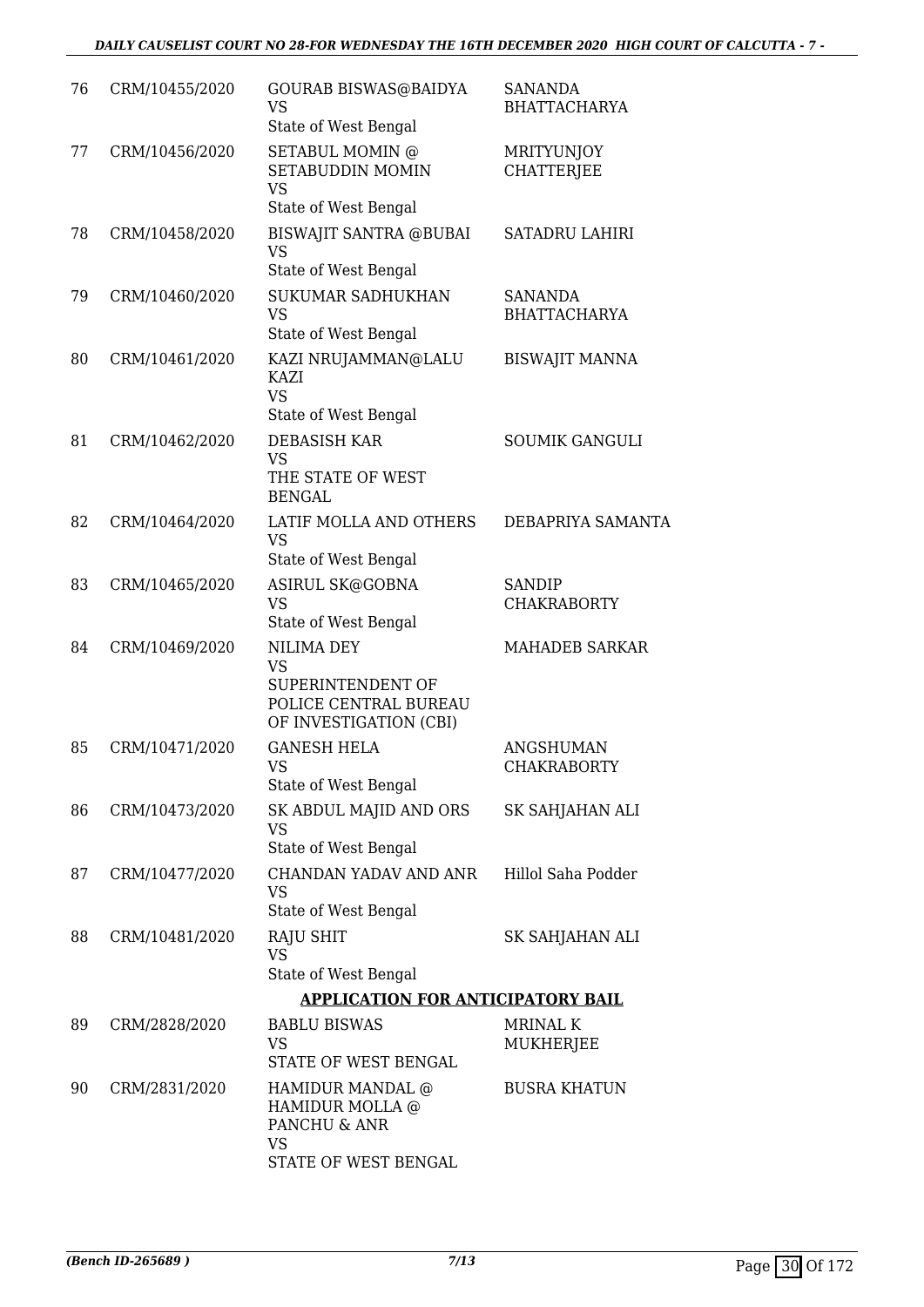| | | | |
|---|---|---|---|
| 76 | CRM/10455/2020 | GOURAB BISWAS@BAIDYA<br>VS<br>State of West Bengal | SANANDA BHATTACHARYA |
| 77 | CRM/10456/2020 | SETABUL MOMIN @ SETABUDDIN MOMIN<br>VS<br>State of West Bengal | MRITYUNJOY CHATTERJEE |
| 78 | CRM/10458/2020 | BISWAJIT SANTRA @BUBAI<br>VS<br>State of West Bengal | SATADRU LAHIRI |
| 79 | CRM/10460/2020 | SUKUMAR SADHUKHAN<br>VS<br>State of West Bengal | SANANDA BHATTACHARYA |
| 80 | CRM/10461/2020 | KAZI NRUJAMMAN@LALU KAZI<br>VS<br>State of West Bengal | BISWAJIT MANNA |
| 81 | CRM/10462/2020 | DEBASISH KAR<br>VS<br>THE STATE OF WEST BENGAL | SOUMIK GANGULI |
| 82 | CRM/10464/2020 | LATIF MOLLA AND OTHERS<br>VS<br>State of West Bengal | DEBAPRIYA SAMANTA |
| 83 | CRM/10465/2020 | ASIRUL SK@GOBNA<br>VS<br>State of West Bengal | SANDIP CHAKRABORTY |
| 84 | CRM/10469/2020 | NILIMA DEY<br>VS<br>SUPERINTENDENT OF POLICE CENTRAL BUREAU OF INVESTIGATION (CBI) | MAHADEB SARKAR |
| 85 | CRM/10471/2020 | GANESH HELA<br>VS<br>State of West Bengal | ANGSHUMAN CHAKRABORTY |
| 86 | CRM/10473/2020 | SK ABDUL MAJID AND ORS<br>VS<br>State of West Bengal | SK SAHJAHAN ALI |
| 87 | CRM/10477/2020 | CHANDAN YADAV AND ANR<br>VS<br>State of West Bengal | Hillol Saha Podder |
| 88 | CRM/10481/2020 | RAJU SHIT<br>VS<br>State of West Bengal | SK SAHJAHAN ALI |

**APPLICATION FOR ANTICIPATORY BAIL**

| | | | |
|---|---|---|---|
| 89 | CRM/2828/2020 | BABLU BISWAS<br>VS<br>STATE OF WEST BENGAL | MRINAL K MUKHERJEE |
| 90 | CRM/2831/2020 | HAMIDUR MANDAL @ HAMIDUR MOLLA @ PANCHU & ANR<br>VS<br>STATE OF WEST BENGAL | BUSRA KHATUN |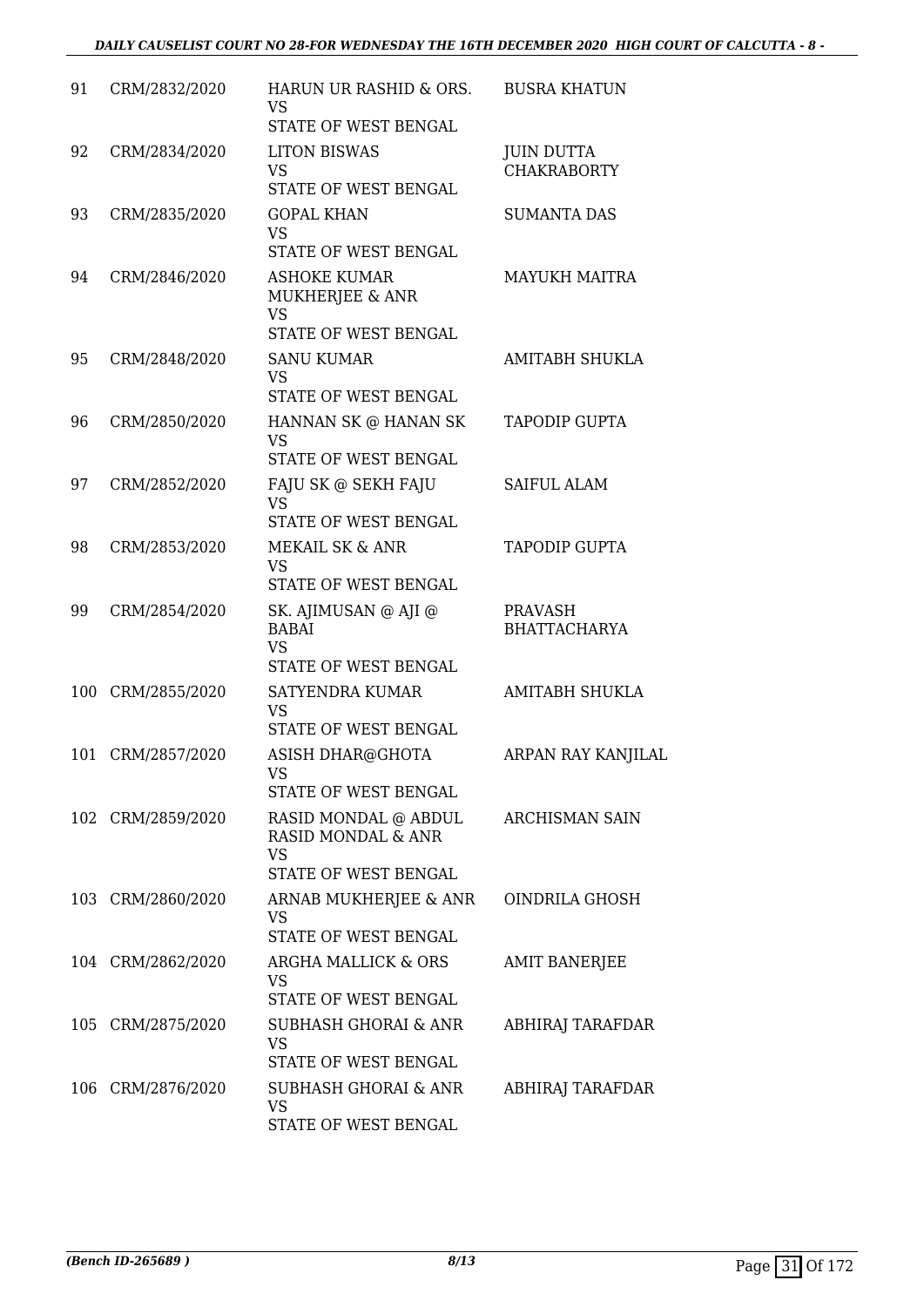| 91 | CRM/2832/2020 | HARUN UR RASHID & ORS.<br>VS<br>STATE OF WEST BENGAL | BUSRA KHATUN |
|---|---|---|---|
| 92 | CRM/2834/2020 | LITON BISWAS<br>VS<br>STATE OF WEST BENGAL | JUIN DUTTA CHAKRABORTY |
| 93 | CRM/2835/2020 | GOPAL KHAN<br>VS<br>STATE OF WEST BENGAL | SUMANTA DAS |
| 94 | CRM/2846/2020 | ASHOKE KUMAR MUKHERJEE & ANR<br>VS<br>STATE OF WEST BENGAL | MAYUKH MAITRA |
| 95 | CRM/2848/2020 | SANU KUMAR<br>VS<br>STATE OF WEST BENGAL | AMITABH SHUKLA |
| 96 | CRM/2850/2020 | HANNAN SK @ HANAN SK<br>VS<br>STATE OF WEST BENGAL | TAPODIP GUPTA |
| 97 | CRM/2852/2020 | FAJU SK @ SEKH FAJU<br>VS<br>STATE OF WEST BENGAL | SAIFUL ALAM |
| 98 | CRM/2853/2020 | MEKAIL SK & ANR<br>VS<br>STATE OF WEST BENGAL | TAPODIP GUPTA |
| 99 | CRM/2854/2020 | SK. AJIMUSAN @ AJI @ BABAI<br>VS<br>STATE OF WEST BENGAL | PRAVASH BHATTACHARYA |
| 100 | CRM/2855/2020 | SATYENDRA KUMAR<br>VS<br>STATE OF WEST BENGAL | AMITABH SHUKLA |
| 101 | CRM/2857/2020 | ASISH DHAR@GHOTA<br>VS<br>STATE OF WEST BENGAL | ARPAN RAY KANJILAL |
| 102 | CRM/2859/2020 | RASID MONDAL @ ABDUL RASID MONDAL & ANR<br>VS<br>STATE OF WEST BENGAL | ARCHISMAN SAIN |
| 103 | CRM/2860/2020 | ARNAB MUKHERJEE & ANR<br>VS<br>STATE OF WEST BENGAL | OINDRILA GHOSH |
| 104 | CRM/2862/2020 | ARGHA MALLICK & ORS<br>VS<br>STATE OF WEST BENGAL | AMIT BANERJEE |
| 105 | CRM/2875/2020 | SUBHASH GHORAI & ANR<br>VS<br>STATE OF WEST BENGAL | ABHIRAJ TARAFDAR |
| 106 | CRM/2876/2020 | SUBHASH GHORAI & ANR<br>VS<br>STATE OF WEST BENGAL | ABHIRAJ TARAFDAR |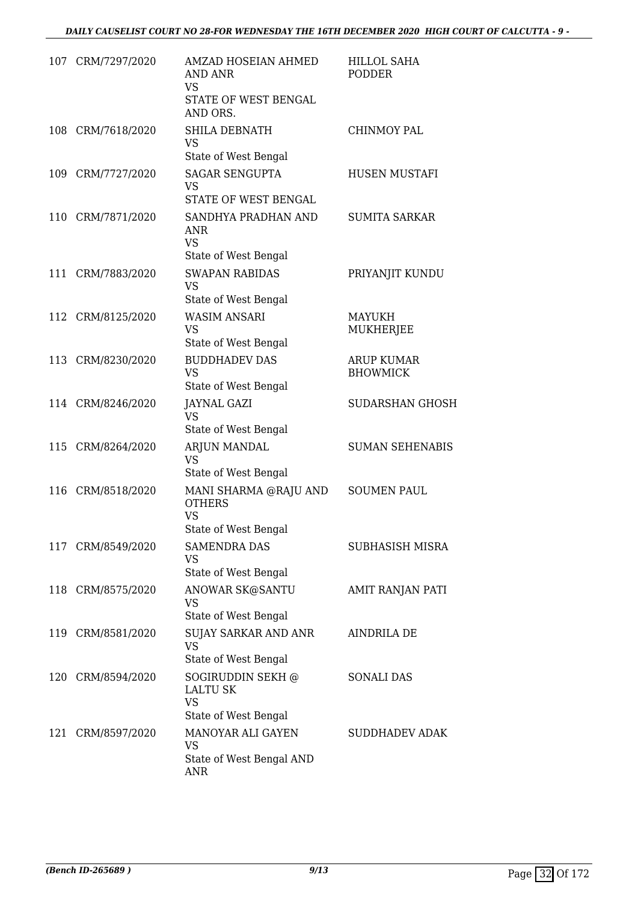| | | | |
|---|---|---|---|
| 107 | CRM/7297/2020 | AMZAD HOSEIAN AHMED AND ANR<br>VS<br>STATE OF WEST BENGAL AND ORS. | HILLOL SAHA PODDER |
| 108 | CRM/7618/2020 | SHILA DEBNATH<br>VS<br>State of West Bengal | CHINMOY PAL |
| 109 | CRM/7727/2020 | SAGAR SENGUPTA<br>VS<br>STATE OF WEST BENGAL | HUSEN MUSTAFI |
| 110 | CRM/7871/2020 | SANDHYA PRADHAN AND ANR<br>VS<br>State of West Bengal | SUMITA SARKAR |
| 111 | CRM/7883/2020 | SWAPAN RABIDAS<br>VS<br>State of West Bengal | PRIYANJIT KUNDU |
| 112 | CRM/8125/2020 | WASIM ANSARI<br>VS<br>State of West Bengal | MAYUKH MUKHERJEE |
| 113 | CRM/8230/2020 | BUDDHADEV DAS<br>VS<br>State of West Bengal | ARUP KUMAR BHOWMICK |
| 114 | CRM/8246/2020 | JAYNAL GAZI<br>VS<br>State of West Bengal | SUDARSHAN GHOSH |
| 115 | CRM/8264/2020 | ARJUN MANDAL<br>VS<br>State of West Bengal | SUMAN SEHENABIS |
| 116 | CRM/8518/2020 | MANI SHARMA @RAJU AND OTHERS<br>VS<br>State of West Bengal | SOUMEN PAUL |
| 117 | CRM/8549/2020 | SAMENDRA DAS<br>VS<br>State of West Bengal | SUBHASISH MISRA |
| 118 | CRM/8575/2020 | ANOWAR SK@SANTU<br>VS<br>State of West Bengal | AMIT RANJAN PATI |
| 119 | CRM/8581/2020 | SUJAY SARKAR AND ANR<br>VS<br>State of West Bengal | AINDRILA DE |
| 120 | CRM/8594/2020 | SOGIRUDDIN SEKH @ LALTU SK<br>VS<br>State of West Bengal | SONALI DAS |
| 121 | CRM/8597/2020 | MANOYAR ALI GAYEN<br>VS<br>State of West Bengal AND ANR | SUDDHADEV ADAK |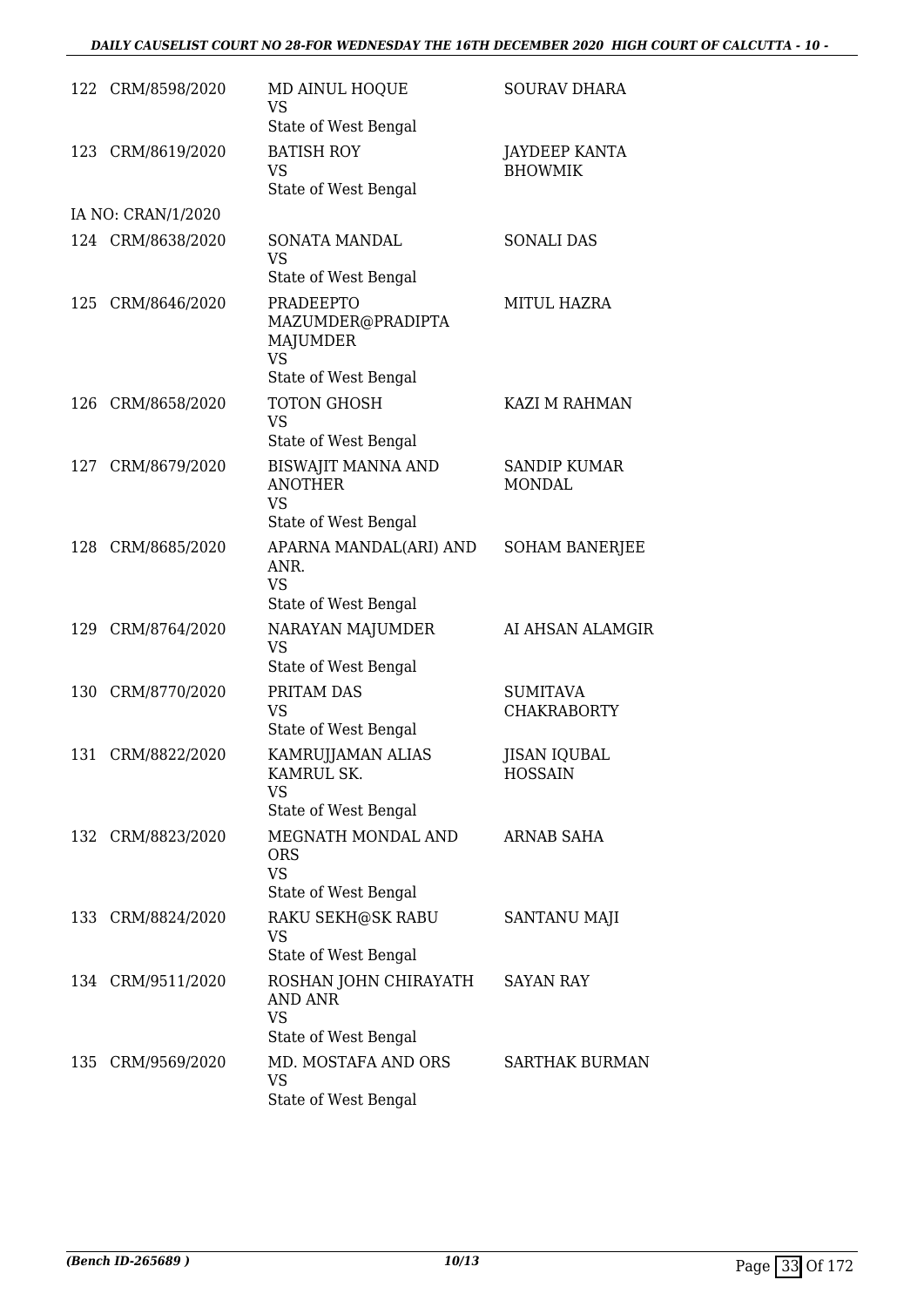| | | | |
|---|---|---|---|
| 122 | CRM/8598/2020 | MD AINUL HOQUE<br>VS<br>State of West Bengal | SOURAV DHARA |
| 123 | CRM/8619/2020 | BATISH ROY<br>VS<br>State of West Bengal | JAYDEEP KANTA BHOWMIK |
| | IA NO: CRAN/1/2020 | | |
| 124 | CRM/8638/2020 | SONATA MANDAL<br>VS<br>State of West Bengal | SONALI DAS |
| 125 | CRM/8646/2020 | PRADEEPTO MAZUMDER@PRADIPTA MAJUMDER<br>VS<br>State of West Bengal | MITUL HAZRA |
| 126 | CRM/8658/2020 | TOTON GHOSH<br>VS<br>State of West Bengal | KAZI M RAHMAN |
| 127 | CRM/8679/2020 | BISWAJIT MANNA AND ANOTHER<br>VS<br>State of West Bengal | SANDIP KUMAR MONDAL |
| 128 | CRM/8685/2020 | APARNA MANDAL(ARI) AND ANR.<br>VS<br>State of West Bengal | SOHAM BANERJEE |
| 129 | CRM/8764/2020 | NARAYAN MAJUMDER<br>VS<br>State of West Bengal | AI AHSAN ALAMGIR |
| 130 | CRM/8770/2020 | PRITAM DAS<br>VS<br>State of West Bengal | SUMITAVA CHAKRABORTY |
| 131 | CRM/8822/2020 | KAMRUJJAMAN ALIAS KAMRUL SK.<br>VS<br>State of West Bengal | JISAN IQUBAL HOSSAIN |
| 132 | CRM/8823/2020 | MEGNATH MONDAL AND ORS<br>VS<br>State of West Bengal | ARNAB SAHA |
| 133 | CRM/8824/2020 | RAKU SEKH@SK RABU<br>VS<br>State of West Bengal | SANTANU MAJI |
| 134 | CRM/9511/2020 | ROSHAN JOHN CHIRAYATH AND ANR<br>VS<br>State of West Bengal | SAYAN RAY |
| 135 | CRM/9569/2020 | MD. MOSTAFA AND ORS<br>VS<br>State of West Bengal | SARTHAK BURMAN |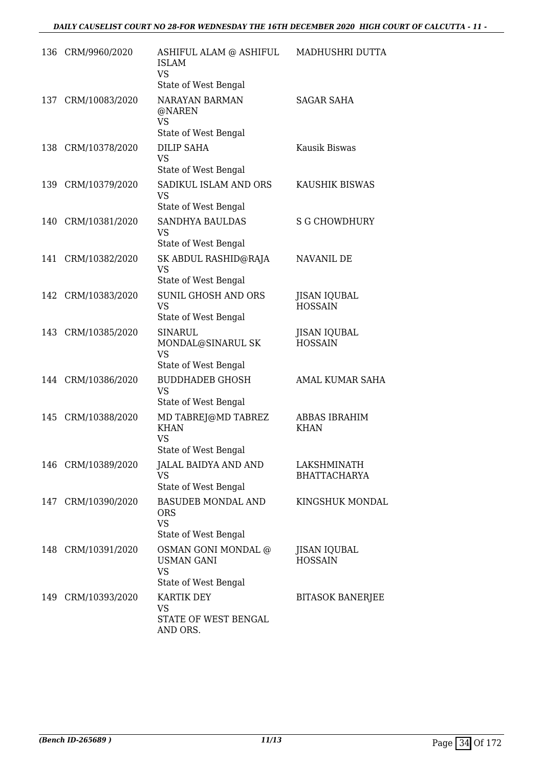| | | | |
|---|---|---|---|
| 136 | CRM/9960/2020 | ASHIFUL ALAM @ ASHIFUL ISLAM<br>VS<br>State of West Bengal | MADHUSHRI DUTTA |
| 137 | CRM/10083/2020 | NARAYAN BARMAN @NAREN<br>VS<br>State of West Bengal | SAGAR SAHA |
| 138 | CRM/10378/2020 | DILIP SAHA<br>VS<br>State of West Bengal | Kausik Biswas |
| 139 | CRM/10379/2020 | SADIKUL ISLAM AND ORS<br>VS<br>State of West Bengal | KAUSHIK BISWAS |
| 140 | CRM/10381/2020 | SANDHYA BAULDAS<br>VS<br>State of West Bengal | S G CHOWDHURY |
| 141 | CRM/10382/2020 | SK ABDUL RASHID@RAJA<br>VS<br>State of West Bengal | NAVANIL DE |
| 142 | CRM/10383/2020 | SUNIL GHOSH AND ORS<br>VS<br>State of West Bengal | JISAN IQUBAL HOSSAIN |
| 143 | CRM/10385/2020 | SINARUL MONDAL@SINARUL SK<br>VS<br>State of West Bengal | JISAN IQUBAL HOSSAIN |
| 144 | CRM/10386/2020 | BUDDHADEB GHOSH<br>VS<br>State of West Bengal | AMAL KUMAR SAHA |
| 145 | CRM/10388/2020 | MD TABREJ@MD TABREZ KHAN<br>VS<br>State of West Bengal | ABBAS IBRAHIM KHAN |
| 146 | CRM/10389/2020 | JALAL BAIDYA AND AND<br>VS<br>State of West Bengal | LAKSHMINATH BHATTACHARYA |
| 147 | CRM/10390/2020 | BASUDEB MONDAL AND ORS<br>VS<br>State of West Bengal | KINGSHUK MONDAL |
| 148 | CRM/10391/2020 | OSMAN GONI MONDAL @ USMAN GANI<br>VS<br>State of West Bengal | JISAN IQUBAL HOSSAIN |
| 149 | CRM/10393/2020 | KARTIK DEY<br>VS<br>STATE OF WEST BENGAL AND ORS. | BITASOK BANERJEE |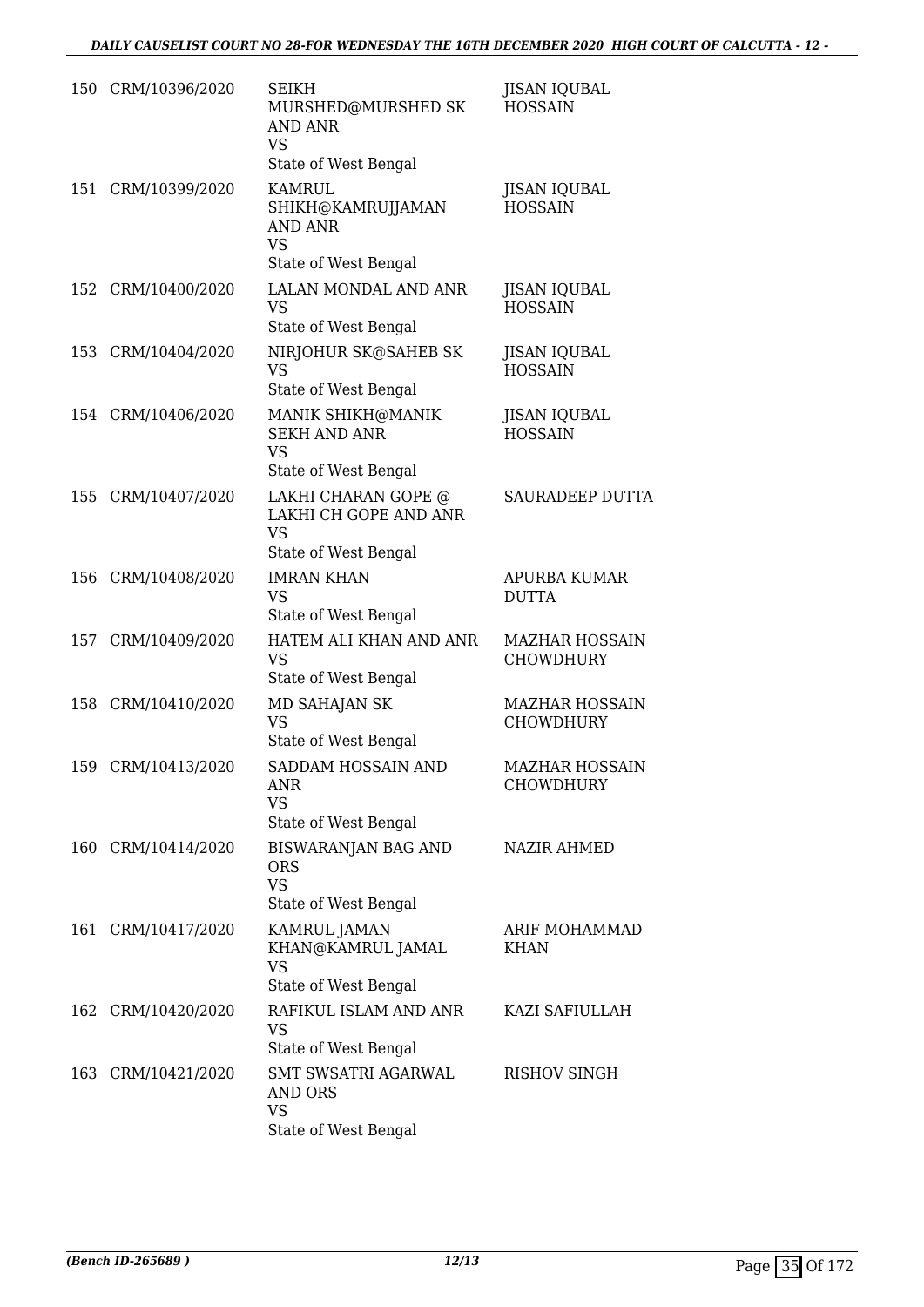| | | | |
|---|---|---|---|
| 150 | CRM/10396/2020 | SEIKH MURSHED@MURSHED SK AND ANR<br>VS<br>State of West Bengal | JISAN IQUBAL HOSSAIN |
| 151 | CRM/10399/2020 | KAMRUL SHIKH@KAMRUJJAMAN AND ANR<br>VS<br>State of West Bengal | JISAN IQUBAL HOSSAIN |
| 152 | CRM/10400/2020 | LALAN MONDAL AND ANR<br>VS<br>State of West Bengal | JISAN IQUBAL HOSSAIN |
| 153 | CRM/10404/2020 | NIRJOHUR SK@SAHEB SK<br>VS<br>State of West Bengal | JISAN IQUBAL HOSSAIN |
| 154 | CRM/10406/2020 | MANIK SHIKH@MANIK SEKH AND ANR<br>VS<br>State of West Bengal | JISAN IQUBAL HOSSAIN |
| 155 | CRM/10407/2020 | LAKHI CHARAN GOPE @ LAKHI CH GOPE AND ANR<br>VS<br>State of West Bengal | SAURADEEP DUTTA |
| 156 | CRM/10408/2020 | IMRAN KHAN<br>VS<br>State of West Bengal | APURBA KUMAR DUTTA |
| 157 | CRM/10409/2020 | HATEM ALI KHAN AND ANR<br>VS<br>State of West Bengal | MAZHAR HOSSAIN CHOWDHURY |
| 158 | CRM/10410/2020 | MD SAHAJAN SK<br>VS<br>State of West Bengal | MAZHAR HOSSAIN CHOWDHURY |
| 159 | CRM/10413/2020 | SADDAM HOSSAIN AND ANR<br>VS<br>State of West Bengal | MAZHAR HOSSAIN CHOWDHURY |
| 160 | CRM/10414/2020 | BISWARANJAN BAG AND ORS<br>VS<br>State of West Bengal | NAZIR AHMED |
| 161 | CRM/10417/2020 | KAMRUL JAMAN KHAN@KAMRUL JAMAL<br>VS<br>State of West Bengal | ARIF MOHAMMAD KHAN |
| 162 | CRM/10420/2020 | RAFIKUL ISLAM AND ANR<br>VS<br>State of West Bengal | KAZI SAFIULLAH |
| 163 | CRM/10421/2020 | SMT SWSATRI AGARWAL AND ORS<br>VS<br>State of West Bengal | RISHOV SINGH |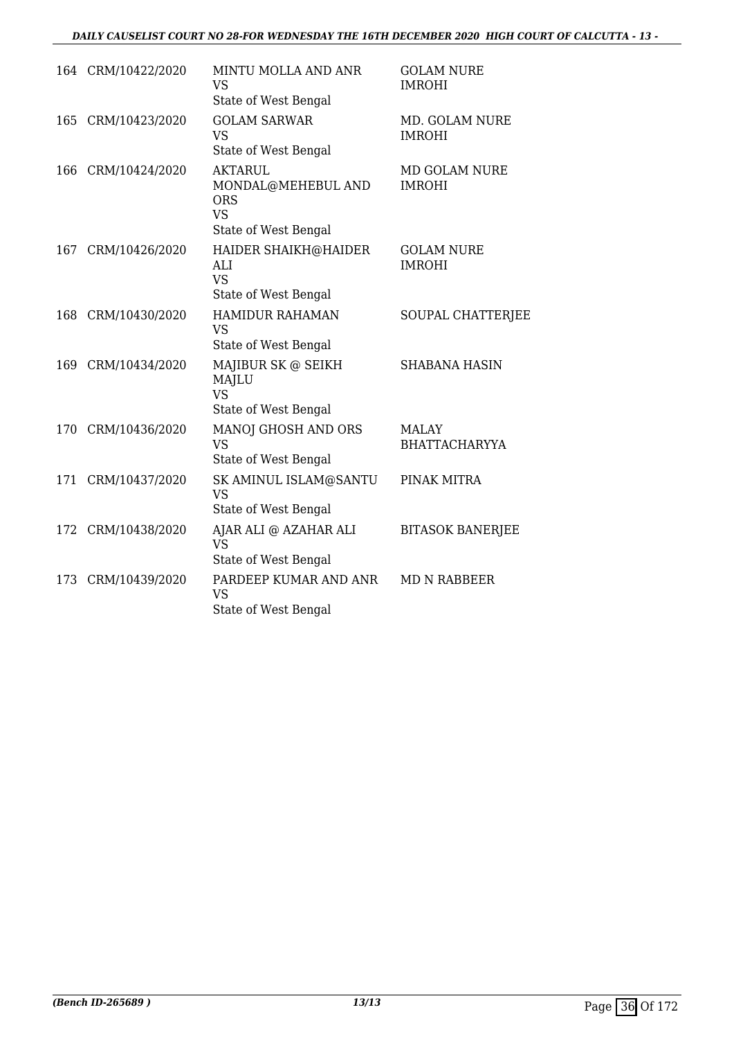| | | | |
|---|---|---|---|
| 164 | CRM/10422/2020 | MINTU MOLLA AND ANR<br>VS<br>State of West Bengal | GOLAM NURE IMROHI |
| 165 | CRM/10423/2020 | GOLAM SARWAR<br>VS<br>State of West Bengal | MD. GOLAM NURE IMROHI |
| 166 | CRM/10424/2020 | AKTARUL MONDAL@MEHEBUL AND ORS<br>VS<br>State of West Bengal | MD GOLAM NURE IMROHI |
| 167 | CRM/10426/2020 | HAIDER SHAIKH@HAIDER ALI<br>VS<br>State of West Bengal | GOLAM NURE IMROHI |
| 168 | CRM/10430/2020 | HAMIDUR RAHAMAN<br>VS<br>State of West Bengal | SOUPAL CHATTERJEE |
| 169 | CRM/10434/2020 | MAJIBUR SK @ SEIKH MAJLU<br>VS<br>State of West Bengal | SHABANA HASIN |
| 170 | CRM/10436/2020 | MANOJ GHOSH AND ORS<br>VS<br>State of West Bengal | MALAY BHATTACHARYYA |
| 171 | CRM/10437/2020 | SK AMINUL ISLAM@SANTU<br>VS<br>State of West Bengal | PINAK MITRA |
| 172 | CRM/10438/2020 | AJAR ALI @ AZAHAR ALI<br>VS<br>State of West Bengal | BITASOK BANERJEE |
| 173 | CRM/10439/2020 | PARDEEP KUMAR AND ANR<br>VS<br>State of West Bengal | MD N RABBEER |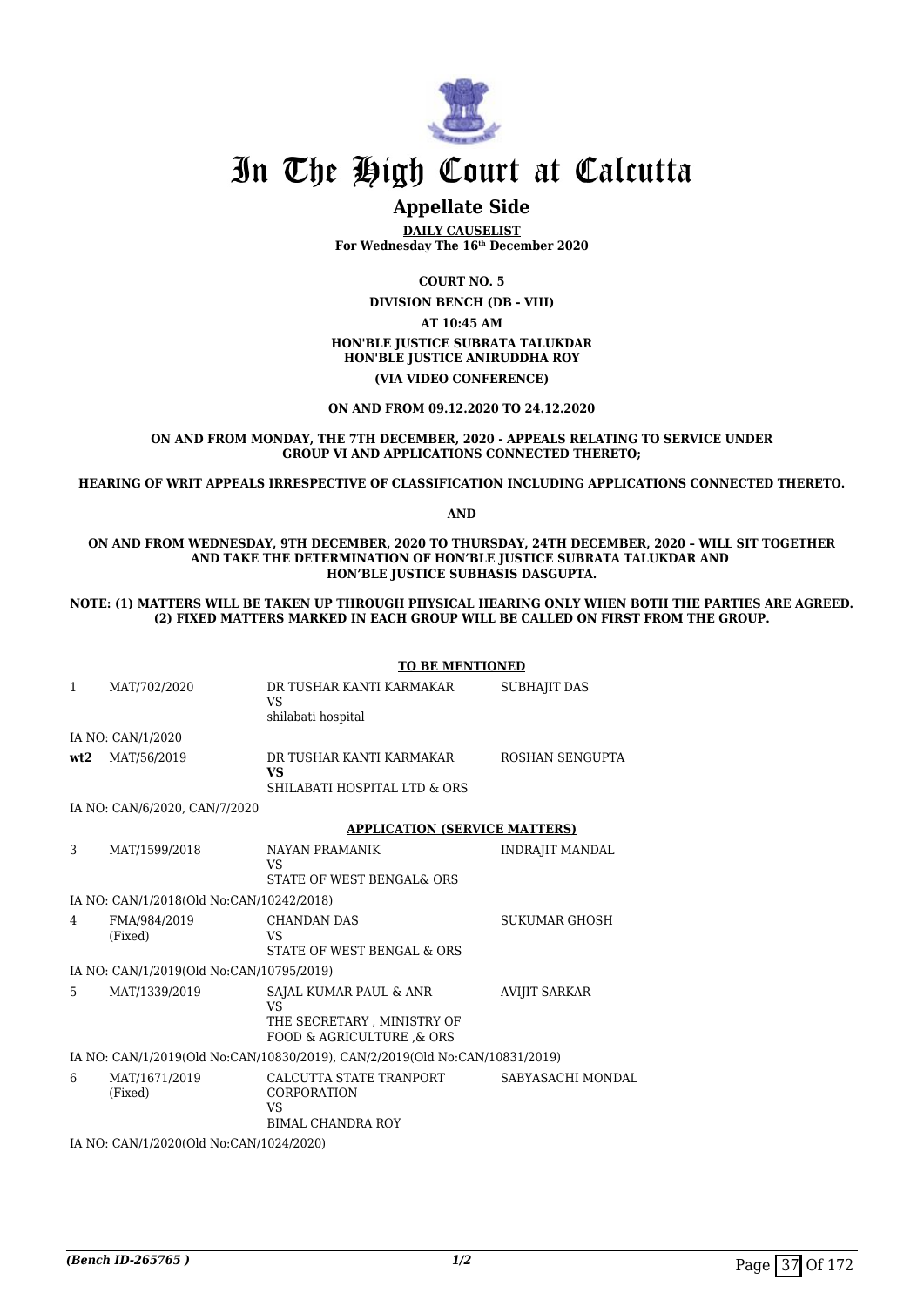# In The High Court at Calcutta

## Appellate Side

**DAILY CAUSELIST**
**For Wednesday The 16th December 2020**

**COURT NO. 5**

**DIVISION BENCH (DB - VIII)**

**AT 10:45 AM**

**HON'BLE JUSTICE SUBRATA TALUKDAR**
**HON'BLE JUSTICE ANIRUDDHA ROY**

**(VIA VIDEO CONFERENCE)**

**ON AND FROM 09.12.2020 TO 24.12.2020**

**ON AND FROM MONDAY, THE 7TH DECEMBER, 2020 - APPEALS RELATING TO SERVICE UNDER GROUP VI AND APPLICATIONS CONNECTED THERETO;**

**HEARING OF WRIT APPEALS IRRESPECTIVE OF CLASSIFICATION INCLUDING APPLICATIONS CONNECTED THERETO.**

**AND**

**ON AND FROM WEDNESDAY, 9TH DECEMBER, 2020 TO THURSDAY, 24TH DECEMBER, 2020 – WILL SIT TOGETHER AND TAKE THE DETERMINATION OF HON'BLE JUSTICE SUBRATA TALUKDAR AND HON'BLE JUSTICE SUBHASIS DASGUPTA.**

**NOTE: (1) MATTERS WILL BE TAKEN UP THROUGH PHYSICAL HEARING ONLY WHEN BOTH THE PARTIES ARE AGREED. (2) FIXED MATTERS MARKED IN EACH GROUP WILL BE CALLED ON FIRST FROM THE GROUP.**

**TO BE MENTIONED**

| | | | |
|---|---|---|---|
| 1 | MAT/702/2020 | DR TUSHAR KANTI KARMAKAR<br>VS<br>shilabati hospital | SUBHAJIT DAS |
| | IA NO: CAN/1/2020 | | |
| **wt2** | MAT/56/2019 | DR TUSHAR KANTI KARMAKAR<br>**VS**<br>SHILABATI HOSPITAL LTD & ORS | ROSHAN SENGUPTA |
| | IA NO: CAN/6/2020, CAN/7/2020 | | |

**APPLICATION (SERVICE MATTERS)**

| | | | |
|---|---|---|---|
| 3 | MAT/1599/2018 | NAYAN PRAMANIK<br>VS<br>STATE OF WEST BENGAL& ORS | INDRAJIT MANDAL |
| | IA NO: CAN/1/2018(Old No:CAN/10242/2018) | | |
| 4 | FMA/984/2019<br>(Fixed) | CHANDAN DAS<br>VS<br>STATE OF WEST BENGAL & ORS | SUKUMAR GHOSH |
| | IA NO: CAN/1/2019(Old No:CAN/10795/2019) | | |
| 5 | MAT/1339/2019 | SAJAL KUMAR PAUL & ANR<br>VS<br>THE SECRETARY , MINISTRY OF FOOD & AGRICULTURE ,& ORS | AVIJIT SARKAR |
| | IA NO: CAN/1/2019(Old No:CAN/10830/2019), CAN/2/2019(Old No:CAN/10831/2019) | | |
| 6 | MAT/1671/2019<br>(Fixed) | CALCUTTA STATE TRANPORT CORPORATION<br>VS<br>BIMAL CHANDRA ROY | SABYASACHI MONDAL |
| | IA NO: CAN/1/2020(Old No:CAN/1024/2020) | | |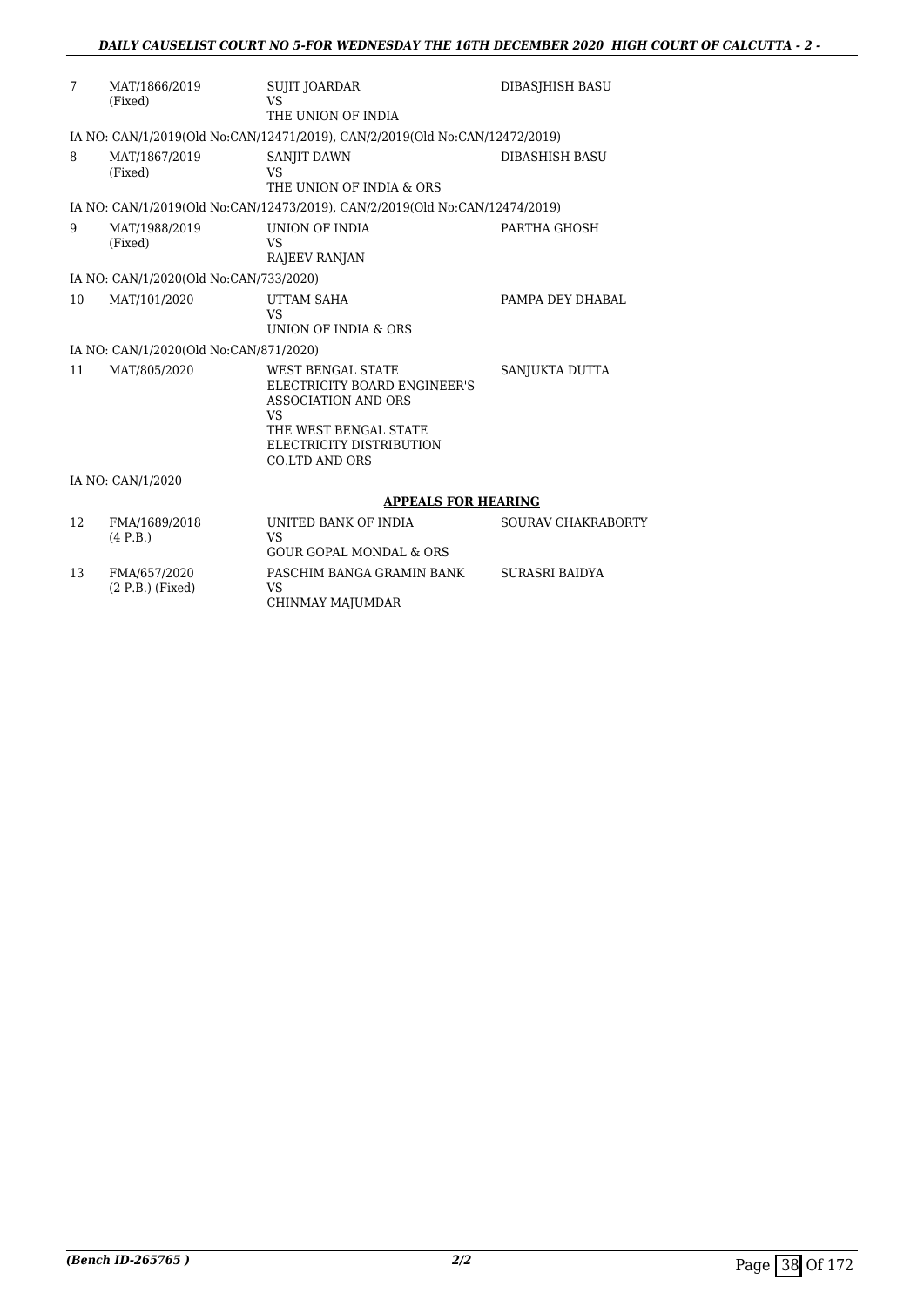| | | | |
|---|---|---|---|
| 7 | MAT/1866/2019 (Fixed) | SUJIT JOARDAR VS THE UNION OF INDIA | DIBASJHISH BASU |

IA NO: CAN/1/2019(Old No:CAN/12471/2019), CAN/2/2019(Old No:CAN/12472/2019)

| | | | |
|---|---|---|---|
| 8 | MAT/1867/2019 (Fixed) | SANJIT DAWN VS THE UNION OF INDIA & ORS | DIBASHISH BASU |

IA NO: CAN/1/2019(Old No:CAN/12473/2019), CAN/2/2019(Old No:CAN/12474/2019)

| | | | |
|---|---|---|---|
| 9 | MAT/1988/2019 (Fixed) | UNION OF INDIA VS RAJEEV RANJAN | PARTHA GHOSH |

IA NO: CAN/1/2020(Old No:CAN/733/2020)

| | | | |
|---|---|---|---|
| 10 | MAT/101/2020 | UTTAM SAHA VS UNION OF INDIA & ORS | PAMPA DEY DHABAL |

IA NO: CAN/1/2020(Old No:CAN/871/2020)

| | | | |
|---|---|---|---|
| 11 | MAT/805/2020 | WEST BENGAL STATE ELECTRICITY BOARD ENGINEER'S ASSOCIATION AND ORS VS THE WEST BENGAL STATE ELECTRICITY DISTRIBUTION CO.LTD AND ORS | SANJUKTA DUTTA |

IA NO: CAN/1/2020

**APPEALS FOR HEARING**

| | | | |
|---|---|---|---|
| 12 | FMA/1689/2018 (4 P.B.) | UNITED BANK OF INDIA VS GOUR GOPAL MONDAL & ORS | SOURAV CHAKRABORTY |
| 13 | FMA/657/2020 (2 P.B.) (Fixed) | PASCHIM BANGA GRAMIN BANK VS CHINMAY MAJUMDAR | SURASRI BAIDYA |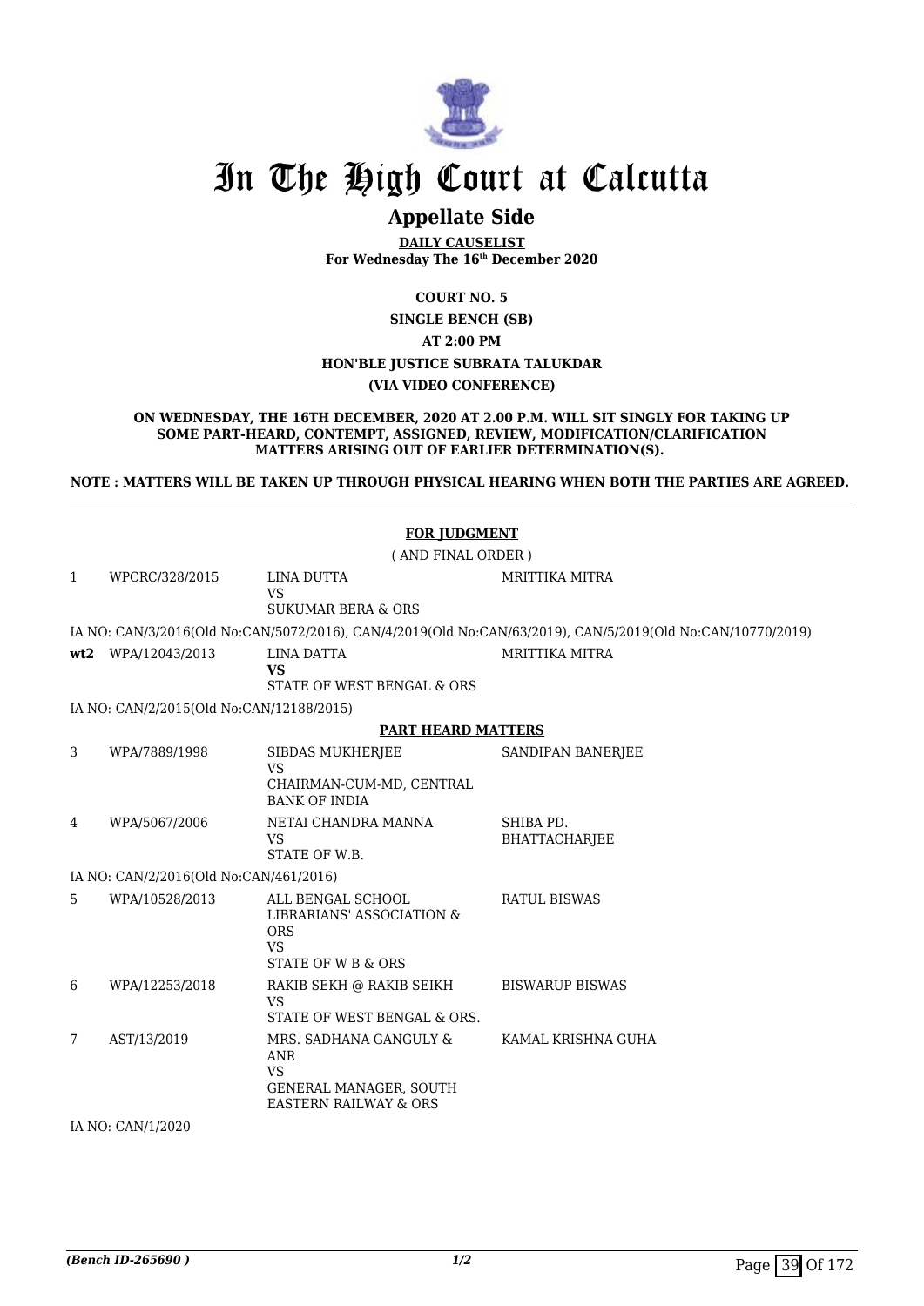# In The High Court at Calcutta

## Appellate Side

**DAILY CAUSELIST**
**For Wednesday The 16th December 2020**

**COURT NO. 5**
**SINGLE BENCH (SB)**
**AT 2:00 PM**
**HON'BLE JUSTICE SUBRATA TALUKDAR**
**(VIA VIDEO CONFERENCE)**

**ON WEDNESDAY, THE 16TH DECEMBER, 2020 AT 2.00 P.M. WILL SIT SINGLY FOR TAKING UP SOME PART-HEARD, CONTEMPT, ASSIGNED, REVIEW, MODIFICATION/CLARIFICATION MATTERS ARISING OUT OF EARLIER DETERMINATION(S).**

**NOTE : MATTERS WILL BE TAKEN UP THROUGH PHYSICAL HEARING WHEN BOTH THE PARTIES ARE AGREED.**

**FOR JUDGMENT**
( AND FINAL ORDER )

| | | | |
|---|---|---|---|
| 1 | WPCRC/328/2015 | LINA DUTTA<br>VS<br>SUKUMAR BERA & ORS | MRITTIKA MITRA |
| | IA NO: CAN/3/2016(Old No:CAN/5072/2016), CAN/4/2019(Old No:CAN/63/2019), CAN/5/2019(Old No:CAN/10770/2019) | | |
| **wt2** | WPA/12043/2013 | LINA DATTA<br>**VS**<br>STATE OF WEST BENGAL & ORS | MRITTIKA MITRA |
| | IA NO: CAN/2/2015(Old No:CAN/12188/2015) | | |

**PART HEARD MATTERS**

| | | | |
|---|---|---|---|
| 3 | WPA/7889/1998 | SIBDAS MUKHERJEE<br>VS<br>CHAIRMAN-CUM-MD, CENTRAL BANK OF INDIA | SANDIPAN BANERJEE |
| 4 | WPA/5067/2006 | NETAI CHANDRA MANNA<br>VS<br>STATE OF W.B. | SHIBA PD. BHATTACHARJEE |
| | IA NO: CAN/2/2016(Old No:CAN/461/2016) | | |
| 5 | WPA/10528/2013 | ALL BENGAL SCHOOL LIBRARIANS' ASSOCIATION & ORS<br>VS<br>STATE OF W B & ORS | RATUL BISWAS |
| 6 | WPA/12253/2018 | RAKIB SEKH @ RAKIB SEIKH<br>VS<br>STATE OF WEST BENGAL & ORS. | BISWARUP BISWAS |
| 7 | AST/13/2019 | MRS. SADHANA GANGULY & ANR<br>VS<br>GENERAL MANAGER, SOUTH EASTERN RAILWAY & ORS | KAMAL KRISHNA GUHA |
| | IA NO: CAN/1/2020 | | |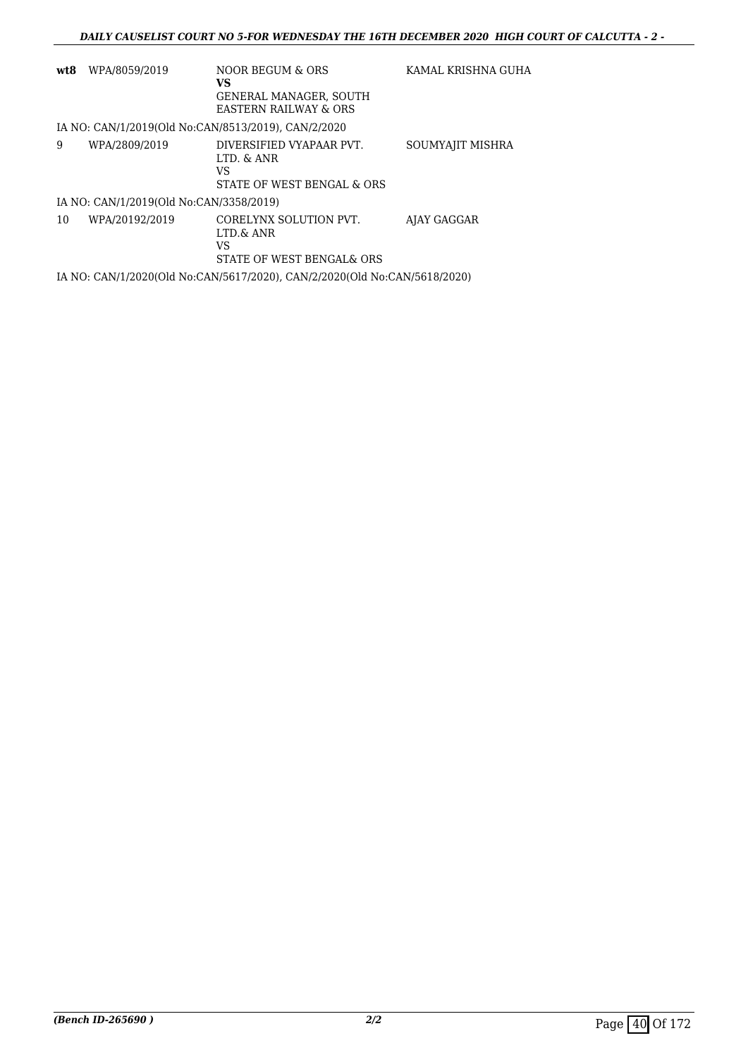| | | | |
|---|---|---|---|
| **wt8** | WPA/8059/2019 | NOOR BEGUM & ORS<br>**VS**<br>GENERAL MANAGER, SOUTH EASTERN RAILWAY & ORS | KAMAL KRISHNA GUHA |

IA NO: CAN/1/2019(Old No:CAN/8513/2019), CAN/2/2020

| | | | |
|---|---|---|---|
| 9 | WPA/2809/2019 | DIVERSIFIED VYAPAAR PVT. LTD. & ANR<br>VS<br>STATE OF WEST BENGAL & ORS | SOUMYAJIT MISHRA |

IA NO: CAN/1/2019(Old No:CAN/3358/2019)

| | | | |
|---|---|---|---|
| 10 | WPA/20192/2019 | CORELYNX SOLUTION PVT. LTD.& ANR<br>VS<br>STATE OF WEST BENGAL& ORS | AJAY GAGGAR |

IA NO: CAN/1/2020(Old No:CAN/5617/2020), CAN/2/2020(Old No:CAN/5618/2020)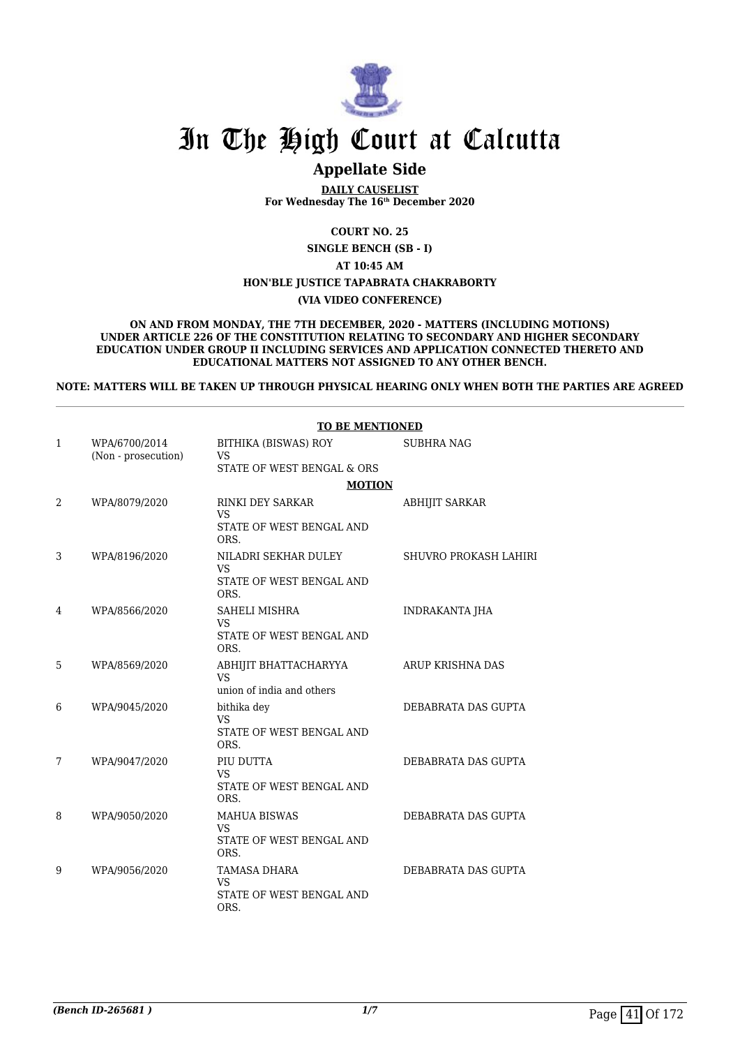# In The High Court at Calcutta

## Appellate Side

**DAILY CAUSELIST**
**For Wednesday The 16th December 2020**

**COURT NO. 25**

**SINGLE BENCH (SB - I)**

**AT 10:45 AM**

**HON'BLE JUSTICE TAPABRATA CHAKRABORTY**

**(VIA VIDEO CONFERENCE)**

**ON AND FROM MONDAY, THE 7TH DECEMBER, 2020 - MATTERS (INCLUDING MOTIONS) UNDER ARTICLE 226 OF THE CONSTITUTION RELATING TO SECONDARY AND HIGHER SECONDARY EDUCATION UNDER GROUP II INCLUDING SERVICES AND APPLICATION CONNECTED THERETO AND EDUCATIONAL MATTERS NOT ASSIGNED TO ANY OTHER BENCH.**

**NOTE: MATTERS WILL BE TAKEN UP THROUGH PHYSICAL HEARING ONLY WHEN BOTH THE PARTIES ARE AGREED**

**TO BE MENTIONED**

| | | | |
|---|---|---|---|
| 1 | WPA/6700/2014 (Non - prosecution) | BITHIKA (BISWAS) ROY VS STATE OF WEST BENGAL & ORS | SUBHRA NAG |

**MOTION**

| | | | |
|---|---|---|---|
| 2 | WPA/8079/2020 | RINKI DEY SARKAR VS STATE OF WEST BENGAL AND ORS. | ABHIJIT SARKAR |
| 3 | WPA/8196/2020 | NILADRI SEKHAR DULEY VS STATE OF WEST BENGAL AND ORS. | SHUVRO PROKASH LAHIRI |
| 4 | WPA/8566/2020 | SAHELI MISHRA VS STATE OF WEST BENGAL AND ORS. | INDRAKANTA JHA |
| 5 | WPA/8569/2020 | ABHIJIT BHATTACHARYYA VS union of india and others | ARUP KRISHNA DAS |
| 6 | WPA/9045/2020 | bithika dey VS STATE OF WEST BENGAL AND ORS. | DEBABRATA DAS GUPTA |
| 7 | WPA/9047/2020 | PIU DUTTA VS STATE OF WEST BENGAL AND ORS. | DEBABRATA DAS GUPTA |
| 8 | WPA/9050/2020 | MAHUA BISWAS VS STATE OF WEST BENGAL AND ORS. | DEBABRATA DAS GUPTA |
| 9 | WPA/9056/2020 | TAMASA DHARA VS STATE OF WEST BENGAL AND ORS. | DEBABRATA DAS GUPTA |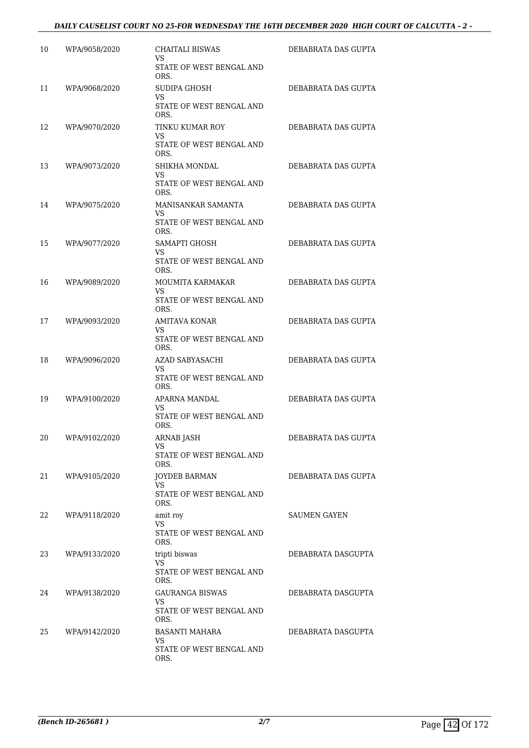| | | | |
|---|---|---|---|
| 10 | WPA/9058/2020 | CHAITALI BISWAS<br>VS<br>STATE OF WEST BENGAL AND ORS. | DEBABRATA DAS GUPTA |
| 11 | WPA/9068/2020 | SUDIPA GHOSH<br>VS<br>STATE OF WEST BENGAL AND ORS. | DEBABRATA DAS GUPTA |
| 12 | WPA/9070/2020 | TINKU KUMAR ROY<br>VS<br>STATE OF WEST BENGAL AND ORS. | DEBABRATA DAS GUPTA |
| 13 | WPA/9073/2020 | SHIKHA MONDAL<br>VS<br>STATE OF WEST BENGAL AND ORS. | DEBABRATA DAS GUPTA |
| 14 | WPA/9075/2020 | MANISANKAR SAMANTA<br>VS<br>STATE OF WEST BENGAL AND ORS. | DEBABRATA DAS GUPTA |
| 15 | WPA/9077/2020 | SAMAPTI GHOSH<br>VS<br>STATE OF WEST BENGAL AND ORS. | DEBABRATA DAS GUPTA |
| 16 | WPA/9089/2020 | MOUMITA KARMAKAR<br>VS<br>STATE OF WEST BENGAL AND ORS. | DEBABRATA DAS GUPTA |
| 17 | WPA/9093/2020 | AMITAVA KONAR<br>VS<br>STATE OF WEST BENGAL AND ORS. | DEBABRATA DAS GUPTA |
| 18 | WPA/9096/2020 | AZAD SABYASACHI<br>VS<br>STATE OF WEST BENGAL AND ORS. | DEBABRATA DAS GUPTA |
| 19 | WPA/9100/2020 | APARNA MANDAL<br>VS<br>STATE OF WEST BENGAL AND ORS. | DEBABRATA DAS GUPTA |
| 20 | WPA/9102/2020 | ARNAB JASH<br>VS<br>STATE OF WEST BENGAL AND ORS. | DEBABRATA DAS GUPTA |
| 21 | WPA/9105/2020 | JOYDEB BARMAN<br>VS<br>STATE OF WEST BENGAL AND ORS. | DEBABRATA DAS GUPTA |
| 22 | WPA/9118/2020 | amit roy<br>VS<br>STATE OF WEST BENGAL AND ORS. | SAUMEN GAYEN |
| 23 | WPA/9133/2020 | tripti biswas<br>VS<br>STATE OF WEST BENGAL AND ORS. | DEBABRATA DASGUPTA |
| 24 | WPA/9138/2020 | GAURANGA BISWAS<br>VS<br>STATE OF WEST BENGAL AND ORS. | DEBABRATA DASGUPTA |
| 25 | WPA/9142/2020 | BASANTI MAHARA<br>VS<br>STATE OF WEST BENGAL AND ORS. | DEBABRATA DASGUPTA |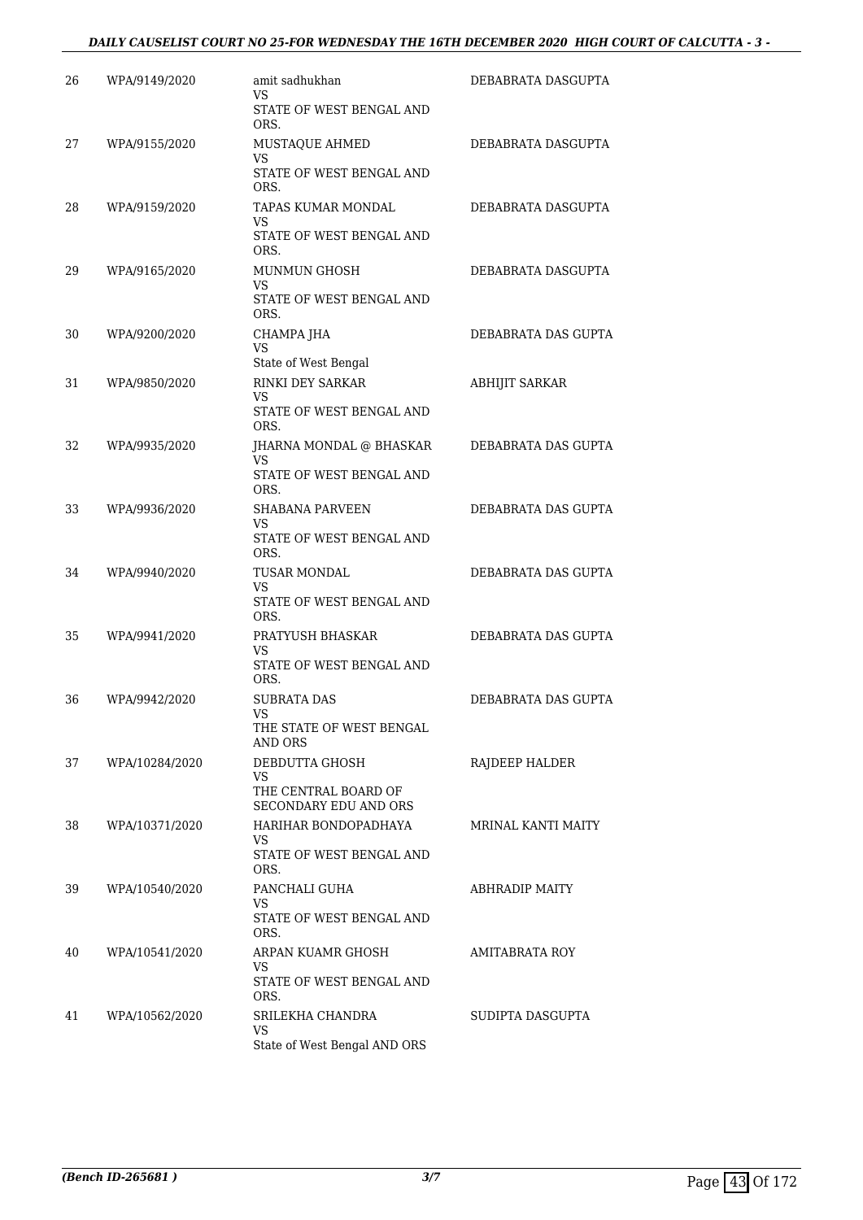| | | | |
|---|---|---|---|
| 26 | WPA/9149/2020 | amit sadhukhan<br>VS<br>STATE OF WEST BENGAL AND ORS. | DEBABRATA DASGUPTA |
| 27 | WPA/9155/2020 | MUSTAQUE AHMED<br>VS<br>STATE OF WEST BENGAL AND ORS. | DEBABRATA DASGUPTA |
| 28 | WPA/9159/2020 | TAPAS KUMAR MONDAL<br>VS<br>STATE OF WEST BENGAL AND ORS. | DEBABRATA DASGUPTA |
| 29 | WPA/9165/2020 | MUNMUN GHOSH<br>VS<br>STATE OF WEST BENGAL AND ORS. | DEBABRATA DASGUPTA |
| 30 | WPA/9200/2020 | CHAMPA JHA<br>VS<br>State of West Bengal | DEBABRATA DAS GUPTA |
| 31 | WPA/9850/2020 | RINKI DEY SARKAR<br>VS<br>STATE OF WEST BENGAL AND ORS. | ABHIJIT SARKAR |
| 32 | WPA/9935/2020 | JHARNA MONDAL @ BHASKAR<br>VS<br>STATE OF WEST BENGAL AND ORS. | DEBABRATA DAS GUPTA |
| 33 | WPA/9936/2020 | SHABANA PARVEEN<br>VS<br>STATE OF WEST BENGAL AND ORS. | DEBABRATA DAS GUPTA |
| 34 | WPA/9940/2020 | TUSAR MONDAL<br>VS<br>STATE OF WEST BENGAL AND ORS. | DEBABRATA DAS GUPTA |
| 35 | WPA/9941/2020 | PRATYUSH BHASKAR<br>VS<br>STATE OF WEST BENGAL AND ORS. | DEBABRATA DAS GUPTA |
| 36 | WPA/9942/2020 | SUBRATA DAS<br>VS<br>THE STATE OF WEST BENGAL AND ORS | DEBABRATA DAS GUPTA |
| 37 | WPA/10284/2020 | DEBDUTTA GHOSH<br>VS<br>THE CENTRAL BOARD OF SECONDARY EDU AND ORS | RAJDEEP HALDER |
| 38 | WPA/10371/2020 | HARIHAR BONDOPADHAYA<br>VS<br>STATE OF WEST BENGAL AND ORS. | MRINAL KANTI MAITY |
| 39 | WPA/10540/2020 | PANCHALI GUHA<br>VS<br>STATE OF WEST BENGAL AND ORS. | ABHRADIP MAITY |
| 40 | WPA/10541/2020 | ARPAN KUAMR GHOSH<br>VS<br>STATE OF WEST BENGAL AND ORS. | AMITABRATA ROY |
| 41 | WPA/10562/2020 | SRILEKHA CHANDRA<br>VS<br>State of West Bengal AND ORS | SUDIPTA DASGUPTA |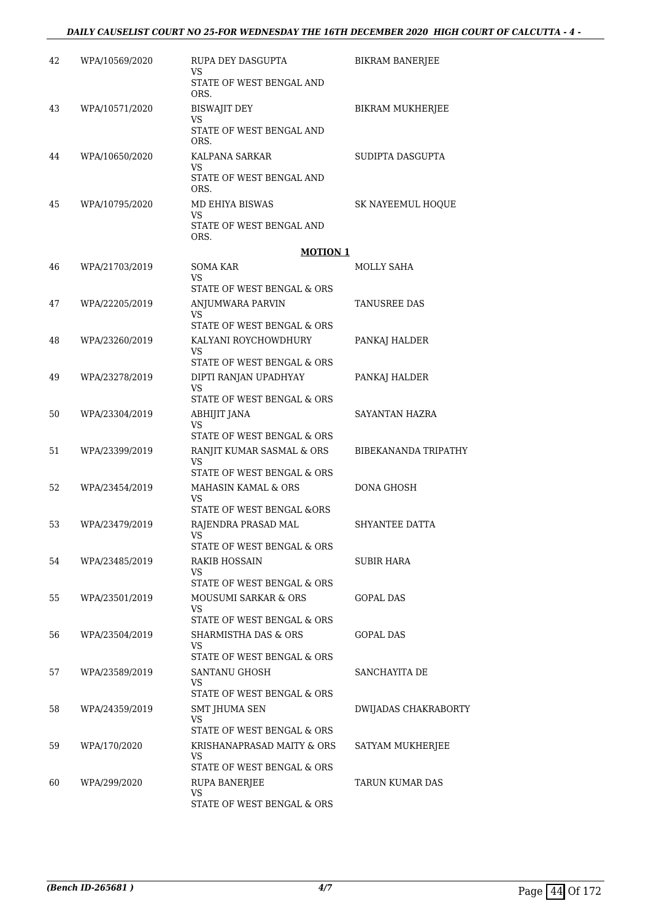| | | | |
|---|---|---|---|
| 42 | WPA/10569/2020 | RUPA DEY DASGUPTA<br>VS<br>STATE OF WEST BENGAL AND ORS. | BIKRAM BANERJEE |
| 43 | WPA/10571/2020 | BISWAJIT DEY<br>VS<br>STATE OF WEST BENGAL AND ORS. | BIKRAM MUKHERJEE |
| 44 | WPA/10650/2020 | KALPANA SARKAR<br>VS<br>STATE OF WEST BENGAL AND ORS. | SUDIPTA DASGUPTA |
| 45 | WPA/10795/2020 | MD EHIYA BISWAS<br>VS<br>STATE OF WEST BENGAL AND ORS. | SK NAYEEMUL HOQUE |

**MOTION 1**

| | | | |
|---|---|---|---|
| 46 | WPA/21703/2019 | SOMA KAR<br>VS<br>STATE OF WEST BENGAL & ORS | MOLLY SAHA |
| 47 | WPA/22205/2019 | ANJUMWARA PARVIN<br>VS<br>STATE OF WEST BENGAL & ORS | TANUSREE DAS |
| 48 | WPA/23260/2019 | KALYANI ROYCHOWDHURY<br>VS<br>STATE OF WEST BENGAL & ORS | PANKAJ HALDER |
| 49 | WPA/23278/2019 | DIPTI RANJAN UPADHYAY<br>VS<br>STATE OF WEST BENGAL & ORS | PANKAJ HALDER |
| 50 | WPA/23304/2019 | ABHIJIT JANA<br>VS<br>STATE OF WEST BENGAL & ORS | SAYANTAN HAZRA |
| 51 | WPA/23399/2019 | RANJIT KUMAR SASMAL & ORS<br>VS<br>STATE OF WEST BENGAL & ORS | BIBEKANANDA TRIPATHY |
| 52 | WPA/23454/2019 | MAHASIN KAMAL & ORS<br>VS<br>STATE OF WEST BENGAL &ORS | DONA GHOSH |
| 53 | WPA/23479/2019 | RAJENDRA PRASAD MAL<br>VS<br>STATE OF WEST BENGAL & ORS | SHYANTEE DATTA |
| 54 | WPA/23485/2019 | RAKIB HOSSAIN<br>VS<br>STATE OF WEST BENGAL & ORS | SUBIR HARA |
| 55 | WPA/23501/2019 | MOUSUMI SARKAR & ORS<br>VS<br>STATE OF WEST BENGAL & ORS | GOPAL DAS |
| 56 | WPA/23504/2019 | SHARMISTHA DAS & ORS<br>VS<br>STATE OF WEST BENGAL & ORS | GOPAL DAS |
| 57 | WPA/23589/2019 | SANTANU GHOSH<br>VS<br>STATE OF WEST BENGAL & ORS | SANCHAYITA DE |
| 58 | WPA/24359/2019 | SMT JHUMA SEN<br>VS<br>STATE OF WEST BENGAL & ORS | DWIJADAS CHAKRABORTY |
| 59 | WPA/170/2020 | KRISHANAPRASAD MAITY & ORS<br>VS<br>STATE OF WEST BENGAL & ORS | SATYAM MUKHERJEE |
| 60 | WPA/299/2020 | RUPA BANERJEE<br>VS<br>STATE OF WEST BENGAL & ORS | TARUN KUMAR DAS |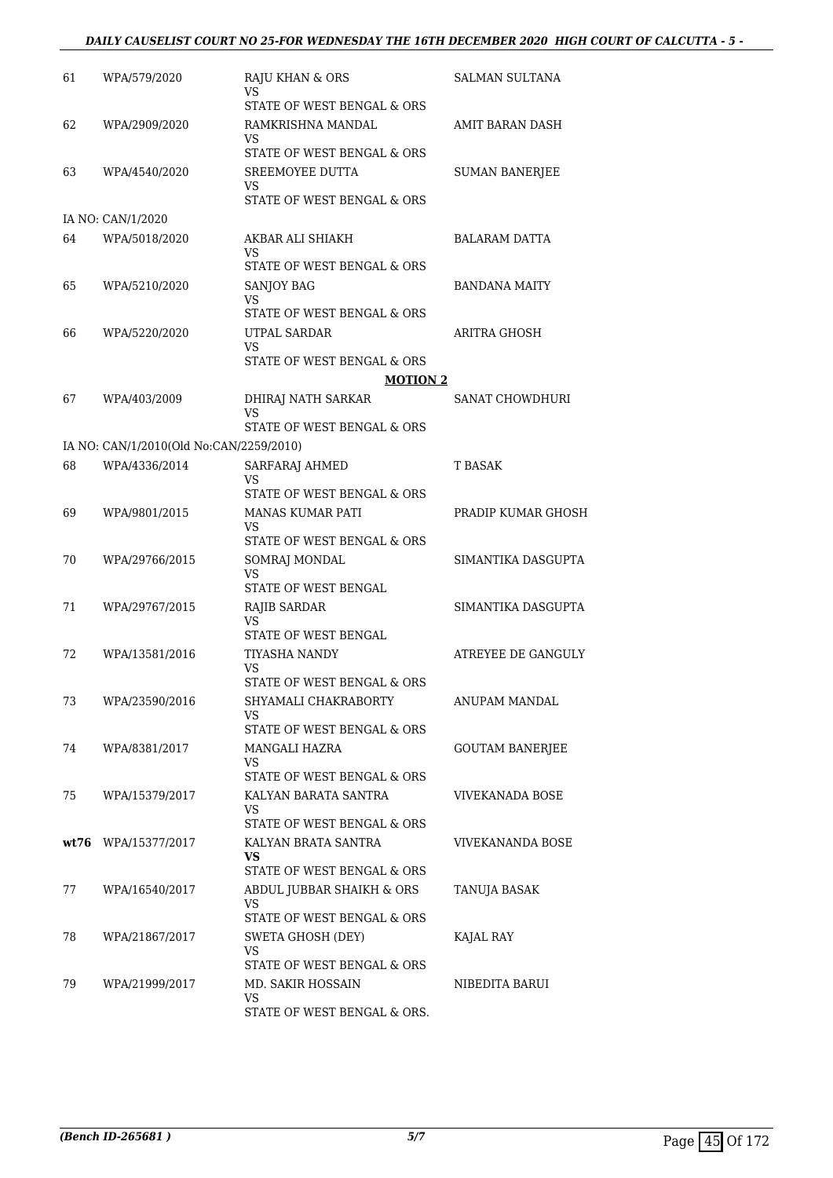| | | | |
|---|---|---|---|
| 61 | WPA/579/2020 | RAJU KHAN & ORS<br>VS<br>STATE OF WEST BENGAL & ORS | SALMAN SULTANA |
| 62 | WPA/2909/2020 | RAMKRISHNA MANDAL<br>VS<br>STATE OF WEST BENGAL & ORS | AMIT BARAN DASH |
| 63 | WPA/4540/2020 | SREEMOYEE DUTTA<br>VS<br>STATE OF WEST BENGAL & ORS | SUMAN BANERJEE |
| | IA NO: CAN/1/2020 | | |
| 64 | WPA/5018/2020 | AKBAR ALI SHIAKH<br>VS<br>STATE OF WEST BENGAL & ORS | BALARAM DATTA |
| 65 | WPA/5210/2020 | SANJOY BAG<br>VS<br>STATE OF WEST BENGAL & ORS | BANDANA MAITY |
| 66 | WPA/5220/2020 | UTPAL SARDAR<br>VS<br>STATE OF WEST BENGAL & ORS | ARITRA GHOSH |
| | | **MOTION 2** | |
| 67 | WPA/403/2009 | DHIRAJ NATH SARKAR<br>VS<br>STATE OF WEST BENGAL & ORS | SANAT CHOWDHURI |
| | IA NO: CAN/1/2010(Old No:CAN/2259/2010) | | |
| 68 | WPA/4336/2014 | SARFARAJ AHMED<br>VS<br>STATE OF WEST BENGAL & ORS | T BASAK |
| 69 | WPA/9801/2015 | MANAS KUMAR PATI<br>VS<br>STATE OF WEST BENGAL & ORS | PRADIP KUMAR GHOSH |
| 70 | WPA/29766/2015 | SOMRAJ MONDAL<br>VS<br>STATE OF WEST BENGAL | SIMANTIKA DASGUPTA |
| 71 | WPA/29767/2015 | RAJIB SARDAR<br>VS<br>STATE OF WEST BENGAL | SIMANTIKA DASGUPTA |
| 72 | WPA/13581/2016 | TIYASHA NANDY<br>VS<br>STATE OF WEST BENGAL & ORS | ATREYEE DE GANGULY |
| 73 | WPA/23590/2016 | SHYAMALI CHAKRABORTY<br>VS<br>STATE OF WEST BENGAL & ORS | ANUPAM MANDAL |
| 74 | WPA/8381/2017 | MANGALI HAZRA<br>VS<br>STATE OF WEST BENGAL & ORS | GOUTAM BANERJEE |
| 75 | WPA/15379/2017 | KALYAN BARATA SANTRA<br>VS<br>STATE OF WEST BENGAL & ORS | VIVEKANADA BOSE |
| **wt76** | WPA/15377/2017 | KALYAN BRATA SANTRA<br>**VS**<br>STATE OF WEST BENGAL & ORS | VIVEKANANDA BOSE |
| 77 | WPA/16540/2017 | ABDUL JUBBAR SHAIKH & ORS<br>VS<br>STATE OF WEST BENGAL & ORS | TANUJA BASAK |
| 78 | WPA/21867/2017 | SWETA GHOSH (DEY)<br>VS<br>STATE OF WEST BENGAL & ORS | KAJAL RAY |
| 79 | WPA/21999/2017 | MD. SAKIR HOSSAIN<br>VS<br>STATE OF WEST BENGAL & ORS. | NIBEDITA BARUI |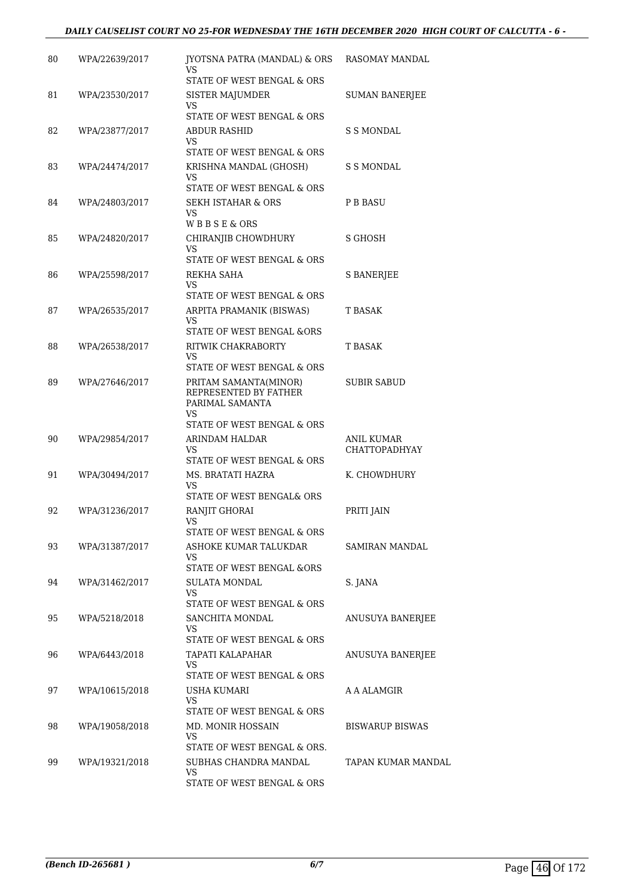| | | | |
|---|---|---|---|
| 80 | WPA/22639/2017 | JYOTSNA PATRA (MANDAL) & ORS<br>VS<br>STATE OF WEST BENGAL & ORS | RASOMAY MANDAL |
| 81 | WPA/23530/2017 | SISTER MAJUMDER<br>VS<br>STATE OF WEST BENGAL & ORS | SUMAN BANERJEE |
| 82 | WPA/23877/2017 | ABDUR RASHID<br>VS<br>STATE OF WEST BENGAL & ORS | S S MONDAL |
| 83 | WPA/24474/2017 | KRISHNA MANDAL (GHOSH)<br>VS<br>STATE OF WEST BENGAL & ORS | S S MONDAL |
| 84 | WPA/24803/2017 | SEKH ISTAHAR & ORS<br>VS<br>W B B S E & ORS | P B BASU |
| 85 | WPA/24820/2017 | CHIRANJIB CHOWDHURY<br>VS<br>STATE OF WEST BENGAL & ORS | S GHOSH |
| 86 | WPA/25598/2017 | REKHA SAHA<br>VS<br>STATE OF WEST BENGAL & ORS | S BANERJEE |
| 87 | WPA/26535/2017 | ARPITA PRAMANIK (BISWAS)<br>VS<br>STATE OF WEST BENGAL &ORS | T BASAK |
| 88 | WPA/26538/2017 | RITWIK CHAKRABORTY<br>VS<br>STATE OF WEST BENGAL & ORS | T BASAK |
| 89 | WPA/27646/2017 | PRITAM SAMANTA(MINOR) REPRESENTED BY FATHER PARIMAL SAMANTA<br>VS<br>STATE OF WEST BENGAL & ORS | SUBIR SABUD |
| 90 | WPA/29854/2017 | ARINDAM HALDAR<br>VS<br>STATE OF WEST BENGAL & ORS | ANIL KUMAR CHATTOPADHYAY |
| 91 | WPA/30494/2017 | MS. BRATATI HAZRA<br>VS<br>STATE OF WEST BENGAL& ORS | K. CHOWDHURY |
| 92 | WPA/31236/2017 | RANJIT GHORAI<br>VS<br>STATE OF WEST BENGAL & ORS | PRITI JAIN |
| 93 | WPA/31387/2017 | ASHOKE KUMAR TALUKDAR<br>VS<br>STATE OF WEST BENGAL &ORS | SAMIRAN MANDAL |
| 94 | WPA/31462/2017 | SULATA MONDAL<br>VS<br>STATE OF WEST BENGAL & ORS | S. JANA |
| 95 | WPA/5218/2018 | SANCHITA MONDAL<br>VS<br>STATE OF WEST BENGAL & ORS | ANUSUYA BANERJEE |
| 96 | WPA/6443/2018 | TAPATI KALAPAHAR<br>VS<br>STATE OF WEST BENGAL & ORS | ANUSUYA BANERJEE |
| 97 | WPA/10615/2018 | USHA KUMARI<br>VS<br>STATE OF WEST BENGAL & ORS | A A ALAMGIR |
| 98 | WPA/19058/2018 | MD. MONIR HOSSAIN<br>VS<br>STATE OF WEST BENGAL & ORS. | BISWARUP BISWAS |
| 99 | WPA/19321/2018 | SUBHAS CHANDRA MANDAL<br>VS<br>STATE OF WEST BENGAL & ORS | TAPAN KUMAR MANDAL |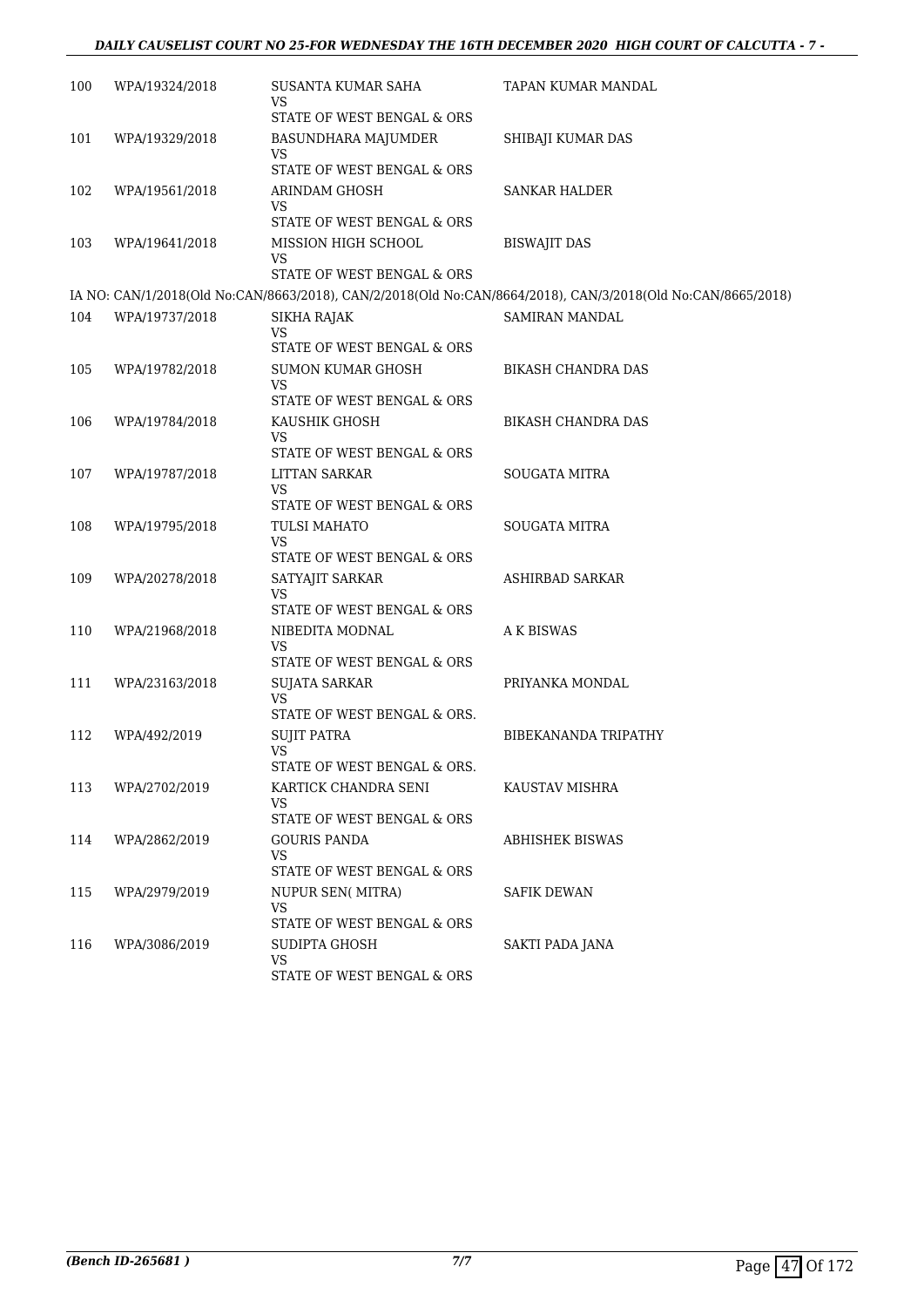| | | | |
|---|---|---|---|
| 100 | WPA/19324/2018 | SUSANTA KUMAR SAHA<br>VS<br>STATE OF WEST BENGAL & ORS | TAPAN KUMAR MANDAL |
| 101 | WPA/19329/2018 | BASUNDHARA MAJUMDER<br>VS<br>STATE OF WEST BENGAL & ORS | SHIBAJI KUMAR DAS |
| 102 | WPA/19561/2018 | ARINDAM GHOSH<br>VS<br>STATE OF WEST BENGAL & ORS | SANKAR HALDER |
| 103 | WPA/19641/2018 | MISSION HIGH SCHOOL<br>VS<br>STATE OF WEST BENGAL & ORS | BISWAJIT DAS |

IA NO: CAN/1/2018(Old No:CAN/8663/2018), CAN/2/2018(Old No:CAN/8664/2018), CAN/3/2018(Old No:CAN/8665/2018)

| | | | |
|---|---|---|---|
| 104 | WPA/19737/2018 | SIKHA RAJAK<br>VS<br>STATE OF WEST BENGAL & ORS | SAMIRAN MANDAL |
| 105 | WPA/19782/2018 | SUMON KUMAR GHOSH<br>VS<br>STATE OF WEST BENGAL & ORS | BIKASH CHANDRA DAS |
| 106 | WPA/19784/2018 | KAUSHIK GHOSH<br>VS<br>STATE OF WEST BENGAL & ORS | BIKASH CHANDRA DAS |
| 107 | WPA/19787/2018 | LITTAN SARKAR<br>VS<br>STATE OF WEST BENGAL & ORS | SOUGATA MITRA |
| 108 | WPA/19795/2018 | TULSI MAHATO<br>VS<br>STATE OF WEST BENGAL & ORS | SOUGATA MITRA |
| 109 | WPA/20278/2018 | SATYAJIT SARKAR<br>VS<br>STATE OF WEST BENGAL & ORS | ASHIRBAD SARKAR |
| 110 | WPA/21968/2018 | NIBEDITA MODNAL<br>VS<br>STATE OF WEST BENGAL & ORS | A K BISWAS |
| 111 | WPA/23163/2018 | SUJATA SARKAR<br>VS<br>STATE OF WEST BENGAL & ORS. | PRIYANKA MONDAL |
| 112 | WPA/492/2019 | SUJIT PATRA<br>VS<br>STATE OF WEST BENGAL & ORS. | BIBEKANANDA TRIPATHY |
| 113 | WPA/2702/2019 | KARTICK CHANDRA SENI<br>VS<br>STATE OF WEST BENGAL & ORS | KAUSTAV MISHRA |
| 114 | WPA/2862/2019 | GOURIS PANDA<br>VS<br>STATE OF WEST BENGAL & ORS | ABHISHEK BISWAS |
| 115 | WPA/2979/2019 | NUPUR SEN( MITRA)<br>VS<br>STATE OF WEST BENGAL & ORS | SAFIK DEWAN |
| 116 | WPA/3086/2019 | SUDIPTA GHOSH<br>VS<br>STATE OF WEST BENGAL & ORS | SAKTI PADA JANA |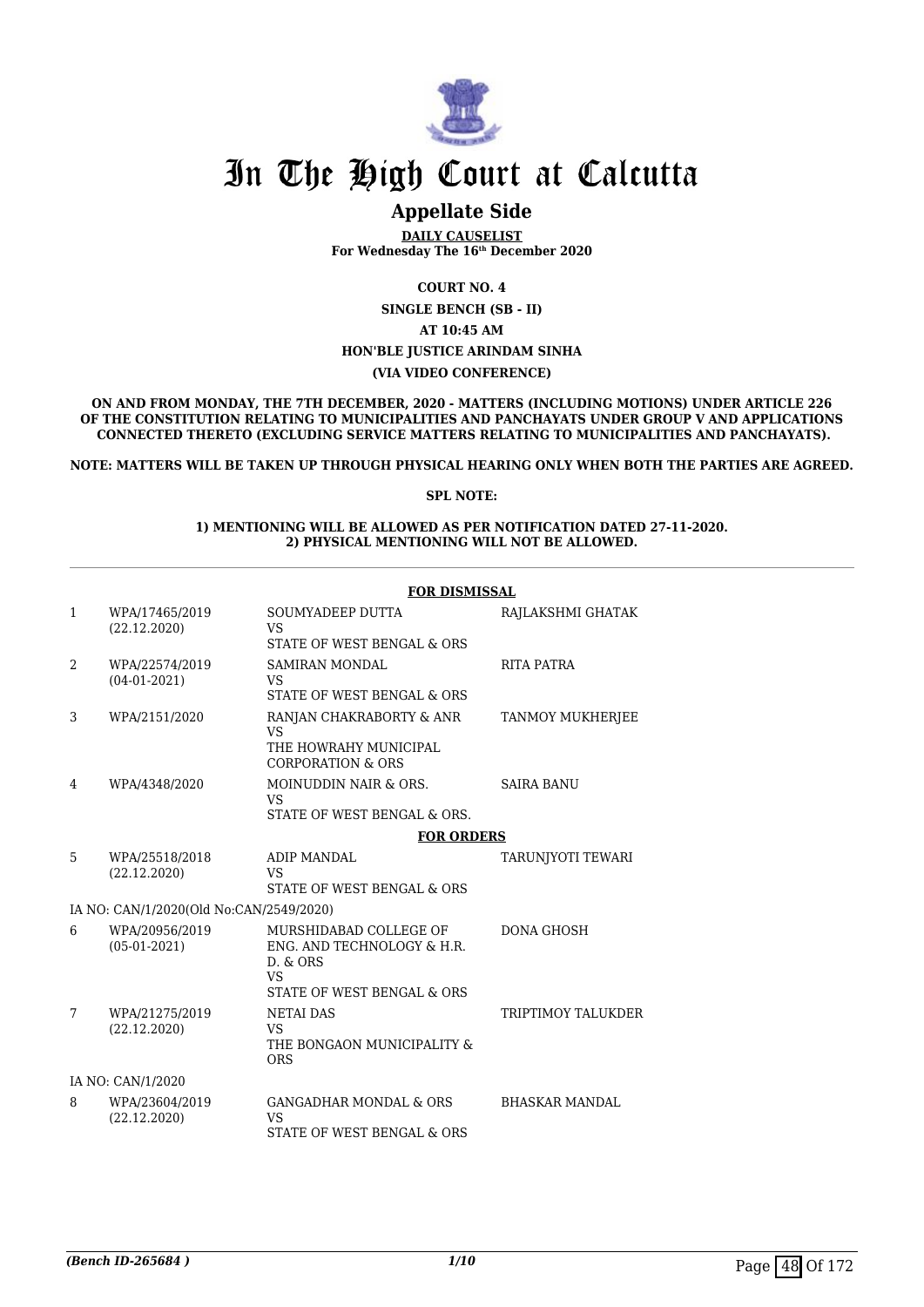# In The High Court at Calcutta

## Appellate Side

**DAILY CAUSELIST**
**For Wednesday The 16th December 2020**

**COURT NO. 4**

**SINGLE BENCH (SB - II)**

**AT 10:45 AM**

**HON'BLE JUSTICE ARINDAM SINHA**

**(VIA VIDEO CONFERENCE)**

**ON AND FROM MONDAY, THE 7TH DECEMBER, 2020 - MATTERS (INCLUDING MOTIONS) UNDER ARTICLE 226 OF THE CONSTITUTION RELATING TO MUNICIPALITIES AND PANCHAYATS UNDER GROUP V AND APPLICATIONS CONNECTED THERETO (EXCLUDING SERVICE MATTERS RELATING TO MUNICIPALITIES AND PANCHAYATS).**

**NOTE: MATTERS WILL BE TAKEN UP THROUGH PHYSICAL HEARING ONLY WHEN BOTH THE PARTIES ARE AGREED.**

**SPL NOTE:**

**1) MENTIONING WILL BE ALLOWED AS PER NOTIFICATION DATED 27-11-2020.**
**2) PHYSICAL MENTIONING WILL NOT BE ALLOWED.**

**FOR DISMISSAL**

| | | | |
|---|---|---|---|
| 1 | WPA/17465/2019 (22.12.2020) | SOUMYADEEP DUTTA VS STATE OF WEST BENGAL & ORS | RAJLAKSHMI GHATAK |
| 2 | WPA/22574/2019 (04-01-2021) | SAMIRAN MONDAL VS STATE OF WEST BENGAL & ORS | RITA PATRA |
| 3 | WPA/2151/2020 | RANJAN CHAKRABORTY & ANR VS THE HOWRAHY MUNICIPAL CORPORATION & ORS | TANMOY MUKHERJEE |
| 4 | WPA/4348/2020 | MOINUDDIN NAIR & ORS. VS STATE OF WEST BENGAL & ORS. | SAIRA BANU |

**FOR ORDERS**

| | | | |
|---|---|---|---|
| 5 | WPA/25518/2018 (22.12.2020) | ADIP MANDAL VS STATE OF WEST BENGAL & ORS | TARUNJYOTI TEWARI |
| | IA NO: CAN/1/2020(Old No:CAN/2549/2020) | | |
| 6 | WPA/20956/2019 (05-01-2021) | MURSHIDABAD COLLEGE OF ENG. AND TECHNOLOGY & H.R. D. & ORS VS STATE OF WEST BENGAL & ORS | DONA GHOSH |
| 7 | WPA/21275/2019 (22.12.2020) | NETAI DAS VS THE BONGAON MUNICIPALITY & ORS | TRIPTIMOY TALUKDER |
| | IA NO: CAN/1/2020 | | |
| 8 | WPA/23604/2019 (22.12.2020) | GANGADHAR MONDAL & ORS VS STATE OF WEST BENGAL & ORS | BHASKAR MANDAL |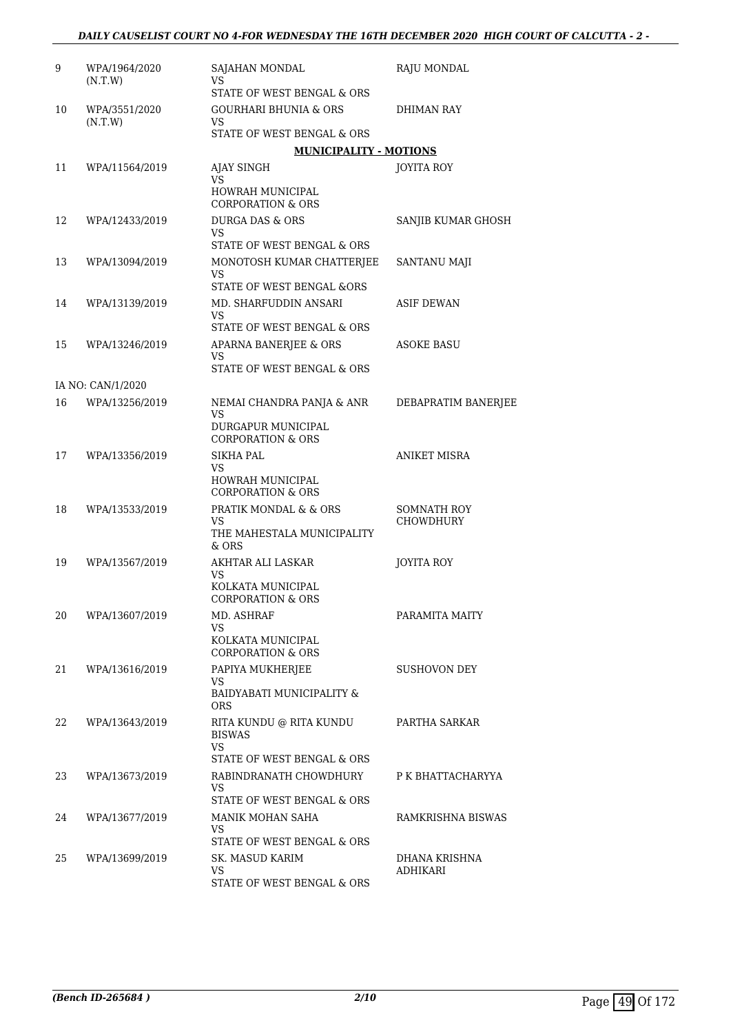| 9 | WPA/1964/2020 (N.T.W) | SAJAHAN MONDAL VS STATE OF WEST BENGAL & ORS | RAJU MONDAL |
|---|---|---|---|
| 10 | WPA/3551/2020 (N.T.W) | GOURHARI BHUNIA & ORS VS STATE OF WEST BENGAL & ORS | DHIMAN RAY |

**MUNICIPALITY - MOTIONS**

| 11 | WPA/11564/2019 | AJAY SINGH VS HOWRAH MUNICIPAL CORPORATION & ORS | JOYITA ROY |
|---|---|---|---|
| 12 | WPA/12433/2019 | DURGA DAS & ORS VS STATE OF WEST BENGAL & ORS | SANJIB KUMAR GHOSH |
| 13 | WPA/13094/2019 | MONOTOSH KUMAR CHATTERJEE VS STATE OF WEST BENGAL &ORS | SANTANU MAJI |
| 14 | WPA/13139/2019 | MD. SHARFUDDIN ANSARI VS STATE OF WEST BENGAL & ORS | ASIF DEWAN |
| 15 | WPA/13246/2019 | APARNA BANERJEE & ORS VS STATE OF WEST BENGAL & ORS | ASOKE BASU |
| | IA NO: CAN/1/2020 | | |
| 16 | WPA/13256/2019 | NEMAI CHANDRA PANJA & ANR VS DURGAPUR MUNICIPAL CORPORATION & ORS | DEBAPRATIM BANERJEE |
| 17 | WPA/13356/2019 | SIKHA PAL VS HOWRAH MUNICIPAL CORPORATION & ORS | ANIKET MISRA |
| 18 | WPA/13533/2019 | PRATIK MONDAL & & ORS VS THE MAHESTALA MUNICIPALITY & ORS | SOMNATH ROY CHOWDHURY |
| 19 | WPA/13567/2019 | AKHTAR ALI LASKAR VS KOLKATA MUNICIPAL CORPORATION & ORS | JOYITA ROY |
| 20 | WPA/13607/2019 | MD. ASHRAF VS KOLKATA MUNICIPAL CORPORATION & ORS | PARAMITA MAITY |
| 21 | WPA/13616/2019 | PAPIYA MUKHERJEE VS BAIDYABATI MUNICIPALITY & ORS | SUSHOVON DEY |
| 22 | WPA/13643/2019 | RITA KUNDU @ RITA KUNDU BISWAS VS STATE OF WEST BENGAL & ORS | PARTHA SARKAR |
| 23 | WPA/13673/2019 | RABINDRANATH CHOWDHURY VS STATE OF WEST BENGAL & ORS | P K BHATTACHARYYA |
| 24 | WPA/13677/2019 | MANIK MOHAN SAHA VS STATE OF WEST BENGAL & ORS | RAMKRISHNA BISWAS |
| 25 | WPA/13699/2019 | SK. MASUD KARIM VS STATE OF WEST BENGAL & ORS | DHANA KRISHNA ADHIKARI |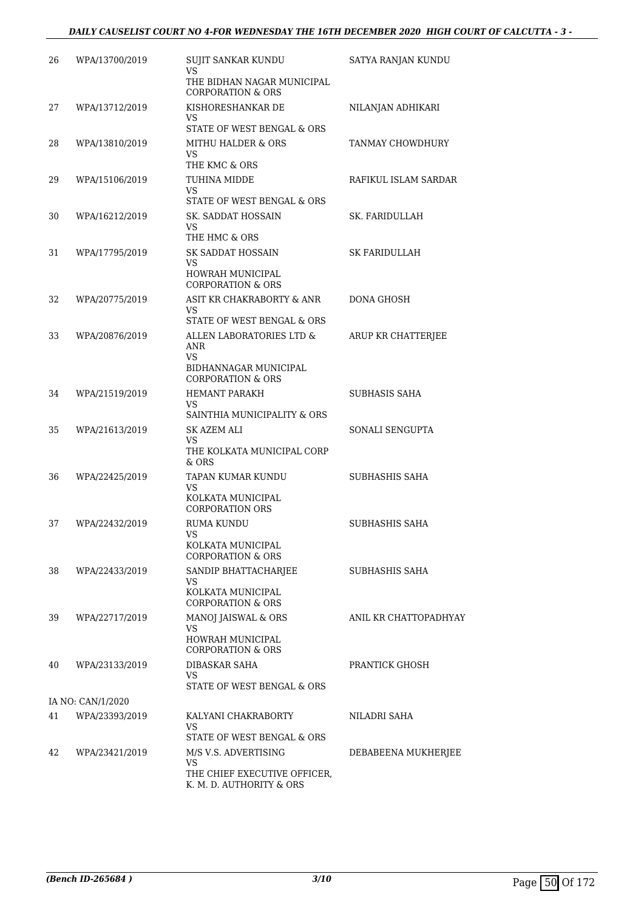| | | | |
|---|---|---|---|
| 26 | WPA/13700/2019 | SUJIT SANKAR KUNDU<br>VS<br>THE BIDHAN NAGAR MUNICIPAL CORPORATION & ORS | SATYA RANJAN KUNDU |
| 27 | WPA/13712/2019 | KISHORESHANKAR DE<br>VS<br>STATE OF WEST BENGAL & ORS | NILANJAN ADHIKARI |
| 28 | WPA/13810/2019 | MITHU HALDER & ORS<br>VS<br>THE KMC & ORS | TANMAY CHOWDHURY |
| 29 | WPA/15106/2019 | TUHINA MIDDE<br>VS<br>STATE OF WEST BENGAL & ORS | RAFIKUL ISLAM SARDAR |
| 30 | WPA/16212/2019 | SK. SADDAT HOSSAIN<br>VS<br>THE HMC & ORS | SK. FARIDULLAH |
| 31 | WPA/17795/2019 | SK SADDAT HOSSAIN<br>VS<br>HOWRAH MUNICIPAL CORPORATION & ORS | SK FARIDULLAH |
| 32 | WPA/20775/2019 | ASIT KR CHAKRABORTY & ANR<br>VS<br>STATE OF WEST BENGAL & ORS | DONA GHOSH |
| 33 | WPA/20876/2019 | ALLEN LABORATORIES LTD & ANR<br>VS<br>BIDHANNAGAR MUNICIPAL CORPORATION & ORS | ARUP KR CHATTERJEE |
| 34 | WPA/21519/2019 | HEMANT PARAKH<br>VS<br>SAINTHIA MUNICIPALITY & ORS | SUBHASIS SAHA |
| 35 | WPA/21613/2019 | SK AZEM ALI<br>VS<br>THE KOLKATA MUNICIPAL CORP & ORS | SONALI SENGUPTA |
| 36 | WPA/22425/2019 | TAPAN KUMAR KUNDU<br>VS<br>KOLKATA MUNICIPAL CORPORATION ORS | SUBHASHIS SAHA |
| 37 | WPA/22432/2019 | RUMA KUNDU<br>VS<br>KOLKATA MUNICIPAL CORPORATION & ORS | SUBHASHIS SAHA |
| 38 | WPA/22433/2019 | SANDIP BHATTACHARJEE<br>VS<br>KOLKATA MUNICIPAL CORPORATION & ORS | SUBHASHIS SAHA |
| 39 | WPA/22717/2019 | MANOJ JAISWAL & ORS<br>VS<br>HOWRAH MUNICIPAL CORPORATION & ORS | ANIL KR CHATTOPADHYAY |
| 40 | WPA/23133/2019 | DIBASKAR SAHA<br>VS<br>STATE OF WEST BENGAL & ORS | PRANTICK GHOSH |
| | IA NO: CAN/1/2020 | | |
| 41 | WPA/23393/2019 | KALYANI CHAKRABORTY<br>VS<br>STATE OF WEST BENGAL & ORS | NILADRI SAHA |
| 42 | WPA/23421/2019 | M/S V.S. ADVERTISING<br>VS<br>THE CHIEF EXECUTIVE OFFICER, K. M. D. AUTHORITY & ORS | DEBABEENA MUKHERJEE |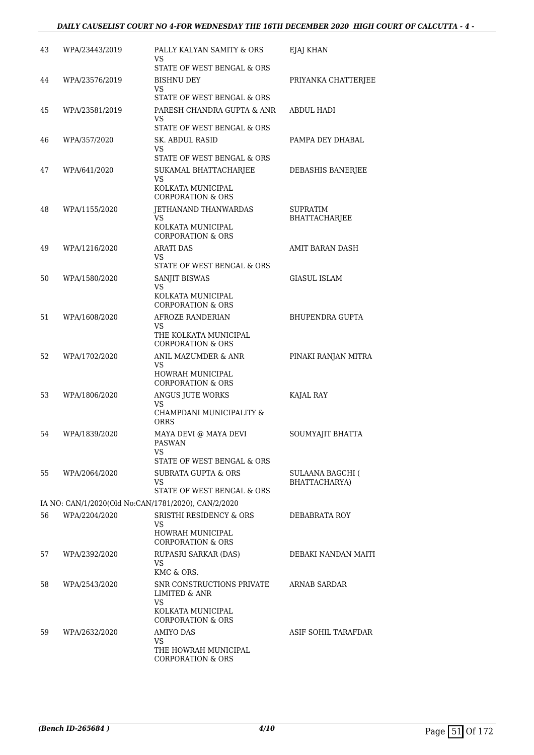| 43 | WPA/23443/2019 | PALLY KALYAN SAMITY & ORS<br>VS<br>STATE OF WEST BENGAL & ORS | EJAJ KHAN |
|---|---|---|---|
| 44 | WPA/23576/2019 | BISHNU DEY<br>VS<br>STATE OF WEST BENGAL & ORS | PRIYANKA CHATTERJEE |
| 45 | WPA/23581/2019 | PARESH CHANDRA GUPTA & ANR<br>VS<br>STATE OF WEST BENGAL & ORS | ABDUL HADI |
| 46 | WPA/357/2020 | SK. ABDUL RASID<br>VS<br>STATE OF WEST BENGAL & ORS | PAMPA DEY DHABAL |
| 47 | WPA/641/2020 | SUKAMAL BHATTACHARJEE<br>VS<br>KOLKATA MUNICIPAL CORPORATION & ORS | DEBASHIS BANERJEE |
| 48 | WPA/1155/2020 | JETHANAND THANWARDAS<br>VS<br>KOLKATA MUNICIPAL CORPORATION & ORS | SUPRATIM BHATTACHARJEE |
| 49 | WPA/1216/2020 | ARATI DAS<br>VS<br>STATE OF WEST BENGAL & ORS | AMIT BARAN DASH |
| 50 | WPA/1580/2020 | SANJIT BISWAS<br>VS<br>KOLKATA MUNICIPAL CORPORATION & ORS | GIASUL ISLAM |
| 51 | WPA/1608/2020 | AFROZE RANDERIAN<br>VS<br>THE KOLKATA MUNICIPAL CORPORATION & ORS | BHUPENDRA GUPTA |
| 52 | WPA/1702/2020 | ANIL MAZUMDER & ANR<br>VS<br>HOWRAH MUNICIPAL CORPORATION & ORS | PINAKI RANJAN MITRA |
| 53 | WPA/1806/2020 | ANGUS JUTE WORKS<br>VS<br>CHAMPDANI MUNICIPALITY & ORRS | KAJAL RAY |
| 54 | WPA/1839/2020 | MAYA DEVI @ MAYA DEVI PASWAN<br>VS<br>STATE OF WEST BENGAL & ORS | SOUMYAJIT BHATTA |
| 55 | WPA/2064/2020 | SUBRATA GUPTA & ORS<br>VS<br>STATE OF WEST BENGAL & ORS | SULAANA BAGCHI ( BHATTACHARYA) |
| | IA NO: CAN/1/2020(Old No:CAN/1781/2020), CAN/2/2020 | | |
| 56 | WPA/2204/2020 | SRISTHI RESIDENCY & ORS<br>VS<br>HOWRAH MUNICIPAL CORPORATION & ORS | DEBABRATA ROY |
| 57 | WPA/2392/2020 | RUPASRI SARKAR (DAS)<br>VS<br>KMC & ORS. | DEBAKI NANDAN MAITI |
| 58 | WPA/2543/2020 | SNR CONSTRUCTIONS PRIVATE LIMITED & ANR<br>VS<br>KOLKATA MUNICIPAL CORPORATION & ORS | ARNAB SARDAR |
| 59 | WPA/2632/2020 | AMIYO DAS<br>VS<br>THE HOWRAH MUNICIPAL CORPORATION & ORS | ASIF SOHIL TARAFDAR |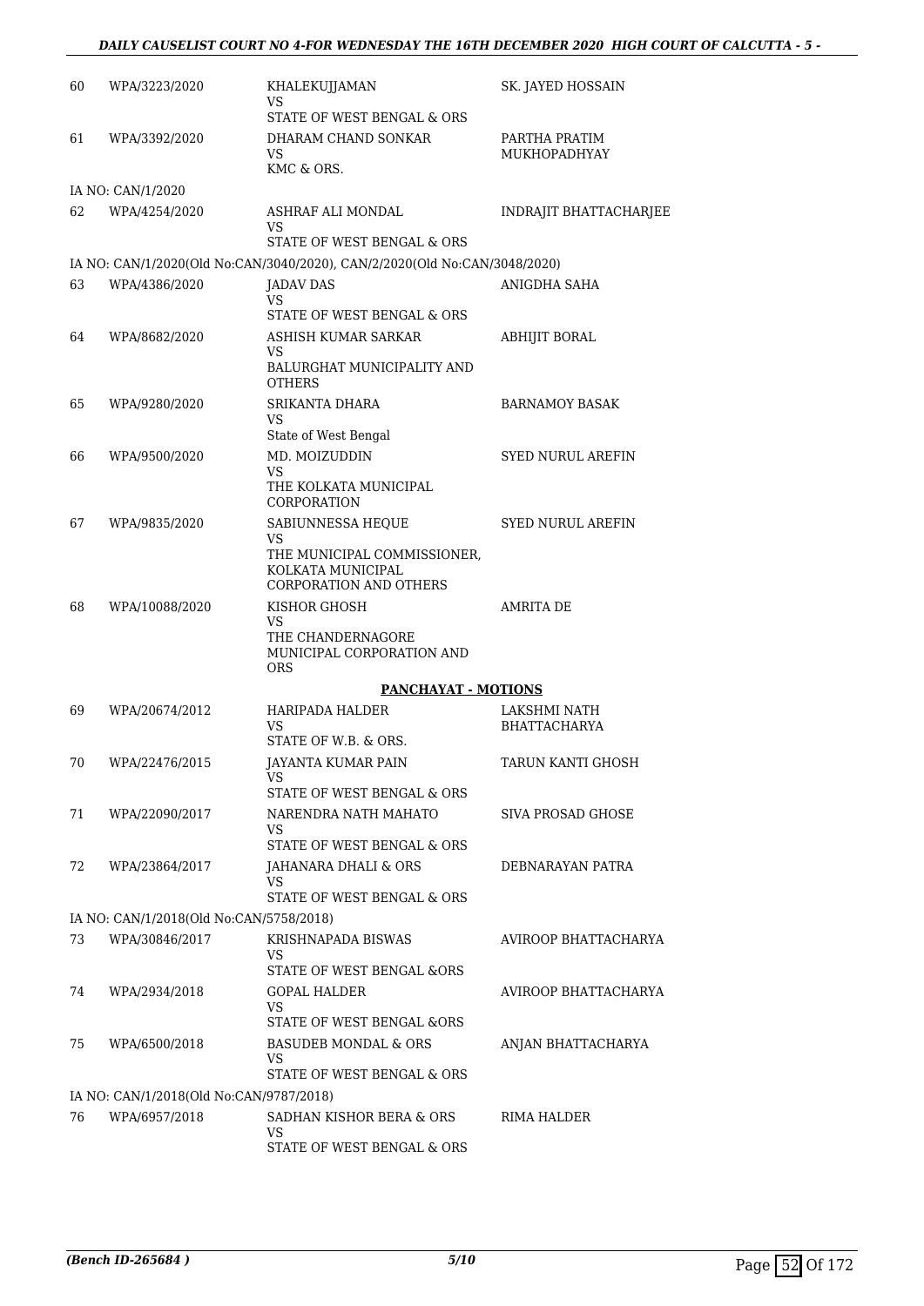| | | | |
|---|---|---|---|
| 60 | WPA/3223/2020 | KHALEKUJJAMAN<br>VS<br>STATE OF WEST BENGAL & ORS | SK. JAYED HOSSAIN |
| 61 | WPA/3392/2020 | DHARAM CHAND SONKAR<br>VS<br>KMC & ORS. | PARTHA PRATIM MUKHOPADHYAY |
| | IA NO: CAN/1/2020 | | |
| 62 | WPA/4254/2020 | ASHRAF ALI MONDAL<br>VS<br>STATE OF WEST BENGAL & ORS | INDRAJIT BHATTACHARJEE |
| | IA NO: CAN/1/2020(Old No:CAN/3040/2020), CAN/2/2020(Old No:CAN/3048/2020) | | |
| 63 | WPA/4386/2020 | JADAV DAS<br>VS<br>STATE OF WEST BENGAL & ORS | ANIGDHA SAHA |
| 64 | WPA/8682/2020 | ASHISH KUMAR SARKAR<br>VS<br>BALURGHAT MUNICIPALITY AND OTHERS | ABHIJIT BORAL |
| 65 | WPA/9280/2020 | SRIKANTA DHARA<br>VS<br>State of West Bengal | BARNAMOY BASAK |
| 66 | WPA/9500/2020 | MD. MOIZUDDIN<br>VS<br>THE KOLKATA MUNICIPAL CORPORATION | SYED NURUL AREFIN |
| 67 | WPA/9835/2020 | SABIUNNESSA HEQUE<br>VS<br>THE MUNICIPAL COMMISSIONER, KOLKATA MUNICIPAL CORPORATION AND OTHERS | SYED NURUL AREFIN |
| 68 | WPA/10088/2020 | KISHOR GHOSH<br>VS<br>THE CHANDERNAGORE MUNICIPAL CORPORATION AND ORS | AMRITA DE |
| | | **PANCHAYAT - MOTIONS** | |
| 69 | WPA/20674/2012 | HARIPADA HALDER<br>VS<br>STATE OF W.B. & ORS. | LAKSHMI NATH BHATTACHARYA |
| 70 | WPA/22476/2015 | JAYANTA KUMAR PAIN<br>VS<br>STATE OF WEST BENGAL & ORS | TARUN KANTI GHOSH |
| 71 | WPA/22090/2017 | NARENDRA NATH MAHATO<br>VS<br>STATE OF WEST BENGAL & ORS | SIVA PROSAD GHOSE |
| 72 | WPA/23864/2017 | JAHANARA DHALI & ORS<br>VS<br>STATE OF WEST BENGAL & ORS | DEBNARAYAN PATRA |
| | IA NO: CAN/1/2018(Old No:CAN/5758/2018) | | |
| 73 | WPA/30846/2017 | KRISHNAPADA BISWAS<br>VS<br>STATE OF WEST BENGAL &ORS | AVIROOP BHATTACHARYA |
| 74 | WPA/2934/2018 | GOPAL HALDER<br>VS<br>STATE OF WEST BENGAL &ORS | AVIROOP BHATTACHARYA |
| 75 | WPA/6500/2018 | BASUDEB MONDAL & ORS<br>VS<br>STATE OF WEST BENGAL & ORS | ANJAN BHATTACHARYA |
| | IA NO: CAN/1/2018(Old No:CAN/9787/2018) | | |
| 76 | WPA/6957/2018 | SADHAN KISHOR BERA & ORS<br>VS<br>STATE OF WEST BENGAL & ORS | RIMA HALDER |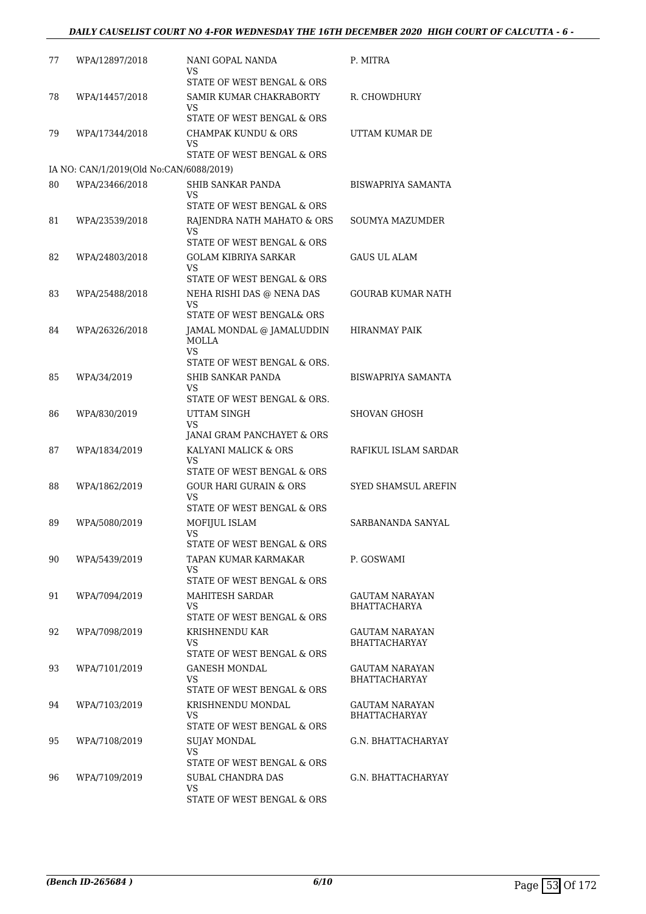| | | | |
|---|---|---|---|
| 77 | WPA/12897/2018 | NANI GOPAL NANDA<br>VS<br>STATE OF WEST BENGAL & ORS | P. MITRA |
| 78 | WPA/14457/2018 | SAMIR KUMAR CHAKRABORTY<br>VS<br>STATE OF WEST BENGAL & ORS | R. CHOWDHURY |
| 79 | WPA/17344/2018 | CHAMPAK KUNDU & ORS<br>VS<br>STATE OF WEST BENGAL & ORS | UTTAM KUMAR DE |
| | IA NO: CAN/1/2019(Old No:CAN/6088/2019) | | |
| 80 | WPA/23466/2018 | SHIB SANKAR PANDA<br>VS<br>STATE OF WEST BENGAL & ORS | BISWAPRIYA SAMANTA |
| 81 | WPA/23539/2018 | RAJENDRA NATH MAHATO & ORS<br>VS<br>STATE OF WEST BENGAL & ORS | SOUMYA MAZUMDER |
| 82 | WPA/24803/2018 | GOLAM KIBRIYA SARKAR<br>VS<br>STATE OF WEST BENGAL & ORS | GAUS UL ALAM |
| 83 | WPA/25488/2018 | NEHA RISHI DAS @ NENA DAS<br>VS<br>STATE OF WEST BENGAL& ORS | GOURAB KUMAR NATH |
| 84 | WPA/26326/2018 | JAMAL MONDAL @ JAMALUDDIN MOLLA<br>VS<br>STATE OF WEST BENGAL & ORS. | HIRANMAY PAIK |
| 85 | WPA/34/2019 | SHIB SANKAR PANDA<br>VS<br>STATE OF WEST BENGAL & ORS. | BISWAPRIYA SAMANTA |
| 86 | WPA/830/2019 | UTTAM SINGH<br>VS<br>JANAI GRAM PANCHAYET & ORS | SHOVAN GHOSH |
| 87 | WPA/1834/2019 | KALYANI MALICK & ORS<br>VS<br>STATE OF WEST BENGAL & ORS | RAFIKUL ISLAM SARDAR |
| 88 | WPA/1862/2019 | GOUR HARI GURAIN & ORS<br>VS<br>STATE OF WEST BENGAL & ORS | SYED SHAMSUL AREFIN |
| 89 | WPA/5080/2019 | MOFIJUL ISLAM<br>VS<br>STATE OF WEST BENGAL & ORS | SARBANANDA SANYAL |
| 90 | WPA/5439/2019 | TAPAN KUMAR KARMAKAR<br>VS<br>STATE OF WEST BENGAL & ORS | P. GOSWAMI |
| 91 | WPA/7094/2019 | MAHITESH SARDAR<br>VS<br>STATE OF WEST BENGAL & ORS | GAUTAM NARAYAN BHATTACHARYA |
| 92 | WPA/7098/2019 | KRISHNENDU KAR<br>VS<br>STATE OF WEST BENGAL & ORS | GAUTAM NARAYAN BHATTACHARYAY |
| 93 | WPA/7101/2019 | GANESH MONDAL<br>VS<br>STATE OF WEST BENGAL & ORS | GAUTAM NARAYAN BHATTACHARYAY |
| 94 | WPA/7103/2019 | KRISHNENDU MONDAL<br>VS<br>STATE OF WEST BENGAL & ORS | GAUTAM NARAYAN BHATTACHARYAY |
| 95 | WPA/7108/2019 | SUJAY MONDAL<br>VS<br>STATE OF WEST BENGAL & ORS | G.N. BHATTACHARYAY |
| 96 | WPA/7109/2019 | SUBAL CHANDRA DAS<br>VS<br>STATE OF WEST BENGAL & ORS | G.N. BHATTACHARYAY |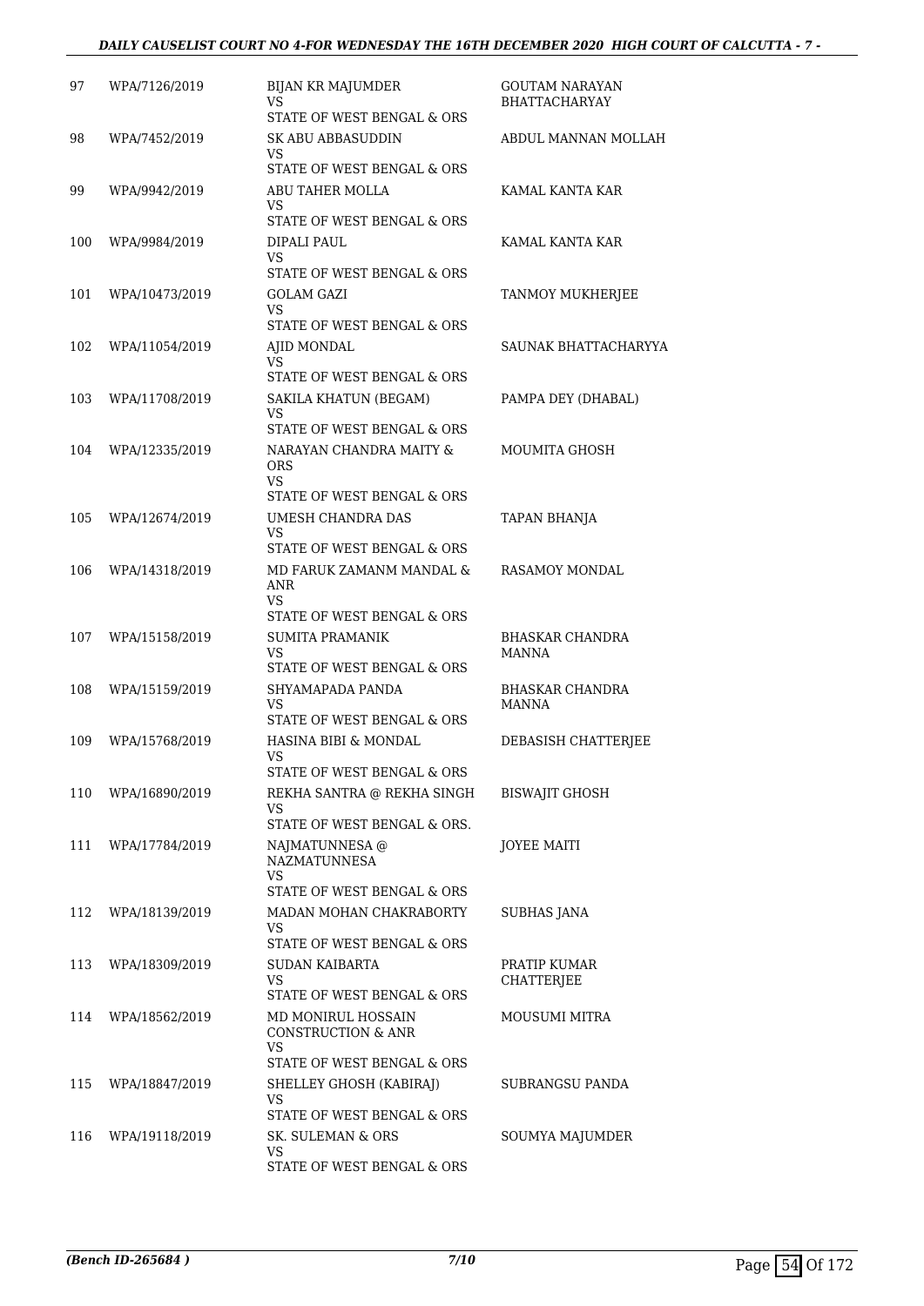| | | | |
|---|---|---|---|
| 97 | WPA/7126/2019 | BIJAN KR MAJUMDER<br>VS<br>STATE OF WEST BENGAL & ORS | GOUTAM NARAYAN BHATTACHARYAY |
| 98 | WPA/7452/2019 | SK ABU ABBASUDDIN<br>VS<br>STATE OF WEST BENGAL & ORS | ABDUL MANNAN MOLLAH |
| 99 | WPA/9942/2019 | ABU TAHER MOLLA<br>VS<br>STATE OF WEST BENGAL & ORS | KAMAL KANTA KAR |
| 100 | WPA/9984/2019 | DIPALI PAUL<br>VS<br>STATE OF WEST BENGAL & ORS | KAMAL KANTA KAR |
| 101 | WPA/10473/2019 | GOLAM GAZI<br>VS<br>STATE OF WEST BENGAL & ORS | TANMOY MUKHERJEE |
| 102 | WPA/11054/2019 | AJID MONDAL<br>VS<br>STATE OF WEST BENGAL & ORS | SAUNAK BHATTACHARYYA |
| 103 | WPA/11708/2019 | SAKILA KHATUN (BEGAM)<br>VS<br>STATE OF WEST BENGAL & ORS | PAMPA DEY (DHABAL) |
| 104 | WPA/12335/2019 | NARAYAN CHANDRA MAITY & ORS<br>VS<br>STATE OF WEST BENGAL & ORS | MOUMITA GHOSH |
| 105 | WPA/12674/2019 | UMESH CHANDRA DAS<br>VS<br>STATE OF WEST BENGAL & ORS | TAPAN BHANJA |
| 106 | WPA/14318/2019 | MD FARUK ZAMANM MANDAL & ANR<br>VS<br>STATE OF WEST BENGAL & ORS | RASAMOY MONDAL |
| 107 | WPA/15158/2019 | SUMITA PRAMANIK<br>VS<br>STATE OF WEST BENGAL & ORS | BHASKAR CHANDRA MANNA |
| 108 | WPA/15159/2019 | SHYAMAPADA PANDA<br>VS<br>STATE OF WEST BENGAL & ORS | BHASKAR CHANDRA MANNA |
| 109 | WPA/15768/2019 | HASINA BIBI & MONDAL<br>VS<br>STATE OF WEST BENGAL & ORS | DEBASISH CHATTERJEE |
| 110 | WPA/16890/2019 | REKHA SANTRA @ REKHA SINGH<br>VS<br>STATE OF WEST BENGAL & ORS. | BISWAJIT GHOSH |
| 111 | WPA/17784/2019 | NAJMATUNNESA @ NAZMATUNNESA<br>VS<br>STATE OF WEST BENGAL & ORS | JOYEE MAITI |
| 112 | WPA/18139/2019 | MADAN MOHAN CHAKRABORTY<br>VS<br>STATE OF WEST BENGAL & ORS | SUBHAS JANA |
| 113 | WPA/18309/2019 | SUDAN KAIBARTA<br>VS<br>STATE OF WEST BENGAL & ORS | PRATIP KUMAR CHATTERJEE |
| 114 | WPA/18562/2019 | MD MONIRUL HOSSAIN CONSTRUCTION & ANR<br>VS<br>STATE OF WEST BENGAL & ORS | MOUSUMI MITRA |
| 115 | WPA/18847/2019 | SHELLEY GHOSH (KABIRAJ)<br>VS<br>STATE OF WEST BENGAL & ORS | SUBRANGSU PANDA |
| 116 | WPA/19118/2019 | SK. SULEMAN & ORS<br>VS<br>STATE OF WEST BENGAL & ORS | SOUMYA MAJUMDER |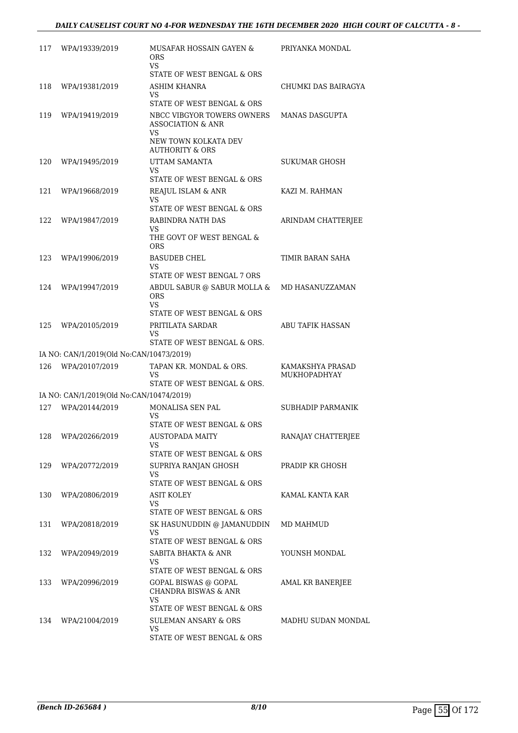| | | | |
|---|---|---|---|
| 117 | WPA/19339/2019 | MUSAFAR HOSSAIN GAYEN & ORS<br>VS<br>STATE OF WEST BENGAL & ORS | PRIYANKA MONDAL |
| 118 | WPA/19381/2019 | ASHIM KHANRA<br>VS<br>STATE OF WEST BENGAL & ORS | CHUMKI DAS BAIRAGYA |
| 119 | WPA/19419/2019 | NBCC VIBGYOR TOWERS OWNERS ASSOCIATION & ANR<br>VS<br>NEW TOWN KOLKATA DEV AUTHORITY & ORS | MANAS DASGUPTA |
| 120 | WPA/19495/2019 | UTTAM SAMANTA<br>VS<br>STATE OF WEST BENGAL & ORS | SUKUMAR GHOSH |
| 121 | WPA/19668/2019 | REAJUL ISLAM & ANR<br>VS<br>STATE OF WEST BENGAL & ORS | KAZI M. RAHMAN |
| 122 | WPA/19847/2019 | RABINDRA NATH DAS<br>VS<br>THE GOVT OF WEST BENGAL & ORS | ARINDAM CHATTERJEE |
| 123 | WPA/19906/2019 | BASUDEB CHEL<br>VS<br>STATE OF WEST BENGAL 7 ORS | TIMIR BARAN SAHA |
| 124 | WPA/19947/2019 | ABDUL SABUR @ SABUR MOLLA & ORS<br>VS<br>STATE OF WEST BENGAL & ORS | MD HASANUZZAMAN |
| 125 | WPA/20105/2019 | PRITILATA SARDAR<br>VS<br>STATE OF WEST BENGAL & ORS. | ABU TAFIK HASSAN |
| | IA NO: CAN/1/2019(Old No:CAN/10473/2019) | | |
| 126 | WPA/20107/2019 | TAPAN KR. MONDAL & ORS.<br>VS<br>STATE OF WEST BENGAL & ORS. | KAMAKSHYA PRASAD MUKHOPADHYAY |
| | IA NO: CAN/1/2019(Old No:CAN/10474/2019) | | |
| 127 | WPA/20144/2019 | MONALISA SEN PAL<br>VS<br>STATE OF WEST BENGAL & ORS | SUBHADIP PARMANIK |
| 128 | WPA/20266/2019 | AUSTOPADA MAITY<br>VS<br>STATE OF WEST BENGAL & ORS | RANAJAY CHATTERJEE |
| 129 | WPA/20772/2019 | SUPRIYA RANJAN GHOSH<br>VS<br>STATE OF WEST BENGAL & ORS | PRADIP KR GHOSH |
| 130 | WPA/20806/2019 | ASIT KOLEY<br>VS<br>STATE OF WEST BENGAL & ORS | KAMAL KANTA KAR |
| 131 | WPA/20818/2019 | SK HASUNUDDIN @ JAMANUDDIN<br>VS<br>STATE OF WEST BENGAL & ORS | MD MAHMUD |
| 132 | WPA/20949/2019 | SABITA BHAKTA & ANR<br>VS<br>STATE OF WEST BENGAL & ORS | YOUNSH MONDAL |
| 133 | WPA/20996/2019 | GOPAL BISWAS @ GOPAL CHANDRA BISWAS & ANR<br>VS<br>STATE OF WEST BENGAL & ORS | AMAL KR BANERJEE |
| 134 | WPA/21004/2019 | SULEMAN ANSARY & ORS<br>VS<br>STATE OF WEST BENGAL & ORS | MADHU SUDAN MONDAL |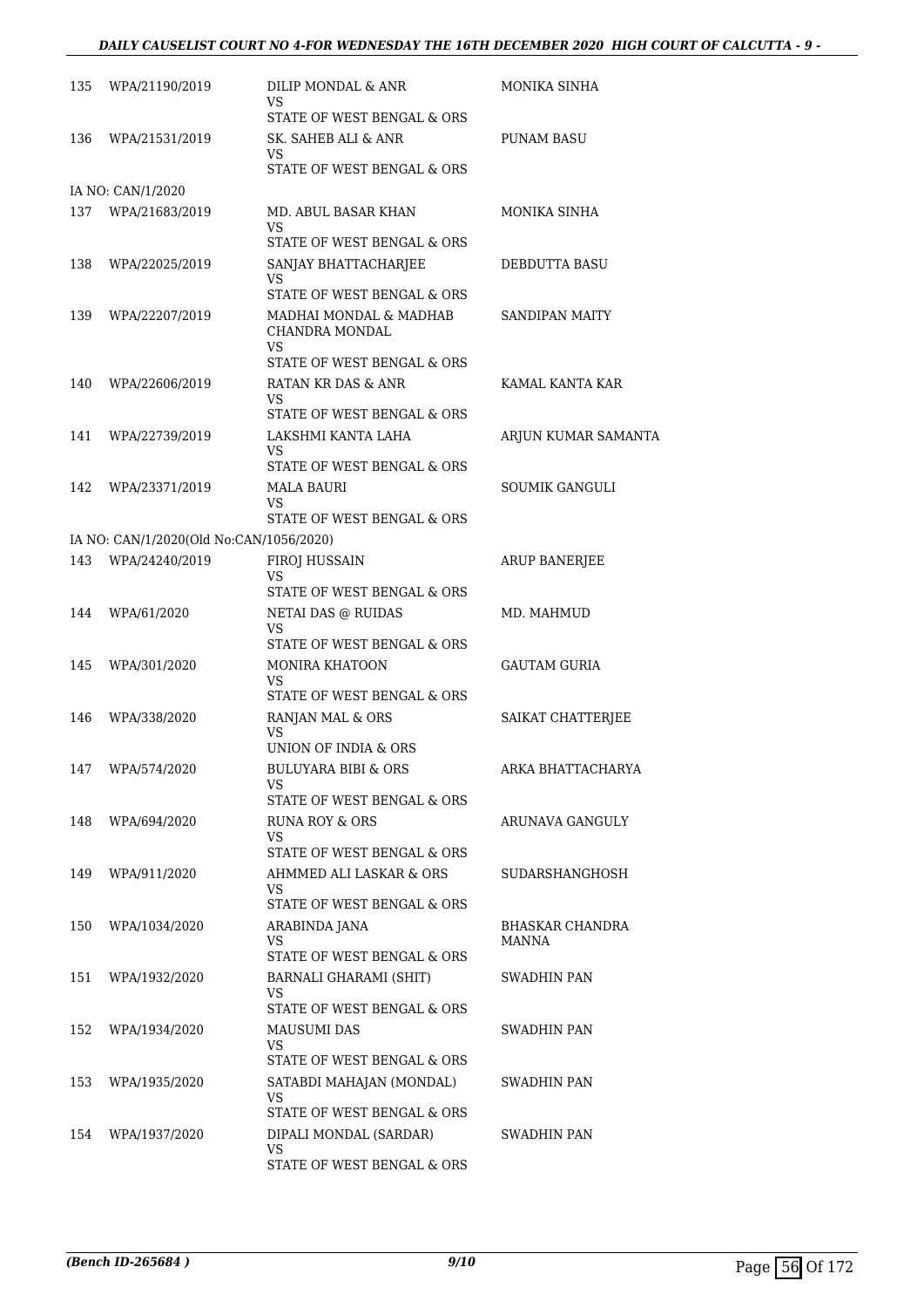| | | | |
|---|---|---|---|
| 135 | WPA/21190/2019 | DILIP MONDAL & ANR<br>VS<br>STATE OF WEST BENGAL & ORS | MONIKA SINHA |
| 136 | WPA/21531/2019 | SK. SAHEB ALI & ANR<br>VS<br>STATE OF WEST BENGAL & ORS | PUNAM BASU |
| | IA NO: CAN/1/2020 | | |
| 137 | WPA/21683/2019 | MD. ABUL BASAR KHAN<br>VS<br>STATE OF WEST BENGAL & ORS | MONIKA SINHA |
| 138 | WPA/22025/2019 | SANJAY BHATTACHARJEE<br>VS<br>STATE OF WEST BENGAL & ORS | DEBDUTTA BASU |
| 139 | WPA/22207/2019 | MADHAI MONDAL & MADHAB CHANDRA MONDAL<br>VS<br>STATE OF WEST BENGAL & ORS | SANDIPAN MAITY |
| 140 | WPA/22606/2019 | RATAN KR DAS & ANR<br>VS<br>STATE OF WEST BENGAL & ORS | KAMAL KANTA KAR |
| 141 | WPA/22739/2019 | LAKSHMI KANTA LAHA<br>VS<br>STATE OF WEST BENGAL & ORS | ARJUN KUMAR SAMANTA |
| 142 | WPA/23371/2019 | MALA BAURI<br>VS<br>STATE OF WEST BENGAL & ORS | SOUMIK GANGULI |
| | IA NO: CAN/1/2020(Old No:CAN/1056/2020) | | |
| 143 | WPA/24240/2019 | FIROJ HUSSAIN<br>VS<br>STATE OF WEST BENGAL & ORS | ARUP BANERJEE |
| 144 | WPA/61/2020 | NETAI DAS @ RUIDAS<br>VS<br>STATE OF WEST BENGAL & ORS | MD. MAHMUD |
| 145 | WPA/301/2020 | MONIRA KHATOON<br>VS<br>STATE OF WEST BENGAL & ORS | GAUTAM GURIA |
| 146 | WPA/338/2020 | RANJAN MAL & ORS<br>VS<br>UNION OF INDIA & ORS | SAIKAT CHATTERJEE |
| 147 | WPA/574/2020 | BULUYARA BIBI & ORS<br>VS<br>STATE OF WEST BENGAL & ORS | ARKA BHATTACHARYA |
| 148 | WPA/694/2020 | RUNA ROY & ORS<br>VS<br>STATE OF WEST BENGAL & ORS | ARUNAVA GANGULY |
| 149 | WPA/911/2020 | AHMMED ALI LASKAR & ORS<br>VS<br>STATE OF WEST BENGAL & ORS | SUDARSHANGHOSH |
| 150 | WPA/1034/2020 | ARABINDA JANA<br>VS<br>STATE OF WEST BENGAL & ORS | BHASKAR CHANDRA MANNA |
| 151 | WPA/1932/2020 | BARNALI GHARAMI (SHIT)<br>VS<br>STATE OF WEST BENGAL & ORS | SWADHIN PAN |
| 152 | WPA/1934/2020 | MAUSUMI DAS<br>VS<br>STATE OF WEST BENGAL & ORS | SWADHIN PAN |
| 153 | WPA/1935/2020 | SATABDI MAHAJAN (MONDAL)<br>VS<br>STATE OF WEST BENGAL & ORS | SWADHIN PAN |
| 154 | WPA/1937/2020 | DIPALI MONDAL (SARDAR)<br>VS<br>STATE OF WEST BENGAL & ORS | SWADHIN PAN |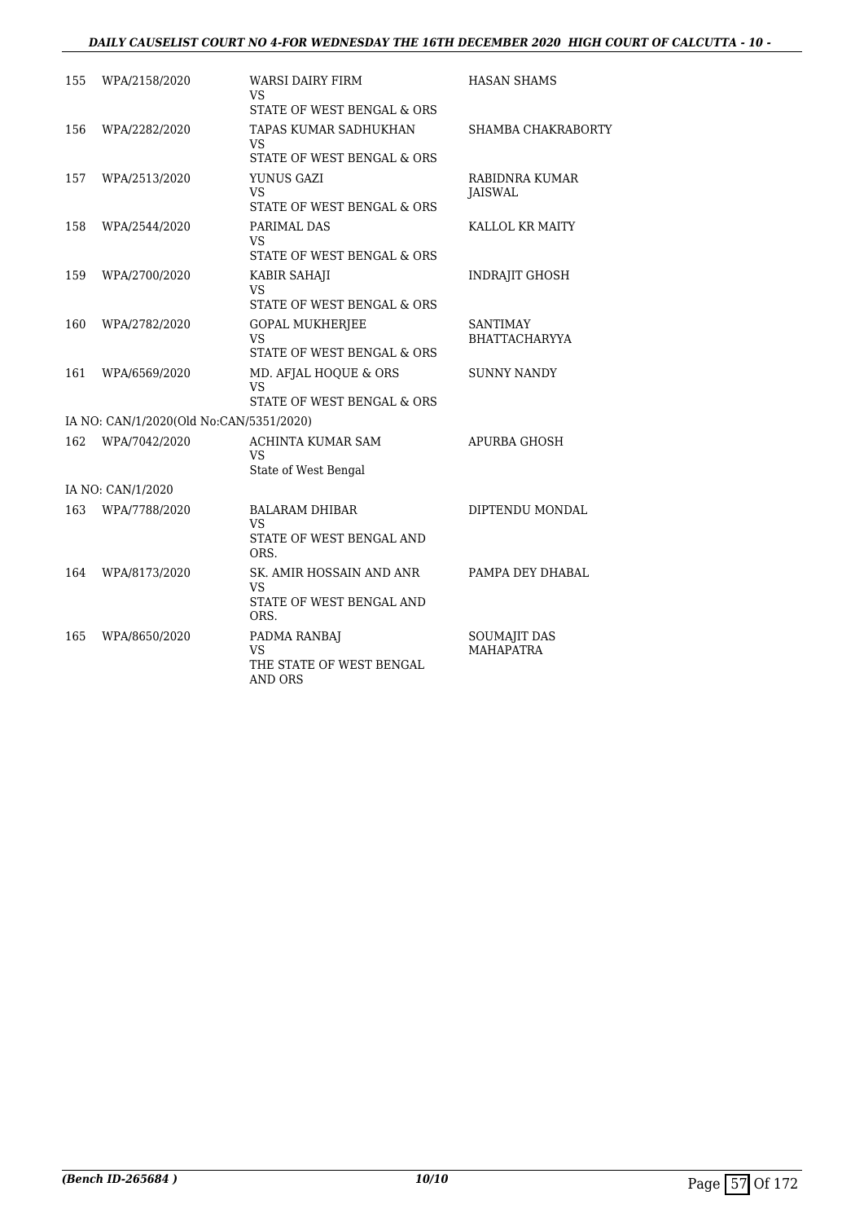| | | | |
|---|---|---|---|
| 155 | WPA/2158/2020 | WARSI DAIRY FIRM<br>VS<br>STATE OF WEST BENGAL & ORS | HASAN SHAMS |
| 156 | WPA/2282/2020 | TAPAS KUMAR SADHUKHAN<br>VS<br>STATE OF WEST BENGAL & ORS | SHAMBA CHAKRABORTY |
| 157 | WPA/2513/2020 | YUNUS GAZI<br>VS<br>STATE OF WEST BENGAL & ORS | RABIDNRA KUMAR JAISWAL |
| 158 | WPA/2544/2020 | PARIMAL DAS<br>VS<br>STATE OF WEST BENGAL & ORS | KALLOL KR MAITY |
| 159 | WPA/2700/2020 | KABIR SAHAJI<br>VS<br>STATE OF WEST BENGAL & ORS | INDRAJIT GHOSH |
| 160 | WPA/2782/2020 | GOPAL MUKHERJEE<br>VS<br>STATE OF WEST BENGAL & ORS | SANTIMAY BHATTACHARYYA |
| 161 | WPA/6569/2020 | MD. AFJAL HOQUE & ORS<br>VS<br>STATE OF WEST BENGAL & ORS | SUNNY NANDY |
| | IA NO: CAN/1/2020(Old No:CAN/5351/2020) | | |
| 162 | WPA/7042/2020 | ACHINTA KUMAR SAM<br>VS<br>State of West Bengal | APURBA GHOSH |
| | IA NO: CAN/1/2020 | | |
| 163 | WPA/7788/2020 | BALARAM DHIBAR<br>VS<br>STATE OF WEST BENGAL AND ORS. | DIPTENDU MONDAL |
| 164 | WPA/8173/2020 | SK. AMIR HOSSAIN AND ANR<br>VS<br>STATE OF WEST BENGAL AND ORS. | PAMPA DEY DHABAL |
| 165 | WPA/8650/2020 | PADMA RANBAJ<br>VS<br>THE STATE OF WEST BENGAL AND ORS | SOUMAJIT DAS MAHAPATRA |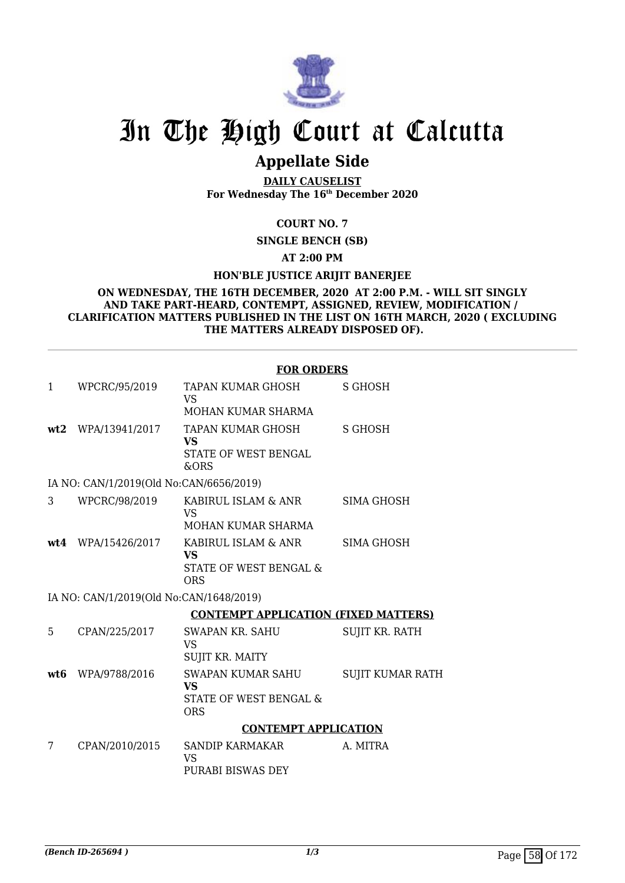# In The High Court at Calcutta

## Appellate Side

**DAILY CAUSELIST**
**For Wednesday The 16th December 2020**

**COURT NO. 7**

**SINGLE BENCH (SB)**

**AT 2:00 PM**

**HON'BLE JUSTICE ARIJIT BANERJEE**

**ON WEDNESDAY, THE 16TH DECEMBER, 2020 AT 2:00 P.M. - WILL SIT SINGLY AND TAKE PART-HEARD, CONTEMPT, ASSIGNED, REVIEW, MODIFICATION / CLARIFICATION MATTERS PUBLISHED IN THE LIST ON 16TH MARCH, 2020 ( EXCLUDING THE MATTERS ALREADY DISPOSED OF).**

**FOR ORDERS**

| | | | |
|---|---|---|---|
| 1 | WPCRC/95/2019 | TAPAN KUMAR GHOSH<br>VS<br>MOHAN KUMAR SHARMA | S GHOSH |
| **wt2** | WPA/13941/2017 | TAPAN KUMAR GHOSH<br>**VS**<br>STATE OF WEST BENGAL &ORS | S GHOSH |

IA NO: CAN/1/2019(Old No:CAN/6656/2019)

| | | | |
|---|---|---|---|
| 3 | WPCRC/98/2019 | KABIRUL ISLAM & ANR<br>VS<br>MOHAN KUMAR SHARMA | SIMA GHOSH |
| **wt4** | WPA/15426/2017 | KABIRUL ISLAM & ANR<br>**VS**<br>STATE OF WEST BENGAL & ORS | SIMA GHOSH |

IA NO: CAN/1/2019(Old No:CAN/1648/2019)

**CONTEMPT APPLICATION (FIXED MATTERS)**

| | | | |
|---|---|---|---|
| 5 | CPAN/225/2017 | SWAPAN KR. SAHU<br>VS<br>SUJIT KR. MAITY | SUJIT KR. RATH |
| **wt6** | WPA/9788/2016 | SWAPAN KUMAR SAHU<br>**VS**<br>STATE OF WEST BENGAL & ORS | SUJIT KUMAR RATH |

**CONTEMPT APPLICATION**

| | | | |
|---|---|---|---|
| 7 | CPAN/2010/2015 | SANDIP KARMAKAR<br>VS<br>PURABI BISWAS DEY | A. MITRA |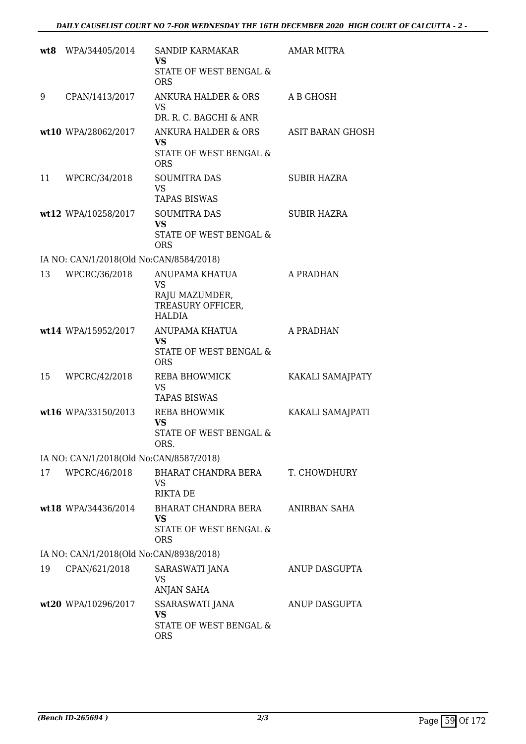| | | | |
|---|---|---|---|
| wt8 | WPA/34405/2014 | SANDIP KARMAKAR **VS** STATE OF WEST BENGAL & ORS | AMAR MITRA |
| 9 | CPAN/1413/2017 | ANKURA HALDER & ORS VS DR. R. C. BAGCHI & ANR | A B GHOSH |
| wt10 | WPA/28062/2017 | ANKURA HALDER & ORS **VS** STATE OF WEST BENGAL & ORS | ASIT BARAN GHOSH |
| 11 | WPCRC/34/2018 | SOUMITRA DAS VS TAPAS BISWAS | SUBIR HAZRA |
| wt12 | WPA/10258/2017 | SOUMITRA DAS **VS** STATE OF WEST BENGAL & ORS | SUBIR HAZRA |
| | IA NO: CAN/1/2018(Old No:CAN/8584/2018) | | |
| 13 | WPCRC/36/2018 | ANUPAMA KHATUA VS RAJU MAZUMDER, TREASURY OFFICER, HALDIA | A PRADHAN |
| wt14 | WPA/15952/2017 | ANUPAMA KHATUA **VS** STATE OF WEST BENGAL & ORS | A PRADHAN |
| 15 | WPCRC/42/2018 | REBA BHOWMICK VS TAPAS BISWAS | KAKALI SAMAJPATY |
| wt16 | WPA/33150/2013 | REBA BHOWMIK **VS** STATE OF WEST BENGAL & ORS. | KAKALI SAMAJPATI |
| | IA NO: CAN/1/2018(Old No:CAN/8587/2018) | | |
| 17 | WPCRC/46/2018 | BHARAT CHANDRA BERA VS RIKTA DE | T. CHOWDHURY |
| wt18 | WPA/34436/2014 | BHARAT CHANDRA BERA **VS** STATE OF WEST BENGAL & ORS | ANIRBAN SAHA |
| | IA NO: CAN/1/2018(Old No:CAN/8938/2018) | | |
| 19 | CPAN/621/2018 | SARASWATI JANA VS ANJAN SAHA | ANUP DASGUPTA |
| wt20 | WPA/10296/2017 | SSARASWATI JANA **VS** STATE OF WEST BENGAL & ORS | ANUP DASGUPTA |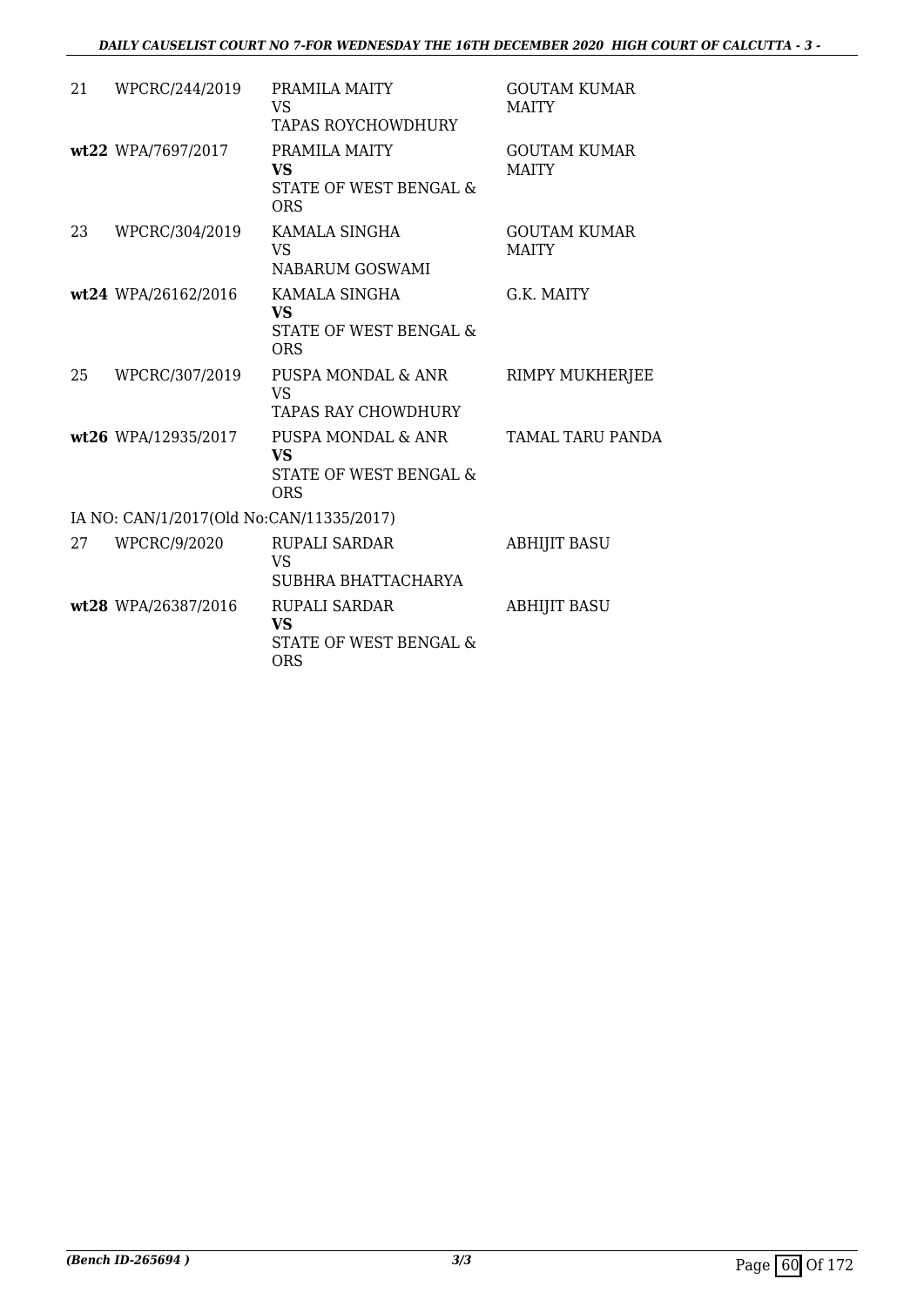| | | | |
|---|---|---|---|
| 21 | WPCRC/244/2019 | PRAMILA MAITY<br>VS<br>TAPAS ROYCHOWDHURY | GOUTAM KUMAR MAITY |
| **wt22** | WPA/7697/2017 | PRAMILA MAITY<br>**VS**<br>STATE OF WEST BENGAL & ORS | GOUTAM KUMAR MAITY |
| 23 | WPCRC/304/2019 | KAMALA SINGHA<br>VS<br>NABARUM GOSWAMI | GOUTAM KUMAR MAITY |
| **wt24** | WPA/26162/2016 | KAMALA SINGHA<br>**VS**<br>STATE OF WEST BENGAL & ORS | G.K. MAITY |
| 25 | WPCRC/307/2019 | PUSPA MONDAL & ANR<br>VS<br>TAPAS RAY CHOWDHURY | RIMPY MUKHERJEE |
| **wt26** | WPA/12935/2017 | PUSPA MONDAL & ANR<br>**VS**<br>STATE OF WEST BENGAL & ORS | TAMAL TARU PANDA |

IA NO: CAN/1/2017(Old No:CAN/11335/2017)

| | | | |
|---|---|---|---|
| 27 | WPCRC/9/2020 | RUPALI SARDAR<br>VS<br>SUBHRA BHATTACHARYA | ABHIJIT BASU |
| **wt28** | WPA/26387/2016 | RUPALI SARDAR<br>**VS**<br>STATE OF WEST BENGAL & ORS | ABHIJIT BASU |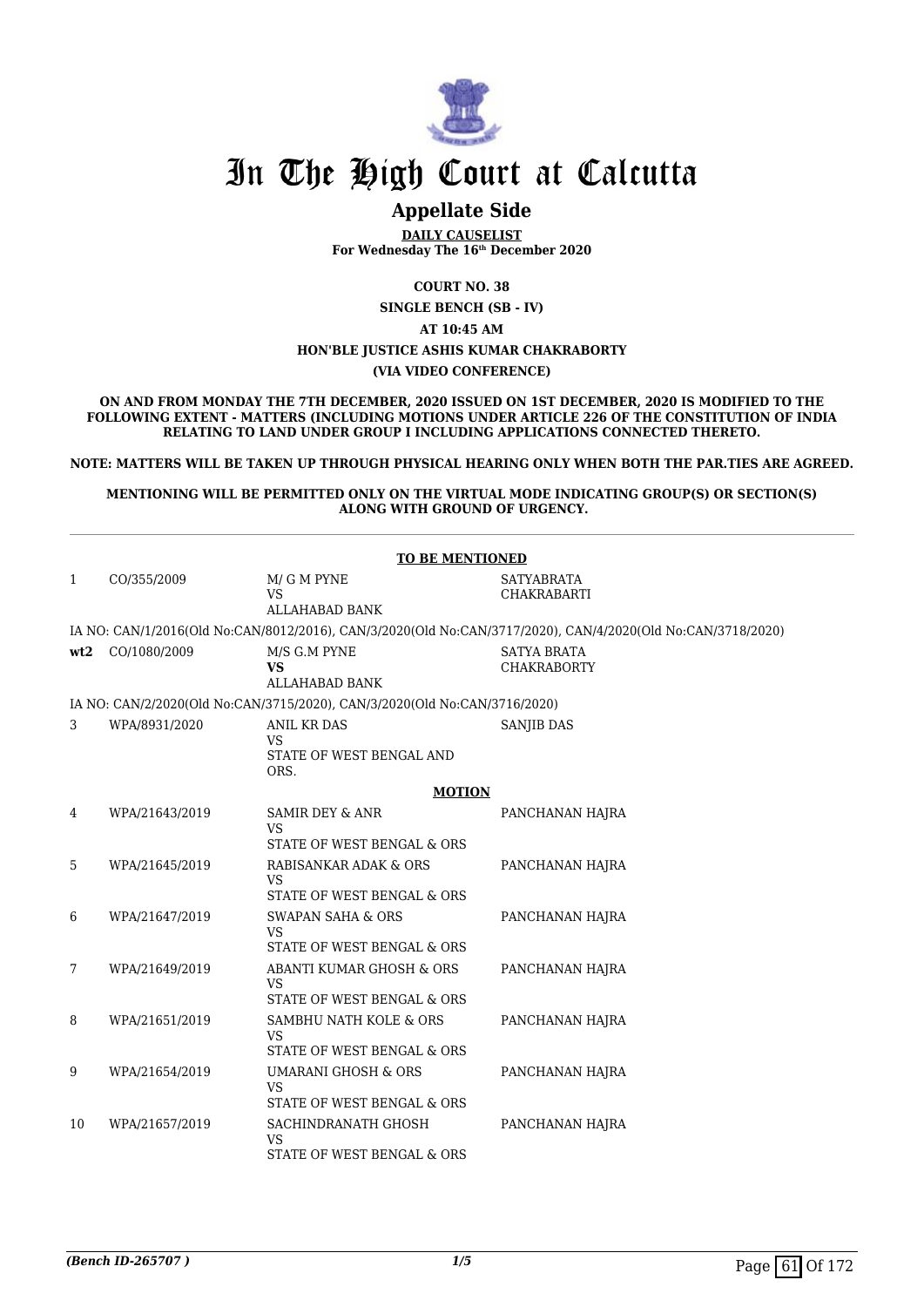# In The High Court at Calcutta

## Appellate Side

**DAILY CAUSELIST**
**For Wednesday The 16th December 2020**

**COURT NO. 38**

**SINGLE BENCH (SB - IV)**

**AT 10:45 AM**

**HON'BLE JUSTICE ASHIS KUMAR CHAKRABORTY**

**(VIA VIDEO CONFERENCE)**

**ON AND FROM MONDAY THE 7TH DECEMBER, 2020 ISSUED ON 1ST DECEMBER, 2020 IS MODIFIED TO THE FOLLOWING EXTENT - MATTERS (INCLUDING MOTIONS UNDER ARTICLE 226 OF THE CONSTITUTION OF INDIA RELATING TO LAND UNDER GROUP I INCLUDING APPLICATIONS CONNECTED THERETO.**

**NOTE: MATTERS WILL BE TAKEN UP THROUGH PHYSICAL HEARING ONLY WHEN BOTH THE PAR.TIES ARE AGREED.**

**MENTIONING WILL BE PERMITTED ONLY ON THE VIRTUAL MODE INDICATING GROUP(S) OR SECTION(S) ALONG WITH GROUND OF URGENCY.**

**TO BE MENTIONED**

| | | | |
|---|---|---|---|
| 1 | CO/355/2009 | M/ G M PYNE<br>VS<br>ALLAHABAD BANK | SATYABRATA CHAKRABARTI |
| | IA NO: CAN/1/2016(Old No:CAN/8012/2016), CAN/3/2020(Old No:CAN/3717/2020), CAN/4/2020(Old No:CAN/3718/2020) | | |
| **wt2** | CO/1080/2009 | M/S G.M PYNE<br>**VS**<br>ALLAHABAD BANK | SATYA BRATA CHAKRABORTY |
| | IA NO: CAN/2/2020(Old No:CAN/3715/2020), CAN/3/2020(Old No:CAN/3716/2020) | | |
| 3 | WPA/8931/2020 | ANIL KR DAS<br>VS<br>STATE OF WEST BENGAL AND ORS. | SANJIB DAS |

**MOTION**

| | | | |
|---|---|---|---|
| 4 | WPA/21643/2019 | SAMIR DEY & ANR<br>VS<br>STATE OF WEST BENGAL & ORS | PANCHANAN HAJRA |
| 5 | WPA/21645/2019 | RABISANKAR ADAK & ORS<br>VS<br>STATE OF WEST BENGAL & ORS | PANCHANAN HAJRA |
| 6 | WPA/21647/2019 | SWAPAN SAHA & ORS<br>VS<br>STATE OF WEST BENGAL & ORS | PANCHANAN HAJRA |
| 7 | WPA/21649/2019 | ABANTI KUMAR GHOSH & ORS<br>VS<br>STATE OF WEST BENGAL & ORS | PANCHANAN HAJRA |
| 8 | WPA/21651/2019 | SAMBHU NATH KOLE & ORS<br>VS<br>STATE OF WEST BENGAL & ORS | PANCHANAN HAJRA |
| 9 | WPA/21654/2019 | UMARANI GHOSH & ORS<br>VS<br>STATE OF WEST BENGAL & ORS | PANCHANAN HAJRA |
| 10 | WPA/21657/2019 | SACHINDRANATH GHOSH<br>VS<br>STATE OF WEST BENGAL & ORS | PANCHANAN HAJRA |

*(Bench ID-265707 )*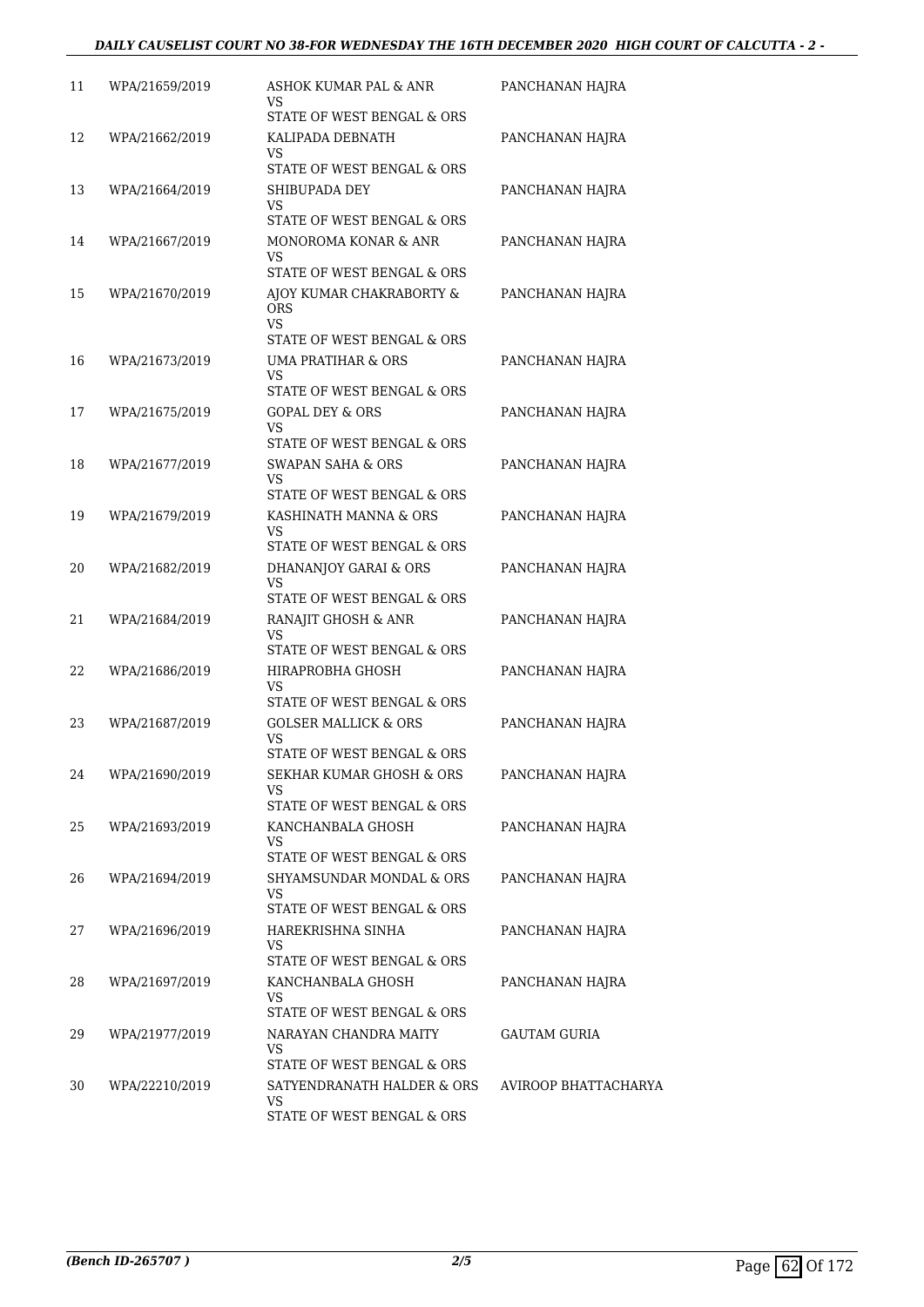| 11 | WPA/21659/2019 | ASHOK KUMAR PAL & ANR<br>VS<br>STATE OF WEST BENGAL & ORS | PANCHANAN HAJRA |
|---|---|---|---|
| 12 | WPA/21662/2019 | KALIPADA DEBNATH<br>VS<br>STATE OF WEST BENGAL & ORS | PANCHANAN HAJRA |
| 13 | WPA/21664/2019 | SHIBUPADA DEY<br>VS<br>STATE OF WEST BENGAL & ORS | PANCHANAN HAJRA |
| 14 | WPA/21667/2019 | MONOROMA KONAR & ANR<br>VS<br>STATE OF WEST BENGAL & ORS | PANCHANAN HAJRA |
| 15 | WPA/21670/2019 | AJOY KUMAR CHAKRABORTY & ORS<br>VS<br>STATE OF WEST BENGAL & ORS | PANCHANAN HAJRA |
| 16 | WPA/21673/2019 | UMA PRATIHAR & ORS<br>VS<br>STATE OF WEST BENGAL & ORS | PANCHANAN HAJRA |
| 17 | WPA/21675/2019 | GOPAL DEY & ORS<br>VS<br>STATE OF WEST BENGAL & ORS | PANCHANAN HAJRA |
| 18 | WPA/21677/2019 | SWAPAN SAHA & ORS<br>VS<br>STATE OF WEST BENGAL & ORS | PANCHANAN HAJRA |
| 19 | WPA/21679/2019 | KASHINATH MANNA & ORS<br>VS<br>STATE OF WEST BENGAL & ORS | PANCHANAN HAJRA |
| 20 | WPA/21682/2019 | DHANANJOY GARAI & ORS<br>VS<br>STATE OF WEST BENGAL & ORS | PANCHANAN HAJRA |
| 21 | WPA/21684/2019 | RANAJIT GHOSH & ANR<br>VS<br>STATE OF WEST BENGAL & ORS | PANCHANAN HAJRA |
| 22 | WPA/21686/2019 | HIRAPROBHA GHOSH<br>VS<br>STATE OF WEST BENGAL & ORS | PANCHANAN HAJRA |
| 23 | WPA/21687/2019 | GOLSER MALLICK & ORS<br>VS<br>STATE OF WEST BENGAL & ORS | PANCHANAN HAJRA |
| 24 | WPA/21690/2019 | SEKHAR KUMAR GHOSH & ORS<br>VS<br>STATE OF WEST BENGAL & ORS | PANCHANAN HAJRA |
| 25 | WPA/21693/2019 | KANCHANBALA GHOSH<br>VS<br>STATE OF WEST BENGAL & ORS | PANCHANAN HAJRA |
| 26 | WPA/21694/2019 | SHYAMSUNDAR MONDAL & ORS<br>VS<br>STATE OF WEST BENGAL & ORS | PANCHANAN HAJRA |
| 27 | WPA/21696/2019 | HAREKRISHNA SINHA<br>VS<br>STATE OF WEST BENGAL & ORS | PANCHANAN HAJRA |
| 28 | WPA/21697/2019 | KANCHANBALA GHOSH<br>VS<br>STATE OF WEST BENGAL & ORS | PANCHANAN HAJRA |
| 29 | WPA/21977/2019 | NARAYAN CHANDRA MAITY<br>VS<br>STATE OF WEST BENGAL & ORS | GAUTAM GURIA |
| 30 | WPA/22210/2019 | SATYENDRANATH HALDER & ORS<br>VS<br>STATE OF WEST BENGAL & ORS | AVIROOP BHATTACHARYA |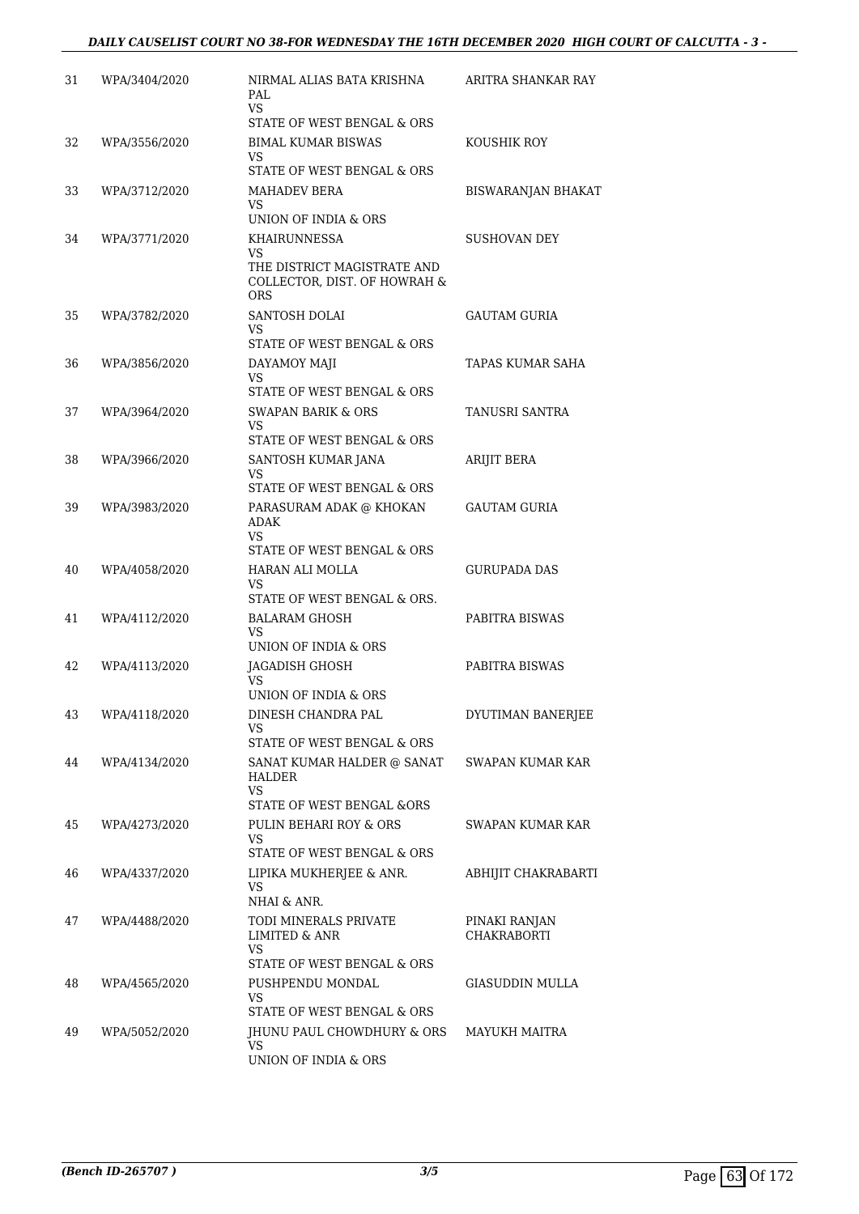| | | | |
|---|---|---|---|
| 31 | WPA/3404/2020 | NIRMAL ALIAS BATA KRISHNA PAL<br>VS<br>STATE OF WEST BENGAL & ORS | ARITRA SHANKAR RAY |
| 32 | WPA/3556/2020 | BIMAL KUMAR BISWAS<br>VS<br>STATE OF WEST BENGAL & ORS | KOUSHIK ROY |
| 33 | WPA/3712/2020 | MAHADEV BERA<br>VS<br>UNION OF INDIA & ORS | BISWARANJAN BHAKAT |
| 34 | WPA/3771/2020 | KHAIRUNNESSA<br>VS<br>THE DISTRICT MAGISTRATE AND COLLECTOR, DIST. OF HOWRAH & ORS | SUSHOVAN DEY |
| 35 | WPA/3782/2020 | SANTOSH DOLAI<br>VS<br>STATE OF WEST BENGAL & ORS | GAUTAM GURIA |
| 36 | WPA/3856/2020 | DAYAMOY MAJI<br>VS<br>STATE OF WEST BENGAL & ORS | TAPAS KUMAR SAHA |
| 37 | WPA/3964/2020 | SWAPAN BARIK & ORS<br>VS<br>STATE OF WEST BENGAL & ORS | TANUSRI SANTRA |
| 38 | WPA/3966/2020 | SANTOSH KUMAR JANA<br>VS<br>STATE OF WEST BENGAL & ORS | ARIJIT BERA |
| 39 | WPA/3983/2020 | PARASURAM ADAK @ KHOKAN ADAK<br>VS<br>STATE OF WEST BENGAL & ORS | GAUTAM GURIA |
| 40 | WPA/4058/2020 | HARAN ALI MOLLA<br>VS<br>STATE OF WEST BENGAL & ORS. | GURUPADA DAS |
| 41 | WPA/4112/2020 | BALARAM GHOSH<br>VS<br>UNION OF INDIA & ORS | PABITRA BISWAS |
| 42 | WPA/4113/2020 | JAGADISH GHOSH<br>VS<br>UNION OF INDIA & ORS | PABITRA BISWAS |
| 43 | WPA/4118/2020 | DINESH CHANDRA PAL<br>VS<br>STATE OF WEST BENGAL & ORS | DYUTIMAN BANERJEE |
| 44 | WPA/4134/2020 | SANAT KUMAR HALDER @ SANAT HALDER<br>VS<br>STATE OF WEST BENGAL &ORS | SWAPAN KUMAR KAR |
| 45 | WPA/4273/2020 | PULIN BEHARI ROY & ORS<br>VS<br>STATE OF WEST BENGAL & ORS | SWAPAN KUMAR KAR |
| 46 | WPA/4337/2020 | LIPIKA MUKHERJEE & ANR.<br>VS<br>NHAI & ANR. | ABHIJIT CHAKRABARTI |
| 47 | WPA/4488/2020 | TODI MINERALS PRIVATE LIMITED & ANR<br>VS<br>STATE OF WEST BENGAL & ORS | PINAKI RANJAN CHAKRABORTI |
| 48 | WPA/4565/2020 | PUSHPENDU MONDAL<br>VS<br>STATE OF WEST BENGAL & ORS | GIASUDDIN MULLA |
| 49 | WPA/5052/2020 | JHUNU PAUL CHOWDHURY & ORS<br>VS<br>UNION OF INDIA & ORS | MAYUKH MAITRA |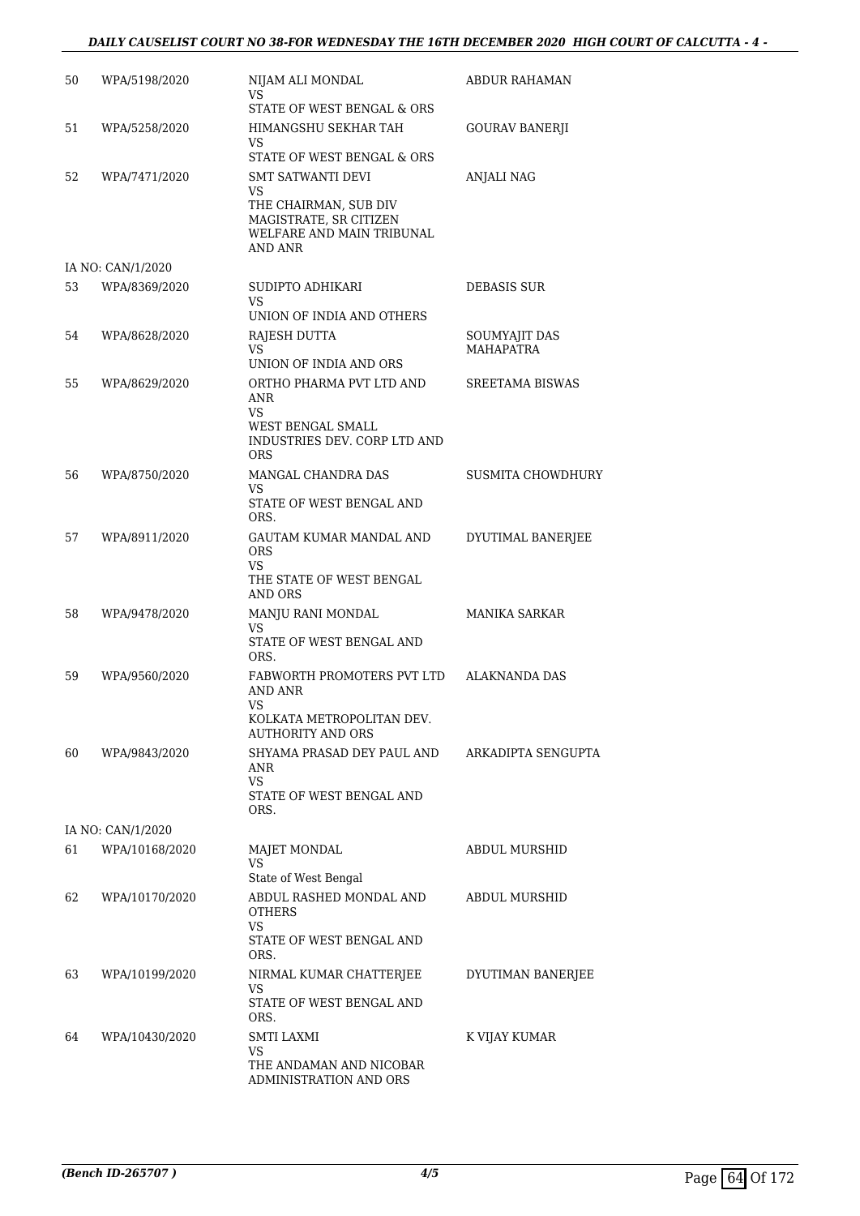| | | | |
|---|---|---|---|
| 50 | WPA/5198/2020 | NIJAM ALI MONDAL<br>VS<br>STATE OF WEST BENGAL & ORS | ABDUR RAHAMAN |
| 51 | WPA/5258/2020 | HIMANGSHU SEKHAR TAH<br>VS<br>STATE OF WEST BENGAL & ORS | GOURAV BANERJI |
| 52 | WPA/7471/2020 | SMT SATWANTI DEVI<br>VS<br>THE CHAIRMAN, SUB DIV MAGISTRATE, SR CITIZEN WELFARE AND MAIN TRIBUNAL AND ANR | ANJALI NAG |
| | IA NO: CAN/1/2020 | | |
| 53 | WPA/8369/2020 | SUDIPTO ADHIKARI<br>VS<br>UNION OF INDIA AND OTHERS | DEBASIS SUR |
| 54 | WPA/8628/2020 | RAJESH DUTTA<br>VS<br>UNION OF INDIA AND ORS | SOUMYAJIT DAS MAHAPATRA |
| 55 | WPA/8629/2020 | ORTHO PHARMA PVT LTD AND ANR<br>VS<br>WEST BENGAL SMALL INDUSTRIES DEV. CORP LTD AND ORS | SREETAMA BISWAS |
| 56 | WPA/8750/2020 | MANGAL CHANDRA DAS<br>VS<br>STATE OF WEST BENGAL AND ORS. | SUSMITA CHOWDHURY |
| 57 | WPA/8911/2020 | GAUTAM KUMAR MANDAL AND ORS<br>VS<br>THE STATE OF WEST BENGAL AND ORS | DYUTIMAL BANERJEE |
| 58 | WPA/9478/2020 | MANJU RANI MONDAL<br>VS<br>STATE OF WEST BENGAL AND ORS. | MANIKA SARKAR |
| 59 | WPA/9560/2020 | FABWORTH PROMOTERS PVT LTD AND ANR<br>VS<br>KOLKATA METROPOLITAN DEV. AUTHORITY AND ORS | ALAKNANDA DAS |
| 60 | WPA/9843/2020 | SHYAMA PRASAD DEY PAUL AND ANR<br>VS<br>STATE OF WEST BENGAL AND ORS. | ARKADIPTA SENGUPTA |
| | IA NO: CAN/1/2020 | | |
| 61 | WPA/10168/2020 | MAJET MONDAL<br>VS<br>State of West Bengal | ABDUL MURSHID |
| 62 | WPA/10170/2020 | ABDUL RASHED MONDAL AND OTHERS<br>VS<br>STATE OF WEST BENGAL AND ORS. | ABDUL MURSHID |
| 63 | WPA/10199/2020 | NIRMAL KUMAR CHATTERJEE<br>VS<br>STATE OF WEST BENGAL AND ORS. | DYUTIMAN BANERJEE |
| 64 | WPA/10430/2020 | SMTI LAXMI<br>VS<br>THE ANDAMAN AND NICOBAR ADMINISTRATION AND ORS | K VIJAY KUMAR |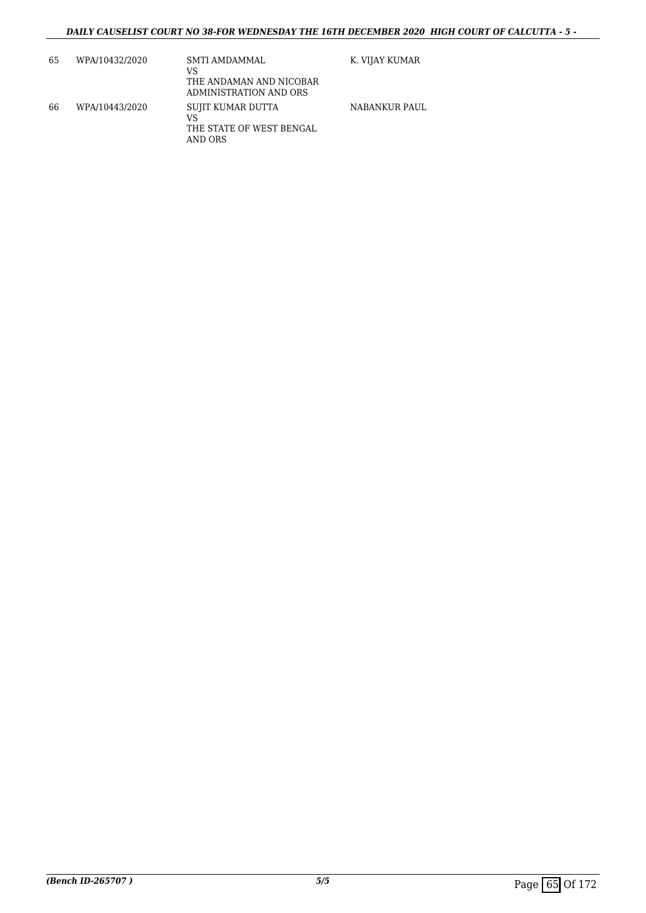| 65 | WPA/10432/2020 | SMTI AMDAMMAL<br>VS<br>THE ANDAMAN AND NICOBAR ADMINISTRATION AND ORS | K. VIJAY KUMAR |
|---|---|---|---|
| 66 | WPA/10443/2020 | SUJIT KUMAR DUTTA<br>VS<br>THE STATE OF WEST BENGAL AND ORS | NABANKUR PAUL |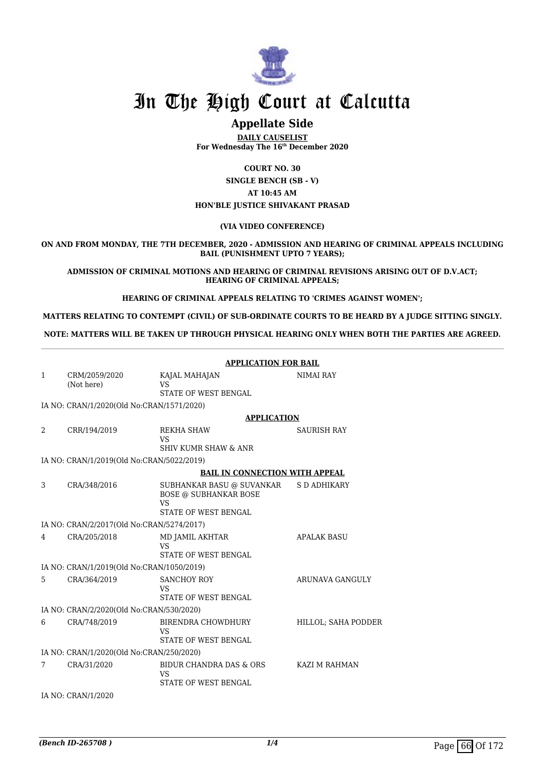# In The High Court at Calcutta

## Appellate Side

**DAILY CAUSELIST**

**For Wednesday The 16th December 2020**

**COURT NO. 30**

**SINGLE BENCH (SB - V)**

**AT 10:45 AM**

**HON'BLE JUSTICE SHIVAKANT PRASAD**

**(VIA VIDEO CONFERENCE)**

**ON AND FROM MONDAY, THE 7TH DECEMBER, 2020 - ADMISSION AND HEARING OF CRIMINAL APPEALS INCLUDING BAIL (PUNISHMENT UPTO 7 YEARS);**

**ADMISSION OF CRIMINAL MOTIONS AND HEARING OF CRIMINAL REVISIONS ARISING OUT OF D.V.ACT; HEARING OF CRIMINAL APPEALS;**

**HEARING OF CRIMINAL APPEALS RELATING TO 'CRIMES AGAINST WOMEN';**

**MATTERS RELATING TO CONTEMPT (CIVIL) OF SUB-ORDINATE COURTS TO BE HEARD BY A JUDGE SITTING SINGLY.**

**NOTE: MATTERS WILL BE TAKEN UP THROUGH PHYSICAL HEARING ONLY WHEN BOTH THE PARTIES ARE AGREED.**

**APPLICATION FOR BAIL**

| | | | |
|---|---|---|---|
| 1 | CRM/2059/2020 (Not here) | KAJAL MAHAJAN VS STATE OF WEST BENGAL | NIMAI RAY |
| | IA NO: CRAN/1/2020(Old No:CRAN/1571/2020) | | |

**APPLICATION**

| | | | |
|---|---|---|---|
| 2 | CRR/194/2019 | REKHA SHAW VS SHIV KUMR SHAW & ANR | SAURISH RAY |
| | IA NO: CRAN/1/2019(Old No:CRAN/5022/2019) | | |

**BAIL IN CONNECTION WITH APPEAL**

| | | | |
|---|---|---|---|
| 3 | CRA/348/2016 | SUBHANKAR BASU @ SUVANKAR BOSE @ SUBHANKAR BOSE VS STATE OF WEST BENGAL | S D ADHIKARY |
| | IA NO: CRAN/2/2017(Old No:CRAN/5274/2017) | | |
| 4 | CRA/205/2018 | MD JAMIL AKHTAR VS STATE OF WEST BENGAL | APALAK BASU |
| | IA NO: CRAN/1/2019(Old No:CRAN/1050/2019) | | |
| 5 | CRA/364/2019 | SANCHOY ROY VS STATE OF WEST BENGAL | ARUNAVA GANGULY |
| | IA NO: CRAN/2/2020(Old No:CRAN/530/2020) | | |
| 6 | CRA/748/2019 | BIRENDRA CHOWDHURY VS STATE OF WEST BENGAL | HILLOL; SAHA PODDER |
| | IA NO: CRAN/1/2020(Old No:CRAN/250/2020) | | |
| 7 | CRA/31/2020 | BIDUR CHANDRA DAS & ORS VS STATE OF WEST BENGAL | KAZI M RAHMAN |
| | IA NO: CRAN/1/2020 | | |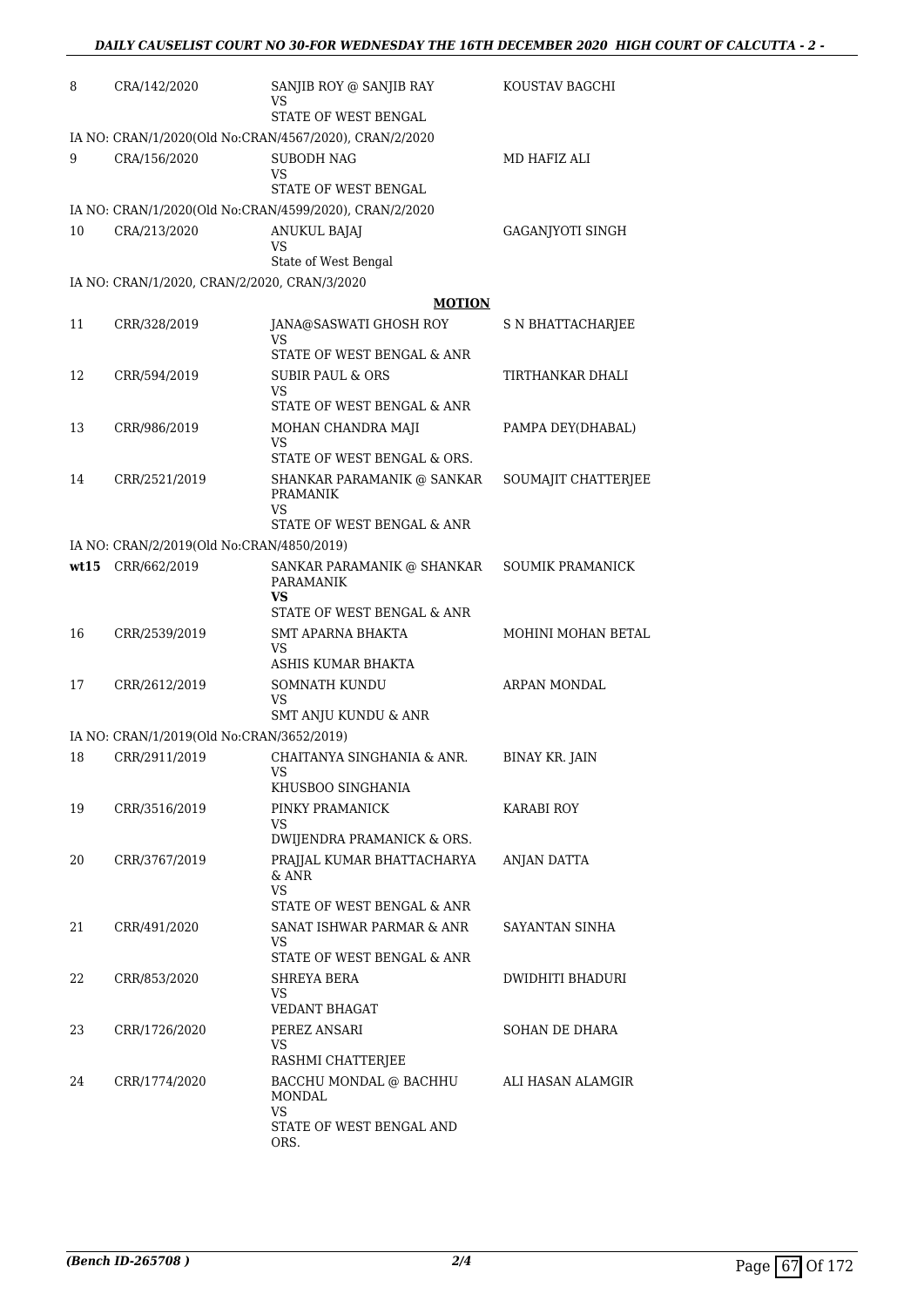| | | | |
|---|---|---|---|
| 8 | CRA/142/2020 | SANJIB ROY @ SANJIB RAY<br>VS<br>STATE OF WEST BENGAL | KOUSTAV BAGCHI |
| | IA NO: CRAN/1/2020(Old No:CRAN/4567/2020), CRAN/2/2020 | | |
| 9 | CRA/156/2020 | SUBODH NAG<br>VS<br>STATE OF WEST BENGAL | MD HAFIZ ALI |
| | IA NO: CRAN/1/2020(Old No:CRAN/4599/2020), CRAN/2/2020 | | |
| 10 | CRA/213/2020 | ANUKUL BAJAJ<br>VS<br>State of West Bengal | GAGANJYOTI SINGH |
| | IA NO: CRAN/1/2020, CRAN/2/2020, CRAN/3/2020 | | |

**MOTION**

| | | | |
|---|---|---|---|
| 11 | CRR/328/2019 | JANA@SASWATI GHOSH ROY<br>VS<br>STATE OF WEST BENGAL & ANR | S N BHATTACHARJEE |
| 12 | CRR/594/2019 | SUBIR PAUL & ORS<br>VS<br>STATE OF WEST BENGAL & ANR | TIRTHANKAR DHALI |
| 13 | CRR/986/2019 | MOHAN CHANDRA MAJI<br>VS<br>STATE OF WEST BENGAL & ORS. | PAMPA DEY(DHABAL) |
| 14 | CRR/2521/2019 | SHANKAR PARAMANIK @ SANKAR PRAMANIK<br>VS<br>STATE OF WEST BENGAL & ANR | SOUMAJIT CHATTERJEE |
| | IA NO: CRAN/2/2019(Old No:CRAN/4850/2019) | | |
| wt15 | CRR/662/2019 | SANKAR PARAMANIK @ SHANKAR PARAMANIK<br>**VS**<br>STATE OF WEST BENGAL & ANR | SOUMIK PRAMANICK |
| 16 | CRR/2539/2019 | SMT APARNA BHAKTA<br>VS<br>ASHIS KUMAR BHAKTA | MOHINI MOHAN BETAL |
| 17 | CRR/2612/2019 | SOMNATH KUNDU<br>VS<br>SMT ANJU KUNDU & ANR | ARPAN MONDAL |
| | IA NO: CRAN/1/2019(Old No:CRAN/3652/2019) | | |
| 18 | CRR/2911/2019 | CHAITANYA SINGHANIA & ANR.<br>VS<br>KHUSBOO SINGHANIA | BINAY KR. JAIN |
| 19 | CRR/3516/2019 | PINKY PRAMANICK<br>VS<br>DWIJENDRA PRAMANICK & ORS. | KARABI ROY |
| 20 | CRR/3767/2019 | PRAJJAL KUMAR BHATTACHARYA & ANR<br>VS<br>STATE OF WEST BENGAL & ANR | ANJAN DATTA |
| 21 | CRR/491/2020 | SANAT ISHWAR PARMAR & ANR<br>VS<br>STATE OF WEST BENGAL & ANR | SAYANTAN SINHA |
| 22 | CRR/853/2020 | SHREYA BERA<br>VS<br>VEDANT BHAGAT | DWIDHITI BHADURI |
| 23 | CRR/1726/2020 | PEREZ ANSARI<br>VS<br>RASHMI CHATTERJEE | SOHAN DE DHARA |
| 24 | CRR/1774/2020 | BACCHU MONDAL @ BACHHU MONDAL<br>VS<br>STATE OF WEST BENGAL AND ORS. | ALI HASAN ALAMGIR |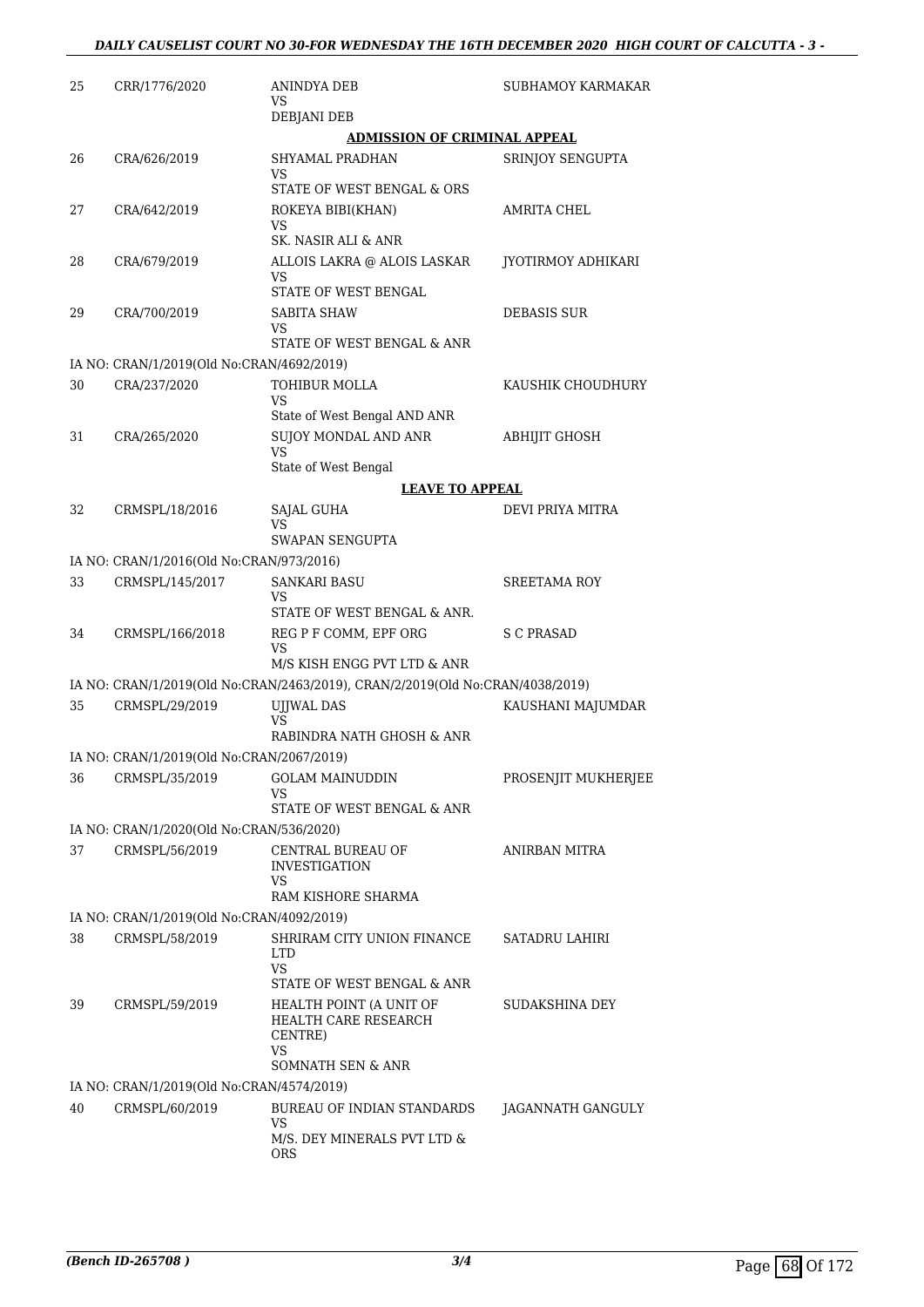| | | | |
|---|---|---|---|
| 25 | CRR/1776/2020 | ANINDYA DEB<br>VS<br>DEBJANI DEB | SUBHAMOY KARMAKAR |

**ADMISSION OF CRIMINAL APPEAL**

| | | | |
|---|---|---|---|
| 26 | CRA/626/2019 | SHYAMAL PRADHAN<br>VS<br>STATE OF WEST BENGAL & ORS | SRINJOY SENGUPTA |
| 27 | CRA/642/2019 | ROKEYA BIBI(KHAN)<br>VS<br>SK. NASIR ALI & ANR | AMRITA CHEL |
| 28 | CRA/679/2019 | ALLOIS LAKRA @ ALOIS LASKAR<br>VS<br>STATE OF WEST BENGAL | JYOTIRMOY ADHIKARI |
| 29 | CRA/700/2019 | SABITA SHAW<br>VS<br>STATE OF WEST BENGAL & ANR | DEBASIS SUR |

IA NO: CRAN/1/2019(Old No:CRAN/4692/2019)

| | | | |
|---|---|---|---|
| 30 | CRA/237/2020 | TOHIBUR MOLLA<br>VS<br>State of West Bengal AND ANR | KAUSHIK CHOUDHURY |
| 31 | CRA/265/2020 | SUJOY MONDAL AND ANR<br>VS<br>State of West Bengal | ABHIJIT GHOSH |

**LEAVE TO APPEAL**

| | | | |
|---|---|---|---|
| 32 | CRMSPL/18/2016 | SAJAL GUHA<br>VS<br>SWAPAN SENGUPTA | DEVI PRIYA MITRA |

IA NO: CRAN/1/2016(Old No:CRAN/973/2016)

| | | | |
|---|---|---|---|
| 33 | CRMSPL/145/2017 | SANKARI BASU<br>VS<br>STATE OF WEST BENGAL & ANR. | SREETAMA ROY |
| 34 | CRMSPL/166/2018 | REG P F COMM, EPF ORG<br>VS<br>M/S KISH ENGG PVT LTD & ANR | S C PRASAD |

IA NO: CRAN/1/2019(Old No:CRAN/2463/2019), CRAN/2/2019(Old No:CRAN/4038/2019)

| | | | |
|---|---|---|---|
| 35 | CRMSPL/29/2019 | UJJWAL DAS<br>VS<br>RABINDRA NATH GHOSH & ANR | KAUSHANI MAJUMDAR |

IA NO: CRAN/1/2019(Old No:CRAN/2067/2019)

| | | | |
|---|---|---|---|
| 36 | CRMSPL/35/2019 | GOLAM MAINUDDIN<br>VS<br>STATE OF WEST BENGAL & ANR | PROSENJIT MUKHERJEE |

IA NO: CRAN/1/2020(Old No:CRAN/536/2020)

| | | | |
|---|---|---|---|
| 37 | CRMSPL/56/2019 | CENTRAL BUREAU OF INVESTIGATION<br>VS<br>RAM KISHORE SHARMA | ANIRBAN MITRA |

IA NO: CRAN/1/2019(Old No:CRAN/4092/2019)

| | | | |
|---|---|---|---|
| 38 | CRMSPL/58/2019 | SHRIRAM CITY UNION FINANCE LTD<br>VS<br>STATE OF WEST BENGAL & ANR | SATADRU LAHIRI |
| 39 | CRMSPL/59/2019 | HEALTH POINT (A UNIT OF HEALTH CARE RESEARCH CENTRE)<br>VS<br>SOMNATH SEN & ANR | SUDAKSHINA DEY |

IA NO: CRAN/1/2019(Old No:CRAN/4574/2019)

| | | | |
|---|---|---|---|
| 40 | CRMSPL/60/2019 | BUREAU OF INDIAN STANDARDS<br>VS<br>M/S. DEY MINERALS PVT LTD & ORS | JAGANNATH GANGULY |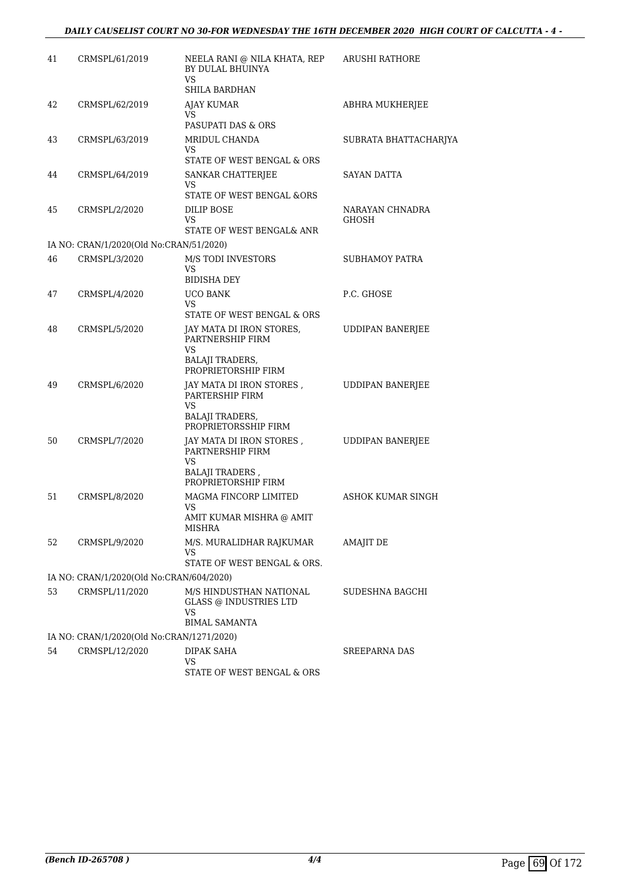| | | | |
|---|---|---|---|
| 41 | CRMSPL/61/2019 | NEELA RANI @ NILA KHATA, REP BY DULAL BHUINYA<br>VS<br>SHILA BARDHAN | ARUSHI RATHORE |
| 42 | CRMSPL/62/2019 | AJAY KUMAR<br>VS<br>PASUPATI DAS & ORS | ABHRA MUKHERJEE |
| 43 | CRMSPL/63/2019 | MRIDUL CHANDA<br>VS<br>STATE OF WEST BENGAL & ORS | SUBRATA BHATTACHARJYA |
| 44 | CRMSPL/64/2019 | SANKAR CHATTERJEE<br>VS<br>STATE OF WEST BENGAL &ORS | SAYAN DATTA |
| 45 | CRMSPL/2/2020 | DILIP BOSE<br>VS<br>STATE OF WEST BENGAL& ANR | NARAYAN CHNADRA GHOSH |
| IA NO: CRAN/1/2020(Old No:CRAN/51/2020) | | | |
| 46 | CRMSPL/3/2020 | M/S TODI INVESTORS<br>VS<br>BIDISHA DEY | SUBHAMOY PATRA |
| 47 | CRMSPL/4/2020 | UCO BANK<br>VS<br>STATE OF WEST BENGAL & ORS | P.C. GHOSE |
| 48 | CRMSPL/5/2020 | JAY MATA DI IRON STORES, PARTNERSHIP FIRM<br>VS<br>BALAJI TRADERS, PROPRIETORSHIP FIRM | UDDIPAN BANERJEE |
| 49 | CRMSPL/6/2020 | JAY MATA DI IRON STORES , PARTERSHIP FIRM<br>VS<br>BALAJI TRADERS, PROPRIETORSSHIP FIRM | UDDIPAN BANERJEE |
| 50 | CRMSPL/7/2020 | JAY MATA DI IRON STORES , PARTNERSHIP FIRM<br>VS<br>BALAJI TRADERS , PROPRIETORSHIP FIRM | UDDIPAN BANERJEE |
| 51 | CRMSPL/8/2020 | MAGMA FINCORP LIMITED<br>VS<br>AMIT KUMAR MISHRA @ AMIT MISHRA | ASHOK KUMAR SINGH |
| 52 | CRMSPL/9/2020 | M/S. MURALIDHAR RAJKUMAR<br>VS<br>STATE OF WEST BENGAL & ORS. | AMAJIT DE |
| IA NO: CRAN/1/2020(Old No:CRAN/604/2020) | | | |
| 53 | CRMSPL/11/2020 | M/S HINDUSTHAN NATIONAL GLASS @ INDUSTRIES LTD<br>VS<br>BIMAL SAMANTA | SUDESHNA BAGCHI |
| IA NO: CRAN/1/2020(Old No:CRAN/1271/2020) | | | |
| 54 | CRMSPL/12/2020 | DIPAK SAHA<br>VS<br>STATE OF WEST BENGAL & ORS | SREEPARNA DAS |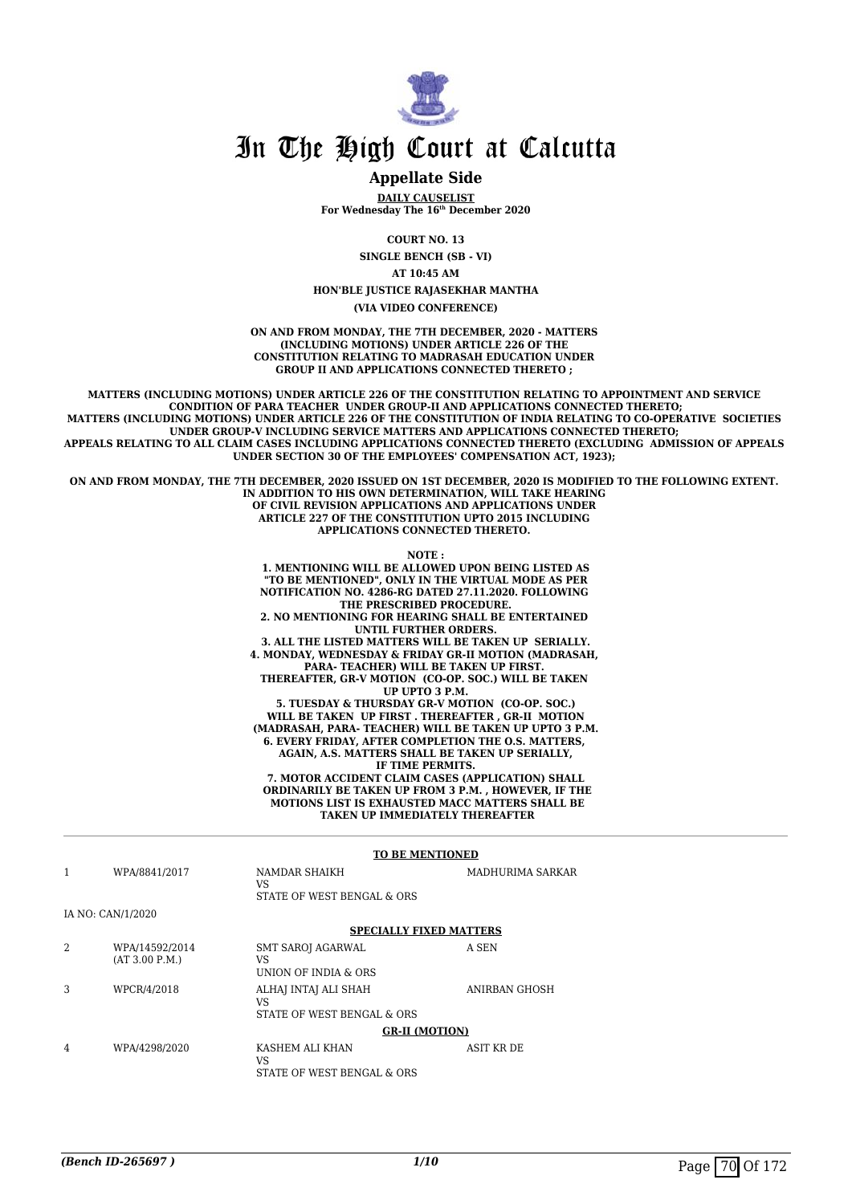# In The High Court at Calcutta

## Appellate Side

**DAILY CAUSELIST**
**For Wednesday The 16th December 2020**

**COURT NO. 13**

**SINGLE BENCH (SB - VI)**

**AT 10:45 AM**

**HON'BLE JUSTICE RAJASEKHAR MANTHA**

**(VIA VIDEO CONFERENCE)**

**ON AND FROM MONDAY, THE 7TH DECEMBER, 2020 - MATTERS (INCLUDING MOTIONS) UNDER ARTICLE 226 OF THE CONSTITUTION RELATING TO MADRASAH EDUCATION UNDER GROUP II AND APPLICATIONS CONNECTED THERETO ;**

**MATTERS (INCLUDING MOTIONS) UNDER ARTICLE 226 OF THE CONSTITUTION RELATING TO APPOINTMENT AND SERVICE CONDITION OF PARA TEACHER UNDER GROUP-II AND APPLICATIONS CONNECTED THERETO; MATTERS (INCLUDING MOTIONS) UNDER ARTICLE 226 OF THE CONSTITUTION OF INDIA RELATING TO CO-OPERATIVE SOCIETIES UNDER GROUP-V INCLUDING SERVICE MATTERS AND APPLICATIONS CONNECTED THERETO; APPEALS RELATING TO ALL CLAIM CASES INCLUDING APPLICATIONS CONNECTED THERETO (EXCLUDING ADMISSION OF APPEALS UNDER SECTION 30 OF THE EMPLOYEES' COMPENSATION ACT, 1923);**

**ON AND FROM MONDAY, THE 7TH DECEMBER, 2020 ISSUED ON 1ST DECEMBER, 2020 IS MODIFIED TO THE FOLLOWING EXTENT. IN ADDITION TO HIS OWN DETERMINATION, WILL TAKE HEARING OF CIVIL REVISION APPLICATIONS AND APPLICATIONS UNDER ARTICLE 227 OF THE CONSTITUTION UPTO 2015 INCLUDING APPLICATIONS CONNECTED THERETO.**

**NOTE :**
**1. MENTIONING WILL BE ALLOWED UPON BEING LISTED AS "TO BE MENTIONED", ONLY IN THE VIRTUAL MODE AS PER NOTIFICATION NO. 4286-RG DATED 27.11.2020. FOLLOWING THE PRESCRIBED PROCEDURE.**
**2. NO MENTIONING FOR HEARING SHALL BE ENTERTAINED UNTIL FURTHER ORDERS.**
**3. ALL THE LISTED MATTERS WILL BE TAKEN UP SERIALLY.**
**4. MONDAY, WEDNESDAY & FRIDAY GR-II MOTION (MADRASAH, PARA- TEACHER) WILL BE TAKEN UP FIRST. THEREAFTER, GR-V MOTION (CO-OP. SOC.) WILL BE TAKEN UP UPTO 3 P.M.**
**5. TUESDAY & THURSDAY GR-V MOTION (CO-OP. SOC.) WILL BE TAKEN UP FIRST . THEREAFTER , GR-II MOTION (MADRASAH, PARA- TEACHER) WILL BE TAKEN UP UPTO 3 P.M.**
**6. EVERY FRIDAY, AFTER COMPLETION THE O.S. MATTERS, AGAIN, A.S. MATTERS SHALL BE TAKEN UP SERIALLY, IF TIME PERMITS.**
**7. MOTOR ACCIDENT CLAIM CASES (APPLICATION) SHALL ORDINARILY BE TAKEN UP FROM 3 P.M. , HOWEVER, IF THE MOTIONS LIST IS EXHAUSTED MACC MATTERS SHALL BE TAKEN UP IMMEDIATELY THEREAFTER**

**TO BE MENTIONED**

| | | | |
|---|---|---|---|
| 1 | WPA/8841/2017 | NAMDAR SHAIKH<br>VS<br>STATE OF WEST BENGAL & ORS | MADHURIMA SARKAR |

IA NO: CAN/1/2020

**SPECIALLY FIXED MATTERS**

| | | | |
|---|---|---|---|
| 2 | WPA/14592/2014<br>(AT 3.00 P.M.) | SMT SAROJ AGARWAL<br>VS<br>UNION OF INDIA & ORS | A SEN |
| 3 | WPCR/4/2018 | ALHAJ INTAJ ALI SHAH<br>VS<br>STATE OF WEST BENGAL & ORS | ANIRBAN GHOSH |

**GR-II (MOTION)**

| | | | |
|---|---|---|---|
| 4 | WPA/4298/2020 | KASHEM ALI KHAN<br>VS<br>STATE OF WEST BENGAL & ORS | ASIT KR DE |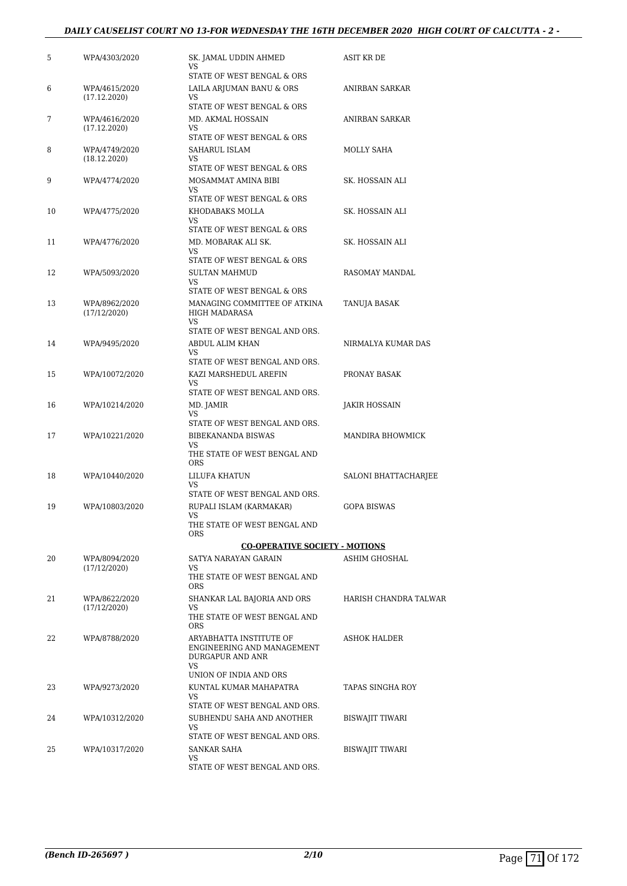| | | | |
|---|---|---|---|
| 5 | WPA/4303/2020 | SK. JAMAL UDDIN AHMED<br>VS<br>STATE OF WEST BENGAL & ORS | ASIT KR DE |
| 6 | WPA/4615/2020<br>(17.12.2020) | LAILA ARJUMAN BANU & ORS<br>VS<br>STATE OF WEST BENGAL & ORS | ANIRBAN SARKAR |
| 7 | WPA/4616/2020<br>(17.12.2020) | MD. AKMAL HOSSAIN<br>VS<br>STATE OF WEST BENGAL & ORS | ANIRBAN SARKAR |
| 8 | WPA/4749/2020<br>(18.12.2020) | SAHARUL ISLAM<br>VS<br>STATE OF WEST BENGAL & ORS | MOLLY SAHA |
| 9 | WPA/4774/2020 | MOSAMMAT AMINA BIBI<br>VS<br>STATE OF WEST BENGAL & ORS | SK. HOSSAIN ALI |
| 10 | WPA/4775/2020 | KHODABAKS MOLLA<br>VS<br>STATE OF WEST BENGAL & ORS | SK. HOSSAIN ALI |
| 11 | WPA/4776/2020 | MD. MOBARAK ALI SK.<br>VS<br>STATE OF WEST BENGAL & ORS | SK. HOSSAIN ALI |
| 12 | WPA/5093/2020 | SULTAN MAHMUD<br>VS<br>STATE OF WEST BENGAL & ORS | RASOMAY MANDAL |
| 13 | WPA/8962/2020<br>(17/12/2020) | MANAGING COMMITTEE OF ATKINA HIGH MADARASA<br>VS<br>STATE OF WEST BENGAL AND ORS. | TANUJA BASAK |
| 14 | WPA/9495/2020 | ABDUL ALIM KHAN<br>VS<br>STATE OF WEST BENGAL AND ORS. | NIRMALYA KUMAR DAS |
| 15 | WPA/10072/2020 | KAZI MARSHEDUL AREFIN<br>VS<br>STATE OF WEST BENGAL AND ORS. | PRONAY BASAK |
| 16 | WPA/10214/2020 | MD. JAMIR<br>VS<br>STATE OF WEST BENGAL AND ORS. | JAKIR HOSSAIN |
| 17 | WPA/10221/2020 | BIBEKANANDA BISWAS<br>VS<br>THE STATE OF WEST BENGAL AND ORS | MANDIRA BHOWMICK |
| 18 | WPA/10440/2020 | LILUFA KHATUN<br>VS<br>STATE OF WEST BENGAL AND ORS. | SALONI BHATTACHARJEE |
| 19 | WPA/10803/2020 | RUPALI ISLAM (KARMAKAR)<br>VS<br>THE STATE OF WEST BENGAL AND ORS | GOPA BISWAS |
| | | **CO-OPERATIVE SOCIETY - MOTIONS** | |
| 20 | WPA/8094/2020<br>(17/12/2020) | SATYA NARAYAN GARAIN<br>VS<br>THE STATE OF WEST BENGAL AND ORS | ASHIM GHOSHAL |
| 21 | WPA/8622/2020<br>(17/12/2020) | SHANKAR LAL BAJORIA AND ORS<br>VS<br>THE STATE OF WEST BENGAL AND ORS | HARISH CHANDRA TALWAR |
| 22 | WPA/8788/2020 | ARYABHATTA INSTITUTE OF ENGINEERING AND MANAGEMENT DURGAPUR AND ANR<br>VS<br>UNION OF INDIA AND ORS | ASHOK HALDER |
| 23 | WPA/9273/2020 | KUNTAL KUMAR MAHAPATRA<br>VS<br>STATE OF WEST BENGAL AND ORS. | TAPAS SINGHA ROY |
| 24 | WPA/10312/2020 | SUBHENDU SAHA AND ANOTHER<br>VS<br>STATE OF WEST BENGAL AND ORS. | BISWAJIT TIWARI |
| 25 | WPA/10317/2020 | SANKAR SAHA<br>VS<br>STATE OF WEST BENGAL AND ORS. | BISWAJIT TIWARI |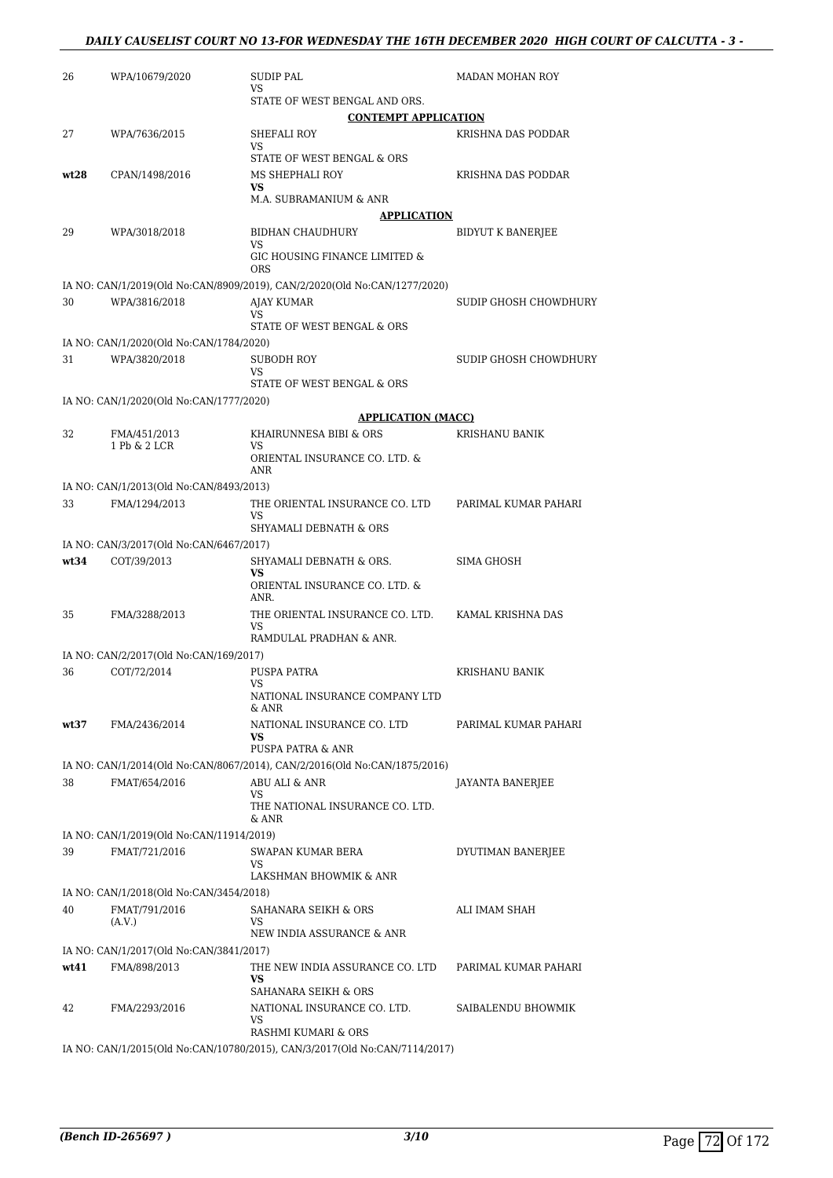| | | | |
|---|---|---|---|
| 26 | WPA/10679/2020 | SUDIP PAL<br>VS<br>STATE OF WEST BENGAL AND ORS. | MADAN MOHAN ROY |

**CONTEMPT APPLICATION**

| | | | |
|---|---|---|---|
| 27 | WPA/7636/2015 | SHEFALI ROY<br>VS<br>STATE OF WEST BENGAL & ORS | KRISHNA DAS PODDAR |
| **wt28** | CPAN/1498/2016 | MS SHEPHALI ROY<br>**VS**<br>M.A. SUBRAMANIUM & ANR | KRISHNA DAS PODDAR |

**APPLICATION**

| | | | |
|---|---|---|---|
| 29 | WPA/3018/2018 | BIDHAN CHAUDHURY<br>VS<br>GIC HOUSING FINANCE LIMITED & ORS | BIDYUT K BANERJEE |

IA NO: CAN/1/2019(Old No:CAN/8909/2019), CAN/2/2020(Old No:CAN/1277/2020)

| | | | |
|---|---|---|---|
| 30 | WPA/3816/2018 | AJAY KUMAR<br>VS<br>STATE OF WEST BENGAL & ORS | SUDIP GHOSH CHOWDHURY |

IA NO: CAN/1/2020(Old No:CAN/1784/2020)

| | | | |
|---|---|---|---|
| 31 | WPA/3820/2018 | SUBODH ROY<br>VS<br>STATE OF WEST BENGAL & ORS | SUDIP GHOSH CHOWDHURY |

IA NO: CAN/1/2020(Old No:CAN/1777/2020)

**APPLICATION (MACC)**

| | | | |
|---|---|---|---|
| 32 | FMA/451/2013<br>1 Pb & 2 LCR | KHAIRUNNESA BIBI & ORS<br>VS<br>ORIENTAL INSURANCE CO. LTD. & ANR | KRISHANU BANIK |

IA NO: CAN/1/2013(Old No:CAN/8493/2013)

| | | | |
|---|---|---|---|
| 33 | FMA/1294/2013 | THE ORIENTAL INSURANCE CO. LTD<br>VS<br>SHYAMALI DEBNATH & ORS | PARIMAL KUMAR PAHARI |

IA NO: CAN/3/2017(Old No:CAN/6467/2017)

| | | | |
|---|---|---|---|
| **wt34** | COT/39/2013 | SHYAMALI DEBNATH & ORS.<br>**VS**<br>ORIENTAL INSURANCE CO. LTD. & ANR. | SIMA GHOSH |
| 35 | FMA/3288/2013 | THE ORIENTAL INSURANCE CO. LTD.<br>VS<br>RAMDULAL PRADHAN & ANR. | KAMAL KRISHNA DAS |

IA NO: CAN/2/2017(Old No:CAN/169/2017)

| | | | |
|---|---|---|---|
| 36 | COT/72/2014 | PUSPA PATRA<br>VS<br>NATIONAL INSURANCE COMPANY LTD & ANR | KRISHANU BANIK |
| **wt37** | FMA/2436/2014 | NATIONAL INSURANCE CO. LTD<br>**VS**<br>PUSPA PATRA & ANR | PARIMAL KUMAR PAHARI |

IA NO: CAN/1/2014(Old No:CAN/8067/2014), CAN/2/2016(Old No:CAN/1875/2016)

| | | | |
|---|---|---|---|
| 38 | FMAT/654/2016 | ABU ALI & ANR<br>VS<br>THE NATIONAL INSURANCE CO. LTD. & ANR | JAYANTA BANERJEE |

IA NO: CAN/1/2019(Old No:CAN/11914/2019)

| | | | |
|---|---|---|---|
| 39 | FMAT/721/2016 | SWAPAN KUMAR BERA<br>VS<br>LAKSHMAN BHOWMIK & ANR | DYUTIMAN BANERJEE |

IA NO: CAN/1/2018(Old No:CAN/3454/2018)

| | | | |
|---|---|---|---|
| 40 | FMAT/791/2016<br>(A.V.) | SAHANARA SEIKH & ORS<br>VS<br>NEW INDIA ASSURANCE & ANR | ALI IMAM SHAH |

IA NO: CAN/1/2017(Old No:CAN/3841/2017)

| | | | |
|---|---|---|---|
| **wt41** | FMA/898/2013 | THE NEW INDIA ASSURANCE CO. LTD<br>**VS**<br>SAHANARA SEIKH & ORS | PARIMAL KUMAR PAHARI |
| 42 | FMA/2293/2016 | NATIONAL INSURANCE CO. LTD.<br>VS<br>RASHMI KUMARI & ORS | SAIBALENDU BHOWMIK |

IA NO: CAN/1/2015(Old No:CAN/10780/2015), CAN/3/2017(Old No:CAN/7114/2017)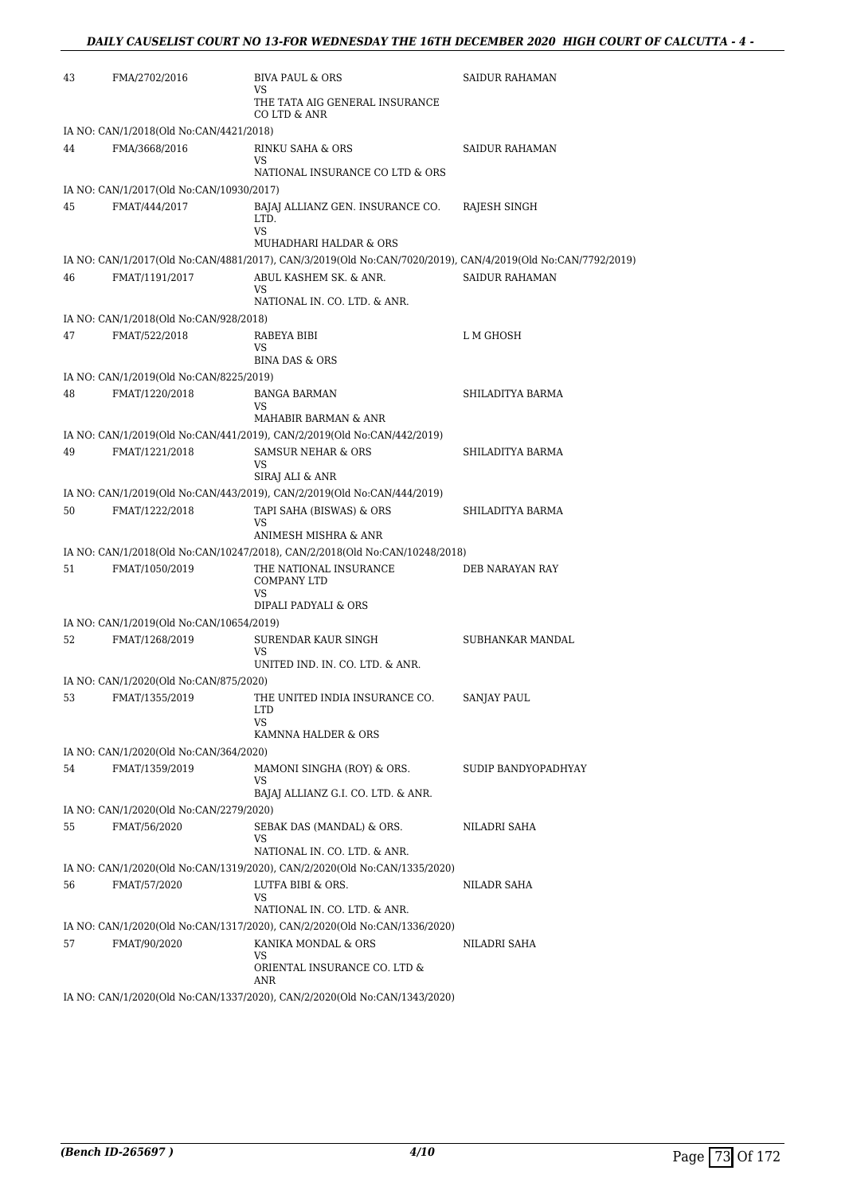| | | | |
|---|---|---|---|
| 43 | FMA/2702/2016 | BIVA PAUL & ORS<br>VS<br>THE TATA AIG GENERAL INSURANCE CO LTD & ANR | SAIDUR RAHAMAN |
| IA NO: CAN/1/2018(Old No:CAN/4421/2018) | | | |
| 44 | FMA/3668/2016 | RINKU SAHA & ORS<br>VS<br>NATIONAL INSURANCE CO LTD & ORS | SAIDUR RAHAMAN |
| IA NO: CAN/1/2017(Old No:CAN/10930/2017) | | | |
| 45 | FMAT/444/2017 | BAJAJ ALLIANZ GEN. INSURANCE CO. LTD.<br>VS<br>MUHADHARI HALDAR & ORS | RAJESH SINGH |
| IA NO: CAN/1/2017(Old No:CAN/4881/2017), CAN/3/2019(Old No:CAN/7020/2019), CAN/4/2019(Old No:CAN/7792/2019) | | | |
| 46 | FMAT/1191/2017 | ABUL KASHEM SK. & ANR.<br>VS<br>NATIONAL IN. CO. LTD. & ANR. | SAIDUR RAHAMAN |
| IA NO: CAN/1/2018(Old No:CAN/928/2018) | | | |
| 47 | FMAT/522/2018 | RABEYA BIBI<br>VS<br>BINA DAS & ORS | L M GHOSH |
| IA NO: CAN/1/2019(Old No:CAN/8225/2019) | | | |
| 48 | FMAT/1220/2018 | BANGA BARMAN<br>VS<br>MAHABIR BARMAN & ANR | SHILADITYA BARMA |
| IA NO: CAN/1/2019(Old No:CAN/441/2019), CAN/2/2019(Old No:CAN/442/2019) | | | |
| 49 | FMAT/1221/2018 | SAMSUR NEHAR & ORS<br>VS<br>SIRAJ ALI & ANR | SHILADITYA BARMA |
| IA NO: CAN/1/2019(Old No:CAN/443/2019), CAN/2/2019(Old No:CAN/444/2019) | | | |
| 50 | FMAT/1222/2018 | TAPI SAHA (BISWAS) & ORS<br>VS<br>ANIMESH MISHRA & ANR | SHILADITYA BARMA |
| IA NO: CAN/1/2018(Old No:CAN/10247/2018), CAN/2/2018(Old No:CAN/10248/2018) | | | |
| 51 | FMAT/1050/2019 | THE NATIONAL INSURANCE COMPANY LTD<br>VS<br>DIPALI PADYALI & ORS | DEB NARAYAN RAY |
| IA NO: CAN/1/2019(Old No:CAN/10654/2019) | | | |
| 52 | FMAT/1268/2019 | SURENDAR KAUR SINGH<br>VS<br>UNITED IND. IN. CO. LTD. & ANR. | SUBHANKAR MANDAL |
| IA NO: CAN/1/2020(Old No:CAN/875/2020) | | | |
| 53 | FMAT/1355/2019 | THE UNITED INDIA INSURANCE CO. LTD<br>VS<br>KAMNNA HALDER & ORS | SANJAY PAUL |
| IA NO: CAN/1/2020(Old No:CAN/364/2020) | | | |
| 54 | FMAT/1359/2019 | MAMONI SINGHA (ROY) & ORS.<br>VS<br>BAJAJ ALLIANZ G.I. CO. LTD. & ANR. | SUDIP BANDYOPADHYAY |
| IA NO: CAN/1/2020(Old No:CAN/2279/2020) | | | |
| 55 | FMAT/56/2020 | SEBAK DAS (MANDAL) & ORS.<br>VS<br>NATIONAL IN. CO. LTD. & ANR. | NILADRI SAHA |
| IA NO: CAN/1/2020(Old No:CAN/1319/2020), CAN/2/2020(Old No:CAN/1335/2020) | | | |
| 56 | FMAT/57/2020 | LUTFA BIBI & ORS.<br>VS<br>NATIONAL IN. CO. LTD. & ANR. | NILADR SAHA |
| IA NO: CAN/1/2020(Old No:CAN/1317/2020), CAN/2/2020(Old No:CAN/1336/2020) | | | |
| 57 | FMAT/90/2020 | KANIKA MONDAL & ORS<br>VS<br>ORIENTAL INSURANCE CO. LTD & ANR | NILADRI SAHA |
| IA NO: CAN/1/2020(Old No:CAN/1337/2020), CAN/2/2020(Old No:CAN/1343/2020) | | | |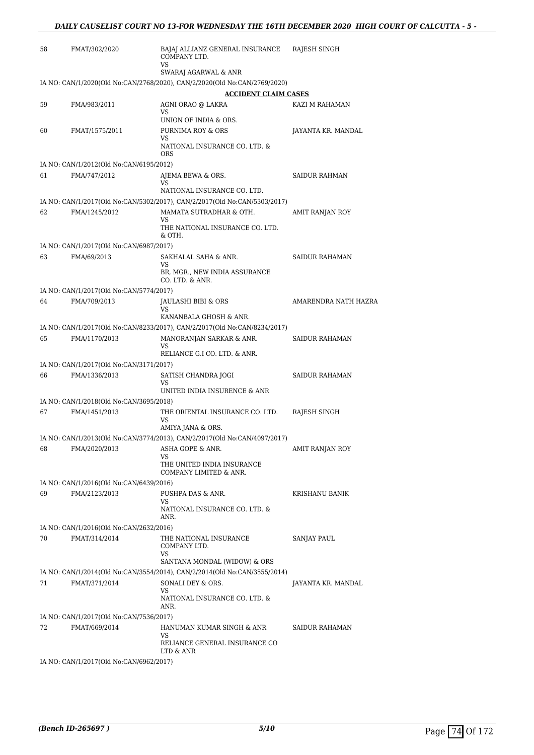| | | | |
|---|---|---|---|
| 58 | FMAT/302/2020 | BAJAJ ALLIANZ GENERAL INSURANCE COMPANY LTD.<br>VS<br>SWARAJ AGARWAL & ANR | RAJESH SINGH |
| | IA NO: CAN/1/2020(Old No:CAN/2768/2020), CAN/2/2020(Old No:CAN/2769/2020) | | |

**ACCIDENT CLAIM CASES**

| | | | |
|---|---|---|---|
| 59 | FMA/983/2011 | AGNI ORAO @ LAKRA<br>VS<br>UNION OF INDIA & ORS. | KAZI M RAHAMAN |
| 60 | FMAT/1575/2011 | PURNIMA ROY & ORS<br>VS<br>NATIONAL INSURANCE CO. LTD. & ORS | JAYANTA KR. MANDAL |
| | IA NO: CAN/1/2012(Old No:CAN/6195/2012) | | |
| 61 | FMA/747/2012 | AJEMA BEWA & ORS.<br>VS<br>NATIONAL INSURANCE CO. LTD. | SAIDUR RAHMAN |
| | IA NO: CAN/1/2017(Old No:CAN/5302/2017), CAN/2/2017(Old No:CAN/5303/2017) | | |
| 62 | FMA/1245/2012 | MAMATA SUTRADHAR & OTH.<br>VS<br>THE NATIONAL INSURANCE CO. LTD. & OTH. | AMIT RANJAN ROY |
| | IA NO: CAN/1/2017(Old No:CAN/6987/2017) | | |
| 63 | FMA/69/2013 | SAKHALAL SAHA & ANR.<br>VS<br>BR, MGR., NEW INDIA ASSURANCE CO. LTD. & ANR. | SAIDUR RAHAMAN |
| | IA NO: CAN/1/2017(Old No:CAN/5774/2017) | | |
| 64 | FMA/709/2013 | JAULASHI BIBI & ORS<br>VS<br>KANANBALA GHOSH & ANR. | AMARENDRA NATH HAZRA |
| | IA NO: CAN/1/2017(Old No:CAN/8233/2017), CAN/2/2017(Old No:CAN/8234/2017) | | |
| 65 | FMA/1170/2013 | MANORANJAN SARKAR & ANR.<br>VS<br>RELIANCE G.I CO. LTD. & ANR. | SAIDUR RAHAMAN |
| | IA NO: CAN/1/2017(Old No:CAN/3171/2017) | | |
| 66 | FMA/1336/2013 | SATISH CHANDRA JOGI<br>VS<br>UNITED INDIA INSURENCE & ANR | SAIDUR RAHAMAN |
| | IA NO: CAN/1/2018(Old No:CAN/3695/2018) | | |
| 67 | FMA/1451/2013 | THE ORIENTAL INSURANCE CO. LTD.<br>VS<br>AMIYA JANA & ORS. | RAJESH SINGH |
| | IA NO: CAN/1/2013(Old No:CAN/3774/2013), CAN/2/2017(Old No:CAN/4097/2017) | | |
| 68 | FMA/2020/2013 | ASHA GOPE & ANR.<br>VS<br>THE UNITED INDIA INSURANCE COMPANY LIMITED & ANR. | AMIT RANJAN ROY |
| | IA NO: CAN/1/2016(Old No:CAN/6439/2016) | | |
| 69 | FMA/2123/2013 | PUSHPA DAS & ANR.<br>VS<br>NATIONAL INSURANCE CO. LTD. & ANR. | KRISHANU BANIK |
| | IA NO: CAN/1/2016(Old No:CAN/2632/2016) | | |
| 70 | FMAT/314/2014 | THE NATIONAL INSURANCE COMPANY LTD.<br>VS<br>SANTANA MONDAL (WIDOW) & ORS | SANJAY PAUL |
| | IA NO: CAN/1/2014(Old No:CAN/3554/2014), CAN/2/2014(Old No:CAN/3555/2014) | | |
| 71 | FMAT/371/2014 | SONALI DEY & ORS.<br>VS<br>NATIONAL INSURANCE CO. LTD. & ANR. | JAYANTA KR. MANDAL |
| | IA NO: CAN/1/2017(Old No:CAN/7536/2017) | | |
| 72 | FMAT/669/2014 | HANUMAN KUMAR SINGH & ANR<br>VS<br>RELIANCE GENERAL INSURANCE CO LTD & ANR | SAIDUR RAHAMAN |
| | IA NO: CAN/1/2017(Old No:CAN/6962/2017) | | |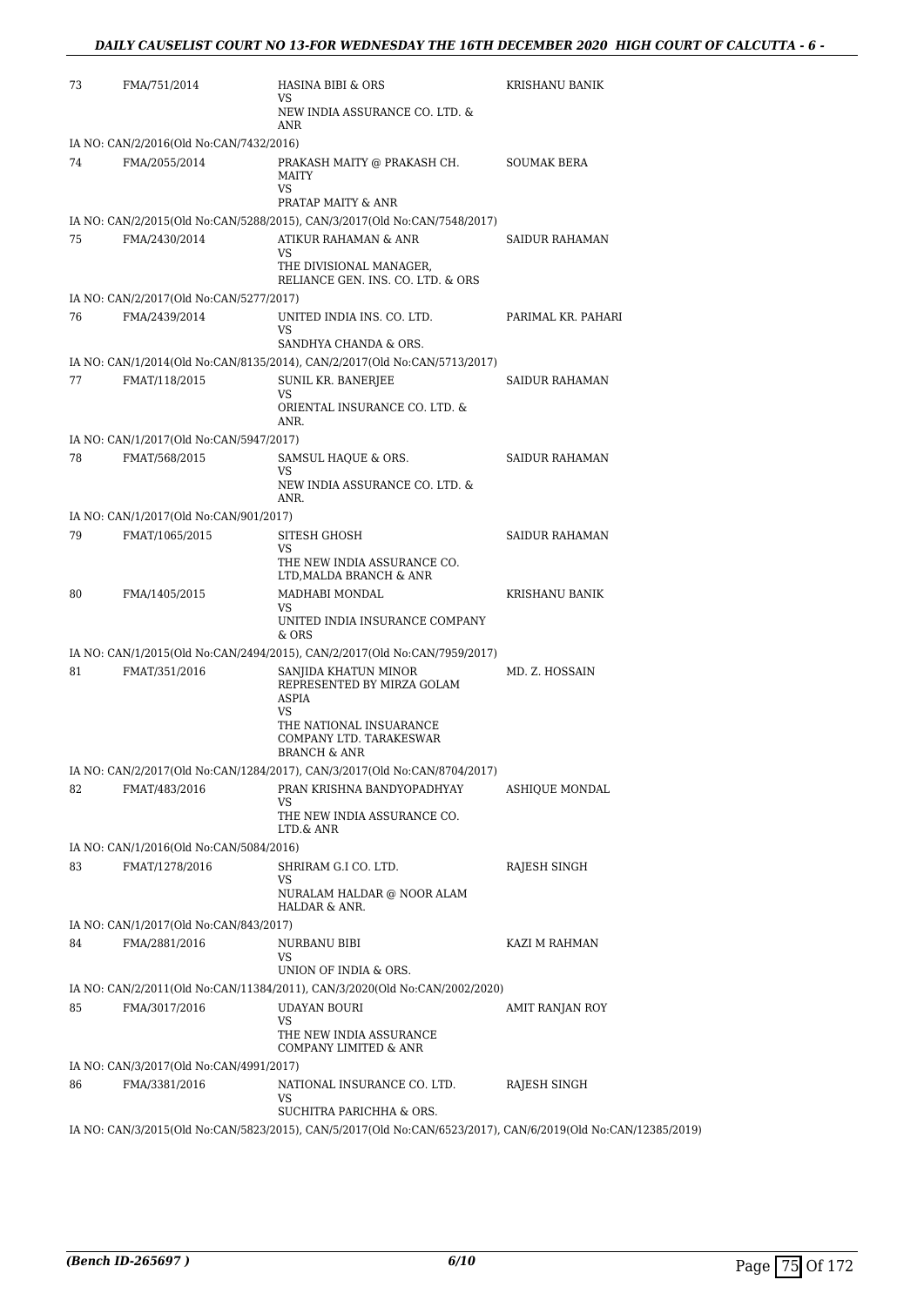| | | | |
|---|---|---|---|
| 73 | FMA/751/2014 | HASINA BIBI & ORS<br>VS<br>NEW INDIA ASSURANCE CO. LTD. & ANR | KRISHANU BANIK |
| IA NO: CAN/2/2016(Old No:CAN/7432/2016) | | | |
| 74 | FMA/2055/2014 | PRAKASH MAITY @ PRAKASH CH. MAITY<br>VS<br>PRATAP MAITY & ANR | SOUMAK BERA |
| IA NO: CAN/2/2015(Old No:CAN/5288/2015), CAN/3/2017(Old No:CAN/7548/2017) | | | |
| 75 | FMA/2430/2014 | ATIKUR RAHAMAN & ANR<br>VS<br>THE DIVISIONAL MANAGER, RELIANCE GEN. INS. CO. LTD. & ORS | SAIDUR RAHAMAN |
| IA NO: CAN/2/2017(Old No:CAN/5277/2017) | | | |
| 76 | FMA/2439/2014 | UNITED INDIA INS. CO. LTD.<br>VS<br>SANDHYA CHANDA & ORS. | PARIMAL KR. PAHARI |
| IA NO: CAN/1/2014(Old No:CAN/8135/2014), CAN/2/2017(Old No:CAN/5713/2017) | | | |
| 77 | FMAT/118/2015 | SUNIL KR. BANERJEE<br>VS<br>ORIENTAL INSURANCE CO. LTD. & ANR. | SAIDUR RAHAMAN |
| IA NO: CAN/1/2017(Old No:CAN/5947/2017) | | | |
| 78 | FMAT/568/2015 | SAMSUL HAQUE & ORS.<br>VS<br>NEW INDIA ASSURANCE CO. LTD. & ANR. | SAIDUR RAHAMAN |
| IA NO: CAN/1/2017(Old No:CAN/901/2017) | | | |
| 79 | FMAT/1065/2015 | SITESH GHOSH<br>VS<br>THE NEW INDIA ASSURANCE CO. LTD,MALDA BRANCH & ANR | SAIDUR RAHAMAN |
| 80 | FMA/1405/2015 | MADHABI MONDAL<br>VS<br>UNITED INDIA INSURANCE COMPANY & ORS | KRISHANU BANIK |
| IA NO: CAN/1/2015(Old No:CAN/2494/2015), CAN/2/2017(Old No:CAN/7959/2017) | | | |
| 81 | FMAT/351/2016 | SANJIDA KHATUN MINOR REPRESENTED BY MIRZA GOLAM ASPIA<br>VS<br>THE NATIONAL INSUARANCE COMPANY LTD. TARAKESWAR BRANCH & ANR | MD. Z. HOSSAIN |
| IA NO: CAN/2/2017(Old No:CAN/1284/2017), CAN/3/2017(Old No:CAN/8704/2017) | | | |
| 82 | FMAT/483/2016 | PRAN KRISHNA BANDYOPADHYAY<br>VS<br>THE NEW INDIA ASSURANCE CO. LTD.& ANR | ASHIQUE MONDAL |
| IA NO: CAN/1/2016(Old No:CAN/5084/2016) | | | |
| 83 | FMAT/1278/2016 | SHRIRAM G.I CO. LTD.<br>VS<br>NURALAM HALDAR @ NOOR ALAM HALDAR & ANR. | RAJESH SINGH |
| IA NO: CAN/1/2017(Old No:CAN/843/2017) | | | |
| 84 | FMA/2881/2016 | NURBANU BIBI<br>VS<br>UNION OF INDIA & ORS. | KAZI M RAHMAN |
| IA NO: CAN/2/2011(Old No:CAN/11384/2011), CAN/3/2020(Old No:CAN/2002/2020) | | | |
| 85 | FMA/3017/2016 | UDAYAN BOURI<br>VS<br>THE NEW INDIA ASSURANCE COMPANY LIMITED & ANR | AMIT RANJAN ROY |
| IA NO: CAN/3/2017(Old No:CAN/4991/2017) | | | |
| 86 | FMA/3381/2016 | NATIONAL INSURANCE CO. LTD.<br>VS<br>SUCHITRA PARICHHA & ORS. | RAJESH SINGH |
| IA NO: CAN/3/2015(Old No:CAN/5823/2015), CAN/5/2017(Old No:CAN/6523/2017), CAN/6/2019(Old No:CAN/12385/2019) | | | |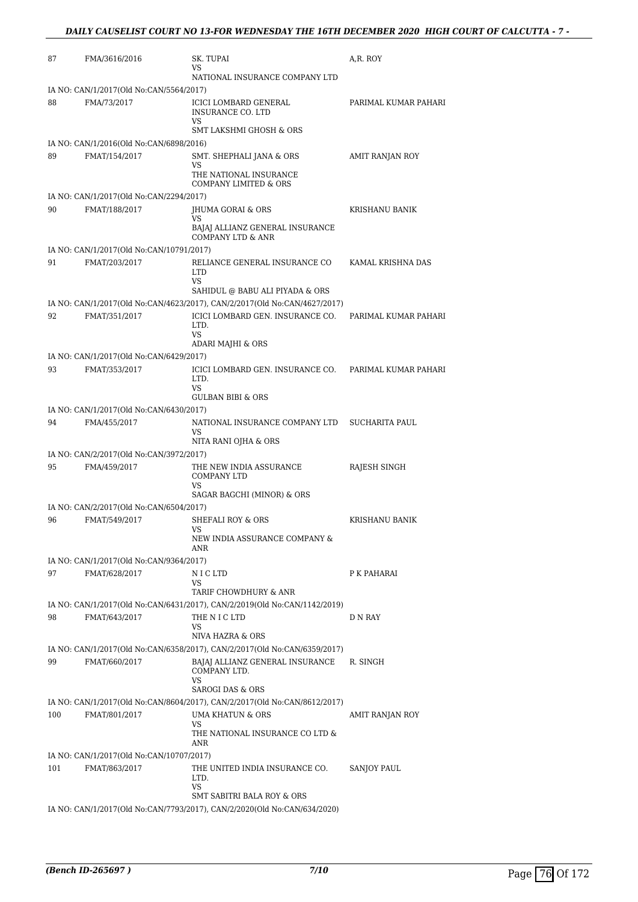| | | | |
|---|---|---|---|
| 87 | FMA/3616/2016 | SK. TUPAI<br>VS<br>NATIONAL INSURANCE COMPANY LTD | A,R. ROY |
| IA NO: CAN/1/2017(Old No:CAN/5564/2017) | | | |
| 88 | FMA/73/2017 | ICICI LOMBARD GENERAL INSURANCE CO. LTD<br>VS<br>SMT LAKSHMI GHOSH & ORS | PARIMAL KUMAR PAHARI |
| IA NO: CAN/1/2016(Old No:CAN/6898/2016) | | | |
| 89 | FMAT/154/2017 | SMT. SHEPHALI JANA & ORS<br>VS<br>THE NATIONAL INSURANCE COMPANY LIMITED & ORS | AMIT RANJAN ROY |
| IA NO: CAN/1/2017(Old No:CAN/2294/2017) | | | |
| 90 | FMAT/188/2017 | JHUMA GORAI & ORS<br>VS<br>BAJAJ ALLIANZ GENERAL INSURANCE COMPANY LTD & ANR | KRISHANU BANIK |
| IA NO: CAN/1/2017(Old No:CAN/10791/2017) | | | |
| 91 | FMAT/203/2017 | RELIANCE GENERAL INSURANCE CO LTD<br>VS<br>SAHIDUL @ BABU ALI PIYADA & ORS | KAMAL KRISHNA DAS |
| IA NO: CAN/1/2017(Old No:CAN/4623/2017), CAN/2/2017(Old No:CAN/4627/2017) | | | |
| 92 | FMAT/351/2017 | ICICI LOMBARD GEN. INSURANCE CO. LTD.<br>VS<br>ADARI MAJHI & ORS | PARIMAL KUMAR PAHARI |
| IA NO: CAN/1/2017(Old No:CAN/6429/2017) | | | |
| 93 | FMAT/353/2017 | ICICI LOMBARD GEN. INSURANCE CO. LTD.<br>VS<br>GULBAN BIBI & ORS | PARIMAL KUMAR PAHARI |
| IA NO: CAN/1/2017(Old No:CAN/6430/2017) | | | |
| 94 | FMA/455/2017 | NATIONAL INSURANCE COMPANY LTD<br>VS<br>NITA RANI OJHA & ORS | SUCHARITA PAUL |
| IA NO: CAN/2/2017(Old No:CAN/3972/2017) | | | |
| 95 | FMA/459/2017 | THE NEW INDIA ASSURANCE COMPANY LTD<br>VS<br>SAGAR BAGCHI (MINOR) & ORS | RAJESH SINGH |
| IA NO: CAN/2/2017(Old No:CAN/6504/2017) | | | |
| 96 | FMAT/549/2017 | SHEFALI ROY & ORS<br>VS<br>NEW INDIA ASSURANCE COMPANY & ANR | KRISHANU BANIK |
| IA NO: CAN/1/2017(Old No:CAN/9364/2017) | | | |
| 97 | FMAT/628/2017 | N I C LTD<br>VS<br>TARIF CHOWDHURY & ANR | P K PAHARAI |
| IA NO: CAN/1/2017(Old No:CAN/6431/2017), CAN/2/2019(Old No:CAN/1142/2019) | | | |
| 98 | FMAT/643/2017 | THE N I C LTD<br>VS<br>NIVA HAZRA & ORS | D N RAY |
| IA NO: CAN/1/2017(Old No:CAN/6358/2017), CAN/2/2017(Old No:CAN/6359/2017) | | | |
| 99 | FMAT/660/2017 | BAJAJ ALLIANZ GENERAL INSURANCE COMPANY LTD.<br>VS<br>SAROGI DAS & ORS | R. SINGH |
| IA NO: CAN/1/2017(Old No:CAN/8604/2017), CAN/2/2017(Old No:CAN/8612/2017) | | | |
| 100 | FMAT/801/2017 | UMA KHATUN & ORS<br>VS<br>THE NATIONAL INSURANCE CO LTD & ANR | AMIT RANJAN ROY |
| IA NO: CAN/1/2017(Old No:CAN/10707/2017) | | | |
| 101 | FMAT/863/2017 | THE UNITED INDIA INSURANCE CO. LTD.<br>VS<br>SMT SABITRI BALA ROY & ORS | SANJOY PAUL |
| IA NO: CAN/1/2017(Old No:CAN/7793/2017), CAN/2/2020(Old No:CAN/634/2020) | | | |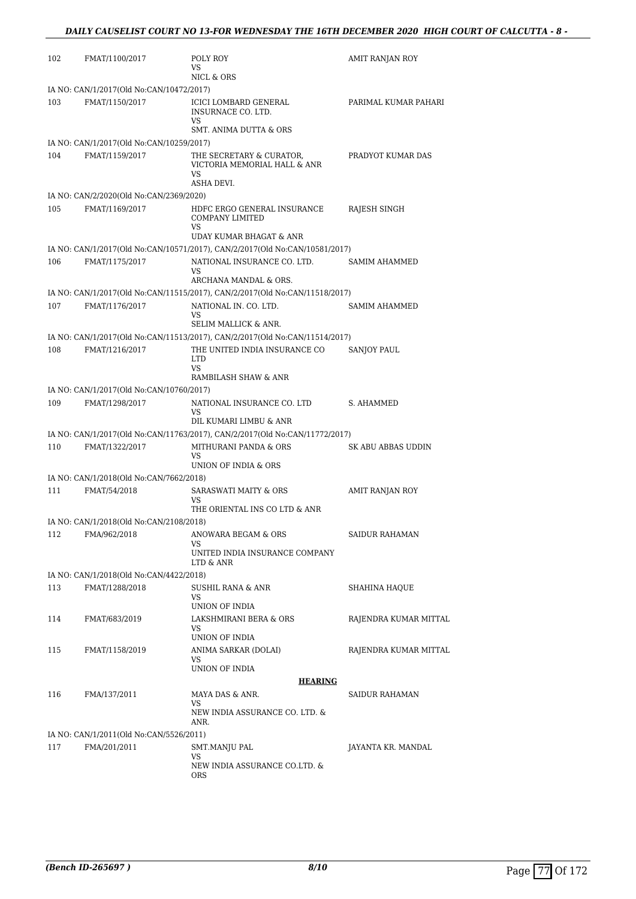| | | | |
|---|---|---|---|
| 102 | FMAT/1100/2017 | POLY ROY<br>VS<br>NICL & ORS | AMIT RANJAN ROY |
| IA NO: CAN/1/2017(Old No:CAN/10472/2017) | | | |
| 103 | FMAT/1150/2017 | ICICI LOMBARD GENERAL INSURNACE CO. LTD.<br>VS<br>SMT. ANIMA DUTTA & ORS | PARIMAL KUMAR PAHARI |
| IA NO: CAN/1/2017(Old No:CAN/10259/2017) | | | |
| 104 | FMAT/1159/2017 | THE SECRETARY & CURATOR, VICTORIA MEMORIAL HALL & ANR<br>VS<br>ASHA DEVI. | PRADYOT KUMAR DAS |
| IA NO: CAN/2/2020(Old No:CAN/2369/2020) | | | |
| 105 | FMAT/1169/2017 | HDFC ERGO GENERAL INSURANCE COMPANY LIMITED<br>VS<br>UDAY KUMAR BHAGAT & ANR | RAJESH SINGH |
| IA NO: CAN/1/2017(Old No:CAN/10571/2017), CAN/2/2017(Old No:CAN/10581/2017) | | | |
| 106 | FMAT/1175/2017 | NATIONAL INSURANCE CO. LTD.<br>VS<br>ARCHANA MANDAL & ORS. | SAMIM AHAMMED |
| IA NO: CAN/1/2017(Old No:CAN/11515/2017), CAN/2/2017(Old No:CAN/11518/2017) | | | |
| 107 | FMAT/1176/2017 | NATIONAL IN. CO. LTD.<br>VS<br>SELIM MALLICK & ANR. | SAMIM AHAMMED |
| IA NO: CAN/1/2017(Old No:CAN/11513/2017), CAN/2/2017(Old No:CAN/11514/2017) | | | |
| 108 | FMAT/1216/2017 | THE UNITED INDIA INSURANCE CO LTD<br>VS<br>RAMBILASH SHAW & ANR | SANJOY PAUL |
| IA NO: CAN/1/2017(Old No:CAN/10760/2017) | | | |
| 109 | FMAT/1298/2017 | NATIONAL INSURANCE CO. LTD<br>VS<br>DIL KUMARI LIMBU & ANR | S. AHAMMED |
| IA NO: CAN/1/2017(Old No:CAN/11763/2017), CAN/2/2017(Old No:CAN/11772/2017) | | | |
| 110 | FMAT/1322/2017 | MITHURANI PANDA & ORS<br>VS<br>UNION OF INDIA & ORS | SK ABU ABBAS UDDIN |
| IA NO: CAN/1/2018(Old No:CAN/7662/2018) | | | |
| 111 | FMAT/54/2018 | SARASWATI MAITY & ORS<br>VS<br>THE ORIENTAL INS CO LTD & ANR | AMIT RANJAN ROY |
| IA NO: CAN/1/2018(Old No:CAN/2108/2018) | | | |
| 112 | FMA/962/2018 | ANOWARA BEGAM & ORS<br>VS<br>UNITED INDIA INSURANCE COMPANY LTD & ANR | SAIDUR RAHAMAN |
| IA NO: CAN/1/2018(Old No:CAN/4422/2018) | | | |
| 113 | FMAT/1288/2018 | SUSHIL RANA & ANR<br>VS<br>UNION OF INDIA | SHAHINA HAQUE |
| 114 | FMAT/683/2019 | LAKSHMIRANI BERA & ORS<br>VS<br>UNION OF INDIA | RAJENDRA KUMAR MITTAL |
| 115 | FMAT/1158/2019 | ANIMA SARKAR (DOLAI)<br>VS<br>UNION OF INDIA | RAJENDRA KUMAR MITTAL |
| | | **HEARING** | |
| 116 | FMA/137/2011 | MAYA DAS & ANR.<br>VS<br>NEW INDIA ASSURANCE CO. LTD. & ANR. | SAIDUR RAHAMAN |
| IA NO: CAN/1/2011(Old No:CAN/5526/2011) | | | |
| 117 | FMA/201/2011 | SMT.MANJU PAL<br>VS<br>NEW INDIA ASSURANCE CO.LTD. & ORS | JAYANTA KR. MANDAL |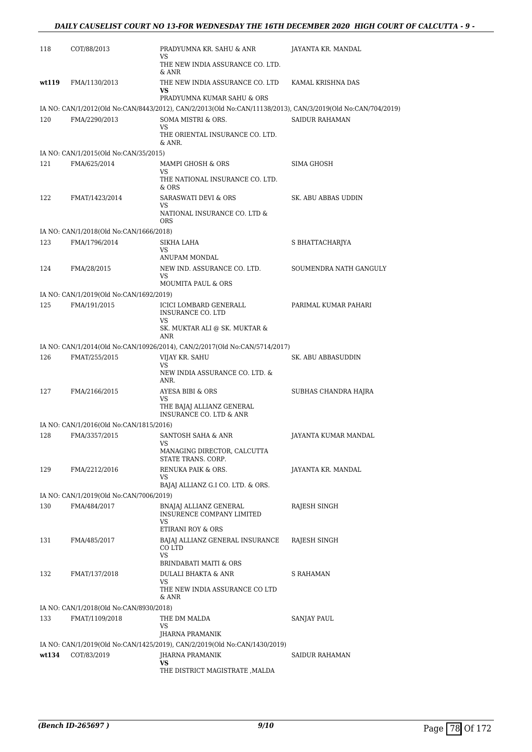| | | | |
|---|---|---|---|
| 118 | COT/88/2013 | PRADYUMNA KR. SAHU & ANR<br>VS<br>THE NEW INDIA ASSURANCE CO. LTD. & ANR | JAYANTA KR. MANDAL |
| **wt119** | FMA/1130/2013 | THE NEW INDIA ASSURANCE CO. LTD<br>**VS**<br>PRADYUMNA KUMAR SAHU & ORS | KAMAL KRISHNA DAS |
| | IA NO: CAN/1/2012(Old No:CAN/8443/2012), CAN/2/2013(Old No:CAN/11138/2013), CAN/3/2019(Old No:CAN/704/2019) | | |
| 120 | FMA/2290/2013 | SOMA MISTRI & ORS.<br>VS<br>THE ORIENTAL INSURANCE CO. LTD. & ANR. | SAIDUR RAHAMAN |
| | IA NO: CAN/1/2015(Old No:CAN/35/2015) | | |
| 121 | FMA/625/2014 | MAMPI GHOSH & ORS<br>VS<br>THE NATIONAL INSURANCE CO. LTD. & ORS | SIMA GHOSH |
| 122 | FMAT/1423/2014 | SARASWATI DEVI & ORS<br>VS<br>NATIONAL INSURANCE CO. LTD & ORS | SK. ABU ABBAS UDDIN |
| | IA NO: CAN/1/2018(Old No:CAN/1666/2018) | | |
| 123 | FMA/1796/2014 | SIKHA LAHA<br>VS<br>ANUPAM MONDAL | S BHATTACHARJYA |
| 124 | FMA/28/2015 | NEW IND. ASSURANCE CO. LTD.<br>VS<br>MOUMITA PAUL & ORS | SOUMENDRA NATH GANGULY |
| | IA NO: CAN/1/2019(Old No:CAN/1692/2019) | | |
| 125 | FMA/191/2015 | ICICI LOMBARD GENERALL INSURANCE CO. LTD<br>VS<br>SK. MUKTAR ALI @ SK. MUKTAR & ANR | PARIMAL KUMAR PAHARI |
| | IA NO: CAN/1/2014(Old No:CAN/10926/2014), CAN/2/2017(Old No:CAN/5714/2017) | | |
| 126 | FMAT/255/2015 | VIJAY KR. SAHU<br>VS<br>NEW INDIA ASSURANCE CO. LTD. & ANR. | SK. ABU ABBASUDDIN |
| 127 | FMA/2166/2015 | AYESA BIBI & ORS<br>VS<br>THE BAJAJ ALLIANZ GENERAL INSURANCE CO. LTD & ANR | SUBHAS CHANDRA HAJRA |
| | IA NO: CAN/1/2016(Old No:CAN/1815/2016) | | |
| 128 | FMA/3357/2015 | SANTOSH SAHA & ANR<br>VS<br>MANAGING DIRECTOR, CALCUTTA STATE TRANS. CORP. | JAYANTA KUMAR MANDAL |
| 129 | FMA/2212/2016 | RENUKA PAIK & ORS.<br>VS<br>BAJAJ ALLIANZ G.I CO. LTD. & ORS. | JAYANTA KR. MANDAL |
| | IA NO: CAN/1/2019(Old No:CAN/7006/2019) | | |
| 130 | FMA/484/2017 | BNAJAJ ALLIANZ GENERAL INSURENCE COMPANY LIMITED<br>VS<br>ETIRANI ROY & ORS | RAJESH SINGH |
| 131 | FMA/485/2017 | BAJAJ ALLIANZ GENERAL INSURANCE CO LTD<br>VS<br>BRINDABATI MAITI & ORS | RAJESH SINGH |
| 132 | FMAT/137/2018 | DULALI BHAKTA & ANR<br>VS<br>THE NEW INDIA ASSURANCE CO LTD & ANR | S RAHAMAN |
| | IA NO: CAN/1/2018(Old No:CAN/8930/2018) | | |
| 133 | FMAT/1109/2018 | THE DM MALDA<br>VS<br>JHARNA PRAMANIK | SANJAY PAUL |
| | IA NO: CAN/1/2019(Old No:CAN/1425/2019), CAN/2/2019(Old No:CAN/1430/2019) | | |
| **wt134** | COT/83/2019 | JHARNA PRAMANIK<br>**VS**<br>THE DISTRICT MAGISTRATE ,MALDA | SAIDUR RAHAMAN |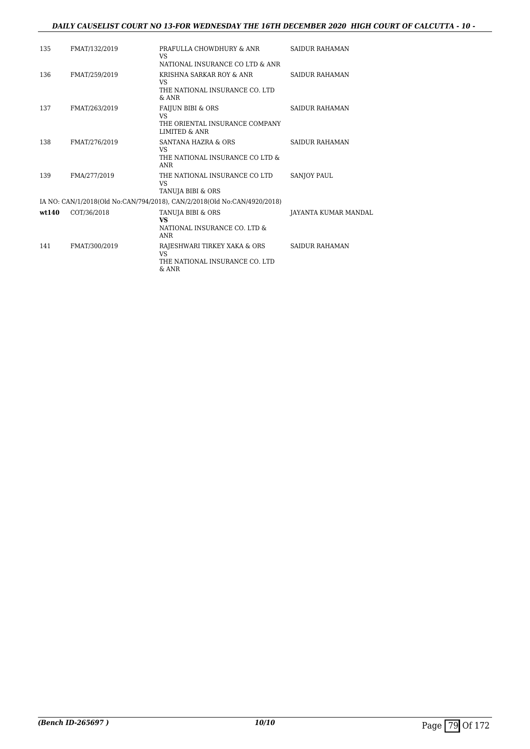| | | | |
|---|---|---|---|
| 135 | FMAT/132/2019 | PRAFULLA CHOWDHURY & ANR<br>VS<br>NATIONAL INSURANCE CO LTD & ANR | SAIDUR RAHAMAN |
| 136 | FMAT/259/2019 | KRISHNA SARKAR ROY & ANR<br>VS<br>THE NATIONAL INSURANCE CO. LTD & ANR | SAIDUR RAHAMAN |
| 137 | FMAT/263/2019 | FAIJUN BIBI & ORS<br>VS<br>THE ORIENTAL INSURANCE COMPANY LIMITED & ANR | SAIDUR RAHAMAN |
| 138 | FMAT/276/2019 | SANTANA HAZRA & ORS<br>VS<br>THE NATIONAL INSURANCE CO LTD & ANR | SAIDUR RAHAMAN |
| 139 | FMA/277/2019 | THE NATIONAL INSURANCE CO LTD<br>VS<br>TANUJA BIBI & ORS | SANJOY PAUL |

IA NO: CAN/1/2018(Old No:CAN/794/2018), CAN/2/2018(Old No:CAN/4920/2018)

| | | | |
|---|---|---|---|
| **wt140** | COT/36/2018 | TANUJA BIBI & ORS<br>**VS**<br>NATIONAL INSURANCE CO. LTD & ANR | JAYANTA KUMAR MANDAL |
| 141 | FMAT/300/2019 | RAJESHWARI TIRKEY XAKA & ORS<br>VS<br>THE NATIONAL INSURANCE CO. LTD & ANR | SAIDUR RAHAMAN |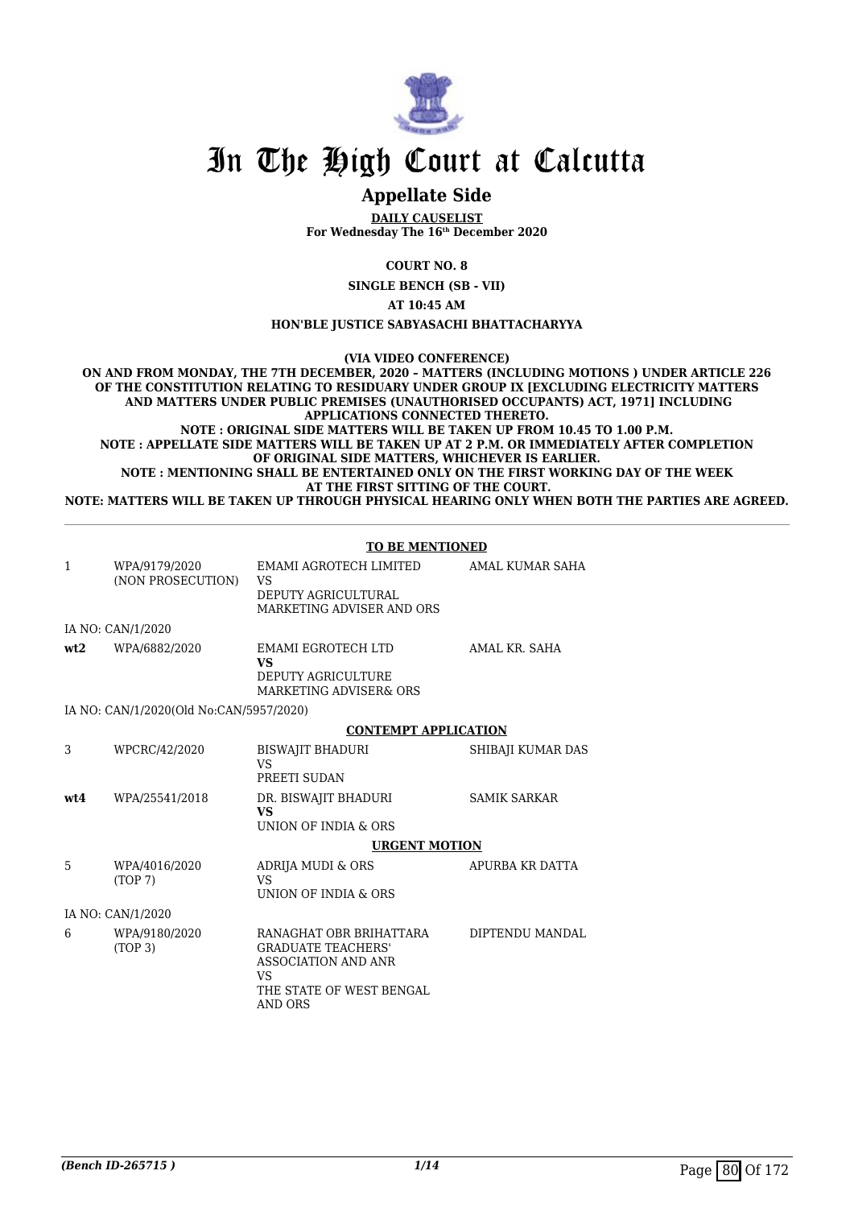# In The High Court at Calcutta

## Appellate Side

**DAILY CAUSELIST**
**For Wednesday The 16th December 2020**

**COURT NO. 8**

**SINGLE BENCH (SB - VII)**

**AT 10:45 AM**

**HON'BLE JUSTICE SABYASACHI BHATTACHARYYA**

**(VIA VIDEO CONFERENCE)**

**ON AND FROM MONDAY, THE 7TH DECEMBER, 2020 – MATTERS (INCLUDING MOTIONS ) UNDER ARTICLE 226 OF THE CONSTITUTION RELATING TO RESIDUARY UNDER GROUP IX [EXCLUDING ELECTRICITY MATTERS AND MATTERS UNDER PUBLIC PREMISES (UNAUTHORISED OCCUPANTS) ACT, 1971] INCLUDING APPLICATIONS CONNECTED THERETO.**
**NOTE : ORIGINAL SIDE MATTERS WILL BE TAKEN UP FROM 10.45 TO 1.00 P.M.**
**NOTE : APPELLATE SIDE MATTERS WILL BE TAKEN UP AT 2 P.M. OR IMMEDIATELY AFTER COMPLETION OF ORIGINAL SIDE MATTERS, WHICHEVER IS EARLIER.**
**NOTE : MENTIONING SHALL BE ENTERTAINED ONLY ON THE FIRST WORKING DAY OF THE WEEK AT THE FIRST SITTING OF THE COURT.**
**NOTE: MATTERS WILL BE TAKEN UP THROUGH PHYSICAL HEARING ONLY WHEN BOTH THE PARTIES ARE AGREED.**

**TO BE MENTIONED**

| | | | |
|---|---|---|---|
| 1 | WPA/9179/2020 (NON PROSECUTION) | EMAMI AGROTECH LIMITED VS DEPUTY AGRICULTURAL MARKETING ADVISER AND ORS | AMAL KUMAR SAHA |
| | IA NO: CAN/1/2020 | | |
| **wt2** | WPA/6882/2020 | EMAMI EGROTECH LTD **VS** DEPUTY AGRICULTURE MARKETING ADVISER& ORS | AMAL KR. SAHA |
| | IA NO: CAN/1/2020(Old No:CAN/5957/2020) | | |

**CONTEMPT APPLICATION**

| | | | |
|---|---|---|---|
| 3 | WPCRC/42/2020 | BISWAJIT BHADURI VS PREETI SUDAN | SHIBAJI KUMAR DAS |
| **wt4** | WPA/25541/2018 | DR. BISWAJIT BHADURI **VS** UNION OF INDIA & ORS | SAMIK SARKAR |

**URGENT MOTION**

| | | | |
|---|---|---|---|
| 5 | WPA/4016/2020 (TOP 7) | ADRIJA MUDI & ORS VS UNION OF INDIA & ORS | APURBA KR DATTA |
| | IA NO: CAN/1/2020 | | |
| 6 | WPA/9180/2020 (TOP 3) | RANAGHAT OBR BRIHATTARA GRADUATE TEACHERS' ASSOCIATION AND ANR VS THE STATE OF WEST BENGAL AND ORS | DIPTENDU MANDAL |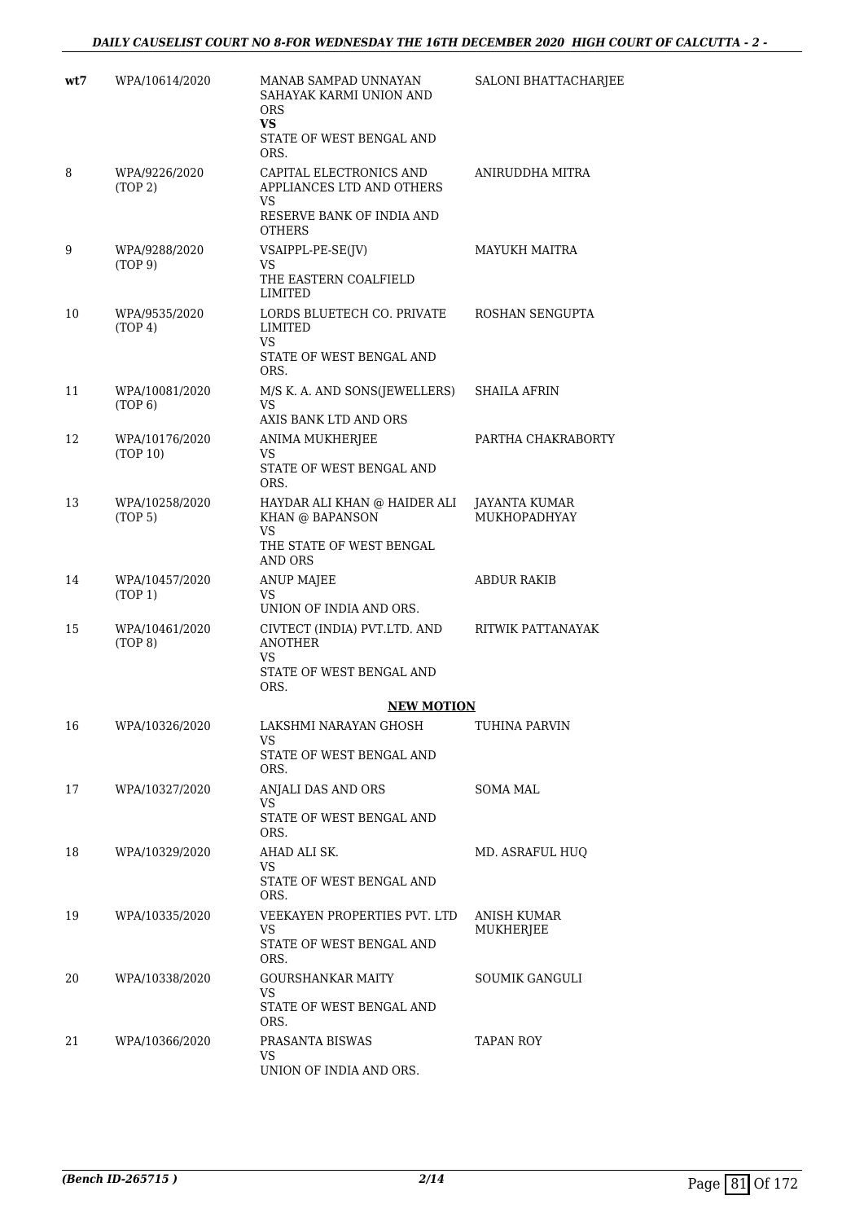| | | | |
|---|---|---|---|
| wt7 | WPA/10614/2020 | MANAB SAMPAD UNNAYAN SAHAYAK KARMI UNION AND ORS<br>**VS**<br>STATE OF WEST BENGAL AND ORS. | SALONI BHATTACHARJEE |
| 8 | WPA/9226/2020<br>(TOP 2) | CAPITAL ELECTRONICS AND APPLIANCES LTD AND OTHERS<br>VS<br>RESERVE BANK OF INDIA AND OTHERS | ANIRUDDHA MITRA |
| 9 | WPA/9288/2020<br>(TOP 9) | VSAIPPL-PE-SE(JV)<br>VS<br>THE EASTERN COALFIELD LIMITED | MAYUKH MAITRA |
| 10 | WPA/9535/2020<br>(TOP 4) | LORDS BLUETECH CO. PRIVATE LIMITED<br>VS<br>STATE OF WEST BENGAL AND ORS. | ROSHAN SENGUPTA |
| 11 | WPA/10081/2020<br>(TOP 6) | M/S K. A. AND SONS(JEWELLERS)<br>VS<br>AXIS BANK LTD AND ORS | SHAILA AFRIN |
| 12 | WPA/10176/2020<br>(TOP 10) | ANIMA MUKHERJEE<br>VS<br>STATE OF WEST BENGAL AND ORS. | PARTHA CHAKRABORTY |
| 13 | WPA/10258/2020<br>(TOP 5) | HAYDAR ALI KHAN @ HAIDER ALI KHAN @ BAPANSON<br>VS<br>THE STATE OF WEST BENGAL AND ORS | JAYANTA KUMAR MUKHOPADHYAY |
| 14 | WPA/10457/2020<br>(TOP 1) | ANUP MAJEE<br>VS<br>UNION OF INDIA AND ORS. | ABDUR RAKIB |
| 15 | WPA/10461/2020<br>(TOP 8) | CIVTECT (INDIA) PVT.LTD. AND ANOTHER<br>VS<br>STATE OF WEST BENGAL AND ORS. | RITWIK PATTANAYAK |
| | | **NEW MOTION** | |
| 16 | WPA/10326/2020 | LAKSHMI NARAYAN GHOSH<br>VS<br>STATE OF WEST BENGAL AND ORS. | TUHINA PARVIN |
| 17 | WPA/10327/2020 | ANJALI DAS AND ORS<br>VS<br>STATE OF WEST BENGAL AND ORS. | SOMA MAL |
| 18 | WPA/10329/2020 | AHAD ALI SK.<br>VS<br>STATE OF WEST BENGAL AND ORS. | MD. ASRAFUL HUQ |
| 19 | WPA/10335/2020 | VEEKAYEN PROPERTIES PVT. LTD<br>VS<br>STATE OF WEST BENGAL AND ORS. | ANISH KUMAR MUKHERJEE |
| 20 | WPA/10338/2020 | GOURSHANKAR MAITY<br>VS<br>STATE OF WEST BENGAL AND ORS. | SOUMIK GANGULI |
| 21 | WPA/10366/2020 | PRASANTA BISWAS<br>VS<br>UNION OF INDIA AND ORS. | TAPAN ROY |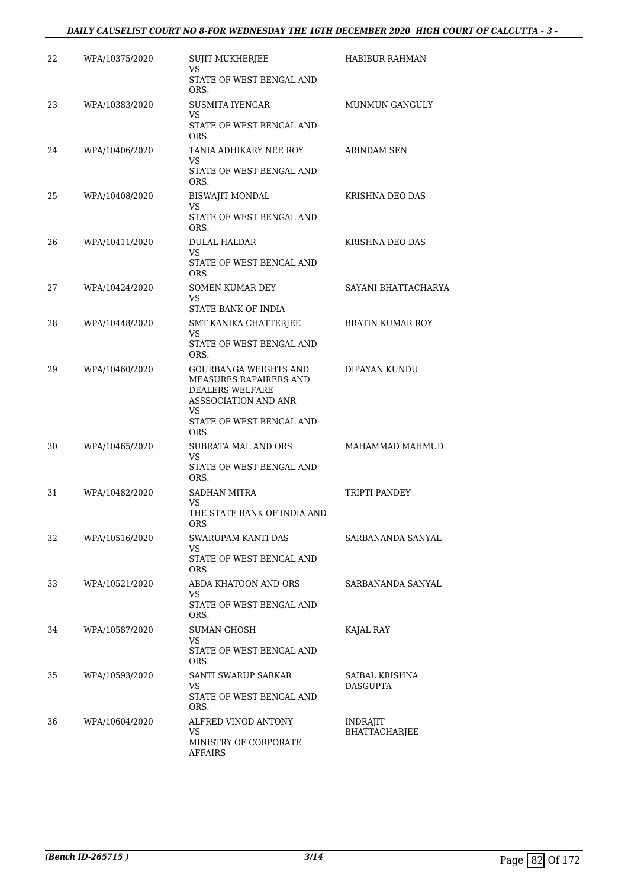| | | | |
|---|---|---|---|
| 22 | WPA/10375/2020 | SUJIT MUKHERJEE<br>VS<br>STATE OF WEST BENGAL AND ORS. | HABIBUR RAHMAN |
| 23 | WPA/10383/2020 | SUSMITA IYENGAR<br>VS<br>STATE OF WEST BENGAL AND ORS. | MUNMUN GANGULY |
| 24 | WPA/10406/2020 | TANIA ADHIKARY NEE ROY<br>VS<br>STATE OF WEST BENGAL AND ORS. | ARINDAM SEN |
| 25 | WPA/10408/2020 | BISWAJIT MONDAL<br>VS<br>STATE OF WEST BENGAL AND ORS. | KRISHNA DEO DAS |
| 26 | WPA/10411/2020 | DULAL HALDAR<br>VS<br>STATE OF WEST BENGAL AND ORS. | KRISHNA DEO DAS |
| 27 | WPA/10424/2020 | SOMEN KUMAR DEY<br>VS<br>STATE BANK OF INDIA | SAYANI BHATTACHARYA |
| 28 | WPA/10448/2020 | SMT KANIKA CHATTERJEE<br>VS<br>STATE OF WEST BENGAL AND ORS. | BRATIN KUMAR ROY |
| 29 | WPA/10460/2020 | GOURBANGA WEIGHTS AND MEASURES RAPAIRERS AND DEALERS WELFARE ASSSOCIATION AND ANR<br>VS<br>STATE OF WEST BENGAL AND ORS. | DIPAYAN KUNDU |
| 30 | WPA/10465/2020 | SUBRATA MAL AND ORS<br>VS<br>STATE OF WEST BENGAL AND ORS. | MAHAMMAD MAHMUD |
| 31 | WPA/10482/2020 | SADHAN MITRA<br>VS<br>THE STATE BANK OF INDIA AND ORS | TRIPTI PANDEY |
| 32 | WPA/10516/2020 | SWARUPAM KANTI DAS<br>VS<br>STATE OF WEST BENGAL AND ORS. | SARBANANDA SANYAL |
| 33 | WPA/10521/2020 | ABDA KHATOON AND ORS<br>VS<br>STATE OF WEST BENGAL AND ORS. | SARBANANDA SANYAL |
| 34 | WPA/10587/2020 | SUMAN GHOSH<br>VS<br>STATE OF WEST BENGAL AND ORS. | KAJAL RAY |
| 35 | WPA/10593/2020 | SANTI SWARUP SARKAR<br>VS<br>STATE OF WEST BENGAL AND ORS. | SAIBAL KRISHNA DASGUPTA |
| 36 | WPA/10604/2020 | ALFRED VINOD ANTONY<br>VS<br>MINISTRY OF CORPORATE AFFAIRS | INDRAJIT BHATTACHARJEE |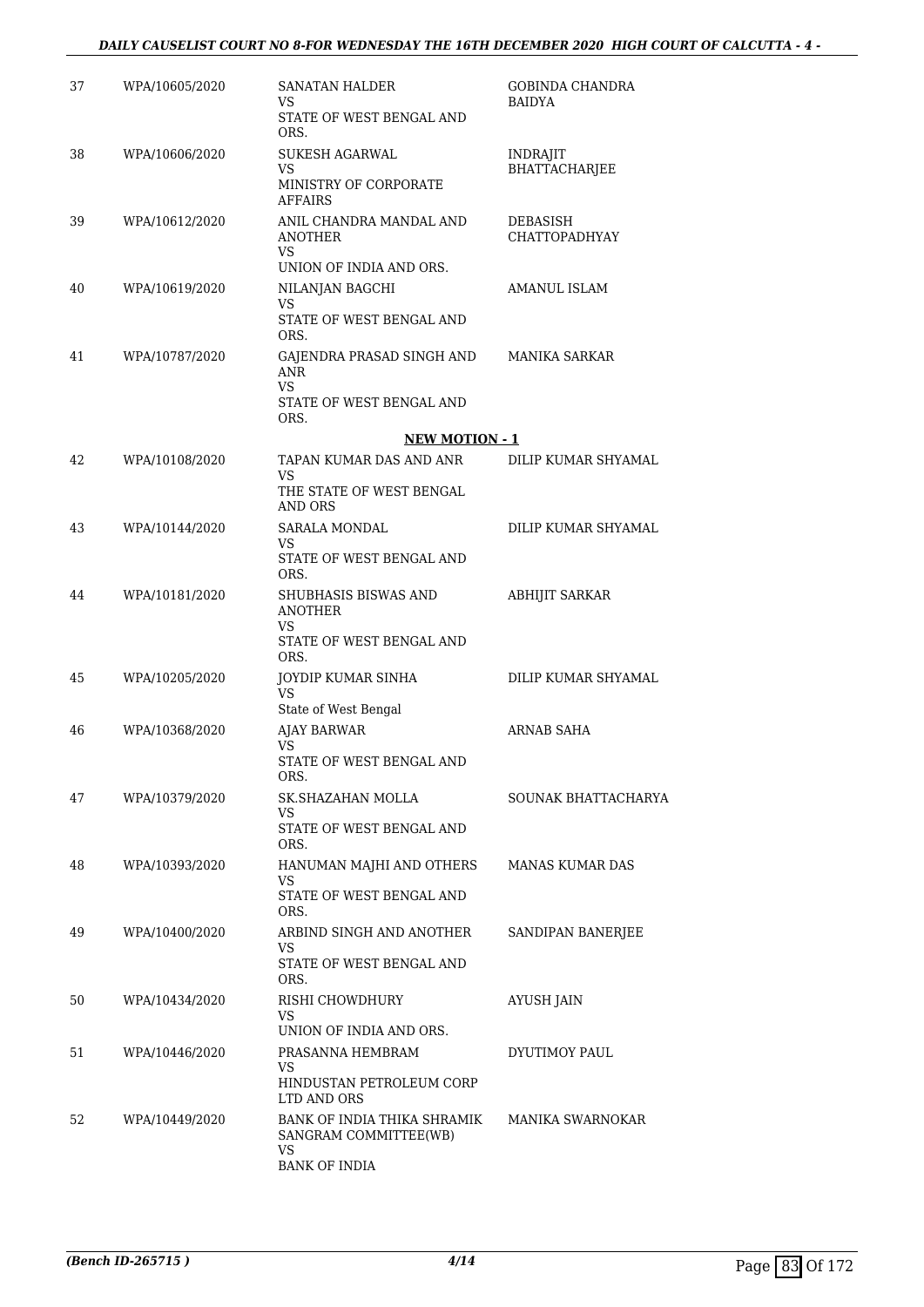| | | | |
|---|---|---|---|
| 37 | WPA/10605/2020 | SANATAN HALDER<br>VS<br>STATE OF WEST BENGAL AND ORS. | GOBINDA CHANDRA BAIDYA |
| 38 | WPA/10606/2020 | SUKESH AGARWAL<br>VS<br>MINISTRY OF CORPORATE AFFAIRS | INDRAJIT BHATTACHARJEE |
| 39 | WPA/10612/2020 | ANIL CHANDRA MANDAL AND ANOTHER<br>VS<br>UNION OF INDIA AND ORS. | DEBASISH CHATTOPADHYAY |
| 40 | WPA/10619/2020 | NILANJAN BAGCHI<br>VS<br>STATE OF WEST BENGAL AND ORS. | AMANUL ISLAM |
| 41 | WPA/10787/2020 | GAJENDRA PRASAD SINGH AND ANR<br>VS<br>STATE OF WEST BENGAL AND ORS. | MANIKA SARKAR |

**NEW MOTION - 1**

| | | | |
|---|---|---|---|
| 42 | WPA/10108/2020 | TAPAN KUMAR DAS AND ANR<br>VS<br>THE STATE OF WEST BENGAL AND ORS | DILIP KUMAR SHYAMAL |
| 43 | WPA/10144/2020 | SARALA MONDAL<br>VS<br>STATE OF WEST BENGAL AND ORS. | DILIP KUMAR SHYAMAL |
| 44 | WPA/10181/2020 | SHUBHASIS BISWAS AND ANOTHER<br>VS<br>STATE OF WEST BENGAL AND ORS. | ABHIJIT SARKAR |
| 45 | WPA/10205/2020 | JOYDIP KUMAR SINHA<br>VS<br>State of West Bengal | DILIP KUMAR SHYAMAL |
| 46 | WPA/10368/2020 | AJAY BARWAR<br>VS<br>STATE OF WEST BENGAL AND ORS. | ARNAB SAHA |
| 47 | WPA/10379/2020 | SK.SHAZAHAN MOLLA<br>VS<br>STATE OF WEST BENGAL AND ORS. | SOUNAK BHATTACHARYA |
| 48 | WPA/10393/2020 | HANUMAN MAJHI AND OTHERS<br>VS<br>STATE OF WEST BENGAL AND ORS. | MANAS KUMAR DAS |
| 49 | WPA/10400/2020 | ARBIND SINGH AND ANOTHER<br>VS<br>STATE OF WEST BENGAL AND ORS. | SANDIPAN BANERJEE |
| 50 | WPA/10434/2020 | RISHI CHOWDHURY<br>VS<br>UNION OF INDIA AND ORS. | AYUSH JAIN |
| 51 | WPA/10446/2020 | PRASANNA HEMBRAM<br>VS<br>HINDUSTAN PETROLEUM CORP LTD AND ORS | DYUTIMOY PAUL |
| 52 | WPA/10449/2020 | BANK OF INDIA THIKA SHRAMIK SANGRAM COMMITTEE(WB)<br>VS<br>BANK OF INDIA | MANIKA SWARNOKAR |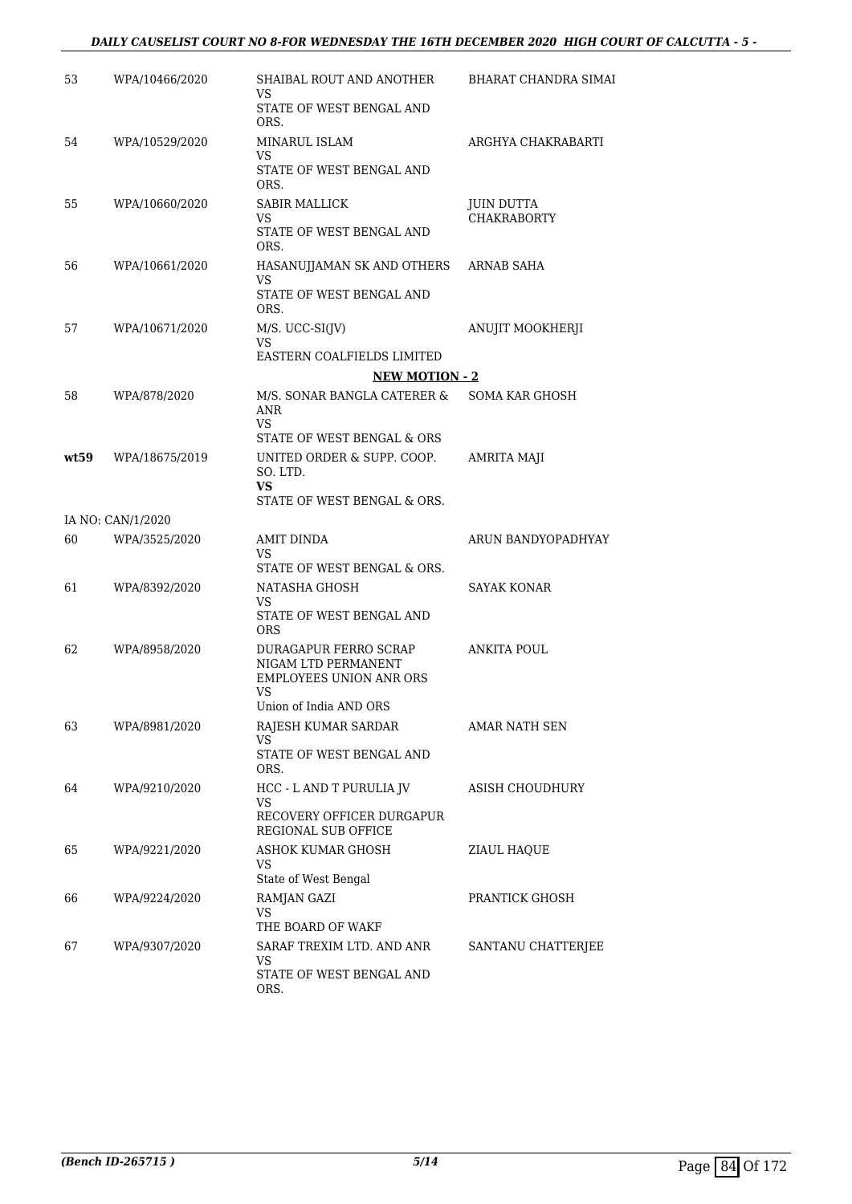| | | | |
|---|---|---|---|
| 53 | WPA/10466/2020 | SHAIBAL ROUT AND ANOTHER<br>VS<br>STATE OF WEST BENGAL AND ORS. | BHARAT CHANDRA SIMAI |
| 54 | WPA/10529/2020 | MINARUL ISLAM<br>VS<br>STATE OF WEST BENGAL AND ORS. | ARGHYA CHAKRABARTI |
| 55 | WPA/10660/2020 | SABIR MALLICK<br>VS<br>STATE OF WEST BENGAL AND ORS. | JUIN DUTTA CHAKRABORTY |
| 56 | WPA/10661/2020 | HASANUJJAMAN SK AND OTHERS<br>VS<br>STATE OF WEST BENGAL AND ORS. | ARNAB SAHA |
| 57 | WPA/10671/2020 | M/S. UCC-SI(JV)<br>VS<br>EASTERN COALFIELDS LIMITED | ANUJIT MOOKHERJI |

**NEW MOTION - 2**

| | | | |
|---|---|---|---|
| 58 | WPA/878/2020 | M/S. SONAR BANGLA CATERER & ANR<br>VS<br>STATE OF WEST BENGAL & ORS | SOMA KAR GHOSH |
| **wt59** | WPA/18675/2019 | UNITED ORDER & SUPP. COOP. SO. LTD.<br>**VS**<br>STATE OF WEST BENGAL & ORS. | AMRITA MAJI |
| | IA NO: CAN/1/2020 | | |
| 60 | WPA/3525/2020 | AMIT DINDA<br>VS<br>STATE OF WEST BENGAL & ORS. | ARUN BANDYOPADHYAY |
| 61 | WPA/8392/2020 | NATASHA GHOSH<br>VS<br>STATE OF WEST BENGAL AND ORS | SAYAK KONAR |
| 62 | WPA/8958/2020 | DURAGAPUR FERRO SCRAP NIGAM LTD PERMANENT EMPLOYEES UNION ANR ORS<br>VS<br>Union of India AND ORS | ANKITA POUL |
| 63 | WPA/8981/2020 | RAJESH KUMAR SARDAR<br>VS<br>STATE OF WEST BENGAL AND ORS. | AMAR NATH SEN |
| 64 | WPA/9210/2020 | HCC - L AND T PURULIA JV<br>VS<br>RECOVERY OFFICER DURGAPUR REGIONAL SUB OFFICE | ASISH CHOUDHURY |
| 65 | WPA/9221/2020 | ASHOK KUMAR GHOSH<br>VS<br>State of West Bengal | ZIAUL HAQUE |
| 66 | WPA/9224/2020 | RAMJAN GAZI<br>VS<br>THE BOARD OF WAKF | PRANTICK GHOSH |
| 67 | WPA/9307/2020 | SARAF TREXIM LTD. AND ANR<br>VS<br>STATE OF WEST BENGAL AND ORS. | SANTANU CHATTERJEE |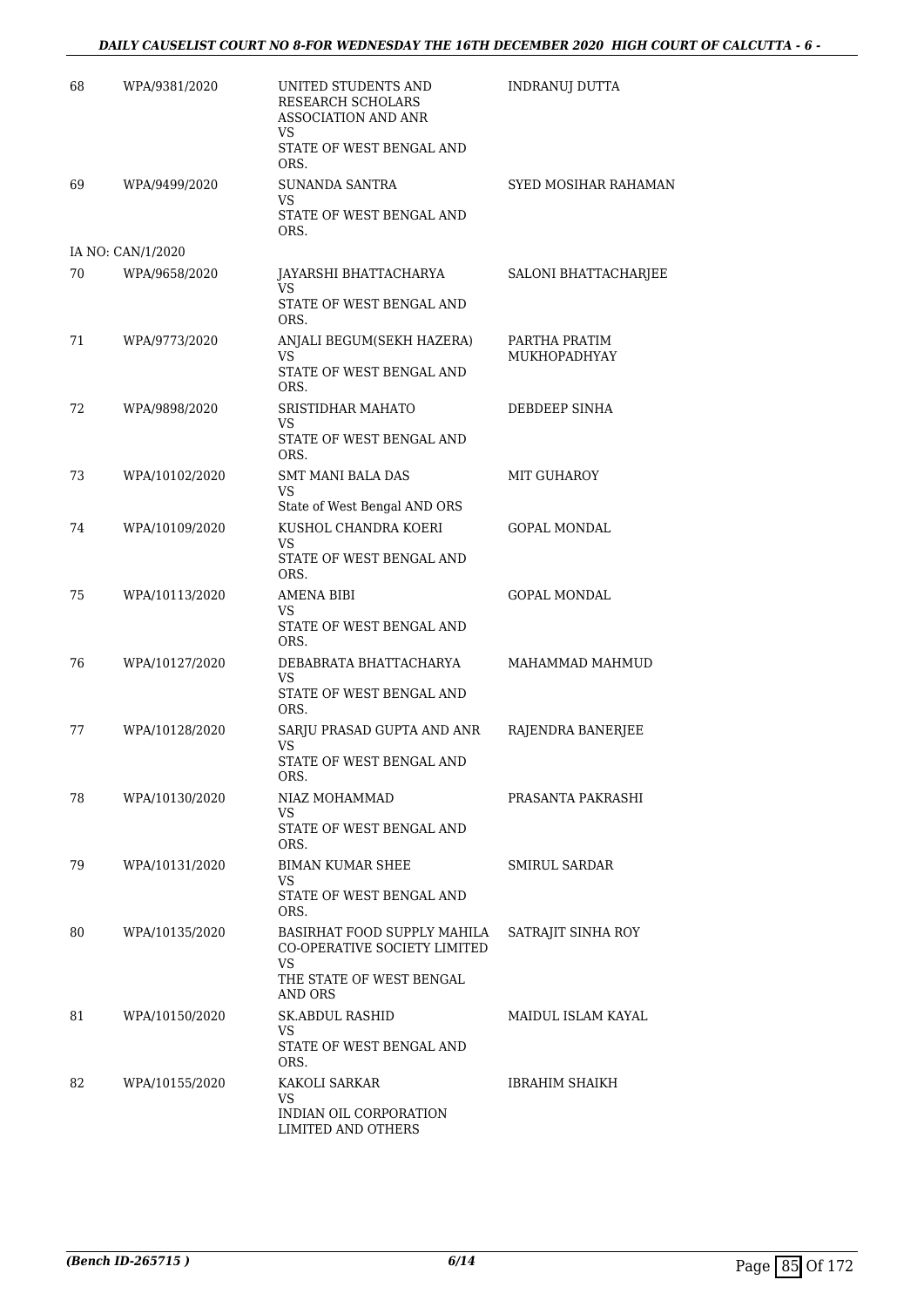| 68 | WPA/9381/2020 | UNITED STUDENTS AND RESEARCH SCHOLARS ASSOCIATION AND ANR<br>VS<br>STATE OF WEST BENGAL AND ORS. | INDRANUJ DUTTA |
|---|---|---|---|
| 69 | WPA/9499/2020 | SUNANDA SANTRA<br>VS<br>STATE OF WEST BENGAL AND ORS. | SYED MOSIHAR RAHAMAN |
| IA NO: CAN/1/2020 | | | |
| 70 | WPA/9658/2020 | JAYARSHI BHATTACHARYA<br>VS<br>STATE OF WEST BENGAL AND ORS. | SALONI BHATTACHARJEE |
| 71 | WPA/9773/2020 | ANJALI BEGUM(SEKH HAZERA)<br>VS<br>STATE OF WEST BENGAL AND ORS. | PARTHA PRATIM MUKHOPADHYAY |
| 72 | WPA/9898/2020 | SRISTIDHAR MAHATO<br>VS<br>STATE OF WEST BENGAL AND ORS. | DEBDEEP SINHA |
| 73 | WPA/10102/2020 | SMT MANI BALA DAS<br>VS<br>State of West Bengal AND ORS | MIT GUHAROY |
| 74 | WPA/10109/2020 | KUSHOL CHANDRA KOERI<br>VS<br>STATE OF WEST BENGAL AND ORS. | GOPAL MONDAL |
| 75 | WPA/10113/2020 | AMENA BIBI<br>VS<br>STATE OF WEST BENGAL AND ORS. | GOPAL MONDAL |
| 76 | WPA/10127/2020 | DEBABRATA BHATTACHARYA<br>VS<br>STATE OF WEST BENGAL AND ORS. | MAHAMMAD MAHMUD |
| 77 | WPA/10128/2020 | SARJU PRASAD GUPTA AND ANR<br>VS<br>STATE OF WEST BENGAL AND ORS. | RAJENDRA BANERJEE |
| 78 | WPA/10130/2020 | NIAZ MOHAMMAD<br>VS<br>STATE OF WEST BENGAL AND ORS. | PRASANTA PAKRASHI |
| 79 | WPA/10131/2020 | BIMAN KUMAR SHEE<br>VS<br>STATE OF WEST BENGAL AND ORS. | SMIRUL SARDAR |
| 80 | WPA/10135/2020 | BASIRHAT FOOD SUPPLY MAHILA CO-OPERATIVE SOCIETY LIMITED<br>VS<br>THE STATE OF WEST BENGAL AND ORS | SATRAJIT SINHA ROY |
| 81 | WPA/10150/2020 | SK.ABDUL RASHID<br>VS<br>STATE OF WEST BENGAL AND ORS. | MAIDUL ISLAM KAYAL |
| 82 | WPA/10155/2020 | KAKOLI SARKAR<br>VS<br>INDIAN OIL CORPORATION LIMITED AND OTHERS | IBRAHIM SHAIKH |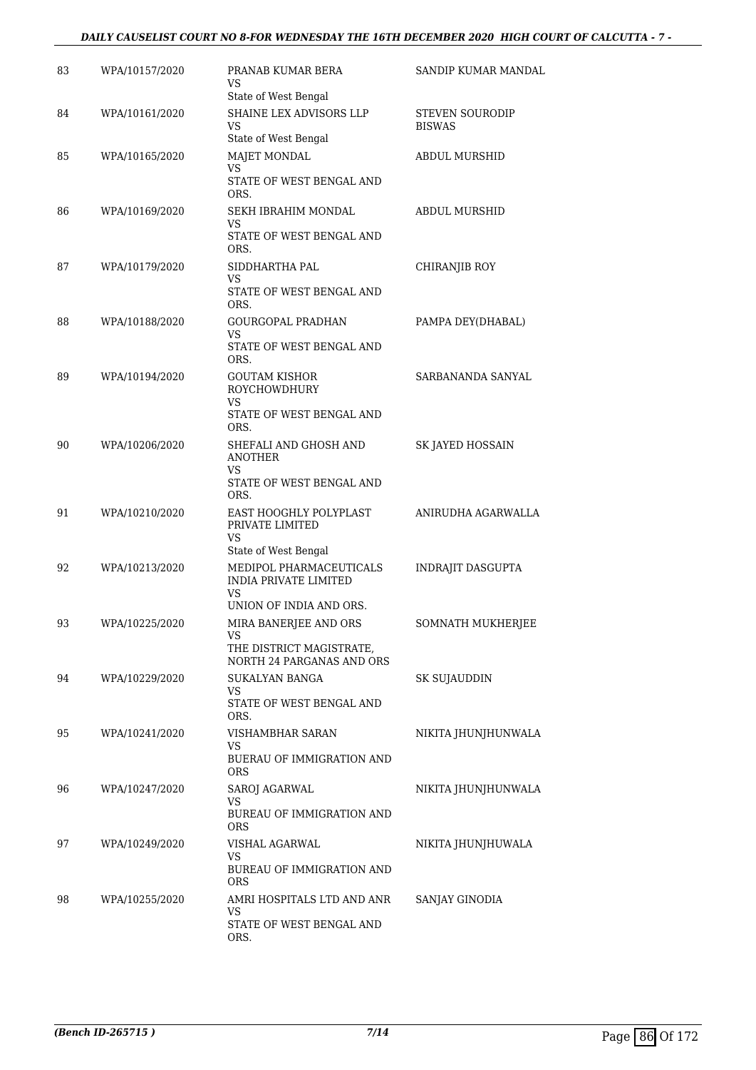| | | | |
|---|---|---|---|
| 83 | WPA/10157/2020 | PRANAB KUMAR BERA<br>VS<br>State of West Bengal | SANDIP KUMAR MANDAL |
| 84 | WPA/10161/2020 | SHAINE LEX ADVISORS LLP<br>VS<br>State of West Bengal | STEVEN SOURODIP BISWAS |
| 85 | WPA/10165/2020 | MAJET MONDAL<br>VS<br>STATE OF WEST BENGAL AND ORS. | ABDUL MURSHID |
| 86 | WPA/10169/2020 | SEKH IBRAHIM MONDAL<br>VS<br>STATE OF WEST BENGAL AND ORS. | ABDUL MURSHID |
| 87 | WPA/10179/2020 | SIDDHARTHA PAL<br>VS<br>STATE OF WEST BENGAL AND ORS. | CHIRANJIB ROY |
| 88 | WPA/10188/2020 | GOURGOPAL PRADHAN<br>VS<br>STATE OF WEST BENGAL AND ORS. | PAMPA DEY(DHABAL) |
| 89 | WPA/10194/2020 | GOUTAM KISHOR ROYCHOWDHURY<br>VS<br>STATE OF WEST BENGAL AND ORS. | SARBANANDA SANYAL |
| 90 | WPA/10206/2020 | SHEFALI AND GHOSH AND ANOTHER<br>VS<br>STATE OF WEST BENGAL AND ORS. | SK JAYED HOSSAIN |
| 91 | WPA/10210/2020 | EAST HOOGHLY POLYPLAST PRIVATE LIMITED<br>VS<br>State of West Bengal | ANIRUDHA AGARWALLA |
| 92 | WPA/10213/2020 | MEDIPOL PHARMACEUTICALS INDIA PRIVATE LIMITED<br>VS<br>UNION OF INDIA AND ORS. | INDRAJIT DASGUPTA |
| 93 | WPA/10225/2020 | MIRA BANERJEE AND ORS<br>VS<br>THE DISTRICT MAGISTRATE, NORTH 24 PARGANAS AND ORS | SOMNATH MUKHERJEE |
| 94 | WPA/10229/2020 | SUKALYAN BANGA<br>VS<br>STATE OF WEST BENGAL AND ORS. | SK SUJAUDDIN |
| 95 | WPA/10241/2020 | VISHAMBHAR SARAN<br>VS<br>BUERAU OF IMMIGRATION AND ORS | NIKITA JHUNJHUNWALA |
| 96 | WPA/10247/2020 | SAROJ AGARWAL<br>VS<br>BUREAU OF IMMIGRATION AND ORS | NIKITA JHUNJHUNWALA |
| 97 | WPA/10249/2020 | VISHAL AGARWAL<br>VS<br>BUREAU OF IMMIGRATION AND ORS | NIKITA JHUNJHUWALA |
| 98 | WPA/10255/2020 | AMRI HOSPITALS LTD AND ANR<br>VS<br>STATE OF WEST BENGAL AND ORS. | SANJAY GINODIA |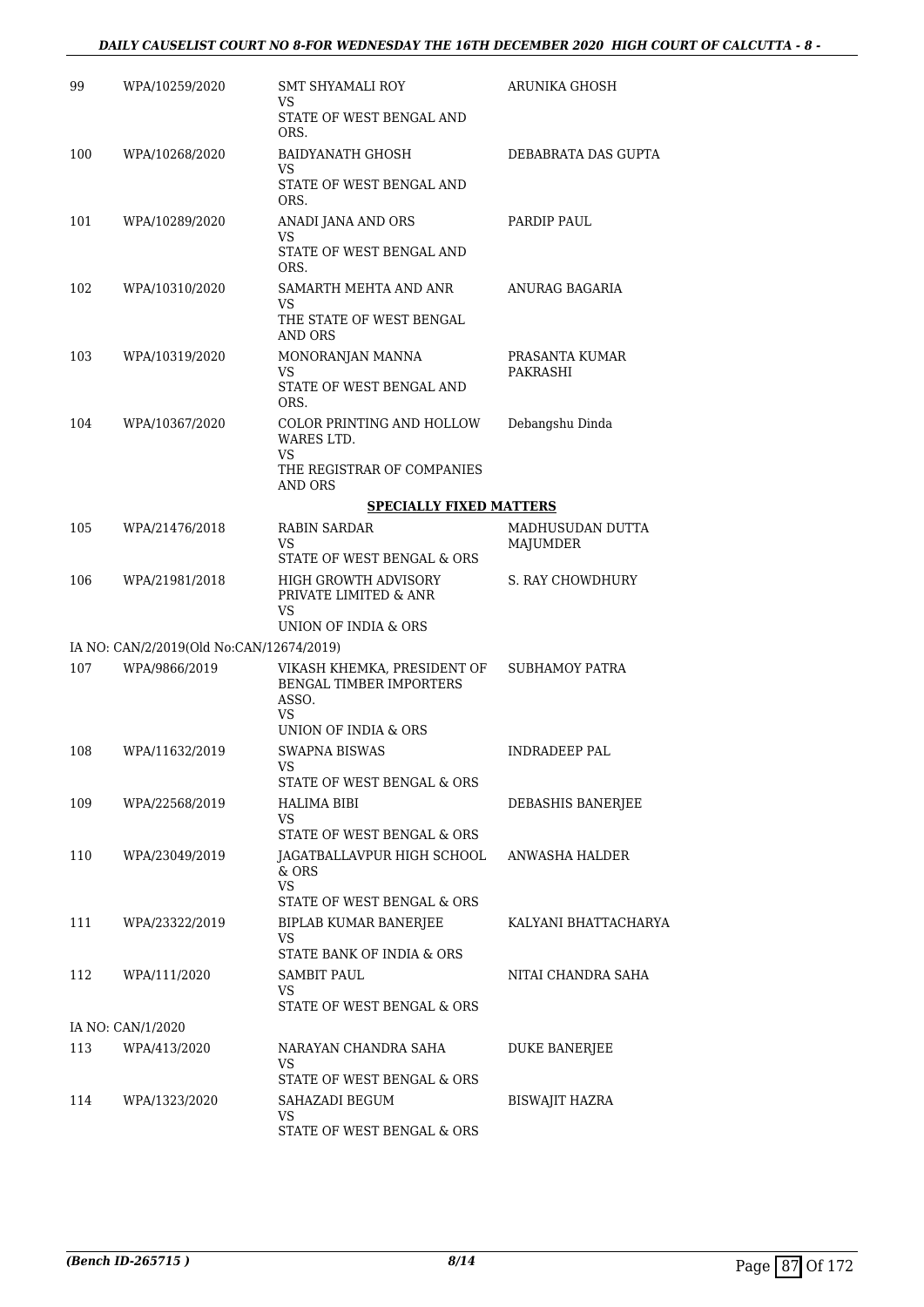| | | | |
|---|---|---|---|
| 99 | WPA/10259/2020 | SMT SHYAMALI ROY<br>VS<br>STATE OF WEST BENGAL AND ORS. | ARUNIKA GHOSH |
| 100 | WPA/10268/2020 | BAIDYANATH GHOSH<br>VS<br>STATE OF WEST BENGAL AND ORS. | DEBABRATA DAS GUPTA |
| 101 | WPA/10289/2020 | ANADI JANA AND ORS<br>VS<br>STATE OF WEST BENGAL AND ORS. | PARDIP PAUL |
| 102 | WPA/10310/2020 | SAMARTH MEHTA AND ANR<br>VS<br>THE STATE OF WEST BENGAL AND ORS | ANURAG BAGARIA |
| 103 | WPA/10319/2020 | MONORANJAN MANNA<br>VS<br>STATE OF WEST BENGAL AND ORS. | PRASANTA KUMAR PAKRASHI |
| 104 | WPA/10367/2020 | COLOR PRINTING AND HOLLOW WARES LTD.<br>VS<br>THE REGISTRAR OF COMPANIES AND ORS | Debangshu Dinda |

**SPECIALLY FIXED MATTERS**

| | | | |
|---|---|---|---|
| 105 | WPA/21476/2018 | RABIN SARDAR<br>VS<br>STATE OF WEST BENGAL & ORS | MADHUSUDAN DUTTA MAJUMDER |
| 106 | WPA/21981/2018 | HIGH GROWTH ADVISORY PRIVATE LIMITED & ANR<br>VS<br>UNION OF INDIA & ORS | S. RAY CHOWDHURY |
| | IA NO: CAN/2/2019(Old No:CAN/12674/2019) | | |
| 107 | WPA/9866/2019 | VIKASH KHEMKA, PRESIDENT OF BENGAL TIMBER IMPORTERS ASSO.<br>VS<br>UNION OF INDIA & ORS | SUBHAMOY PATRA |
| 108 | WPA/11632/2019 | SWAPNA BISWAS<br>VS<br>STATE OF WEST BENGAL & ORS | INDRADEEP PAL |
| 109 | WPA/22568/2019 | HALIMA BIBI<br>VS<br>STATE OF WEST BENGAL & ORS | DEBASHIS BANERJEE |
| 110 | WPA/23049/2019 | JAGATBALLAVPUR HIGH SCHOOL & ORS<br>VS<br>STATE OF WEST BENGAL & ORS | ANWASHA HALDER |
| 111 | WPA/23322/2019 | BIPLAB KUMAR BANERJEE<br>VS<br>STATE BANK OF INDIA & ORS | KALYANI BHATTACHARYA |
| 112 | WPA/111/2020 | SAMBIT PAUL<br>VS<br>STATE OF WEST BENGAL & ORS | NITAI CHANDRA SAHA |
| | IA NO: CAN/1/2020 | | |
| 113 | WPA/413/2020 | NARAYAN CHANDRA SAHA<br>VS<br>STATE OF WEST BENGAL & ORS | DUKE BANERJEE |
| 114 | WPA/1323/2020 | SAHAZADI BEGUM<br>VS<br>STATE OF WEST BENGAL & ORS | BISWAJIT HAZRA |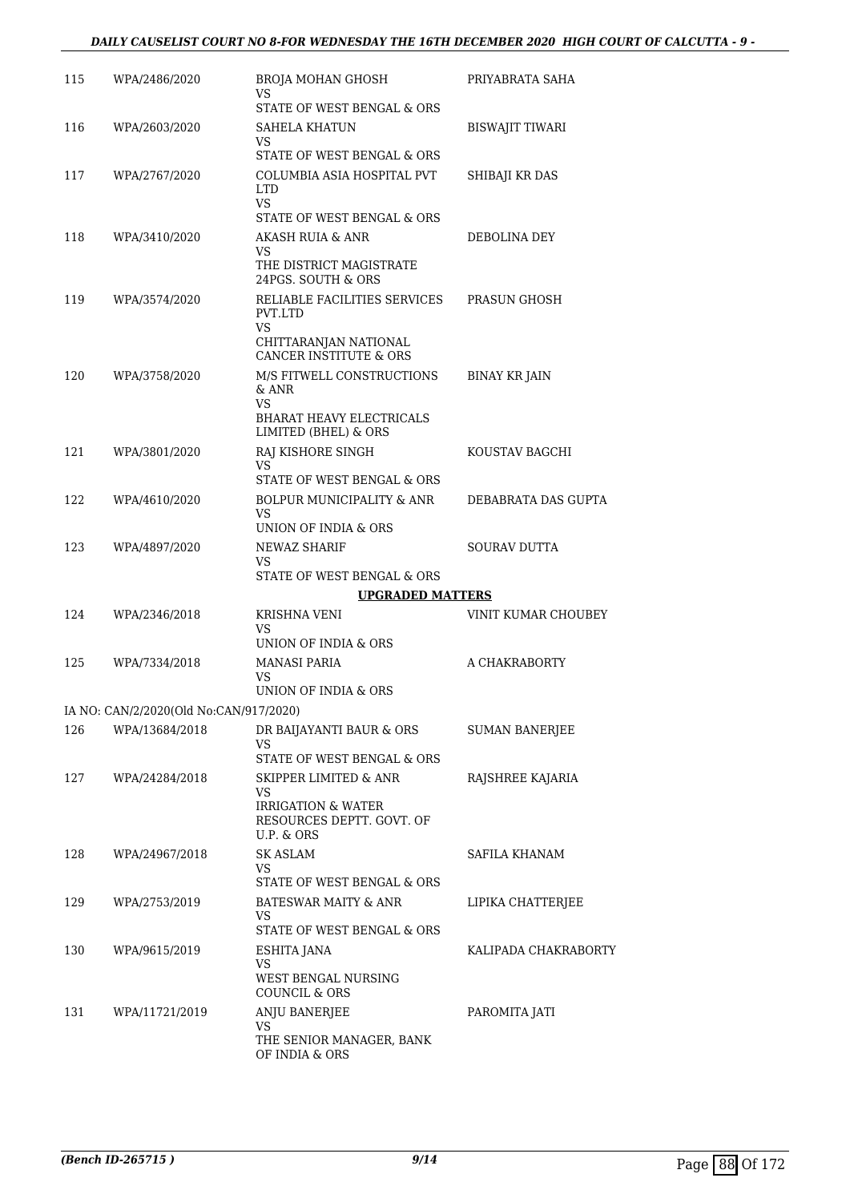| | | | |
|---|---|---|---|
| 115 | WPA/2486/2020 | BROJA MOHAN GHOSH<br>VS<br>STATE OF WEST BENGAL & ORS | PRIYABRATA SAHA |
| 116 | WPA/2603/2020 | SAHELA KHATUN<br>VS<br>STATE OF WEST BENGAL & ORS | BISWAJIT TIWARI |
| 117 | WPA/2767/2020 | COLUMBIA ASIA HOSPITAL PVT LTD<br>VS<br>STATE OF WEST BENGAL & ORS | SHIBAJI KR DAS |
| 118 | WPA/3410/2020 | AKASH RUIA & ANR<br>VS<br>THE DISTRICT MAGISTRATE 24PGS. SOUTH & ORS | DEBOLINA DEY |
| 119 | WPA/3574/2020 | RELIABLE FACILITIES SERVICES PVT.LTD<br>VS<br>CHITTARANJAN NATIONAL CANCER INSTITUTE & ORS | PRASUN GHOSH |
| 120 | WPA/3758/2020 | M/S FITWELL CONSTRUCTIONS & ANR<br>VS<br>BHARAT HEAVY ELECTRICALS LIMITED (BHEL) & ORS | BINAY KR JAIN |
| 121 | WPA/3801/2020 | RAJ KISHORE SINGH<br>VS<br>STATE OF WEST BENGAL & ORS | KOUSTAV BAGCHI |
| 122 | WPA/4610/2020 | BOLPUR MUNICIPALITY & ANR<br>VS<br>UNION OF INDIA & ORS | DEBABRATA DAS GUPTA |
| 123 | WPA/4897/2020 | NEWAZ SHARIF<br>VS<br>STATE OF WEST BENGAL & ORS | SOURAV DUTTA |

**UPGRADED MATTERS**

| | | | |
|---|---|---|---|
| 124 | WPA/2346/2018 | KRISHNA VENI<br>VS<br>UNION OF INDIA & ORS | VINIT KUMAR CHOUBEY |
| 125 | WPA/7334/2018 | MANASI PARIA<br>VS<br>UNION OF INDIA & ORS | A CHAKRABORTY |
| | IA NO: CAN/2/2020(Old No:CAN/917/2020) | | |
| 126 | WPA/13684/2018 | DR BAIJAYANTI BAUR & ORS<br>VS<br>STATE OF WEST BENGAL & ORS | SUMAN BANERJEE |
| 127 | WPA/24284/2018 | SKIPPER LIMITED & ANR<br>VS<br>IRRIGATION & WATER RESOURCES DEPTT. GOVT. OF U.P. & ORS | RAJSHREE KAJARIA |
| 128 | WPA/24967/2018 | SK ASLAM<br>VS<br>STATE OF WEST BENGAL & ORS | SAFILA KHANAM |
| 129 | WPA/2753/2019 | BATESWAR MAITY & ANR<br>VS<br>STATE OF WEST BENGAL & ORS | LIPIKA CHATTERJEE |
| 130 | WPA/9615/2019 | ESHITA JANA<br>VS<br>WEST BENGAL NURSING COUNCIL & ORS | KALIPADA CHAKRABORTY |
| 131 | WPA/11721/2019 | ANJU BANERJEE<br>VS<br>THE SENIOR MANAGER, BANK OF INDIA & ORS | PAROMITA JATI |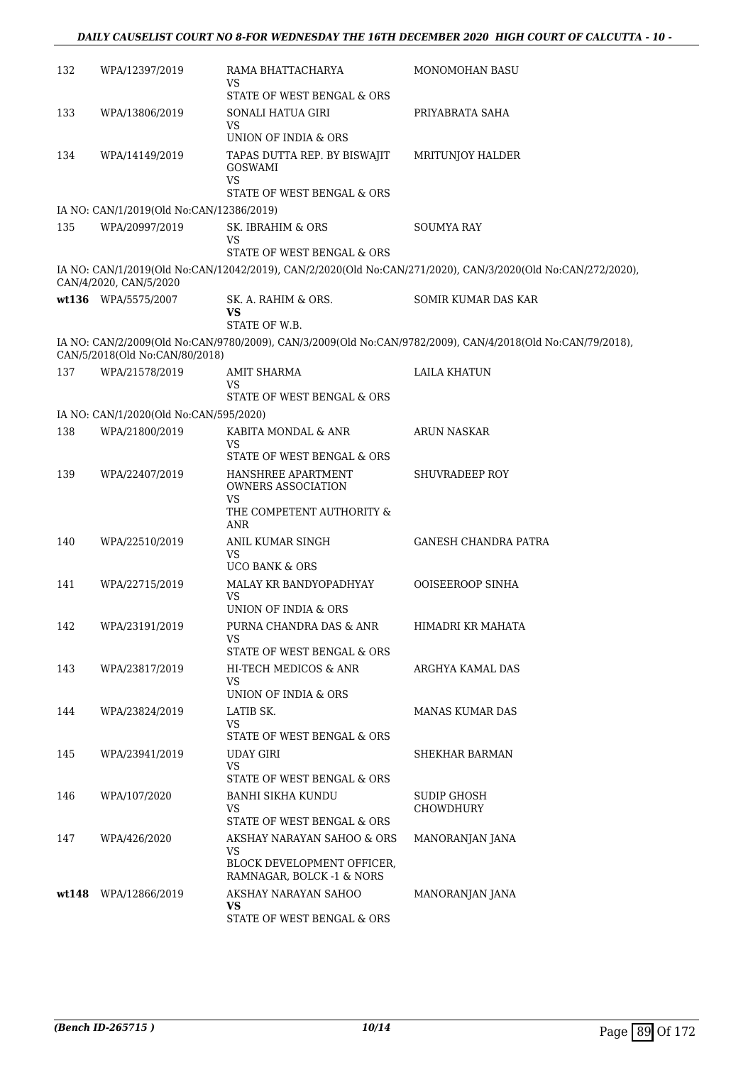| | | | |
|---|---|---|---|
| 132 | WPA/12397/2019 | RAMA BHATTACHARYA<br>VS<br>STATE OF WEST BENGAL & ORS | MONOMOHAN BASU |
| 133 | WPA/13806/2019 | SONALI HATUA GIRI<br>VS<br>UNION OF INDIA & ORS | PRIYABRATA SAHA |
| 134 | WPA/14149/2019 | TAPAS DUTTA REP. BY BISWAJIT GOSWAMI<br>VS<br>STATE OF WEST BENGAL & ORS | MRITUNJOY HALDER |

IA NO: CAN/1/2019(Old No:CAN/12386/2019)

| | | | |
|---|---|---|---|
| 135 | WPA/20997/2019 | SK. IBRAHIM & ORS<br>VS<br>STATE OF WEST BENGAL & ORS | SOUMYA RAY |

IA NO: CAN/1/2019(Old No:CAN/12042/2019), CAN/2/2020(Old No:CAN/271/2020), CAN/3/2020(Old No:CAN/272/2020), CAN/4/2020, CAN/5/2020

| | | | |
|---|---|---|---|
| **wt136** | WPA/5575/2007 | SK. A. RAHIM & ORS.<br>**VS**<br>STATE OF W.B. | SOMIR KUMAR DAS KAR |

IA NO: CAN/2/2009(Old No:CAN/9780/2009), CAN/3/2009(Old No:CAN/9782/2009), CAN/4/2018(Old No:CAN/79/2018), CAN/5/2018(Old No:CAN/80/2018)

| | | | |
|---|---|---|---|
| 137 | WPA/21578/2019 | AMIT SHARMA<br>VS<br>STATE OF WEST BENGAL & ORS | LAILA KHATUN |

IA NO: CAN/1/2020(Old No:CAN/595/2020)

| | | | |
|---|---|---|---|
| 138 | WPA/21800/2019 | KABITA MONDAL & ANR<br>VS<br>STATE OF WEST BENGAL & ORS | ARUN NASKAR |
| 139 | WPA/22407/2019 | HANSHREE APARTMENT OWNERS ASSOCIATION<br>VS<br>THE COMPETENT AUTHORITY & ANR | SHUVRADEEP ROY |
| 140 | WPA/22510/2019 | ANIL KUMAR SINGH<br>VS<br>UCO BANK & ORS | GANESH CHANDRA PATRA |
| 141 | WPA/22715/2019 | MALAY KR BANDYOPADHYAY<br>VS<br>UNION OF INDIA & ORS | OOISEEROOP SINHA |
| 142 | WPA/23191/2019 | PURNA CHANDRA DAS & ANR<br>VS<br>STATE OF WEST BENGAL & ORS | HIMADRI KR MAHATA |
| 143 | WPA/23817/2019 | HI-TECH MEDICOS & ANR<br>VS<br>UNION OF INDIA & ORS | ARGHYA KAMAL DAS |
| 144 | WPA/23824/2019 | LATIB SK.<br>VS<br>STATE OF WEST BENGAL & ORS | MANAS KUMAR DAS |
| 145 | WPA/23941/2019 | UDAY GIRI<br>VS<br>STATE OF WEST BENGAL & ORS | SHEKHAR BARMAN |
| 146 | WPA/107/2020 | BANHI SIKHA KUNDU<br>VS<br>STATE OF WEST BENGAL & ORS | SUDIP GHOSH CHOWDHURY |
| 147 | WPA/426/2020 | AKSHAY NARAYAN SAHOO & ORS<br>VS<br>BLOCK DEVELOPMENT OFFICER, RAMNAGAR, BOLCK -1 & NORS | MANORANJAN JANA |
| **wt148** | WPA/12866/2019 | AKSHAY NARAYAN SAHOO<br>**VS**<br>STATE OF WEST BENGAL & ORS | MANORANJAN JANA |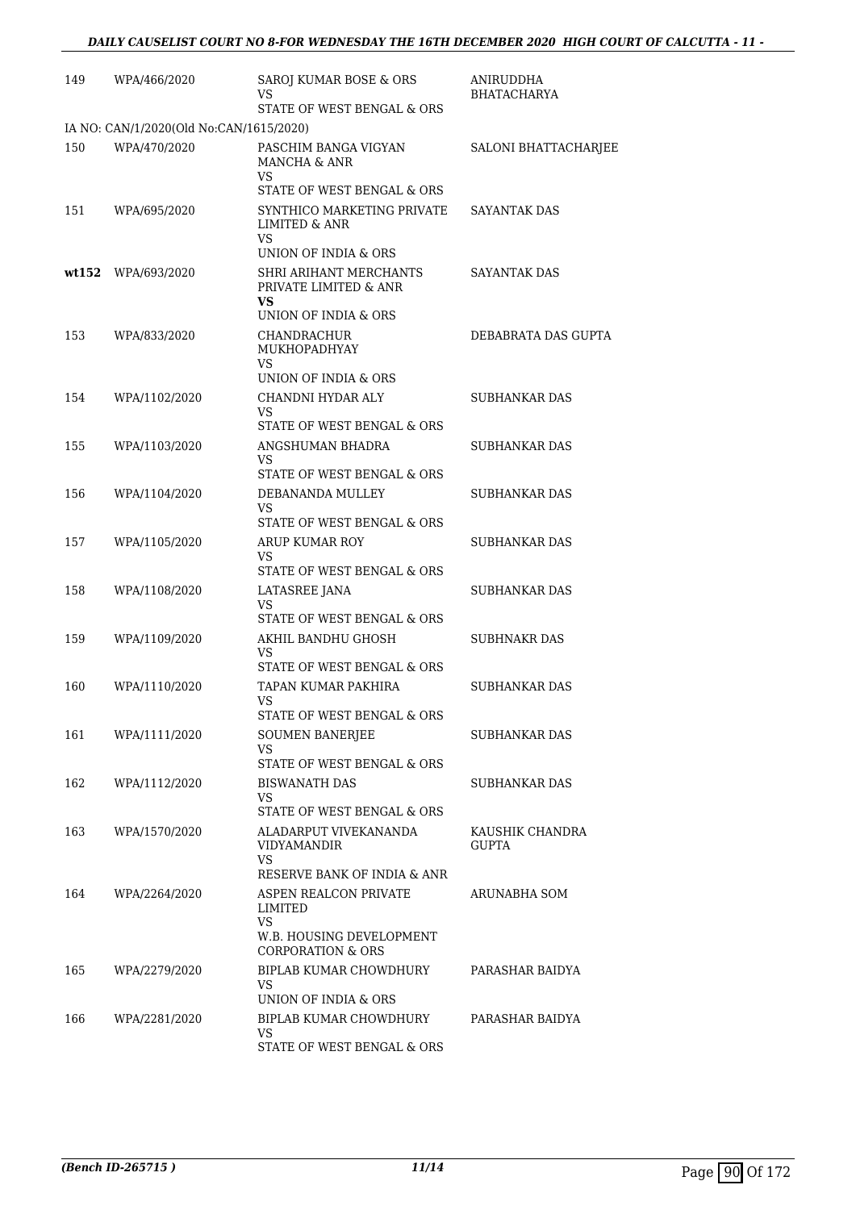| | | | |
|---|---|---|---|
| 149 | WPA/466/2020 | SAROJ KUMAR BOSE & ORS<br>VS<br>STATE OF WEST BENGAL & ORS | ANIRUDDHA BHATACHARYA |
| IA NO: CAN/1/2020(Old No:CAN/1615/2020) | | | |
| 150 | WPA/470/2020 | PASCHIM BANGA VIGYAN MANCHA & ANR<br>VS<br>STATE OF WEST BENGAL & ORS | SALONI BHATTACHARJEE |
| 151 | WPA/695/2020 | SYNTHICO MARKETING PRIVATE LIMITED & ANR<br>VS<br>UNION OF INDIA & ORS | SAYANTAK DAS |
| **wt152** | WPA/693/2020 | SHRI ARIHANT MERCHANTS PRIVATE LIMITED & ANR<br>**VS**<br>UNION OF INDIA & ORS | SAYANTAK DAS |
| 153 | WPA/833/2020 | CHANDRACHUR MUKHOPADHYAY<br>VS<br>UNION OF INDIA & ORS | DEBABRATA DAS GUPTA |
| 154 | WPA/1102/2020 | CHANDNI HYDAR ALY<br>VS<br>STATE OF WEST BENGAL & ORS | SUBHANKAR DAS |
| 155 | WPA/1103/2020 | ANGSHUMAN BHADRA<br>VS<br>STATE OF WEST BENGAL & ORS | SUBHANKAR DAS |
| 156 | WPA/1104/2020 | DEBANANDA MULLEY<br>VS<br>STATE OF WEST BENGAL & ORS | SUBHANKAR DAS |
| 157 | WPA/1105/2020 | ARUP KUMAR ROY<br>VS<br>STATE OF WEST BENGAL & ORS | SUBHANKAR DAS |
| 158 | WPA/1108/2020 | LATASREE JANA<br>VS<br>STATE OF WEST BENGAL & ORS | SUBHANKAR DAS |
| 159 | WPA/1109/2020 | AKHIL BANDHU GHOSH<br>VS<br>STATE OF WEST BENGAL & ORS | SUBHNAKR DAS |
| 160 | WPA/1110/2020 | TAPAN KUMAR PAKHIRA<br>VS<br>STATE OF WEST BENGAL & ORS | SUBHANKAR DAS |
| 161 | WPA/1111/2020 | SOUMEN BANERJEE<br>VS<br>STATE OF WEST BENGAL & ORS | SUBHANKAR DAS |
| 162 | WPA/1112/2020 | BISWANATH DAS<br>VS<br>STATE OF WEST BENGAL & ORS | SUBHANKAR DAS |
| 163 | WPA/1570/2020 | ALADARPUT VIVEKANANDA VIDYAMANDIR<br>VS<br>RESERVE BANK OF INDIA & ANR | KAUSHIK CHANDRA GUPTA |
| 164 | WPA/2264/2020 | ASPEN REALCON PRIVATE LIMITED<br>VS<br>W.B. HOUSING DEVELOPMENT CORPORATION & ORS | ARUNABHA SOM |
| 165 | WPA/2279/2020 | BIPLAB KUMAR CHOWDHURY<br>VS<br>UNION OF INDIA & ORS | PARASHAR BAIDYA |
| 166 | WPA/2281/2020 | BIPLAB KUMAR CHOWDHURY<br>VS<br>STATE OF WEST BENGAL & ORS | PARASHAR BAIDYA |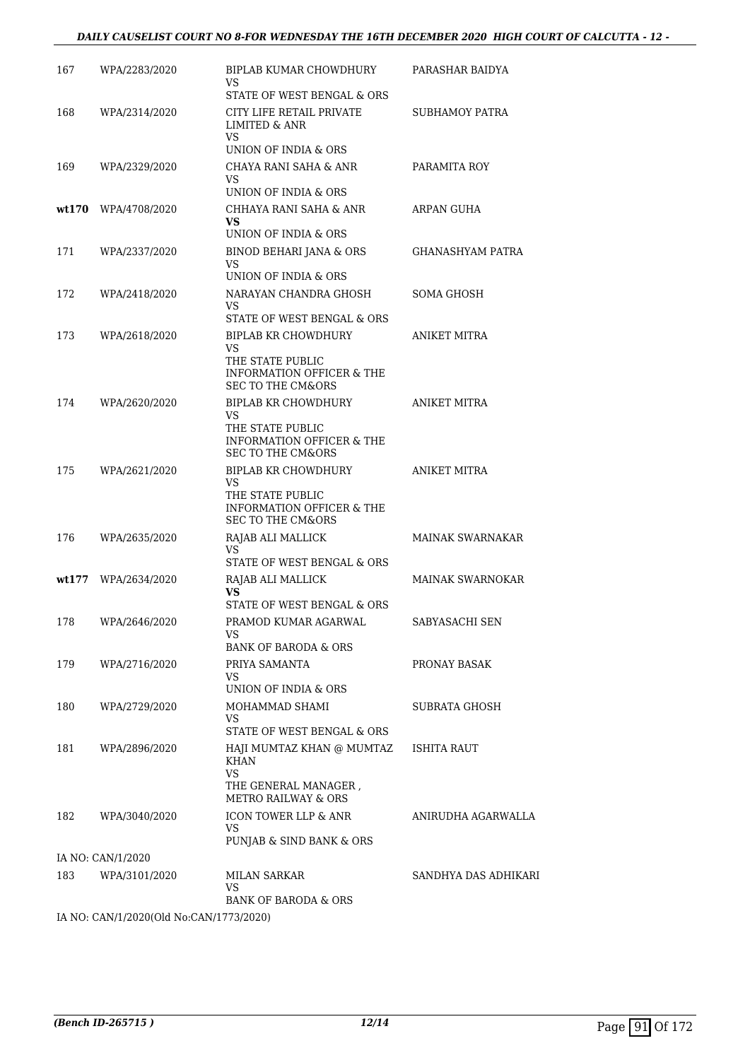| 167 | WPA/2283/2020 | BIPLAB KUMAR CHOWDHURY<br>VS<br>STATE OF WEST BENGAL & ORS | PARASHAR BAIDYA |
|---|---|---|---|
| 168 | WPA/2314/2020 | CITY LIFE RETAIL PRIVATE LIMITED & ANR<br>VS<br>UNION OF INDIA & ORS | SUBHAMOY PATRA |
| 169 | WPA/2329/2020 | CHAYA RANI SAHA & ANR<br>VS<br>UNION OF INDIA & ORS | PARAMITA ROY |
| **wt170** | WPA/4708/2020 | CHHAYA RANI SAHA & ANR<br>**VS**<br>UNION OF INDIA & ORS | ARPAN GUHA |
| 171 | WPA/2337/2020 | BINOD BEHARI JANA & ORS<br>VS<br>UNION OF INDIA & ORS | GHANASHYAM PATRA |
| 172 | WPA/2418/2020 | NARAYAN CHANDRA GHOSH<br>VS<br>STATE OF WEST BENGAL & ORS | SOMA GHOSH |
| 173 | WPA/2618/2020 | BIPLAB KR CHOWDHURY<br>VS<br>THE STATE PUBLIC INFORMATION OFFICER & THE SEC TO THE CM&ORS | ANIKET MITRA |
| 174 | WPA/2620/2020 | BIPLAB KR CHOWDHURY<br>VS<br>THE STATE PUBLIC INFORMATION OFFICER & THE SEC TO THE CM&ORS | ANIKET MITRA |
| 175 | WPA/2621/2020 | BIPLAB KR CHOWDHURY<br>VS<br>THE STATE PUBLIC INFORMATION OFFICER & THE SEC TO THE CM&ORS | ANIKET MITRA |
| 176 | WPA/2635/2020 | RAJAB ALI MALLICK<br>VS<br>STATE OF WEST BENGAL & ORS | MAINAK SWARNAKAR |
| **wt177** | WPA/2634/2020 | RAJAB ALI MALLICK<br>**VS**<br>STATE OF WEST BENGAL & ORS | MAINAK SWARNOKAR |
| 178 | WPA/2646/2020 | PRAMOD KUMAR AGARWAL<br>VS<br>BANK OF BARODA & ORS | SABYASACHI SEN |
| 179 | WPA/2716/2020 | PRIYA SAMANTA<br>VS<br>UNION OF INDIA & ORS | PRONAY BASAK |
| 180 | WPA/2729/2020 | MOHAMMAD SHAMI<br>VS<br>STATE OF WEST BENGAL & ORS | SUBRATA GHOSH |
| 181 | WPA/2896/2020 | HAJI MUMTAZ KHAN @ MUMTAZ KHAN<br>VS<br>THE GENERAL MANAGER , METRO RAILWAY & ORS | ISHITA RAUT |
| 182 | WPA/3040/2020 | ICON TOWER LLP & ANR<br>VS<br>PUNJAB & SIND BANK & ORS | ANIRUDHA AGARWALLA |

IA NO: CAN/1/2020

| 183 | WPA/3101/2020 | MILAN SARKAR<br>VS<br>BANK OF BARODA & ORS | SANDHYA DAS ADHIKARI |
|---|---|---|---|

IA NO: CAN/1/2020(Old No:CAN/1773/2020)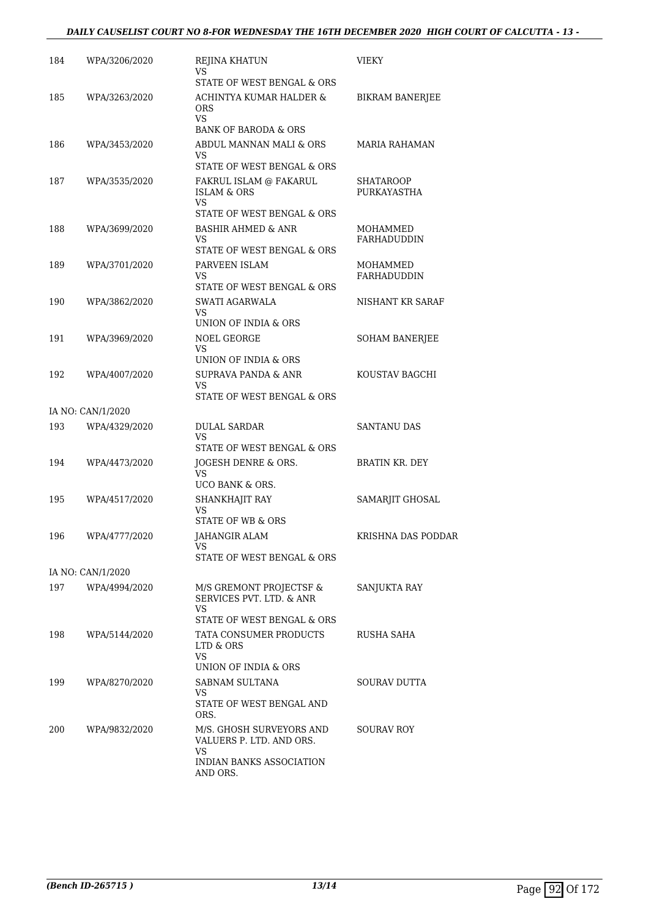| | | | |
|---|---|---|---|
| 184 | WPA/3206/2020 | REJINA KHATUN<br>VS<br>STATE OF WEST BENGAL & ORS | VIEKY |
| 185 | WPA/3263/2020 | ACHINTYA KUMAR HALDER & ORS<br>VS<br>BANK OF BARODA & ORS | BIKRAM BANERJEE |
| 186 | WPA/3453/2020 | ABDUL MANNAN MALI & ORS<br>VS<br>STATE OF WEST BENGAL & ORS | MARIA RAHAMAN |
| 187 | WPA/3535/2020 | FAKRUL ISLAM @ FAKARUL ISLAM & ORS<br>VS<br>STATE OF WEST BENGAL & ORS | SHATAROOP PURKAYASTHA |
| 188 | WPA/3699/2020 | BASHIR AHMED & ANR<br>VS<br>STATE OF WEST BENGAL & ORS | MOHAMMED FARHADUDDIN |
| 189 | WPA/3701/2020 | PARVEEN ISLAM<br>VS<br>STATE OF WEST BENGAL & ORS | MOHAMMED FARHADUDDIN |
| 190 | WPA/3862/2020 | SWATI AGARWALA<br>VS<br>UNION OF INDIA & ORS | NISHANT KR SARAF |
| 191 | WPA/3969/2020 | NOEL GEORGE<br>VS<br>UNION OF INDIA & ORS | SOHAM BANERJEE |
| 192 | WPA/4007/2020 | SUPRAVA PANDA & ANR<br>VS<br>STATE OF WEST BENGAL & ORS | KOUSTAV BAGCHI |
| | IA NO: CAN/1/2020 | | |
| 193 | WPA/4329/2020 | DULAL SARDAR<br>VS<br>STATE OF WEST BENGAL & ORS | SANTANU DAS |
| 194 | WPA/4473/2020 | JOGESH DENRE & ORS.<br>VS<br>UCO BANK & ORS. | BRATIN KR. DEY |
| 195 | WPA/4517/2020 | SHANKHAJIT RAY<br>VS<br>STATE OF WB & ORS | SAMARJIT GHOSAL |
| 196 | WPA/4777/2020 | JAHANGIR ALAM<br>VS<br>STATE OF WEST BENGAL & ORS | KRISHNA DAS PODDAR |
| | IA NO: CAN/1/2020 | | |
| 197 | WPA/4994/2020 | M/S GREMONT PROJECTSF & SERVICES PVT. LTD. & ANR<br>VS<br>STATE OF WEST BENGAL & ORS | SANJUKTA RAY |
| 198 | WPA/5144/2020 | TATA CONSUMER PRODUCTS LTD & ORS<br>VS<br>UNION OF INDIA & ORS | RUSHA SAHA |
| 199 | WPA/8270/2020 | SABNAM SULTANA<br>VS<br>STATE OF WEST BENGAL AND ORS. | SOURAV DUTTA |
| 200 | WPA/9832/2020 | M/S. GHOSH SURVEYORS AND VALUERS P. LTD. AND ORS.<br>VS<br>INDIAN BANKS ASSOCIATION AND ORS. | SOURAV ROY |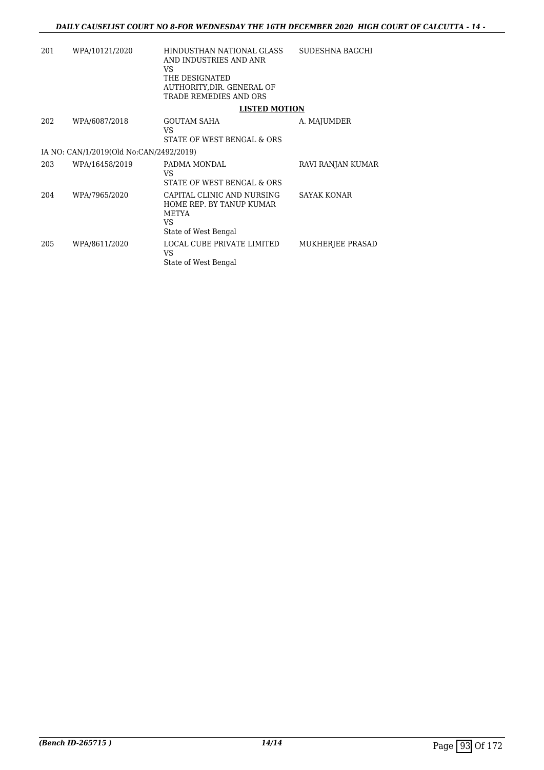| | | | |
|---|---|---|---|
| 201 | WPA/10121/2020 | HINDUSTHAN NATIONAL GLASS AND INDUSTRIES AND ANR<br>VS<br>THE DESIGNATED AUTHORITY,DIR. GENERAL OF TRADE REMEDIES AND ORS | SUDESHNA BAGCHI |

**LISTED MOTION**

| | | | |
|---|---|---|---|
| 202 | WPA/6087/2018 | GOUTAM SAHA<br>VS<br>STATE OF WEST BENGAL & ORS | A. MAJUMDER |
| | IA NO: CAN/1/2019(Old No:CAN/2492/2019) | | |
| 203 | WPA/16458/2019 | PADMA MONDAL<br>VS<br>STATE OF WEST BENGAL & ORS | RAVI RANJAN KUMAR |
| 204 | WPA/7965/2020 | CAPITAL CLINIC AND NURSING HOME REP. BY TANUP KUMAR METYA<br>VS<br>State of West Bengal | SAYAK KONAR |
| 205 | WPA/8611/2020 | LOCAL CUBE PRIVATE LIMITED<br>VS<br>State of West Bengal | MUKHERJEE PRASAD |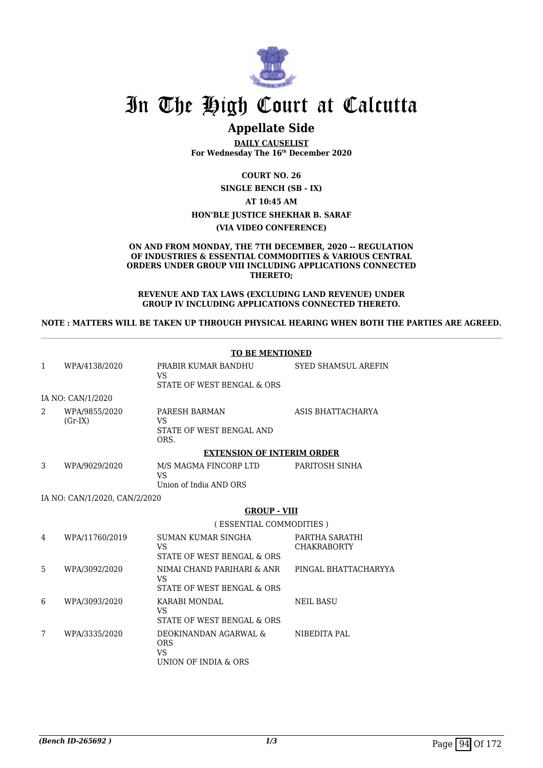# In The High Court at Calcutta

## Appellate Side

**DAILY CAUSELIST**
**For Wednesday The 16th December 2020**

**COURT NO. 26**

**SINGLE BENCH (SB - IX)**

**AT 10:45 AM**

**HON'BLE JUSTICE SHEKHAR B. SARAF**

**(VIA VIDEO CONFERENCE)**

**ON AND FROM MONDAY, THE 7TH DECEMBER, 2020 -- REGULATION OF INDUSTRIES & ESSENTIAL COMMODITIES & VARIOUS CENTRAL ORDERS UNDER GROUP VIII INCLUDING APPLICATIONS CONNECTED THERETO;**

**REVENUE AND TAX LAWS (EXCLUDING LAND REVENUE) UNDER GROUP IV INCLUDING APPLICATIONS CONNECTED THERETO.**

**NOTE : MATTERS WILL BE TAKEN UP THROUGH PHYSICAL HEARING WHEN BOTH THE PARTIES ARE AGREED.**

**TO BE MENTIONED**

| | | | |
|---|---|---|---|
| 1 | WPA/4138/2020 | PRABIR KUMAR BANDHU<br>VS<br>STATE OF WEST BENGAL & ORS | SYED SHAMSUL AREFIN |
| | IA NO: CAN/1/2020 | | |
| 2 | WPA/9855/2020<br>(Gr-IX) | PARESH BARMAN<br>VS<br>STATE OF WEST BENGAL AND ORS. | ASIS BHATTACHARYA |

**EXTENSION OF INTERIM ORDER**

| | | | |
|---|---|---|---|
| 3 | WPA/9029/2020 | M/S MAGMA FINCORP LTD<br>VS<br>Union of India AND ORS | PARITOSH SINHA |
| | IA NO: CAN/1/2020, CAN/2/2020 | | |

**GROUP - VIII**

( ESSENTIAL COMMODITIES )

| | | | |
|---|---|---|---|
| 4 | WPA/11760/2019 | SUMAN KUMAR SINGHA<br>VS<br>STATE OF WEST BENGAL & ORS | PARTHA SARATHI CHAKRABORTY |
| 5 | WPA/3092/2020 | NIMAI CHAND PARIHARI & ANR<br>VS<br>STATE OF WEST BENGAL & ORS | PINGAL BHATTACHARYYA |
| 6 | WPA/3093/2020 | KARABI MONDAL<br>VS<br>STATE OF WEST BENGAL & ORS | NEIL BASU |
| 7 | WPA/3335/2020 | DEOKINANDAN AGARWAL & ORS<br>VS<br>UNION OF INDIA & ORS | NIBEDITA PAL |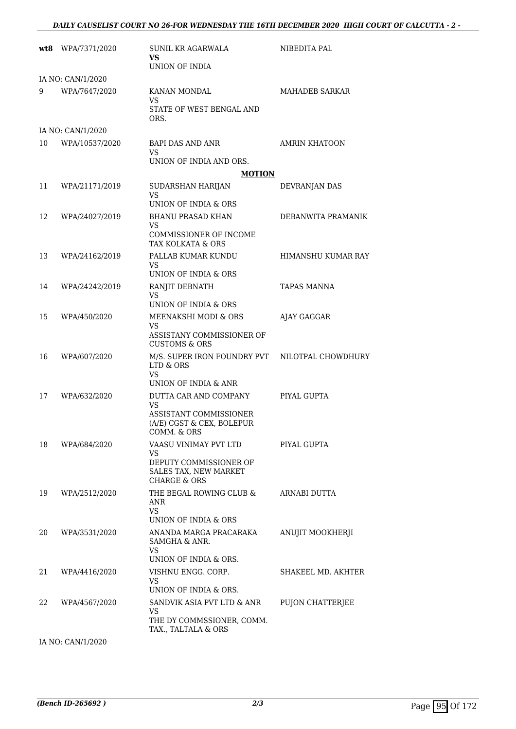| | | | |
|---|---|---|---|
| **wt8** | WPA/7371/2020 | SUNIL KR AGARWALA<br>**VS**<br>UNION OF INDIA | NIBEDITA PAL |
| IA NO: CAN/1/2020 | | | |
| 9 | WPA/7647/2020 | KANAN MONDAL<br>VS<br>STATE OF WEST BENGAL AND ORS. | MAHADEB SARKAR |
| IA NO: CAN/1/2020 | | | |
| 10 | WPA/10537/2020 | BAPI DAS AND ANR<br>VS<br>UNION OF INDIA AND ORS. | AMRIN KHATOON |
| | | **MOTION** | |
| 11 | WPA/21171/2019 | SUDARSHAN HARIJAN<br>VS<br>UNION OF INDIA & ORS | DEVRANJAN DAS |
| 12 | WPA/24027/2019 | BHANU PRASAD KHAN<br>VS<br>COMMISSIONER OF INCOME TAX KOLKATA & ORS | DEBANWITA PRAMANIK |
| 13 | WPA/24162/2019 | PALLAB KUMAR KUNDU<br>VS<br>UNION OF INDIA & ORS | HIMANSHU KUMAR RAY |
| 14 | WPA/24242/2019 | RANJIT DEBNATH<br>VS<br>UNION OF INDIA & ORS | TAPAS MANNA |
| 15 | WPA/450/2020 | MEENAKSHI MODI & ORS<br>VS<br>ASSISTANY COMMISSIONER OF CUSTOMS & ORS | AJAY GAGGAR |
| 16 | WPA/607/2020 | M/S. SUPER IRON FOUNDRY PVT LTD & ORS<br>VS<br>UNION OF INDIA & ANR | NILOTPAL CHOWDHURY |
| 17 | WPA/632/2020 | DUTTA CAR AND COMPANY<br>VS<br>ASSISTANT COMMISSIONER (A/E) CGST & CEX, BOLEPUR COMM. & ORS | PIYAL GUPTA |
| 18 | WPA/684/2020 | VAASU VINIMAY PVT LTD<br>VS<br>DEPUTY COMMISSIONER OF SALES TAX, NEW MARKET CHARGE & ORS | PIYAL GUPTA |
| 19 | WPA/2512/2020 | THE BEGAL ROWING CLUB & ANR<br>VS<br>UNION OF INDIA & ORS | ARNABI DUTTA |
| 20 | WPA/3531/2020 | ANANDA MARGA PRACARAKA SAMGHA & ANR.<br>VS<br>UNION OF INDIA & ORS. | ANUJIT MOOKHERJI |
| 21 | WPA/4416/2020 | VISHNU ENGG. CORP.<br>VS<br>UNION OF INDIA & ORS. | SHAKEEL MD. AKHTER |
| 22 | WPA/4567/2020 | SANDVIK ASIA PVT LTD & ANR<br>VS<br>THE DY COMMSSIONER, COMM. TAX., TALTALA & ORS | PUJON CHATTERJEE |
| IA NO: CAN/1/2020 | | | |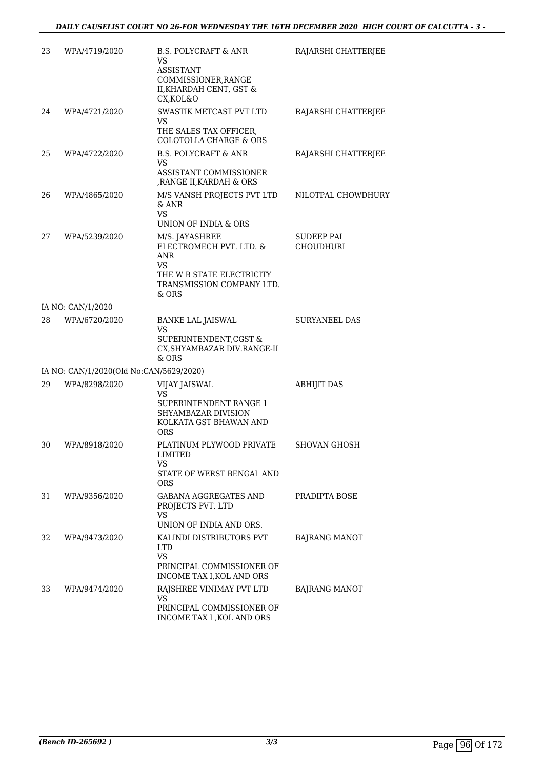| | | | |
|---|---|---|---|
| 23 | WPA/4719/2020 | B.S. POLYCRAFT & ANR<br>VS<br>ASSISTANT COMMISSIONER,RANGE II,KHARDAH CENT, GST & CX,KOL&O | RAJARSHI CHATTERJEE |
| 24 | WPA/4721/2020 | SWASTIK METCAST PVT LTD<br>VS<br>THE SALES TAX OFFICER, COLOTOLLA CHARGE & ORS | RAJARSHI CHATTERJEE |
| 25 | WPA/4722/2020 | B.S. POLYCRAFT & ANR<br>VS<br>ASSISTANT COMMISSIONER ,RANGE II,KARDAH & ORS | RAJARSHI CHATTERJEE |
| 26 | WPA/4865/2020 | M/S VANSH PROJECTS PVT LTD & ANR<br>VS<br>UNION OF INDIA & ORS | NILOTPAL CHOWDHURY |
| 27 | WPA/5239/2020 | M/S. JAYASHREE ELECTROMECH PVT. LTD. & ANR<br>VS<br>THE W B STATE ELECTRICITY TRANSMISSION COMPANY LTD. & ORS | SUDEEP PAL CHOUDHURI |
| | IA NO: CAN/1/2020 | | |
| 28 | WPA/6720/2020 | BANKE LAL JAISWAL<br>VS<br>SUPERINTENDENT,CGST & CX,SHYAMBAZAR DIV.RANGE-II & ORS | SURYANEEL DAS |
| | IA NO: CAN/1/2020(Old No:CAN/5629/2020) | | |
| 29 | WPA/8298/2020 | VIJAY JAISWAL<br>VS<br>SUPERINTENDENT RANGE 1 SHYAMBAZAR DIVISION KOLKATA GST BHAWAN AND ORS | ABHIJIT DAS |
| 30 | WPA/8918/2020 | PLATINUM PLYWOOD PRIVATE LIMITED<br>VS<br>STATE OF WERST BENGAL AND ORS | SHOVAN GHOSH |
| 31 | WPA/9356/2020 | GABANA AGGREGATES AND PROJECTS PVT. LTD<br>VS<br>UNION OF INDIA AND ORS. | PRADIPTA BOSE |
| 32 | WPA/9473/2020 | KALINDI DISTRIBUTORS PVT LTD<br>VS<br>PRINCIPAL COMMISSIONER OF INCOME TAX I,KOL AND ORS | BAJRANG MANOT |
| 33 | WPA/9474/2020 | RAJSHREE VINIMAY PVT LTD<br>VS<br>PRINCIPAL COMMISSIONER OF INCOME TAX I ,KOL AND ORS | BAJRANG MANOT |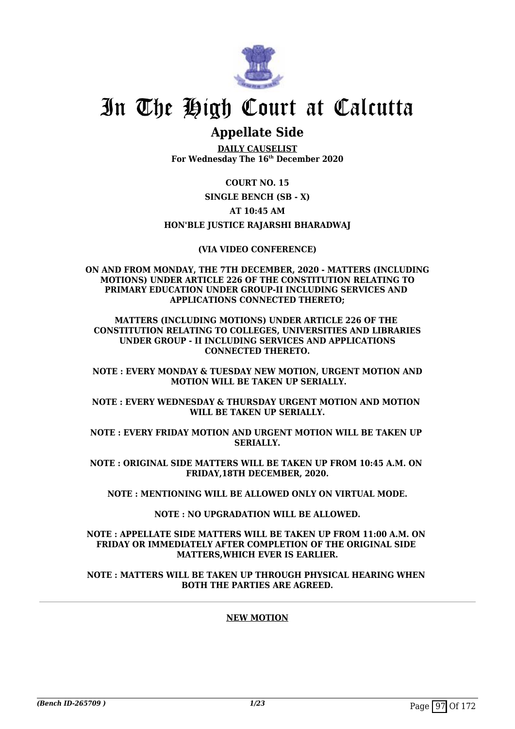# In The High Court at Calcutta

## Appellate Side

**DAILY CAUSELIST**
**For Wednesday The 16th December 2020**

**COURT NO. 15**

**SINGLE BENCH (SB - X)**

**AT 10:45 AM**

**HON'BLE JUSTICE RAJARSHI BHARADWAJ**

**(VIA VIDEO CONFERENCE)**

**ON AND FROM MONDAY, THE 7TH DECEMBER, 2020 - MATTERS (INCLUDING MOTIONS) UNDER ARTICLE 226 OF THE CONSTITUTION RELATING TO PRIMARY EDUCATION UNDER GROUP-II INCLUDING SERVICES AND APPLICATIONS CONNECTED THERETO;**

**MATTERS (INCLUDING MOTIONS) UNDER ARTICLE 226 OF THE CONSTITUTION RELATING TO COLLEGES, UNIVERSITIES AND LIBRARIES UNDER GROUP - II INCLUDING SERVICES AND APPLICATIONS CONNECTED THERETO.**

**NOTE : EVERY MONDAY & TUESDAY NEW MOTION, URGENT MOTION AND MOTION WILL BE TAKEN UP SERIALLY.**

**NOTE : EVERY WEDNESDAY & THURSDAY URGENT MOTION AND MOTION WILL BE TAKEN UP SERIALLY.**

**NOTE : EVERY FRIDAY MOTION AND URGENT MOTION WILL BE TAKEN UP SERIALLY.**

**NOTE : ORIGINAL SIDE MATTERS WILL BE TAKEN UP FROM 10:45 A.M. ON FRIDAY,18TH DECEMBER, 2020.**

**NOTE : MENTIONING WILL BE ALLOWED ONLY ON VIRTUAL MODE.**

**NOTE : NO UPGRADATION WILL BE ALLOWED.**

**NOTE : APPELLATE SIDE MATTERS WILL BE TAKEN UP FROM 11:00 A.M. ON FRIDAY OR IMMEDIATELY AFTER COMPLETION OF THE ORIGINAL SIDE MATTERS,WHICH EVER IS EARLIER.**

**NOTE : MATTERS WILL BE TAKEN UP THROUGH PHYSICAL HEARING WHEN BOTH THE PARTIES ARE AGREED.**

---

**NEW MOTION**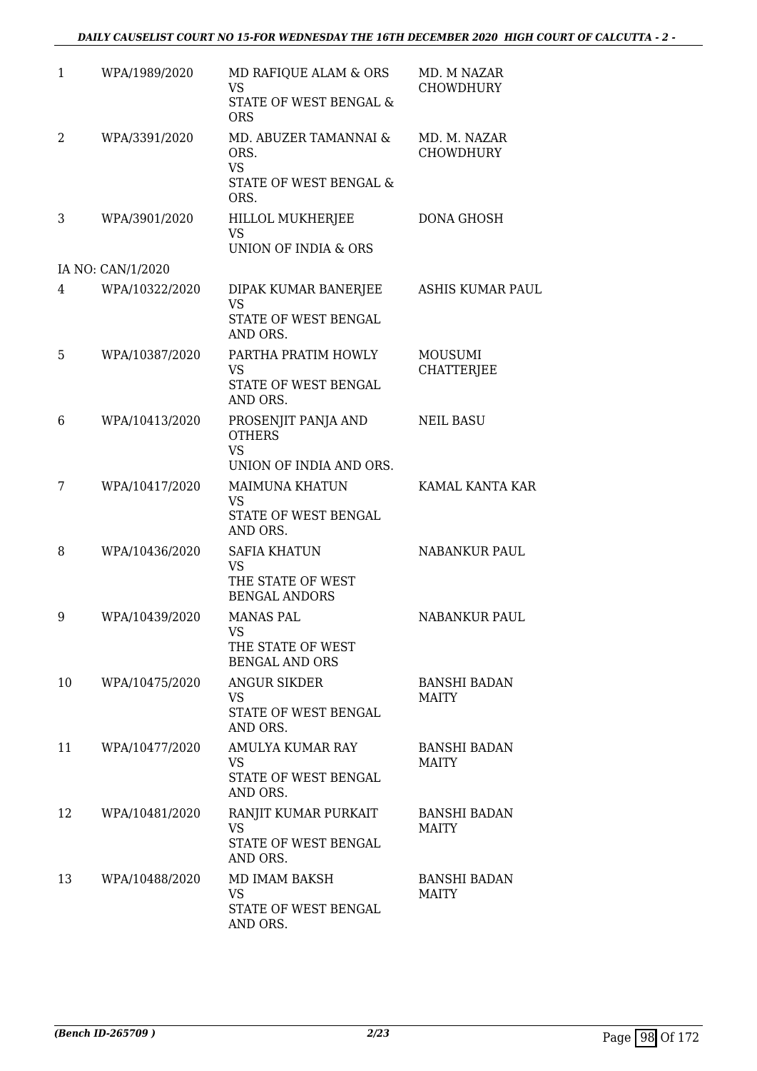| | | | |
|---|---|---|---|
| 1 | WPA/1989/2020 | MD RAFIQUE ALAM & ORS<br>VS<br>STATE OF WEST BENGAL & ORS | MD. M NAZAR CHOWDHURY |
| 2 | WPA/3391/2020 | MD. ABUZER TAMANNAI & ORS.<br>VS<br>STATE OF WEST BENGAL & ORS. | MD. M. NAZAR CHOWDHURY |
| 3 | WPA/3901/2020 | HILLOL MUKHERJEE<br>VS<br>UNION OF INDIA & ORS | DONA GHOSH |
| | IA NO: CAN/1/2020 | | |
| 4 | WPA/10322/2020 | DIPAK KUMAR BANERJEE<br>VS<br>STATE OF WEST BENGAL AND ORS. | ASHIS KUMAR PAUL |
| 5 | WPA/10387/2020 | PARTHA PRATIM HOWLY<br>VS<br>STATE OF WEST BENGAL AND ORS. | MOUSUMI CHATTERJEE |
| 6 | WPA/10413/2020 | PROSENJIT PANJA AND OTHERS<br>VS<br>UNION OF INDIA AND ORS. | NEIL BASU |
| 7 | WPA/10417/2020 | MAIMUNA KHATUN<br>VS<br>STATE OF WEST BENGAL AND ORS. | KAMAL KANTA KAR |
| 8 | WPA/10436/2020 | SAFIA KHATUN<br>VS<br>THE STATE OF WEST BENGAL ANDORS | NABANKUR PAUL |
| 9 | WPA/10439/2020 | MANAS PAL<br>VS<br>THE STATE OF WEST BENGAL AND ORS | NABANKUR PAUL |
| 10 | WPA/10475/2020 | ANGUR SIKDER<br>VS<br>STATE OF WEST BENGAL AND ORS. | BANSHI BADAN MAITY |
| 11 | WPA/10477/2020 | AMULYA KUMAR RAY<br>VS<br>STATE OF WEST BENGAL AND ORS. | BANSHI BADAN MAITY |
| 12 | WPA/10481/2020 | RANJIT KUMAR PURKAIT<br>VS<br>STATE OF WEST BENGAL AND ORS. | BANSHI BADAN MAITY |
| 13 | WPA/10488/2020 | MD IMAM BAKSH<br>VS<br>STATE OF WEST BENGAL AND ORS. | BANSHI BADAN MAITY |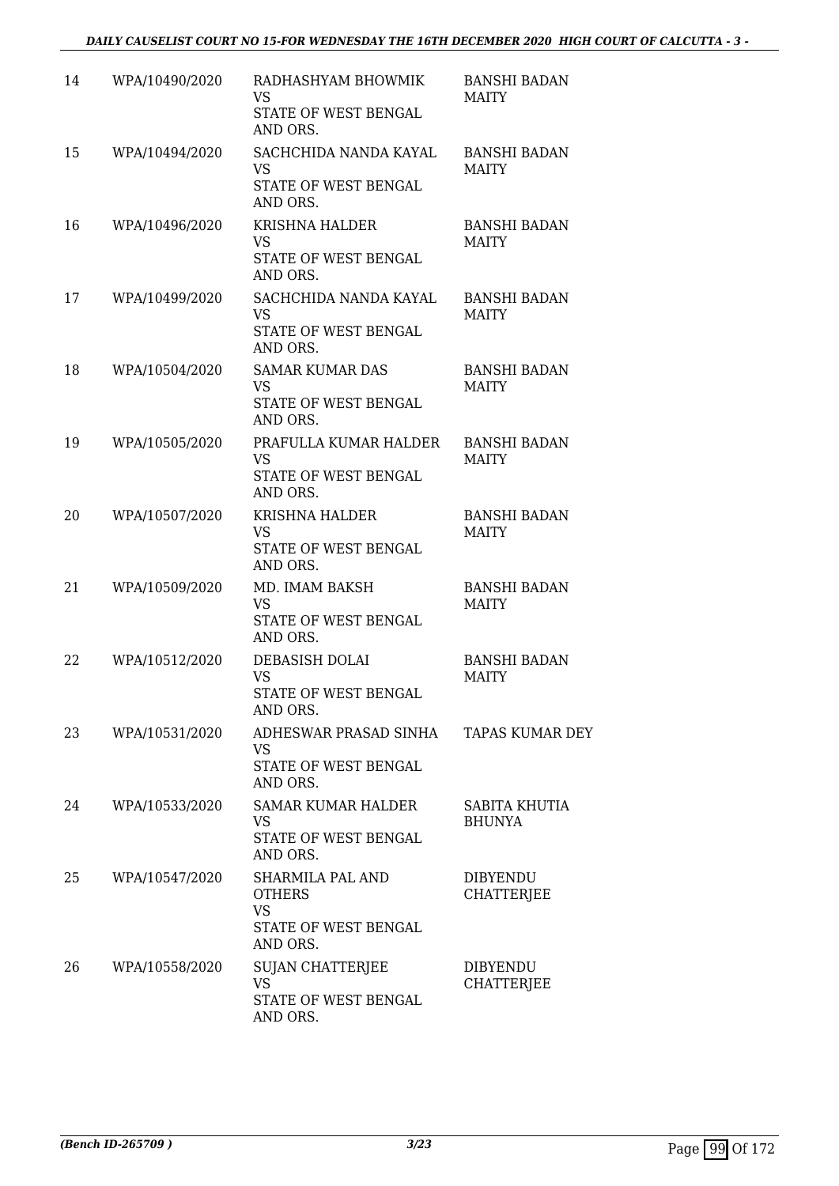| | | | |
|---|---|---|---|
| 14 | WPA/10490/2020 | RADHASHYAM BHOWMIK<br>VS<br>STATE OF WEST BENGAL AND ORS. | BANSHI BADAN MAITY |
| 15 | WPA/10494/2020 | SACHCHIDA NANDA KAYAL<br>VS<br>STATE OF WEST BENGAL AND ORS. | BANSHI BADAN MAITY |
| 16 | WPA/10496/2020 | KRISHNA HALDER<br>VS<br>STATE OF WEST BENGAL AND ORS. | BANSHI BADAN MAITY |
| 17 | WPA/10499/2020 | SACHCHIDA NANDA KAYAL<br>VS<br>STATE OF WEST BENGAL AND ORS. | BANSHI BADAN MAITY |
| 18 | WPA/10504/2020 | SAMAR KUMAR DAS<br>VS<br>STATE OF WEST BENGAL AND ORS. | BANSHI BADAN MAITY |
| 19 | WPA/10505/2020 | PRAFULLA KUMAR HALDER<br>VS<br>STATE OF WEST BENGAL AND ORS. | BANSHI BADAN MAITY |
| 20 | WPA/10507/2020 | KRISHNA HALDER<br>VS<br>STATE OF WEST BENGAL AND ORS. | BANSHI BADAN MAITY |
| 21 | WPA/10509/2020 | MD. IMAM BAKSH<br>VS<br>STATE OF WEST BENGAL AND ORS. | BANSHI BADAN MAITY |
| 22 | WPA/10512/2020 | DEBASISH DOLAI<br>VS<br>STATE OF WEST BENGAL AND ORS. | BANSHI BADAN MAITY |
| 23 | WPA/10531/2020 | ADHESWAR PRASAD SINHA<br>VS<br>STATE OF WEST BENGAL AND ORS. | TAPAS KUMAR DEY |
| 24 | WPA/10533/2020 | SAMAR KUMAR HALDER<br>VS<br>STATE OF WEST BENGAL AND ORS. | SABITA KHUTIA BHUNYA |
| 25 | WPA/10547/2020 | SHARMILA PAL AND OTHERS<br>VS<br>STATE OF WEST BENGAL AND ORS. | DIBYENDU CHATTERJEE |
| 26 | WPA/10558/2020 | SUJAN CHATTERJEE<br>VS<br>STATE OF WEST BENGAL AND ORS. | DIBYENDU CHATTERJEE |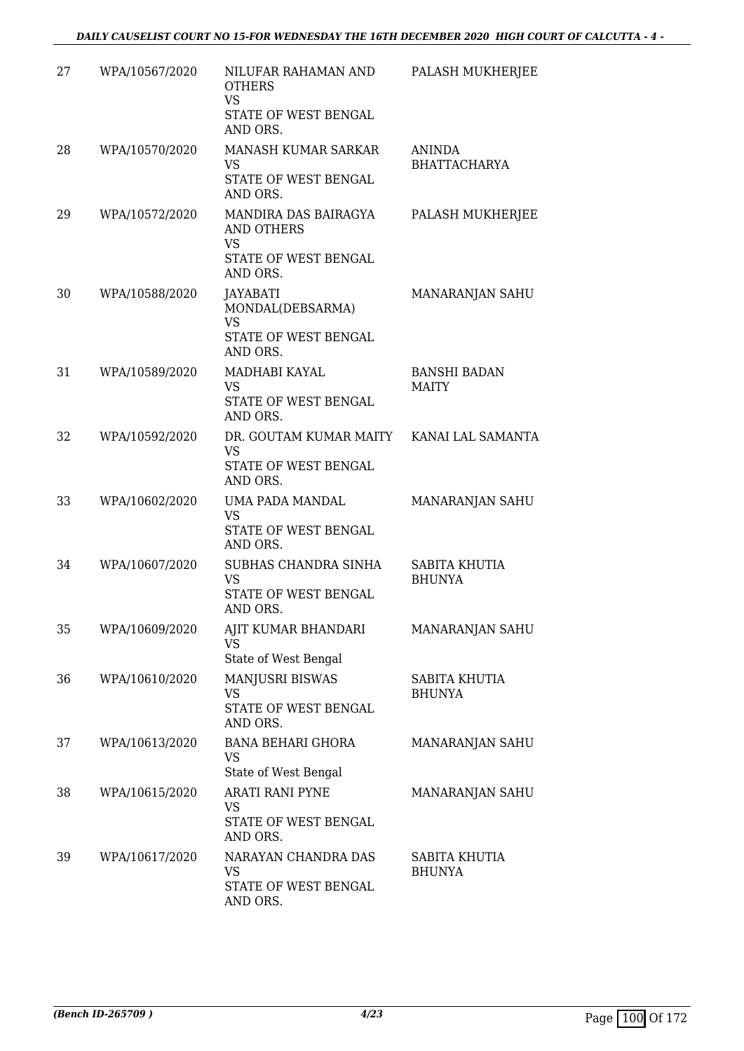| | | | |
|---|---|---|---|
| 27 | WPA/10567/2020 | NILUFAR RAHAMAN AND OTHERS<br>VS<br>STATE OF WEST BENGAL AND ORS. | PALASH MUKHERJEE |
| 28 | WPA/10570/2020 | MANASH KUMAR SARKAR<br>VS<br>STATE OF WEST BENGAL AND ORS. | ANINDA BHATTACHARYA |
| 29 | WPA/10572/2020 | MANDIRA DAS BAIRAGYA AND OTHERS<br>VS<br>STATE OF WEST BENGAL AND ORS. | PALASH MUKHERJEE |
| 30 | WPA/10588/2020 | JAYABATI MONDAL(DEBSARMA)<br>VS<br>STATE OF WEST BENGAL AND ORS. | MANARANJAN SAHU |
| 31 | WPA/10589/2020 | MADHABI KAYAL<br>VS<br>STATE OF WEST BENGAL AND ORS. | BANSHI BADAN MAITY |
| 32 | WPA/10592/2020 | DR. GOUTAM KUMAR MAITY<br>VS<br>STATE OF WEST BENGAL AND ORS. | KANAI LAL SAMANTA |
| 33 | WPA/10602/2020 | UMA PADA MANDAL<br>VS<br>STATE OF WEST BENGAL AND ORS. | MANARANJAN SAHU |
| 34 | WPA/10607/2020 | SUBHAS CHANDRA SINHA<br>VS<br>STATE OF WEST BENGAL AND ORS. | SABITA KHUTIA BHUNYA |
| 35 | WPA/10609/2020 | AJIT KUMAR BHANDARI<br>VS<br>State of West Bengal | MANARANJAN SAHU |
| 36 | WPA/10610/2020 | MANJUSRI BISWAS<br>VS<br>STATE OF WEST BENGAL AND ORS. | SABITA KHUTIA BHUNYA |
| 37 | WPA/10613/2020 | BANA BEHARI GHORA<br>VS<br>State of West Bengal | MANARANJAN SAHU |
| 38 | WPA/10615/2020 | ARATI RANI PYNE<br>VS<br>STATE OF WEST BENGAL AND ORS. | MANARANJAN SAHU |
| 39 | WPA/10617/2020 | NARAYAN CHANDRA DAS<br>VS<br>STATE OF WEST BENGAL AND ORS. | SABITA KHUTIA BHUNYA |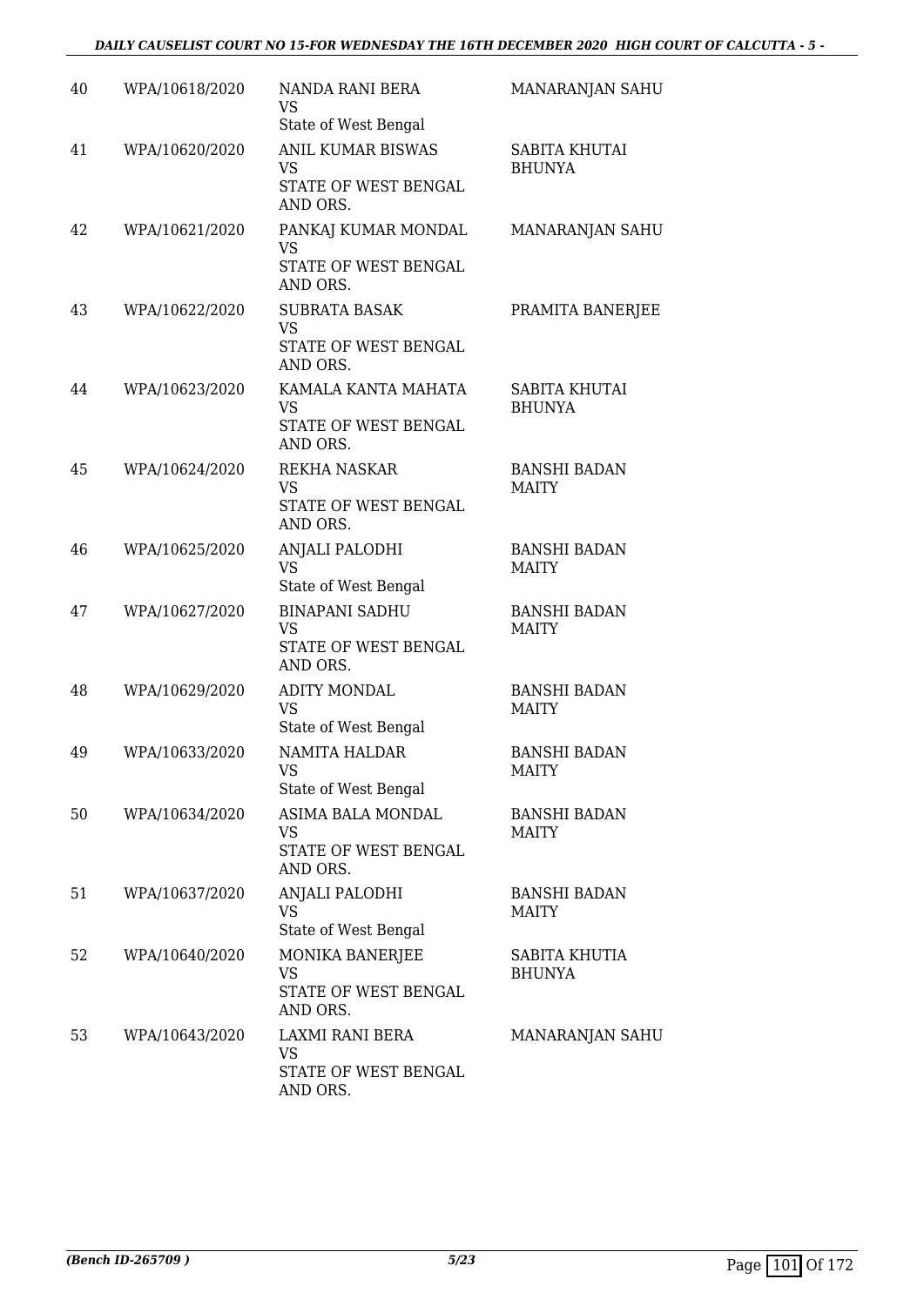| 40 | WPA/10618/2020 | NANDA RANI BERA<br>VS<br>State of West Bengal | MANARANJAN SAHU |
|---|---|---|---|
| 41 | WPA/10620/2020 | ANIL KUMAR BISWAS<br>VS<br>STATE OF WEST BENGAL AND ORS. | SABITA KHUTAI BHUNYA |
| 42 | WPA/10621/2020 | PANKAJ KUMAR MONDAL<br>VS<br>STATE OF WEST BENGAL AND ORS. | MANARANJAN SAHU |
| 43 | WPA/10622/2020 | SUBRATA BASAK<br>VS<br>STATE OF WEST BENGAL AND ORS. | PRAMITA BANERJEE |
| 44 | WPA/10623/2020 | KAMALA KANTA MAHATA<br>VS<br>STATE OF WEST BENGAL AND ORS. | SABITA KHUTAI BHUNYA |
| 45 | WPA/10624/2020 | REKHA NASKAR<br>VS<br>STATE OF WEST BENGAL AND ORS. | BANSHI BADAN MAITY |
| 46 | WPA/10625/2020 | ANJALI PALODHI<br>VS<br>State of West Bengal | BANSHI BADAN MAITY |
| 47 | WPA/10627/2020 | BINAPANI SADHU<br>VS<br>STATE OF WEST BENGAL AND ORS. | BANSHI BADAN MAITY |
| 48 | WPA/10629/2020 | ADITY MONDAL<br>VS<br>State of West Bengal | BANSHI BADAN MAITY |
| 49 | WPA/10633/2020 | NAMITA HALDAR<br>VS<br>State of West Bengal | BANSHI BADAN MAITY |
| 50 | WPA/10634/2020 | ASIMA BALA MONDAL<br>VS<br>STATE OF WEST BENGAL AND ORS. | BANSHI BADAN MAITY |
| 51 | WPA/10637/2020 | ANJALI PALODHI<br>VS<br>State of West Bengal | BANSHI BADAN MAITY |
| 52 | WPA/10640/2020 | MONIKA BANERJEE<br>VS<br>STATE OF WEST BENGAL AND ORS. | SABITA KHUTIA BHUNYA |
| 53 | WPA/10643/2020 | LAXMI RANI BERA<br>VS<br>STATE OF WEST BENGAL AND ORS. | MANARANJAN SAHU |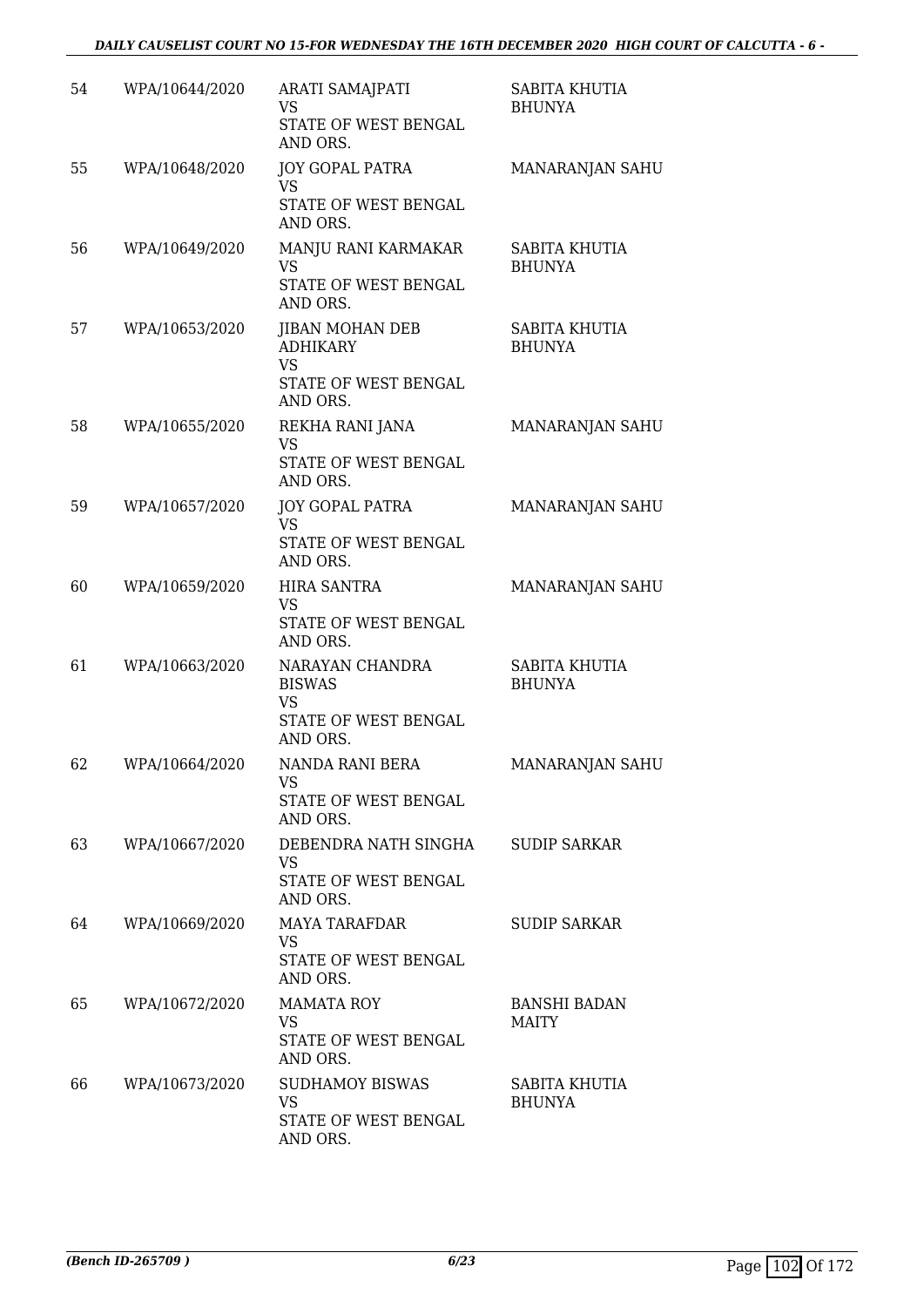| 54 | WPA/10644/2020 | ARATI SAMAJPATI VS STATE OF WEST BENGAL AND ORS. | SABITA KHUTIA BHUNYA |
|---|---|---|---|
| 55 | WPA/10648/2020 | JOY GOPAL PATRA VS STATE OF WEST BENGAL AND ORS. | MANARANJAN SAHU |
| 56 | WPA/10649/2020 | MANJU RANI KARMAKAR VS STATE OF WEST BENGAL AND ORS. | SABITA KHUTIA BHUNYA |
| 57 | WPA/10653/2020 | JIBAN MOHAN DEB ADHIKARY VS STATE OF WEST BENGAL AND ORS. | SABITA KHUTIA BHUNYA |
| 58 | WPA/10655/2020 | REKHA RANI JANA VS STATE OF WEST BENGAL AND ORS. | MANARANJAN SAHU |
| 59 | WPA/10657/2020 | JOY GOPAL PATRA VS STATE OF WEST BENGAL AND ORS. | MANARANJAN SAHU |
| 60 | WPA/10659/2020 | HIRA SANTRA VS STATE OF WEST BENGAL AND ORS. | MANARANJAN SAHU |
| 61 | WPA/10663/2020 | NARAYAN CHANDRA BISWAS VS STATE OF WEST BENGAL AND ORS. | SABITA KHUTIA BHUNYA |
| 62 | WPA/10664/2020 | NANDA RANI BERA VS STATE OF WEST BENGAL AND ORS. | MANARANJAN SAHU |
| 63 | WPA/10667/2020 | DEBENDRA NATH SINGHA VS STATE OF WEST BENGAL AND ORS. | SUDIP SARKAR |
| 64 | WPA/10669/2020 | MAYA TARAFDAR VS STATE OF WEST BENGAL AND ORS. | SUDIP SARKAR |
| 65 | WPA/10672/2020 | MAMATA ROY VS STATE OF WEST BENGAL AND ORS. | BANSHI BADAN MAITY |
| 66 | WPA/10673/2020 | SUDHAMOY BISWAS VS STATE OF WEST BENGAL AND ORS. | SABITA KHUTIA BHUNYA |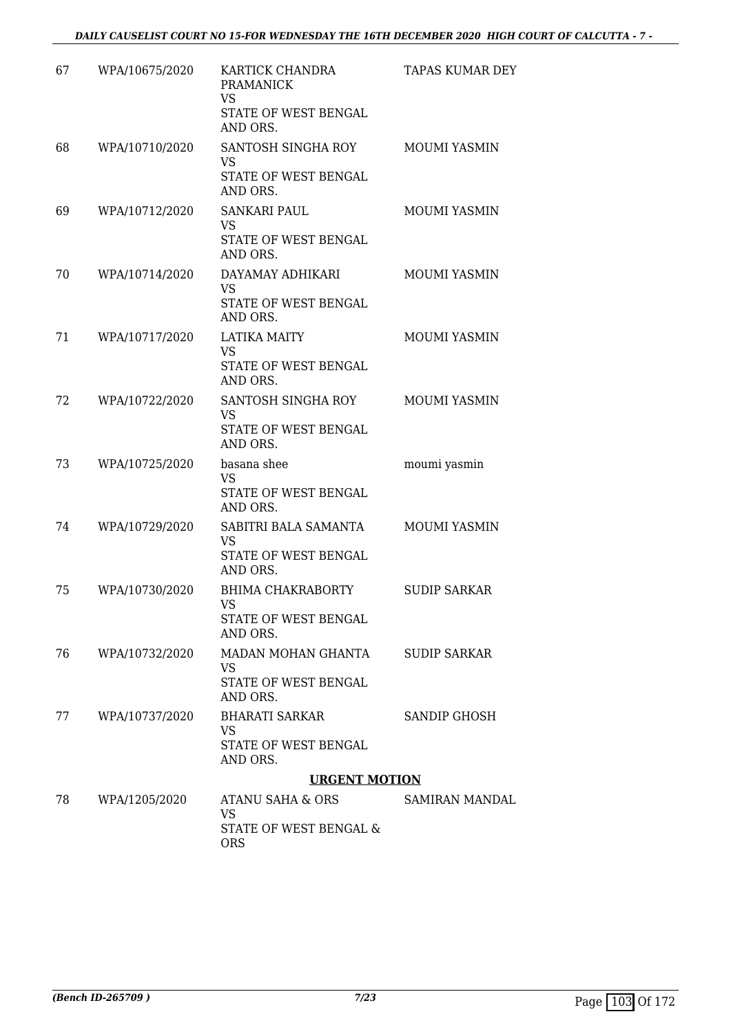| | | | |
|---|---|---|---|
| 67 | WPA/10675/2020 | KARTICK CHANDRA PRAMANICK<br>VS<br>STATE OF WEST BENGAL AND ORS. | TAPAS KUMAR DEY |
| 68 | WPA/10710/2020 | SANTOSH SINGHA ROY<br>VS<br>STATE OF WEST BENGAL AND ORS. | MOUMI YASMIN |
| 69 | WPA/10712/2020 | SANKARI PAUL<br>VS<br>STATE OF WEST BENGAL AND ORS. | MOUMI YASMIN |
| 70 | WPA/10714/2020 | DAYAMAY ADHIKARI<br>VS<br>STATE OF WEST BENGAL AND ORS. | MOUMI YASMIN |
| 71 | WPA/10717/2020 | LATIKA MAITY<br>VS<br>STATE OF WEST BENGAL AND ORS. | MOUMI YASMIN |
| 72 | WPA/10722/2020 | SANTOSH SINGHA ROY<br>VS<br>STATE OF WEST BENGAL AND ORS. | MOUMI YASMIN |
| 73 | WPA/10725/2020 | basana shee<br>VS<br>STATE OF WEST BENGAL AND ORS. | moumi yasmin |
| 74 | WPA/10729/2020 | SABITRI BALA SAMANTA<br>VS<br>STATE OF WEST BENGAL AND ORS. | MOUMI YASMIN |
| 75 | WPA/10730/2020 | BHIMA CHAKRABORTY<br>VS<br>STATE OF WEST BENGAL AND ORS. | SUDIP SARKAR |
| 76 | WPA/10732/2020 | MADAN MOHAN GHANTA<br>VS<br>STATE OF WEST BENGAL AND ORS. | SUDIP SARKAR |
| 77 | WPA/10737/2020 | BHARATI SARKAR<br>VS<br>STATE OF WEST BENGAL AND ORS. | SANDIP GHOSH |

**URGENT MOTION**

| | | | |
|---|---|---|---|
| 78 | WPA/1205/2020 | ATANU SAHA & ORS<br>VS<br>STATE OF WEST BENGAL & ORS | SAMIRAN MANDAL |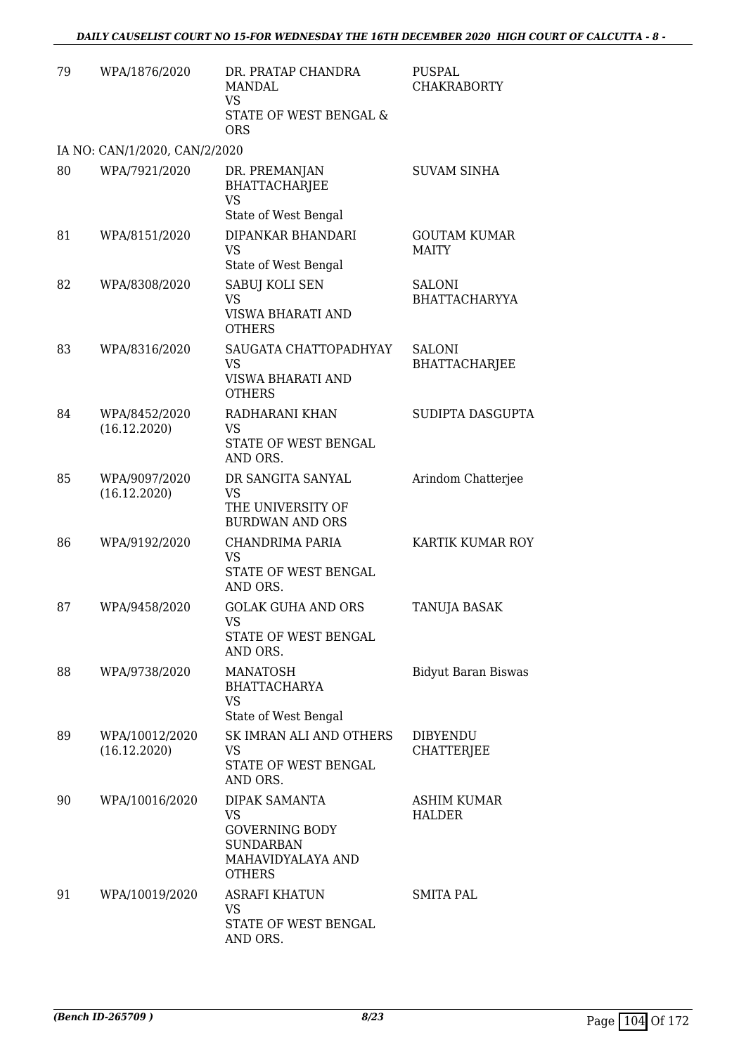| 79 | WPA/1876/2020 | DR. PRATAP CHANDRA MANDAL<br>VS<br>STATE OF WEST BENGAL & ORS | PUSPAL CHAKRABORTY |
|---|---|---|---|
| | IA NO: CAN/1/2020, CAN/2/2020 | | |
| 80 | WPA/7921/2020 | DR. PREMANJAN BHATTACHARJEE<br>VS<br>State of West Bengal | SUVAM SINHA |
| 81 | WPA/8151/2020 | DIPANKAR BHANDARI<br>VS<br>State of West Bengal | GOUTAM KUMAR MAITY |
| 82 | WPA/8308/2020 | SABUJ KOLI SEN<br>VS<br>VISWA BHARATI AND OTHERS | SALONI BHATTACHARYYA |
| 83 | WPA/8316/2020 | SAUGATA CHATTOPADHYAY<br>VS<br>VISWA BHARATI AND OTHERS | SALONI BHATTACHARJEE |
| 84 | WPA/8452/2020<br>(16.12.2020) | RADHARANI KHAN<br>VS<br>STATE OF WEST BENGAL AND ORS. | SUDIPTA DASGUPTA |
| 85 | WPA/9097/2020<br>(16.12.2020) | DR SANGITA SANYAL<br>VS<br>THE UNIVERSITY OF BURDWAN AND ORS | Arindom Chatterjee |
| 86 | WPA/9192/2020 | CHANDRIMA PARIA<br>VS<br>STATE OF WEST BENGAL AND ORS. | KARTIK KUMAR ROY |
| 87 | WPA/9458/2020 | GOLAK GUHA AND ORS<br>VS<br>STATE OF WEST BENGAL AND ORS. | TANUJA BASAK |
| 88 | WPA/9738/2020 | MANATOSH BHATTACHARYA<br>VS<br>State of West Bengal | Bidyut Baran Biswas |
| 89 | WPA/10012/2020<br>(16.12.2020) | SK IMRAN ALI AND OTHERS<br>VS<br>STATE OF WEST BENGAL AND ORS. | DIBYENDU CHATTERJEE |
| 90 | WPA/10016/2020 | DIPAK SAMANTA<br>VS<br>GOVERNING BODY SUNDARBAN MAHAVIDYALAYA AND OTHERS | ASHIM KUMAR HALDER |
| 91 | WPA/10019/2020 | ASRAFI KHATUN<br>VS<br>STATE OF WEST BENGAL AND ORS. | SMITA PAL |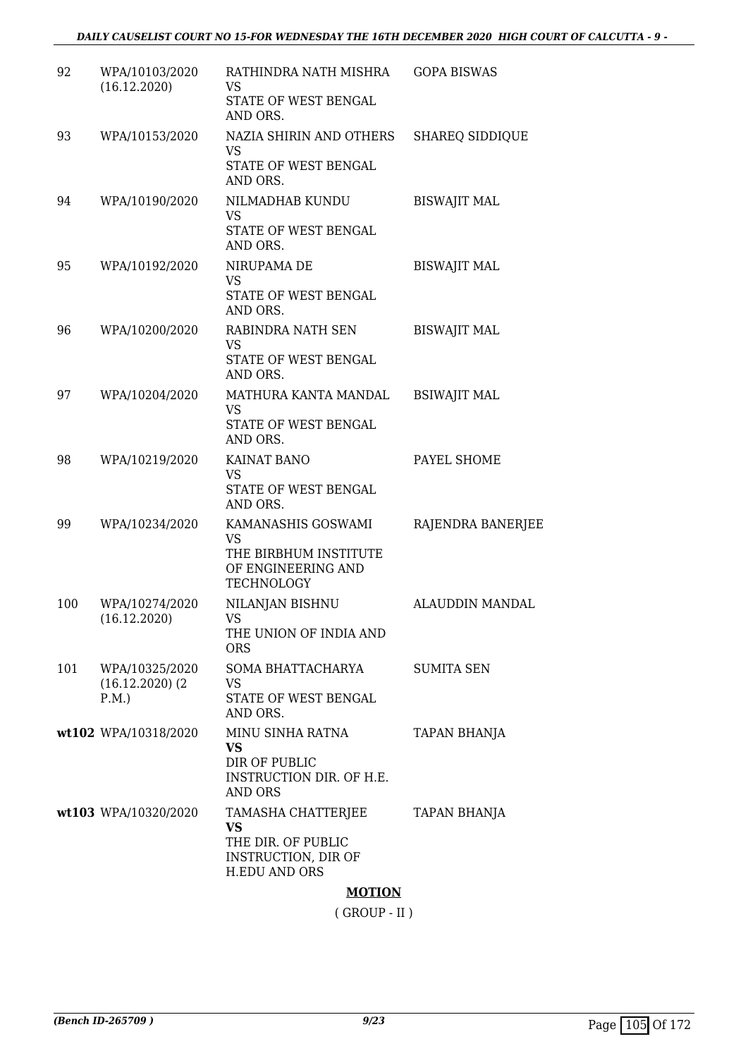| | | | |
|---|---|---|---|
| 92 | WPA/10103/2020 (16.12.2020) | RATHINDRA NATH MISHRA VS STATE OF WEST BENGAL AND ORS. | GOPA BISWAS |
| 93 | WPA/10153/2020 | NAZIA SHIRIN AND OTHERS VS STATE OF WEST BENGAL AND ORS. | SHAREQ SIDDIQUE |
| 94 | WPA/10190/2020 | NILMADHAB KUNDU VS STATE OF WEST BENGAL AND ORS. | BISWAJIT MAL |
| 95 | WPA/10192/2020 | NIRUPAMA DE VS STATE OF WEST BENGAL AND ORS. | BISWAJIT MAL |
| 96 | WPA/10200/2020 | RABINDRA NATH SEN VS STATE OF WEST BENGAL AND ORS. | BISWAJIT MAL |
| 97 | WPA/10204/2020 | MATHURA KANTA MANDAL VS STATE OF WEST BENGAL AND ORS. | BSIWAJIT MAL |
| 98 | WPA/10219/2020 | KAINAT BANO VS STATE OF WEST BENGAL AND ORS. | PAYEL SHOME |
| 99 | WPA/10234/2020 | KAMANASHIS GOSWAMI VS THE BIRBHUM INSTITUTE OF ENGINEERING AND TECHNOLOGY | RAJENDRA BANERJEE |
| 100 | WPA/10274/2020 (16.12.2020) | NILANJAN BISHNU VS THE UNION OF INDIA AND ORS | ALAUDDIN MANDAL |
| 101 | WPA/10325/2020 (16.12.2020) (2 P.M.) | SOMA BHATTACHARYA VS STATE OF WEST BENGAL AND ORS. | SUMITA SEN |
| wt102 | WPA/10318/2020 | MINU SINHA RATNA **VS** DIR OF PUBLIC INSTRUCTION DIR. OF H.E. AND ORS | TAPAN BHANJA |
| wt103 | WPA/10320/2020 | TAMASHA CHATTERJEE **VS** THE DIR. OF PUBLIC INSTRUCTION, DIR OF H.EDU AND ORS | TAPAN BHANJA |

**MOTION**

( GROUP - II )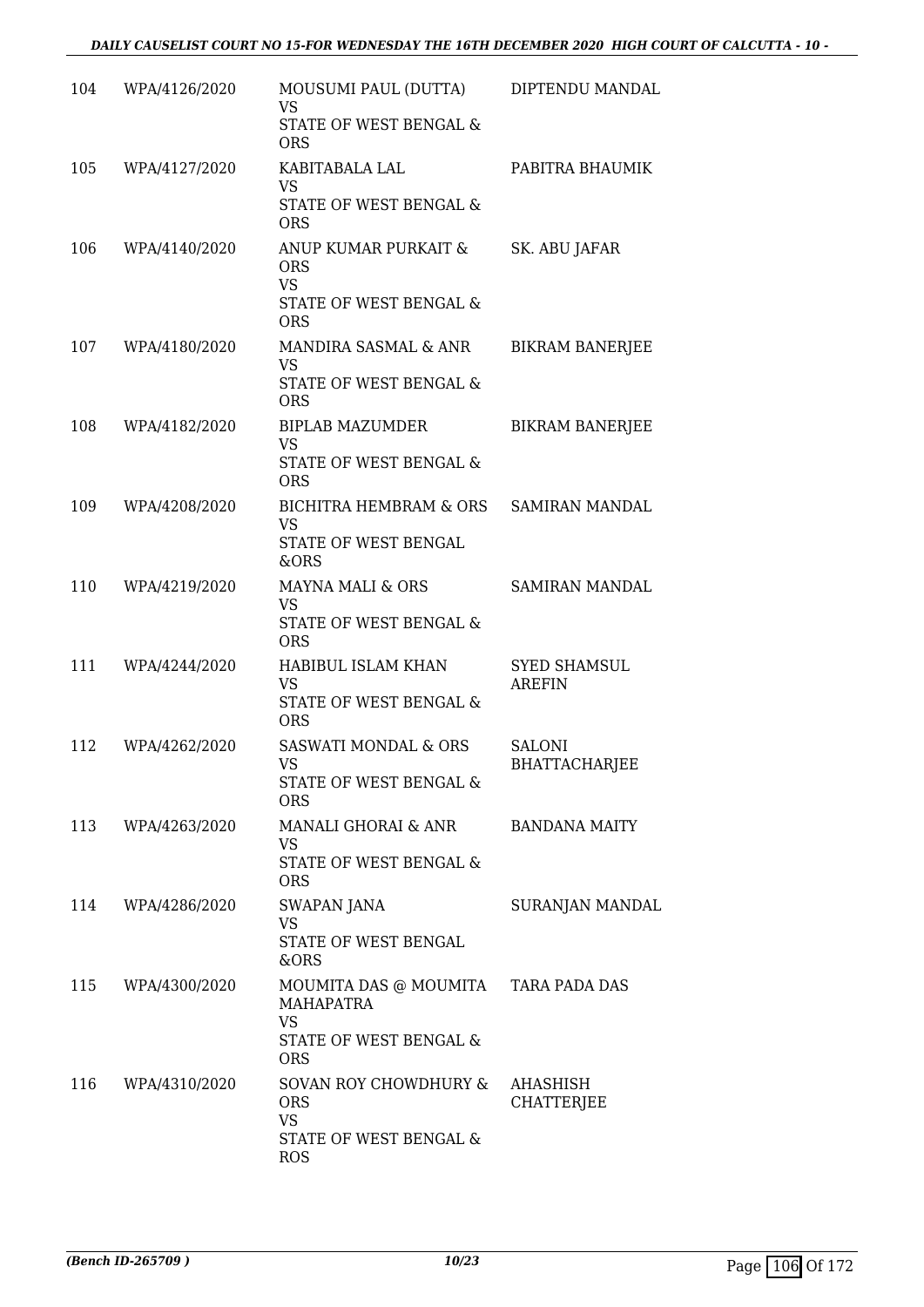| | | | |
|---|---|---|---|
| 104 | WPA/4126/2020 | MOUSUMI PAUL (DUTTA)<br>VS<br>STATE OF WEST BENGAL & ORS | DIPTENDU MANDAL |
| 105 | WPA/4127/2020 | KABITABALA LAL<br>VS<br>STATE OF WEST BENGAL & ORS | PABITRA BHAUMIK |
| 106 | WPA/4140/2020 | ANUP KUMAR PURKAIT & ORS<br>VS<br>STATE OF WEST BENGAL & ORS | SK. ABU JAFAR |
| 107 | WPA/4180/2020 | MANDIRA SASMAL & ANR<br>VS<br>STATE OF WEST BENGAL & ORS | BIKRAM BANERJEE |
| 108 | WPA/4182/2020 | BIPLAB MAZUMDER<br>VS<br>STATE OF WEST BENGAL & ORS | BIKRAM BANERJEE |
| 109 | WPA/4208/2020 | BICHITRA HEMBRAM & ORS<br>VS<br>STATE OF WEST BENGAL &ORS | SAMIRAN MANDAL |
| 110 | WPA/4219/2020 | MAYNA MALI & ORS<br>VS<br>STATE OF WEST BENGAL & ORS | SAMIRAN MANDAL |
| 111 | WPA/4244/2020 | HABIBUL ISLAM KHAN<br>VS<br>STATE OF WEST BENGAL & ORS | SYED SHAMSUL AREFIN |
| 112 | WPA/4262/2020 | SASWATI MONDAL & ORS<br>VS<br>STATE OF WEST BENGAL & ORS | SALONI BHATTACHARJEE |
| 113 | WPA/4263/2020 | MANALI GHORAI & ANR<br>VS<br>STATE OF WEST BENGAL & ORS | BANDANA MAITY |
| 114 | WPA/4286/2020 | SWAPAN JANA<br>VS<br>STATE OF WEST BENGAL &ORS | SURANJAN MANDAL |
| 115 | WPA/4300/2020 | MOUMITA DAS @ MOUMITA MAHAPATRA<br>VS<br>STATE OF WEST BENGAL & ORS | TARA PADA DAS |
| 116 | WPA/4310/2020 | SOVAN ROY CHOWDHURY & ORS<br>VS<br>STATE OF WEST BENGAL & ROS | AHASHISH CHATTERJEE |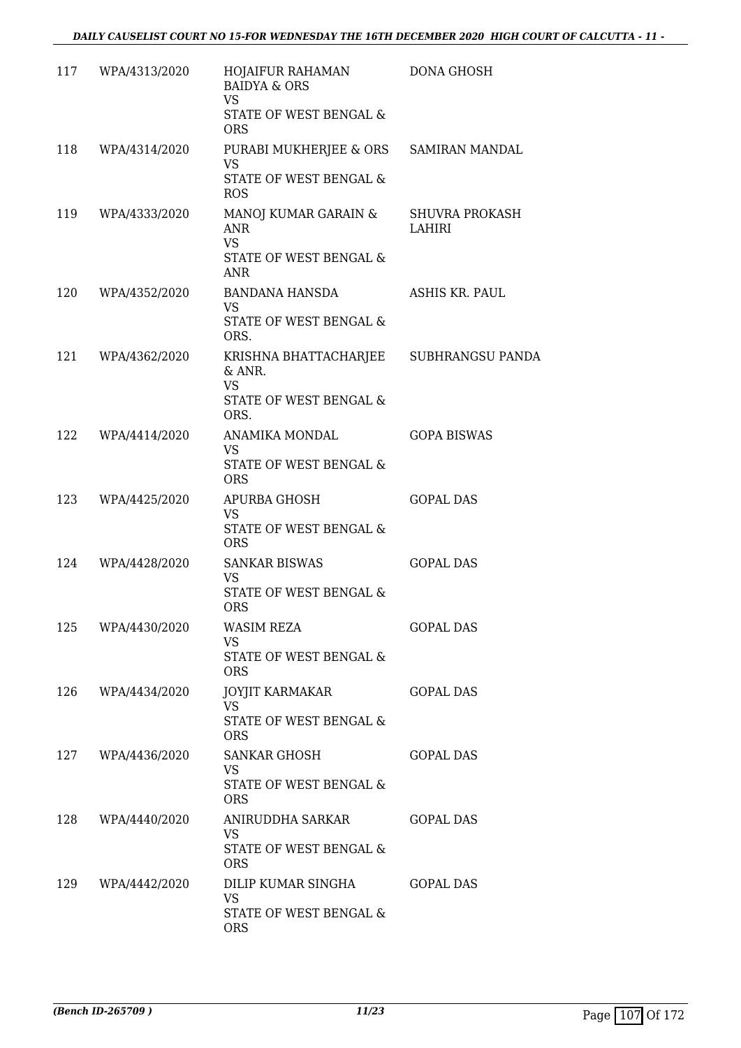| | | | |
|---|---|---|---|
| 117 | WPA/4313/2020 | HOJAIFUR RAHAMAN BAIDYA & ORS<br>VS<br>STATE OF WEST BENGAL & ORS | DONA GHOSH |
| 118 | WPA/4314/2020 | PURABI MUKHERJEE & ORS<br>VS<br>STATE OF WEST BENGAL & ROS | SAMIRAN MANDAL |
| 119 | WPA/4333/2020 | MANOJ KUMAR GARAIN & ANR<br>VS<br>STATE OF WEST BENGAL & ANR | SHUVRA PROKASH LAHIRI |
| 120 | WPA/4352/2020 | BANDANA HANSDA<br>VS<br>STATE OF WEST BENGAL & ORS. | ASHIS KR. PAUL |
| 121 | WPA/4362/2020 | KRISHNA BHATTACHARJEE & ANR.<br>VS<br>STATE OF WEST BENGAL & ORS. | SUBHRANGSU PANDA |
| 122 | WPA/4414/2020 | ANAMIKA MONDAL<br>VS<br>STATE OF WEST BENGAL & ORS | GOPA BISWAS |
| 123 | WPA/4425/2020 | APURBA GHOSH<br>VS<br>STATE OF WEST BENGAL & ORS | GOPAL DAS |
| 124 | WPA/4428/2020 | SANKAR BISWAS<br>VS<br>STATE OF WEST BENGAL & ORS | GOPAL DAS |
| 125 | WPA/4430/2020 | WASIM REZA<br>VS<br>STATE OF WEST BENGAL & ORS | GOPAL DAS |
| 126 | WPA/4434/2020 | JOYJIT KARMAKAR<br>VS<br>STATE OF WEST BENGAL & ORS | GOPAL DAS |
| 127 | WPA/4436/2020 | SANKAR GHOSH<br>VS<br>STATE OF WEST BENGAL & ORS | GOPAL DAS |
| 128 | WPA/4440/2020 | ANIRUDDHA SARKAR<br>VS<br>STATE OF WEST BENGAL & ORS | GOPAL DAS |
| 129 | WPA/4442/2020 | DILIP KUMAR SINGHA<br>VS<br>STATE OF WEST BENGAL & ORS | GOPAL DAS |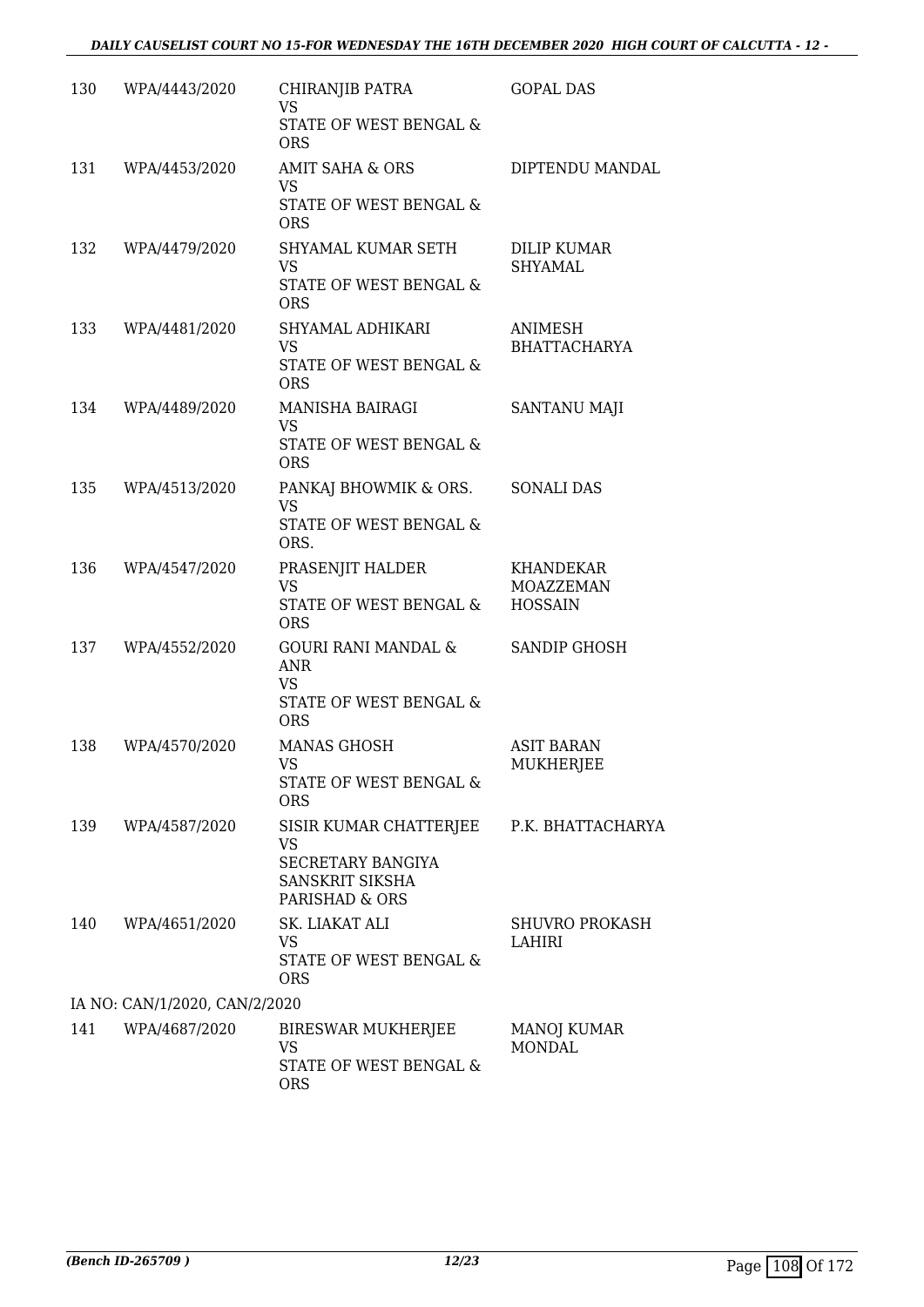| | | | |
|---|---|---|---|
| 130 | WPA/4443/2020 | CHIRANJIB PATRA<br>VS<br>STATE OF WEST BENGAL & ORS | GOPAL DAS |
| 131 | WPA/4453/2020 | AMIT SAHA & ORS<br>VS<br>STATE OF WEST BENGAL & ORS | DIPTENDU MANDAL |
| 132 | WPA/4479/2020 | SHYAMAL KUMAR SETH<br>VS<br>STATE OF WEST BENGAL & ORS | DILIP KUMAR SHYAMAL |
| 133 | WPA/4481/2020 | SHYAMAL ADHIKARI<br>VS<br>STATE OF WEST BENGAL & ORS | ANIMESH BHATTACHARYA |
| 134 | WPA/4489/2020 | MANISHA BAIRAGI<br>VS<br>STATE OF WEST BENGAL & ORS | SANTANU MAJI |
| 135 | WPA/4513/2020 | PANKAJ BHOWMIK & ORS.<br>VS<br>STATE OF WEST BENGAL & ORS. | SONALI DAS |
| 136 | WPA/4547/2020 | PRASENJIT HALDER<br>VS<br>STATE OF WEST BENGAL & ORS | KHANDEKAR MOAZZEMAN HOSSAIN |
| 137 | WPA/4552/2020 | GOURI RANI MANDAL & ANR<br>VS<br>STATE OF WEST BENGAL & ORS | SANDIP GHOSH |
| 138 | WPA/4570/2020 | MANAS GHOSH<br>VS<br>STATE OF WEST BENGAL & ORS | ASIT BARAN MUKHERJEE |
| 139 | WPA/4587/2020 | SISIR KUMAR CHATTERJEE<br>VS<br>SECRETARY BANGIYA SANSKRIT SIKSHA PARISHAD & ORS | P.K. BHATTACHARYA |
| 140 | WPA/4651/2020 | SK. LIAKAT ALI<br>VS<br>STATE OF WEST BENGAL & ORS | SHUVRO PROKASH LAHIRI |
| | IA NO: CAN/1/2020, CAN/2/2020 | | |
| 141 | WPA/4687/2020 | BIRESWAR MUKHERJEE<br>VS<br>STATE OF WEST BENGAL & ORS | MANOJ KUMAR MONDAL |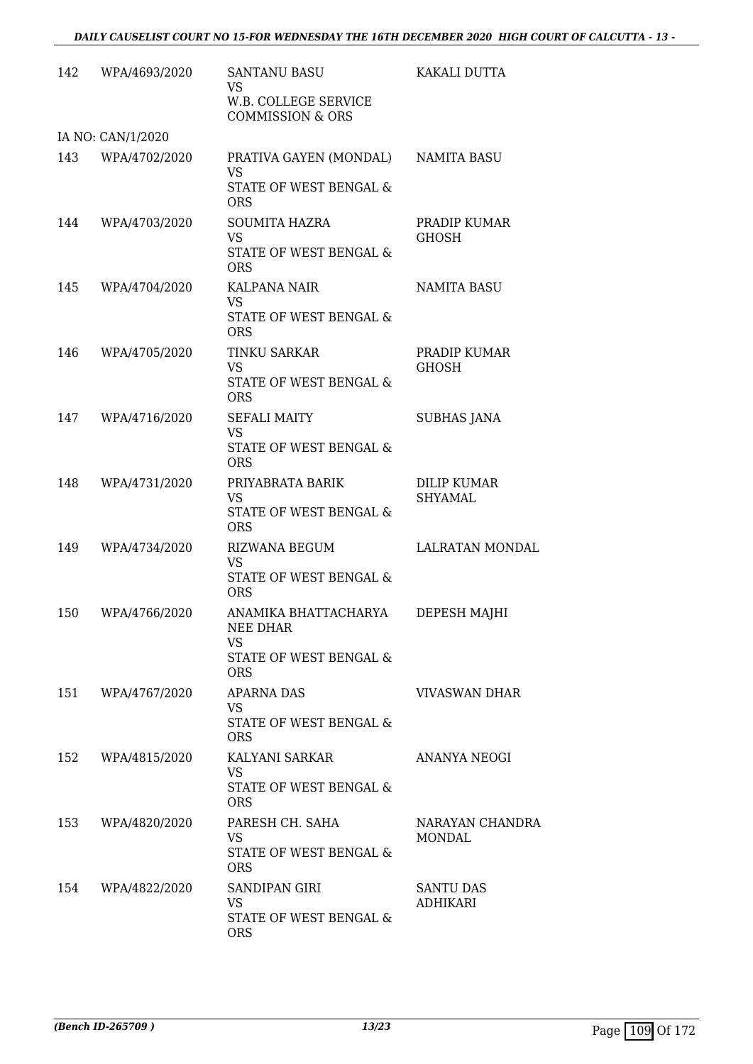| | | | |
|---|---|---|---|
| 142 | WPA/4693/2020 | SANTANU BASU<br>VS<br>W.B. COLLEGE SERVICE COMMISSION & ORS | KAKALI DUTTA |
| | IA NO: CAN/1/2020 | | |
| 143 | WPA/4702/2020 | PRATIVA GAYEN (MONDAL)<br>VS<br>STATE OF WEST BENGAL & ORS | NAMITA BASU |
| 144 | WPA/4703/2020 | SOUMITA HAZRA<br>VS<br>STATE OF WEST BENGAL & ORS | PRADIP KUMAR GHOSH |
| 145 | WPA/4704/2020 | KALPANA NAIR<br>VS<br>STATE OF WEST BENGAL & ORS | NAMITA BASU |
| 146 | WPA/4705/2020 | TINKU SARKAR<br>VS<br>STATE OF WEST BENGAL & ORS | PRADIP KUMAR GHOSH |
| 147 | WPA/4716/2020 | SEFALI MAITY<br>VS<br>STATE OF WEST BENGAL & ORS | SUBHAS JANA |
| 148 | WPA/4731/2020 | PRIYABRATA BARIK<br>VS<br>STATE OF WEST BENGAL & ORS | DILIP KUMAR SHYAMAL |
| 149 | WPA/4734/2020 | RIZWANA BEGUM<br>VS<br>STATE OF WEST BENGAL & ORS | LALRATAN MONDAL |
| 150 | WPA/4766/2020 | ANAMIKA BHATTACHARYA NEE DHAR<br>VS<br>STATE OF WEST BENGAL & ORS | DEPESH MAJHI |
| 151 | WPA/4767/2020 | APARNA DAS<br>VS<br>STATE OF WEST BENGAL & ORS | VIVASWAN DHAR |
| 152 | WPA/4815/2020 | KALYANI SARKAR<br>VS<br>STATE OF WEST BENGAL & ORS | ANANYA NEOGI |
| 153 | WPA/4820/2020 | PARESH CH. SAHA<br>VS<br>STATE OF WEST BENGAL & ORS | NARAYAN CHANDRA MONDAL |
| 154 | WPA/4822/2020 | SANDIPAN GIRI<br>VS<br>STATE OF WEST BENGAL & ORS | SANTU DAS ADHIKARI |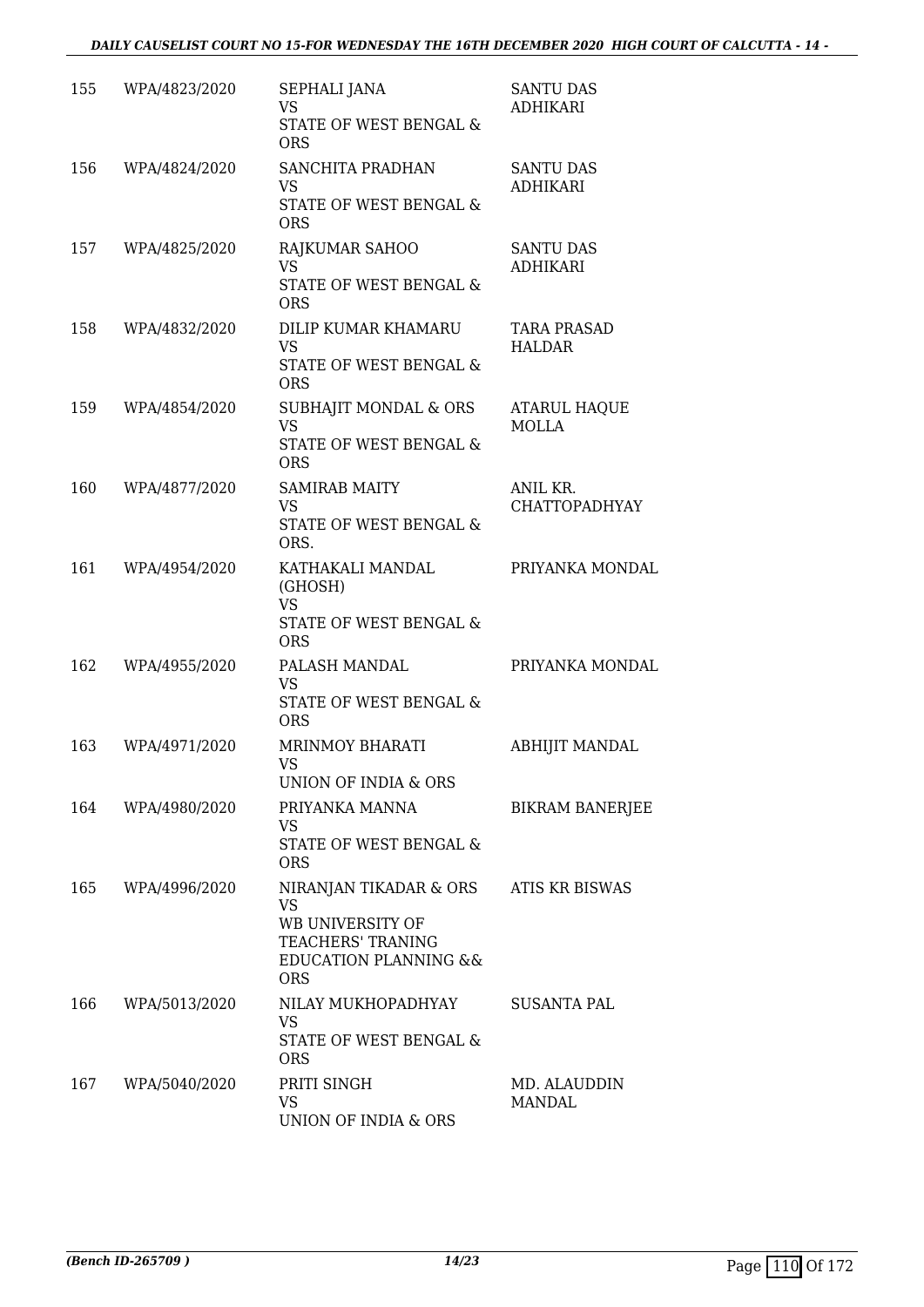| | | | |
|---|---|---|---|
| 155 | WPA/4823/2020 | SEPHALI JANA<br>VS<br>STATE OF WEST BENGAL & ORS | SANTU DAS ADHIKARI |
| 156 | WPA/4824/2020 | SANCHITA PRADHAN<br>VS<br>STATE OF WEST BENGAL & ORS | SANTU DAS ADHIKARI |
| 157 | WPA/4825/2020 | RAJKUMAR SAHOO<br>VS<br>STATE OF WEST BENGAL & ORS | SANTU DAS ADHIKARI |
| 158 | WPA/4832/2020 | DILIP KUMAR KHAMARU<br>VS<br>STATE OF WEST BENGAL & ORS | TARA PRASAD HALDAR |
| 159 | WPA/4854/2020 | SUBHAJIT MONDAL & ORS<br>VS<br>STATE OF WEST BENGAL & ORS | ATARUL HAQUE MOLLA |
| 160 | WPA/4877/2020 | SAMIRAB MAITY<br>VS<br>STATE OF WEST BENGAL & ORS. | ANIL KR. CHATTOPADHYAY |
| 161 | WPA/4954/2020 | KATHAKALI MANDAL (GHOSH)<br>VS<br>STATE OF WEST BENGAL & ORS | PRIYANKA MONDAL |
| 162 | WPA/4955/2020 | PALASH MANDAL<br>VS<br>STATE OF WEST BENGAL & ORS | PRIYANKA MONDAL |
| 163 | WPA/4971/2020 | MRINMOY BHARATI<br>VS<br>UNION OF INDIA & ORS | ABHIJIT MANDAL |
| 164 | WPA/4980/2020 | PRIYANKA MANNA<br>VS<br>STATE OF WEST BENGAL & ORS | BIKRAM BANERJEE |
| 165 | WPA/4996/2020 | NIRANJAN TIKADAR & ORS<br>VS<br>WB UNIVERSITY OF TEACHERS' TRANING EDUCATION PLANNING && ORS | ATIS KR BISWAS |
| 166 | WPA/5013/2020 | NILAY MUKHOPADHYAY<br>VS<br>STATE OF WEST BENGAL & ORS | SUSANTA PAL |
| 167 | WPA/5040/2020 | PRITI SINGH<br>VS<br>UNION OF INDIA & ORS | MD. ALAUDDIN MANDAL |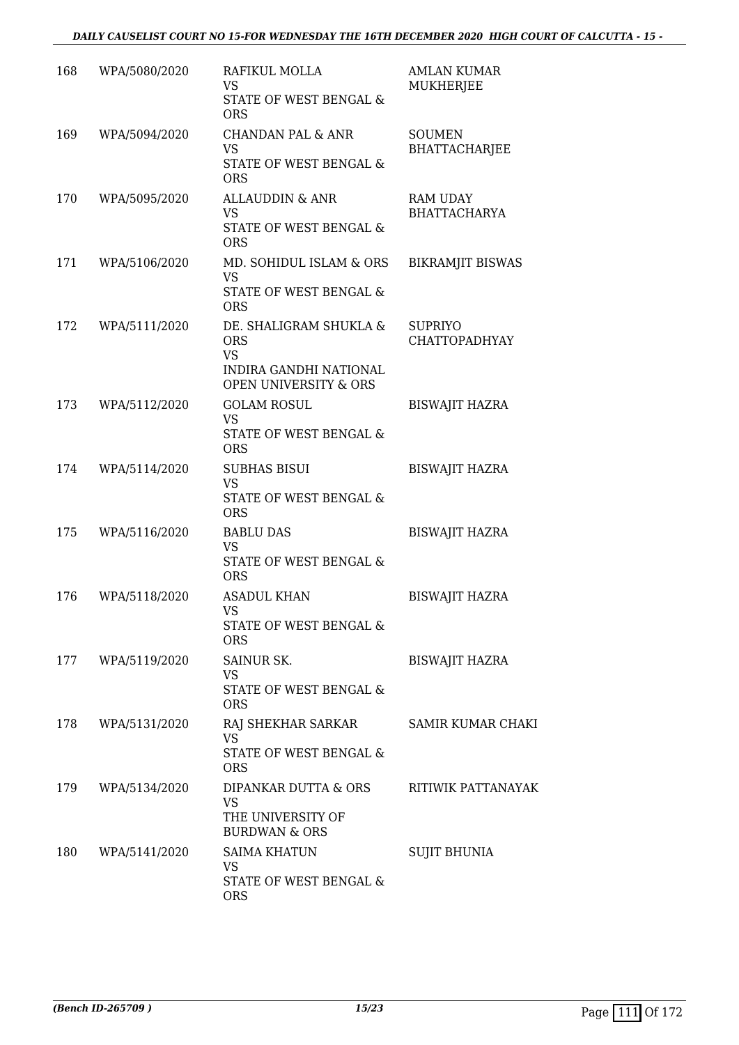| 168 | WPA/5080/2020 | RAFIKUL MOLLA<br>VS<br>STATE OF WEST BENGAL & ORS | AMLAN KUMAR MUKHERJEE |
|---|---|---|---|
| 169 | WPA/5094/2020 | CHANDAN PAL & ANR<br>VS<br>STATE OF WEST BENGAL & ORS | SOUMEN BHATTACHARJEE |
| 170 | WPA/5095/2020 | ALLAUDDIN & ANR<br>VS<br>STATE OF WEST BENGAL & ORS | RAM UDAY BHATTACHARYA |
| 171 | WPA/5106/2020 | MD. SOHIDUL ISLAM & ORS<br>VS<br>STATE OF WEST BENGAL & ORS | BIKRAMJIT BISWAS |
| 172 | WPA/5111/2020 | DE. SHALIGRAM SHUKLA & ORS<br>VS<br>INDIRA GANDHI NATIONAL OPEN UNIVERSITY & ORS | SUPRIYO CHATTOPADHYAY |
| 173 | WPA/5112/2020 | GOLAM ROSUL<br>VS<br>STATE OF WEST BENGAL & ORS | BISWAJIT HAZRA |
| 174 | WPA/5114/2020 | SUBHAS BISUI<br>VS<br>STATE OF WEST BENGAL & ORS | BISWAJIT HAZRA |
| 175 | WPA/5116/2020 | BABLU DAS<br>VS<br>STATE OF WEST BENGAL & ORS | BISWAJIT HAZRA |
| 176 | WPA/5118/2020 | ASADUL KHAN<br>VS<br>STATE OF WEST BENGAL & ORS | BISWAJIT HAZRA |
| 177 | WPA/5119/2020 | SAINUR SK.<br>VS<br>STATE OF WEST BENGAL & ORS | BISWAJIT HAZRA |
| 178 | WPA/5131/2020 | RAJ SHEKHAR SARKAR<br>VS<br>STATE OF WEST BENGAL & ORS | SAMIR KUMAR CHAKI |
| 179 | WPA/5134/2020 | DIPANKAR DUTTA & ORS<br>VS<br>THE UNIVERSITY OF BURDWAN & ORS | RITIWIK PATTANAYAK |
| 180 | WPA/5141/2020 | SAIMA KHATUN<br>VS<br>STATE OF WEST BENGAL & ORS | SUJIT BHUNIA |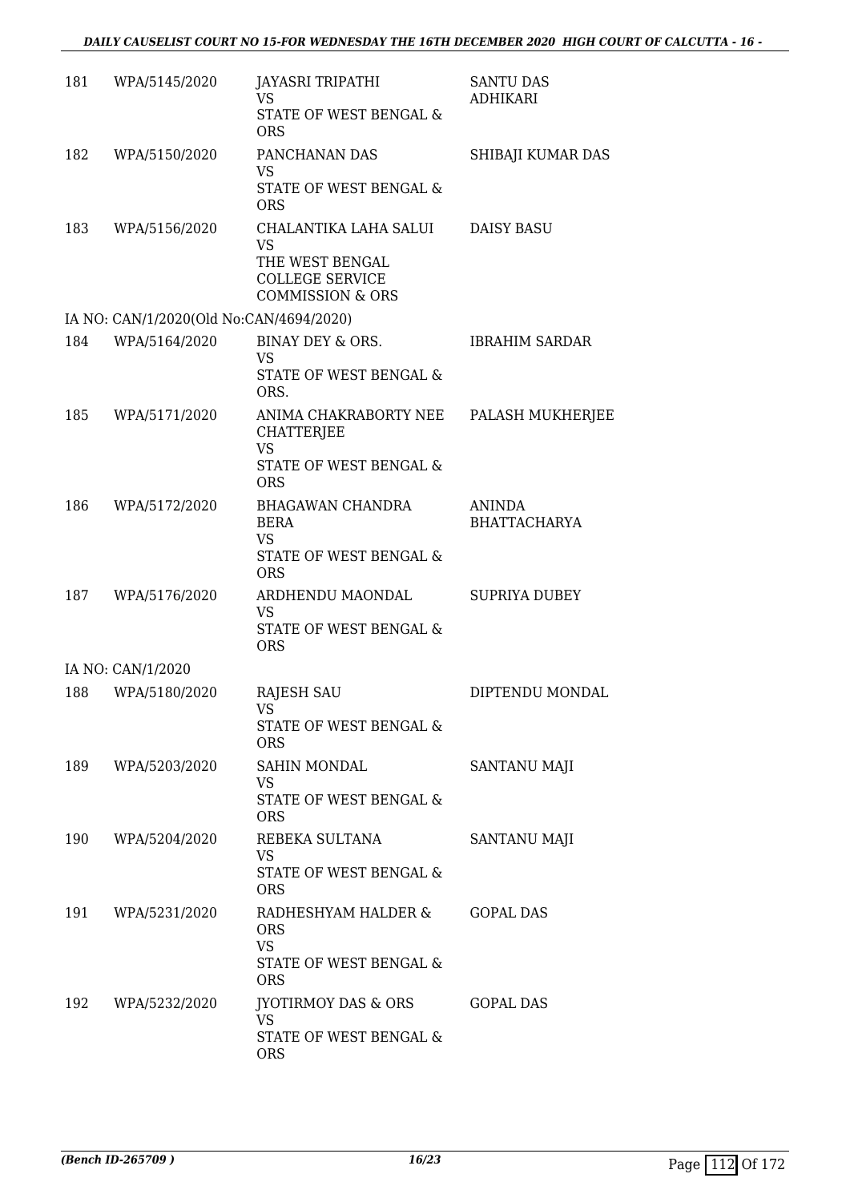| | | | |
|---|---|---|---|
| 181 | WPA/5145/2020 | JAYASRI TRIPATHI<br>VS<br>STATE OF WEST BENGAL & ORS | SANTU DAS ADHIKARI |
| 182 | WPA/5150/2020 | PANCHANAN DAS<br>VS<br>STATE OF WEST BENGAL & ORS | SHIBAJI KUMAR DAS |
| 183 | WPA/5156/2020 | CHALANTIKA LAHA SALUI<br>VS<br>THE WEST BENGAL COLLEGE SERVICE COMMISSION & ORS | DAISY BASU |
| | IA NO: CAN/1/2020(Old No:CAN/4694/2020) | | |
| 184 | WPA/5164/2020 | BINAY DEY & ORS.<br>VS<br>STATE OF WEST BENGAL & ORS. | IBRAHIM SARDAR |
| 185 | WPA/5171/2020 | ANIMA CHAKRABORTY NEE CHATTERJEE<br>VS<br>STATE OF WEST BENGAL & ORS | PALASH MUKHERJEE |
| 186 | WPA/5172/2020 | BHAGAWAN CHANDRA BERA<br>VS<br>STATE OF WEST BENGAL & ORS | ANINDA BHATTACHARYA |
| 187 | WPA/5176/2020 | ARDHENDU MAONDAL<br>VS<br>STATE OF WEST BENGAL & ORS | SUPRIYA DUBEY |
| | IA NO: CAN/1/2020 | | |
| 188 | WPA/5180/2020 | RAJESH SAU<br>VS<br>STATE OF WEST BENGAL & ORS | DIPTENDU MONDAL |
| 189 | WPA/5203/2020 | SAHIN MONDAL<br>VS<br>STATE OF WEST BENGAL & ORS | SANTANU MAJI |
| 190 | WPA/5204/2020 | REBEKA SULTANA<br>VS<br>STATE OF WEST BENGAL & ORS | SANTANU MAJI |
| 191 | WPA/5231/2020 | RADHESHYAM HALDER & ORS<br>VS<br>STATE OF WEST BENGAL & ORS | GOPAL DAS |
| 192 | WPA/5232/2020 | JYOTIRMOY DAS & ORS<br>VS<br>STATE OF WEST BENGAL & ORS | GOPAL DAS |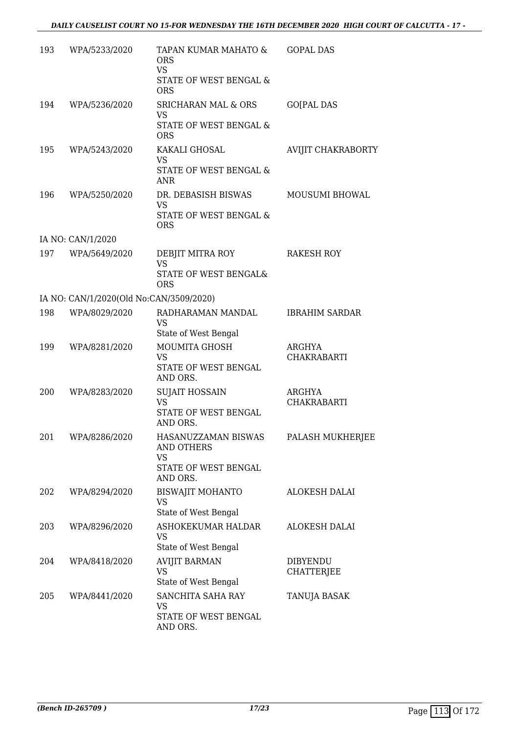| | | | |
|---|---|---|---|
| 193 | WPA/5233/2020 | TAPAN KUMAR MAHATO & ORS<br>VS<br>STATE OF WEST BENGAL & ORS | GOPAL DAS |
| 194 | WPA/5236/2020 | SRICHARAN MAL & ORS<br>VS<br>STATE OF WEST BENGAL & ORS | GO[PAL DAS |
| 195 | WPA/5243/2020 | KAKALI GHOSAL<br>VS<br>STATE OF WEST BENGAL & ANR | AVIJIT CHAKRABORTY |
| 196 | WPA/5250/2020 | DR. DEBASISH BISWAS<br>VS<br>STATE OF WEST BENGAL & ORS | MOUSUMI BHOWAL |
| | IA NO: CAN/1/2020 | | |
| 197 | WPA/5649/2020 | DEBJIT MITRA ROY<br>VS<br>STATE OF WEST BENGAL& ORS | RAKESH ROY |
| | IA NO: CAN/1/2020(Old No:CAN/3509/2020) | | |
| 198 | WPA/8029/2020 | RADHARAMAN MANDAL<br>VS<br>State of West Bengal | IBRAHIM SARDAR |
| 199 | WPA/8281/2020 | MOUMITA GHOSH<br>VS<br>STATE OF WEST BENGAL AND ORS. | ARGHYA CHAKRABARTI |
| 200 | WPA/8283/2020 | SUJAIT HOSSAIN<br>VS<br>STATE OF WEST BENGAL AND ORS. | ARGHYA CHAKRABARTI |
| 201 | WPA/8286/2020 | HASANUZZAMAN BISWAS AND OTHERS<br>VS<br>STATE OF WEST BENGAL AND ORS. | PALASH MUKHERJEE |
| 202 | WPA/8294/2020 | BISWAJIT MOHANTO<br>VS<br>State of West Bengal | ALOKESH DALAI |
| 203 | WPA/8296/2020 | ASHOKEKUMAR HALDAR<br>VS<br>State of West Bengal | ALOKESH DALAI |
| 204 | WPA/8418/2020 | AVIJIT BARMAN<br>VS<br>State of West Bengal | DIBYENDU CHATTERJEE |
| 205 | WPA/8441/2020 | SANCHITA SAHA RAY<br>VS<br>STATE OF WEST BENGAL AND ORS. | TANUJA BASAK |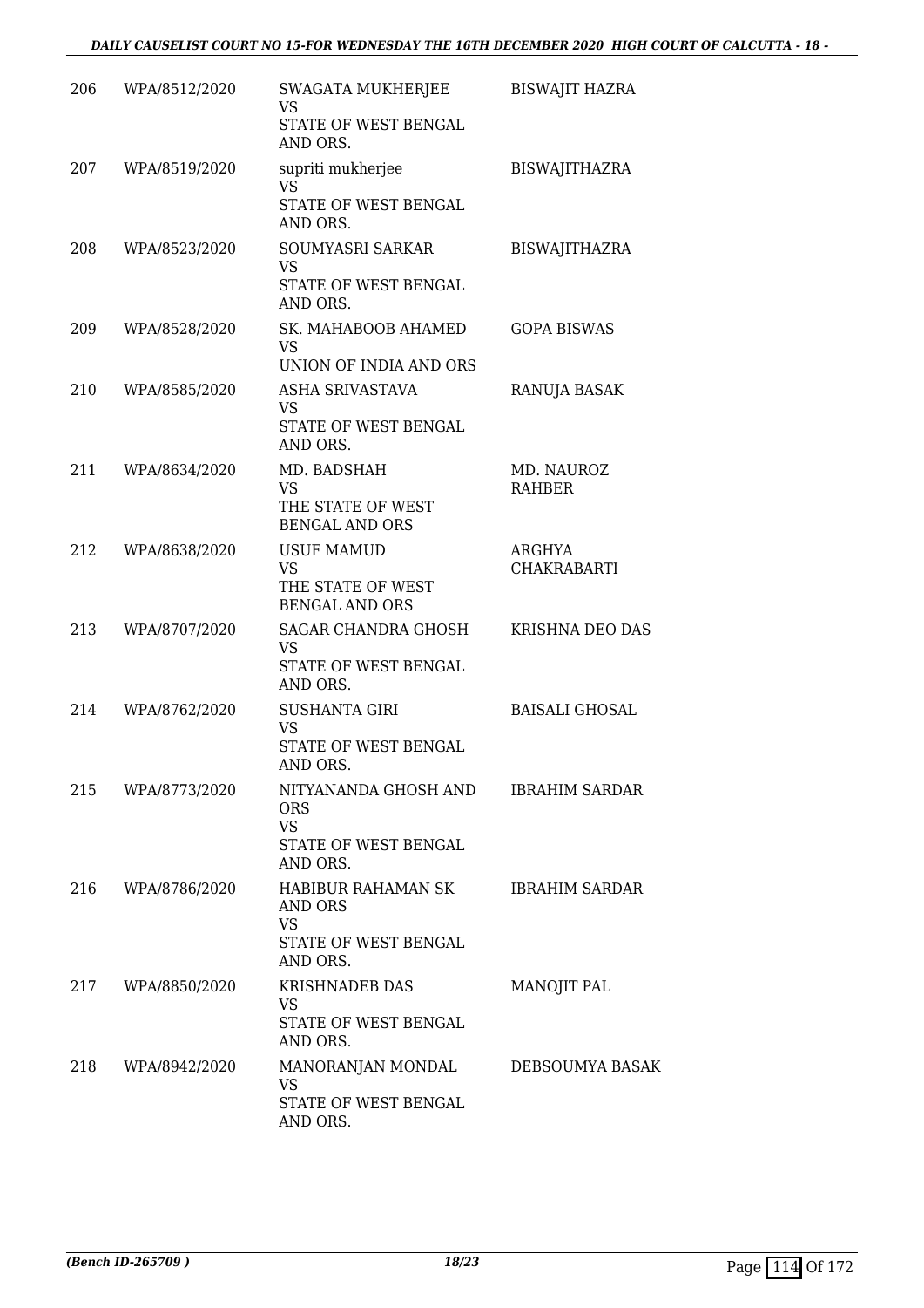| 206 | WPA/8512/2020 | SWAGATA MUKHERJEE<br>VS<br>STATE OF WEST BENGAL AND ORS. | BISWAJIT HAZRA |
|---|---|---|---|
| 207 | WPA/8519/2020 | supriti mukherjee<br>VS<br>STATE OF WEST BENGAL AND ORS. | BISWAJITHAZRA |
| 208 | WPA/8523/2020 | SOUMYASRI SARKAR<br>VS<br>STATE OF WEST BENGAL AND ORS. | BISWAJITHAZRA |
| 209 | WPA/8528/2020 | SK. MAHABOOB AHAMED<br>VS<br>UNION OF INDIA AND ORS | GOPA BISWAS |
| 210 | WPA/8585/2020 | ASHA SRIVASTAVA<br>VS<br>STATE OF WEST BENGAL AND ORS. | RANUJA BASAK |
| 211 | WPA/8634/2020 | MD. BADSHAH<br>VS<br>THE STATE OF WEST BENGAL AND ORS | MD. NAUROZ RAHBER |
| 212 | WPA/8638/2020 | USUF MAMUD<br>VS<br>THE STATE OF WEST BENGAL AND ORS | ARGHYA CHAKRABARTI |
| 213 | WPA/8707/2020 | SAGAR CHANDRA GHOSH<br>VS<br>STATE OF WEST BENGAL AND ORS. | KRISHNA DEO DAS |
| 214 | WPA/8762/2020 | SUSHANTA GIRI<br>VS<br>STATE OF WEST BENGAL AND ORS. | BAISALI GHOSAL |
| 215 | WPA/8773/2020 | NITYANANDA GHOSH AND ORS<br>VS<br>STATE OF WEST BENGAL AND ORS. | IBRAHIM SARDAR |
| 216 | WPA/8786/2020 | HABIBUR RAHAMAN SK AND ORS<br>VS<br>STATE OF WEST BENGAL AND ORS. | IBRAHIM SARDAR |
| 217 | WPA/8850/2020 | KRISHNADEB DAS<br>VS<br>STATE OF WEST BENGAL AND ORS. | MANOJIT PAL |
| 218 | WPA/8942/2020 | MANORANJAN MONDAL<br>VS<br>STATE OF WEST BENGAL AND ORS. | DEBSOUMYA BASAK |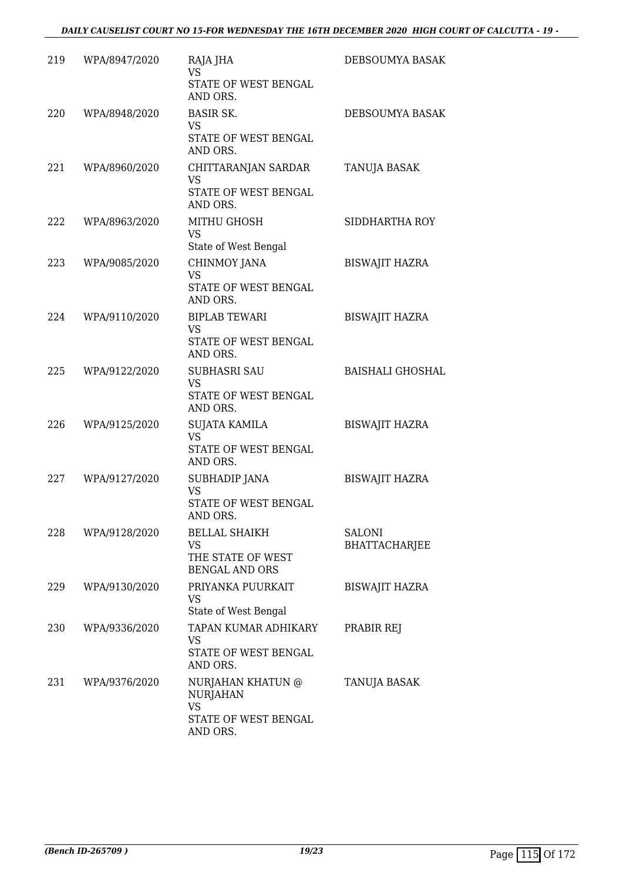| | | | |
|---|---|---|---|
| 219 | WPA/8947/2020 | RAJA JHA<br>VS<br>STATE OF WEST BENGAL AND ORS. | DEBSOUMYA BASAK |
| 220 | WPA/8948/2020 | BASIR SK.<br>VS<br>STATE OF WEST BENGAL AND ORS. | DEBSOUMYA BASAK |
| 221 | WPA/8960/2020 | CHITTARANJAN SARDAR<br>VS<br>STATE OF WEST BENGAL AND ORS. | TANUJA BASAK |
| 222 | WPA/8963/2020 | MITHU GHOSH<br>VS<br>State of West Bengal | SIDDHARTHA ROY |
| 223 | WPA/9085/2020 | CHINMOY JANA<br>VS<br>STATE OF WEST BENGAL AND ORS. | BISWAJIT HAZRA |
| 224 | WPA/9110/2020 | BIPLAB TEWARI<br>VS<br>STATE OF WEST BENGAL AND ORS. | BISWAJIT HAZRA |
| 225 | WPA/9122/2020 | SUBHASRI SAU<br>VS<br>STATE OF WEST BENGAL AND ORS. | BAISHALI GHOSHAL |
| 226 | WPA/9125/2020 | SUJATA KAMILA<br>VS<br>STATE OF WEST BENGAL AND ORS. | BISWAJIT HAZRA |
| 227 | WPA/9127/2020 | SUBHADIP JANA<br>VS<br>STATE OF WEST BENGAL AND ORS. | BISWAJIT HAZRA |
| 228 | WPA/9128/2020 | BELLAL SHAIKH<br>VS<br>THE STATE OF WEST BENGAL AND ORS | SALONI BHATTACHARJEE |
| 229 | WPA/9130/2020 | PRIYANKA PUURKAIT<br>VS<br>State of West Bengal | BISWAJIT HAZRA |
| 230 | WPA/9336/2020 | TAPAN KUMAR ADHIKARY<br>VS<br>STATE OF WEST BENGAL AND ORS. | PRABIR REJ |
| 231 | WPA/9376/2020 | NURJAHAN KHATUN @ NURJAHAN<br>VS<br>STATE OF WEST BENGAL AND ORS. | TANUJA BASAK |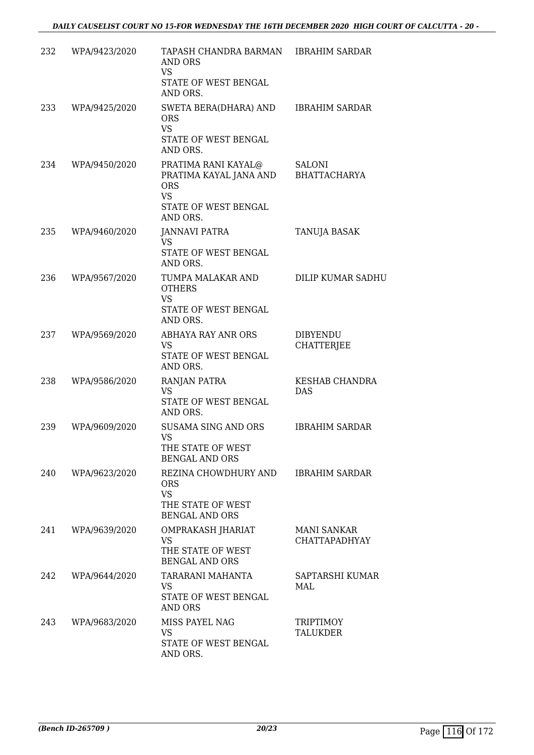| | | | |
|---|---|---|---|
| 232 | WPA/9423/2020 | TAPASH CHANDRA BARMAN AND ORS<br>VS<br>STATE OF WEST BENGAL AND ORS. | IBRAHIM SARDAR |
| 233 | WPA/9425/2020 | SWETA BERA(DHARA) AND ORS<br>VS<br>STATE OF WEST BENGAL AND ORS. | IBRAHIM SARDAR |
| 234 | WPA/9450/2020 | PRATIMA RANI KAYAL@ PRATIMA KAYAL JANA AND ORS<br>VS<br>STATE OF WEST BENGAL AND ORS. | SALONI BHATTACHARYA |
| 235 | WPA/9460/2020 | JANNAVI PATRA<br>VS<br>STATE OF WEST BENGAL AND ORS. | TANUJA BASAK |
| 236 | WPA/9567/2020 | TUMPA MALAKAR AND OTHERS<br>VS<br>STATE OF WEST BENGAL AND ORS. | DILIP KUMAR SADHU |
| 237 | WPA/9569/2020 | ABHAYA RAY ANR ORS<br>VS<br>STATE OF WEST BENGAL AND ORS. | DIBYENDU CHATTERJEE |
| 238 | WPA/9586/2020 | RANJAN PATRA<br>VS<br>STATE OF WEST BENGAL AND ORS. | KESHAB CHANDRA DAS |
| 239 | WPA/9609/2020 | SUSAMA SING AND ORS<br>VS<br>THE STATE OF WEST BENGAL AND ORS | IBRAHIM SARDAR |
| 240 | WPA/9623/2020 | REZINA CHOWDHURY AND ORS<br>VS<br>THE STATE OF WEST BENGAL AND ORS | IBRAHIM SARDAR |
| 241 | WPA/9639/2020 | OMPRAKASH JHARIAT<br>VS<br>THE STATE OF WEST BENGAL AND ORS | MANI SANKAR CHATTAPADHYAY |
| 242 | WPA/9644/2020 | TARARANI MAHANTA<br>VS<br>STATE OF WEST BENGAL AND ORS | SAPTARSHI KUMAR MAL |
| 243 | WPA/9683/2020 | MISS PAYEL NAG<br>VS<br>STATE OF WEST BENGAL AND ORS. | TRIPTIMOY TALUKDER |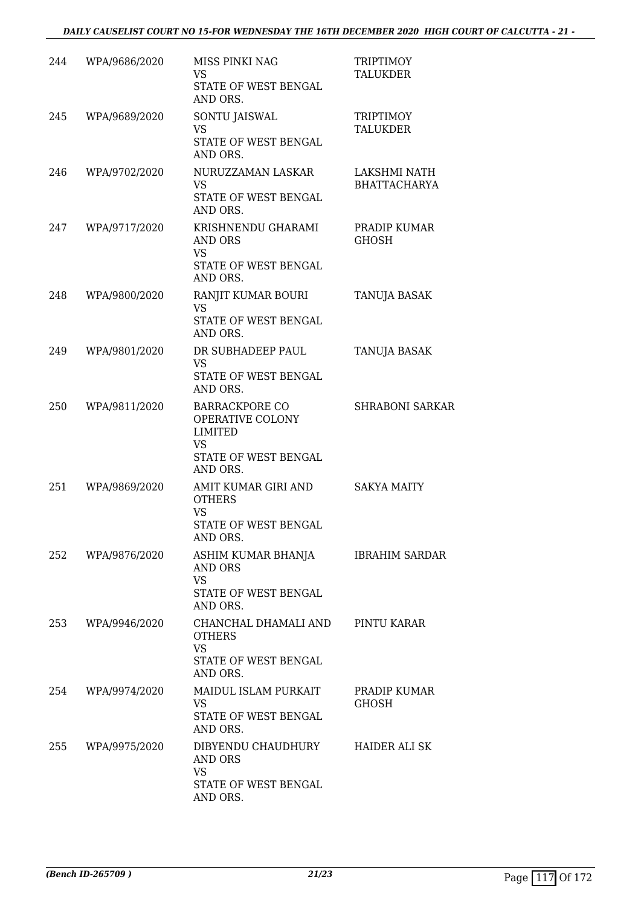| 244 | WPA/9686/2020 | MISS PINKI NAG<br>VS<br>STATE OF WEST BENGAL AND ORS. | TRIPTIMOY TALUKDER |
|---|---|---|---|
| 245 | WPA/9689/2020 | SONTU JAISWAL<br>VS<br>STATE OF WEST BENGAL AND ORS. | TRIPTIMOY TALUKDER |
| 246 | WPA/9702/2020 | NURUZZAMAN LASKAR<br>VS<br>STATE OF WEST BENGAL AND ORS. | LAKSHMI NATH BHATTACHARYA |
| 247 | WPA/9717/2020 | KRISHNENDU GHARAMI AND ORS<br>VS<br>STATE OF WEST BENGAL AND ORS. | PRADIP KUMAR GHOSH |
| 248 | WPA/9800/2020 | RANJIT KUMAR BOURI<br>VS<br>STATE OF WEST BENGAL AND ORS. | TANUJA BASAK |
| 249 | WPA/9801/2020 | DR SUBHADEEP PAUL<br>VS<br>STATE OF WEST BENGAL AND ORS. | TANUJA BASAK |
| 250 | WPA/9811/2020 | BARRACKPORE CO OPERATIVE COLONY LIMITED<br>VS<br>STATE OF WEST BENGAL AND ORS. | SHRABONI SARKAR |
| 251 | WPA/9869/2020 | AMIT KUMAR GIRI AND OTHERS<br>VS<br>STATE OF WEST BENGAL AND ORS. | SAKYA MAITY |
| 252 | WPA/9876/2020 | ASHIM KUMAR BHANJA AND ORS<br>VS<br>STATE OF WEST BENGAL AND ORS. | IBRAHIM SARDAR |
| 253 | WPA/9946/2020 | CHANCHAL DHAMALI AND OTHERS<br>VS<br>STATE OF WEST BENGAL AND ORS. | PINTU KARAR |
| 254 | WPA/9974/2020 | MAIDUL ISLAM PURKAIT<br>VS<br>STATE OF WEST BENGAL AND ORS. | PRADIP KUMAR GHOSH |
| 255 | WPA/9975/2020 | DIBYENDU CHAUDHURY AND ORS<br>VS<br>STATE OF WEST BENGAL AND ORS. | HAIDER ALI SK |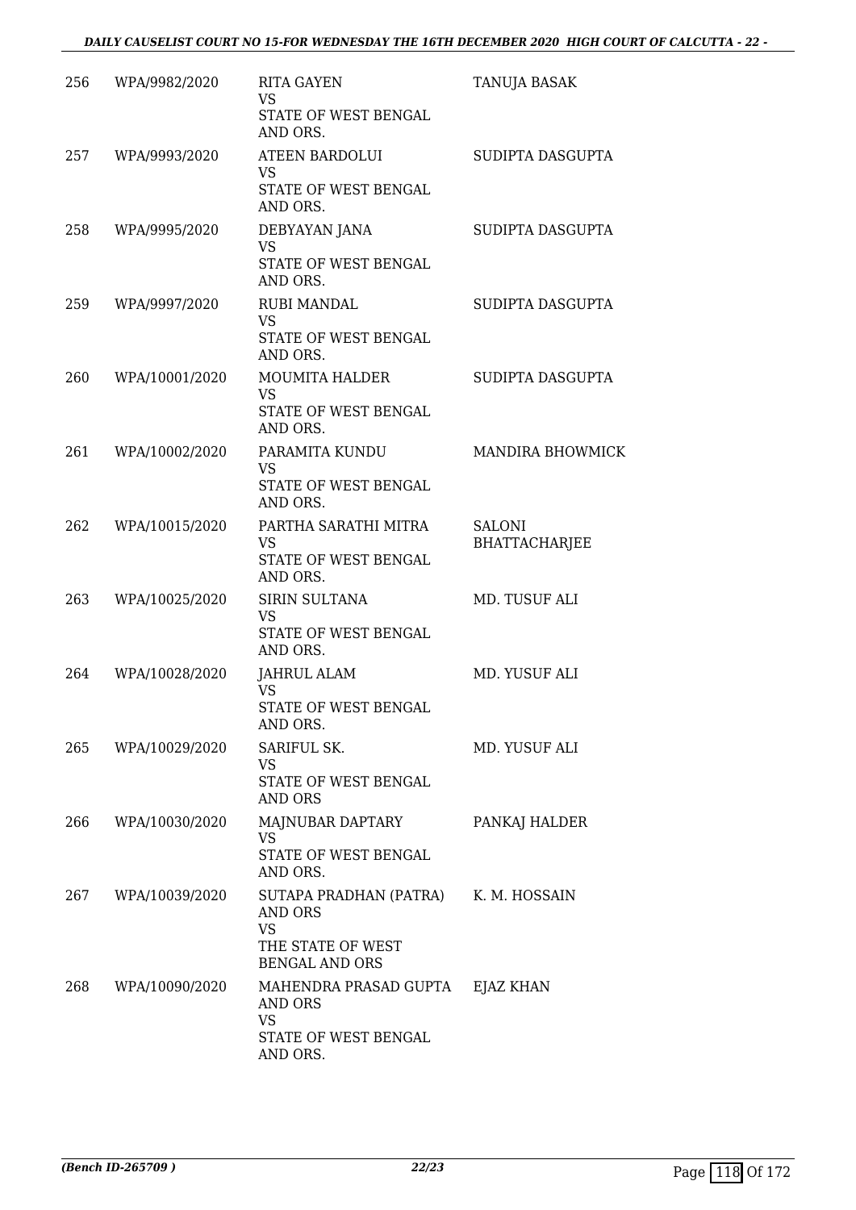| | | | |
|---|---|---|---|
| 256 | WPA/9982/2020 | RITA GAYEN<br>VS<br>STATE OF WEST BENGAL AND ORS. | TANUJA BASAK |
| 257 | WPA/9993/2020 | ATEEN BARDOLUI<br>VS<br>STATE OF WEST BENGAL AND ORS. | SUDIPTA DASGUPTA |
| 258 | WPA/9995/2020 | DEBYAYAN JANA<br>VS<br>STATE OF WEST BENGAL AND ORS. | SUDIPTA DASGUPTA |
| 259 | WPA/9997/2020 | RUBI MANDAL<br>VS<br>STATE OF WEST BENGAL AND ORS. | SUDIPTA DASGUPTA |
| 260 | WPA/10001/2020 | MOUMITA HALDER<br>VS<br>STATE OF WEST BENGAL AND ORS. | SUDIPTA DASGUPTA |
| 261 | WPA/10002/2020 | PARAMITA KUNDU<br>VS<br>STATE OF WEST BENGAL AND ORS. | MANDIRA BHOWMICK |
| 262 | WPA/10015/2020 | PARTHA SARATHI MITRA<br>VS<br>STATE OF WEST BENGAL AND ORS. | SALONI BHATTACHARJEE |
| 263 | WPA/10025/2020 | SIRIN SULTANA<br>VS<br>STATE OF WEST BENGAL AND ORS. | MD. TUSUF ALI |
| 264 | WPA/10028/2020 | JAHRUL ALAM<br>VS<br>STATE OF WEST BENGAL AND ORS. | MD. YUSUF ALI |
| 265 | WPA/10029/2020 | SARIFUL SK.<br>VS<br>STATE OF WEST BENGAL AND ORS | MD. YUSUF ALI |
| 266 | WPA/10030/2020 | MAJNUBAR DAPTARY<br>VS<br>STATE OF WEST BENGAL AND ORS. | PANKAJ HALDER |
| 267 | WPA/10039/2020 | SUTAPA PRADHAN (PATRA) AND ORS<br>VS<br>THE STATE OF WEST BENGAL AND ORS | K. M. HOSSAIN |
| 268 | WPA/10090/2020 | MAHENDRA PRASAD GUPTA AND ORS<br>VS<br>STATE OF WEST BENGAL AND ORS. | EJAZ KHAN |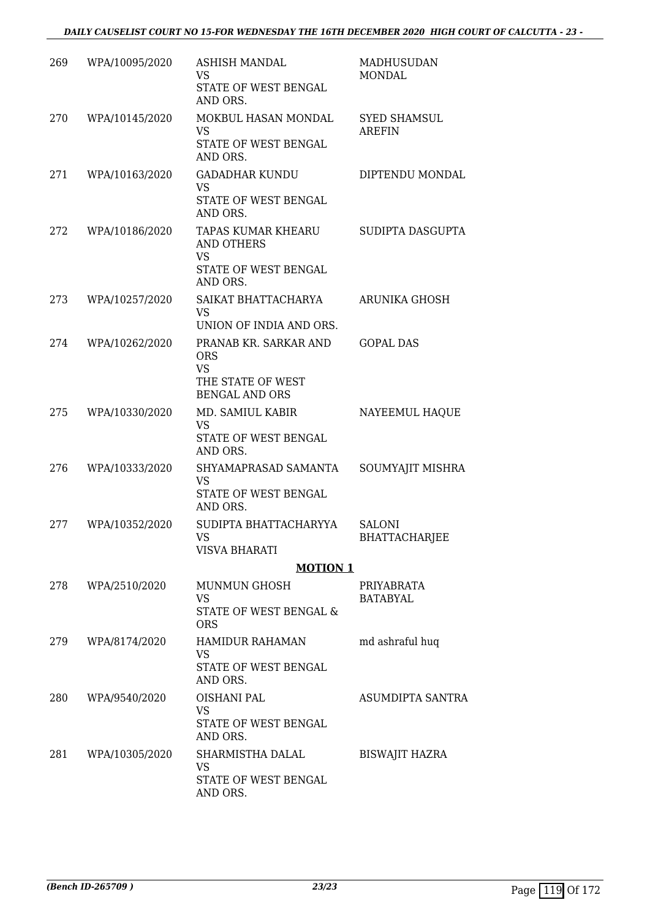| | | | |
|---|---|---|---|
| 269 | WPA/10095/2020 | ASHISH MANDAL<br>VS<br>STATE OF WEST BENGAL AND ORS. | MADHUSUDAN MONDAL |
| 270 | WPA/10145/2020 | MOKBUL HASAN MONDAL<br>VS<br>STATE OF WEST BENGAL AND ORS. | SYED SHAMSUL AREFIN |
| 271 | WPA/10163/2020 | GADADHAR KUNDU<br>VS<br>STATE OF WEST BENGAL AND ORS. | DIPTENDU MONDAL |
| 272 | WPA/10186/2020 | TAPAS KUMAR KHEARU AND OTHERS<br>VS<br>STATE OF WEST BENGAL AND ORS. | SUDIPTA DASGUPTA |
| 273 | WPA/10257/2020 | SAIKAT BHATTACHARYA<br>VS<br>UNION OF INDIA AND ORS. | ARUNIKA GHOSH |
| 274 | WPA/10262/2020 | PRANAB KR. SARKAR AND ORS<br>VS<br>THE STATE OF WEST BENGAL AND ORS | GOPAL DAS |
| 275 | WPA/10330/2020 | MD. SAMIUL KABIR<br>VS<br>STATE OF WEST BENGAL AND ORS. | NAYEEMUL HAQUE |
| 276 | WPA/10333/2020 | SHYAMAPRASAD SAMANTA<br>VS<br>STATE OF WEST BENGAL AND ORS. | SOUMYAJIT MISHRA |
| 277 | WPA/10352/2020 | SUDIPTA BHATTACHARYYA<br>VS<br>VISVA BHARATI | SALONI BHATTACHARJEE |

**MOTION 1**

| | | | |
|---|---|---|---|
| 278 | WPA/2510/2020 | MUNMUN GHOSH<br>VS<br>STATE OF WEST BENGAL & ORS | PRIYABRATA BATABYAL |
| 279 | WPA/8174/2020 | HAMIDUR RAHAMAN<br>VS<br>STATE OF WEST BENGAL AND ORS. | md ashraful huq |
| 280 | WPA/9540/2020 | OISHANI PAL<br>VS<br>STATE OF WEST BENGAL AND ORS. | ASUMDIPTA SANTRA |
| 281 | WPA/10305/2020 | SHARMISTHA DALAL<br>VS<br>STATE OF WEST BENGAL AND ORS. | BISWAJIT HAZRA |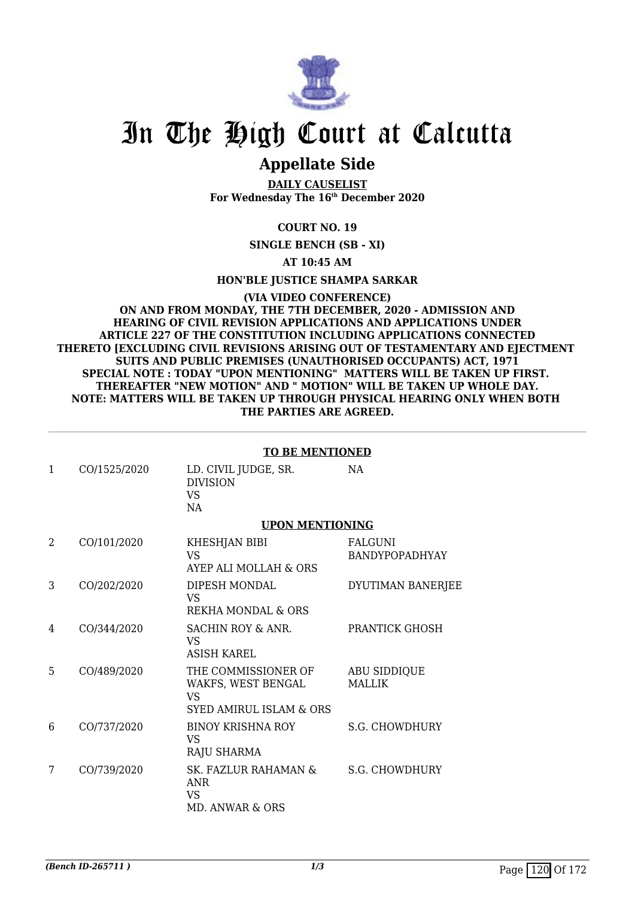# In The High Court at Calcutta

## Appellate Side

**DAILY CAUSELIST**
**For Wednesday The 16th December 2020**

**COURT NO. 19**

**SINGLE BENCH (SB - XI)**

**AT 10:45 AM**

**HON'BLE JUSTICE SHAMPA SARKAR**

**(VIA VIDEO CONFERENCE)**
**ON AND FROM MONDAY, THE 7TH DECEMBER, 2020 - ADMISSION AND HEARING OF CIVIL REVISION APPLICATIONS AND APPLICATIONS UNDER ARTICLE 227 OF THE CONSTITUTION INCLUDING APPLICATIONS CONNECTED THERETO [EXCLUDING CIVIL REVISIONS ARISING OUT OF TESTAMENTARY AND EJECTMENT SUITS AND PUBLIC PREMISES (UNAUTHORISED OCCUPANTS) ACT, 1971**
**SPECIAL NOTE : TODAY "UPON MENTIONING" MATTERS WILL BE TAKEN UP FIRST. THEREAFTER "NEW MOTION" AND " MOTION" WILL BE TAKEN UP WHOLE DAY.**
**NOTE: MATTERS WILL BE TAKEN UP THROUGH PHYSICAL HEARING ONLY WHEN BOTH THE PARTIES ARE AGREED.**

**TO BE MENTIONED**

| | | | |
|---|---|---|---|
| 1 | CO/1525/2020 | LD. CIVIL JUDGE, SR. DIVISION<br>VS<br>NA | NA |

**UPON MENTIONING**

| | | | |
|---|---|---|---|
| 2 | CO/101/2020 | KHESHJAN BIBI<br>VS<br>AYEP ALI MOLLAH & ORS | FALGUNI BANDYPOPADHYAY |
| 3 | CO/202/2020 | DIPESH MONDAL<br>VS<br>REKHA MONDAL & ORS | DYUTIMAN BANERJEE |
| 4 | CO/344/2020 | SACHIN ROY & ANR.<br>VS<br>ASISH KAREL | PRANTICK GHOSH |
| 5 | CO/489/2020 | THE COMMISSIONER OF WAKFS, WEST BENGAL<br>VS<br>SYED AMIRUL ISLAM & ORS | ABU SIDDIQUE MALLIK |
| 6 | CO/737/2020 | BINOY KRISHNA ROY<br>VS<br>RAJU SHARMA | S.G. CHOWDHURY |
| 7 | CO/739/2020 | SK. FAZLUR RAHAMAN & ANR<br>VS<br>MD. ANWAR & ORS | S.G. CHOWDHURY |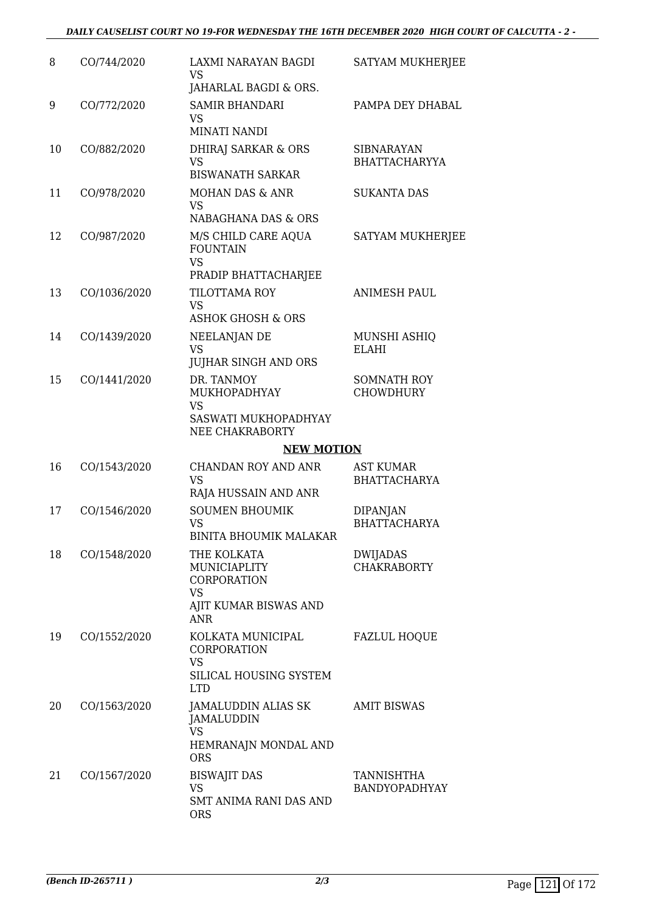| 8 | CO/744/2020 | LAXMI NARAYAN BAGDI<br>VS<br>JAHARLAL BAGDI & ORS. | SATYAM MUKHERJEE |
|---|---|---|---|
| 9 | CO/772/2020 | SAMIR BHANDARI<br>VS<br>MINATI NANDI | PAMPA DEY DHABAL |
| 10 | CO/882/2020 | DHIRAJ SARKAR & ORS<br>VS<br>BISWANATH SARKAR | SIBNARAYAN BHATTACHARYYA |
| 11 | CO/978/2020 | MOHAN DAS & ANR<br>VS<br>NABAGHANA DAS & ORS | SUKANTA DAS |
| 12 | CO/987/2020 | M/S CHILD CARE AQUA FOUNTAIN<br>VS<br>PRADIP BHATTACHARJEE | SATYAM MUKHERJEE |
| 13 | CO/1036/2020 | TILOTTAMA ROY<br>VS<br>ASHOK GHOSH & ORS | ANIMESH PAUL |
| 14 | CO/1439/2020 | NEELANJAN DE<br>VS<br>JUJHAR SINGH AND ORS | MUNSHI ASHIQ ELAHI |
| 15 | CO/1441/2020 | DR. TANMOY MUKHOPADHYAY<br>VS<br>SASWATI MUKHOPADHYAY NEE CHAKRABORTY | SOMNATH ROY CHOWDHURY |

**NEW MOTION**

| 16 | CO/1543/2020 | CHANDAN ROY AND ANR<br>VS<br>RAJA HUSSAIN AND ANR | AST KUMAR BHATTACHARYA |
|---|---|---|---|
| 17 | CO/1546/2020 | SOUMEN BHOUMIK<br>VS<br>BINITA BHOUMIK MALAKAR | DIPANJAN BHATTACHARYA |
| 18 | CO/1548/2020 | THE KOLKATA MUNICIAPLITY CORPORATION<br>VS<br>AJIT KUMAR BISWAS AND ANR | DWIJADAS CHAKRABORTY |
| 19 | CO/1552/2020 | KOLKATA MUNICIPAL CORPORATION<br>VS<br>SILICAL HOUSING SYSTEM LTD | FAZLUL HOQUE |
| 20 | CO/1563/2020 | JAMALUDDIN ALIAS SK JAMALUDDIN<br>VS<br>HEMRANAJN MONDAL AND ORS | AMIT BISWAS |
| 21 | CO/1567/2020 | BISWAJIT DAS<br>VS<br>SMT ANIMA RANI DAS AND ORS | TANNISHTHA BANDYOPADHYAY |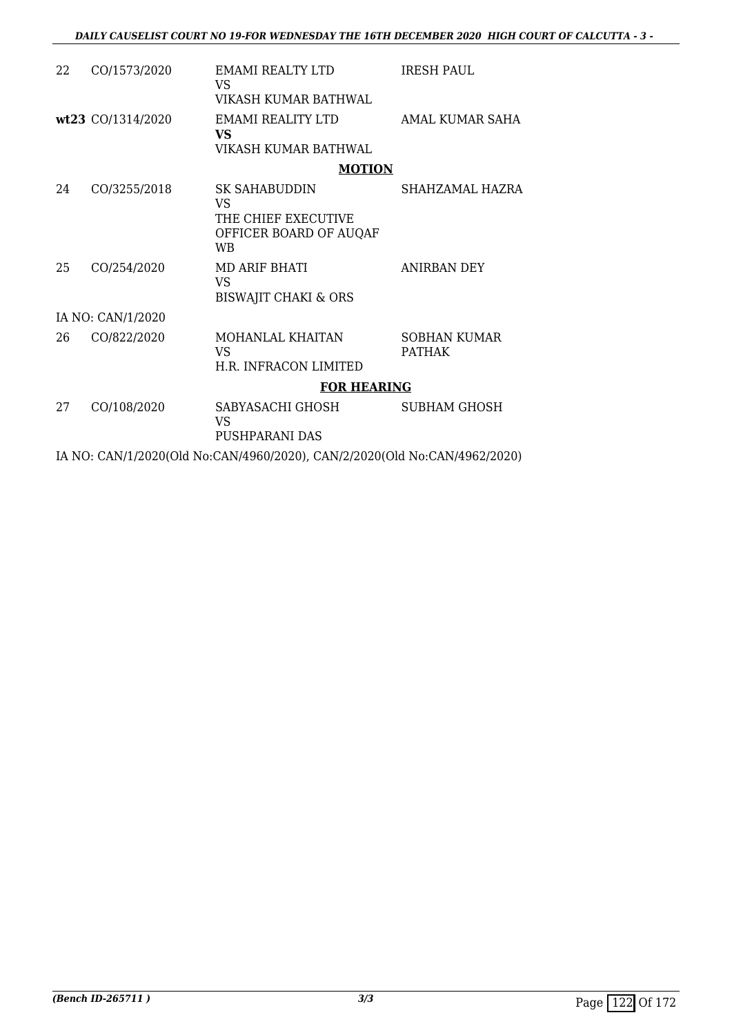| | | | |
|---|---|---|---|
| 22 | CO/1573/2020 | EMAMI REALTY LTD<br>VS<br>VIKASH KUMAR BATHWAL | IRESH PAUL |
| **wt23** | CO/1314/2020 | EMAMI REALITY LTD<br>**VS**<br>VIKASH KUMAR BATHWAL | AMAL KUMAR SAHA |

**MOTION**

| | | | |
|---|---|---|---|
| 24 | CO/3255/2018 | SK SAHABUDDIN<br>VS<br>THE CHIEF EXECUTIVE OFFICER BOARD OF AUQAF WB | SHAHZAMAL HAZRA |
| 25 | CO/254/2020 | MD ARIF BHATI<br>VS<br>BISWAJIT CHAKI & ORS | ANIRBAN DEY |

IA NO: CAN/1/2020

| | | | |
|---|---|---|---|
| 26 | CO/822/2020 | MOHANLAL KHAITAN<br>VS<br>H.R. INFRACON LIMITED | SOBHAN KUMAR PATHAK |

**FOR HEARING**

| | | | |
|---|---|---|---|
| 27 | CO/108/2020 | SABYASACHI GHOSH<br>VS<br>PUSHPARANI DAS | SUBHAM GHOSH |

IA NO: CAN/1/2020(Old No:CAN/4960/2020), CAN/2/2020(Old No:CAN/4962/2020)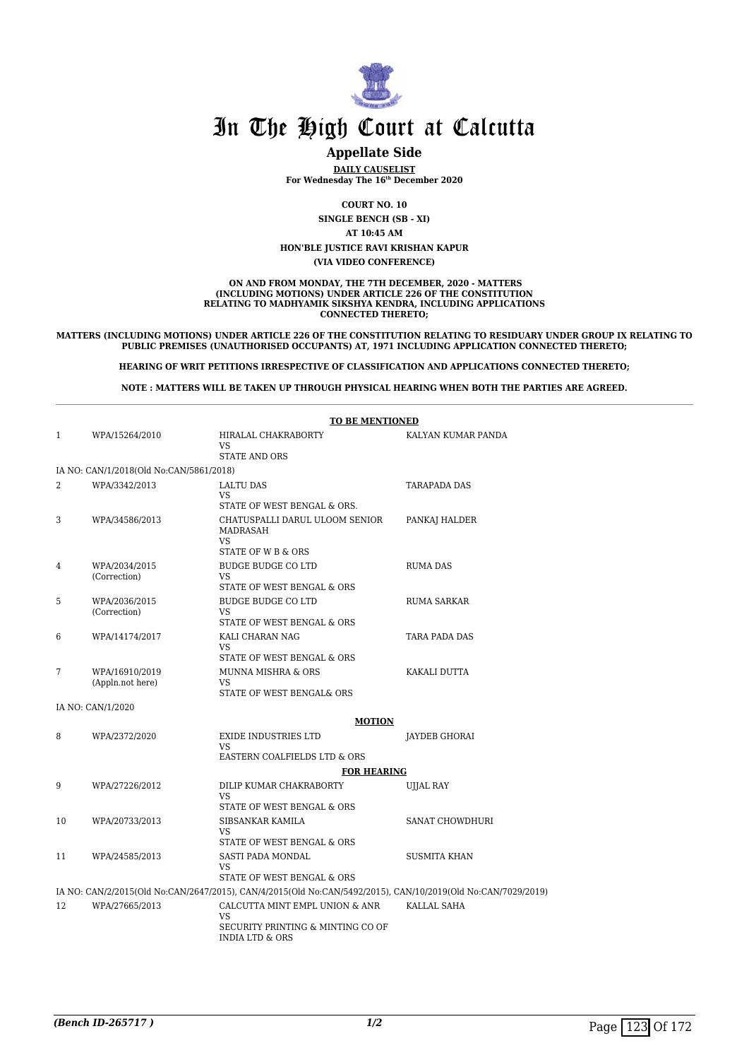# In The High Court at Calcutta

## Appellate Side

**DAILY CAUSELIST**
**For Wednesday The 16th December 2020**

**COURT NO. 10**
**SINGLE BENCH (SB - XI)**
**AT 10:45 AM**
**HON'BLE JUSTICE RAVI KRISHAN KAPUR**
**(VIA VIDEO CONFERENCE)**

**ON AND FROM MONDAY, THE 7TH DECEMBER, 2020 - MATTERS (INCLUDING MOTIONS) UNDER ARTICLE 226 OF THE CONSTITUTION RELATING TO MADHYAMIK SIKSHYA KENDRA, INCLUDING APPLICATIONS CONNECTED THERETO;**

**MATTERS (INCLUDING MOTIONS) UNDER ARTICLE 226 OF THE CONSTITUTION RELATING TO RESIDUARY UNDER GROUP IX RELATING TO PUBLIC PREMISES (UNAUTHORISED OCCUPANTS) AT, 1971 INCLUDING APPLICATION CONNECTED THERETO;**

**HEARING OF WRIT PETITIONS IRRESPECTIVE OF CLASSIFICATION AND APPLICATIONS CONNECTED THERETO;**

**NOTE : MATTERS WILL BE TAKEN UP THROUGH PHYSICAL HEARING WHEN BOTH THE PARTIES ARE AGREED.**

**TO BE MENTIONED**

| | | | |
|---|---|---|---|
| 1 | WPA/15264/2010 | HIRALAL CHAKRABORTY<br>VS<br>STATE AND ORS | KALYAN KUMAR PANDA |
| IA NO: CAN/1/2018(Old No:CAN/5861/2018) | | | |
| 2 | WPA/3342/2013 | LALTU DAS<br>VS<br>STATE OF WEST BENGAL & ORS. | TARAPADA DAS |
| 3 | WPA/34586/2013 | CHATUSPALLI DARUL ULOOM SENIOR MADRASAH<br>VS<br>STATE OF W B & ORS | PANKAJ HALDER |
| 4 | WPA/2034/2015<br>(Correction) | BUDGE BUDGE CO LTD<br>VS<br>STATE OF WEST BENGAL & ORS | RUMA DAS |
| 5 | WPA/2036/2015<br>(Correction) | BUDGE BUDGE CO LTD<br>VS<br>STATE OF WEST BENGAL & ORS | RUMA SARKAR |
| 6 | WPA/14174/2017 | KALI CHARAN NAG<br>VS<br>STATE OF WEST BENGAL & ORS | TARA PADA DAS |
| 7 | WPA/16910/2019<br>(Appln.not here) | MUNNA MISHRA & ORS<br>VS<br>STATE OF WEST BENGAL& ORS | KAKALI DUTTA |
| IA NO: CAN/1/2020 | | | |

**MOTION**

| | | | |
|---|---|---|---|
| 8 | WPA/2372/2020 | EXIDE INDUSTRIES LTD<br>VS<br>EASTERN COALFIELDS LTD & ORS | JAYDEB GHORAI |

**FOR HEARING**

| | | | |
|---|---|---|---|
| 9 | WPA/27226/2012 | DILIP KUMAR CHAKRABORTY<br>VS<br>STATE OF WEST BENGAL & ORS | UJJAL RAY |
| 10 | WPA/20733/2013 | SIBSANKAR KAMILA<br>VS<br>STATE OF WEST BENGAL & ORS | SANAT CHOWDHURI |
| 11 | WPA/24585/2013 | SASTI PADA MONDAL<br>VS<br>STATE OF WEST BENGAL & ORS | SUSMITA KHAN |
| IA NO: CAN/2/2015(Old No:CAN/2647/2015), CAN/4/2015(Old No:CAN/5492/2015), CAN/10/2019(Old No:CAN/7029/2019) | | | |
| 12 | WPA/27665/2013 | CALCUTTA MINT EMPL UNION & ANR<br>VS<br>SECURITY PRINTING & MINTING CO OF INDIA LTD & ORS | KALLAL SAHA |

*(Bench ID-265717 )* 1/2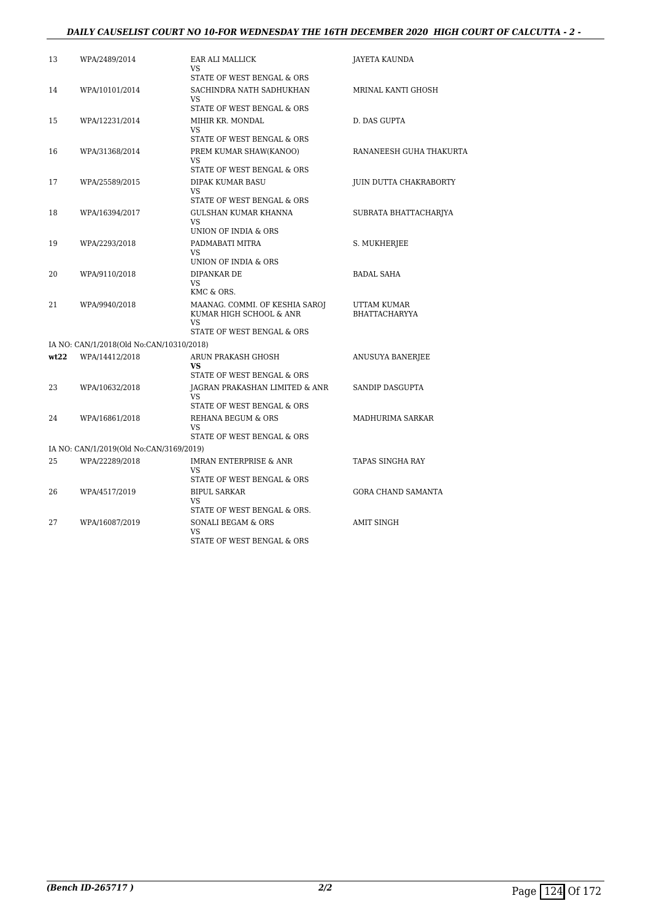| | | | |
|---|---|---|---|
| 13 | WPA/2489/2014 | EAR ALI MALLICK<br>VS<br>STATE OF WEST BENGAL & ORS | JAYETA KAUNDA |
| 14 | WPA/10101/2014 | SACHINDRA NATH SADHUKHAN<br>VS<br>STATE OF WEST BENGAL & ORS | MRINAL KANTI GHOSH |
| 15 | WPA/12231/2014 | MIHIR KR. MONDAL<br>VS<br>STATE OF WEST BENGAL & ORS | D. DAS GUPTA |
| 16 | WPA/31368/2014 | PREM KUMAR SHAW(KANOO)<br>VS<br>STATE OF WEST BENGAL & ORS | RANANEESH GUHA THAKURTA |
| 17 | WPA/25589/2015 | DIPAK KUMAR BASU<br>VS<br>STATE OF WEST BENGAL & ORS | JUIN DUTTA CHAKRABORTY |
| 18 | WPA/16394/2017 | GULSHAN KUMAR KHANNA<br>VS<br>UNION OF INDIA & ORS | SUBRATA BHATTACHARJYA |
| 19 | WPA/2293/2018 | PADMABATI MITRA<br>VS<br>UNION OF INDIA & ORS | S. MUKHERJEE |
| 20 | WPA/9110/2018 | DIPANKAR DE<br>VS<br>KMC & ORS. | BADAL SAHA |
| 21 | WPA/9940/2018 | MAANAG. COMMI. OF KESHIA SAROJ KUMAR HIGH SCHOOL & ANR<br>VS<br>STATE OF WEST BENGAL & ORS | UTTAM KUMAR BHATTACHARYYA |
| IA NO: CAN/1/2018(Old No:CAN/10310/2018) | | | |
| **wt22** | WPA/14412/2018 | ARUN PRAKASH GHOSH<br>**VS**<br>STATE OF WEST BENGAL & ORS | ANUSUYA BANERJEE |
| 23 | WPA/10632/2018 | JAGRAN PRAKASHAN LIMITED & ANR<br>VS<br>STATE OF WEST BENGAL & ORS | SANDIP DASGUPTA |
| 24 | WPA/16861/2018 | REHANA BEGUM & ORS<br>VS<br>STATE OF WEST BENGAL & ORS | MADHURIMA SARKAR |
| IA NO: CAN/1/2019(Old No:CAN/3169/2019) | | | |
| 25 | WPA/22289/2018 | IMRAN ENTERPRISE & ANR<br>VS<br>STATE OF WEST BENGAL & ORS | TAPAS SINGHA RAY |
| 26 | WPA/4517/2019 | BIPUL SARKAR<br>VS<br>STATE OF WEST BENGAL & ORS. | GORA CHAND SAMANTA |
| 27 | WPA/16087/2019 | SONALI BEGAM & ORS<br>VS<br>STATE OF WEST BENGAL & ORS | AMIT SINGH |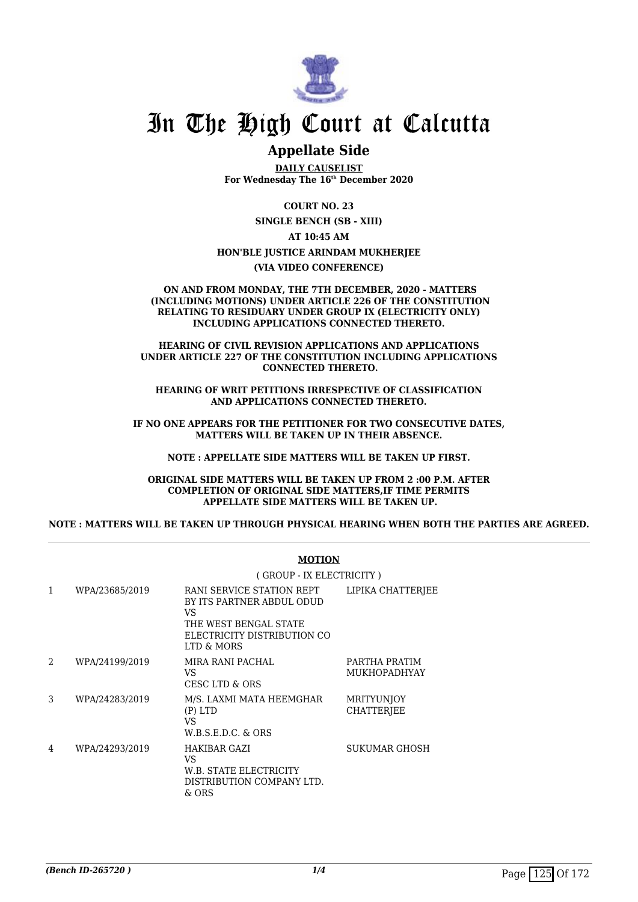# In The High Court at Calcutta

## Appellate Side

**DAILY CAUSELIST**
**For Wednesday The 16th December 2020**

**COURT NO. 23**

**SINGLE BENCH (SB - XIII)**

**AT 10:45 AM**

**HON'BLE JUSTICE ARINDAM MUKHERJEE**

**(VIA VIDEO CONFERENCE)**

**ON AND FROM MONDAY, THE 7TH DECEMBER, 2020 - MATTERS (INCLUDING MOTIONS) UNDER ARTICLE 226 OF THE CONSTITUTION RELATING TO RESIDUARY UNDER GROUP IX (ELECTRICITY ONLY) INCLUDING APPLICATIONS CONNECTED THERETO.**

**HEARING OF CIVIL REVISION APPLICATIONS AND APPLICATIONS UNDER ARTICLE 227 OF THE CONSTITUTION INCLUDING APPLICATIONS CONNECTED THERETO.**

**HEARING OF WRIT PETITIONS IRRESPECTIVE OF CLASSIFICATION AND APPLICATIONS CONNECTED THERETO.**

**IF NO ONE APPEARS FOR THE PETITIONER FOR TWO CONSECUTIVE DATES, MATTERS WILL BE TAKEN UP IN THEIR ABSENCE.**

**NOTE : APPELLATE SIDE MATTERS WILL BE TAKEN UP FIRST.**

**ORIGINAL SIDE MATTERS WILL BE TAKEN UP FROM 2 :00 P.M. AFTER COMPLETION OF ORIGINAL SIDE MATTERS,IF TIME PERMITS APPELLATE SIDE MATTERS WILL BE TAKEN UP.**

**NOTE : MATTERS WILL BE TAKEN UP THROUGH PHYSICAL HEARING WHEN BOTH THE PARTIES ARE AGREED.**

**MOTION**

( GROUP - IX ELECTRICITY )

| | | | |
|---|---|---|---|
| 1 | WPA/23685/2019 | RANI SERVICE STATION REPT BY ITS PARTNER ABDUL ODUD VS THE WEST BENGAL STATE ELECTRICITY DISTRIBUTION CO LTD & MORS | LIPIKA CHATTERJEE |
| 2 | WPA/24199/2019 | MIRA RANI PACHAL VS CESC LTD & ORS | PARTHA PRATIM MUKHOPADHYAY |
| 3 | WPA/24283/2019 | M/S. LAXMI MATA HEEMGHAR (P) LTD VS W.B.S.E.D.C. & ORS | MRITYUNJOY CHATTERJEE |
| 4 | WPA/24293/2019 | HAKIBAR GAZI VS W.B. STATE ELECTRICITY DISTRIBUTION COMPANY LTD. & ORS | SUKUMAR GHOSH |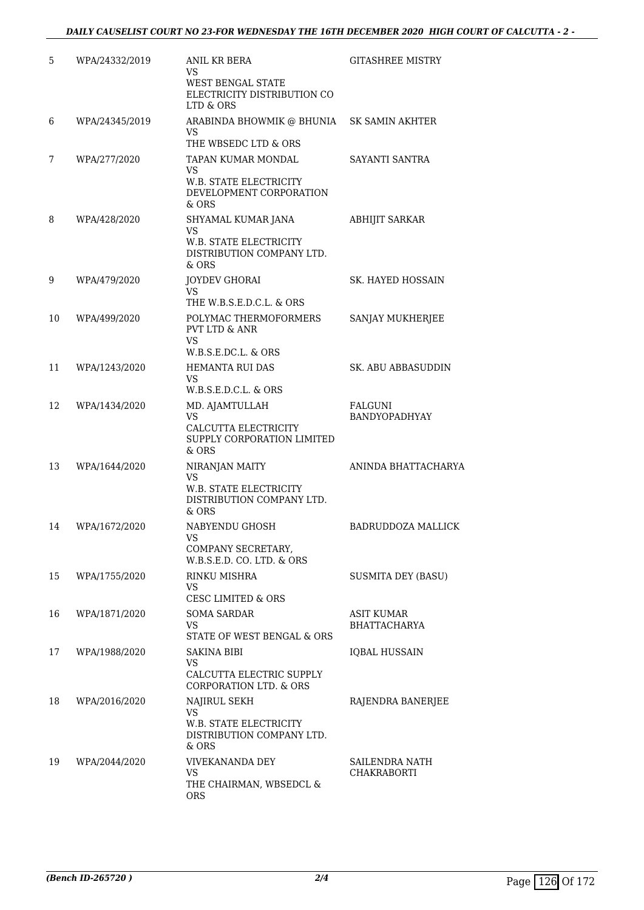| 5 | WPA/24332/2019 | ANIL KR BERA<br>VS<br>WEST BENGAL STATE ELECTRICITY DISTRIBUTION CO LTD & ORS | GITASHREE MISTRY |
|---|---|---|---|
| 6 | WPA/24345/2019 | ARABINDA BHOWMIK @ BHUNIA<br>VS<br>THE WBSEDC LTD & ORS | SK SAMIN AKHTER |
| 7 | WPA/277/2020 | TAPAN KUMAR MONDAL<br>VS<br>W.B. STATE ELECTRICITY DEVELOPMENT CORPORATION & ORS | SAYANTI SANTRA |
| 8 | WPA/428/2020 | SHYAMAL KUMAR JANA<br>VS<br>W.B. STATE ELECTRICITY DISTRIBUTION COMPANY LTD. & ORS | ABHIJIT SARKAR |
| 9 | WPA/479/2020 | JOYDEV GHORAI<br>VS<br>THE W.B.S.E.D.C.L. & ORS | SK. HAYED HOSSAIN |
| 10 | WPA/499/2020 | POLYMAC THERMOFORMERS PVT LTD & ANR<br>VS<br>W.B.S.E.DC.L. & ORS | SANJAY MUKHERJEE |
| 11 | WPA/1243/2020 | HEMANTA RUI DAS<br>VS<br>W.B.S.E.D.C.L. & ORS | SK. ABU ABBASUDDIN |
| 12 | WPA/1434/2020 | MD. AJAMTULLAH<br>VS<br>CALCUTTA ELECTRICITY SUPPLY CORPORATION LIMITED & ORS | FALGUNI BANDYOPADHYAY |
| 13 | WPA/1644/2020 | NIRANJAN MAITY<br>VS<br>W.B. STATE ELECTRICITY DISTRIBUTION COMPANY LTD. & ORS | ANINDA BHATTACHARYA |
| 14 | WPA/1672/2020 | NABYENDU GHOSH<br>VS<br>COMPANY SECRETARY, W.B.S.E.D. CO. LTD. & ORS | BADRUDDOZA MALLICK |
| 15 | WPA/1755/2020 | RINKU MISHRA<br>VS<br>CESC LIMITED & ORS | SUSMITA DEY (BASU) |
| 16 | WPA/1871/2020 | SOMA SARDAR<br>VS<br>STATE OF WEST BENGAL & ORS | ASIT KUMAR BHATTACHARYA |
| 17 | WPA/1988/2020 | SAKINA BIBI<br>VS<br>CALCUTTA ELECTRIC SUPPLY CORPORATION LTD. & ORS | IQBAL HUSSAIN |
| 18 | WPA/2016/2020 | NAJIRUL SEKH<br>VS<br>W.B. STATE ELECTRICITY DISTRIBUTION COMPANY LTD. & ORS | RAJENDRA BANERJEE |
| 19 | WPA/2044/2020 | VIVEKANANDA DEY<br>VS<br>THE CHAIRMAN, WBSEDCL & ORS | SAILENDRA NATH CHAKRABORTI |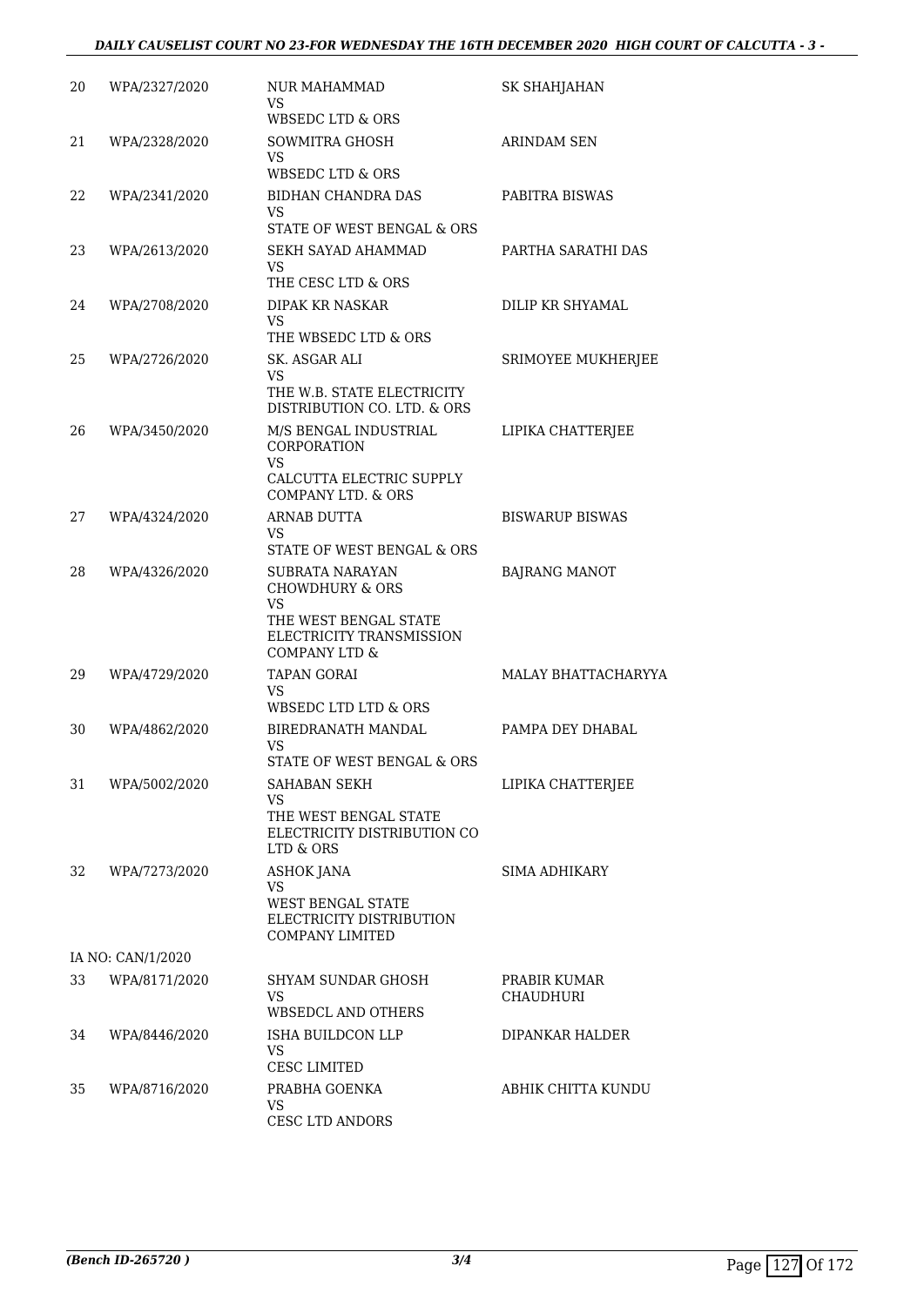| 20 | WPA/2327/2020 | NUR MAHAMMAD<br>VS<br>WBSEDC LTD & ORS | SK SHAHJAHAN |
|---|---|---|---|
| 21 | WPA/2328/2020 | SOWMITRA GHOSH<br>VS<br>WBSEDC LTD & ORS | ARINDAM SEN |
| 22 | WPA/2341/2020 | BIDHAN CHANDRA DAS<br>VS<br>STATE OF WEST BENGAL & ORS | PABITRA BISWAS |
| 23 | WPA/2613/2020 | SEKH SAYAD AHAMMAD<br>VS<br>THE CESC LTD & ORS | PARTHA SARATHI DAS |
| 24 | WPA/2708/2020 | DIPAK KR NASKAR<br>VS<br>THE WBSEDC LTD & ORS | DILIP KR SHYAMAL |
| 25 | WPA/2726/2020 | SK. ASGAR ALI<br>VS<br>THE W.B. STATE ELECTRICITY DISTRIBUTION CO. LTD. & ORS | SRIMOYEE MUKHERJEE |
| 26 | WPA/3450/2020 | M/S BENGAL INDUSTRIAL CORPORATION<br>VS<br>CALCUTTA ELECTRIC SUPPLY COMPANY LTD. & ORS | LIPIKA CHATTERJEE |
| 27 | WPA/4324/2020 | ARNAB DUTTA<br>VS<br>STATE OF WEST BENGAL & ORS | BISWARUP BISWAS |
| 28 | WPA/4326/2020 | SUBRATA NARAYAN CHOWDHURY & ORS<br>VS<br>THE WEST BENGAL STATE ELECTRICITY TRANSMISSION COMPANY LTD & | BAJRANG MANOT |
| 29 | WPA/4729/2020 | TAPAN GORAI<br>VS<br>WBSEDC LTD LTD & ORS | MALAY BHATTACHARYYA |
| 30 | WPA/4862/2020 | BIREDRANATH MANDAL<br>VS<br>STATE OF WEST BENGAL & ORS | PAMPA DEY DHABAL |
| 31 | WPA/5002/2020 | SAHABAN SEKH<br>VS<br>THE WEST BENGAL STATE ELECTRICITY DISTRIBUTION CO LTD & ORS | LIPIKA CHATTERJEE |
| 32 | WPA/7273/2020 | ASHOK JANA<br>VS<br>WEST BENGAL STATE ELECTRICITY DISTRIBUTION COMPANY LIMITED | SIMA ADHIKARY |
| | IA NO: CAN/1/2020 | | |
| 33 | WPA/8171/2020 | SHYAM SUNDAR GHOSH<br>VS<br>WBSEDCL AND OTHERS | PRABIR KUMAR CHAUDHURI |
| 34 | WPA/8446/2020 | ISHA BUILDCON LLP<br>VS<br>CESC LIMITED | DIPANKAR HALDER |
| 35 | WPA/8716/2020 | PRABHA GOENKA<br>VS<br>CESC LTD ANDORS | ABHIK CHITTA KUNDU |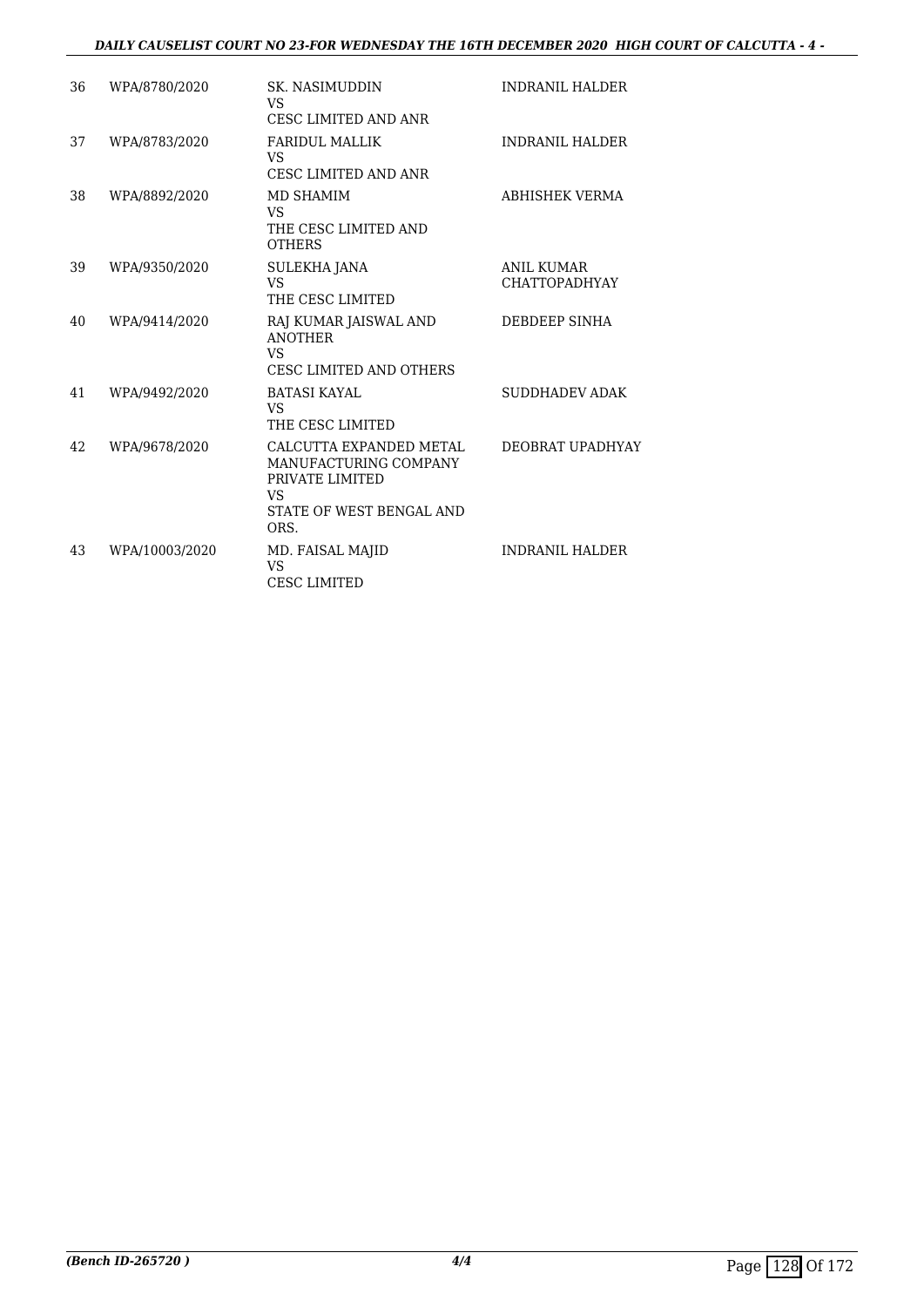| 36 | WPA/8780/2020 | SK. NASIMUDDIN<br>VS<br>CESC LIMITED AND ANR | INDRANIL HALDER |
|---|---|---|---|
| 37 | WPA/8783/2020 | FARIDUL MALLIK<br>VS<br>CESC LIMITED AND ANR | INDRANIL HALDER |
| 38 | WPA/8892/2020 | MD SHAMIM<br>VS<br>THE CESC LIMITED AND OTHERS | ABHISHEK VERMA |
| 39 | WPA/9350/2020 | SULEKHA JANA<br>VS<br>THE CESC LIMITED | ANIL KUMAR CHATTOPADHYAY |
| 40 | WPA/9414/2020 | RAJ KUMAR JAISWAL AND ANOTHER<br>VS<br>CESC LIMITED AND OTHERS | DEBDEEP SINHA |
| 41 | WPA/9492/2020 | BATASI KAYAL<br>VS<br>THE CESC LIMITED | SUDDHADEV ADAK |
| 42 | WPA/9678/2020 | CALCUTTA EXPANDED METAL MANUFACTURING COMPANY PRIVATE LIMITED<br>VS<br>STATE OF WEST BENGAL AND ORS. | DEOBRAT UPADHYAY |
| 43 | WPA/10003/2020 | MD. FAISAL MAJID<br>VS<br>CESC LIMITED | INDRANIL HALDER |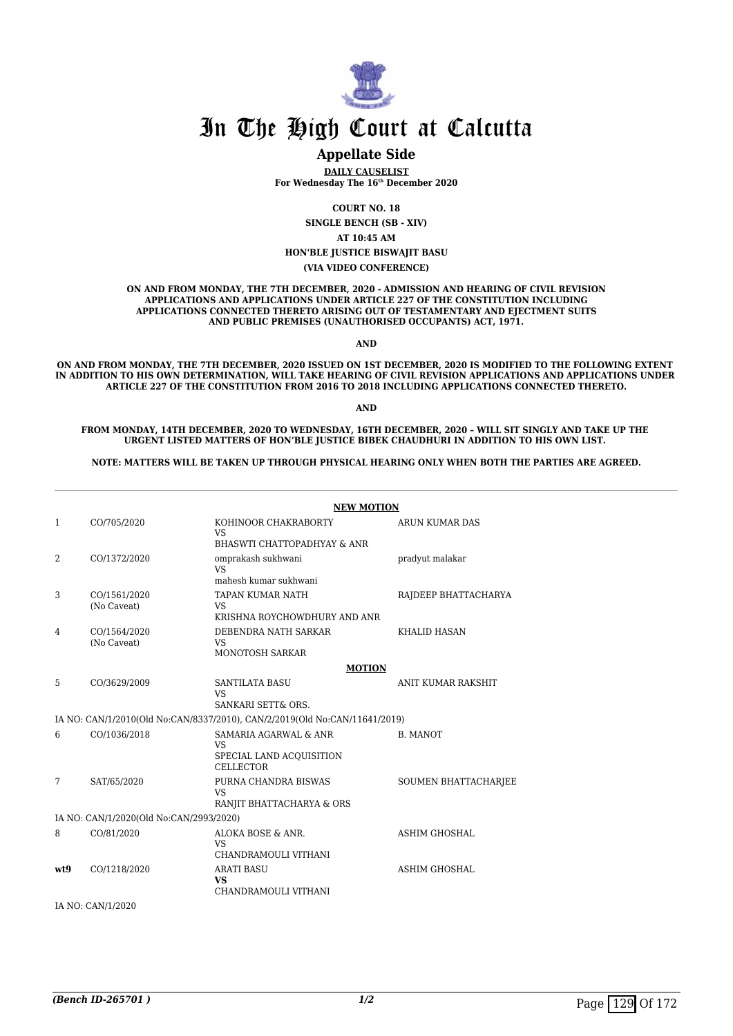# In The High Court at Calcutta

## Appellate Side

**DAILY CAUSELIST**
**For Wednesday The 16th December 2020**

**COURT NO. 18**
**SINGLE BENCH (SB - XIV)**
**AT 10:45 AM**
**HON'BLE JUSTICE BISWAJIT BASU**
**(VIA VIDEO CONFERENCE)**

**ON AND FROM MONDAY, THE 7TH DECEMBER, 2020 - ADMISSION AND HEARING OF CIVIL REVISION APPLICATIONS AND APPLICATIONS UNDER ARTICLE 227 OF THE CONSTITUTION INCLUDING APPLICATIONS CONNECTED THERETO ARISING OUT OF TESTAMENTARY AND EJECTMENT SUITS AND PUBLIC PREMISES (UNAUTHORISED OCCUPANTS) ACT, 1971.**

**AND**

**ON AND FROM MONDAY, THE 7TH DECEMBER, 2020 ISSUED ON 1ST DECEMBER, 2020 IS MODIFIED TO THE FOLLOWING EXTENT IN ADDITION TO HIS OWN DETERMINATION, WILL TAKE HEARING OF CIVIL REVISION APPLICATIONS AND APPLICATIONS UNDER ARTICLE 227 OF THE CONSTITUTION FROM 2016 TO 2018 INCLUDING APPLICATIONS CONNECTED THERETO.**

**AND**

**FROM MONDAY, 14TH DECEMBER, 2020 TO WEDNESDAY, 16TH DECEMBER, 2020 – WILL SIT SINGLY AND TAKE UP THE URGENT LISTED MATTERS OF HON'BLE JUSTICE BIBEK CHAUDHURI IN ADDITION TO HIS OWN LIST.**

**NOTE: MATTERS WILL BE TAKEN UP THROUGH PHYSICAL HEARING ONLY WHEN BOTH THE PARTIES ARE AGREED.**

**NEW MOTION**

| | | | |
|---|---|---|---|
| 1 | CO/705/2020 | KOHINOOR CHAKRABORTY<br>VS<br>BHASWTI CHATTOPADHYAY & ANR | ARUN KUMAR DAS |
| 2 | CO/1372/2020 | omprakash sukhwani<br>VS<br>mahesh kumar sukhwani | pradyut malakar |
| 3 | CO/1561/2020<br>(No Caveat) | TAPAN KUMAR NATH<br>VS<br>KRISHNA ROYCHOWDHURY AND ANR | RAJDEEP BHATTACHARYA |
| 4 | CO/1564/2020<br>(No Caveat) | DEBENDRA NATH SARKAR<br>VS<br>MONOTOSH SARKAR | KHALID HASAN |

**MOTION**

| | | | |
|---|---|---|---|
| 5 | CO/3629/2009 | SANTILATA BASU<br>VS<br>SANKARI SETT& ORS. | ANIT KUMAR RAKSHIT |
| | IA NO: CAN/1/2010(Old No:CAN/8337/2010), CAN/2/2019(Old No:CAN/11641/2019) | | |
| 6 | CO/1036/2018 | SAMARIA AGARWAL & ANR<br>VS<br>SPECIAL LAND ACQUISITION CELLECTOR | B. MANOT |
| 7 | SAT/65/2020 | PURNA CHANDRA BISWAS<br>VS<br>RANJIT BHATTACHARYA & ORS | SOUMEN BHATTACHARJEE |
| | IA NO: CAN/1/2020(Old No:CAN/2993/2020) | | |
| 8 | CO/81/2020 | ALOKA BOSE & ANR.<br>VS<br>CHANDRAMOULI VITHANI | ASHIM GHOSHAL |
| **wt9** | CO/1218/2020 | ARATI BASU<br>**VS**<br>CHANDRAMOULI VITHANI | ASHIM GHOSHAL |
| | IA NO: CAN/1/2020 | | |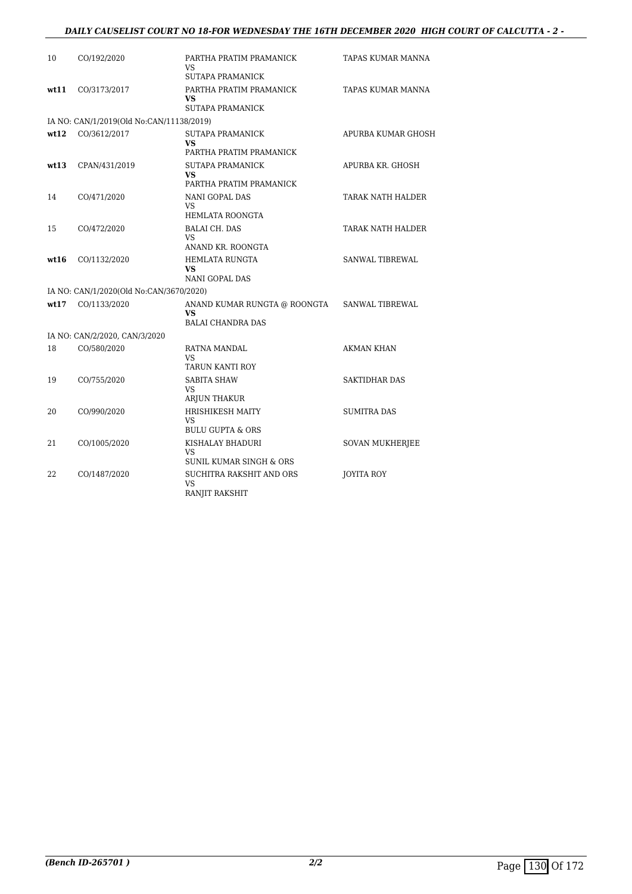| | | | |
|---|---|---|---|
| 10 | CO/192/2020 | PARTHA PRATIM PRAMANICK<br>VS<br>SUTAPA PRAMANICK | TAPAS KUMAR MANNA |
| **wt11** | CO/3173/2017 | PARTHA PRATIM PRAMANICK<br>**VS**<br>SUTAPA PRAMANICK | TAPAS KUMAR MANNA |
| IA NO: CAN/1/2019(Old No:CAN/11138/2019) | | | |
| **wt12** | CO/3612/2017 | SUTAPA PRAMANICK<br>**VS**<br>PARTHA PRATIM PRAMANICK | APURBA KUMAR GHOSH |
| **wt13** | CPAN/431/2019 | SUTAPA PRAMANICK<br>**VS**<br>PARTHA PRATIM PRAMANICK | APURBA KR. GHOSH |
| 14 | CO/471/2020 | NANI GOPAL DAS<br>VS<br>HEMLATA ROONGTA | TARAK NATH HALDER |
| 15 | CO/472/2020 | BALAI CH. DAS<br>VS<br>ANAND KR. ROONGTA | TARAK NATH HALDER |
| **wt16** | CO/1132/2020 | HEMLATA RUNGTA<br>**VS**<br>NANI GOPAL DAS | SANWAL TIBREWAL |
| IA NO: CAN/1/2020(Old No:CAN/3670/2020) | | | |
| **wt17** | CO/1133/2020 | ANAND KUMAR RUNGTA @ ROONGTA<br>**VS**<br>BALAI CHANDRA DAS | SANWAL TIBREWAL |
| IA NO: CAN/2/2020, CAN/3/2020 | | | |
| 18 | CO/580/2020 | RATNA MANDAL<br>VS<br>TARUN KANTI ROY | AKMAN KHAN |
| 19 | CO/755/2020 | SABITA SHAW<br>VS<br>ARJUN THAKUR | SAKTIDHAR DAS |
| 20 | CO/990/2020 | HRISHIKESH MAITY<br>VS<br>BULU GUPTA & ORS | SUMITRA DAS |
| 21 | CO/1005/2020 | KISHALAY BHADURI<br>VS<br>SUNIL KUMAR SINGH & ORS | SOVAN MUKHERJEE |
| 22 | CO/1487/2020 | SUCHITRA RAKSHIT AND ORS<br>VS<br>RANJIT RAKSHIT | JOYITA ROY |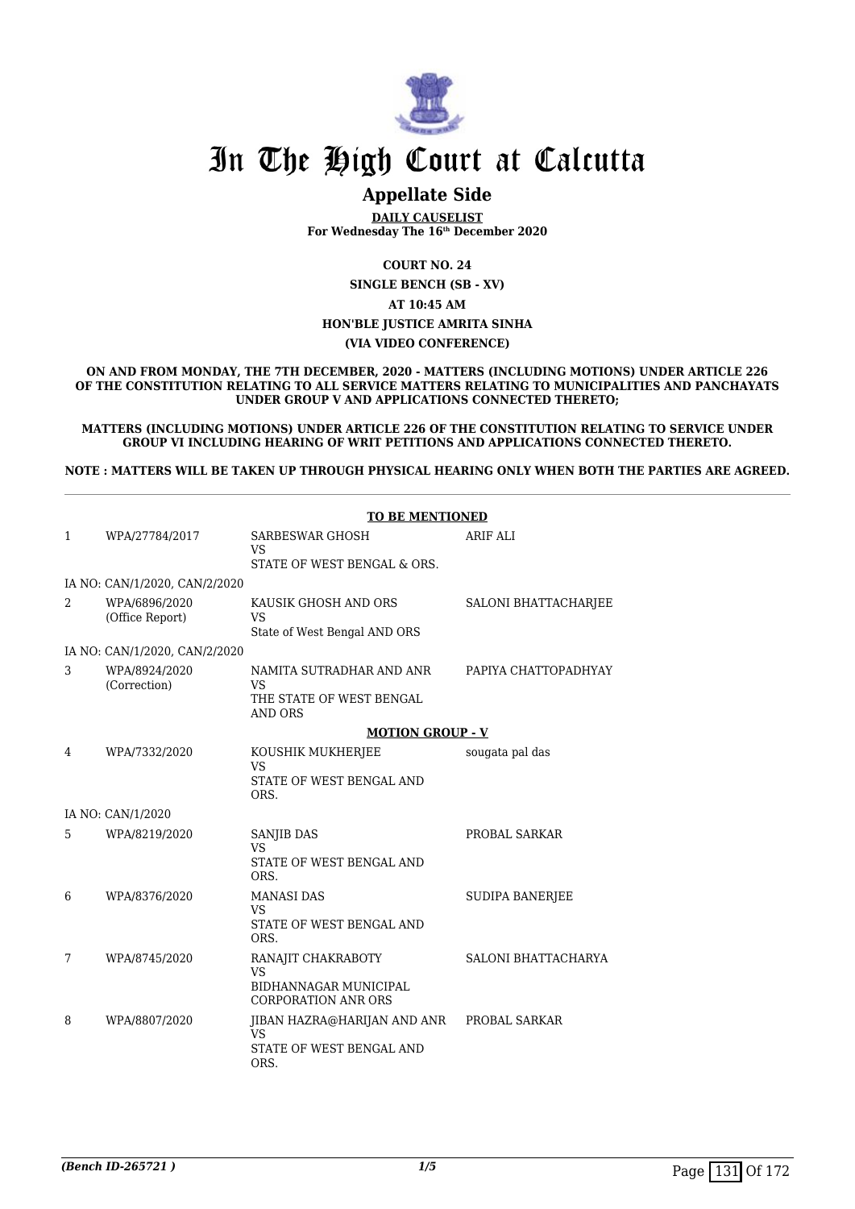# In The High Court at Calcutta

## Appellate Side

**DAILY CAUSELIST**
**For Wednesday The 16th December 2020**

**COURT NO. 24**
**SINGLE BENCH (SB - XV)**
**AT 10:45 AM**
**HON'BLE JUSTICE AMRITA SINHA**
**(VIA VIDEO CONFERENCE)**

**ON AND FROM MONDAY, THE 7TH DECEMBER, 2020 - MATTERS (INCLUDING MOTIONS) UNDER ARTICLE 226 OF THE CONSTITUTION RELATING TO ALL SERVICE MATTERS RELATING TO MUNICIPALITIES AND PANCHAYATS UNDER GROUP V AND APPLICATIONS CONNECTED THERETO;**

**MATTERS (INCLUDING MOTIONS) UNDER ARTICLE 226 OF THE CONSTITUTION RELATING TO SERVICE UNDER GROUP VI INCLUDING HEARING OF WRIT PETITIONS AND APPLICATIONS CONNECTED THERETO.**

**NOTE : MATTERS WILL BE TAKEN UP THROUGH PHYSICAL HEARING ONLY WHEN BOTH THE PARTIES ARE AGREED.**

**TO BE MENTIONED**

| | | | |
|---|---|---|---|
| 1 | WPA/27784/2017 | SARBESWAR GHOSH<br>VS<br>STATE OF WEST BENGAL & ORS. | ARIF ALI |
| | IA NO: CAN/1/2020, CAN/2/2020 | | |
| 2 | WPA/6896/2020<br>(Office Report) | KAUSIK GHOSH AND ORS<br>VS<br>State of West Bengal AND ORS | SALONI BHATTACHARJEE |
| | IA NO: CAN/1/2020, CAN/2/2020 | | |
| 3 | WPA/8924/2020<br>(Correction) | NAMITA SUTRADHAR AND ANR<br>VS<br>THE STATE OF WEST BENGAL AND ORS | PAPIYA CHATTOPADHYAY |

**MOTION GROUP - V**

| | | | |
|---|---|---|---|
| 4 | WPA/7332/2020 | KOUSHIK MUKHERJEE<br>VS<br>STATE OF WEST BENGAL AND ORS. | sougata pal das |
| | IA NO: CAN/1/2020 | | |
| 5 | WPA/8219/2020 | SANJIB DAS<br>VS<br>STATE OF WEST BENGAL AND ORS. | PROBAL SARKAR |
| 6 | WPA/8376/2020 | MANASI DAS<br>VS<br>STATE OF WEST BENGAL AND ORS. | SUDIPA BANERJEE |
| 7 | WPA/8745/2020 | RANAJIT CHAKRABOTY<br>VS<br>BIDHANNAGAR MUNICIPAL CORPORATION ANR ORS | SALONI BHATTACHARYA |
| 8 | WPA/8807/2020 | JIBAN HAZRA@HARIJAN AND ANR<br>VS<br>STATE OF WEST BENGAL AND ORS. | PROBAL SARKAR |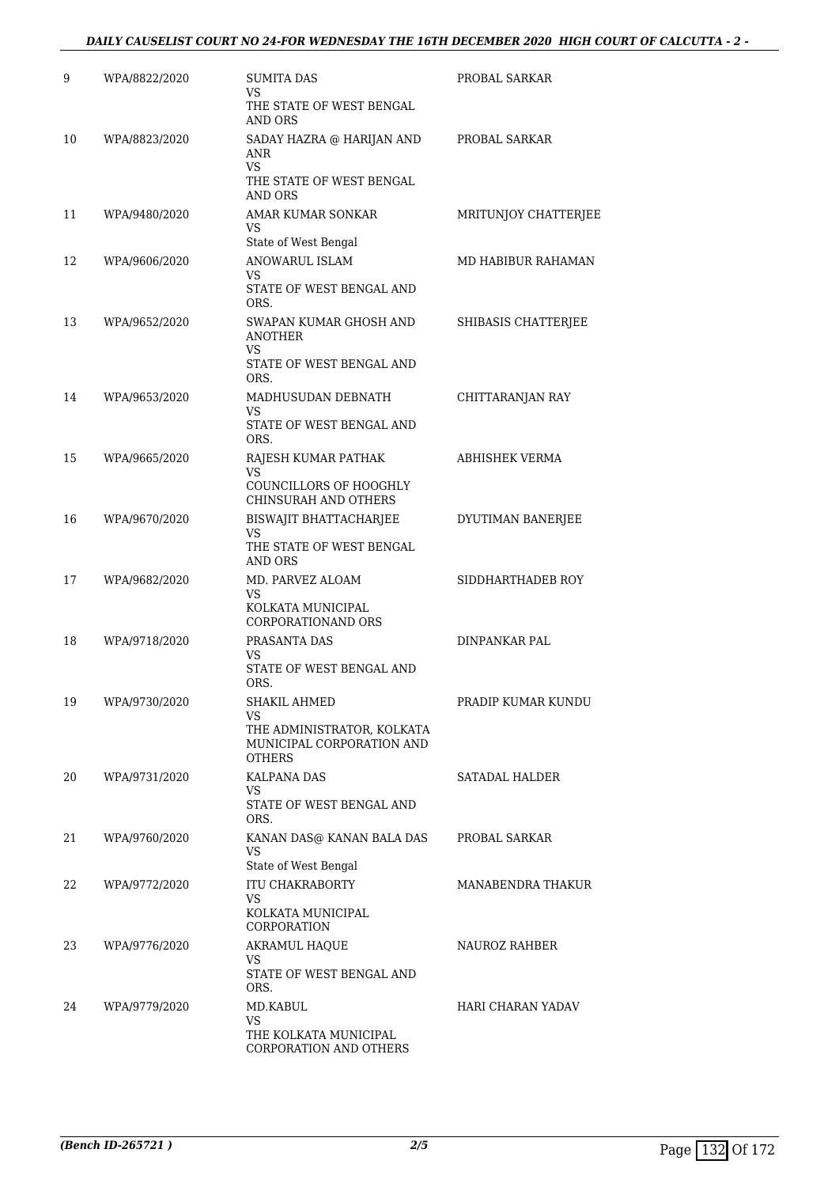| | | | |
|---|---|---|---|
| 9 | WPA/8822/2020 | SUMITA DAS<br>VS<br>THE STATE OF WEST BENGAL AND ORS | PROBAL SARKAR |
| 10 | WPA/8823/2020 | SADAY HAZRA @ HARIJAN AND ANR<br>VS<br>THE STATE OF WEST BENGAL AND ORS | PROBAL SARKAR |
| 11 | WPA/9480/2020 | AMAR KUMAR SONKAR<br>VS<br>State of West Bengal | MRITUNJOY CHATTERJEE |
| 12 | WPA/9606/2020 | ANOWARUL ISLAM<br>VS<br>STATE OF WEST BENGAL AND ORS. | MD HABIBUR RAHAMAN |
| 13 | WPA/9652/2020 | SWAPAN KUMAR GHOSH AND ANOTHER<br>VS<br>STATE OF WEST BENGAL AND ORS. | SHIBASIS CHATTERJEE |
| 14 | WPA/9653/2020 | MADHUSUDAN DEBNATH<br>VS<br>STATE OF WEST BENGAL AND ORS. | CHITTARANJAN RAY |
| 15 | WPA/9665/2020 | RAJESH KUMAR PATHAK<br>VS<br>COUNCILLORS OF HOOGHLY CHINSURAH AND OTHERS | ABHISHEK VERMA |
| 16 | WPA/9670/2020 | BISWAJIT BHATTACHARJEE<br>VS<br>THE STATE OF WEST BENGAL AND ORS | DYUTIMAN BANERJEE |
| 17 | WPA/9682/2020 | MD. PARVEZ ALOAM<br>VS<br>KOLKATA MUNICIPAL CORPORATIONAND ORS | SIDDHARTHADEB ROY |
| 18 | WPA/9718/2020 | PRASANTA DAS<br>VS<br>STATE OF WEST BENGAL AND ORS. | DINPANKAR PAL |
| 19 | WPA/9730/2020 | SHAKIL AHMED<br>VS<br>THE ADMINISTRATOR, KOLKATA MUNICIPAL CORPORATION AND OTHERS | PRADIP KUMAR KUNDU |
| 20 | WPA/9731/2020 | KALPANA DAS<br>VS<br>STATE OF WEST BENGAL AND ORS. | SATADAL HALDER |
| 21 | WPA/9760/2020 | KANAN DAS@ KANAN BALA DAS<br>VS<br>State of West Bengal | PROBAL SARKAR |
| 22 | WPA/9772/2020 | ITU CHAKRABORTY<br>VS<br>KOLKATA MUNICIPAL CORPORATION | MANABENDRA THAKUR |
| 23 | WPA/9776/2020 | AKRAMUL HAQUE<br>VS<br>STATE OF WEST BENGAL AND ORS. | NAUROZ RAHBER |
| 24 | WPA/9779/2020 | MD.KABUL<br>VS<br>THE KOLKATA MUNICIPAL CORPORATION AND OTHERS | HARI CHARAN YADAV |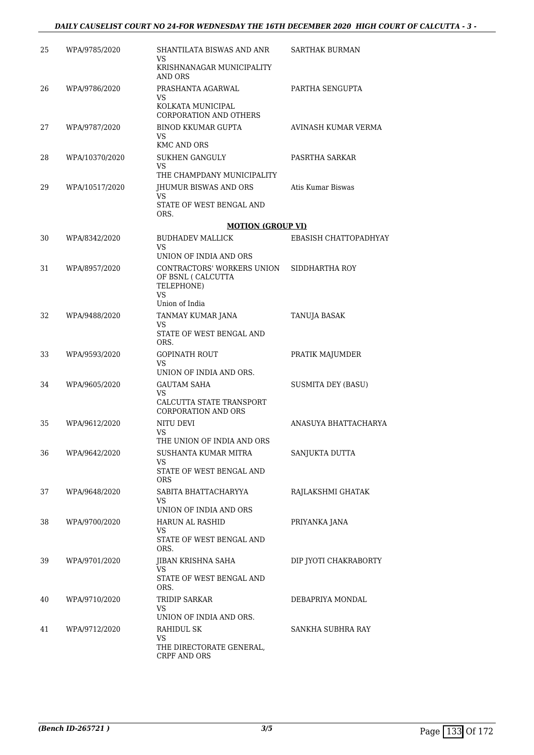| | | | |
|---|---|---|---|
| 25 | WPA/9785/2020 | SHANTILATA BISWAS AND ANR<br>VS<br>KRISHNANAGAR MUNICIPALITY AND ORS | SARTHAK BURMAN |
| 26 | WPA/9786/2020 | PRASHANTA AGARWAL<br>VS<br>KOLKATA MUNICIPAL CORPORATION AND OTHERS | PARTHA SENGUPTA |
| 27 | WPA/9787/2020 | BINOD KKUMAR GUPTA<br>VS<br>KMC AND ORS | AVINASH KUMAR VERMA |
| 28 | WPA/10370/2020 | SUKHEN GANGULY<br>VS<br>THE CHAMPDANY MUNICIPALITY | PASRTHA SARKAR |
| 29 | WPA/10517/2020 | JHUMUR BISWAS AND ORS<br>VS<br>STATE OF WEST BENGAL AND ORS. | Atis Kumar Biswas |

**MOTION (GROUP VI)**

| | | | |
|---|---|---|---|
| 30 | WPA/8342/2020 | BUDHADEV MALLICK<br>VS<br>UNION OF INDIA AND ORS | EBASISH CHATTOPADHYAY |
| 31 | WPA/8957/2020 | CONTRACTORS' WORKERS UNION OF BSNL ( CALCUTTA TELEPHONE)<br>VS<br>Union of India | SIDDHARTHA ROY |
| 32 | WPA/9488/2020 | TANMAY KUMAR JANA<br>VS<br>STATE OF WEST BENGAL AND ORS. | TANUJA BASAK |
| 33 | WPA/9593/2020 | GOPINATH ROUT<br>VS<br>UNION OF INDIA AND ORS. | PRATIK MAJUMDER |
| 34 | WPA/9605/2020 | GAUTAM SAHA<br>VS<br>CALCUTTA STATE TRANSPORT CORPORATION AND ORS | SUSMITA DEY (BASU) |
| 35 | WPA/9612/2020 | NITU DEVI<br>VS<br>THE UNION OF INDIA AND ORS | ANASUYA BHATTACHARYA |
| 36 | WPA/9642/2020 | SUSHANTA KUMAR MITRA<br>VS<br>STATE OF WEST BENGAL AND ORS | SANJUKTA DUTTA |
| 37 | WPA/9648/2020 | SABITA BHATTACHARYYA<br>VS<br>UNION OF INDIA AND ORS | RAJLAKSHMI GHATAK |
| 38 | WPA/9700/2020 | HARUN AL RASHID<br>VS<br>STATE OF WEST BENGAL AND ORS. | PRIYANKA JANA |
| 39 | WPA/9701/2020 | JIBAN KRISHNA SAHA<br>VS<br>STATE OF WEST BENGAL AND ORS. | DIP JYOTI CHAKRABORTY |
| 40 | WPA/9710/2020 | TRIDIP SARKAR<br>VS<br>UNION OF INDIA AND ORS. | DEBAPRIYA MONDAL |
| 41 | WPA/9712/2020 | RAHIDUL SK<br>VS<br>THE DIRECTORATE GENERAL, CRPF AND ORS | SANKHA SUBHRA RAY |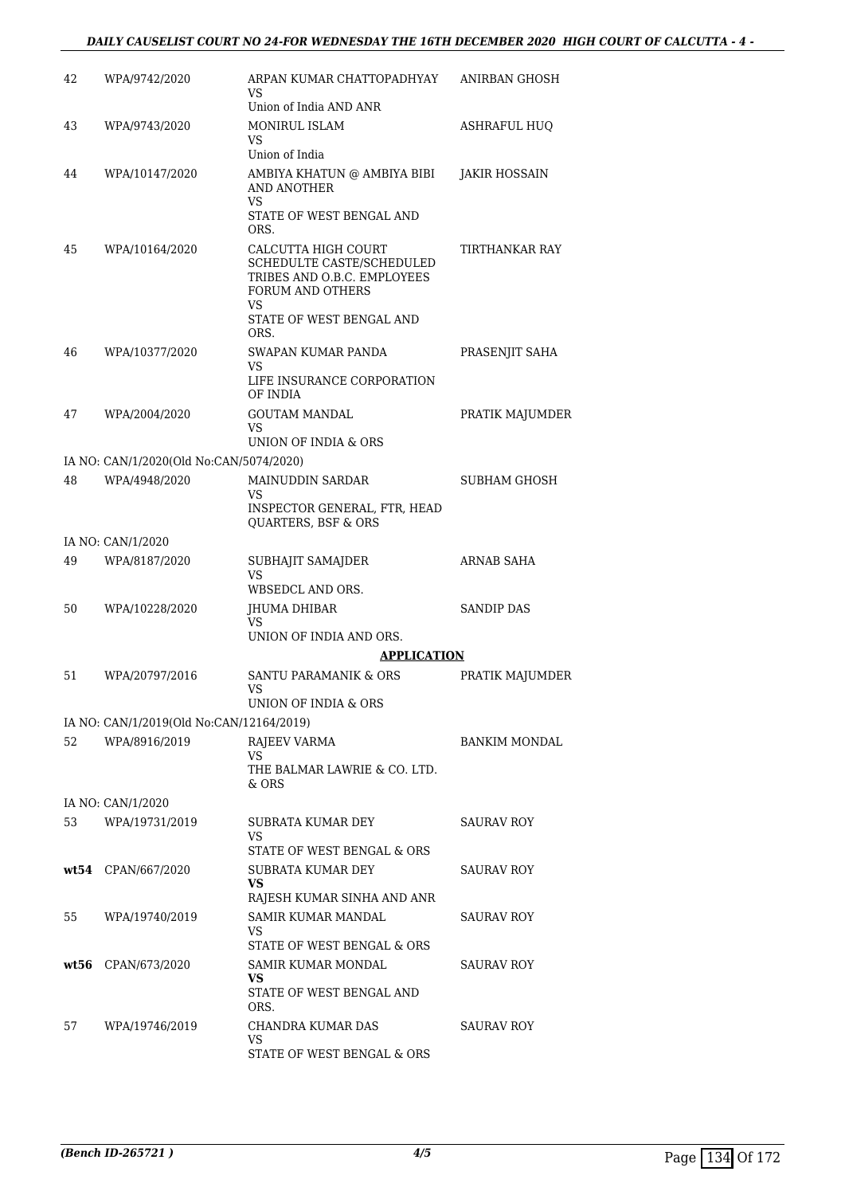| | | | |
|---|---|---|---|
| 42 | WPA/9742/2020 | ARPAN KUMAR CHATTOPADHYAY<br>VS<br>Union of India AND ANR | ANIRBAN GHOSH |
| 43 | WPA/9743/2020 | MONIRUL ISLAM<br>VS<br>Union of India | ASHRAFUL HUQ |
| 44 | WPA/10147/2020 | AMBIYA KHATUN @ AMBIYA BIBI AND ANOTHER<br>VS<br>STATE OF WEST BENGAL AND ORS. | JAKIR HOSSAIN |
| 45 | WPA/10164/2020 | CALCUTTA HIGH COURT SCHEDULTE CASTE/SCHEDULED TRIBES AND O.B.C. EMPLOYEES FORUM AND OTHERS<br>VS<br>STATE OF WEST BENGAL AND ORS. | TIRTHANKAR RAY |
| 46 | WPA/10377/2020 | SWAPAN KUMAR PANDA<br>VS<br>LIFE INSURANCE CORPORATION OF INDIA | PRASENJIT SAHA |
| 47 | WPA/2004/2020 | GOUTAM MANDAL<br>VS<br>UNION OF INDIA & ORS | PRATIK MAJUMDER |
| | IA NO: CAN/1/2020(Old No:CAN/5074/2020) | | |
| 48 | WPA/4948/2020 | MAINUDDIN SARDAR<br>VS<br>INSPECTOR GENERAL, FTR, HEAD QUARTERS, BSF & ORS | SUBHAM GHOSH |
| | IA NO: CAN/1/2020 | | |
| 49 | WPA/8187/2020 | SUBHAJIT SAMAJDER<br>VS<br>WBSEDCL AND ORS. | ARNAB SAHA |
| 50 | WPA/10228/2020 | JHUMA DHIBAR<br>VS<br>UNION OF INDIA AND ORS. | SANDIP DAS |
| | | **APPLICATION** | |
| 51 | WPA/20797/2016 | SANTU PARAMANIK & ORS<br>VS<br>UNION OF INDIA & ORS | PRATIK MAJUMDER |
| | IA NO: CAN/1/2019(Old No:CAN/12164/2019) | | |
| 52 | WPA/8916/2019 | RAJEEV VARMA<br>VS<br>THE BALMAR LAWRIE & CO. LTD. & ORS | BANKIM MONDAL |
| | IA NO: CAN/1/2020 | | |
| 53 | WPA/19731/2019 | SUBRATA KUMAR DEY<br>VS<br>STATE OF WEST BENGAL & ORS | SAURAV ROY |
| **wt54** | CPAN/667/2020 | SUBRATA KUMAR DEY<br>**VS**<br>RAJESH KUMAR SINHA AND ANR | SAURAV ROY |
| 55 | WPA/19740/2019 | SAMIR KUMAR MANDAL<br>VS<br>STATE OF WEST BENGAL & ORS | SAURAV ROY |
| **wt56** | CPAN/673/2020 | SAMIR KUMAR MONDAL<br>**VS**<br>STATE OF WEST BENGAL AND ORS. | SAURAV ROY |
| 57 | WPA/19746/2019 | CHANDRA KUMAR DAS<br>VS<br>STATE OF WEST BENGAL & ORS | SAURAV ROY |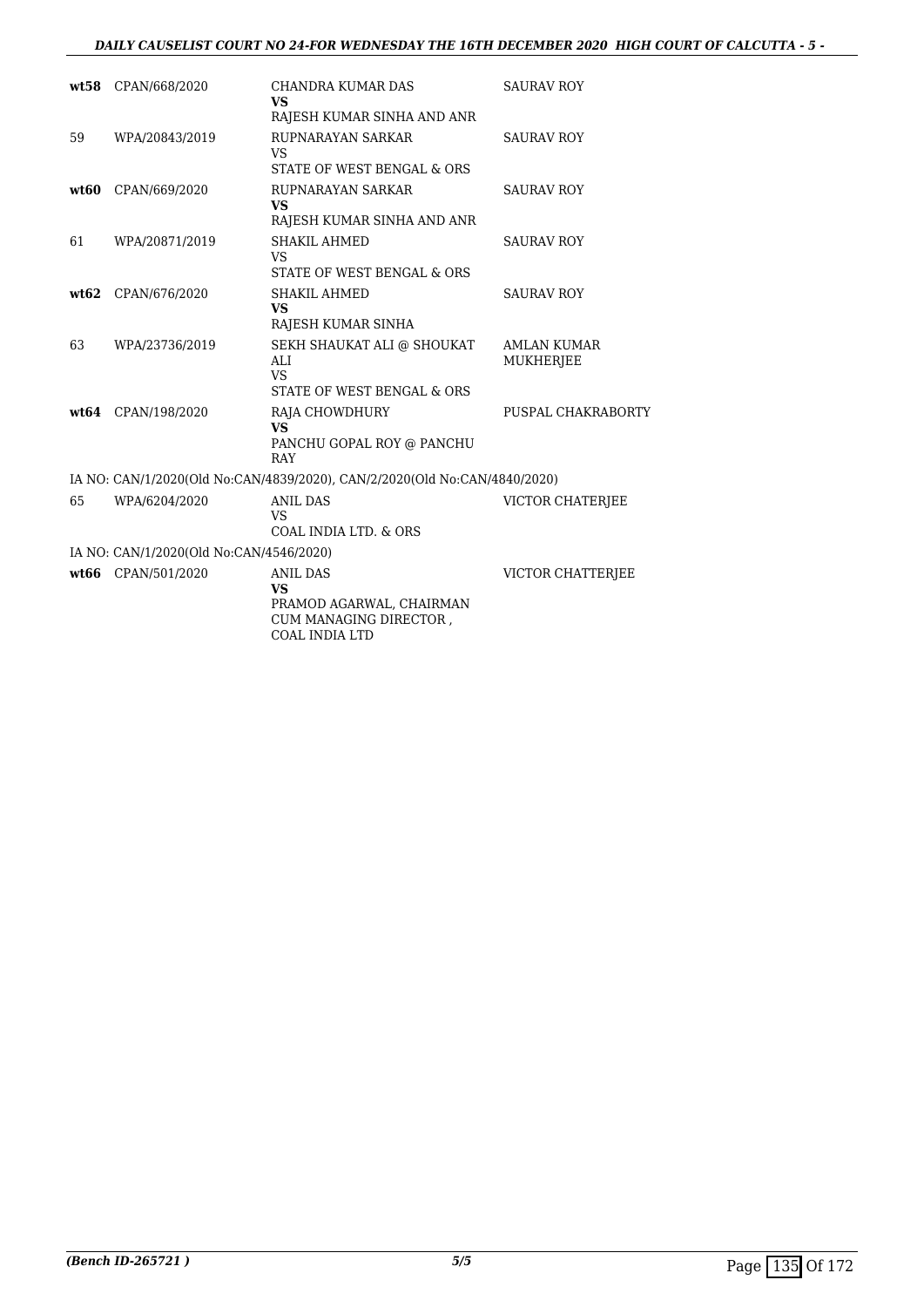| | | | |
|---|---|---|---|
| **wt58** | CPAN/668/2020 | CHANDRA KUMAR DAS<br>**VS**<br>RAJESH KUMAR SINHA AND ANR | SAURAV ROY |
| 59 | WPA/20843/2019 | RUPNARAYAN SARKAR<br>VS<br>STATE OF WEST BENGAL & ORS | SAURAV ROY |
| **wt60** | CPAN/669/2020 | RUPNARAYAN SARKAR<br>**VS**<br>RAJESH KUMAR SINHA AND ANR | SAURAV ROY |
| 61 | WPA/20871/2019 | SHAKIL AHMED<br>VS<br>STATE OF WEST BENGAL & ORS | SAURAV ROY |
| **wt62** | CPAN/676/2020 | SHAKIL AHMED<br>**VS**<br>RAJESH KUMAR SINHA | SAURAV ROY |
| 63 | WPA/23736/2019 | SEKH SHAUKAT ALI @ SHOUKAT ALI<br>VS<br>STATE OF WEST BENGAL & ORS | AMLAN KUMAR MUKHERJEE |
| **wt64** | CPAN/198/2020 | RAJA CHOWDHURY<br>**VS**<br>PANCHU GOPAL ROY @ PANCHU RAY | PUSPAL CHAKRABORTY |

IA NO: CAN/1/2020(Old No:CAN/4839/2020), CAN/2/2020(Old No:CAN/4840/2020)

| | | | |
|---|---|---|---|
| 65 | WPA/6204/2020 | ANIL DAS<br>VS<br>COAL INDIA LTD. & ORS | VICTOR CHATERJEE |

IA NO: CAN/1/2020(Old No:CAN/4546/2020)

| | | | |
|---|---|---|---|
| **wt66** | CPAN/501/2020 | ANIL DAS<br>**VS**<br>PRAMOD AGARWAL, CHAIRMAN CUM MANAGING DIRECTOR , COAL INDIA LTD | VICTOR CHATTERJEE |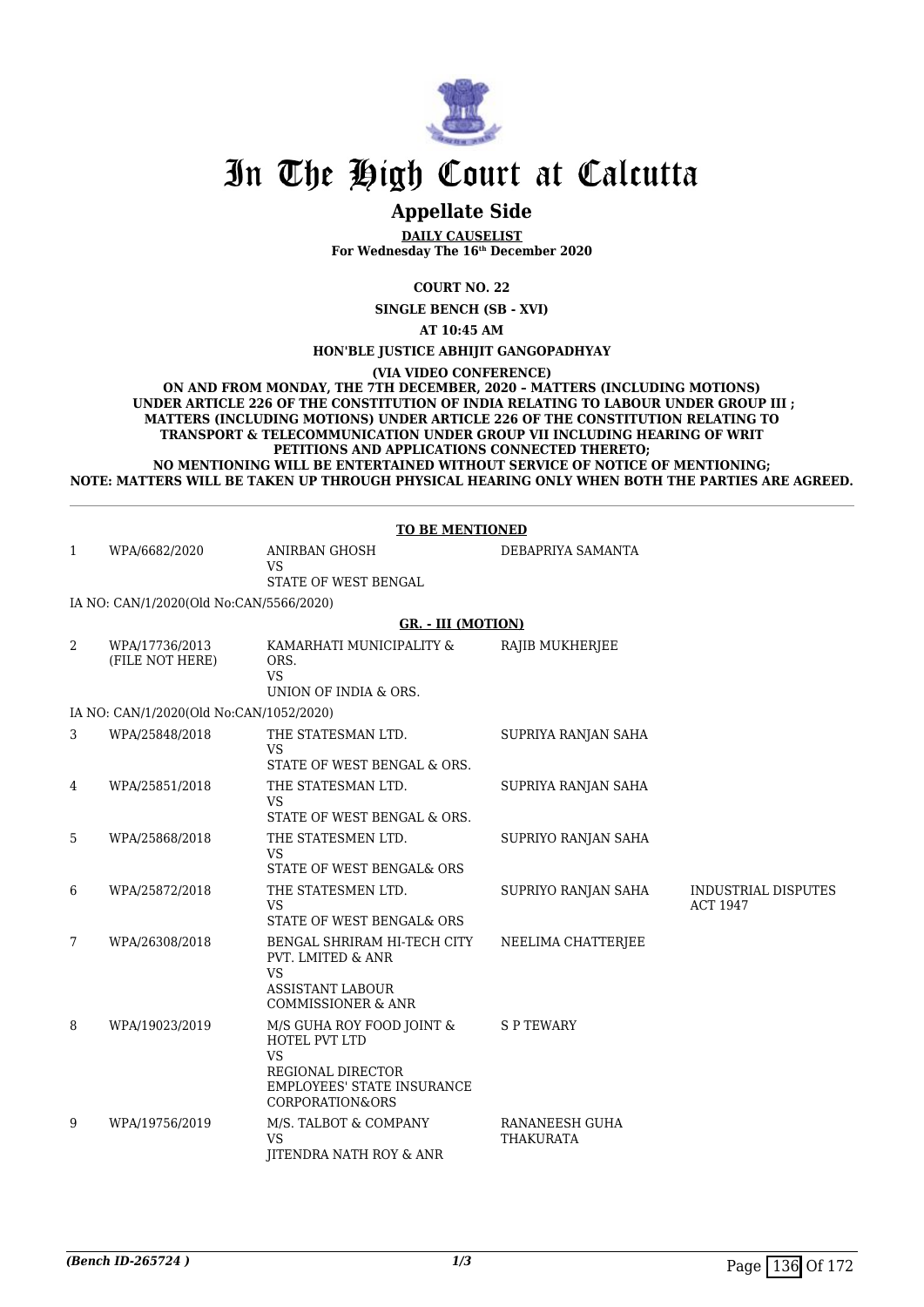# In The High Court at Calcutta

## Appellate Side

**DAILY CAUSELIST**
**For Wednesday The 16th December 2020**

**COURT NO. 22**

**SINGLE BENCH (SB - XVI)**

**AT 10:45 AM**

**HON'BLE JUSTICE ABHIJIT GANGOPADHYAY**

**(VIA VIDEO CONFERENCE)**
**ON AND FROM MONDAY, THE 7TH DECEMBER, 2020 – MATTERS (INCLUDING MOTIONS) UNDER ARTICLE 226 OF THE CONSTITUTION OF INDIA RELATING TO LABOUR UNDER GROUP III ; MATTERS (INCLUDING MOTIONS) UNDER ARTICLE 226 OF THE CONSTITUTION RELATING TO TRANSPORT & TELECOMMUNICATION UNDER GROUP VII INCLUDING HEARING OF WRIT PETITIONS AND APPLICATIONS CONNECTED THERETO;**
**NO MENTIONING WILL BE ENTERTAINED WITHOUT SERVICE OF NOTICE OF MENTIONING;**
**NOTE: MATTERS WILL BE TAKEN UP THROUGH PHYSICAL HEARING ONLY WHEN BOTH THE PARTIES ARE AGREED.**

**TO BE MENTIONED**

| | | | | |
|---|---|---|---|---|
| 1 | WPA/6682/2020 | ANIRBAN GHOSH<br>VS<br>STATE OF WEST BENGAL | DEBAPRIYA SAMANTA | |
| | IA NO: CAN/1/2020(Old No:CAN/5566/2020) | | | |

**GR. - III (MOTION)**

| | | | | |
|---|---|---|---|---|
| 2 | WPA/17736/2013<br>(FILE NOT HERE) | KAMARHATI MUNICIPALITY & ORS.<br>VS<br>UNION OF INDIA & ORS. | RAJIB MUKHERJEE | |
| | IA NO: CAN/1/2020(Old No:CAN/1052/2020) | | | |
| 3 | WPA/25848/2018 | THE STATESMAN LTD.<br>VS<br>STATE OF WEST BENGAL & ORS. | SUPRIYA RANJAN SAHA | |
| 4 | WPA/25851/2018 | THE STATESMAN LTD.<br>VS<br>STATE OF WEST BENGAL & ORS. | SUPRIYA RANJAN SAHA | |
| 5 | WPA/25868/2018 | THE STATESMEN LTD.<br>VS<br>STATE OF WEST BENGAL& ORS | SUPRIYO RANJAN SAHA | |
| 6 | WPA/25872/2018 | THE STATESMEN LTD.<br>VS<br>STATE OF WEST BENGAL& ORS | SUPRIYO RANJAN SAHA | INDUSTRIAL DISPUTES ACT 1947 |
| 7 | WPA/26308/2018 | BENGAL SHRIRAM HI-TECH CITY PVT. LMITED & ANR<br>VS<br>ASSISTANT LABOUR COMMISSIONER & ANR | NEELIMA CHATTERJEE | |
| 8 | WPA/19023/2019 | M/S GUHA ROY FOOD JOINT & HOTEL PVT LTD<br>VS<br>REGIONAL DIRECTOR EMPLOYEES' STATE INSURANCE CORPORATION&ORS | S P TEWARY | |
| 9 | WPA/19756/2019 | M/S. TALBOT & COMPANY<br>VS<br>JITENDRA NATH ROY & ANR | RANANEESH GUHA THAKURATA | |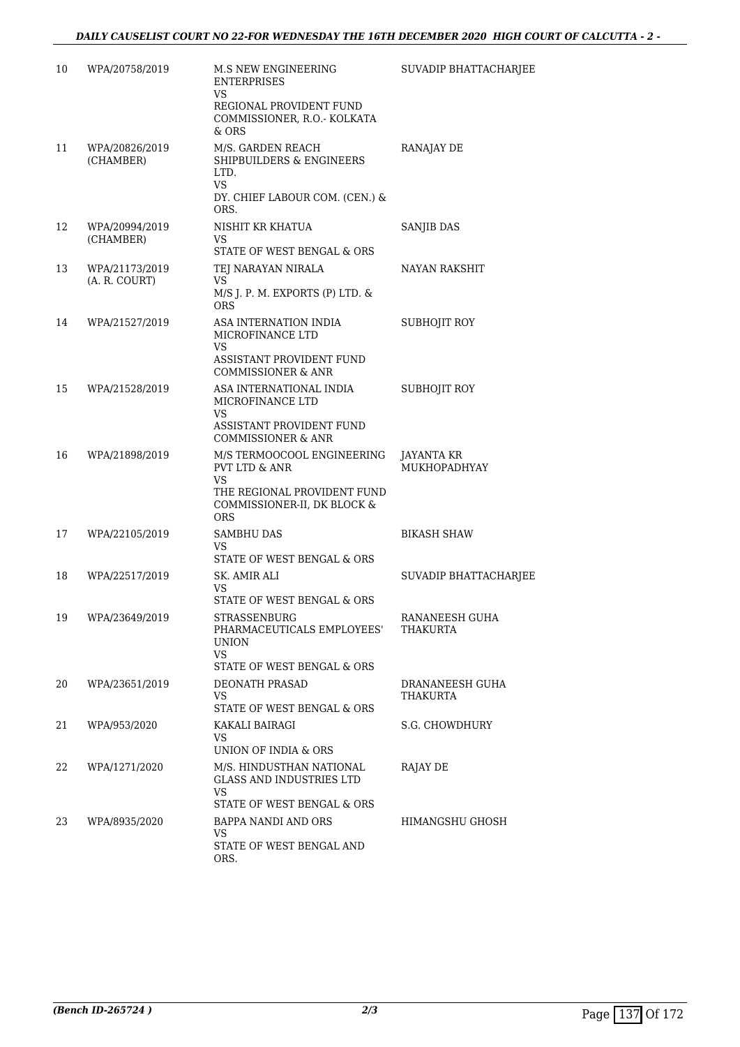| 10 | WPA/20758/2019 | M.S NEW ENGINEERING ENTERPRISES<br>VS<br>REGIONAL PROVIDENT FUND COMMISSIONER, R.O.- KOLKATA & ORS | SUVADIP BHATTACHARJEE |
|---|---|---|---|
| 11 | WPA/20826/2019 (CHAMBER) | M/S. GARDEN REACH SHIPBUILDERS & ENGINEERS LTD.<br>VS<br>DY. CHIEF LABOUR COM. (CEN.) & ORS. | RANAJAY DE |
| 12 | WPA/20994/2019 (CHAMBER) | NISHIT KR KHATUA<br>VS<br>STATE OF WEST BENGAL & ORS | SANJIB DAS |
| 13 | WPA/21173/2019 (A. R. COURT) | TEJ NARAYAN NIRALA<br>VS<br>M/S J. P. M. EXPORTS (P) LTD. & ORS | NAYAN RAKSHIT |
| 14 | WPA/21527/2019 | ASA INTERNATION INDIA MICROFINANCE LTD<br>VS<br>ASSISTANT PROVIDENT FUND COMMISSIONER & ANR | SUBHOJIT ROY |
| 15 | WPA/21528/2019 | ASA INTERNATIONAL INDIA MICROFINANCE LTD<br>VS<br>ASSISTANT PROVIDENT FUND COMMISSIONER & ANR | SUBHOJIT ROY |
| 16 | WPA/21898/2019 | M/S TERMOOCOOL ENGINEERING PVT LTD & ANR<br>VS<br>THE REGIONAL PROVIDENT FUND COMMISSIONER-II, DK BLOCK & ORS | JAYANTA KR MUKHOPADHYAY |
| 17 | WPA/22105/2019 | SAMBHU DAS<br>VS<br>STATE OF WEST BENGAL & ORS | BIKASH SHAW |
| 18 | WPA/22517/2019 | SK. AMIR ALI<br>VS<br>STATE OF WEST BENGAL & ORS | SUVADIP BHATTACHARJEE |
| 19 | WPA/23649/2019 | STRASSENBURG PHARMACEUTICALS EMPLOYEES' UNION<br>VS<br>STATE OF WEST BENGAL & ORS | RANANEESH GUHA THAKURTA |
| 20 | WPA/23651/2019 | DEONATH PRASAD<br>VS<br>STATE OF WEST BENGAL & ORS | DRANANEESH GUHA THAKURTA |
| 21 | WPA/953/2020 | KAKALI BAIRAGI<br>VS<br>UNION OF INDIA & ORS | S.G. CHOWDHURY |
| 22 | WPA/1271/2020 | M/S. HINDUSTHAN NATIONAL GLASS AND INDUSTRIES LTD<br>VS<br>STATE OF WEST BENGAL & ORS | RAJAY DE |
| 23 | WPA/8935/2020 | BAPPA NANDI AND ORS<br>VS<br>STATE OF WEST BENGAL AND ORS. | HIMANGSHU GHOSH |

*(Bench ID-265724 )* 2/3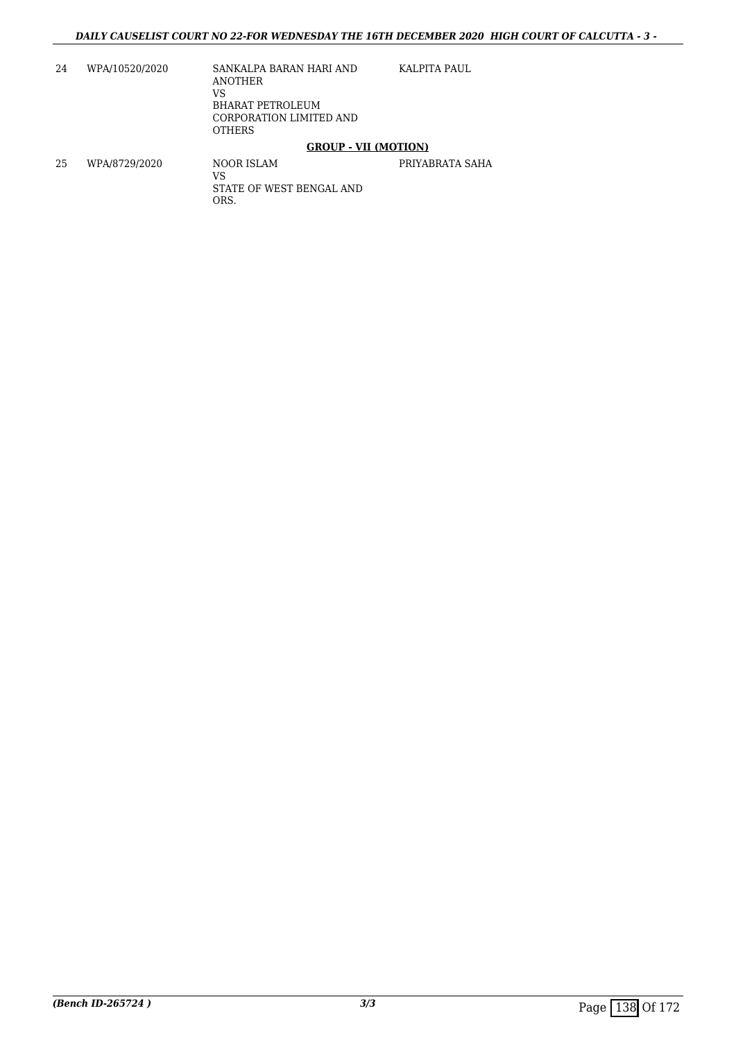| | | | |
|---|---|---|---|
| 24 | WPA/10520/2020 | SANKALPA BARAN HARI AND ANOTHER<br>VS<br>BHARAT PETROLEUM CORPORATION LIMITED AND OTHERS | KALPITA PAUL |

**GROUP - VII (MOTION)**

| | | | |
|---|---|---|---|
| 25 | WPA/8729/2020 | NOOR ISLAM<br>VS<br>STATE OF WEST BENGAL AND ORS. | PRIYABRATA SAHA |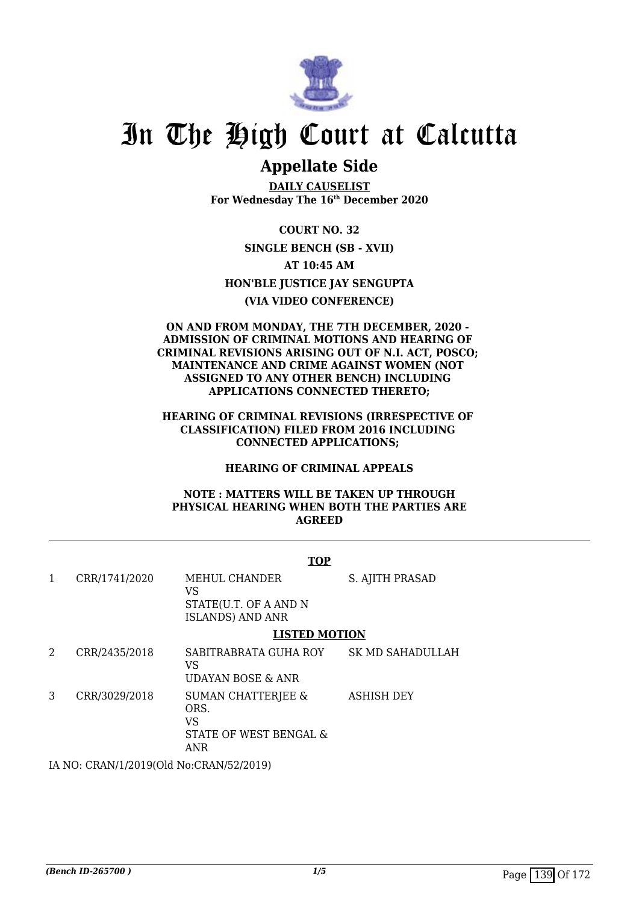# In The High Court at Calcutta

## Appellate Side

**DAILY CAUSELIST**
**For Wednesday The 16th December 2020**

**COURT NO. 32**

**SINGLE BENCH (SB - XVII)**

**AT 10:45 AM**

**HON'BLE JUSTICE JAY SENGUPTA**

**(VIA VIDEO CONFERENCE)**

**ON AND FROM MONDAY, THE 7TH DECEMBER, 2020 - ADMISSION OF CRIMINAL MOTIONS AND HEARING OF CRIMINAL REVISIONS ARISING OUT OF N.I. ACT, POSCO; MAINTENANCE AND CRIME AGAINST WOMEN (NOT ASSIGNED TO ANY OTHER BENCH) INCLUDING APPLICATIONS CONNECTED THERETO;**

**HEARING OF CRIMINAL REVISIONS (IRRESPECTIVE OF CLASSIFICATION) FILED FROM 2016 INCLUDING CONNECTED APPLICATIONS;**

**HEARING OF CRIMINAL APPEALS**

**NOTE : MATTERS WILL BE TAKEN UP THROUGH PHYSICAL HEARING WHEN BOTH THE PARTIES ARE AGREED**

**TOP**

| | | | |
|---|---|---|---|
| 1 | CRR/1741/2020 | MEHUL CHANDER<br>VS<br>STATE(U.T. OF A AND N ISLANDS) AND ANR | S. AJITH PRASAD |

**LISTED MOTION**

| | | | |
|---|---|---|---|
| 2 | CRR/2435/2018 | SABITRABRATA GUHA ROY<br>VS<br>UDAYAN BOSE & ANR | SK MD SAHADULLAH |
| 3 | CRR/3029/2018 | SUMAN CHATTERJEE & ORS.<br>VS<br>STATE OF WEST BENGAL & ANR | ASHISH DEY |

IA NO: CRAN/1/2019(Old No:CRAN/52/2019)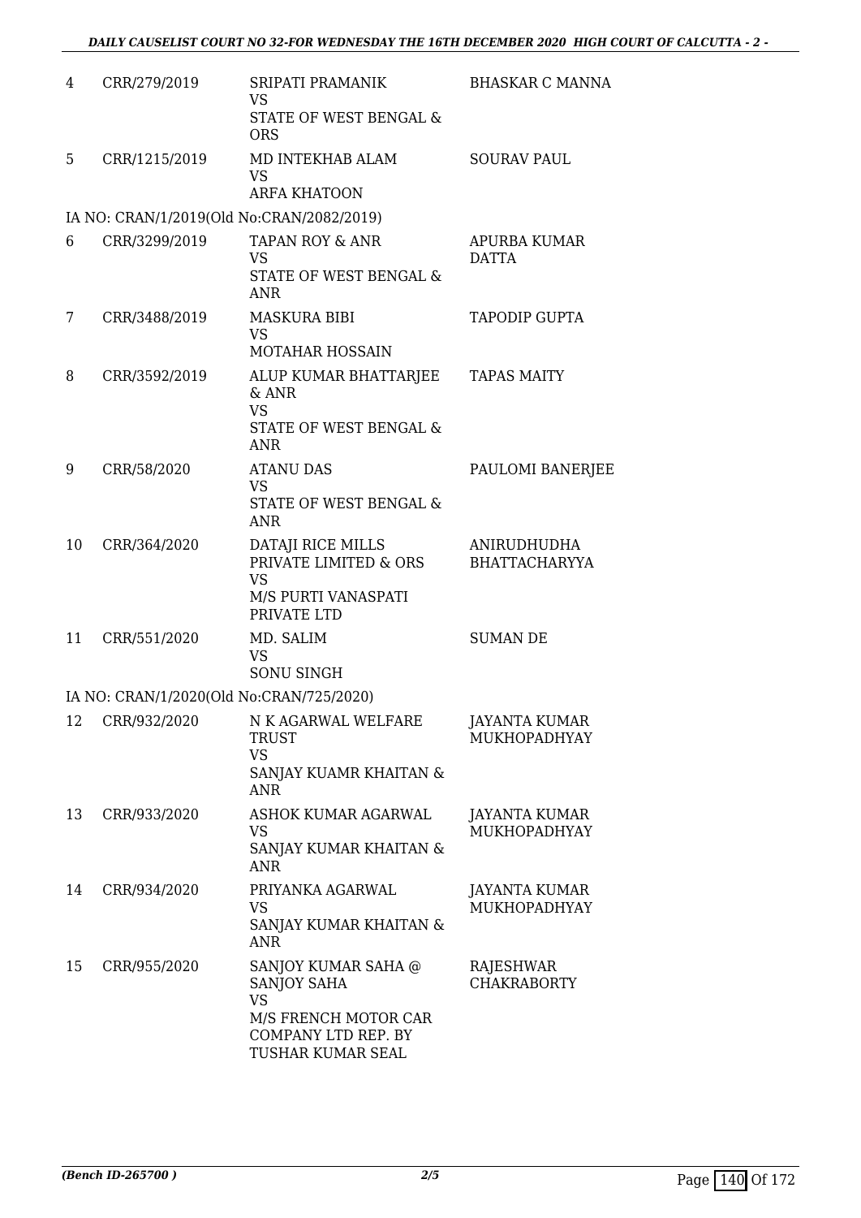| | | | |
|---|---|---|---|
| 4 | CRR/279/2019 | SRIPATI PRAMANIK<br>VS<br>STATE OF WEST BENGAL & ORS | BHASKAR C MANNA |
| 5 | CRR/1215/2019 | MD INTEKHAB ALAM<br>VS<br>ARFA KHATOON | SOURAV PAUL |
| | IA NO: CRAN/1/2019(Old No:CRAN/2082/2019) | | |
| 6 | CRR/3299/2019 | TAPAN ROY & ANR<br>VS<br>STATE OF WEST BENGAL & ANR | APURBA KUMAR DATTA |
| 7 | CRR/3488/2019 | MASKURA BIBI<br>VS<br>MOTAHAR HOSSAIN | TAPODIP GUPTA |
| 8 | CRR/3592/2019 | ALUP KUMAR BHATTARJEE & ANR<br>VS<br>STATE OF WEST BENGAL & ANR | TAPAS MAITY |
| 9 | CRR/58/2020 | ATANU DAS<br>VS<br>STATE OF WEST BENGAL & ANR | PAULOMI BANERJEE |
| 10 | CRR/364/2020 | DATAJI RICE MILLS PRIVATE LIMITED & ORS<br>VS<br>M/S PURTI VANASPATI PRIVATE LTD | ANIRUDHUDHA BHATTACHARYYA |
| 11 | CRR/551/2020 | MD. SALIM<br>VS<br>SONU SINGH | SUMAN DE |
| | IA NO: CRAN/1/2020(Old No:CRAN/725/2020) | | |
| 12 | CRR/932/2020 | N K AGARWAL WELFARE TRUST<br>VS<br>SANJAY KUAMR KHAITAN & ANR | JAYANTA KUMAR MUKHOPADHYAY |
| 13 | CRR/933/2020 | ASHOK KUMAR AGARWAL<br>VS<br>SANJAY KUMAR KHAITAN & ANR | JAYANTA KUMAR MUKHOPADHYAY |
| 14 | CRR/934/2020 | PRIYANKA AGARWAL<br>VS<br>SANJAY KUMAR KHAITAN & ANR | JAYANTA KUMAR MUKHOPADHYAY |
| 15 | CRR/955/2020 | SANJOY KUMAR SAHA @ SANJOY SAHA<br>VS<br>M/S FRENCH MOTOR CAR COMPANY LTD REP. BY TUSHAR KUMAR SEAL | RAJESHWAR CHAKRABORTY |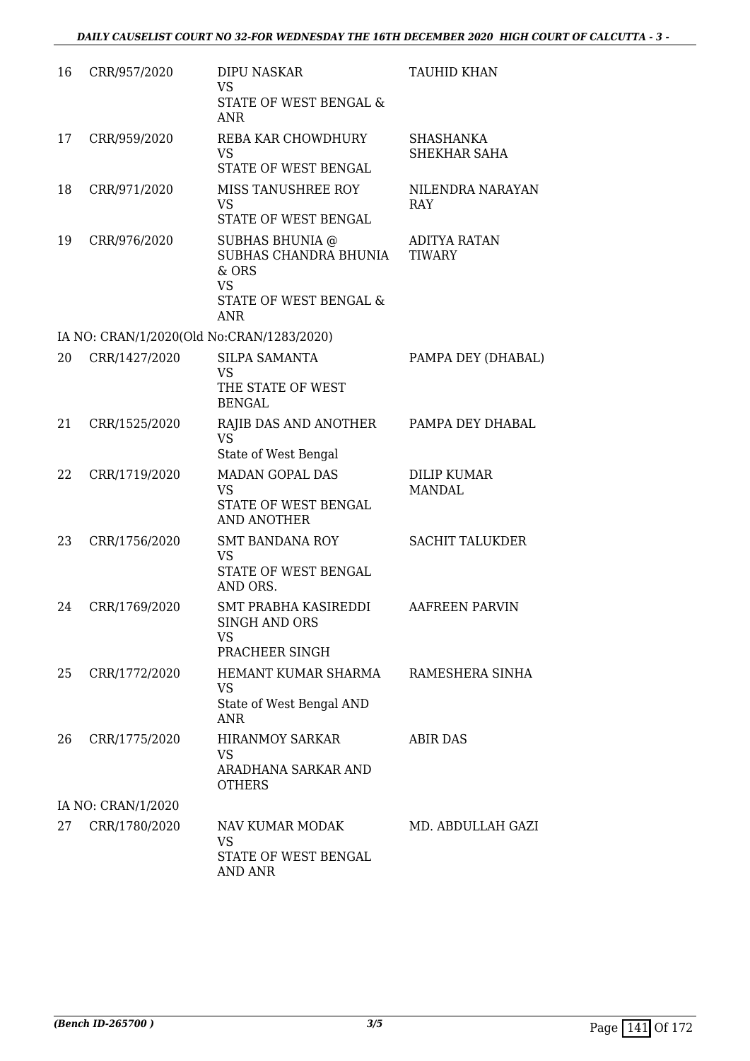| | | | |
|---|---|---|---|
| 16 | CRR/957/2020 | DIPU NASKAR<br>VS<br>STATE OF WEST BENGAL & ANR | TAUHID KHAN |
| 17 | CRR/959/2020 | REBA KAR CHOWDHURY<br>VS<br>STATE OF WEST BENGAL | SHASHANKA SHEKHAR SAHA |
| 18 | CRR/971/2020 | MISS TANUSHREE ROY<br>VS<br>STATE OF WEST BENGAL | NILENDRA NARAYAN RAY |
| 19 | CRR/976/2020 | SUBHAS BHUNIA @ SUBHAS CHANDRA BHUNIA & ORS<br>VS<br>STATE OF WEST BENGAL & ANR | ADITYA RATAN TIWARY |
| | IA NO: CRAN/1/2020(Old No:CRAN/1283/2020) | | |
| 20 | CRR/1427/2020 | SILPA SAMANTA<br>VS<br>THE STATE OF WEST BENGAL | PAMPA DEY (DHABAL) |
| 21 | CRR/1525/2020 | RAJIB DAS AND ANOTHER<br>VS<br>State of West Bengal | PAMPA DEY DHABAL |
| 22 | CRR/1719/2020 | MADAN GOPAL DAS<br>VS<br>STATE OF WEST BENGAL AND ANOTHER | DILIP KUMAR MANDAL |
| 23 | CRR/1756/2020 | SMT BANDANA ROY<br>VS<br>STATE OF WEST BENGAL AND ORS. | SACHIT TALUKDER |
| 24 | CRR/1769/2020 | SMT PRABHA KASIREDDI SINGH AND ORS<br>VS<br>PRACHEER SINGH | AAFREEN PARVIN |
| 25 | CRR/1772/2020 | HEMANT KUMAR SHARMA<br>VS<br>State of West Bengal AND ANR | RAMESHERA SINHA |
| 26 | CRR/1775/2020 | HIRANMOY SARKAR<br>VS<br>ARADHANA SARKAR AND OTHERS | ABIR DAS |
| | IA NO: CRAN/1/2020 | | |
| 27 | CRR/1780/2020 | NAV KUMAR MODAK<br>VS<br>STATE OF WEST BENGAL AND ANR | MD. ABDULLAH GAZI |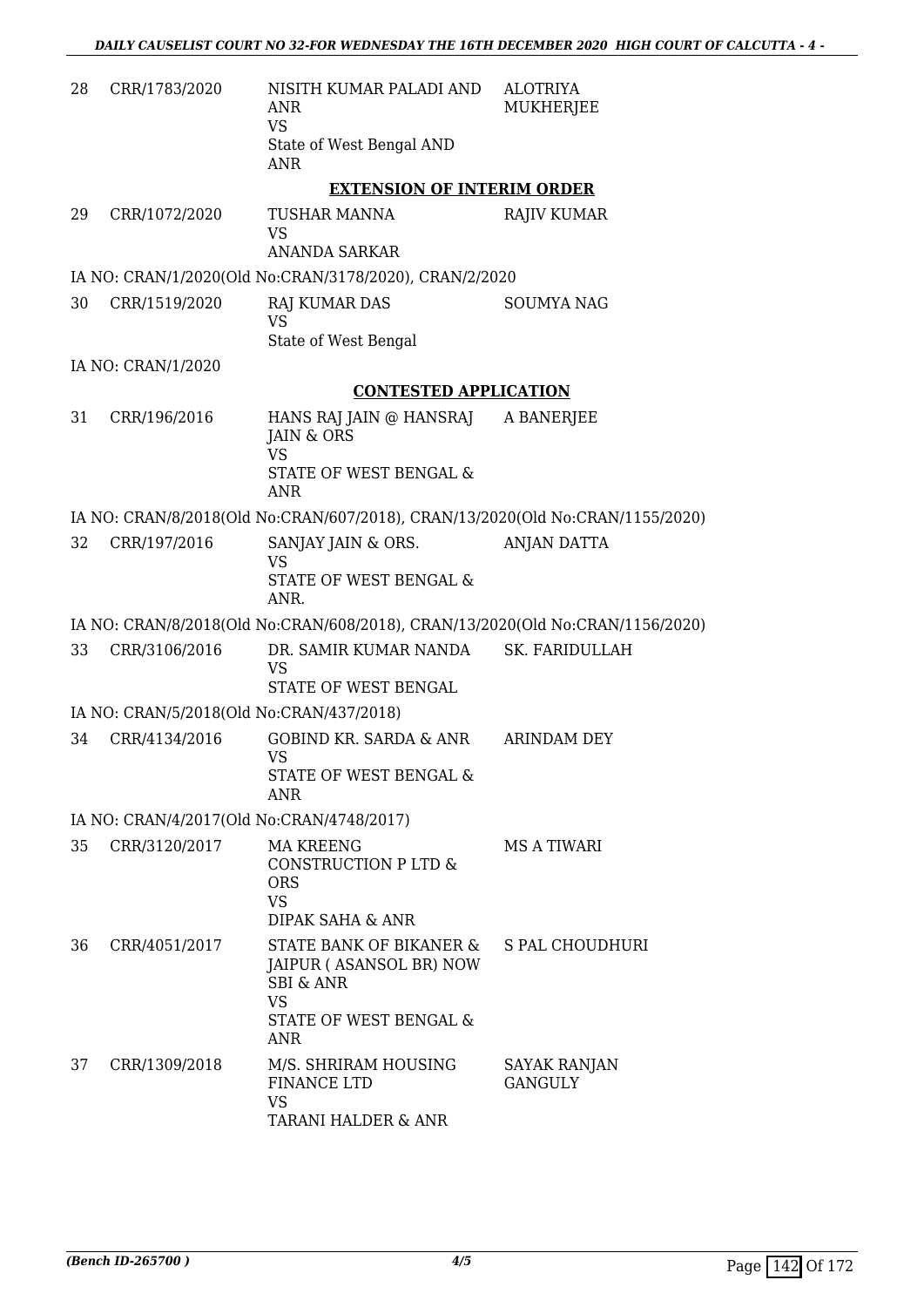| | | | |
|---|---|---|---|
| 28 | CRR/1783/2020 | NISITH KUMAR PALADI AND ANR<br>VS<br>State of West Bengal AND ANR | ALOTRIYA MUKHERJEE |

**EXTENSION OF INTERIM ORDER**

| | | | |
|---|---|---|---|
| 29 | CRR/1072/2020 | TUSHAR MANNA<br>VS<br>ANANDA SARKAR | RAJIV KUMAR |

IA NO: CRAN/1/2020(Old No:CRAN/3178/2020), CRAN/2/2020

| | | | |
|---|---|---|---|
| 30 | CRR/1519/2020 | RAJ KUMAR DAS<br>VS<br>State of West Bengal | SOUMYA NAG |

IA NO: CRAN/1/2020

**CONTESTED APPLICATION**

| | | | |
|---|---|---|---|
| 31 | CRR/196/2016 | HANS RAJ JAIN @ HANSRAJ JAIN & ORS<br>VS<br>STATE OF WEST BENGAL & ANR | A BANERJEE |

IA NO: CRAN/8/2018(Old No:CRAN/607/2018), CRAN/13/2020(Old No:CRAN/1155/2020)

| | | | |
|---|---|---|---|
| 32 | CRR/197/2016 | SANJAY JAIN & ORS.<br>VS<br>STATE OF WEST BENGAL & ANR. | ANJAN DATTA |

IA NO: CRAN/8/2018(Old No:CRAN/608/2018), CRAN/13/2020(Old No:CRAN/1156/2020)

| | | | |
|---|---|---|---|
| 33 | CRR/3106/2016 | DR. SAMIR KUMAR NANDA<br>VS<br>STATE OF WEST BENGAL | SK. FARIDULLAH |

IA NO: CRAN/5/2018(Old No:CRAN/437/2018)

| | | | |
|---|---|---|---|
| 34 | CRR/4134/2016 | GOBIND KR. SARDA & ANR<br>VS<br>STATE OF WEST BENGAL & ANR | ARINDAM DEY |

IA NO: CRAN/4/2017(Old No:CRAN/4748/2017)

| | | | |
|---|---|---|---|
| 35 | CRR/3120/2017 | MA KREENG CONSTRUCTION P LTD & ORS<br>VS<br>DIPAK SAHA & ANR | MS A TIWARI |
| 36 | CRR/4051/2017 | STATE BANK OF BIKANER & JAIPUR ( ASANSOL BR) NOW SBI & ANR<br>VS<br>STATE OF WEST BENGAL & ANR | S PAL CHOUDHURI |
| 37 | CRR/1309/2018 | M/S. SHRIRAM HOUSING FINANCE LTD<br>VS<br>TARANI HALDER & ANR | SAYAK RANJAN GANGULY |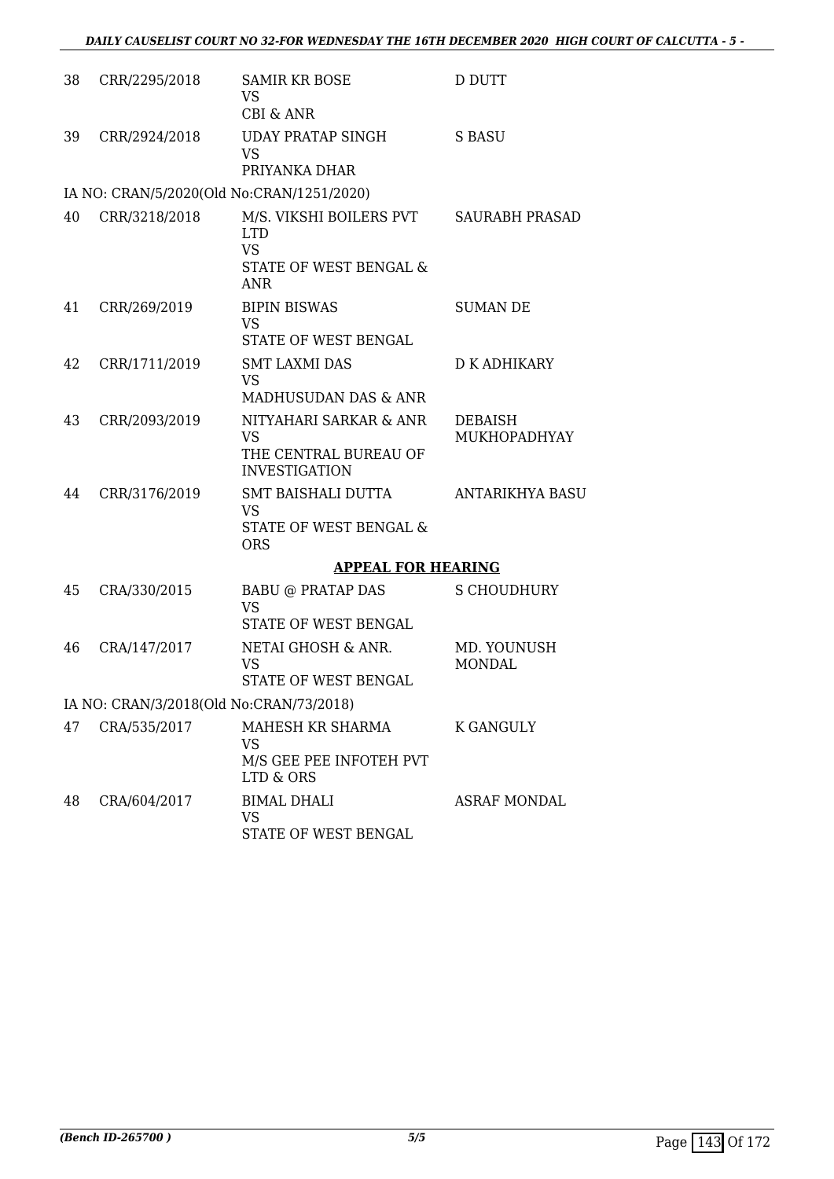| | | | |
|---|---|---|---|
| 38 | CRR/2295/2018 | SAMIR KR BOSE<br>VS<br>CBI & ANR | D DUTT |
| 39 | CRR/2924/2018 | UDAY PRATAP SINGH<br>VS<br>PRIYANKA DHAR | S BASU |
| IA NO: CRAN/5/2020(Old No:CRAN/1251/2020) | | | |
| 40 | CRR/3218/2018 | M/S. VIKSHI BOILERS PVT LTD<br>VS<br>STATE OF WEST BENGAL & ANR | SAURABH PRASAD |
| 41 | CRR/269/2019 | BIPIN BISWAS<br>VS<br>STATE OF WEST BENGAL | SUMAN DE |
| 42 | CRR/1711/2019 | SMT LAXMI DAS<br>VS<br>MADHUSUDAN DAS & ANR | D K ADHIKARY |
| 43 | CRR/2093/2019 | NITYAHARI SARKAR & ANR<br>VS<br>THE CENTRAL BUREAU OF INVESTIGATION | DEBAISH MUKHOPADHYAY |
| 44 | CRR/3176/2019 | SMT BAISHALI DUTTA<br>VS<br>STATE OF WEST BENGAL & ORS | ANTARIKHYA BASU |

**APPEAL FOR HEARING**

| | | | |
|---|---|---|---|
| 45 | CRA/330/2015 | BABU @ PRATAP DAS<br>VS<br>STATE OF WEST BENGAL | S CHOUDHURY |
| 46 | CRA/147/2017 | NETAI GHOSH & ANR.<br>VS<br>STATE OF WEST BENGAL | MD. YOUNUSH MONDAL |
| IA NO: CRAN/3/2018(Old No:CRAN/73/2018) | | | |
| 47 | CRA/535/2017 | MAHESH KR SHARMA<br>VS<br>M/S GEE PEE INFOTEH PVT LTD & ORS | K GANGULY |
| 48 | CRA/604/2017 | BIMAL DHALI<br>VS<br>STATE OF WEST BENGAL | ASRAF MONDAL |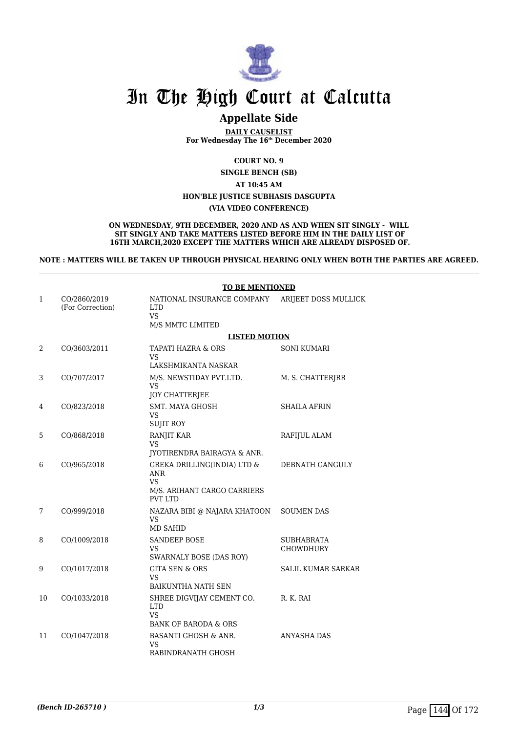# In The High Court at Calcutta

## Appellate Side

**DAILY CAUSELIST**
**For Wednesday The 16th December 2020**

**COURT NO. 9**

**SINGLE BENCH (SB)**

**AT 10:45 AM**

**HON'BLE JUSTICE SUBHASIS DASGUPTA**

**(VIA VIDEO CONFERENCE)**

**ON WEDNESDAY, 9TH DECEMBER, 2020 AND AS AND WHEN SIT SINGLY - WILL SIT SINGLY AND TAKE MATTERS LISTED BEFORE HIM IN THE DAILY LIST OF 16TH MARCH,2020 EXCEPT THE MATTERS WHICH ARE ALREADY DISPOSED OF.**

**NOTE : MATTERS WILL BE TAKEN UP THROUGH PHYSICAL HEARING ONLY WHEN BOTH THE PARTIES ARE AGREED.**

**TO BE MENTIONED**

| | | | |
|---|---|---|---|
| 1 | CO/2860/2019 (For Correction) | NATIONAL INSURANCE COMPANY LTD VS M/S MMTC LIMITED | ARIJEET DOSS MULLICK |

**LISTED MOTION**

| | | | |
|---|---|---|---|
| 2 | CO/3603/2011 | TAPATI HAZRA & ORS VS LAKSHMIKANTA NASKAR | SONI KUMARI |
| 3 | CO/707/2017 | M/S. NEWSTIDAY PVT.LTD. VS JOY CHATTERJEE | M. S. CHATTERJRR |
| 4 | CO/823/2018 | SMT. MAYA GHOSH VS SUJIT ROY | SHAILA AFRIN |
| 5 | CO/868/2018 | RANJIT KAR VS JYOTIRENDRA BAIRAGYA & ANR. | RAFIJUL ALAM |
| 6 | CO/965/2018 | GREKA DRILLING(INDIA) LTD & ANR VS M/S. ARIHANT CARGO CARRIERS PVT LTD | DEBNATH GANGULY |
| 7 | CO/999/2018 | NAZARA BIBI @ NAJARA KHATOON VS MD SAHID | SOUMEN DAS |
| 8 | CO/1009/2018 | SANDEEP BOSE VS SWARNALY BOSE (DAS ROY) | SUBHABRATA CHOWDHURY |
| 9 | CO/1017/2018 | GITA SEN & ORS VS BAIKUNTHA NATH SEN | SALIL KUMAR SARKAR |
| 10 | CO/1033/2018 | SHREE DIGVIJAY CEMENT CO. LTD VS BANK OF BARODA & ORS | R. K. RAI |
| 11 | CO/1047/2018 | BASANTI GHOSH & ANR. VS RABINDRANATH GHOSH | ANYASHA DAS |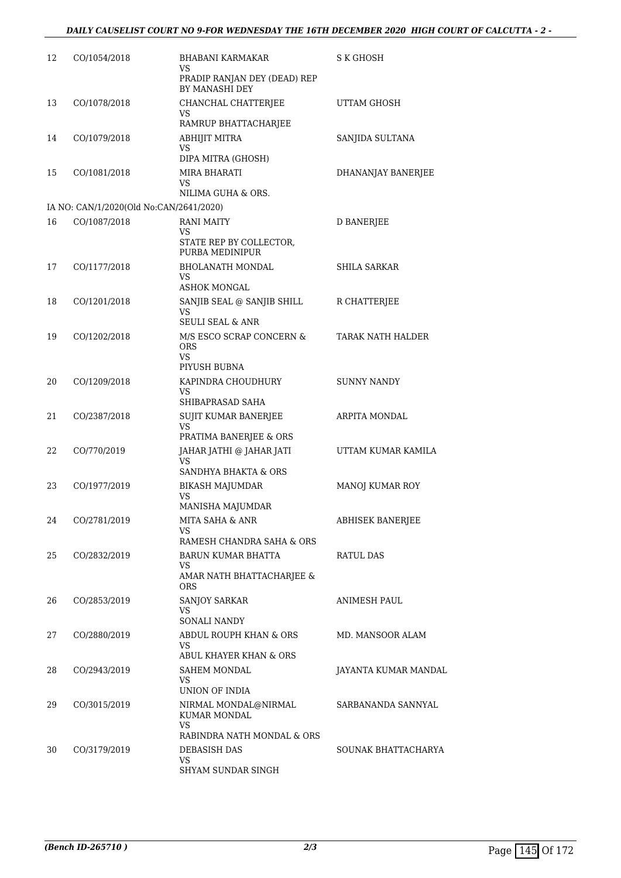| 12 | CO/1054/2018 | BHABANI KARMAKAR<br>VS<br>PRADIP RANJAN DEY (DEAD) REP BY MANASHI DEY | S K GHOSH |
|---|---|---|---|
| 13 | CO/1078/2018 | CHANCHAL CHATTERJEE<br>VS<br>RAMRUP BHATTACHARJEE | UTTAM GHOSH |
| 14 | CO/1079/2018 | ABHIJIT MITRA<br>VS<br>DIPA MITRA (GHOSH) | SANJIDA SULTANA |
| 15 | CO/1081/2018 | MIRA BHARATI<br>VS<br>NILIMA GUHA & ORS. | DHANANJAY BANERJEE |
| | IA NO: CAN/1/2020(Old No:CAN/2641/2020) | | |
| 16 | CO/1087/2018 | RANI MAITY<br>VS<br>STATE REP BY COLLECTOR, PURBA MEDINIPUR | D BANERJEE |
| 17 | CO/1177/2018 | BHOLANATH MONDAL<br>VS<br>ASHOK MONGAL | SHILA SARKAR |
| 18 | CO/1201/2018 | SANJIB SEAL @ SANJIB SHILL<br>VS<br>SEULI SEAL & ANR | R CHATTERJEE |
| 19 | CO/1202/2018 | M/S ESCO SCRAP CONCERN & ORS<br>VS<br>PIYUSH BUBNA | TARAK NATH HALDER |
| 20 | CO/1209/2018 | KAPINDRA CHOUDHURY<br>VS<br>SHIBAPRASAD SAHA | SUNNY NANDY |
| 21 | CO/2387/2018 | SUJIT KUMAR BANERJEE<br>VS<br>PRATIMA BANERJEE & ORS | ARPITA MONDAL |
| 22 | CO/770/2019 | JAHAR JATHI @ JAHAR JATI<br>VS<br>SANDHYA BHAKTA & ORS | UTTAM KUMAR KAMILA |
| 23 | CO/1977/2019 | BIKASH MAJUMDAR<br>VS<br>MANISHA MAJUMDAR | MANOJ KUMAR ROY |
| 24 | CO/2781/2019 | MITA SAHA & ANR<br>VS<br>RAMESH CHANDRA SAHA & ORS | ABHISEK BANERJEE |
| 25 | CO/2832/2019 | BARUN KUMAR BHATTA<br>VS<br>AMAR NATH BHATTACHARJEE & ORS | RATUL DAS |
| 26 | CO/2853/2019 | SANJOY SARKAR<br>VS<br>SONALI NANDY | ANIMESH PAUL |
| 27 | CO/2880/2019 | ABDUL ROUPH KHAN & ORS<br>VS<br>ABUL KHAYER KHAN & ORS | MD. MANSOOR ALAM |
| 28 | CO/2943/2019 | SAHEM MONDAL<br>VS<br>UNION OF INDIA | JAYANTA KUMAR MANDAL |
| 29 | CO/3015/2019 | NIRMAL MONDAL@NIRMAL KUMAR MONDAL<br>VS<br>RABINDRA NATH MONDAL & ORS | SARBANANDA SANNYAL |
| 30 | CO/3179/2019 | DEBASISH DAS<br>VS<br>SHYAM SUNDAR SINGH | SOUNAK BHATTACHARYA |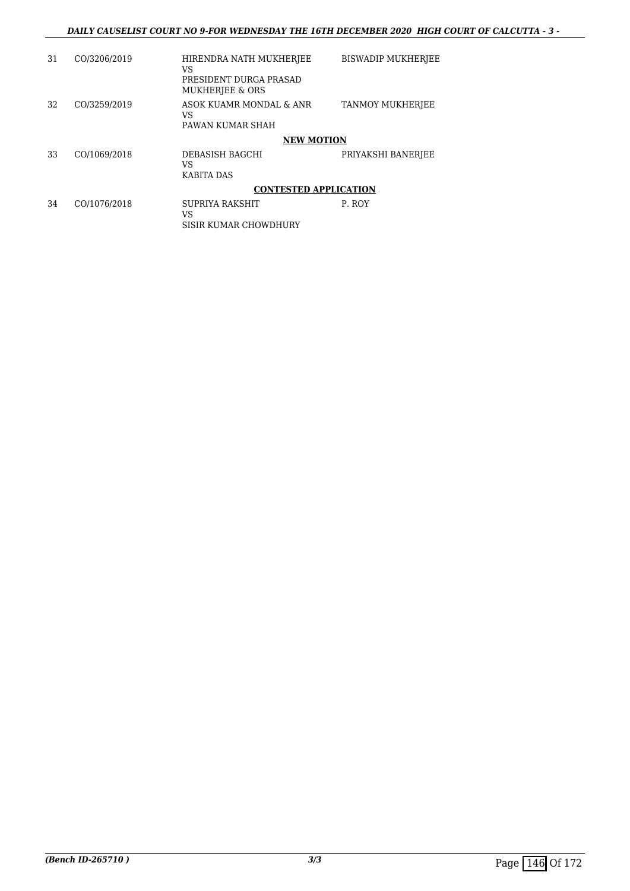| | | | |
|---|---|---|---|
| 31 | CO/3206/2019 | HIRENDRA NATH MUKHERJEE<br>VS<br>PRESIDENT DURGA PRASAD MUKHERJEE & ORS | BISWADIP MUKHERJEE |
| 32 | CO/3259/2019 | ASOK KUAMR MONDAL & ANR<br>VS<br>PAWAN KUMAR SHAH | TANMOY MUKHERJEE |
| | | **NEW MOTION** | |
| 33 | CO/1069/2018 | DEBASISH BAGCHI<br>VS<br>KABITA DAS | PRIYAKSHI BANERJEE |
| | | **CONTESTED APPLICATION** | |
| 34 | CO/1076/2018 | SUPRIYA RAKSHIT<br>VS<br>SISIR KUMAR CHOWDHURY | P. ROY |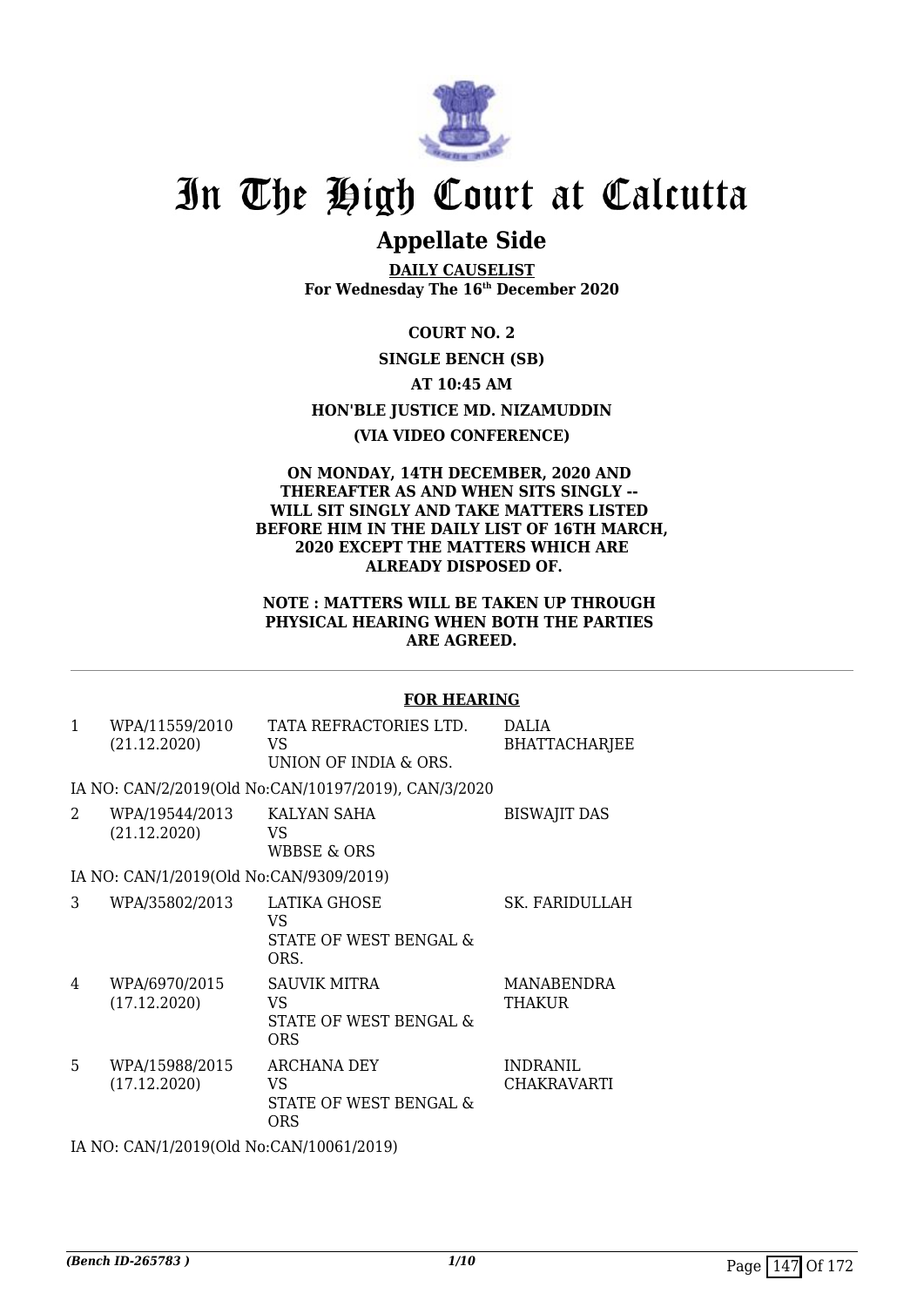# In The High Court at Calcutta

## Appellate Side

**DAILY CAUSELIST**
**For Wednesday The 16th December 2020**

**COURT NO. 2**

**SINGLE BENCH (SB)**

**AT 10:45 AM**

**HON'BLE JUSTICE MD. NIZAMUDDIN**

**(VIA VIDEO CONFERENCE)**

**ON MONDAY, 14TH DECEMBER, 2020 AND THEREAFTER AS AND WHEN SITS SINGLY -- WILL SIT SINGLY AND TAKE MATTERS LISTED BEFORE HIM IN THE DAILY LIST OF 16TH MARCH, 2020 EXCEPT THE MATTERS WHICH ARE ALREADY DISPOSED OF.**

**NOTE : MATTERS WILL BE TAKEN UP THROUGH PHYSICAL HEARING WHEN BOTH THE PARTIES ARE AGREED.**

**FOR HEARING**

| | | | |
|---|---|---|---|
| 1 | WPA/11559/2010 (21.12.2020) | TATA REFRACTORIES LTD. VS UNION OF INDIA & ORS. | DALIA BHATTACHARJEE |
| | IA NO: CAN/2/2019(Old No:CAN/10197/2019), CAN/3/2020 | | |
| 2 | WPA/19544/2013 (21.12.2020) | KALYAN SAHA VS WBBSE & ORS | BISWAJIT DAS |
| | IA NO: CAN/1/2019(Old No:CAN/9309/2019) | | |
| 3 | WPA/35802/2013 | LATIKA GHOSE VS STATE OF WEST BENGAL & ORS. | SK. FARIDULLAH |
| 4 | WPA/6970/2015 (17.12.2020) | SAUVIK MITRA VS STATE OF WEST BENGAL & ORS | MANABENDRA THAKUR |
| 5 | WPA/15988/2015 (17.12.2020) | ARCHANA DEY VS STATE OF WEST BENGAL & ORS | INDRANIL CHAKRAVARTI |
| | IA NO: CAN/1/2019(Old No:CAN/10061/2019) | | |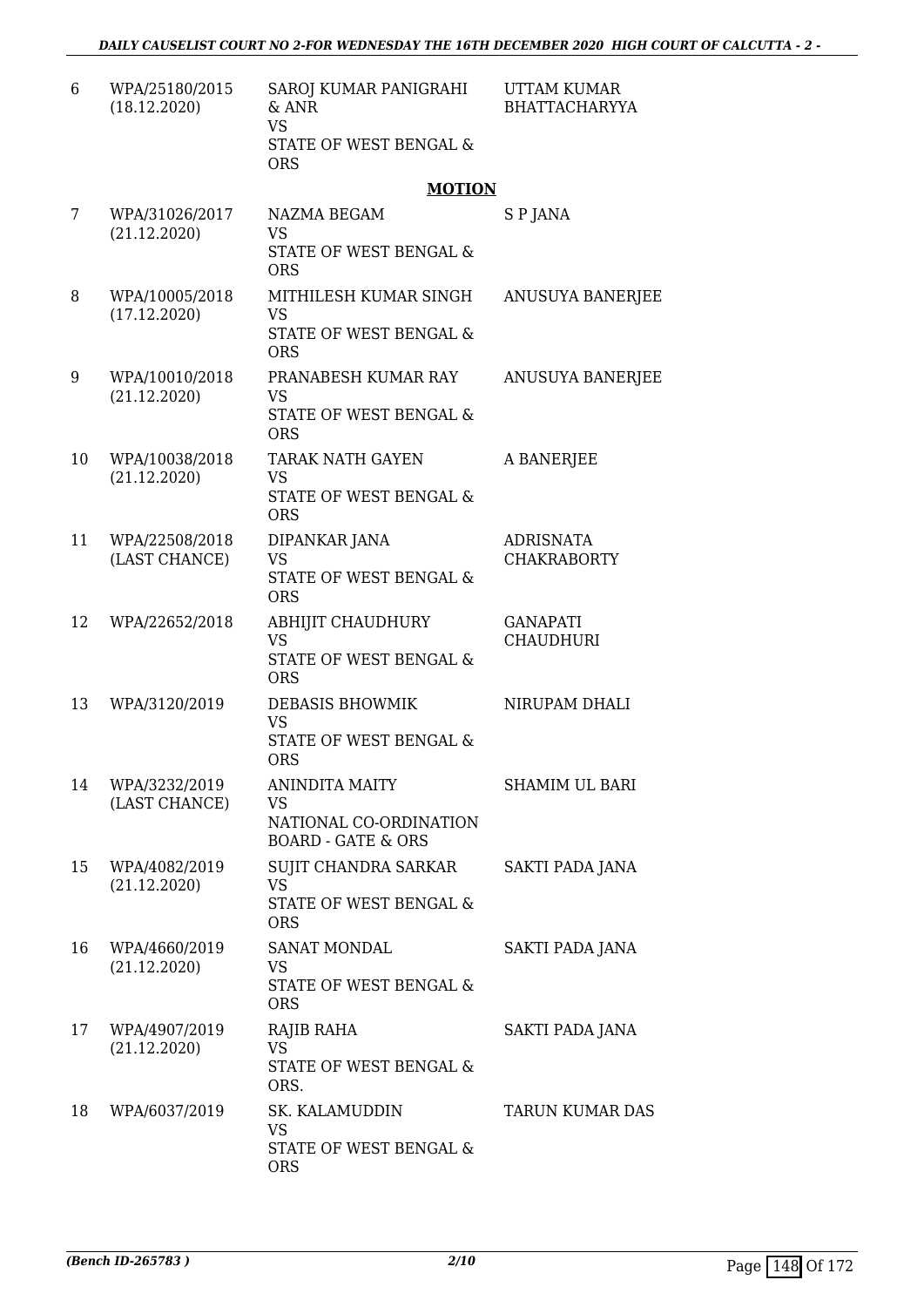| 6 | WPA/25180/2015 (18.12.2020) | SAROJ KUMAR PANIGRAHI & ANR VS STATE OF WEST BENGAL & ORS | UTTAM KUMAR BHATTACHARYYA |
|---|---|---|---|

**MOTION**

| 7 | WPA/31026/2017 (21.12.2020) | NAZMA BEGAM VS STATE OF WEST BENGAL & ORS | S P JANA |
|---|---|---|---|
| 8 | WPA/10005/2018 (17.12.2020) | MITHILESH KUMAR SINGH VS STATE OF WEST BENGAL & ORS | ANUSUYA BANERJEE |
| 9 | WPA/10010/2018 (21.12.2020) | PRANABESH KUMAR RAY VS STATE OF WEST BENGAL & ORS | ANUSUYA BANERJEE |
| 10 | WPA/10038/2018 (21.12.2020) | TARAK NATH GAYEN VS STATE OF WEST BENGAL & ORS | A BANERJEE |
| 11 | WPA/22508/2018 (LAST CHANCE) | DIPANKAR JANA VS STATE OF WEST BENGAL & ORS | ADRISNATA CHAKRABORTY |
| 12 | WPA/22652/2018 | ABHIJIT CHAUDHURY VS STATE OF WEST BENGAL & ORS | GANAPATI CHAUDHURI |
| 13 | WPA/3120/2019 | DEBASIS BHOWMIK VS STATE OF WEST BENGAL & ORS | NIRUPAM DHALI |
| 14 | WPA/3232/2019 (LAST CHANCE) | ANINDITA MAITY VS NATIONAL CO-ORDINATION BOARD - GATE & ORS | SHAMIM UL BARI |
| 15 | WPA/4082/2019 (21.12.2020) | SUJIT CHANDRA SARKAR VS STATE OF WEST BENGAL & ORS | SAKTI PADA JANA |
| 16 | WPA/4660/2019 (21.12.2020) | SANAT MONDAL VS STATE OF WEST BENGAL & ORS | SAKTI PADA JANA |
| 17 | WPA/4907/2019 (21.12.2020) | RAJIB RAHA VS STATE OF WEST BENGAL & ORS. | SAKTI PADA JANA |
| 18 | WPA/6037/2019 | SK. KALAMUDDIN VS STATE OF WEST BENGAL & ORS | TARUN KUMAR DAS |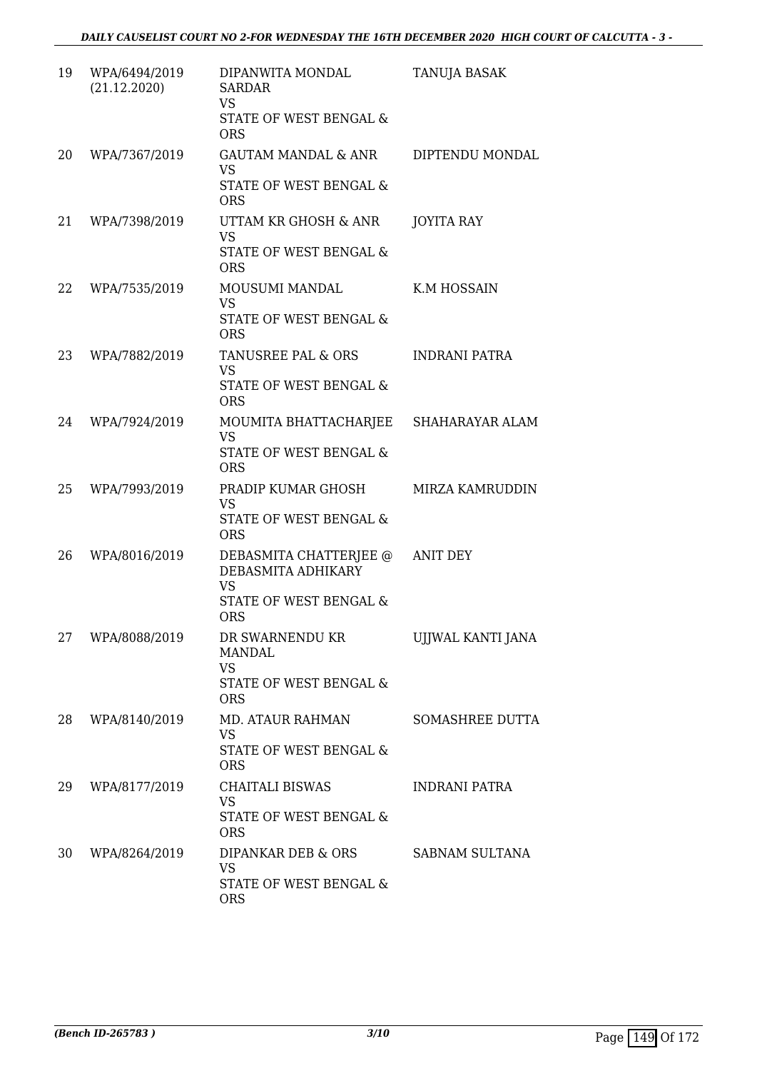| 19 | WPA/6494/2019 (21.12.2020) | DIPANWITA MONDAL SARDAR VS STATE OF WEST BENGAL & ORS | TANUJA BASAK |
|---|---|---|---|
| 20 | WPA/7367/2019 | GAUTAM MANDAL & ANR VS STATE OF WEST BENGAL & ORS | DIPTENDU MONDAL |
| 21 | WPA/7398/2019 | UTTAM KR GHOSH & ANR VS STATE OF WEST BENGAL & ORS | JOYITA RAY |
| 22 | WPA/7535/2019 | MOUSUMI MANDAL VS STATE OF WEST BENGAL & ORS | K.M HOSSAIN |
| 23 | WPA/7882/2019 | TANUSREE PAL & ORS VS STATE OF WEST BENGAL & ORS | INDRANI PATRA |
| 24 | WPA/7924/2019 | MOUMITA BHATTACHARJEE VS STATE OF WEST BENGAL & ORS | SHAHARAYAR ALAM |
| 25 | WPA/7993/2019 | PRADIP KUMAR GHOSH VS STATE OF WEST BENGAL & ORS | MIRZA KAMRUDDIN |
| 26 | WPA/8016/2019 | DEBASMITA CHATTERJEE @ DEBASMITA ADHIKARY VS STATE OF WEST BENGAL & ORS | ANIT DEY |
| 27 | WPA/8088/2019 | DR SWARNENDU KR MANDAL VS STATE OF WEST BENGAL & ORS | UJJWAL KANTI JANA |
| 28 | WPA/8140/2019 | MD. ATAUR RAHMAN VS STATE OF WEST BENGAL & ORS | SOMASHREE DUTTA |
| 29 | WPA/8177/2019 | CHAITALI BISWAS VS STATE OF WEST BENGAL & ORS | INDRANI PATRA |
| 30 | WPA/8264/2019 | DIPANKAR DEB & ORS VS STATE OF WEST BENGAL & ORS | SABNAM SULTANA |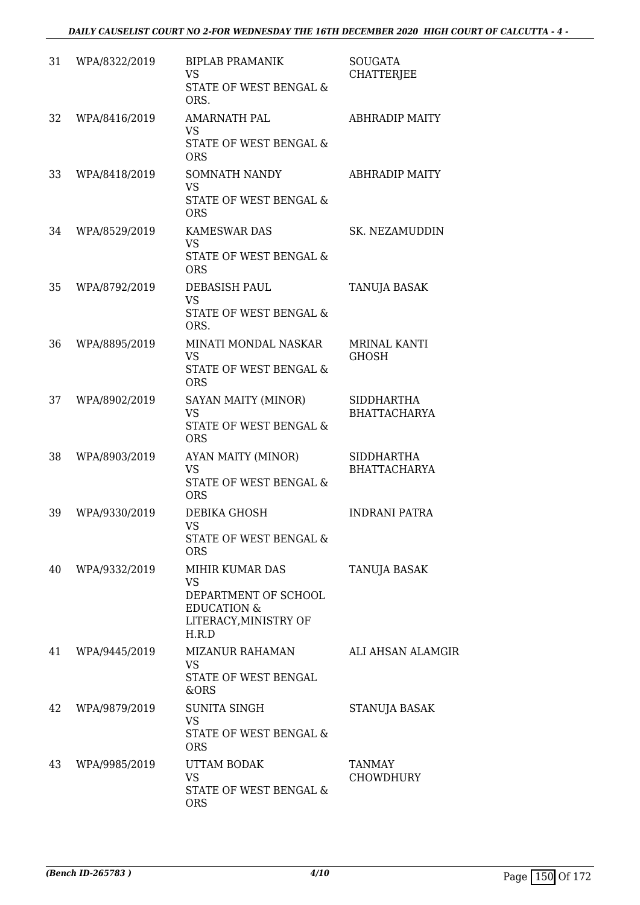| 31 | WPA/8322/2019 | BIPLAB PRAMANIK<br>VS<br>STATE OF WEST BENGAL & ORS. | SOUGATA CHATTERJEE |
|---|---|---|---|
| 32 | WPA/8416/2019 | AMARNATH PAL<br>VS<br>STATE OF WEST BENGAL & ORS | ABHRADIP MAITY |
| 33 | WPA/8418/2019 | SOMNATH NANDY<br>VS<br>STATE OF WEST BENGAL & ORS | ABHRADIP MAITY |
| 34 | WPA/8529/2019 | KAMESWAR DAS<br>VS<br>STATE OF WEST BENGAL & ORS | SK. NEZAMUDDIN |
| 35 | WPA/8792/2019 | DEBASISH PAUL<br>VS<br>STATE OF WEST BENGAL & ORS. | TANUJA BASAK |
| 36 | WPA/8895/2019 | MINATI MONDAL NASKAR<br>VS<br>STATE OF WEST BENGAL & ORS | MRINAL KANTI GHOSH |
| 37 | WPA/8902/2019 | SAYAN MAITY (MINOR)<br>VS<br>STATE OF WEST BENGAL & ORS | SIDDHARTHA BHATTACHARYA |
| 38 | WPA/8903/2019 | AYAN MAITY (MINOR)<br>VS<br>STATE OF WEST BENGAL & ORS | SIDDHARTHA BHATTACHARYA |
| 39 | WPA/9330/2019 | DEBIKA GHOSH<br>VS<br>STATE OF WEST BENGAL & ORS | INDRANI PATRA |
| 40 | WPA/9332/2019 | MIHIR KUMAR DAS<br>VS<br>DEPARTMENT OF SCHOOL EDUCATION & LITERACY,MINISTRY OF H.R.D | TANUJA BASAK |
| 41 | WPA/9445/2019 | MIZANUR RAHAMAN<br>VS<br>STATE OF WEST BENGAL &ORS | ALI AHSAN ALAMGIR |
| 42 | WPA/9879/2019 | SUNITA SINGH<br>VS<br>STATE OF WEST BENGAL & ORS | STANUJA BASAK |
| 43 | WPA/9985/2019 | UTTAM BODAK<br>VS<br>STATE OF WEST BENGAL & ORS | TANMAY CHOWDHURY |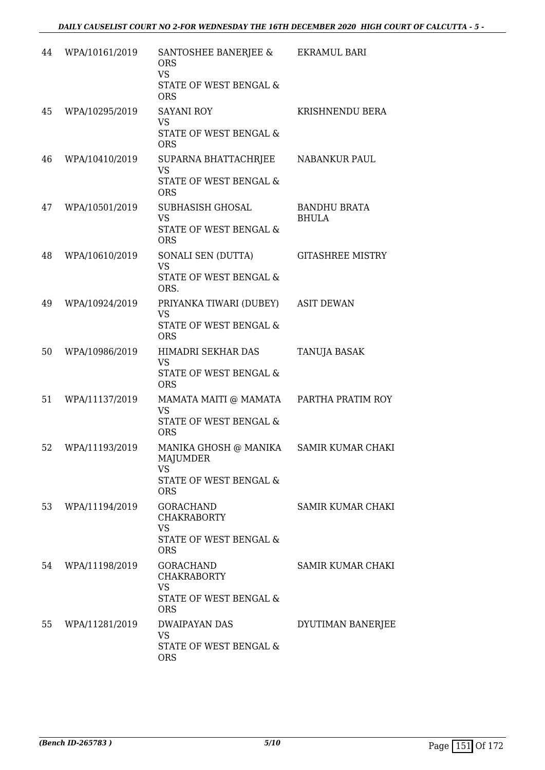| | | | |
|---|---|---|---|
| 44 | WPA/10161/2019 | SANTOSHEE BANERJEE & ORS<br>VS<br>STATE OF WEST BENGAL & ORS | EKRAMUL BARI |
| 45 | WPA/10295/2019 | SAYANI ROY<br>VS<br>STATE OF WEST BENGAL & ORS | KRISHNENDU BERA |
| 46 | WPA/10410/2019 | SUPARNA BHATTACHRJEE<br>VS<br>STATE OF WEST BENGAL & ORS | NABANKUR PAUL |
| 47 | WPA/10501/2019 | SUBHASISH GHOSAL<br>VS<br>STATE OF WEST BENGAL & ORS | BANDHU BRATA BHULA |
| 48 | WPA/10610/2019 | SONALI SEN (DUTTA)<br>VS<br>STATE OF WEST BENGAL & ORS. | GITASHREE MISTRY |
| 49 | WPA/10924/2019 | PRIYANKA TIWARI (DUBEY)<br>VS<br>STATE OF WEST BENGAL & ORS | ASIT DEWAN |
| 50 | WPA/10986/2019 | HIMADRI SEKHAR DAS<br>VS<br>STATE OF WEST BENGAL & ORS | TANUJA BASAK |
| 51 | WPA/11137/2019 | MAMATA MAITI @ MAMATA<br>VS<br>STATE OF WEST BENGAL & ORS | PARTHA PRATIM ROY |
| 52 | WPA/11193/2019 | MANIKA GHOSH @ MANIKA MAJUMDER<br>VS<br>STATE OF WEST BENGAL & ORS | SAMIR KUMAR CHAKI |
| 53 | WPA/11194/2019 | GORACHAND CHAKRABORTY<br>VS<br>STATE OF WEST BENGAL & ORS | SAMIR KUMAR CHAKI |
| 54 | WPA/11198/2019 | GORACHAND CHAKRABORTY<br>VS<br>STATE OF WEST BENGAL & ORS | SAMIR KUMAR CHAKI |
| 55 | WPA/11281/2019 | DWAIPAYAN DAS<br>VS<br>STATE OF WEST BENGAL & ORS | DYUTIMAN BANERJEE |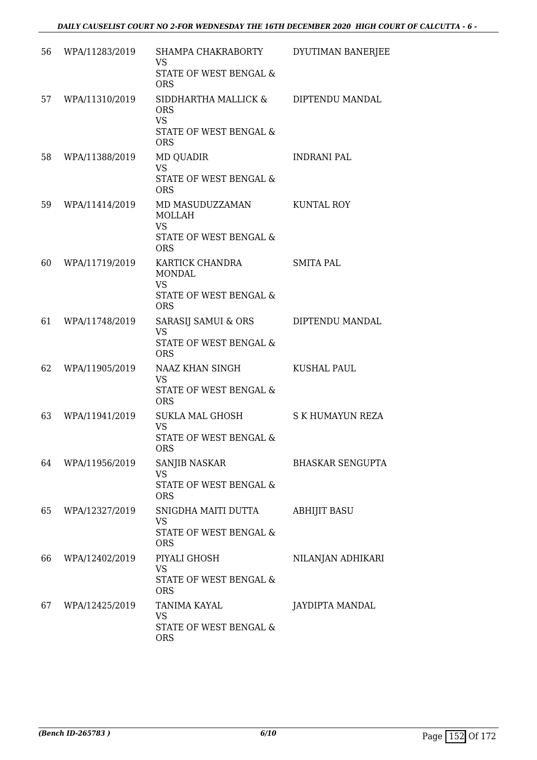| | | | |
|---|---|---|---|
| 56 | WPA/11283/2019 | SHAMPA CHAKRABORTY<br>VS<br>STATE OF WEST BENGAL & ORS | DYUTIMAN BANERJEE |
| 57 | WPA/11310/2019 | SIDDHARTHA MALLICK & ORS<br>VS<br>STATE OF WEST BENGAL & ORS | DIPTENDU MANDAL |
| 58 | WPA/11388/2019 | MD QUADIR<br>VS<br>STATE OF WEST BENGAL & ORS | INDRANI PAL |
| 59 | WPA/11414/2019 | MD MASUDUZZAMAN MOLLAH<br>VS<br>STATE OF WEST BENGAL & ORS | KUNTAL ROY |
| 60 | WPA/11719/2019 | KARTICK CHANDRA MONDAL<br>VS<br>STATE OF WEST BENGAL & ORS | SMITA PAL |
| 61 | WPA/11748/2019 | SARASIJ SAMUI & ORS<br>VS<br>STATE OF WEST BENGAL & ORS | DIPTENDU MANDAL |
| 62 | WPA/11905/2019 | NAAZ KHAN SINGH<br>VS<br>STATE OF WEST BENGAL & ORS | KUSHAL PAUL |
| 63 | WPA/11941/2019 | SUKLA MAL GHOSH<br>VS<br>STATE OF WEST BENGAL & ORS | S K HUMAYUN REZA |
| 64 | WPA/11956/2019 | SANJIB NASKAR<br>VS<br>STATE OF WEST BENGAL & ORS | BHASKAR SENGUPTA |
| 65 | WPA/12327/2019 | SNIGDHA MAITI DUTTA<br>VS<br>STATE OF WEST BENGAL & ORS | ABHIJIT BASU |
| 66 | WPA/12402/2019 | PIYALI GHOSH<br>VS<br>STATE OF WEST BENGAL & ORS | NILANJAN ADHIKARI |
| 67 | WPA/12425/2019 | TANIMA KAYAL<br>VS<br>STATE OF WEST BENGAL & ORS | JAYDIPTA MANDAL |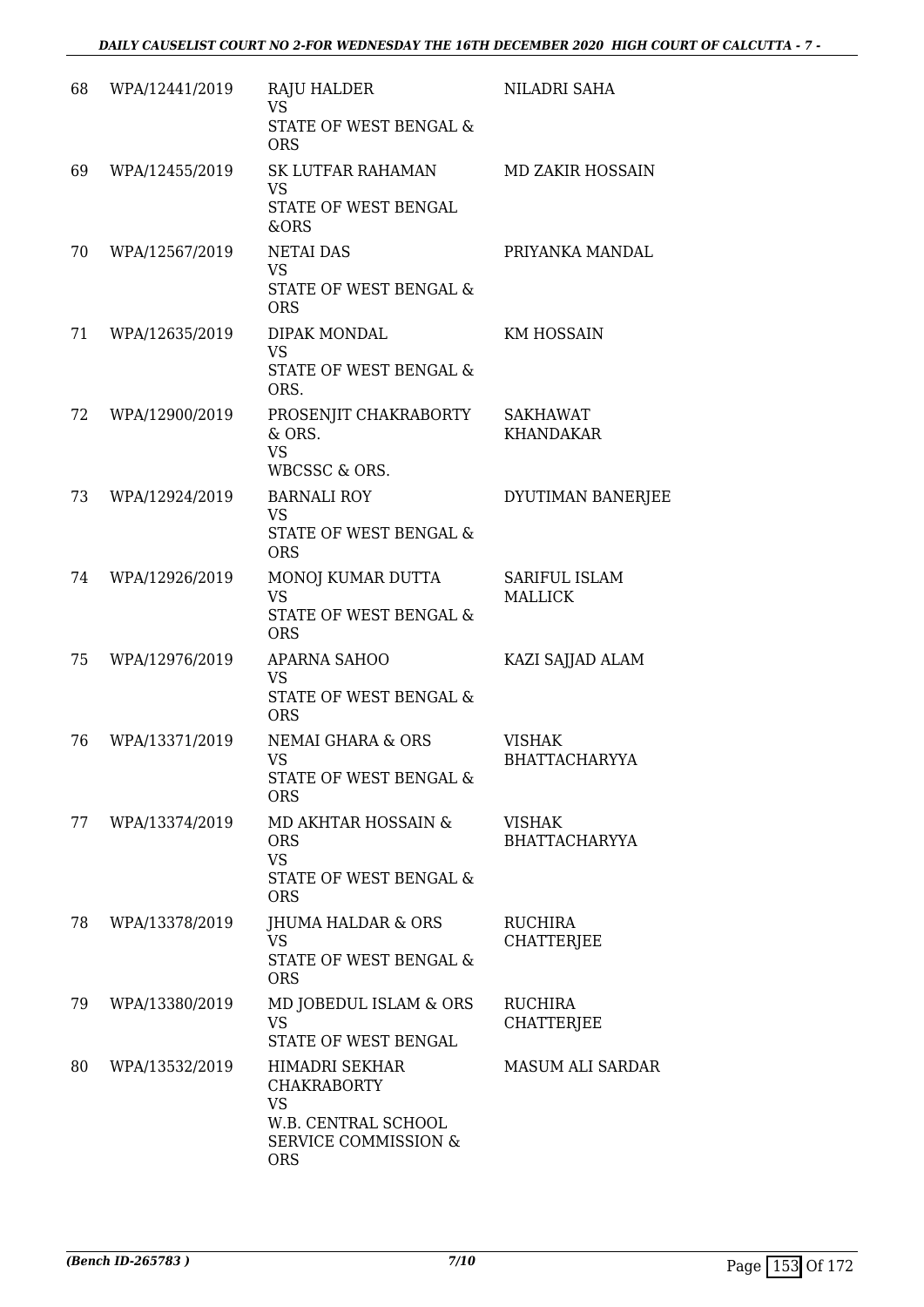| 68 | WPA/12441/2019 | RAJU HALDER<br>VS<br>STATE OF WEST BENGAL & ORS | NILADRI SAHA |
|---|---|---|---|
| 69 | WPA/12455/2019 | SK LUTFAR RAHAMAN<br>VS<br>STATE OF WEST BENGAL &ORS | MD ZAKIR HOSSAIN |
| 70 | WPA/12567/2019 | NETAI DAS<br>VS<br>STATE OF WEST BENGAL & ORS | PRIYANKA MANDAL |
| 71 | WPA/12635/2019 | DIPAK MONDAL<br>VS<br>STATE OF WEST BENGAL & ORS. | KM HOSSAIN |
| 72 | WPA/12900/2019 | PROSENJIT CHAKRABORTY & ORS.<br>VS<br>WBCSSC & ORS. | SAKHAWAT KHANDAKAR |
| 73 | WPA/12924/2019 | BARNALI ROY<br>VS<br>STATE OF WEST BENGAL & ORS | DYUTIMAN BANERJEE |
| 74 | WPA/12926/2019 | MONOJ KUMAR DUTTA<br>VS<br>STATE OF WEST BENGAL & ORS | SARIFUL ISLAM MALLICK |
| 75 | WPA/12976/2019 | APARNA SAHOO<br>VS<br>STATE OF WEST BENGAL & ORS | KAZI SAJJAD ALAM |
| 76 | WPA/13371/2019 | NEMAI GHARA & ORS<br>VS<br>STATE OF WEST BENGAL & ORS | VISHAK BHATTACHARYYA |
| 77 | WPA/13374/2019 | MD AKHTAR HOSSAIN & ORS<br>VS<br>STATE OF WEST BENGAL & ORS | VISHAK BHATTACHARYYA |
| 78 | WPA/13378/2019 | JHUMA HALDAR & ORS<br>VS<br>STATE OF WEST BENGAL & ORS | RUCHIRA CHATTERJEE |
| 79 | WPA/13380/2019 | MD JOBEDUL ISLAM & ORS<br>VS<br>STATE OF WEST BENGAL | RUCHIRA CHATTERJEE |
| 80 | WPA/13532/2019 | HIMADRI SEKHAR CHAKRABORTY<br>VS<br>W.B. CENTRAL SCHOOL SERVICE COMMISSION & ORS | MASUM ALI SARDAR |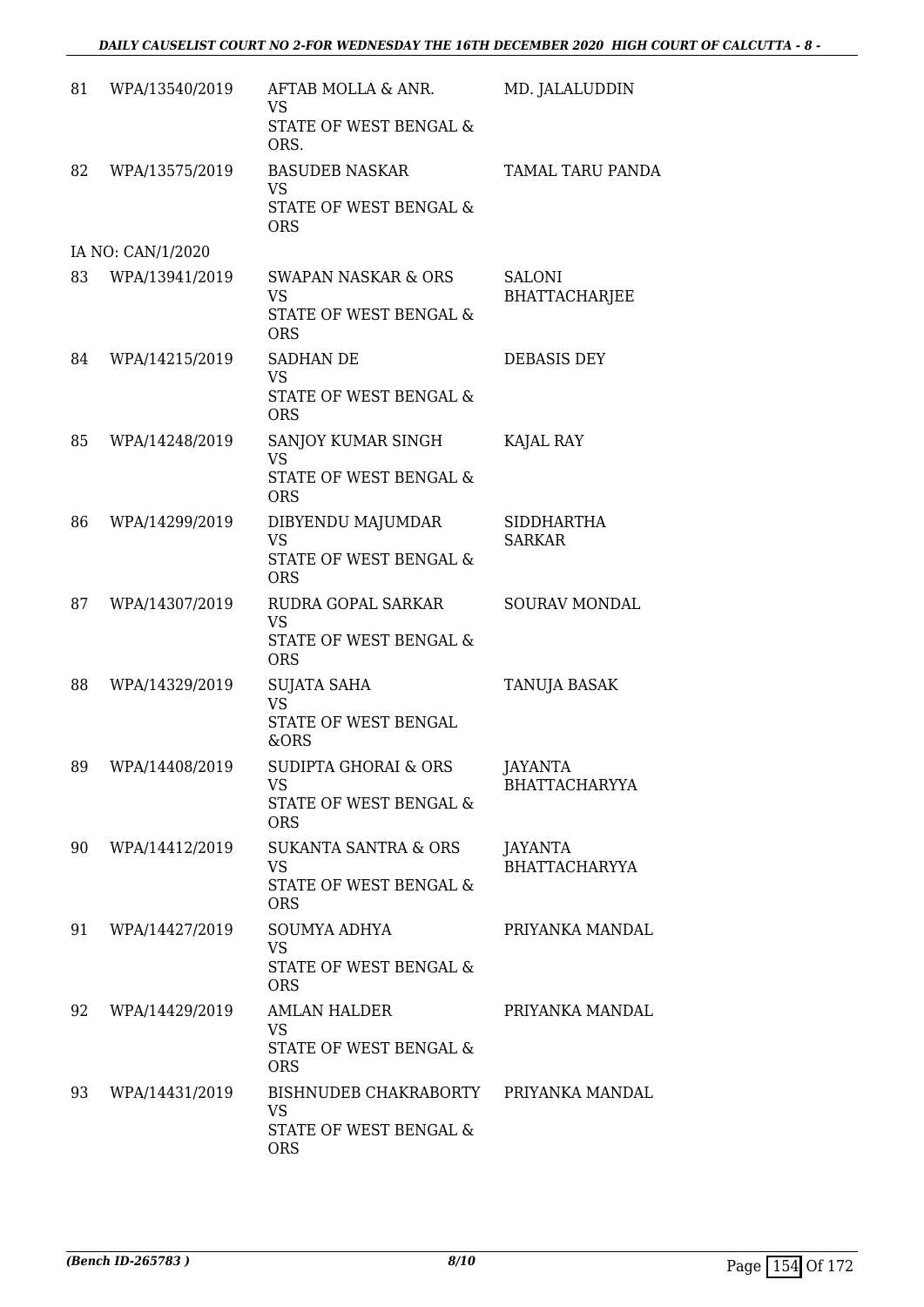| | | | |
|---|---|---|---|
| 81 | WPA/13540/2019 | AFTAB MOLLA & ANR.<br>VS<br>STATE OF WEST BENGAL & ORS. | MD. JALALUDDIN |
| 82 | WPA/13575/2019 | BASUDEB NASKAR<br>VS<br>STATE OF WEST BENGAL & ORS | TAMAL TARU PANDA |
| | IA NO: CAN/1/2020 | | |
| 83 | WPA/13941/2019 | SWAPAN NASKAR & ORS<br>VS<br>STATE OF WEST BENGAL & ORS | SALONI BHATTACHARJEE |
| 84 | WPA/14215/2019 | SADHAN DE<br>VS<br>STATE OF WEST BENGAL & ORS | DEBASIS DEY |
| 85 | WPA/14248/2019 | SANJOY KUMAR SINGH<br>VS<br>STATE OF WEST BENGAL & ORS | KAJAL RAY |
| 86 | WPA/14299/2019 | DIBYENDU MAJUMDAR<br>VS<br>STATE OF WEST BENGAL & ORS | SIDDHARTHA SARKAR |
| 87 | WPA/14307/2019 | RUDRA GOPAL SARKAR<br>VS<br>STATE OF WEST BENGAL & ORS | SOURAV MONDAL |
| 88 | WPA/14329/2019 | SUJATA SAHA<br>VS<br>STATE OF WEST BENGAL &ORS | TANUJA BASAK |
| 89 | WPA/14408/2019 | SUDIPTA GHORAI & ORS<br>VS<br>STATE OF WEST BENGAL & ORS | JAYANTA BHATTACHARYYA |
| 90 | WPA/14412/2019 | SUKANTA SANTRA & ORS<br>VS<br>STATE OF WEST BENGAL & ORS | JAYANTA BHATTACHARYYA |
| 91 | WPA/14427/2019 | SOUMYA ADHYA<br>VS<br>STATE OF WEST BENGAL & ORS | PRIYANKA MANDAL |
| 92 | WPA/14429/2019 | AMLAN HALDER<br>VS<br>STATE OF WEST BENGAL & ORS | PRIYANKA MANDAL |
| 93 | WPA/14431/2019 | BISHNUDEB CHAKRABORTY<br>VS<br>STATE OF WEST BENGAL & ORS | PRIYANKA MANDAL |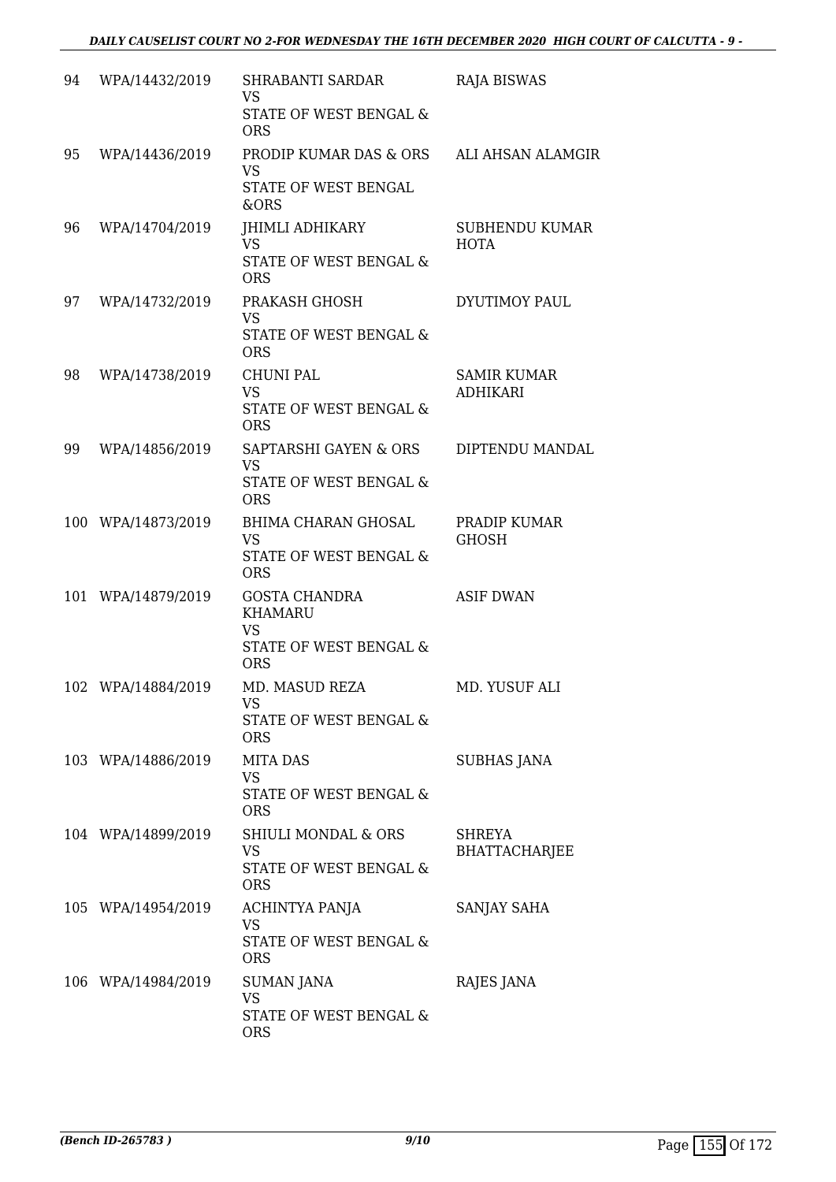| 94 | WPA/14432/2019 | SHRABANTI SARDAR<br>VS<br>STATE OF WEST BENGAL & ORS | RAJA BISWAS |
|---|---|---|---|
| 95 | WPA/14436/2019 | PRODIP KUMAR DAS & ORS<br>VS<br>STATE OF WEST BENGAL &ORS | ALI AHSAN ALAMGIR |
| 96 | WPA/14704/2019 | JHIMLI ADHIKARY<br>VS<br>STATE OF WEST BENGAL & ORS | SUBHENDU KUMAR HOTA |
| 97 | WPA/14732/2019 | PRAKASH GHOSH<br>VS<br>STATE OF WEST BENGAL & ORS | DYUTIMOY PAUL |
| 98 | WPA/14738/2019 | CHUNI PAL<br>VS<br>STATE OF WEST BENGAL & ORS | SAMIR KUMAR ADHIKARI |
| 99 | WPA/14856/2019 | SAPTARSHI GAYEN & ORS<br>VS<br>STATE OF WEST BENGAL & ORS | DIPTENDU MANDAL |
| 100 | WPA/14873/2019 | BHIMA CHARAN GHOSAL<br>VS<br>STATE OF WEST BENGAL & ORS | PRADIP KUMAR GHOSH |
| 101 | WPA/14879/2019 | GOSTA CHANDRA KHAMARU<br>VS<br>STATE OF WEST BENGAL & ORS | ASIF DWAN |
| 102 | WPA/14884/2019 | MD. MASUD REZA<br>VS<br>STATE OF WEST BENGAL & ORS | MD. YUSUF ALI |
| 103 | WPA/14886/2019 | MITA DAS<br>VS<br>STATE OF WEST BENGAL & ORS | SUBHAS JANA |
| 104 | WPA/14899/2019 | SHIULI MONDAL & ORS<br>VS<br>STATE OF WEST BENGAL & ORS | SHREYA BHATTACHARJEE |
| 105 | WPA/14954/2019 | ACHINTYA PANJA<br>VS<br>STATE OF WEST BENGAL & ORS | SANJAY SAHA |
| 106 | WPA/14984/2019 | SUMAN JANA<br>VS<br>STATE OF WEST BENGAL & ORS | RAJES JANA |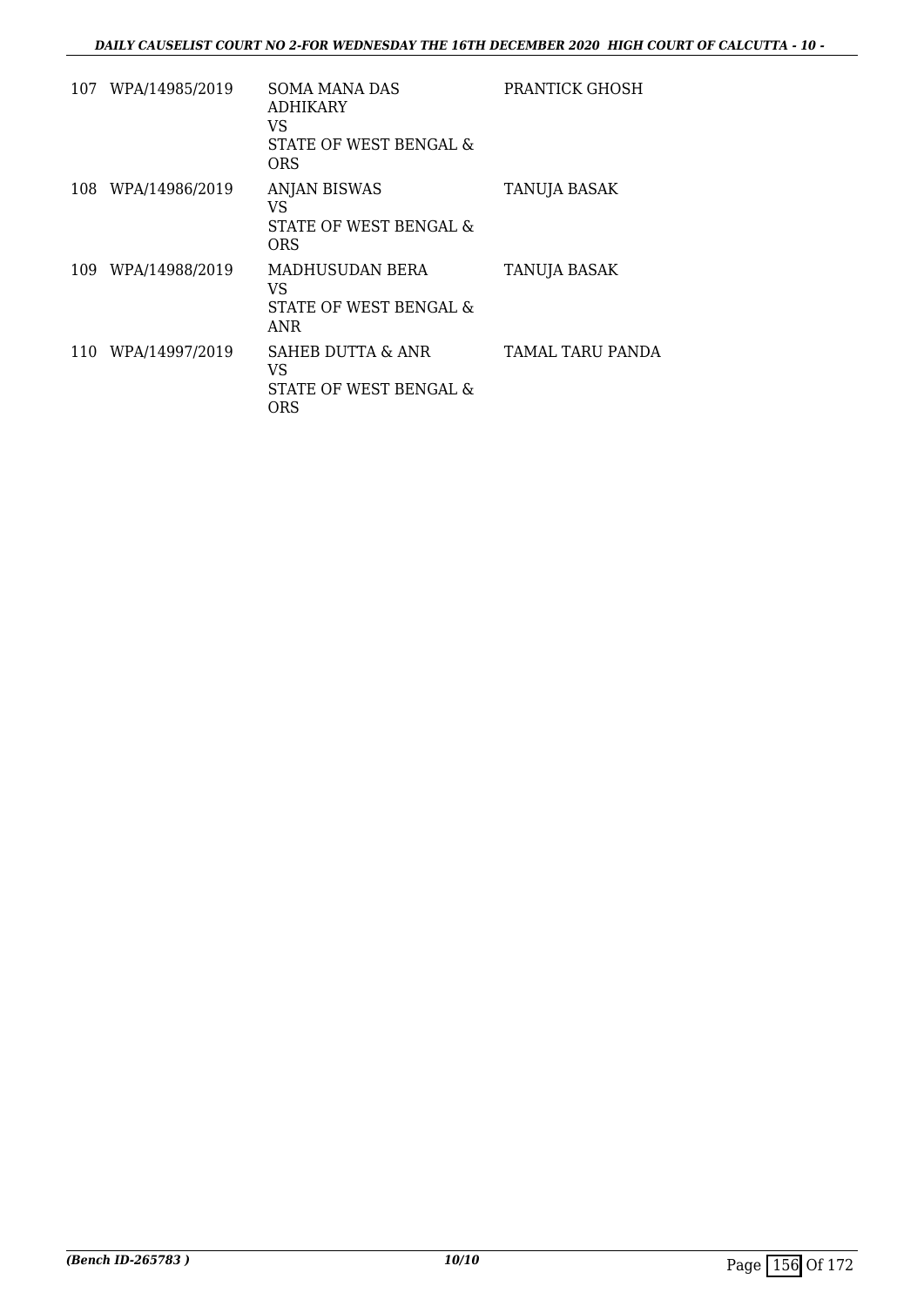| | | | |
|---|---|---|---|
| 107 | WPA/14985/2019 | SOMA MANA DAS ADHIKARY<br>VS<br>STATE OF WEST BENGAL & ORS | PRANTICK GHOSH |
| 108 | WPA/14986/2019 | ANJAN BISWAS<br>VS<br>STATE OF WEST BENGAL & ORS | TANUJA BASAK |
| 109 | WPA/14988/2019 | MADHUSUDAN BERA<br>VS<br>STATE OF WEST BENGAL & ANR | TANUJA BASAK |
| 110 | WPA/14997/2019 | SAHEB DUTTA & ANR<br>VS<br>STATE OF WEST BENGAL & ORS | TAMAL TARU PANDA |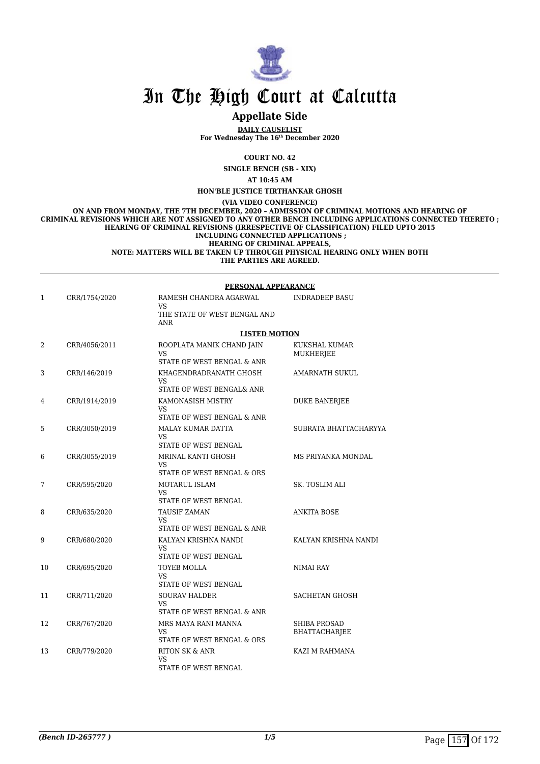# In The High Court at Calcutta

## Appellate Side

**DAILY CAUSELIST**

**For Wednesday The 16th December 2020**

**COURT NO. 42**

**SINGLE BENCH (SB - XIX)**

**AT 10:45 AM**

**HON'BLE JUSTICE TIRTHANKAR GHOSH**

**(VIA VIDEO CONFERENCE)**

**ON AND FROM MONDAY, THE 7TH DECEMBER, 2020 – ADMISSION OF CRIMINAL MOTIONS AND HEARING OF CRIMINAL REVISIONS WHICH ARE NOT ASSIGNED TO ANY OTHER BENCH INCLUDING APPLICATIONS CONNECTED THERETO ; HEARING OF CRIMINAL REVISIONS (IRRESPECTIVE OF CLASSIFICATION) FILED UPTO 2015 INCLUDING CONNECTED APPLICATIONS ; HEARING OF CRIMINAL APPEALS, NOTE: MATTERS WILL BE TAKEN UP THROUGH PHYSICAL HEARING ONLY WHEN BOTH THE PARTIES ARE AGREED.**

**PERSONAL APPEARANCE**

| | | | |
|---|---|---|---|
| 1 | CRR/1754/2020 | RAMESH CHANDRA AGARWAL<br>VS<br>THE STATE OF WEST BENGAL AND ANR | INDRADEEP BASU |

**LISTED MOTION**

| | | | |
|---|---|---|---|
| 2 | CRR/4056/2011 | ROOPLATA MANIK CHAND JAIN<br>VS<br>STATE OF WEST BENGAL & ANR | KUKSHAL KUMAR MUKHERJEE |
| 3 | CRR/146/2019 | KHAGENDRADRANATH GHOSH<br>VS<br>STATE OF WEST BENGAL& ANR | AMARNATH SUKUL |
| 4 | CRR/1914/2019 | KAMONASISH MISTRY<br>VS<br>STATE OF WEST BENGAL & ANR | DUKE BANERJEE |
| 5 | CRR/3050/2019 | MALAY KUMAR DATTA<br>VS<br>STATE OF WEST BENGAL | SUBRATA BHATTACHARYYA |
| 6 | CRR/3055/2019 | MRINAL KANTI GHOSH<br>VS<br>STATE OF WEST BENGAL & ORS | MS PRIYANKA MONDAL |
| 7 | CRR/595/2020 | MOTARUL ISLAM<br>VS<br>STATE OF WEST BENGAL | SK. TOSLIM ALI |
| 8 | CRR/635/2020 | TAUSIF ZAMAN<br>VS<br>STATE OF WEST BENGAL & ANR | ANKITA BOSE |
| 9 | CRR/680/2020 | KALYAN KRISHNA NANDI<br>VS<br>STATE OF WEST BENGAL | KALYAN KRISHNA NANDI |
| 10 | CRR/695/2020 | TOYEB MOLLA<br>VS<br>STATE OF WEST BENGAL | NIMAI RAY |
| 11 | CRR/711/2020 | SOURAV HALDER<br>VS<br>STATE OF WEST BENGAL & ANR | SACHETAN GHOSH |
| 12 | CRR/767/2020 | MRS MAYA RANI MANNA<br>VS<br>STATE OF WEST BENGAL & ORS | SHIBA PROSAD BHATTACHARJEE |
| 13 | CRR/779/2020 | RITON SK & ANR<br>VS<br>STATE OF WEST BENGAL | KAZI M RAHMANA |

*(Bench ID-265777 )*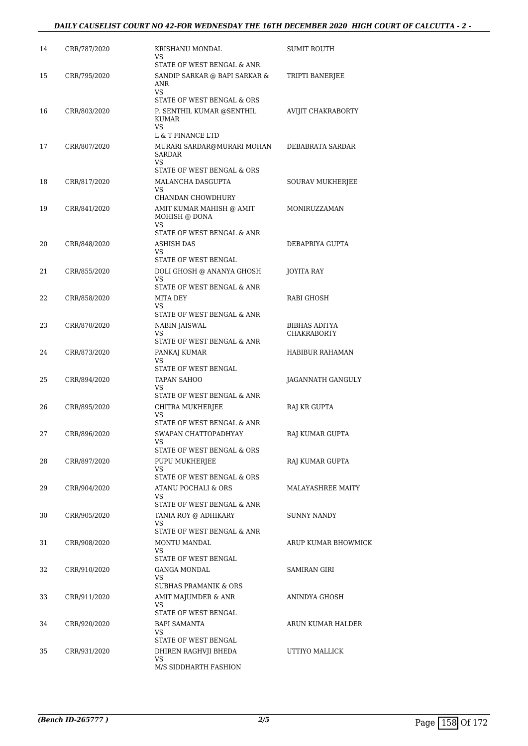| | | | |
|---|---|---|---|
| 14 | CRR/787/2020 | KRISHANU MONDAL<br>VS<br>STATE OF WEST BENGAL & ANR. | SUMIT ROUTH |
| 15 | CRR/795/2020 | SANDIP SARKAR @ BAPI SARKAR & ANR<br>VS<br>STATE OF WEST BENGAL & ORS | TRIPTI BANERJEE |
| 16 | CRR/803/2020 | P. SENTHIL KUMAR @SENTHIL KUMAR<br>VS<br>L & T FINANCE LTD | AVIJIT CHAKRABORTY |
| 17 | CRR/807/2020 | MURARI SARDAR@MURARI MOHAN SARDAR<br>VS<br>STATE OF WEST BENGAL & ORS | DEBABRATA SARDAR |
| 18 | CRR/817/2020 | MALANCHA DASGUPTA<br>VS<br>CHANDAN CHOWDHURY | SOURAV MUKHERJEE |
| 19 | CRR/841/2020 | AMIT KUMAR MAHISH @ AMIT MOHISH @ DONA<br>VS<br>STATE OF WEST BENGAL & ANR | MONIRUZZAMAN |
| 20 | CRR/848/2020 | ASHISH DAS<br>VS<br>STATE OF WEST BENGAL | DEBAPRIYA GUPTA |
| 21 | CRR/855/2020 | DOLI GHOSH @ ANANYA GHOSH<br>VS<br>STATE OF WEST BENGAL & ANR | JOYITA RAY |
| 22 | CRR/858/2020 | MITA DEY<br>VS<br>STATE OF WEST BENGAL & ANR | RABI GHOSH |
| 23 | CRR/870/2020 | NABIN JAISWAL<br>VS<br>STATE OF WEST BENGAL & ANR | BIBHAS ADITYA CHAKRABORTY |
| 24 | CRR/873/2020 | PANKAJ KUMAR<br>VS<br>STATE OF WEST BENGAL | HABIBUR RAHAMAN |
| 25 | CRR/894/2020 | TAPAN SAHOO<br>VS<br>STATE OF WEST BENGAL & ANR | JAGANNATH GANGULY |
| 26 | CRR/895/2020 | CHITRA MUKHERJEE<br>VS<br>STATE OF WEST BENGAL & ANR | RAJ KR GUPTA |
| 27 | CRR/896/2020 | SWAPAN CHATTOPADHYAY<br>VS<br>STATE OF WEST BENGAL & ORS | RAJ KUMAR GUPTA |
| 28 | CRR/897/2020 | PUPU MUKHERJEE<br>VS<br>STATE OF WEST BENGAL & ORS | RAJ KUMAR GUPTA |
| 29 | CRR/904/2020 | ATANU POCHALI & ORS<br>VS<br>STATE OF WEST BENGAL & ANR | MALAYASHREE MAITY |
| 30 | CRR/905/2020 | TANIA ROY @ ADHIKARY<br>VS<br>STATE OF WEST BENGAL & ANR | SUNNY NANDY |
| 31 | CRR/908/2020 | MONTU MANDAL<br>VS<br>STATE OF WEST BENGAL | ARUP KUMAR BHOWMICK |
| 32 | CRR/910/2020 | GANGA MONDAL<br>VS<br>SUBHAS PRAMANIK & ORS | SAMIRAN GIRI |
| 33 | CRR/911/2020 | AMIT MAJUMDER & ANR<br>VS<br>STATE OF WEST BENGAL | ANINDYA GHOSH |
| 34 | CRR/920/2020 | BAPI SAMANTA<br>VS<br>STATE OF WEST BENGAL | ARUN KUMAR HALDER |
| 35 | CRR/931/2020 | DHIREN RAGHVJI BHEDA<br>VS<br>M/S SIDDHARTH FASHION | UTTIYO MALLICK |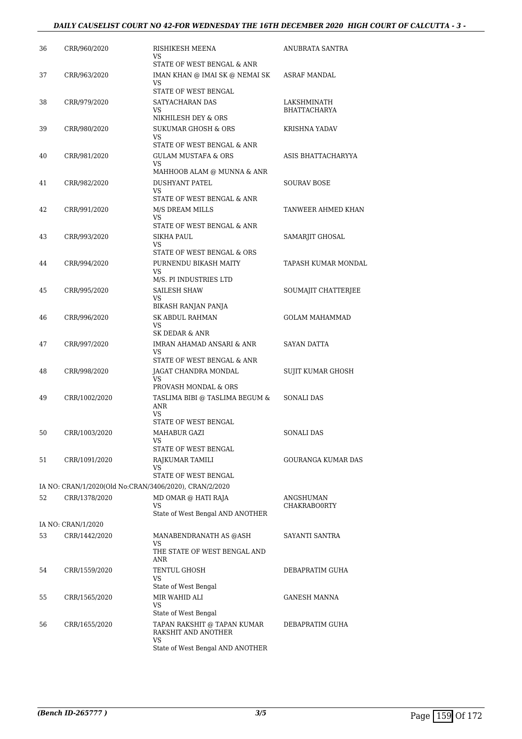| | | | |
|---|---|---|---|
| 36 | CRR/960/2020 | RISHIKESH MEENA<br>VS<br>STATE OF WEST BENGAL & ANR | ANUBRATA SANTRA |
| 37 | CRR/963/2020 | IMAN KHAN @ IMAI SK @ NEMAI SK<br>VS<br>STATE OF WEST BENGAL | ASRAF MANDAL |
| 38 | CRR/979/2020 | SATYACHARAN DAS<br>VS<br>NIKHILESH DEY & ORS | LAKSHMINATH BHATTACHARYA |
| 39 | CRR/980/2020 | SUKUMAR GHOSH & ORS<br>VS<br>STATE OF WEST BENGAL & ANR | KRISHNA YADAV |
| 40 | CRR/981/2020 | GULAM MUSTAFA & ORS<br>VS<br>MAHHOOB ALAM @ MUNNA & ANR | ASIS BHATTACHARYYA |
| 41 | CRR/982/2020 | DUSHYANT PATEL<br>VS<br>STATE OF WEST BENGAL & ANR | SOURAV BOSE |
| 42 | CRR/991/2020 | M/S DREAM MILLS<br>VS<br>STATE OF WEST BENGAL & ANR | TANWEER AHMED KHAN |
| 43 | CRR/993/2020 | SIKHA PAUL<br>VS<br>STATE OF WEST BENGAL & ORS | SAMARJIT GHOSAL |
| 44 | CRR/994/2020 | PURNENDU BIKASH MAITY<br>VS<br>M/S. PI INDUSTRIES LTD | TAPASH KUMAR MONDAL |
| 45 | CRR/995/2020 | SAILESH SHAW<br>VS<br>BIKASH RANJAN PANJA | SOUMAJIT CHATTERJEE |
| 46 | CRR/996/2020 | SK ABDUL RAHMAN<br>VS<br>SK DEDAR & ANR | GOLAM MAHAMMAD |
| 47 | CRR/997/2020 | IMRAN AHAMAD ANSARI & ANR<br>VS<br>STATE OF WEST BENGAL & ANR | SAYAN DATTA |
| 48 | CRR/998/2020 | JAGAT CHANDRA MONDAL<br>VS<br>PROVASH MONDAL & ORS | SUJIT KUMAR GHOSH |
| 49 | CRR/1002/2020 | TASLIMA BIBI @ TASLIMA BEGUM & ANR<br>VS<br>STATE OF WEST BENGAL | SONALI DAS |
| 50 | CRR/1003/2020 | MAHABUR GAZI<br>VS<br>STATE OF WEST BENGAL | SONALI DAS |
| 51 | CRR/1091/2020 | RAJKUMAR TAMILI<br>VS<br>STATE OF WEST BENGAL | GOURANGA KUMAR DAS |
| | IA NO: CRAN/1/2020(Old No:CRAN/3406/2020), CRAN/2/2020 | | |
| 52 | CRR/1378/2020 | MD OMAR @ HATI RAJA<br>VS<br>State of West Bengal AND ANOTHER | ANGSHUMAN CHAKRABO0RTY |
| | IA NO: CRAN/1/2020 | | |
| 53 | CRR/1442/2020 | MANABENDRANATH AS @ASH<br>VS<br>THE STATE OF WEST BENGAL AND ANR | SAYANTI SANTRA |
| 54 | CRR/1559/2020 | TENTUL GHOSH<br>VS<br>State of West Bengal | DEBAPRATIM GUHA |
| 55 | CRR/1565/2020 | MIR WAHID ALI<br>VS<br>State of West Bengal | GANESH MANNA |
| 56 | CRR/1655/2020 | TAPAN RAKSHIT @ TAPAN KUMAR RAKSHIT AND ANOTHER<br>VS<br>State of West Bengal AND ANOTHER | DEBAPRATIM GUHA |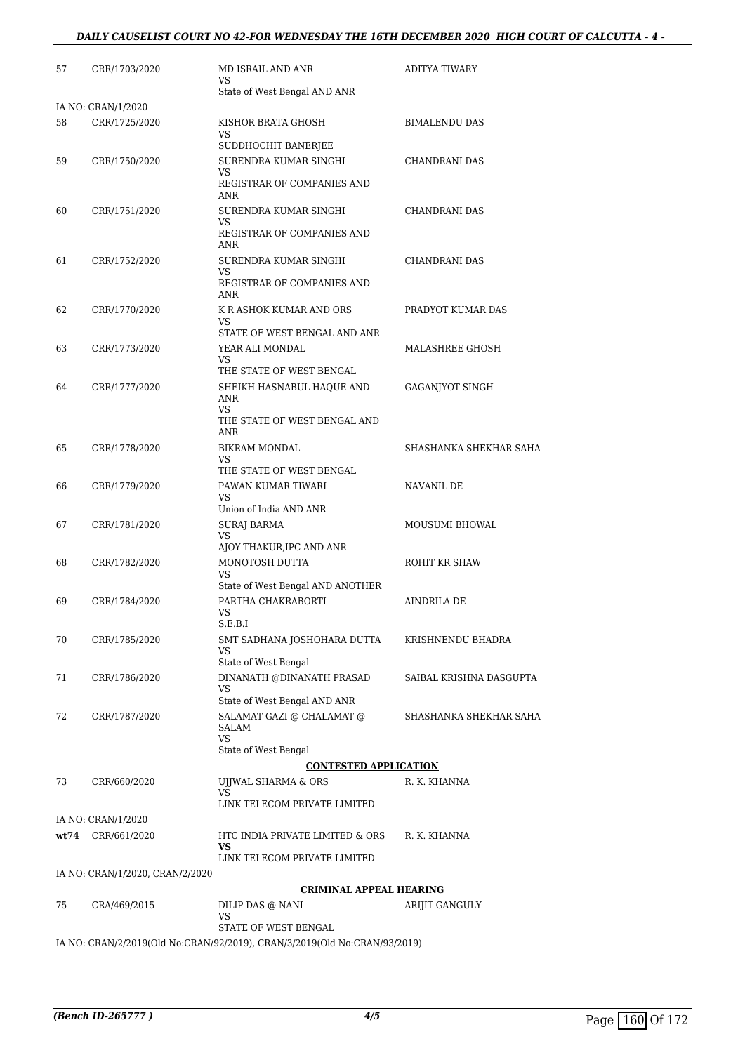| | | | |
|---|---|---|---|
| 57 | CRR/1703/2020 | MD ISRAIL AND ANR<br>VS<br>State of West Bengal AND ANR | ADITYA TIWARY |
| | IA NO: CRAN/1/2020 | | |
| 58 | CRR/1725/2020 | KISHOR BRATA GHOSH<br>VS<br>SUDDHOCHIT BANERJEE | BIMALENDU DAS |
| 59 | CRR/1750/2020 | SURENDRA KUMAR SINGHI<br>VS<br>REGISTRAR OF COMPANIES AND ANR | CHANDRANI DAS |
| 60 | CRR/1751/2020 | SURENDRA KUMAR SINGHI<br>VS<br>REGISTRAR OF COMPANIES AND ANR | CHANDRANI DAS |
| 61 | CRR/1752/2020 | SURENDRA KUMAR SINGHI<br>VS<br>REGISTRAR OF COMPANIES AND ANR | CHANDRANI DAS |
| 62 | CRR/1770/2020 | K R ASHOK KUMAR AND ORS<br>VS<br>STATE OF WEST BENGAL AND ANR | PRADYOT KUMAR DAS |
| 63 | CRR/1773/2020 | YEAR ALI MONDAL<br>VS<br>THE STATE OF WEST BENGAL | MALASHREE GHOSH |
| 64 | CRR/1777/2020 | SHEIKH HASNABUL HAQUE AND ANR<br>VS<br>THE STATE OF WEST BENGAL AND ANR | GAGANJYOT SINGH |
| 65 | CRR/1778/2020 | BIKRAM MONDAL<br>VS<br>THE STATE OF WEST BENGAL | SHASHANKA SHEKHAR SAHA |
| 66 | CRR/1779/2020 | PAWAN KUMAR TIWARI<br>VS<br>Union of India AND ANR | NAVANIL DE |
| 67 | CRR/1781/2020 | SURAJ BARMA<br>VS<br>AJOY THAKUR,IPC AND ANR | MOUSUMI BHOWAL |
| 68 | CRR/1782/2020 | MONOTOSH DUTTA<br>VS<br>State of West Bengal AND ANOTHER | ROHIT KR SHAW |
| 69 | CRR/1784/2020 | PARTHA CHAKRABORTI<br>VS<br>S.E.B.I | AINDRILA DE |
| 70 | CRR/1785/2020 | SMT SADHANA JOSHOHARA DUTTA<br>VS<br>State of West Bengal | KRISHNENDU BHADRA |
| 71 | CRR/1786/2020 | DINANATH @DINANATH PRASAD<br>VS<br>State of West Bengal AND ANR | SAIBAL KRISHNA DASGUPTA |
| 72 | CRR/1787/2020 | SALAMAT GAZI @ CHALAMAT @ SALAM<br>VS<br>State of West Bengal | SHASHANKA SHEKHAR SAHA |

**CONTESTED APPLICATION**

| | | | |
|---|---|---|---|
| 73 | CRR/660/2020 | UJJWAL SHARMA & ORS<br>VS<br>LINK TELECOM PRIVATE LIMITED | R. K. KHANNA |
| | IA NO: CRAN/1/2020 | | |
| **wt74** | CRR/661/2020 | HTC INDIA PRIVATE LIMITED & ORS<br>**VS**<br>LINK TELECOM PRIVATE LIMITED | R. K. KHANNA |
| | IA NO: CRAN/1/2020, CRAN/2/2020 | | |

**CRIMINAL APPEAL HEARING**

| | | | |
|---|---|---|---|
| 75 | CRA/469/2015 | DILIP DAS @ NANI<br>VS<br>STATE OF WEST BENGAL | ARIJIT GANGULY |

IA NO: CRAN/2/2019(Old No:CRAN/92/2019), CRAN/3/2019(Old No:CRAN/93/2019)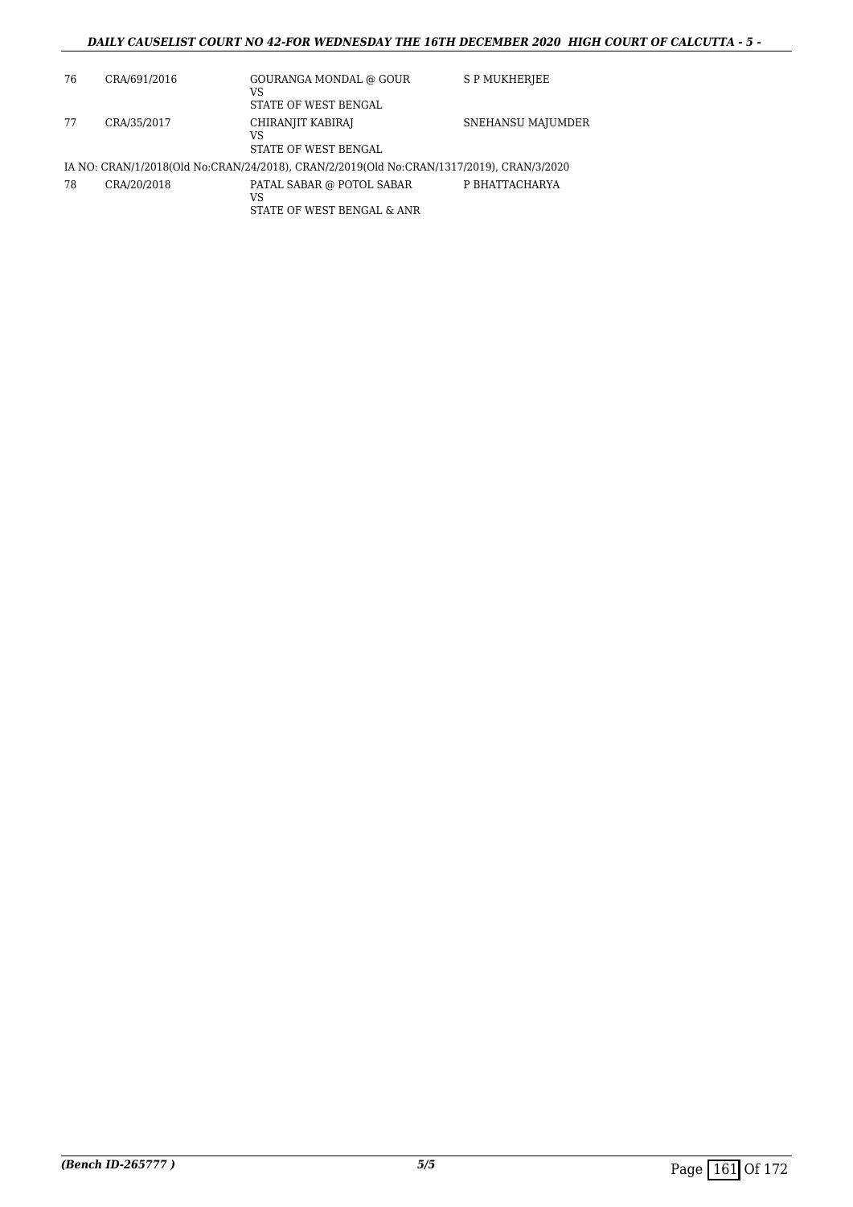| | | | |
|---|---|---|---|
| 76 | CRA/691/2016 | GOURANGA MONDAL @ GOUR<br>VS<br>STATE OF WEST BENGAL | S P MUKHERJEE |
| 77 | CRA/35/2017 | CHIRANJIT KABIRAJ<br>VS<br>STATE OF WEST BENGAL | SNEHANSU MAJUMDER |

IA NO: CRAN/1/2018(Old No:CRAN/24/2018), CRAN/2/2019(Old No:CRAN/1317/2019), CRAN/3/2020

| | | | |
|---|---|---|---|
| 78 | CRA/20/2018 | PATAL SABAR @ POTOL SABAR<br>VS<br>STATE OF WEST BENGAL & ANR | P BHATTACHARYA |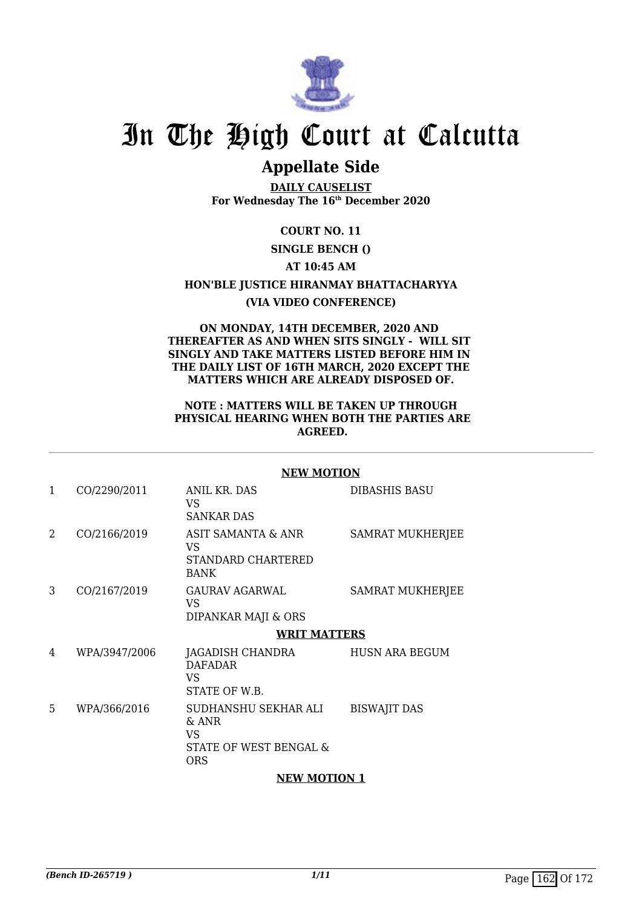# In The High Court at Calcutta

## Appellate Side

**DAILY CAUSELIST**
**For Wednesday The 16th December 2020**

**COURT NO. 11**

**SINGLE BENCH ()**

**AT 10:45 AM**

**HON'BLE JUSTICE HIRANMAY BHATTACHARYYA**

**(VIA VIDEO CONFERENCE)**

**ON MONDAY, 14TH DECEMBER, 2020 AND THEREAFTER AS AND WHEN SITS SINGLY - WILL SIT SINGLY AND TAKE MATTERS LISTED BEFORE HIM IN THE DAILY LIST OF 16TH MARCH, 2020 EXCEPT THE MATTERS WHICH ARE ALREADY DISPOSED OF.**

**NOTE : MATTERS WILL BE TAKEN UP THROUGH PHYSICAL HEARING WHEN BOTH THE PARTIES ARE AGREED.**

---

**NEW MOTION**

| | | | |
|---|---|---|---|
| 1 | CO/2290/2011 | ANIL KR. DAS<br>VS<br>SANKAR DAS | DIBASHIS BASU |
| 2 | CO/2166/2019 | ASIT SAMANTA & ANR<br>VS<br>STANDARD CHARTERED BANK | SAMRAT MUKHERJEE |
| 3 | CO/2167/2019 | GAURAV AGARWAL<br>VS<br>DIPANKAR MAJI & ORS | SAMRAT MUKHERJEE |

**WRIT MATTERS**

| | | | |
|---|---|---|---|
| 4 | WPA/3947/2006 | JAGADISH CHANDRA DAFADAR<br>VS<br>STATE OF W.B. | HUSN ARA BEGUM |
| 5 | WPA/366/2016 | SUDHANSHU SEKHAR ALI & ANR<br>VS<br>STATE OF WEST BENGAL & ORS | BISWAJIT DAS |

**NEW MOTION 1**

*(Bench ID-265719 )*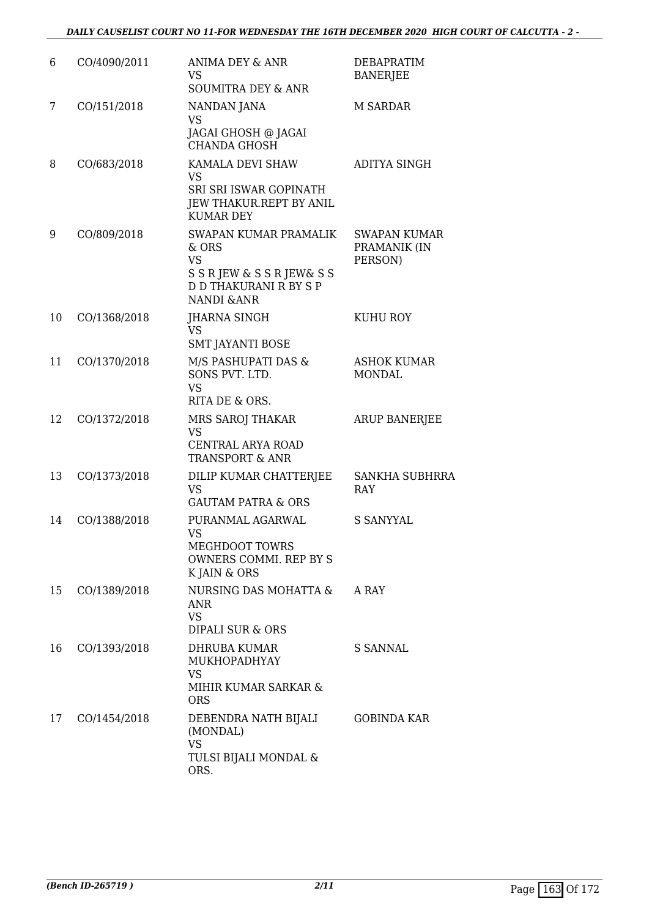| | | | |
|---|---|---|---|
| 6 | CO/4090/2011 | ANIMA DEY & ANR<br>VS<br>SOUMITRA DEY & ANR | DEBAPRATIM BANERJEE |
| 7 | CO/151/2018 | NANDAN JANA<br>VS<br>JAGAI GHOSH @ JAGAI CHANDA GHOSH | M SARDAR |
| 8 | CO/683/2018 | KAMALA DEVI SHAW<br>VS<br>SRI SRI ISWAR GOPINATH JEW THAKUR.REPT BY ANIL KUMAR DEY | ADITYA SINGH |
| 9 | CO/809/2018 | SWAPAN KUMAR PRAMALIK & ORS<br>VS<br>S S R JEW & S S R JEW& S S D D THAKURANI R BY S P NANDI &ANR | SWAPAN KUMAR PRAMANIK (IN PERSON) |
| 10 | CO/1368/2018 | JHARNA SINGH<br>VS<br>SMT JAYANTI BOSE | KUHU ROY |
| 11 | CO/1370/2018 | M/S PASHUPATI DAS & SONS PVT. LTD.<br>VS<br>RITA DE & ORS. | ASHOK KUMAR MONDAL |
| 12 | CO/1372/2018 | MRS SAROJ THAKAR<br>VS<br>CENTRAL ARYA ROAD TRANSPORT & ANR | ARUP BANERJEE |
| 13 | CO/1373/2018 | DILIP KUMAR CHATTERJEE<br>VS<br>GAUTAM PATRA & ORS | SANKHA SUBHRRA RAY |
| 14 | CO/1388/2018 | PURANMAL AGARWAL<br>VS<br>MEGHDOOT TOWRS OWNERS COMMI. REP BY S K JAIN & ORS | S SANYYAL |
| 15 | CO/1389/2018 | NURSING DAS MOHATTA & ANR<br>VS<br>DIPALI SUR & ORS | A RAY |
| 16 | CO/1393/2018 | DHRUBA KUMAR MUKHOPADHYAY<br>VS<br>MIHIR KUMAR SARKAR & ORS | S SANNAL |
| 17 | CO/1454/2018 | DEBENDRA NATH BIJALI (MONDAL)<br>VS<br>TULSI BIJALI MONDAL & ORS. | GOBINDA KAR |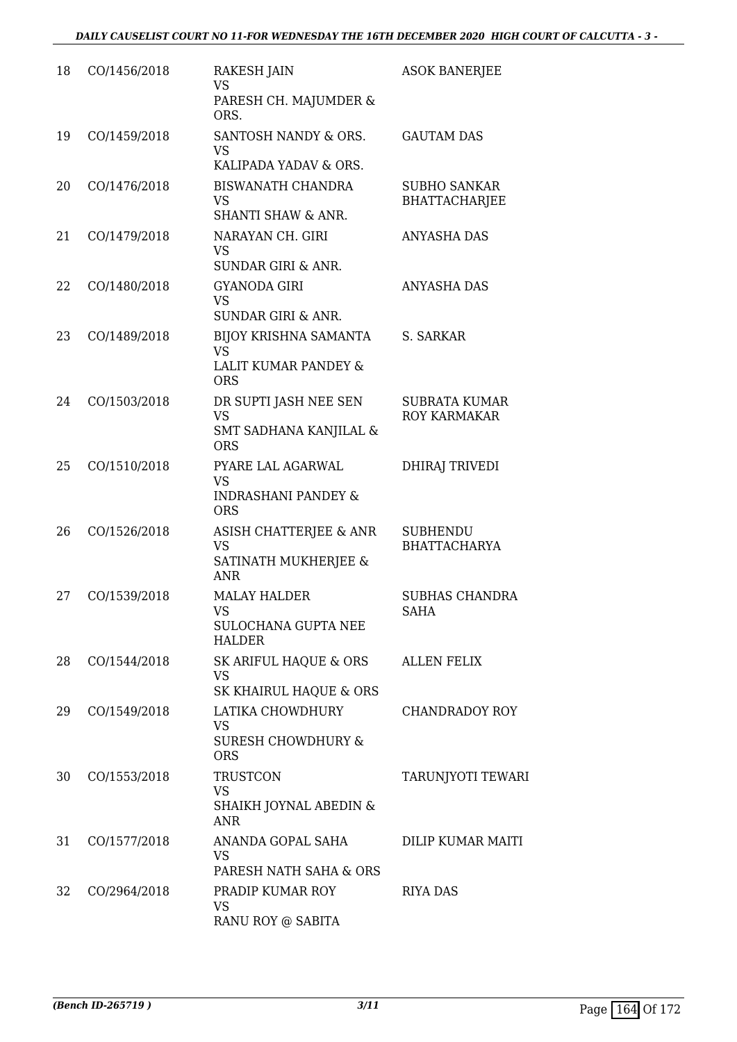| | | | |
|---|---|---|---|
| 18 | CO/1456/2018 | RAKESH JAIN<br>VS<br>PARESH CH. MAJUMDER & ORS. | ASOK BANERJEE |
| 19 | CO/1459/2018 | SANTOSH NANDY & ORS.<br>VS<br>KALIPADA YADAV & ORS. | GAUTAM DAS |
| 20 | CO/1476/2018 | BISWANATH CHANDRA<br>VS<br>SHANTI SHAW & ANR. | SUBHO SANKAR BHATTACHARJEE |
| 21 | CO/1479/2018 | NARAYAN CH. GIRI<br>VS<br>SUNDAR GIRI & ANR. | ANYASHA DAS |
| 22 | CO/1480/2018 | GYANODA GIRI<br>VS<br>SUNDAR GIRI & ANR. | ANYASHA DAS |
| 23 | CO/1489/2018 | BIJOY KRISHNA SAMANTA<br>VS<br>LALIT KUMAR PANDEY & ORS | S. SARKAR |
| 24 | CO/1503/2018 | DR SUPTI JASH NEE SEN<br>VS<br>SMT SADHANA KANJILAL & ORS | SUBRATA KUMAR ROY KARMAKAR |
| 25 | CO/1510/2018 | PYARE LAL AGARWAL<br>VS<br>INDRASHANI PANDEY & ORS | DHIRAJ TRIVEDI |
| 26 | CO/1526/2018 | ASISH CHATTERJEE & ANR<br>VS<br>SATINATH MUKHERJEE & ANR | SUBHENDU BHATTACHARYA |
| 27 | CO/1539/2018 | MALAY HALDER<br>VS<br>SULOCHANA GUPTA NEE HALDER | SUBHAS CHANDRA SAHA |
| 28 | CO/1544/2018 | SK ARIFUL HAQUE & ORS<br>VS<br>SK KHAIRUL HAQUE & ORS | ALLEN FELIX |
| 29 | CO/1549/2018 | LATIKA CHOWDHURY<br>VS<br>SURESH CHOWDHURY & ORS | CHANDRADOY ROY |
| 30 | CO/1553/2018 | TRUSTCON<br>VS<br>SHAIKH JOYNAL ABEDIN & ANR | TARUNJYOTI TEWARI |
| 31 | CO/1577/2018 | ANANDA GOPAL SAHA<br>VS<br>PARESH NATH SAHA & ORS | DILIP KUMAR MAITI |
| 32 | CO/2964/2018 | PRADIP KUMAR ROY<br>VS<br>RANU ROY @ SABITA | RIYA DAS |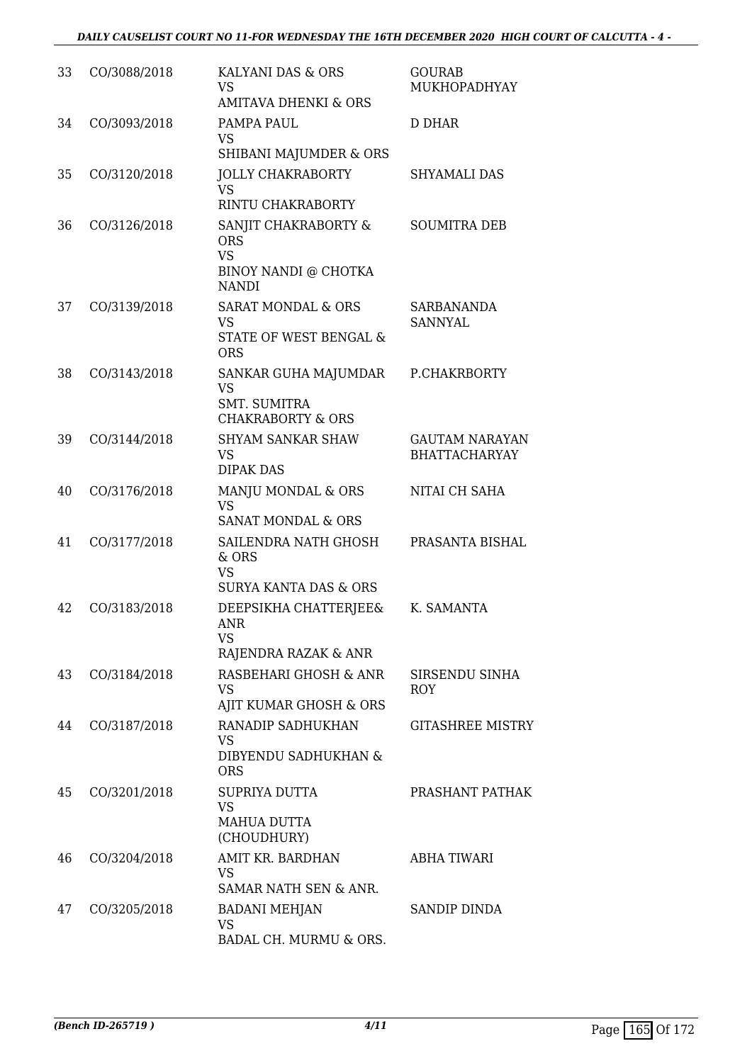| 33 | CO/3088/2018 | KALYANI DAS & ORS<br>VS<br>AMITAVA DHENKI & ORS | GOURAB MUKHOPADHYAY |
|---|---|---|---|
| 34 | CO/3093/2018 | PAMPA PAUL<br>VS<br>SHIBANI MAJUMDER & ORS | D DHAR |
| 35 | CO/3120/2018 | JOLLY CHAKRABORTY<br>VS<br>RINTU CHAKRABORTY | SHYAMALI DAS |
| 36 | CO/3126/2018 | SANJIT CHAKRABORTY & ORS<br>VS<br>BINOY NANDI @ CHOTKA NANDI | SOUMITRA DEB |
| 37 | CO/3139/2018 | SARAT MONDAL & ORS<br>VS<br>STATE OF WEST BENGAL & ORS | SARBANANDA SANNYAL |
| 38 | CO/3143/2018 | SANKAR GUHA MAJUMDAR<br>VS<br>SMT. SUMITRA CHAKRABORTY & ORS | P.CHAKRBORTY |
| 39 | CO/3144/2018 | SHYAM SANKAR SHAW<br>VS<br>DIPAK DAS | GAUTAM NARAYAN BHATTACHARYAY |
| 40 | CO/3176/2018 | MANJU MONDAL & ORS<br>VS<br>SANAT MONDAL & ORS | NITAI CH SAHA |
| 41 | CO/3177/2018 | SAILENDRA NATH GHOSH & ORS<br>VS<br>SURYA KANTA DAS & ORS | PRASANTA BISHAL |
| 42 | CO/3183/2018 | DEEPSIKHA CHATTERJEE& ANR<br>VS<br>RAJENDRA RAZAK & ANR | K. SAMANTA |
| 43 | CO/3184/2018 | RASBEHARI GHOSH & ANR<br>VS<br>AJIT KUMAR GHOSH & ORS | SIRSENDU SINHA ROY |
| 44 | CO/3187/2018 | RANADIP SADHUKHAN<br>VS<br>DIBYENDU SADHUKHAN & ORS | GITASHREE MISTRY |
| 45 | CO/3201/2018 | SUPRIYA DUTTA<br>VS<br>MAHUA DUTTA (CHOUDHURY) | PRASHANT PATHAK |
| 46 | CO/3204/2018 | AMIT KR. BARDHAN<br>VS<br>SAMAR NATH SEN & ANR. | ABHA TIWARI |
| 47 | CO/3205/2018 | BADANI MEHJAN<br>VS<br>BADAL CH. MURMU & ORS. | SANDIP DINDA |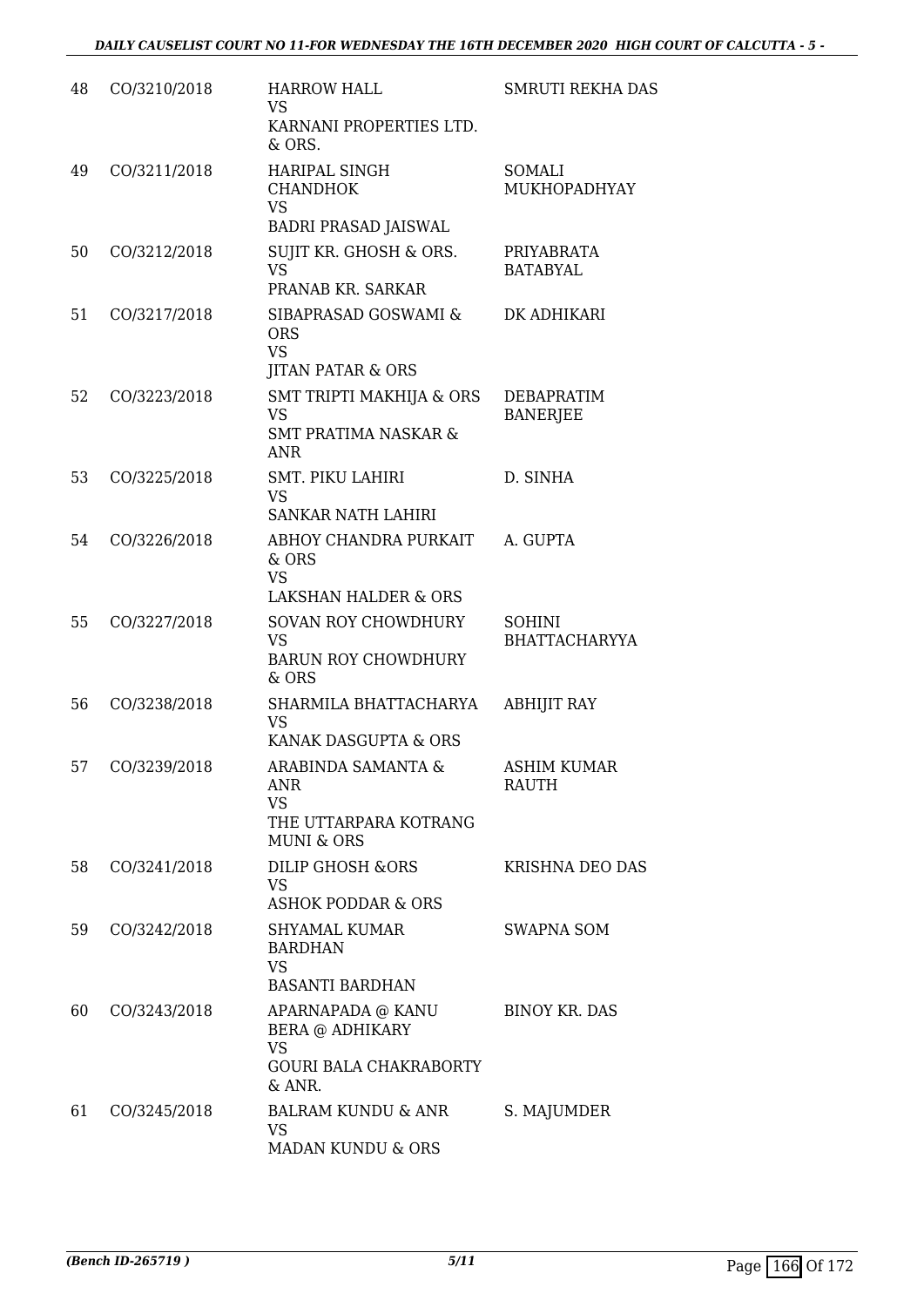| 48 | CO/3210/2018 | HARROW HALL<br>VS<br>KARNANI PROPERTIES LTD. & ORS. | SMRUTI REKHA DAS |
|---|---|---|---|
| 49 | CO/3211/2018 | HARIPAL SINGH CHANDHOK<br>VS<br>BADRI PRASAD JAISWAL | SOMALI MUKHOPADHYAY |
| 50 | CO/3212/2018 | SUJIT KR. GHOSH & ORS.<br>VS<br>PRANAB KR. SARKAR | PRIYABRATA BATABYAL |
| 51 | CO/3217/2018 | SIBAPRASAD GOSWAMI & ORS<br>VS<br>JITAN PATAR & ORS | DK ADHIKARI |
| 52 | CO/3223/2018 | SMT TRIPTI MAKHIJA & ORS<br>VS<br>SMT PRATIMA NASKAR & ANR | DEBAPRATIM BANERJEE |
| 53 | CO/3225/2018 | SMT. PIKU LAHIRI<br>VS<br>SANKAR NATH LAHIRI | D. SINHA |
| 54 | CO/3226/2018 | ABHOY CHANDRA PURKAIT & ORS<br>VS<br>LAKSHAN HALDER & ORS | A. GUPTA |
| 55 | CO/3227/2018 | SOVAN ROY CHOWDHURY<br>VS<br>BARUN ROY CHOWDHURY & ORS | SOHINI BHATTACHARYYA |
| 56 | CO/3238/2018 | SHARMILA BHATTACHARYA<br>VS<br>KANAK DASGUPTA & ORS | ABHIJIT RAY |
| 57 | CO/3239/2018 | ARABINDA SAMANTA & ANR<br>VS<br>THE UTTARPARA KOTRANG MUNI & ORS | ASHIM KUMAR RAUTH |
| 58 | CO/3241/2018 | DILIP GHOSH &ORS<br>VS<br>ASHOK PODDAR & ORS | KRISHNA DEO DAS |
| 59 | CO/3242/2018 | SHYAMAL KUMAR BARDHAN<br>VS<br>BASANTI BARDHAN | SWAPNA SOM |
| 60 | CO/3243/2018 | APARNAPADA @ KANU BERA @ ADHIKARY<br>VS<br>GOURI BALA CHAKRABORTY & ANR. | BINOY KR. DAS |
| 61 | CO/3245/2018 | BALRAM KUNDU & ANR<br>VS<br>MADAN KUNDU & ORS | S. MAJUMDER |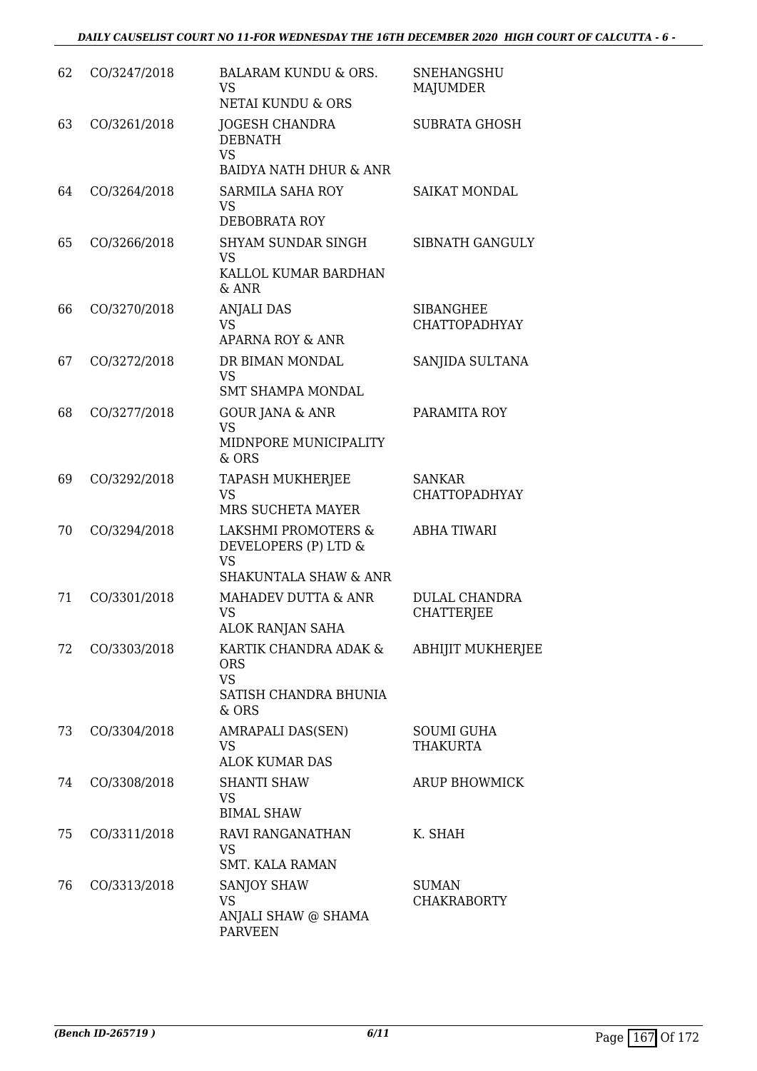| 62 | CO/3247/2018 | BALARAM KUNDU & ORS.<br>VS<br>NETAI KUNDU & ORS | SNEHANGSHU MAJUMDER |
|---|---|---|---|
| 63 | CO/3261/2018 | JOGESH CHANDRA DEBNATH<br>VS<br>BAIDYA NATH DHUR & ANR | SUBRATA GHOSH |
| 64 | CO/3264/2018 | SARMILA SAHA ROY<br>VS<br>DEBOBRATA ROY | SAIKAT MONDAL |
| 65 | CO/3266/2018 | SHYAM SUNDAR SINGH<br>VS<br>KALLOL KUMAR BARDHAN & ANR | SIBNATH GANGULY |
| 66 | CO/3270/2018 | ANJALI DAS<br>VS<br>APARNA ROY & ANR | SIBANGHEE CHATTOPADHYAY |
| 67 | CO/3272/2018 | DR BIMAN MONDAL<br>VS<br>SMT SHAMPA MONDAL | SANJIDA SULTANA |
| 68 | CO/3277/2018 | GOUR JANA & ANR<br>VS<br>MIDNPORE MUNICIPALITY & ORS | PARAMITA ROY |
| 69 | CO/3292/2018 | TAPASH MUKHERJEE<br>VS<br>MRS SUCHETA MAYER | SANKAR CHATTOPADHYAY |
| 70 | CO/3294/2018 | LAKSHMI PROMOTERS & DEVELOPERS (P) LTD &<br>VS<br>SHAKUNTALA SHAW & ANR | ABHA TIWARI |
| 71 | CO/3301/2018 | MAHADEV DUTTA & ANR<br>VS<br>ALOK RANJAN SAHA | DULAL CHANDRA CHATTERJEE |
| 72 | CO/3303/2018 | KARTIK CHANDRA ADAK & ORS<br>VS<br>SATISH CHANDRA BHUNIA & ORS | ABHIJIT MUKHERJEE |
| 73 | CO/3304/2018 | AMRAPALI DAS(SEN)<br>VS<br>ALOK KUMAR DAS | SOUMI GUHA THAKURTA |
| 74 | CO/3308/2018 | SHANTI SHAW<br>VS<br>BIMAL SHAW | ARUP BHOWMICK |
| 75 | CO/3311/2018 | RAVI RANGANATHAN<br>VS<br>SMT. KALA RAMAN | K. SHAH |
| 76 | CO/3313/2018 | SANJOY SHAW<br>VS<br>ANJALI SHAW @ SHAMA PARVEEN | SUMAN CHAKRABORTY |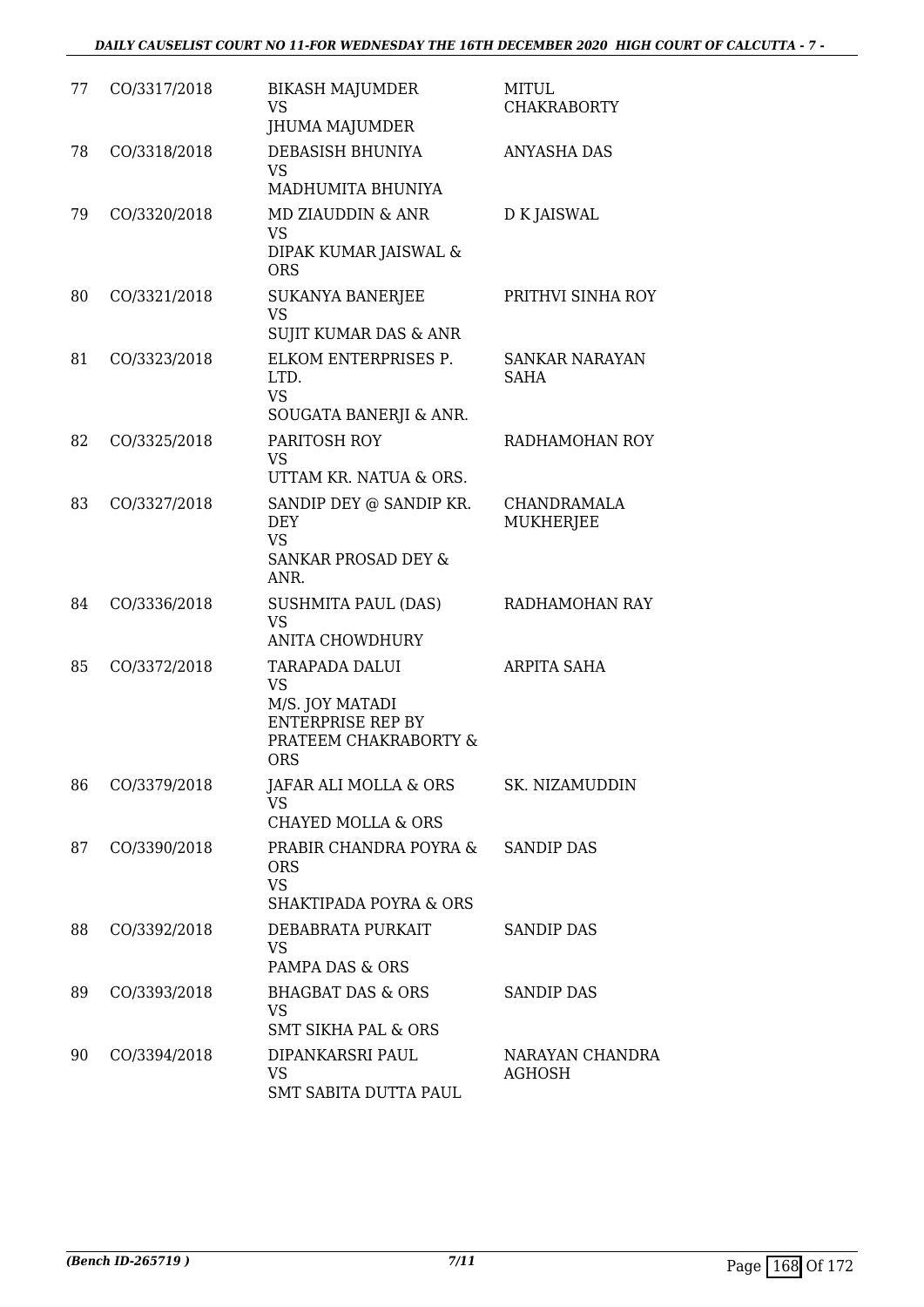| 77 | CO/3317/2018 | BIKASH MAJUMDER<br>VS<br>JHUMA MAJUMDER | MITUL CHAKRABORTY |
|---|---|---|---|
| 78 | CO/3318/2018 | DEBASISH BHUNIYA<br>VS<br>MADHUMITA BHUNIYA | ANYASHA DAS |
| 79 | CO/3320/2018 | MD ZIAUDDIN & ANR<br>VS<br>DIPAK KUMAR JAISWAL & ORS | D K JAISWAL |
| 80 | CO/3321/2018 | SUKANYA BANERJEE<br>VS<br>SUJIT KUMAR DAS & ANR | PRITHVI SINHA ROY |
| 81 | CO/3323/2018 | ELKOM ENTERPRISES P. LTD.<br>VS<br>SOUGATA BANERJI & ANR. | SANKAR NARAYAN SAHA |
| 82 | CO/3325/2018 | PARITOSH ROY<br>VS<br>UTTAM KR. NATUA & ORS. | RADHAMOHAN ROY |
| 83 | CO/3327/2018 | SANDIP DEY @ SANDIP KR. DEY<br>VS<br>SANKAR PROSAD DEY & ANR. | CHANDRAMALA MUKHERJEE |
| 84 | CO/3336/2018 | SUSHMITA PAUL (DAS)<br>VS<br>ANITA CHOWDHURY | RADHAMOHAN RAY |
| 85 | CO/3372/2018 | TARAPADA DALUI<br>VS<br>M/S. JOY MATADI ENTERPRISE REP BY PRATEEM CHAKRABORTY & ORS | ARPITA SAHA |
| 86 | CO/3379/2018 | JAFAR ALI MOLLA & ORS<br>VS<br>CHAYED MOLLA & ORS | SK. NIZAMUDDIN |
| 87 | CO/3390/2018 | PRABIR CHANDRA POYRA & ORS<br>VS<br>SHAKTIPADA POYRA & ORS | SANDIP DAS |
| 88 | CO/3392/2018 | DEBABRATA PURKAIT<br>VS<br>PAMPA DAS & ORS | SANDIP DAS |
| 89 | CO/3393/2018 | BHAGBAT DAS & ORS<br>VS<br>SMT SIKHA PAL & ORS | SANDIP DAS |
| 90 | CO/3394/2018 | DIPANKARSRI PAUL<br>VS<br>SMT SABITA DUTTA PAUL | NARAYAN CHANDRA AGHOSH |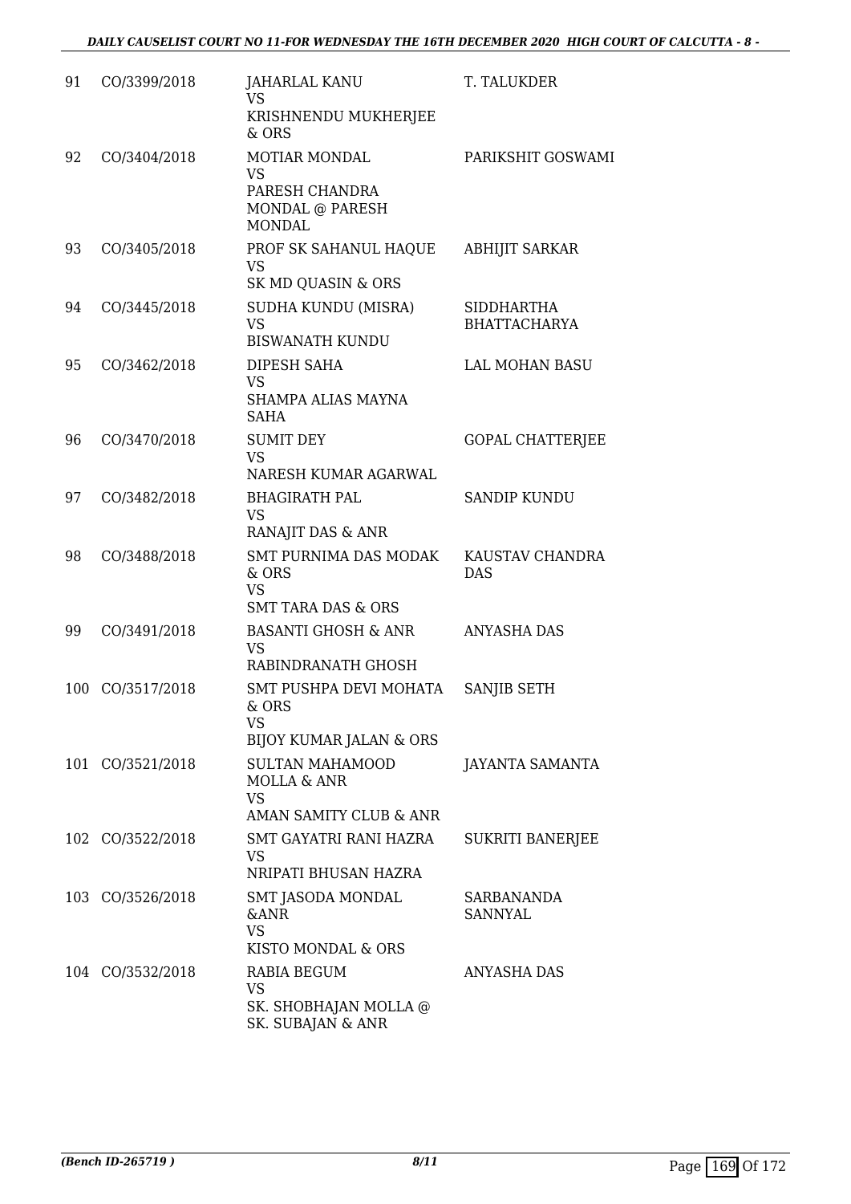| | | | |
|---|---|---|---|
| 91 | CO/3399/2018 | JAHARLAL KANU<br>VS<br>KRISHNENDU MUKHERJEE & ORS | T. TALUKDER |
| 92 | CO/3404/2018 | MOTIAR MONDAL<br>VS<br>PARESH CHANDRA MONDAL @ PARESH MONDAL | PARIKSHIT GOSWAMI |
| 93 | CO/3405/2018 | PROF SK SAHANUL HAQUE<br>VS<br>SK MD QUASIN & ORS | ABHIJIT SARKAR |
| 94 | CO/3445/2018 | SUDHA KUNDU (MISRA)<br>VS<br>BISWANATH KUNDU | SIDDHARTHA BHATTACHARYA |
| 95 | CO/3462/2018 | DIPESH SAHA<br>VS<br>SHAMPA ALIAS MAYNA SAHA | LAL MOHAN BASU |
| 96 | CO/3470/2018 | SUMIT DEY<br>VS<br>NARESH KUMAR AGARWAL | GOPAL CHATTERJEE |
| 97 | CO/3482/2018 | BHAGIRATH PAL<br>VS<br>RANAJIT DAS & ANR | SANDIP KUNDU |
| 98 | CO/3488/2018 | SMT PURNIMA DAS MODAK & ORS<br>VS<br>SMT TARA DAS & ORS | KAUSTAV CHANDRA DAS |
| 99 | CO/3491/2018 | BASANTI GHOSH & ANR<br>VS<br>RABINDRANATH GHOSH | ANYASHA DAS |
| 100 | CO/3517/2018 | SMT PUSHPA DEVI MOHATA & ORS<br>VS<br>BIJOY KUMAR JALAN & ORS | SANJIB SETH |
| 101 | CO/3521/2018 | SULTAN MAHAMOOD MOLLA & ANR<br>VS<br>AMAN SAMITY CLUB & ANR | JAYANTA SAMANTA |
| 102 | CO/3522/2018 | SMT GAYATRI RANI HAZRA<br>VS<br>NRIPATI BHUSAN HAZRA | SUKRITI BANERJEE |
| 103 | CO/3526/2018 | SMT JASODA MONDAL &ANR<br>VS<br>KISTO MONDAL & ORS | SARBANANDA SANNYAL |
| 104 | CO/3532/2018 | RABIA BEGUM<br>VS<br>SK. SHOBHAJAN MOLLA @ SK. SUBAJAN & ANR | ANYASHA DAS |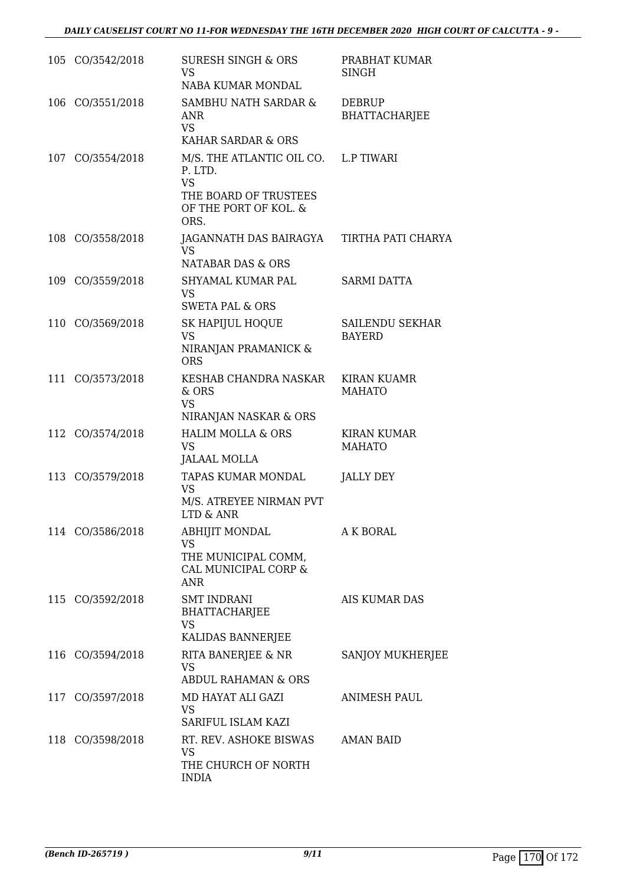| | | | |
|---|---|---|---|
| 105 | CO/3542/2018 | SURESH SINGH & ORS<br>VS<br>NABA KUMAR MONDAL | PRABHAT KUMAR SINGH |
| 106 | CO/3551/2018 | SAMBHU NATH SARDAR & ANR<br>VS<br>KAHAR SARDAR & ORS | DEBRUP BHATTACHARJEE |
| 107 | CO/3554/2018 | M/S. THE ATLANTIC OIL CO. P. LTD.<br>VS<br>THE BOARD OF TRUSTEES OF THE PORT OF KOL. & ORS. | L.P TIWARI |
| 108 | CO/3558/2018 | JAGANNATH DAS BAIRAGYA<br>VS<br>NATABAR DAS & ORS | TIRTHA PATI CHARYA |
| 109 | CO/3559/2018 | SHYAMAL KUMAR PAL<br>VS<br>SWETA PAL & ORS | SARMI DATTA |
| 110 | CO/3569/2018 | SK HAPIJUL HOQUE<br>VS<br>NIRANJAN PRAMANICK & ORS | SAILENDU SEKHAR BAYERD |
| 111 | CO/3573/2018 | KESHAB CHANDRA NASKAR & ORS<br>VS<br>NIRANJAN NASKAR & ORS | KIRAN KUAMR MAHATO |
| 112 | CO/3574/2018 | HALIM MOLLA & ORS<br>VS<br>JALAAL MOLLA | KIRAN KUMAR MAHATO |
| 113 | CO/3579/2018 | TAPAS KUMAR MONDAL<br>VS<br>M/S. ATREYEE NIRMAN PVT LTD & ANR | JALLY DEY |
| 114 | CO/3586/2018 | ABHIJIT MONDAL<br>VS<br>THE MUNICIPAL COMM, CAL MUNICIPAL CORP & ANR | A K BORAL |
| 115 | CO/3592/2018 | SMT INDRANI BHATTACHARJEE<br>VS<br>KALIDAS BANNERJEE | AIS KUMAR DAS |
| 116 | CO/3594/2018 | RITA BANERJEE & NR<br>VS<br>ABDUL RAHAMAN & ORS | SANJOY MUKHERJEE |
| 117 | CO/3597/2018 | MD HAYAT ALI GAZI<br>VS<br>SARIFUL ISLAM KAZI | ANIMESH PAUL |
| 118 | CO/3598/2018 | RT. REV. ASHOKE BISWAS<br>VS<br>THE CHURCH OF NORTH INDIA | AMAN BAID |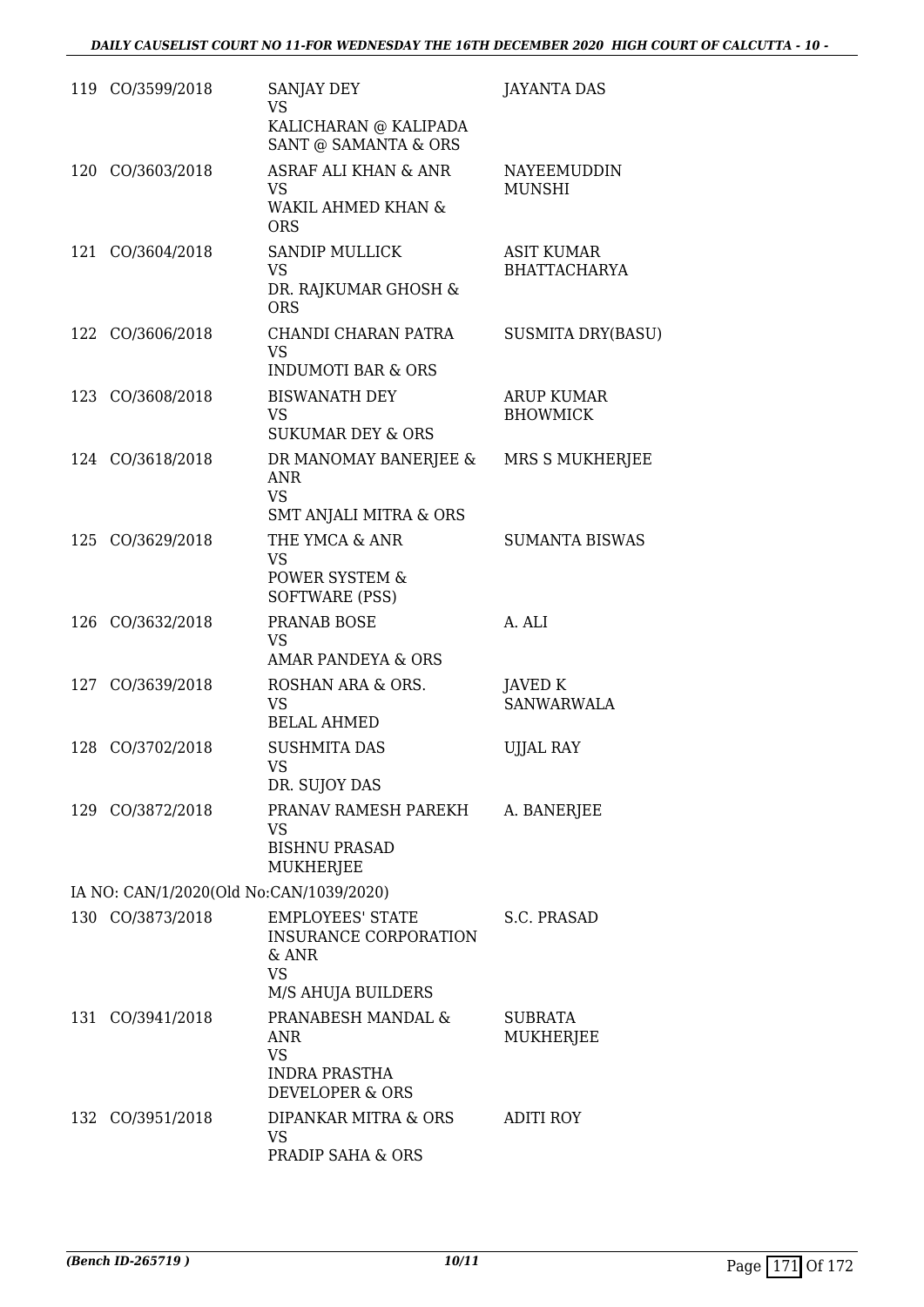| | | | |
|---|---|---|---|
| 119 | CO/3599/2018 | SANJAY DEY<br>VS<br>KALICHARAN @ KALIPADA SANT @ SAMANTA & ORS | JAYANTA DAS |
| 120 | CO/3603/2018 | ASRAF ALI KHAN & ANR<br>VS<br>WAKIL AHMED KHAN & ORS | NAYEEMUDDIN MUNSHI |
| 121 | CO/3604/2018 | SANDIP MULLICK<br>VS<br>DR. RAJKUMAR GHOSH & ORS | ASIT KUMAR BHATTACHARYA |
| 122 | CO/3606/2018 | CHANDI CHARAN PATRA<br>VS<br>INDUMOTI BAR & ORS | SUSMITA DRY(BASU) |
| 123 | CO/3608/2018 | BISWANATH DEY<br>VS<br>SUKUMAR DEY & ORS | ARUP KUMAR BHOWMICK |
| 124 | CO/3618/2018 | DR MANOMAY BANERJEE & ANR<br>VS<br>SMT ANJALI MITRA & ORS | MRS S MUKHERJEE |
| 125 | CO/3629/2018 | THE YMCA & ANR<br>VS<br>POWER SYSTEM & SOFTWARE (PSS) | SUMANTA BISWAS |
| 126 | CO/3632/2018 | PRANAB BOSE<br>VS<br>AMAR PANDEYA & ORS | A. ALI |
| 127 | CO/3639/2018 | ROSHAN ARA & ORS.<br>VS<br>BELAL AHMED | JAVED K SANWARWALA |
| 128 | CO/3702/2018 | SUSHMITA DAS<br>VS<br>DR. SUJOY DAS | UJJAL RAY |
| 129 | CO/3872/2018 | PRANAV RAMESH PAREKH<br>VS<br>BISHNU PRASAD MUKHERJEE | A. BANERJEE |
| | IA NO: CAN/1/2020(Old No:CAN/1039/2020) | | |
| 130 | CO/3873/2018 | EMPLOYEES' STATE INSURANCE CORPORATION & ANR<br>VS<br>M/S AHUJA BUILDERS | S.C. PRASAD |
| 131 | CO/3941/2018 | PRANABESH MANDAL & ANR<br>VS<br>INDRA PRASTHA DEVELOPER & ORS | SUBRATA MUKHERJEE |
| 132 | CO/3951/2018 | DIPANKAR MITRA & ORS<br>VS<br>PRADIP SAHA & ORS | ADITI ROY |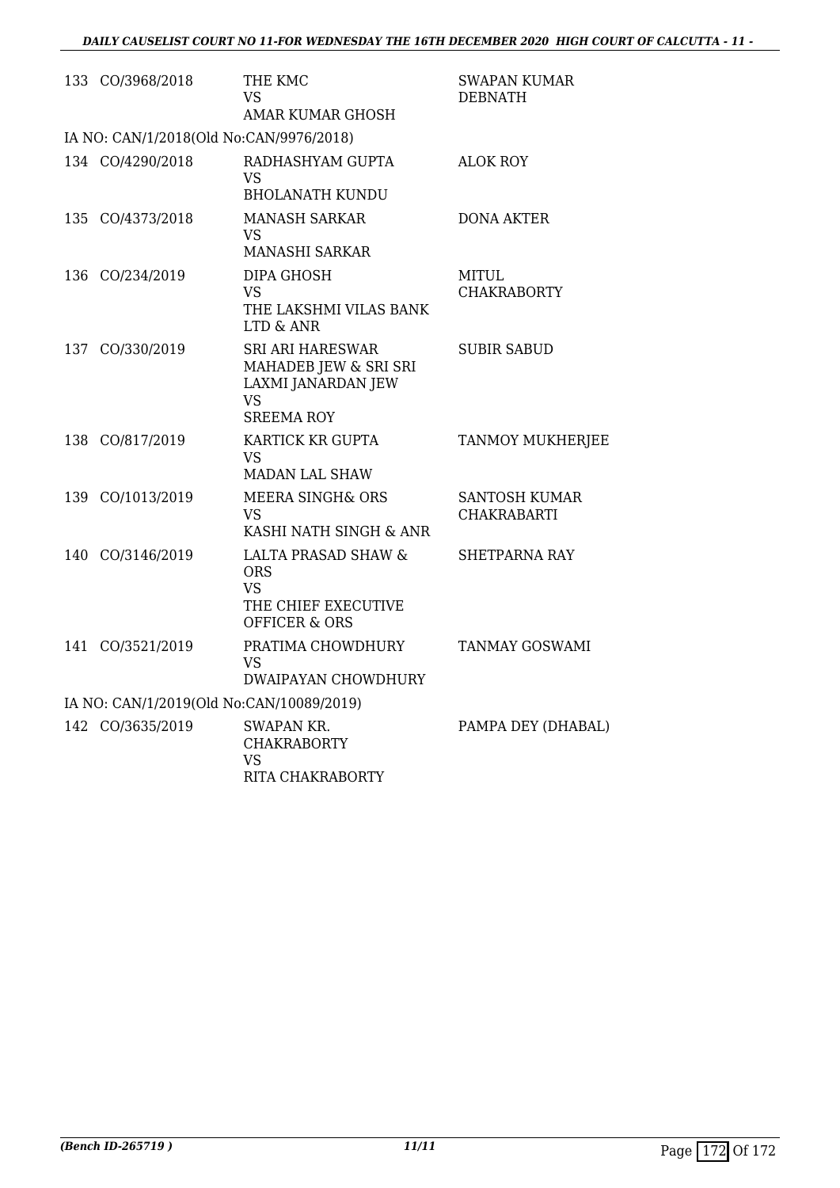| | | | |
|---|---|---|---|
| 133 | CO/3968/2018 | THE KMC<br>VS<br>AMAR KUMAR GHOSH | SWAPAN KUMAR DEBNATH |
| IA NO: CAN/1/2018(Old No:CAN/9976/2018) | | | |
| 134 | CO/4290/2018 | RADHASHYAM GUPTA<br>VS<br>BHOLANATH KUNDU | ALOK ROY |
| 135 | CO/4373/2018 | MANASH SARKAR<br>VS<br>MANASHI SARKAR | DONA AKTER |
| 136 | CO/234/2019 | DIPA GHOSH<br>VS<br>THE LAKSHMI VILAS BANK LTD & ANR | MITUL CHAKRABORTY |
| 137 | CO/330/2019 | SRI ARI HARESWAR MAHADEB JEW & SRI SRI LAXMI JANARDAN JEW<br>VS<br>SREEMA ROY | SUBIR SABUD |
| 138 | CO/817/2019 | KARTICK KR GUPTA<br>VS<br>MADAN LAL SHAW | TANMOY MUKHERJEE |
| 139 | CO/1013/2019 | MEERA SINGH& ORS<br>VS<br>KASHI NATH SINGH & ANR | SANTOSH KUMAR CHAKRABARTI |
| 140 | CO/3146/2019 | LALTA PRASAD SHAW & ORS<br>VS<br>THE CHIEF EXECUTIVE OFFICER & ORS | SHETPARNA RAY |
| 141 | CO/3521/2019 | PRATIMA CHOWDHURY<br>VS<br>DWAIPAYAN CHOWDHURY | TANMAY GOSWAMI |
| IA NO: CAN/1/2019(Old No:CAN/10089/2019) | | | |
| 142 | CO/3635/2019 | SWAPAN KR. CHAKRABORTY<br>VS<br>RITA CHAKRABORTY | PAMPA DEY (DHABAL) |